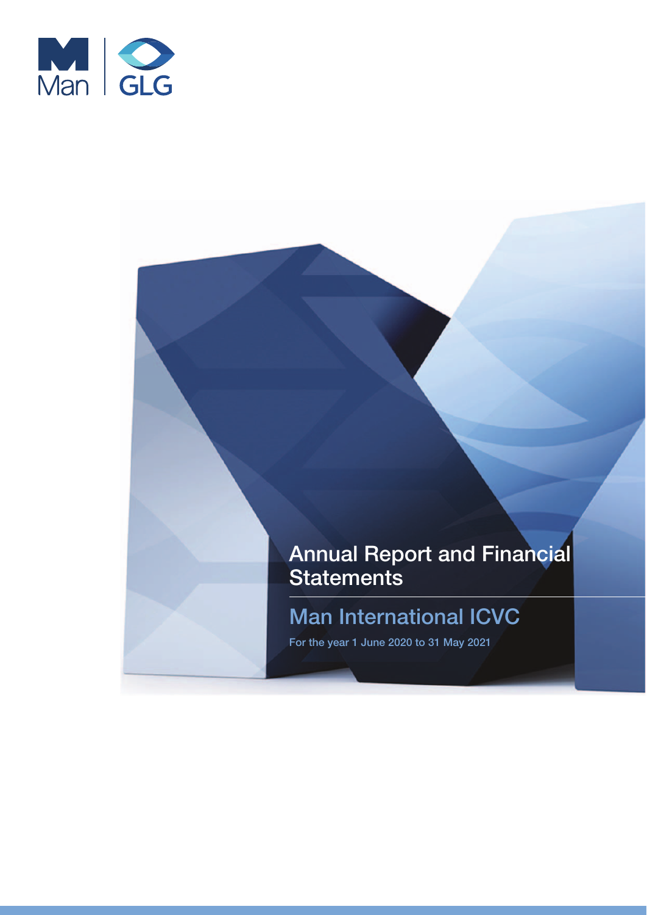Man | GLG

# Annual Report and Financial Statements

## Man International ICVC

For the year 1 June 2020 to 31 May 2021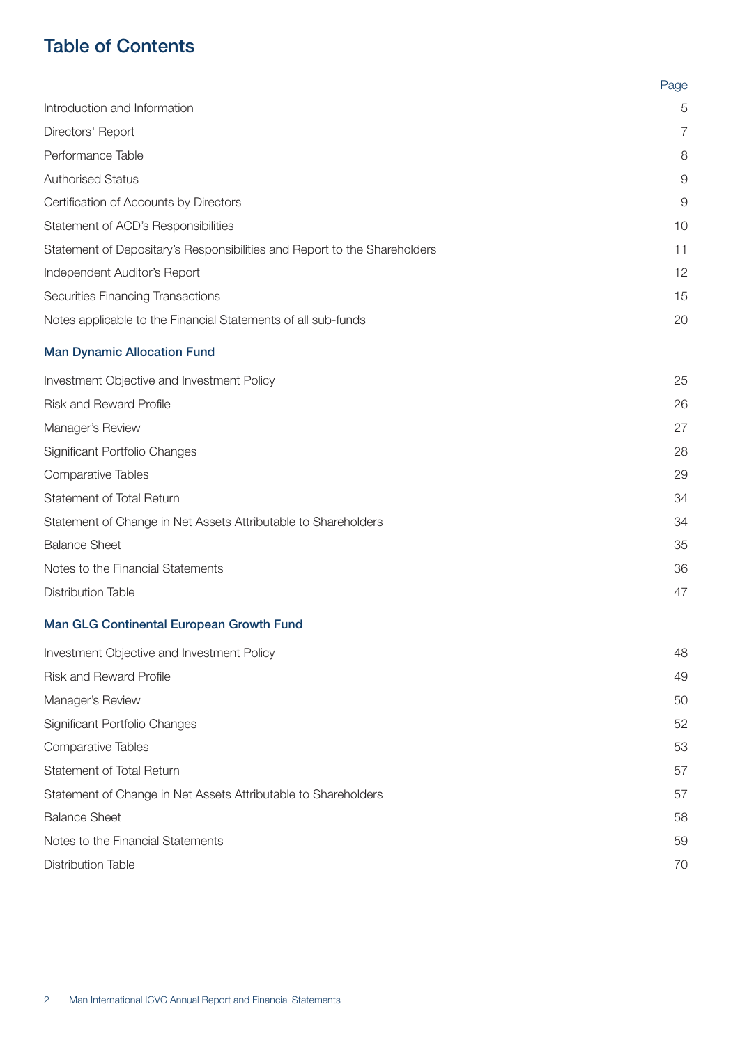# Table of Contents

| | Page |
|---|---|
| Introduction and Information | 5 |
| Directors' Report | 7 |
| Performance Table | 8 |
| Authorised Status | 9 |
| Certification of Accounts by Directors | 9 |
| Statement of ACD's Responsibilities | 10 |
| Statement of Depositary's Responsibilities and Report to the Shareholders | 11 |
| Independent Auditor's Report | 12 |
| Securities Financing Transactions | 15 |
| Notes applicable to the Financial Statements of all sub-funds | 20 |

## Man Dynamic Allocation Fund

| | |
|---|---|
| Investment Objective and Investment Policy | 25 |
| Risk and Reward Profile | 26 |
| Manager's Review | 27 |
| Significant Portfolio Changes | 28 |
| Comparative Tables | 29 |
| Statement of Total Return | 34 |
| Statement of Change in Net Assets Attributable to Shareholders | 34 |
| Balance Sheet | 35 |
| Notes to the Financial Statements | 36 |
| Distribution Table | 47 |

## Man GLG Continental European Growth Fund

| | |
|---|---|
| Investment Objective and Investment Policy | 48 |
| Risk and Reward Profile | 49 |
| Manager's Review | 50 |
| Significant Portfolio Changes | 52 |
| Comparative Tables | 53 |
| Statement of Total Return | 57 |
| Statement of Change in Net Assets Attributable to Shareholders | 57 |
| Balance Sheet | 58 |
| Notes to the Financial Statements | 59 |
| Distribution Table | 70 |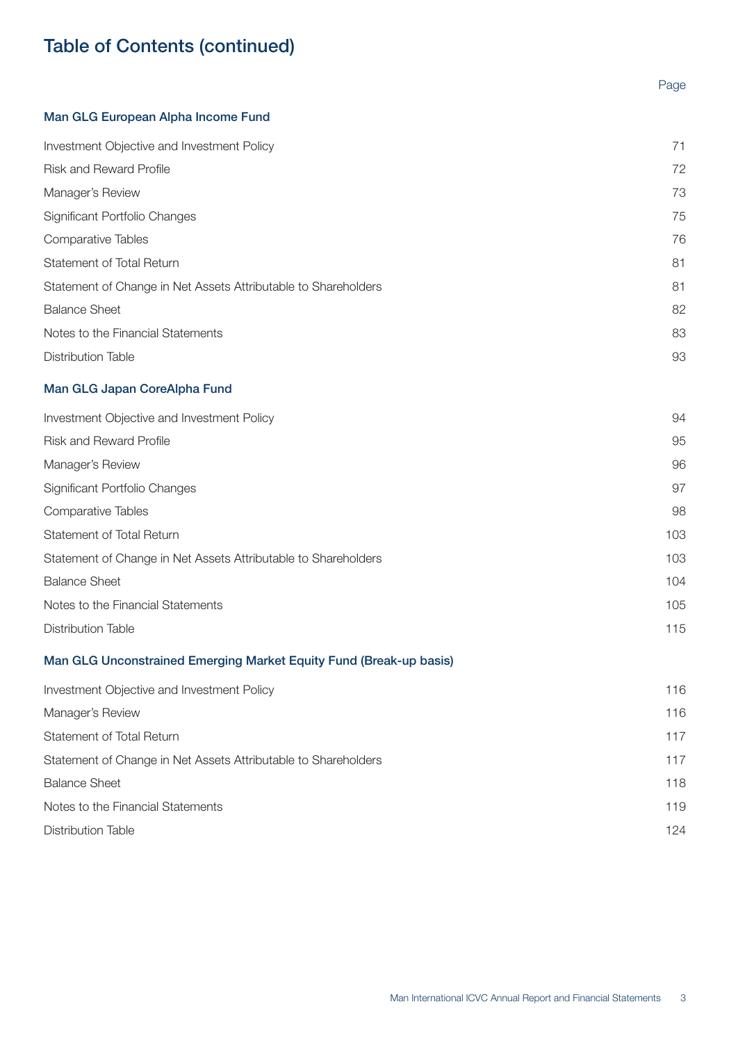# Table of Contents (continued)

| | Page |
|---|---|
| **Man GLG European Alpha Income Fund** | |
| Investment Objective and Investment Policy | 71 |
| Risk and Reward Profile | 72 |
| Manager's Review | 73 |
| Significant Portfolio Changes | 75 |
| Comparative Tables | 76 |
| Statement of Total Return | 81 |
| Statement of Change in Net Assets Attributable to Shareholders | 81 |
| Balance Sheet | 82 |
| Notes to the Financial Statements | 83 |
| Distribution Table | 93 |
| **Man GLG Japan CoreAlpha Fund** | |
| Investment Objective and Investment Policy | 94 |
| Risk and Reward Profile | 95 |
| Manager's Review | 96 |
| Significant Portfolio Changes | 97 |
| Comparative Tables | 98 |
| Statement of Total Return | 103 |
| Statement of Change in Net Assets Attributable to Shareholders | 103 |
| Balance Sheet | 104 |
| Notes to the Financial Statements | 105 |
| Distribution Table | 115 |
| **Man GLG Unconstrained Emerging Market Equity Fund (Break-up basis)** | |
| Investment Objective and Investment Policy | 116 |
| Manager's Review | 116 |
| Statement of Total Return | 117 |
| Statement of Change in Net Assets Attributable to Shareholders | 117 |
| Balance Sheet | 118 |
| Notes to the Financial Statements | 119 |
| Distribution Table | 124 |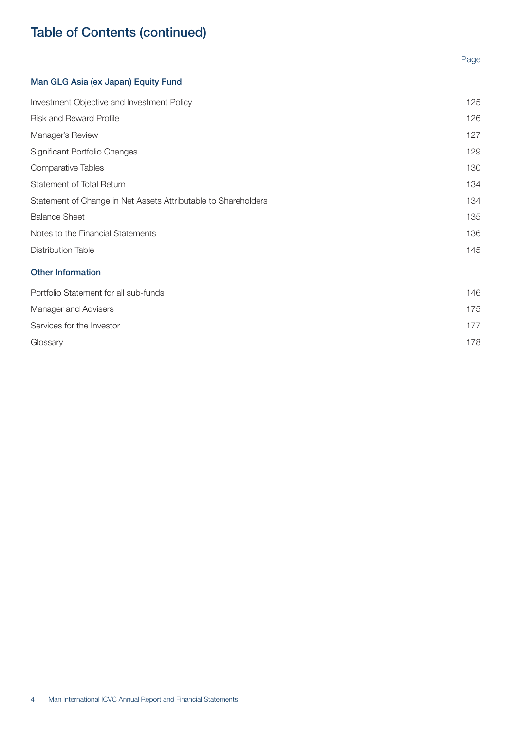# Table of Contents (continued)

| | Page |
|---|---|
| **Man GLG Asia (ex Japan) Equity Fund** | |
| Investment Objective and Investment Policy | 125 |
| Risk and Reward Profile | 126 |
| Manager's Review | 127 |
| Significant Portfolio Changes | 129 |
| Comparative Tables | 130 |
| Statement of Total Return | 134 |
| Statement of Change in Net Assets Attributable to Shareholders | 134 |
| Balance Sheet | 135 |
| Notes to the Financial Statements | 136 |
| Distribution Table | 145 |
| **Other Information** | |
| Portfolio Statement for all sub-funds | 146 |
| Manager and Advisers | 175 |
| Services for the Investor | 177 |
| Glossary | 178 |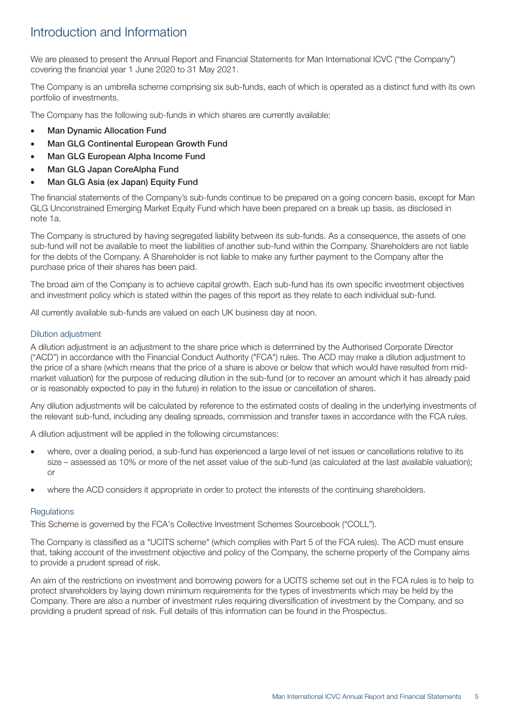# Introduction and Information

We are pleased to present the Annual Report and Financial Statements for Man International ICVC ("the Company") covering the financial year 1 June 2020 to 31 May 2021.

The Company is an umbrella scheme comprising six sub-funds, each of which is operated as a distinct fund with its own portfolio of investments.

The Company has the following sub-funds in which shares are currently available:

- **Man Dynamic Allocation Fund**
- **Man GLG Continental European Growth Fund**
- **Man GLG European Alpha Income Fund**
- **Man GLG Japan CoreAlpha Fund**
- **Man GLG Asia (ex Japan) Equity Fund**

The financial statements of the Company's sub-funds continue to be prepared on a going concern basis, except for Man GLG Unconstrained Emerging Market Equity Fund which have been prepared on a break up basis, as disclosed in note 1a.

The Company is structured by having segregated liability between its sub-funds. As a consequence, the assets of one sub-fund will not be available to meet the liabilities of another sub-fund within the Company. Shareholders are not liable for the debts of the Company. A Shareholder is not liable to make any further payment to the Company after the purchase price of their shares has been paid.

The broad aim of the Company is to achieve capital growth. Each sub-fund has its own specific investment objectives and investment policy which is stated within the pages of this report as they relate to each individual sub-fund.

All currently available sub-funds are valued on each UK business day at noon.

## Dilution adjustment

A dilution adjustment is an adjustment to the share price which is determined by the Authorised Corporate Director ("ACD") in accordance with the Financial Conduct Authority ("FCA") rules. The ACD may make a dilution adjustment to the price of a share (which means that the price of a share is above or below that which would have resulted from mid-market valuation) for the purpose of reducing dilution in the sub-fund (or to recover an amount which it has already paid or is reasonably expected to pay in the future) in relation to the issue or cancellation of shares.

Any dilution adjustments will be calculated by reference to the estimated costs of dealing in the underlying investments of the relevant sub-fund, including any dealing spreads, commission and transfer taxes in accordance with the FCA rules.

A dilution adjustment will be applied in the following circumstances:

- where, over a dealing period, a sub-fund has experienced a large level of net issues or cancellations relative to its size – assessed as 10% or more of the net asset value of the sub-fund (as calculated at the last available valuation); or
- where the ACD considers it appropriate in order to protect the interests of the continuing shareholders.

## Regulations

This Scheme is governed by the FCA's Collective Investment Schemes Sourcebook ("COLL").

The Company is classified as a "UCITS scheme" (which complies with Part 5 of the FCA rules). The ACD must ensure that, taking account of the investment objective and policy of the Company, the scheme property of the Company aims to provide a prudent spread of risk.

An aim of the restrictions on investment and borrowing powers for a UCITS scheme set out in the FCA rules is to help to protect shareholders by laying down minimum requirements for the types of investments which may be held by the Company. There are also a number of investment rules requiring diversification of investment by the Company, and so providing a prudent spread of risk. Full details of this information can be found in the Prospectus.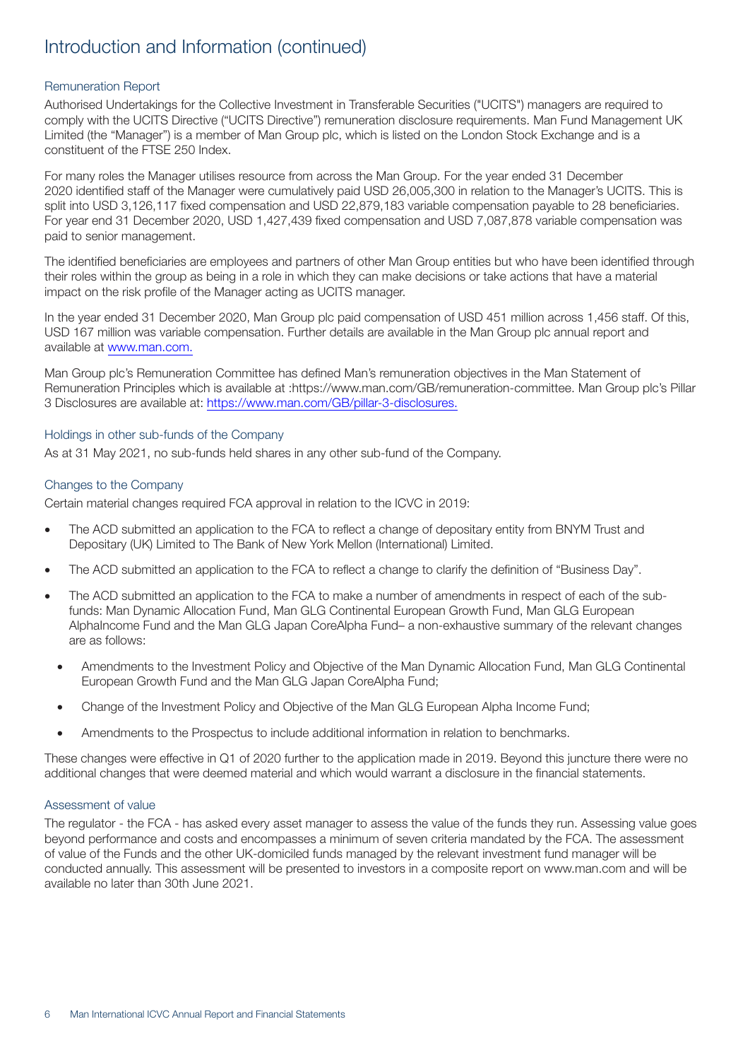# Introduction and Information (continued)

## Remuneration Report

Authorised Undertakings for the Collective Investment in Transferable Securities ("UCITS") managers are required to comply with the UCITS Directive ("UCITS Directive") remuneration disclosure requirements. Man Fund Management UK Limited (the "Manager") is a member of Man Group plc, which is listed on the London Stock Exchange and is a constituent of the FTSE 250 Index.

For many roles the Manager utilises resource from across the Man Group. For the year ended 31 December 2020 identified staff of the Manager were cumulatively paid USD 26,005,300 in relation to the Manager's UCITS. This is split into USD 3,126,117 fixed compensation and USD 22,879,183 variable compensation payable to 28 beneficiaries. For year end 31 December 2020, USD 1,427,439 fixed compensation and USD 7,087,878 variable compensation was paid to senior management.

The identified beneficiaries are employees and partners of other Man Group entities but who have been identified through their roles within the group as being in a role in which they can make decisions or take actions that have a material impact on the risk profile of the Manager acting as UCITS manager.

In the year ended 31 December 2020, Man Group plc paid compensation of USD 451 million across 1,456 staff. Of this, USD 167 million was variable compensation. Further details are available in the Man Group plc annual report and available at www.man.com.

Man Group plc's Remuneration Committee has defined Man's remuneration objectives in the Man Statement of Remuneration Principles which is available at :https://www.man.com/GB/remuneration-committee. Man Group plc's Pillar 3 Disclosures are available at: https://www.man.com/GB/pillar-3-disclosures.

## Holdings in other sub-funds of the Company

As at 31 May 2021, no sub-funds held shares in any other sub-fund of the Company.

## Changes to the Company

Certain material changes required FCA approval in relation to the ICVC in 2019:

- The ACD submitted an application to the FCA to reflect a change of depositary entity from BNYM Trust and Depositary (UK) Limited to The Bank of New York Mellon (International) Limited.
- The ACD submitted an application to the FCA to reflect a change to clarify the definition of "Business Day".
- The ACD submitted an application to the FCA to make a number of amendments in respect of each of the sub-funds: Man Dynamic Allocation Fund, Man GLG Continental European Growth Fund, Man GLG European AlphaIncome Fund and the Man GLG Japan CoreAlpha Fund– a non-exhaustive summary of the relevant changes are as follows:
  - Amendments to the Investment Policy and Objective of the Man Dynamic Allocation Fund, Man GLG Continental European Growth Fund and the Man GLG Japan CoreAlpha Fund;
  - Change of the Investment Policy and Objective of the Man GLG European Alpha Income Fund;
  - Amendments to the Prospectus to include additional information in relation to benchmarks.

These changes were effective in Q1 of 2020 further to the application made in 2019. Beyond this juncture there were no additional changes that were deemed material and which would warrant a disclosure in the financial statements.

## Assessment of value

The regulator - the FCA - has asked every asset manager to assess the value of the funds they run. Assessing value goes beyond performance and costs and encompasses a minimum of seven criteria mandated by the FCA. The assessment of value of the Funds and the other UK-domiciled funds managed by the relevant investment fund manager will be conducted annually. This assessment will be presented to investors in a composite report on www.man.com and will be available no later than 30th June 2021.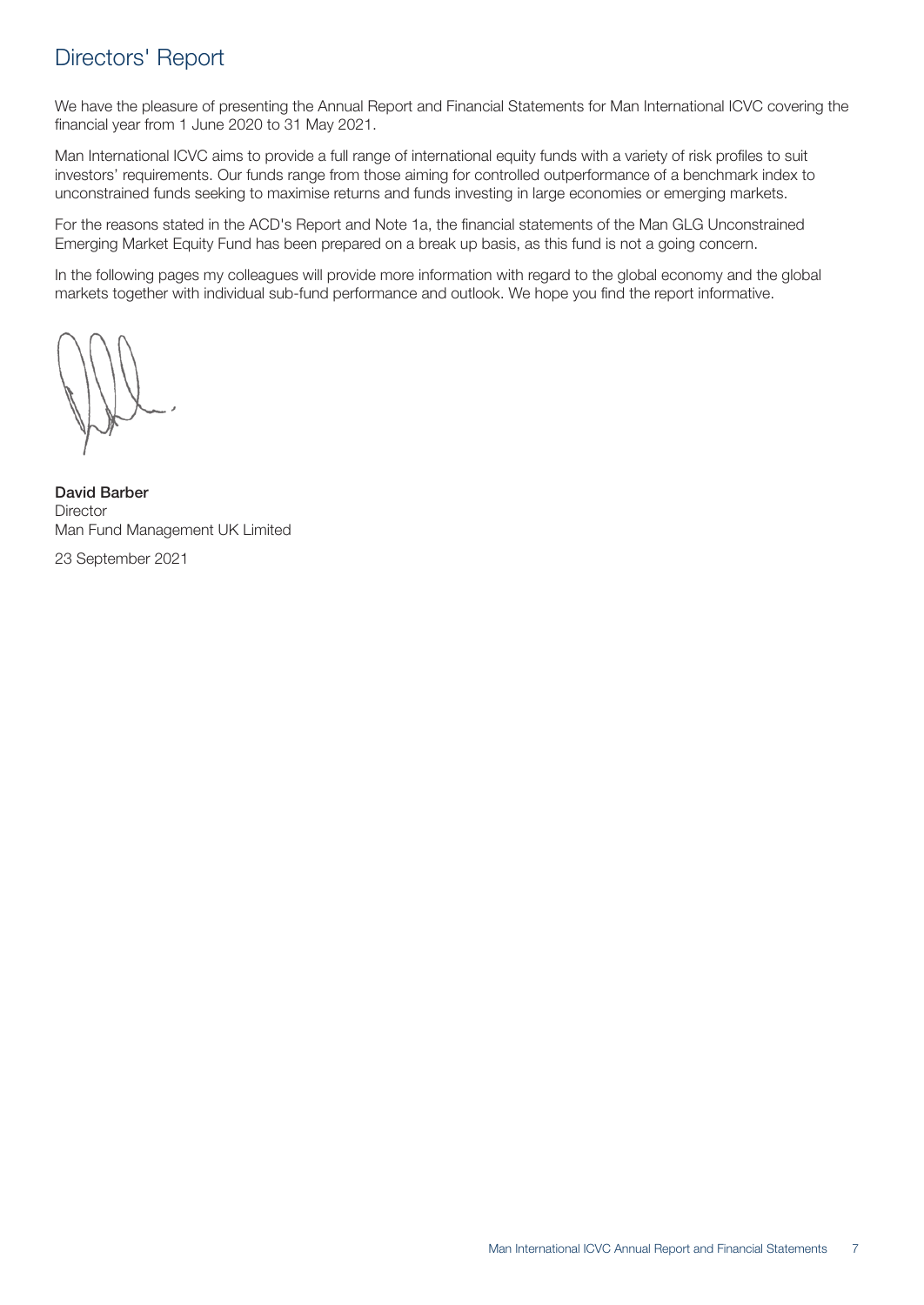# Directors' Report

We have the pleasure of presenting the Annual Report and Financial Statements for Man International ICVC covering the financial year from 1 June 2020 to 31 May 2021.

Man International ICVC aims to provide a full range of international equity funds with a variety of risk profiles to suit investors' requirements. Our funds range from those aiming for controlled outperformance of a benchmark index to unconstrained funds seeking to maximise returns and funds investing in large economies or emerging markets.

For the reasons stated in the ACD's Report and Note 1a, the financial statements of the Man GLG Unconstrained Emerging Market Equity Fund has been prepared on a break up basis, as this fund is not a going concern.

In the following pages my colleagues will provide more information with regard to the global economy and the global markets together with individual sub-fund performance and outlook. We hope you find the report informative.

**David Barber**
Director
Man Fund Management UK Limited

23 September 2021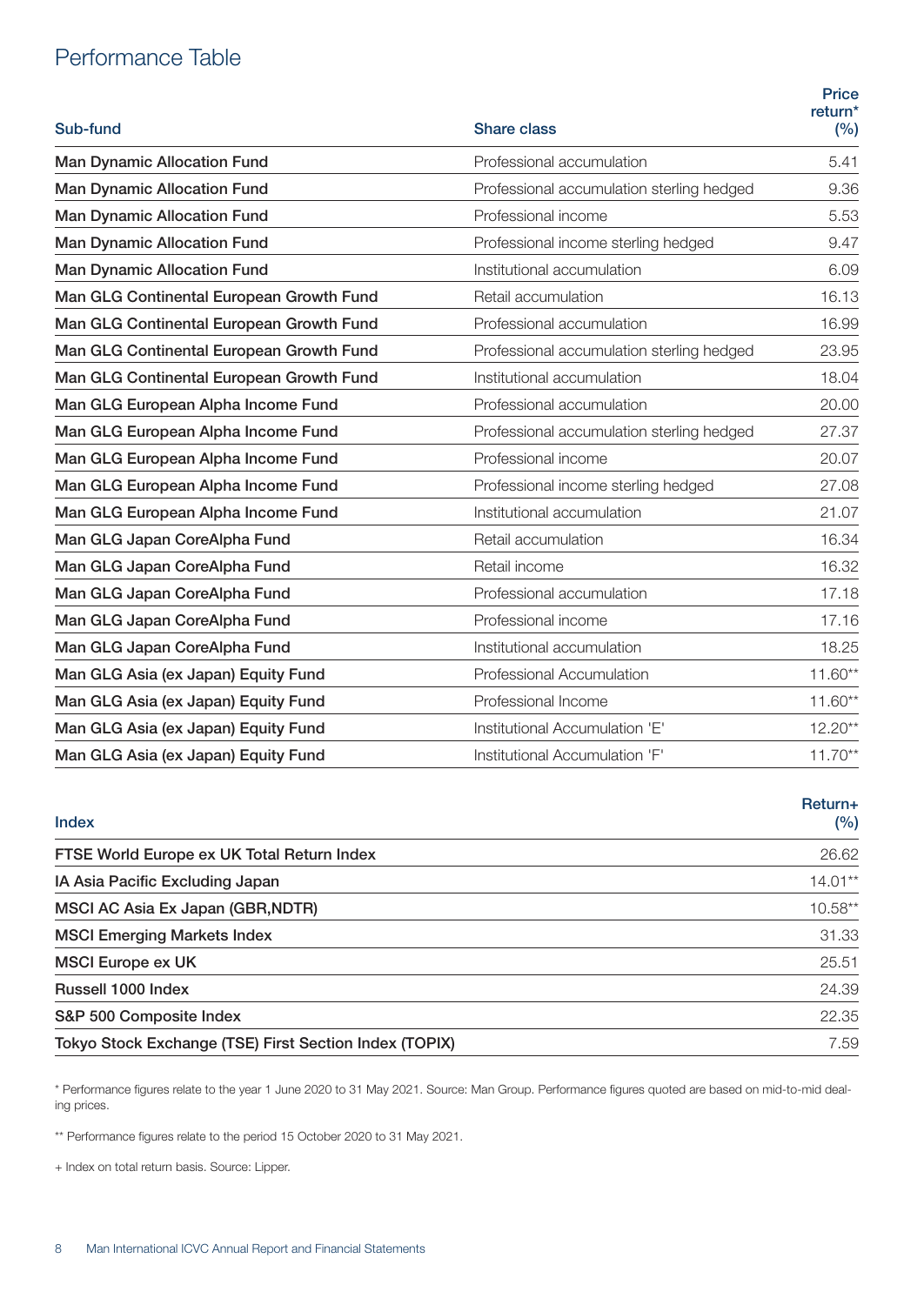# Performance Table

| Sub-fund | Share class | Price return* (%) |
|---|---|---|
| Man Dynamic Allocation Fund | Professional accumulation | 5.41 |
| Man Dynamic Allocation Fund | Professional accumulation sterling hedged | 9.36 |
| Man Dynamic Allocation Fund | Professional income | 5.53 |
| Man Dynamic Allocation Fund | Professional income sterling hedged | 9.47 |
| Man Dynamic Allocation Fund | Institutional accumulation | 6.09 |
| Man GLG Continental European Growth Fund | Retail accumulation | 16.13 |
| Man GLG Continental European Growth Fund | Professional accumulation | 16.99 |
| Man GLG Continental European Growth Fund | Professional accumulation sterling hedged | 23.95 |
| Man GLG Continental European Growth Fund | Institutional accumulation | 18.04 |
| Man GLG European Alpha Income Fund | Professional accumulation | 20.00 |
| Man GLG European Alpha Income Fund | Professional accumulation sterling hedged | 27.37 |
| Man GLG European Alpha Income Fund | Professional income | 20.07 |
| Man GLG European Alpha Income Fund | Professional income sterling hedged | 27.08 |
| Man GLG European Alpha Income Fund | Institutional accumulation | 21.07 |
| Man GLG Japan CoreAlpha Fund | Retail accumulation | 16.34 |
| Man GLG Japan CoreAlpha Fund | Retail income | 16.32 |
| Man GLG Japan CoreAlpha Fund | Professional accumulation | 17.18 |
| Man GLG Japan CoreAlpha Fund | Professional income | 17.16 |
| Man GLG Japan CoreAlpha Fund | Institutional accumulation | 18.25 |
| Man GLG Asia (ex Japan) Equity Fund | Professional Accumulation | 11.60** |
| Man GLG Asia (ex Japan) Equity Fund | Professional Income | 11.60** |
| Man GLG Asia (ex Japan) Equity Fund | Institutional Accumulation 'E' | 12.20** |
| Man GLG Asia (ex Japan) Equity Fund | Institutional Accumulation 'F' | 11.70** |

| Index | Return+ (%) |
|---|---|
| FTSE World Europe ex UK Total Return Index | 26.62 |
| IA Asia Pacific Excluding Japan | 14.01** |
| MSCI AC Asia Ex Japan (GBR,NDTR) | 10.58** |
| MSCI Emerging Markets Index | 31.33 |
| MSCI Europe ex UK | 25.51 |
| Russell 1000 Index | 24.39 |
| S&P 500 Composite Index | 22.35 |
| Tokyo Stock Exchange (TSE) First Section Index (TOPIX) | 7.59 |

* Performance figures relate to the year 1 June 2020 to 31 May 2021. Source: Man Group. Performance figures quoted are based on mid-to-mid dealing prices.

** Performance figures relate to the period 15 October 2020 to 31 May 2021.

+ Index on total return basis. Source: Lipper.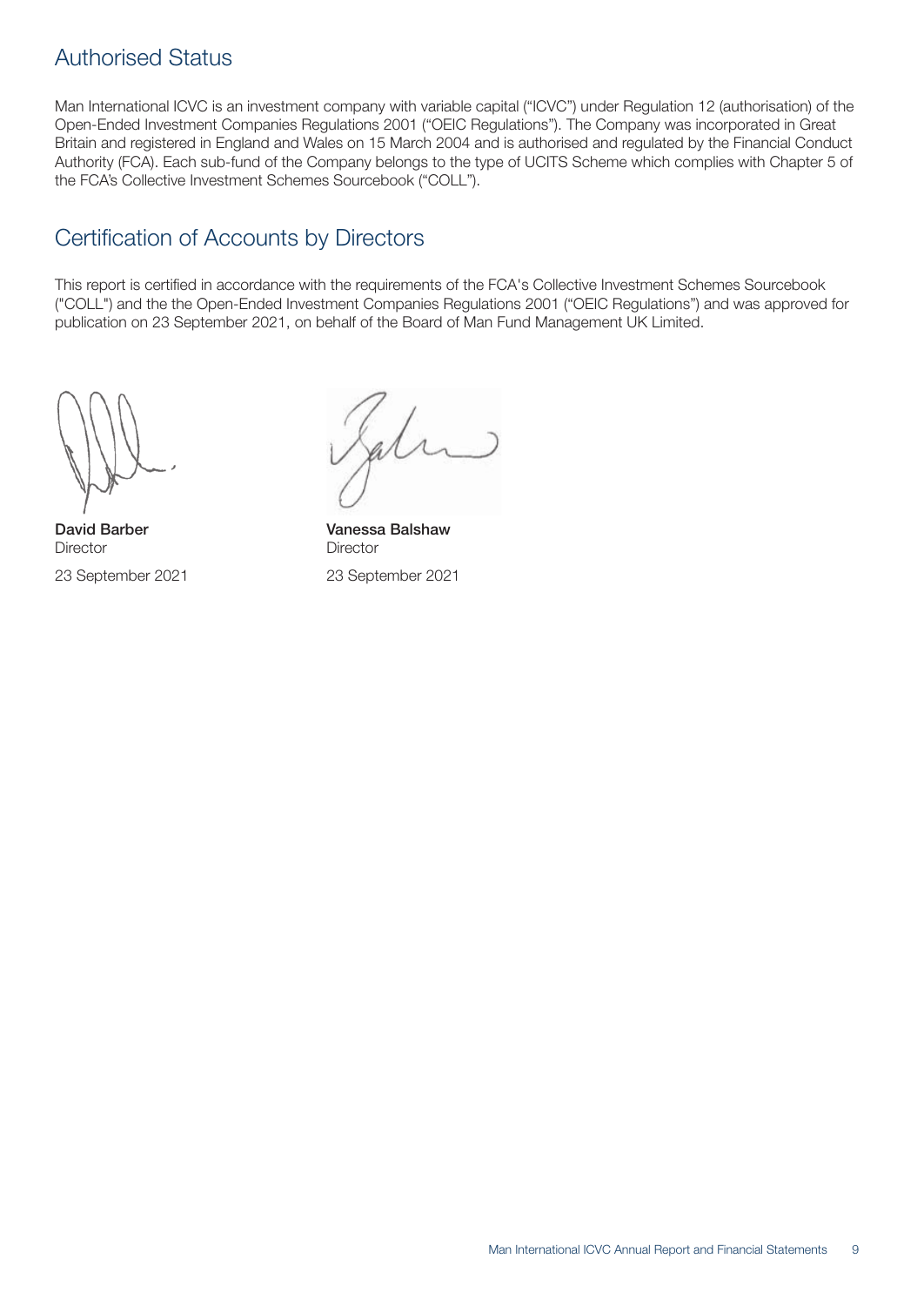## Authorised Status

Man International ICVC is an investment company with variable capital ("ICVC") under Regulation 12 (authorisation) of the Open-Ended Investment Companies Regulations 2001 ("OEIC Regulations"). The Company was incorporated in Great Britain and registered in England and Wales on 15 March 2004 and is authorised and regulated by the Financial Conduct Authority (FCA). Each sub-fund of the Company belongs to the type of UCITS Scheme which complies with Chapter 5 of the FCA's Collective Investment Schemes Sourcebook ("COLL").

## Certification of Accounts by Directors

This report is certified in accordance with the requirements of the FCA's Collective Investment Schemes Sourcebook ("COLL") and the the Open-Ended Investment Companies Regulations 2001 ("OEIC Regulations") and was approved for publication on 23 September 2021, on behalf of the Board of Man Fund Management UK Limited.

**David Barber**
Director
23 September 2021

**Vanessa Balshaw**
Director
23 September 2021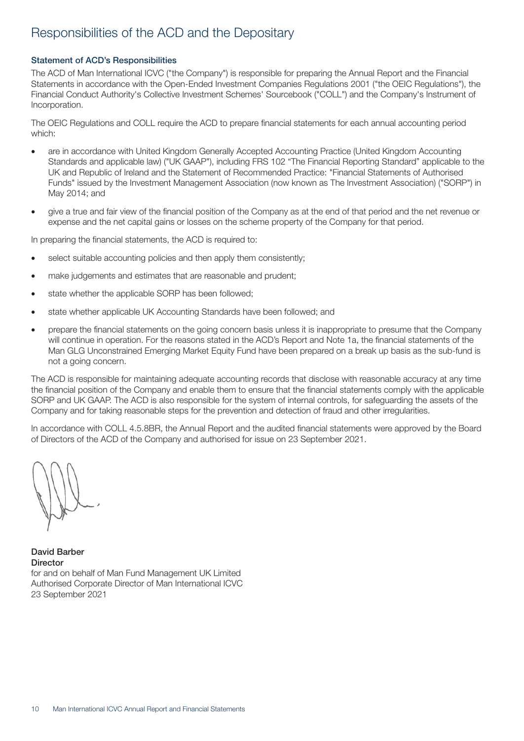# Responsibilities of the ACD and the Depositary

### Statement of ACD's Responsibilities

The ACD of Man International ICVC ("the Company") is responsible for preparing the Annual Report and the Financial Statements in accordance with the Open-Ended Investment Companies Regulations 2001 ("the OEIC Regulations"), the Financial Conduct Authority's Collective Investment Schemes' Sourcebook ("COLL") and the Company's Instrument of Incorporation.

The OEIC Regulations and COLL require the ACD to prepare financial statements for each annual accounting period which:

- are in accordance with United Kingdom Generally Accepted Accounting Practice (United Kingdom Accounting Standards and applicable law) ("UK GAAP"), including FRS 102 "The Financial Reporting Standard" applicable to the UK and Republic of Ireland and the Statement of Recommended Practice: "Financial Statements of Authorised Funds" issued by the Investment Management Association (now known as The Investment Association) ("SORP") in May 2014; and
- give a true and fair view of the financial position of the Company as at the end of that period and the net revenue or expense and the net capital gains or losses on the scheme property of the Company for that period.

In preparing the financial statements, the ACD is required to:

- select suitable accounting policies and then apply them consistently;
- make judgements and estimates that are reasonable and prudent;
- state whether the applicable SORP has been followed;
- state whether applicable UK Accounting Standards have been followed; and
- prepare the financial statements on the going concern basis unless it is inappropriate to presume that the Company will continue in operation. For the reasons stated in the ACD's Report and Note 1a, the financial statements of the Man GLG Unconstrained Emerging Market Equity Fund have been prepared on a break up basis as the sub-fund is not a going concern.

The ACD is responsible for maintaining adequate accounting records that disclose with reasonable accuracy at any time the financial position of the Company and enable them to ensure that the financial statements comply with the applicable SORP and UK GAAP. The ACD is also responsible for the system of internal controls, for safeguarding the assets of the Company and for taking reasonable steps for the prevention and detection of fraud and other irregularities.

In accordance with COLL 4.5.8BR, the Annual Report and the audited financial statements were approved by the Board of Directors of the ACD of the Company and authorised for issue on 23 September 2021.

**David Barber**
**Director**
for and on behalf of Man Fund Management UK Limited
Authorised Corporate Director of Man International ICVC
23 September 2021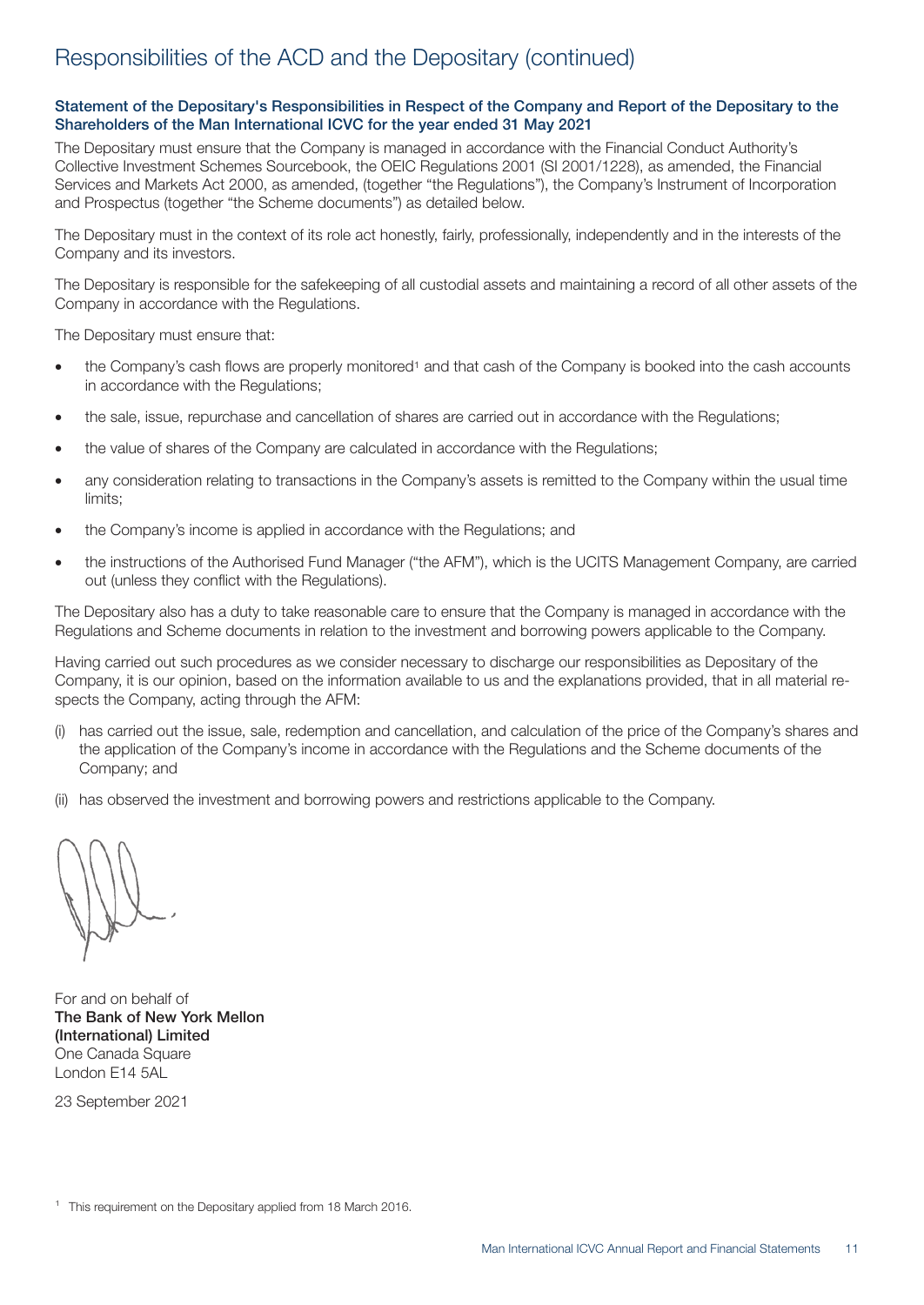# Responsibilities of the ACD and the Depositary (continued)

## Statement of the Depositary's Responsibilities in Respect of the Company and Report of the Depositary to the Shareholders of the Man International ICVC for the year ended 31 May 2021

The Depositary must ensure that the Company is managed in accordance with the Financial Conduct Authority's Collective Investment Schemes Sourcebook, the OEIC Regulations 2001 (SI 2001/1228), as amended, the Financial Services and Markets Act 2000, as amended, (together "the Regulations"), the Company's Instrument of Incorporation and Prospectus (together "the Scheme documents") as detailed below.

The Depositary must in the context of its role act honestly, fairly, professionally, independently and in the interests of the Company and its investors.

The Depositary is responsible for the safekeeping of all custodial assets and maintaining a record of all other assets of the Company in accordance with the Regulations.

The Depositary must ensure that:

- the Company's cash flows are properly monitored[1] and that cash of the Company is booked into the cash accounts in accordance with the Regulations;
- the sale, issue, repurchase and cancellation of shares are carried out in accordance with the Regulations;
- the value of shares of the Company are calculated in accordance with the Regulations;
- any consideration relating to transactions in the Company's assets is remitted to the Company within the usual time limits;
- the Company's income is applied in accordance with the Regulations; and
- the instructions of the Authorised Fund Manager ("the AFM"), which is the UCITS Management Company, are carried out (unless they conflict with the Regulations).

The Depositary also has a duty to take reasonable care to ensure that the Company is managed in accordance with the Regulations and Scheme documents in relation to the investment and borrowing powers applicable to the Company.

Having carried out such procedures as we consider necessary to discharge our responsibilities as Depositary of the Company, it is our opinion, based on the information available to us and the explanations provided, that in all material respects the Company, acting through the AFM:

(i) has carried out the issue, sale, redemption and cancellation, and calculation of the price of the Company's shares and the application of the Company's income in accordance with the Regulations and the Scheme documents of the Company; and

(ii) has observed the investment and borrowing powers and restrictions applicable to the Company.

For and on behalf of
**The Bank of New York Mellon (International) Limited**
One Canada Square
London E14 5AL

23 September 2021

[1] This requirement on the Depositary applied from 18 March 2016.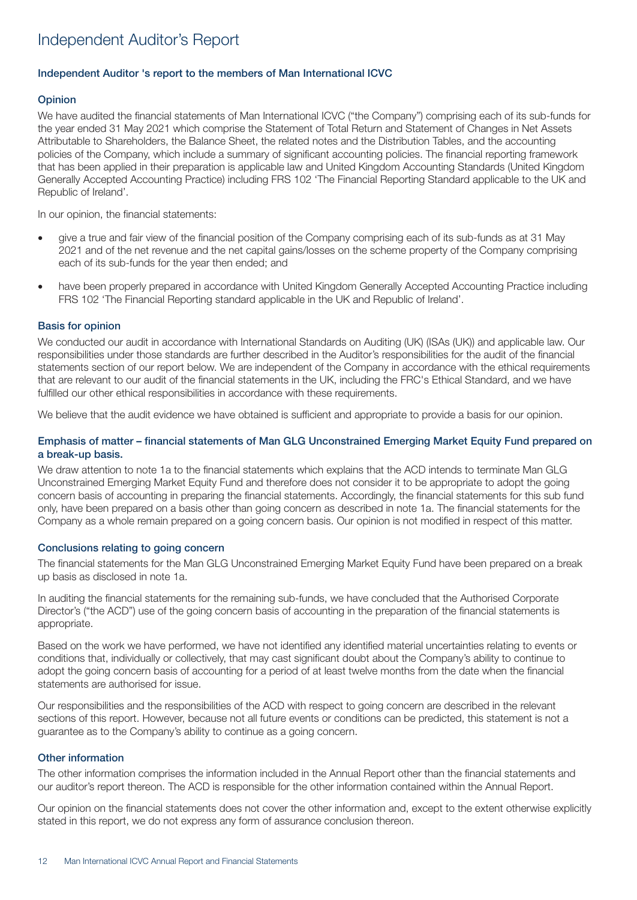# Independent Auditor's Report

### Independent Auditor 's report to the members of Man International ICVC

### Opinion

We have audited the financial statements of Man International ICVC ("the Company") comprising each of its sub-funds for the year ended 31 May 2021 which comprise the Statement of Total Return and Statement of Changes in Net Assets Attributable to Shareholders, the Balance Sheet, the related notes and the Distribution Tables, and the accounting policies of the Company, which include a summary of significant accounting policies. The financial reporting framework that has been applied in their preparation is applicable law and United Kingdom Accounting Standards (United Kingdom Generally Accepted Accounting Practice) including FRS 102 'The Financial Reporting Standard applicable to the UK and Republic of Ireland'.

In our opinion, the financial statements:

- give a true and fair view of the financial position of the Company comprising each of its sub-funds as at 31 May 2021 and of the net revenue and the net capital gains/losses on the scheme property of the Company comprising each of its sub-funds for the year then ended; and
- have been properly prepared in accordance with United Kingdom Generally Accepted Accounting Practice including FRS 102 'The Financial Reporting standard applicable in the UK and Republic of Ireland'.

### Basis for opinion

We conducted our audit in accordance with International Standards on Auditing (UK) (ISAs (UK)) and applicable law. Our responsibilities under those standards are further described in the Auditor's responsibilities for the audit of the financial statements section of our report below. We are independent of the Company in accordance with the ethical requirements that are relevant to our audit of the financial statements in the UK, including the FRC's Ethical Standard, and we have fulfilled our other ethical responsibilities in accordance with these requirements.

We believe that the audit evidence we have obtained is sufficient and appropriate to provide a basis for our opinion.

### Emphasis of matter – financial statements of Man GLG Unconstrained Emerging Market Equity Fund prepared on a break-up basis.

We draw attention to note 1a to the financial statements which explains that the ACD intends to terminate Man GLG Unconstrained Emerging Market Equity Fund and therefore does not consider it to be appropriate to adopt the going concern basis of accounting in preparing the financial statements. Accordingly, the financial statements for this sub fund only, have been prepared on a basis other than going concern as described in note 1a. The financial statements for the Company as a whole remain prepared on a going concern basis. Our opinion is not modified in respect of this matter.

### Conclusions relating to going concern

The financial statements for the Man GLG Unconstrained Emerging Market Equity Fund have been prepared on a break up basis as disclosed in note 1a.

In auditing the financial statements for the remaining sub-funds, we have concluded that the Authorised Corporate Director's ("the ACD") use of the going concern basis of accounting in the preparation of the financial statements is appropriate.

Based on the work we have performed, we have not identified any identified material uncertainties relating to events or conditions that, individually or collectively, that may cast significant doubt about the Company's ability to continue to adopt the going concern basis of accounting for a period of at least twelve months from the date when the financial statements are authorised for issue.

Our responsibilities and the responsibilities of the ACD with respect to going concern are described in the relevant sections of this report. However, because not all future events or conditions can be predicted, this statement is not a guarantee as to the Company's ability to continue as a going concern.

### Other information

The other information comprises the information included in the Annual Report other than the financial statements and our auditor's report thereon. The ACD is responsible for the other information contained within the Annual Report.

Our opinion on the financial statements does not cover the other information and, except to the extent otherwise explicitly stated in this report, we do not express any form of assurance conclusion thereon.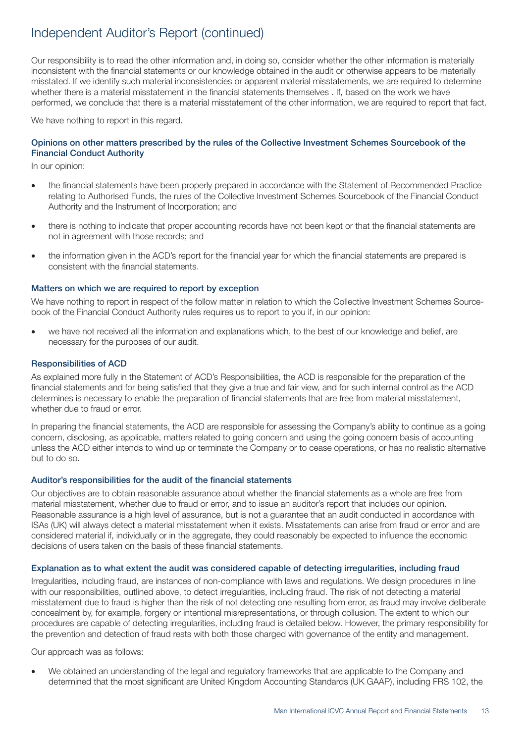# Independent Auditor's Report (continued)

Our responsibility is to read the other information and, in doing so, consider whether the other information is materially inconsistent with the financial statements or our knowledge obtained in the audit or otherwise appears to be materially misstated. If we identify such material inconsistencies or apparent material misstatements, we are required to determine whether there is a material misstatement in the financial statements themselves . If, based on the work we have performed, we conclude that there is a material misstatement of the other information, we are required to report that fact.

We have nothing to report in this regard.

### Opinions on other matters prescribed by the rules of the Collective Investment Schemes Sourcebook of the Financial Conduct Authority

In our opinion:

- the financial statements have been properly prepared in accordance with the Statement of Recommended Practice relating to Authorised Funds, the rules of the Collective Investment Schemes Sourcebook of the Financial Conduct Authority and the Instrument of Incorporation; and
- there is nothing to indicate that proper accounting records have not been kept or that the financial statements are not in agreement with those records; and
- the information given in the ACD's report for the financial year for which the financial statements are prepared is consistent with the financial statements.

### Matters on which we are required to report by exception

We have nothing to report in respect of the follow matter in relation to which the Collective Investment Schemes Sourcebook of the Financial Conduct Authority rules requires us to report to you if, in our opinion:

- we have not received all the information and explanations which, to the best of our knowledge and belief, are necessary for the purposes of our audit.

### Responsibilities of ACD

As explained more fully in the Statement of ACD's Responsibilities, the ACD is responsible for the preparation of the financial statements and for being satisfied that they give a true and fair view, and for such internal control as the ACD determines is necessary to enable the preparation of financial statements that are free from material misstatement, whether due to fraud or error.

In preparing the financial statements, the ACD are responsible for assessing the Company's ability to continue as a going concern, disclosing, as applicable, matters related to going concern and using the going concern basis of accounting unless the ACD either intends to wind up or terminate the Company or to cease operations, or has no realistic alternative but to do so.

### Auditor's responsibilities for the audit of the financial statements

Our objectives are to obtain reasonable assurance about whether the financial statements as a whole are free from material misstatement, whether due to fraud or error, and to issue an auditor's report that includes our opinion. Reasonable assurance is a high level of assurance, but is not a guarantee that an audit conducted in accordance with ISAs (UK) will always detect a material misstatement when it exists. Misstatements can arise from fraud or error and are considered material if, individually or in the aggregate, they could reasonably be expected to influence the economic decisions of users taken on the basis of these financial statements.

### Explanation as to what extent the audit was considered capable of detecting irregularities, including fraud

Irregularities, including fraud, are instances of non-compliance with laws and regulations. We design procedures in line with our responsibilities, outlined above, to detect irregularities, including fraud. The risk of not detecting a material misstatement due to fraud is higher than the risk of not detecting one resulting from error, as fraud may involve deliberate concealment by, for example, forgery or intentional misrepresentations, or through collusion. The extent to which our procedures are capable of detecting irregularities, including fraud is detailed below. However, the primary responsibility for the prevention and detection of fraud rests with both those charged with governance of the entity and management.

Our approach was as follows:

- We obtained an understanding of the legal and regulatory frameworks that are applicable to the Company and determined that the most significant are United Kingdom Accounting Standards (UK GAAP), including FRS 102, the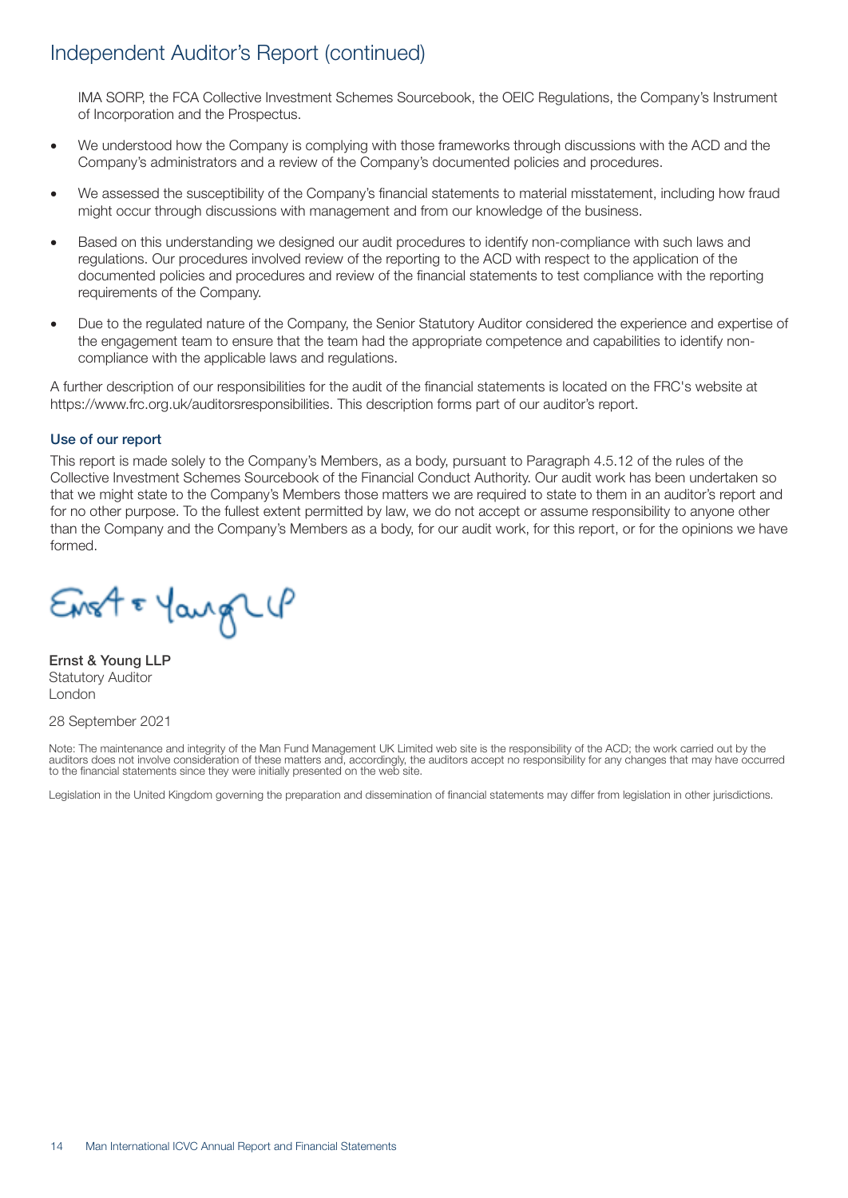# Independent Auditor's Report (continued)

IMA SORP, the FCA Collective Investment Schemes Sourcebook, the OEIC Regulations, the Company's Instrument of Incorporation and the Prospectus.

- We understood how the Company is complying with those frameworks through discussions with the ACD and the Company's administrators and a review of the Company's documented policies and procedures.
- We assessed the susceptibility of the Company's financial statements to material misstatement, including how fraud might occur through discussions with management and from our knowledge of the business.
- Based on this understanding we designed our audit procedures to identify non-compliance with such laws and regulations. Our procedures involved review of the reporting to the ACD with respect to the application of the documented policies and procedures and review of the financial statements to test compliance with the reporting requirements of the Company.
- Due to the regulated nature of the Company, the Senior Statutory Auditor considered the experience and expertise of the engagement team to ensure that the team had the appropriate competence and capabilities to identify non-compliance with the applicable laws and regulations.

A further description of our responsibilities for the audit of the financial statements is located on the FRC's website at https://www.frc.org.uk/auditorsresponsibilities. This description forms part of our auditor's report.

### Use of our report

This report is made solely to the Company's Members, as a body, pursuant to Paragraph 4.5.12 of the rules of the Collective Investment Schemes Sourcebook of the Financial Conduct Authority. Our audit work has been undertaken so that we might state to the Company's Members those matters we are required to state to them in an auditor's report and for no other purpose. To the fullest extent permitted by law, we do not accept or assume responsibility to anyone other than the Company and the Company's Members as a body, for our audit work, for this report, or for the opinions we have formed.

Ernst & Young LLP

**Ernst & Young LLP**
Statutory Auditor
London

28 September 2021

Note: The maintenance and integrity of the Man Fund Management UK Limited web site is the responsibility of the ACD; the work carried out by the auditors does not involve consideration of these matters and, accordingly, the auditors accept no responsibility for any changes that may have occurred to the financial statements since they were initially presented on the web site.

Legislation in the United Kingdom governing the preparation and dissemination of financial statements may differ from legislation in other jurisdictions.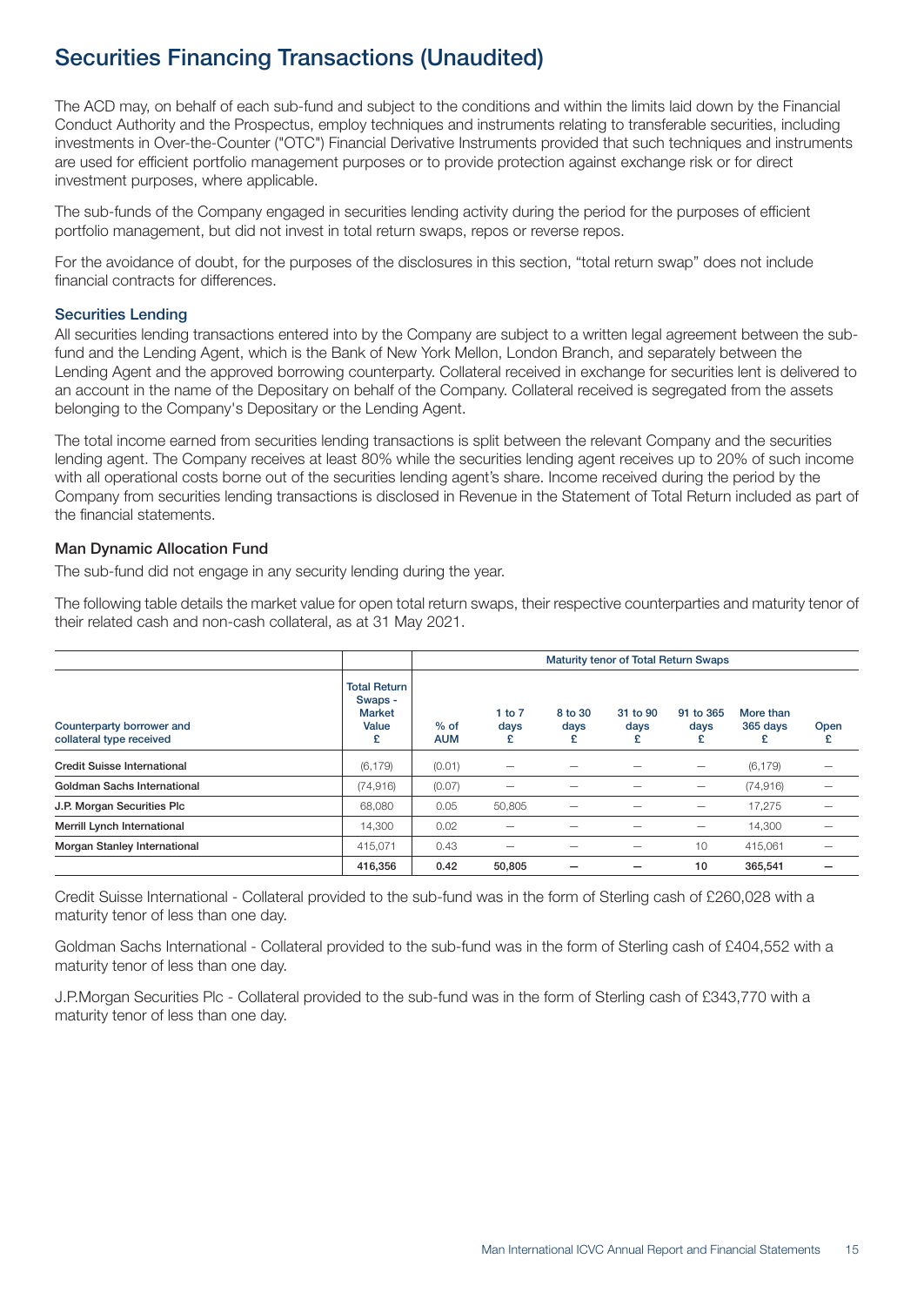# Securities Financing Transactions (Unaudited)

The ACD may, on behalf of each sub-fund and subject to the conditions and within the limits laid down by the Financial Conduct Authority and the Prospectus, employ techniques and instruments relating to transferable securities, including investments in Over-the-Counter ("OTC") Financial Derivative Instruments provided that such techniques and instruments are used for efficient portfolio management purposes or to provide protection against exchange risk or for direct investment purposes, where applicable.

The sub-funds of the Company engaged in securities lending activity during the period for the purposes of efficient portfolio management, but did not invest in total return swaps, repos or reverse repos.

For the avoidance of doubt, for the purposes of the disclosures in this section, "total return swap" does not include financial contracts for differences.

### Securities Lending

All securities lending transactions entered into by the Company are subject to a written legal agreement between the sub-fund and the Lending Agent, which is the Bank of New York Mellon, London Branch, and separately between the Lending Agent and the approved borrowing counterparty. Collateral received in exchange for securities lent is delivered to an account in the name of the Depositary on behalf of the Company. Collateral received is segregated from the assets belonging to the Company's Depositary or the Lending Agent.

The total income earned from securities lending transactions is split between the relevant Company and the securities lending agent. The Company receives at least 80% while the securities lending agent receives up to 20% of such income with all operational costs borne out of the securities lending agent's share. Income received during the period by the Company from securities lending transactions is disclosed in Revenue in the Statement of Total Return included as part of the financial statements.

### Man Dynamic Allocation Fund

The sub-fund did not engage in any security lending during the year.

The following table details the market value for open total return swaps, their respective counterparties and maturity tenor of their related cash and non-cash collateral, as at 31 May 2021.

| | | Maturity tenor of Total Return Swaps | | | | | | |
|---|---|---|---|---|---|---|---|---|
| Counterparty borrower and collateral type received | Total Return Swaps - Market Value £ | % of AUM | 1 to 7 days £ | 8 to 30 days £ | 31 to 90 days £ | 91 to 365 days £ | More than 365 days £ | Open £ |
| Credit Suisse International | (6,179) | (0.01) | – | – | – | – | (6,179) | – |
| Goldman Sachs International | (74,916) | (0.07) | – | – | – | – | (74,916) | – |
| J.P. Morgan Securities Plc | 68,080 | 0.05 | 50,805 | – | – | – | 17,275 | – |
| Merrill Lynch International | 14,300 | 0.02 | – | – | – | – | 14,300 | – |
| Morgan Stanley International | 415,071 | 0.43 | – | – | – | 10 | 415,061 | – |
| | **416,356** | **0.42** | **50,805** | **–** | **–** | **10** | **365,541** | **–** |

Credit Suisse International - Collateral provided to the sub-fund was in the form of Sterling cash of £260,028 with a maturity tenor of less than one day.

Goldman Sachs International - Collateral provided to the sub-fund was in the form of Sterling cash of £404,552 with a maturity tenor of less than one day.

J.P.Morgan Securities Plc - Collateral provided to the sub-fund was in the form of Sterling cash of £343,770 with a maturity tenor of less than one day.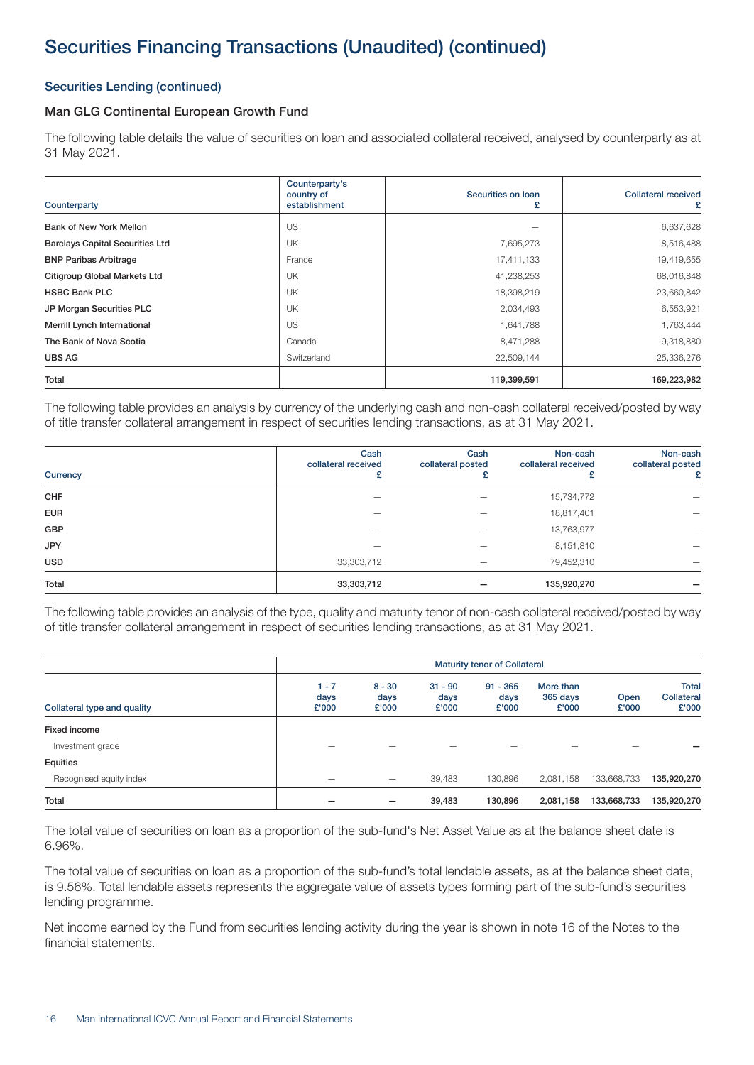# Securities Financing Transactions (Unaudited) (continued)

### Securities Lending (continued)

### Man GLG Continental European Growth Fund

The following table details the value of securities on loan and associated collateral received, analysed by counterparty as at 31 May 2021.

| Counterparty | Counterparty's country of establishment | Securities on loan £ | Collateral received £ |
|---|---|---|---|
| Bank of New York Mellon | US | – | 6,637,628 |
| Barclays Capital Securities Ltd | UK | 7,695,273 | 8,516,488 |
| BNP Paribas Arbitrage | France | 17,411,133 | 19,419,655 |
| Citigroup Global Markets Ltd | UK | 41,238,253 | 68,016,848 |
| HSBC Bank PLC | UK | 18,398,219 | 23,660,842 |
| JP Morgan Securities PLC | UK | 2,034,493 | 6,553,921 |
| Merrill Lynch International | US | 1,641,788 | 1,763,444 |
| The Bank of Nova Scotia | Canada | 8,471,288 | 9,318,880 |
| UBS AG | Switzerland | 22,509,144 | 25,336,276 |
| **Total** | | **119,399,591** | **169,223,982** |

The following table provides an analysis by currency of the underlying cash and non-cash collateral received/posted by way of title transfer collateral arrangement in respect of securities lending transactions, as at 31 May 2021.

| Currency | Cash collateral received £ | Cash collateral posted £ | Non-cash collateral received £ | Non-cash collateral posted £ |
|---|---|---|---|---|
| CHF | – | – | 15,734,772 | – |
| EUR | – | – | 18,817,401 | – |
| GBP | – | – | 13,763,977 | – |
| JPY | – | – | 8,151,810 | – |
| USD | 33,303,712 | – | 79,452,310 | – |
| **Total** | **33,303,712** | **–** | **135,920,270** | **–** |

The following table provides an analysis of the type, quality and maturity tenor of non-cash collateral received/posted by way of title transfer collateral arrangement in respect of securities lending transactions, as at 31 May 2021.

| | Maturity tenor of Collateral | | | | | | |
|---|---|---|---|---|---|---|---|
| Collateral type and quality | 1 - 7 days £'000 | 8 - 30 days £'000 | 31 - 90 days £'000 | 91 - 365 days £'000 | More than 365 days £'000 | Open £'000 | Total Collateral £'000 |
| **Fixed income** | | | | | | | |
| Investment grade | – | – | – | – | – | – | **–** |
| **Equities** | | | | | | | |
| Recognised equity index | – | – | 39,483 | 130,896 | 2,081,158 | 133,668,733 | **135,920,270** |
| **Total** | **–** | **–** | **39,483** | **130,896** | **2,081,158** | **133,668,733** | **135,920,270** |

The total value of securities on loan as a proportion of the sub-fund's Net Asset Value as at the balance sheet date is 6.96%.

The total value of securities on loan as a proportion of the sub-fund's total lendable assets, as at the balance sheet date, is 9.56%. Total lendable assets represents the aggregate value of assets types forming part of the sub-fund's securities lending programme.

Net income earned by the Fund from securities lending activity during the year is shown in note 16 of the Notes to the financial statements.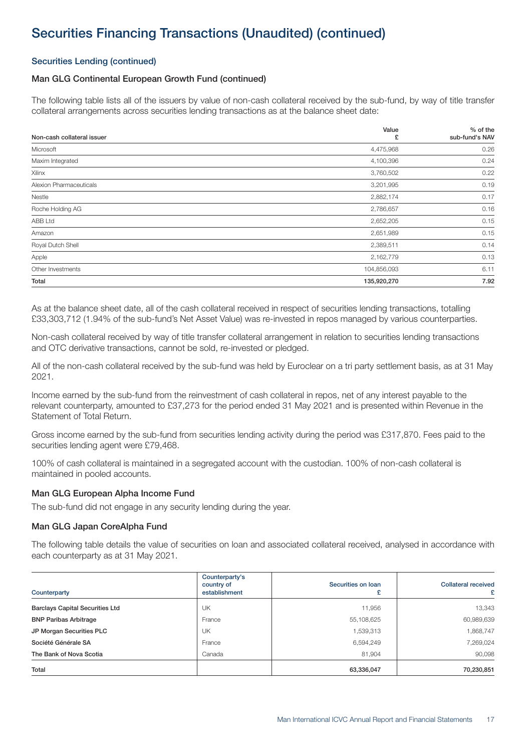# Securities Financing Transactions (Unaudited) (continued)

### Securities Lending (continued)

### Man GLG Continental European Growth Fund (continued)

The following table lists all of the issuers by value of non-cash collateral received by the sub-fund, by way of title transfer collateral arrangements across securities lending transactions as at the balance sheet date:

| Non-cash collateral issuer | Value £ | % of the sub-fund's NAV |
|---|---|---|
| Microsoft | 4,475,968 | 0.26 |
| Maxim Integrated | 4,100,396 | 0.24 |
| Xilinx | 3,760,502 | 0.22 |
| Alexion Pharmaceuticals | 3,201,995 | 0.19 |
| Nestle | 2,882,174 | 0.17 |
| Roche Holding AG | 2,786,657 | 0.16 |
| ABB Ltd | 2,652,205 | 0.15 |
| Amazon | 2,651,989 | 0.15 |
| Royal Dutch Shell | 2,389,511 | 0.14 |
| Apple | 2,162,779 | 0.13 |
| Other Investments | 104,856,093 | 6.11 |
| **Total** | **135,920,270** | **7.92** |

As at the balance sheet date, all of the cash collateral received in respect of securities lending transactions, totalling £33,303,712 (1.94% of the sub-fund's Net Asset Value) was re-invested in repos managed by various counterparties.

Non-cash collateral received by way of title transfer collateral arrangement in relation to securities lending transactions and OTC derivative transactions, cannot be sold, re-invested or pledged.

All of the non-cash collateral received by the sub-fund was held by Euroclear on a tri party settlement basis, as at 31 May 2021.

Income earned by the sub-fund from the reinvestment of cash collateral in repos, net of any interest payable to the relevant counterparty, amounted to £37,273 for the period ended 31 May 2021 and is presented within Revenue in the Statement of Total Return.

Gross income earned by the sub-fund from securities lending activity during the period was £317,870. Fees paid to the securities lending agent were £79,468.

100% of cash collateral is maintained in a segregated account with the custodian. 100% of non-cash collateral is maintained in pooled accounts.

### Man GLG European Alpha Income Fund

The sub-fund did not engage in any security lending during the year.

### Man GLG Japan CoreAlpha Fund

The following table details the value of securities on loan and associated collateral received, analysed in accordance with each counterparty as at 31 May 2021.

| Counterparty | Counterparty's country of establishment | Securities on loan £ | Collateral received £ |
|---|---|---|---|
| **Barclays Capital Securities Ltd** | UK | 11,956 | 13,343 |
| **BNP Paribas Arbitrage** | France | 55,108,625 | 60,989,639 |
| **JP Morgan Securities PLC** | UK | 1,539,313 | 1,868,747 |
| **Société Générale SA** | France | 6,594,249 | 7,269,024 |
| **The Bank of Nova Scotia** | Canada | 81,904 | 90,098 |
| **Total** | | **63,336,047** | **70,230,851** |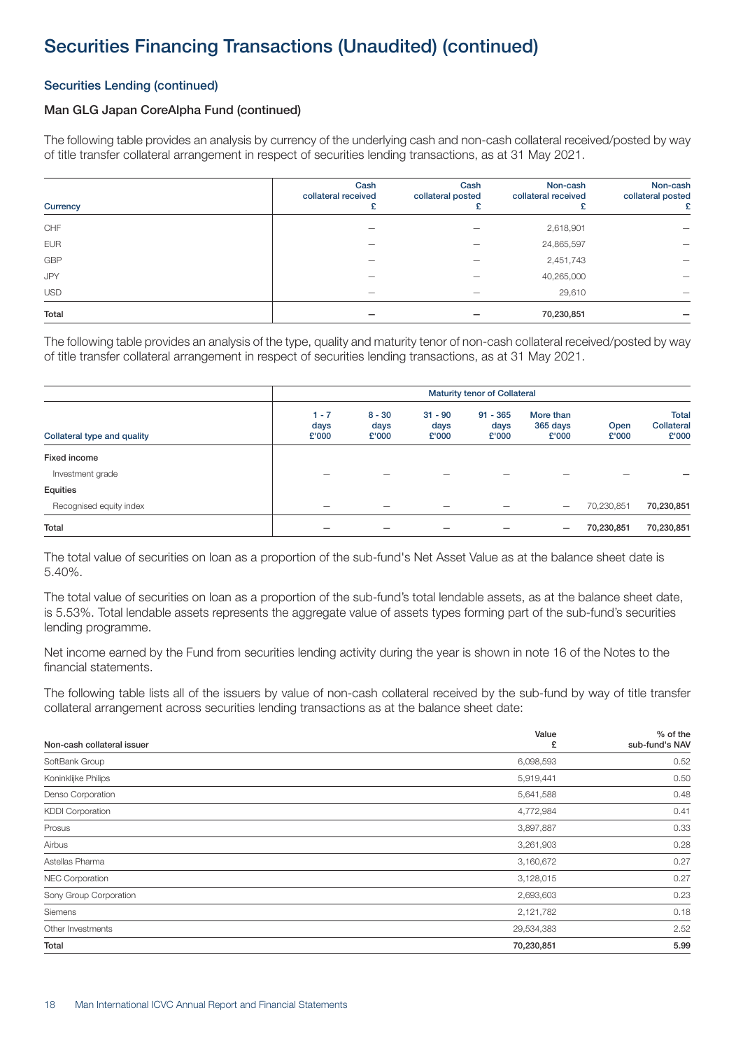# Securities Financing Transactions (Unaudited) (continued)

### Securities Lending (continued)

### Man GLG Japan CoreAlpha Fund (continued)

The following table provides an analysis by currency of the underlying cash and non-cash collateral received/posted by way of title transfer collateral arrangement in respect of securities lending transactions, as at 31 May 2021.

| Currency | Cash collateral received £ | Cash collateral posted £ | Non-cash collateral received £ | Non-cash collateral posted £ |
|---|---|---|---|---|
| CHF | – | – | 2,618,901 | – |
| EUR | – | – | 24,865,597 | – |
| GBP | – | – | 2,451,743 | – |
| JPY | – | – | 40,265,000 | – |
| USD | – | – | 29,610 | – |
| **Total** | **–** | **–** | **70,230,851** | **–** |

The following table provides an analysis of the type, quality and maturity tenor of non-cash collateral received/posted by way of title transfer collateral arrangement in respect of securities lending transactions, as at 31 May 2021.

| | Maturity tenor of Collateral | | | | | | |
|---|---|---|---|---|---|---|---|
| Collateral type and quality | 1 - 7 days £'000 | 8 - 30 days £'000 | 31 - 90 days £'000 | 91 - 365 days £'000 | More than 365 days £'000 | Open £'000 | Total Collateral £'000 |
| **Fixed income** | | | | | | | |
| Investment grade | – | – | – | – | – | – | **–** |
| **Equities** | | | | | | | |
| Recognised equity index | – | – | – | – | – | 70,230,851 | **70,230,851** |
| **Total** | **–** | **–** | **–** | **–** | **–** | **70,230,851** | **70,230,851** |

The total value of securities on loan as a proportion of the sub-fund's Net Asset Value as at the balance sheet date is 5.40%.

The total value of securities on loan as a proportion of the sub-fund's total lendable assets, as at the balance sheet date, is 5.53%. Total lendable assets represents the aggregate value of assets types forming part of the sub-fund's securities lending programme.

Net income earned by the Fund from securities lending activity during the year is shown in note 16 of the Notes to the financial statements.

The following table lists all of the issuers by value of non-cash collateral received by the sub-fund by way of title transfer collateral arrangement across securities lending transactions as at the balance sheet date:

| Non-cash collateral issuer | Value £ | % of the sub-fund's NAV |
|---|---|---|
| SoftBank Group | 6,098,593 | 0.52 |
| Koninklijke Philips | 5,919,441 | 0.50 |
| Denso Corporation | 5,641,588 | 0.48 |
| KDDI Corporation | 4,772,984 | 0.41 |
| Prosus | 3,897,887 | 0.33 |
| Airbus | 3,261,903 | 0.28 |
| Astellas Pharma | 3,160,672 | 0.27 |
| NEC Corporation | 3,128,015 | 0.27 |
| Sony Group Corporation | 2,693,603 | 0.23 |
| Siemens | 2,121,782 | 0.18 |
| Other Investments | 29,534,383 | 2.52 |
| **Total** | **70,230,851** | **5.99** |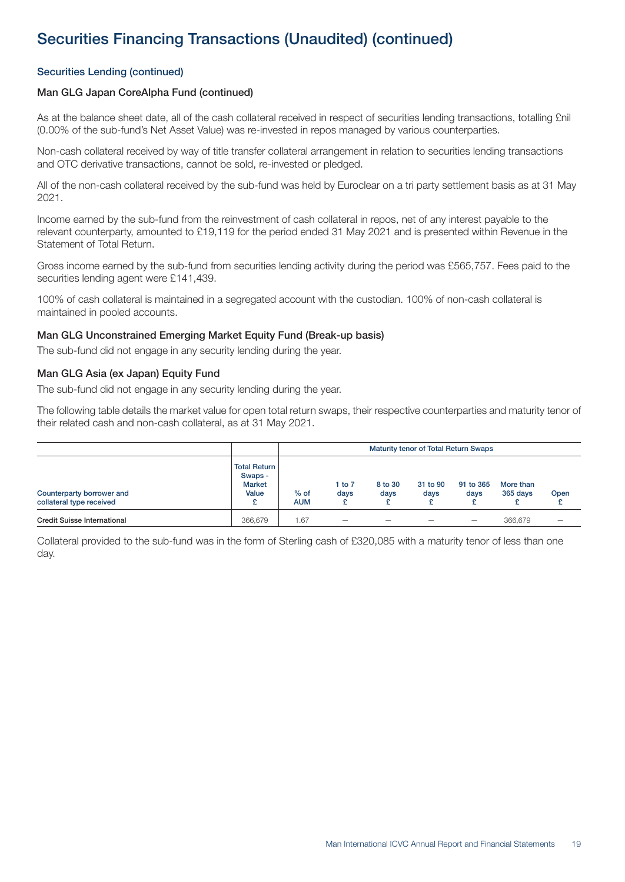# Securities Financing Transactions (Unaudited) (continued)

### Securities Lending (continued)

### Man GLG Japan CoreAlpha Fund (continued)

As at the balance sheet date, all of the cash collateral received in respect of securities lending transactions, totalling £nil (0.00% of the sub-fund's Net Asset Value) was re-invested in repos managed by various counterparties.

Non-cash collateral received by way of title transfer collateral arrangement in relation to securities lending transactions and OTC derivative transactions, cannot be sold, re-invested or pledged.

All of the non-cash collateral received by the sub-fund was held by Euroclear on a tri party settlement basis as at 31 May 2021.

Income earned by the sub-fund from the reinvestment of cash collateral in repos, net of any interest payable to the relevant counterparty, amounted to £19,119 for the period ended 31 May 2021 and is presented within Revenue in the Statement of Total Return.

Gross income earned by the sub-fund from securities lending activity during the period was £565,757. Fees paid to the securities lending agent were £141,439.

100% of cash collateral is maintained in a segregated account with the custodian. 100% of non-cash collateral is maintained in pooled accounts.

### Man GLG Unconstrained Emerging Market Equity Fund (Break-up basis)

The sub-fund did not engage in any security lending during the year.

### Man GLG Asia (ex Japan) Equity Fund

The sub-fund did not engage in any security lending during the year.

The following table details the market value for open total return swaps, their respective counterparties and maturity tenor of their related cash and non-cash collateral, as at 31 May 2021.

| | | Maturity tenor of Total Return Swaps | | | | | | |
|---|---|---|---|---|---|---|---|---|
| Counterparty borrower and collateral type received | Total Return Swaps - Market Value £ | % of AUM | 1 to 7 days £ | 8 to 30 days £ | 31 to 90 days £ | 91 to 365 days £ | More than 365 days £ | Open £ |
| Credit Suisse International | 366,679 | 1.67 | — | — | — | — | 366,679 | — |

Collateral provided to the sub-fund was in the form of Sterling cash of £320,085 with a maturity tenor of less than one day.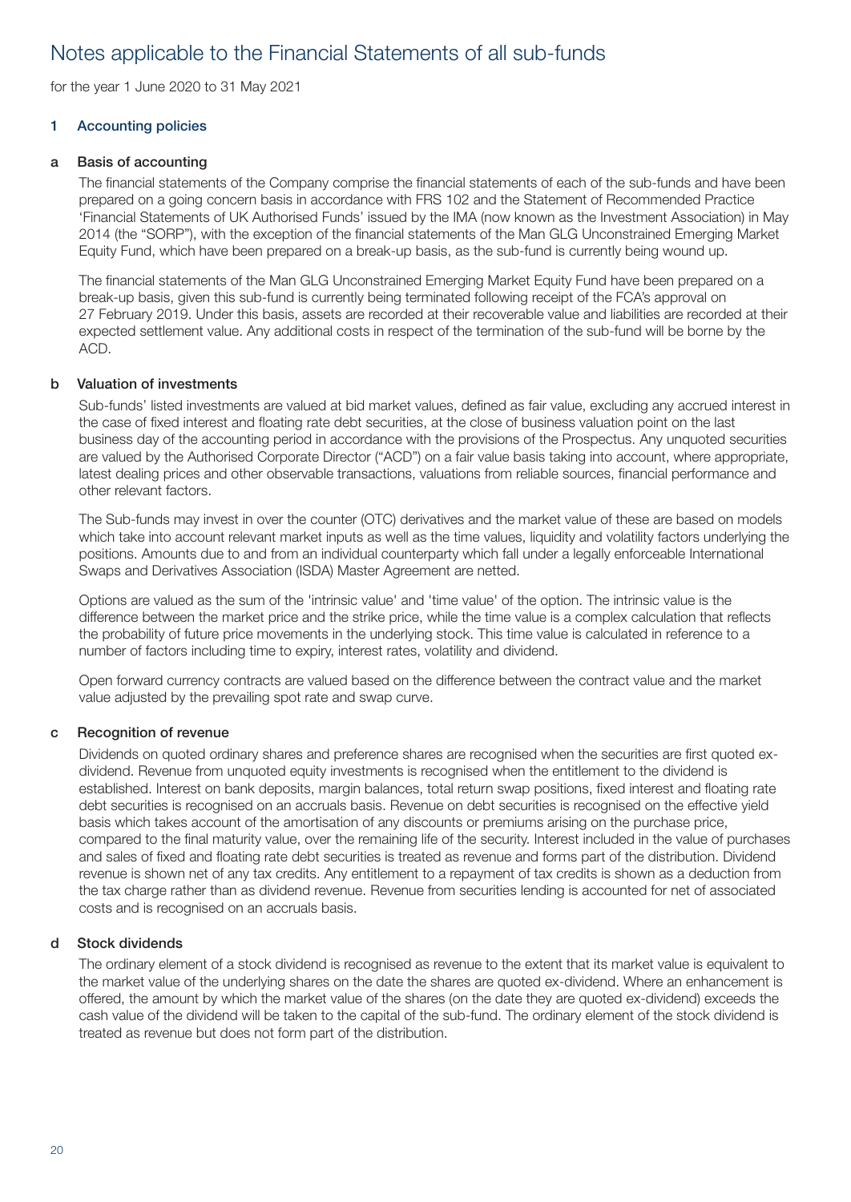# Notes applicable to the Financial Statements of all sub-funds

for the year 1 June 2020 to 31 May 2021

## 1 Accounting policies

### a Basis of accounting

The financial statements of the Company comprise the financial statements of each of the sub-funds and have been prepared on a going concern basis in accordance with FRS 102 and the Statement of Recommended Practice 'Financial Statements of UK Authorised Funds' issued by the IMA (now known as the Investment Association) in May 2014 (the "SORP"), with the exception of the financial statements of the Man GLG Unconstrained Emerging Market Equity Fund, which have been prepared on a break-up basis, as the sub-fund is currently being wound up.

The financial statements of the Man GLG Unconstrained Emerging Market Equity Fund have been prepared on a break-up basis, given this sub-fund is currently being terminated following receipt of the FCA's approval on 27 February 2019. Under this basis, assets are recorded at their recoverable value and liabilities are recorded at their expected settlement value. Any additional costs in respect of the termination of the sub-fund will be borne by the ACD.

### b Valuation of investments

Sub-funds' listed investments are valued at bid market values, defined as fair value, excluding any accrued interest in the case of fixed interest and floating rate debt securities, at the close of business valuation point on the last business day of the accounting period in accordance with the provisions of the Prospectus. Any unquoted securities are valued by the Authorised Corporate Director ("ACD") on a fair value basis taking into account, where appropriate, latest dealing prices and other observable transactions, valuations from reliable sources, financial performance and other relevant factors.

The Sub-funds may invest in over the counter (OTC) derivatives and the market value of these are based on models which take into account relevant market inputs as well as the time values, liquidity and volatility factors underlying the positions. Amounts due to and from an individual counterparty which fall under a legally enforceable International Swaps and Derivatives Association (ISDA) Master Agreement are netted.

Options are valued as the sum of the 'intrinsic value' and 'time value' of the option. The intrinsic value is the difference between the market price and the strike price, while the time value is a complex calculation that reflects the probability of future price movements in the underlying stock. This time value is calculated in reference to a number of factors including time to expiry, interest rates, volatility and dividend.

Open forward currency contracts are valued based on the difference between the contract value and the market value adjusted by the prevailing spot rate and swap curve.

### c Recognition of revenue

Dividends on quoted ordinary shares and preference shares are recognised when the securities are first quoted ex-dividend. Revenue from unquoted equity investments is recognised when the entitlement to the dividend is established. Interest on bank deposits, margin balances, total return swap positions, fixed interest and floating rate debt securities is recognised on an accruals basis. Revenue on debt securities is recognised on the effective yield basis which takes account of the amortisation of any discounts or premiums arising on the purchase price, compared to the final maturity value, over the remaining life of the security. Interest included in the value of purchases and sales of fixed and floating rate debt securities is treated as revenue and forms part of the distribution. Dividend revenue is shown net of any tax credits. Any entitlement to a repayment of tax credits is shown as a deduction from the tax charge rather than as dividend revenue. Revenue from securities lending is accounted for net of associated costs and is recognised on an accruals basis.

### d Stock dividends

The ordinary element of a stock dividend is recognised as revenue to the extent that its market value is equivalent to the market value of the underlying shares on the date the shares are quoted ex-dividend. Where an enhancement is offered, the amount by which the market value of the shares (on the date they are quoted ex-dividend) exceeds the cash value of the dividend will be taken to the capital of the sub-fund. The ordinary element of the stock dividend is treated as revenue but does not form part of the distribution.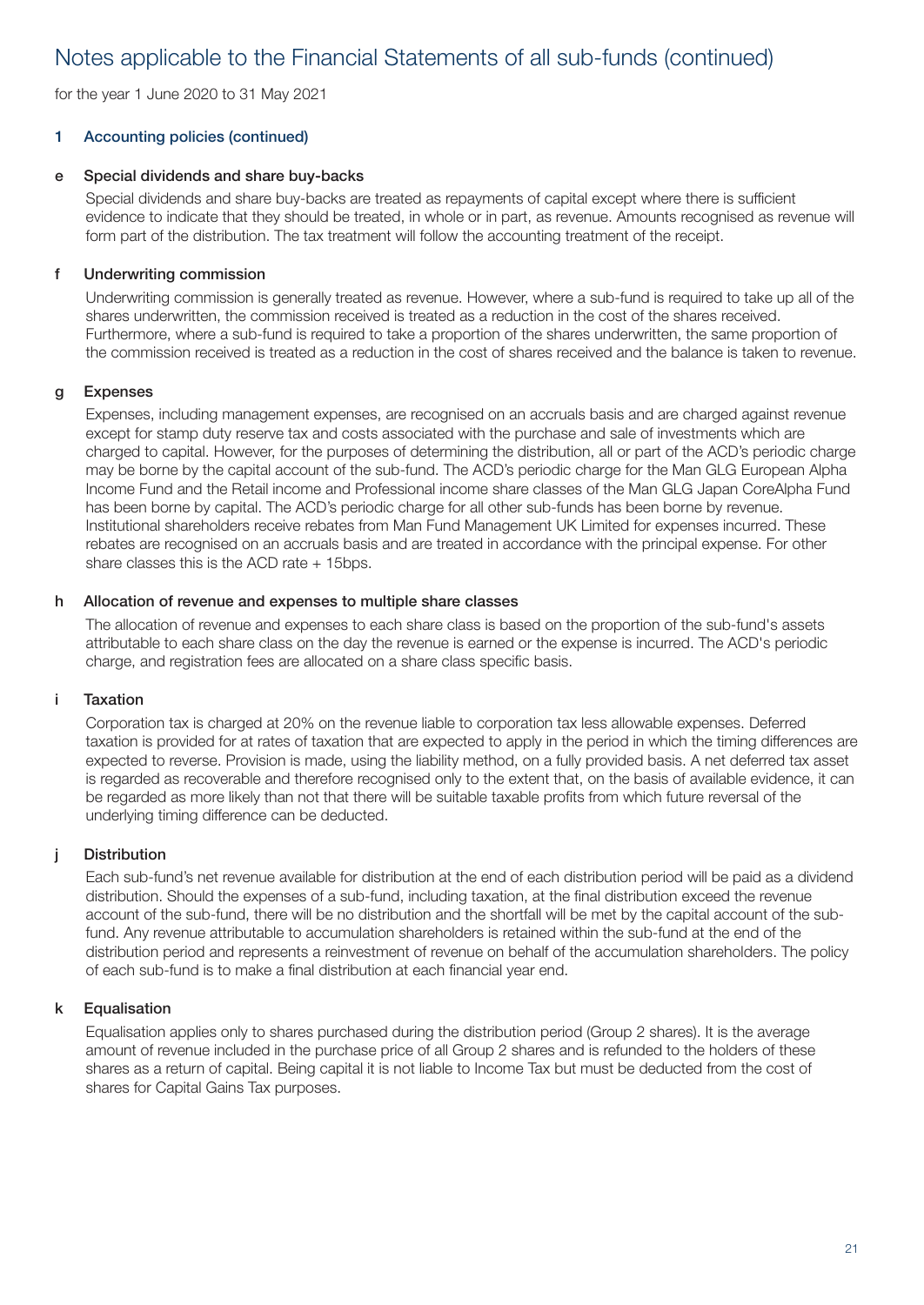# Notes applicable to the Financial Statements of all sub-funds (continued)

for the year 1 June 2020 to 31 May 2021

## 1 Accounting policies (continued)

### e Special dividends and share buy-backs

Special dividends and share buy-backs are treated as repayments of capital except where there is sufficient evidence to indicate that they should be treated, in whole or in part, as revenue. Amounts recognised as revenue will form part of the distribution. The tax treatment will follow the accounting treatment of the receipt.

### f Underwriting commission

Underwriting commission is generally treated as revenue. However, where a sub-fund is required to take up all of the shares underwritten, the commission received is treated as a reduction in the cost of the shares received. Furthermore, where a sub-fund is required to take a proportion of the shares underwritten, the same proportion of the commission received is treated as a reduction in the cost of shares received and the balance is taken to revenue.

### g Expenses

Expenses, including management expenses, are recognised on an accruals basis and are charged against revenue except for stamp duty reserve tax and costs associated with the purchase and sale of investments which are charged to capital. However, for the purposes of determining the distribution, all or part of the ACD's periodic charge may be borne by the capital account of the sub-fund. The ACD's periodic charge for the Man GLG European Alpha Income Fund and the Retail income and Professional income share classes of the Man GLG Japan CoreAlpha Fund has been borne by capital. The ACD's periodic charge for all other sub-funds has been borne by revenue. Institutional shareholders receive rebates from Man Fund Management UK Limited for expenses incurred. These rebates are recognised on an accruals basis and are treated in accordance with the principal expense. For other share classes this is the ACD rate + 15bps.

### h Allocation of revenue and expenses to multiple share classes

The allocation of revenue and expenses to each share class is based on the proportion of the sub-fund's assets attributable to each share class on the day the revenue is earned or the expense is incurred. The ACD's periodic charge, and registration fees are allocated on a share class specific basis.

### i Taxation

Corporation tax is charged at 20% on the revenue liable to corporation tax less allowable expenses. Deferred taxation is provided for at rates of taxation that are expected to apply in the period in which the timing differences are expected to reverse. Provision is made, using the liability method, on a fully provided basis. A net deferred tax asset is regarded as recoverable and therefore recognised only to the extent that, on the basis of available evidence, it can be regarded as more likely than not that there will be suitable taxable profits from which future reversal of the underlying timing difference can be deducted.

### j Distribution

Each sub-fund's net revenue available for distribution at the end of each distribution period will be paid as a dividend distribution. Should the expenses of a sub-fund, including taxation, at the final distribution exceed the revenue account of the sub-fund, there will be no distribution and the shortfall will be met by the capital account of the sub-fund. Any revenue attributable to accumulation shareholders is retained within the sub-fund at the end of the distribution period and represents a reinvestment of revenue on behalf of the accumulation shareholders. The policy of each sub-fund is to make a final distribution at each financial year end.

### k Equalisation

Equalisation applies only to shares purchased during the distribution period (Group 2 shares). It is the average amount of revenue included in the purchase price of all Group 2 shares and is refunded to the holders of these shares as a return of capital. Being capital it is not liable to Income Tax but must be deducted from the cost of shares for Capital Gains Tax purposes.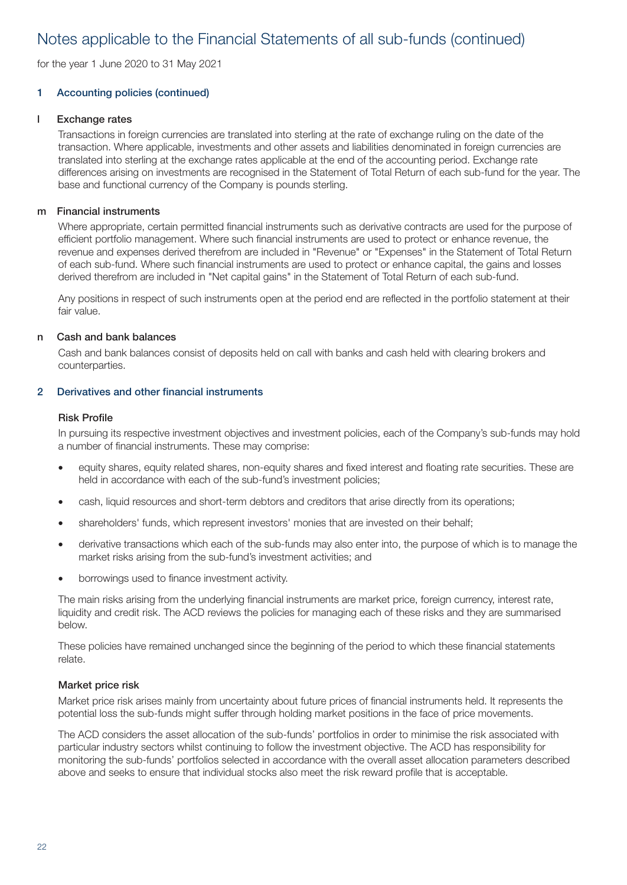# Notes applicable to the Financial Statements of all sub-funds (continued)

for the year 1 June 2020 to 31 May 2021

## 1 Accounting policies (continued)

### l Exchange rates

Transactions in foreign currencies are translated into sterling at the rate of exchange ruling on the date of the transaction. Where applicable, investments and other assets and liabilities denominated in foreign currencies are translated into sterling at the exchange rates applicable at the end of the accounting period. Exchange rate differences arising on investments are recognised in the Statement of Total Return of each sub-fund for the year. The base and functional currency of the Company is pounds sterling.

### m Financial instruments

Where appropriate, certain permitted financial instruments such as derivative contracts are used for the purpose of efficient portfolio management. Where such financial instruments are used to protect or enhance revenue, the revenue and expenses derived therefrom are included in "Revenue" or "Expenses" in the Statement of Total Return of each sub-fund. Where such financial instruments are used to protect or enhance capital, the gains and losses derived therefrom are included in "Net capital gains" in the Statement of Total Return of each sub-fund.

Any positions in respect of such instruments open at the period end are reflected in the portfolio statement at their fair value.

### n Cash and bank balances

Cash and bank balances consist of deposits held on call with banks and cash held with clearing brokers and counterparties.

## 2 Derivatives and other financial instruments

### Risk Profile

In pursuing its respective investment objectives and investment policies, each of the Company's sub-funds may hold a number of financial instruments. These may comprise:

- equity shares, equity related shares, non-equity shares and fixed interest and floating rate securities. These are held in accordance with each of the sub-fund's investment policies;
- cash, liquid resources and short-term debtors and creditors that arise directly from its operations;
- shareholders' funds, which represent investors' monies that are invested on their behalf;
- derivative transactions which each of the sub-funds may also enter into, the purpose of which is to manage the market risks arising from the sub-fund's investment activities; and
- borrowings used to finance investment activity.

The main risks arising from the underlying financial instruments are market price, foreign currency, interest rate, liquidity and credit risk. The ACD reviews the policies for managing each of these risks and they are summarised below.

These policies have remained unchanged since the beginning of the period to which these financial statements relate.

### Market price risk

Market price risk arises mainly from uncertainty about future prices of financial instruments held. It represents the potential loss the sub-funds might suffer through holding market positions in the face of price movements.

The ACD considers the asset allocation of the sub-funds' portfolios in order to minimise the risk associated with particular industry sectors whilst continuing to follow the investment objective. The ACD has responsibility for monitoring the sub-funds' portfolios selected in accordance with the overall asset allocation parameters described above and seeks to ensure that individual stocks also meet the risk reward profile that is acceptable.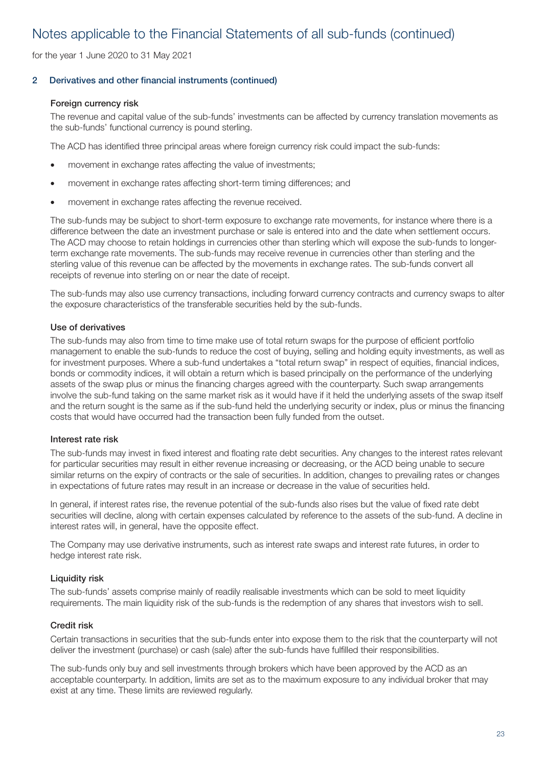# Notes applicable to the Financial Statements of all sub-funds (continued)

for the year 1 June 2020 to 31 May 2021

## 2 Derivatives and other financial instruments (continued)

### Foreign currency risk

The revenue and capital value of the sub-funds' investments can be affected by currency translation movements as the sub-funds' functional currency is pound sterling.

The ACD has identified three principal areas where foreign currency risk could impact the sub-funds:

- movement in exchange rates affecting the value of investments;
- movement in exchange rates affecting short-term timing differences; and
- movement in exchange rates affecting the revenue received.

The sub-funds may be subject to short-term exposure to exchange rate movements, for instance where there is a difference between the date an investment purchase or sale is entered into and the date when settlement occurs. The ACD may choose to retain holdings in currencies other than sterling which will expose the sub-funds to longer-term exchange rate movements. The sub-funds may receive revenue in currencies other than sterling and the sterling value of this revenue can be affected by the movements in exchange rates. The sub-funds convert all receipts of revenue into sterling on or near the date of receipt.

The sub-funds may also use currency transactions, including forward currency contracts and currency swaps to alter the exposure characteristics of the transferable securities held by the sub-funds.

### Use of derivatives

The sub-funds may also from time to time make use of total return swaps for the purpose of efficient portfolio management to enable the sub-funds to reduce the cost of buying, selling and holding equity investments, as well as for investment purposes. Where a sub-fund undertakes a "total return swap" in respect of equities, financial indices, bonds or commodity indices, it will obtain a return which is based principally on the performance of the underlying assets of the swap plus or minus the financing charges agreed with the counterparty. Such swap arrangements involve the sub-fund taking on the same market risk as it would have if it held the underlying assets of the swap itself and the return sought is the same as if the sub-fund held the underlying security or index, plus or minus the financing costs that would have occurred had the transaction been fully funded from the outset.

### Interest rate risk

The sub-funds may invest in fixed interest and floating rate debt securities. Any changes to the interest rates relevant for particular securities may result in either revenue increasing or decreasing, or the ACD being unable to secure similar returns on the expiry of contracts or the sale of securities. In addition, changes to prevailing rates or changes in expectations of future rates may result in an increase or decrease in the value of securities held.

In general, if interest rates rise, the revenue potential of the sub-funds also rises but the value of fixed rate debt securities will decline, along with certain expenses calculated by reference to the assets of the sub-fund. A decline in interest rates will, in general, have the opposite effect.

The Company may use derivative instruments, such as interest rate swaps and interest rate futures, in order to hedge interest rate risk.

### Liquidity risk

The sub-funds' assets comprise mainly of readily realisable investments which can be sold to meet liquidity requirements. The main liquidity risk of the sub-funds is the redemption of any shares that investors wish to sell.

### Credit risk

Certain transactions in securities that the sub-funds enter into expose them to the risk that the counterparty will not deliver the investment (purchase) or cash (sale) after the sub-funds have fulfilled their responsibilities.

The sub-funds only buy and sell investments through brokers which have been approved by the ACD as an acceptable counterparty. In addition, limits are set as to the maximum exposure to any individual broker that may exist at any time. These limits are reviewed regularly.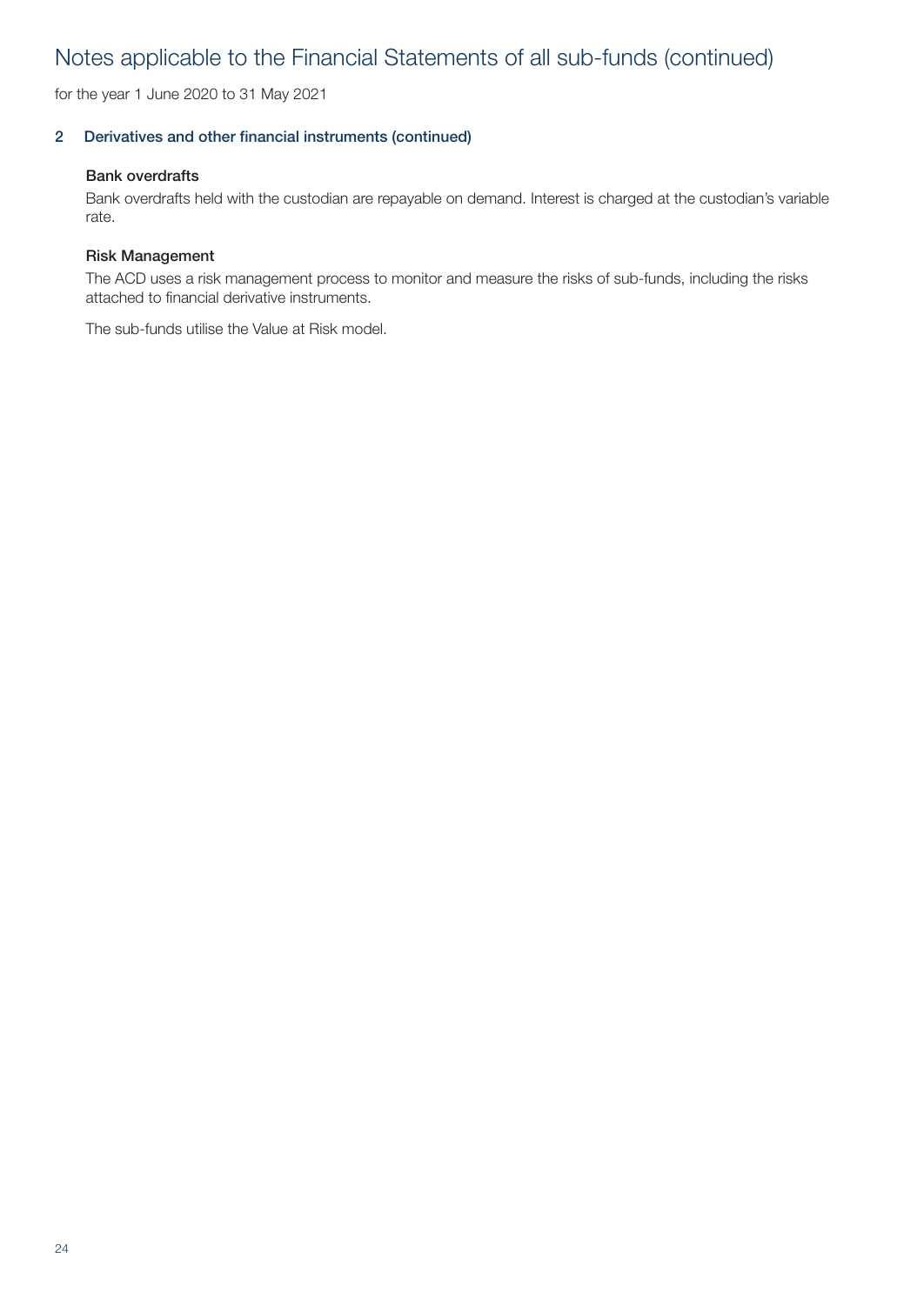# Notes applicable to the Financial Statements of all sub-funds (continued)

for the year 1 June 2020 to 31 May 2021

## 2 Derivatives and other financial instruments (continued)

### Bank overdrafts

Bank overdrafts held with the custodian are repayable on demand. Interest is charged at the custodian's variable rate.

### Risk Management

The ACD uses a risk management process to monitor and measure the risks of sub-funds, including the risks attached to financial derivative instruments.

The sub-funds utilise the Value at Risk model.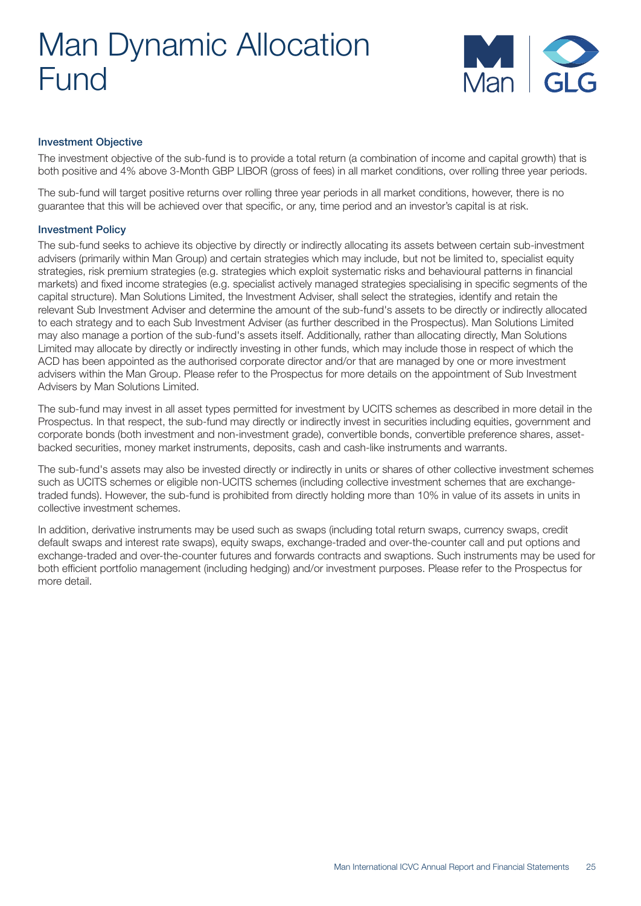# Man Dynamic Allocation Fund

### Investment Objective

The investment objective of the sub-fund is to provide a total return (a combination of income and capital growth) that is both positive and 4% above 3-Month GBP LIBOR (gross of fees) in all market conditions, over rolling three year periods.

The sub-fund will target positive returns over rolling three year periods in all market conditions, however, there is no guarantee that this will be achieved over that specific, or any, time period and an investor's capital is at risk.

### Investment Policy

The sub-fund seeks to achieve its objective by directly or indirectly allocating its assets between certain sub-investment advisers (primarily within Man Group) and certain strategies which may include, but not be limited to, specialist equity strategies, risk premium strategies (e.g. strategies which exploit systematic risks and behavioural patterns in financial markets) and fixed income strategies (e.g. specialist actively managed strategies specialising in specific segments of the capital structure). Man Solutions Limited, the Investment Adviser, shall select the strategies, identify and retain the relevant Sub Investment Adviser and determine the amount of the sub-fund's assets to be directly or indirectly allocated to each strategy and to each Sub Investment Adviser (as further described in the Prospectus). Man Solutions Limited may also manage a portion of the sub-fund's assets itself. Additionally, rather than allocating directly, Man Solutions Limited may allocate by directly or indirectly investing in other funds, which may include those in respect of which the ACD has been appointed as the authorised corporate director and/or that are managed by one or more investment advisers within the Man Group. Please refer to the Prospectus for more details on the appointment of Sub Investment Advisers by Man Solutions Limited.

The sub-fund may invest in all asset types permitted for investment by UCITS schemes as described in more detail in the Prospectus. In that respect, the sub-fund may directly or indirectly invest in securities including equities, government and corporate bonds (both investment and non-investment grade), convertible bonds, convertible preference shares, asset-backed securities, money market instruments, deposits, cash and cash-like instruments and warrants.

The sub-fund's assets may also be invested directly or indirectly in units or shares of other collective investment schemes such as UCITS schemes or eligible non-UCITS schemes (including collective investment schemes that are exchange-traded funds). However, the sub-fund is prohibited from directly holding more than 10% in value of its assets in units in collective investment schemes.

In addition, derivative instruments may be used such as swaps (including total return swaps, currency swaps, credit default swaps and interest rate swaps), equity swaps, exchange-traded and over-the-counter call and put options and exchange-traded and over-the-counter futures and forwards contracts and swaptions. Such instruments may be used for both efficient portfolio management (including hedging) and/or investment purposes. Please refer to the Prospectus for more detail.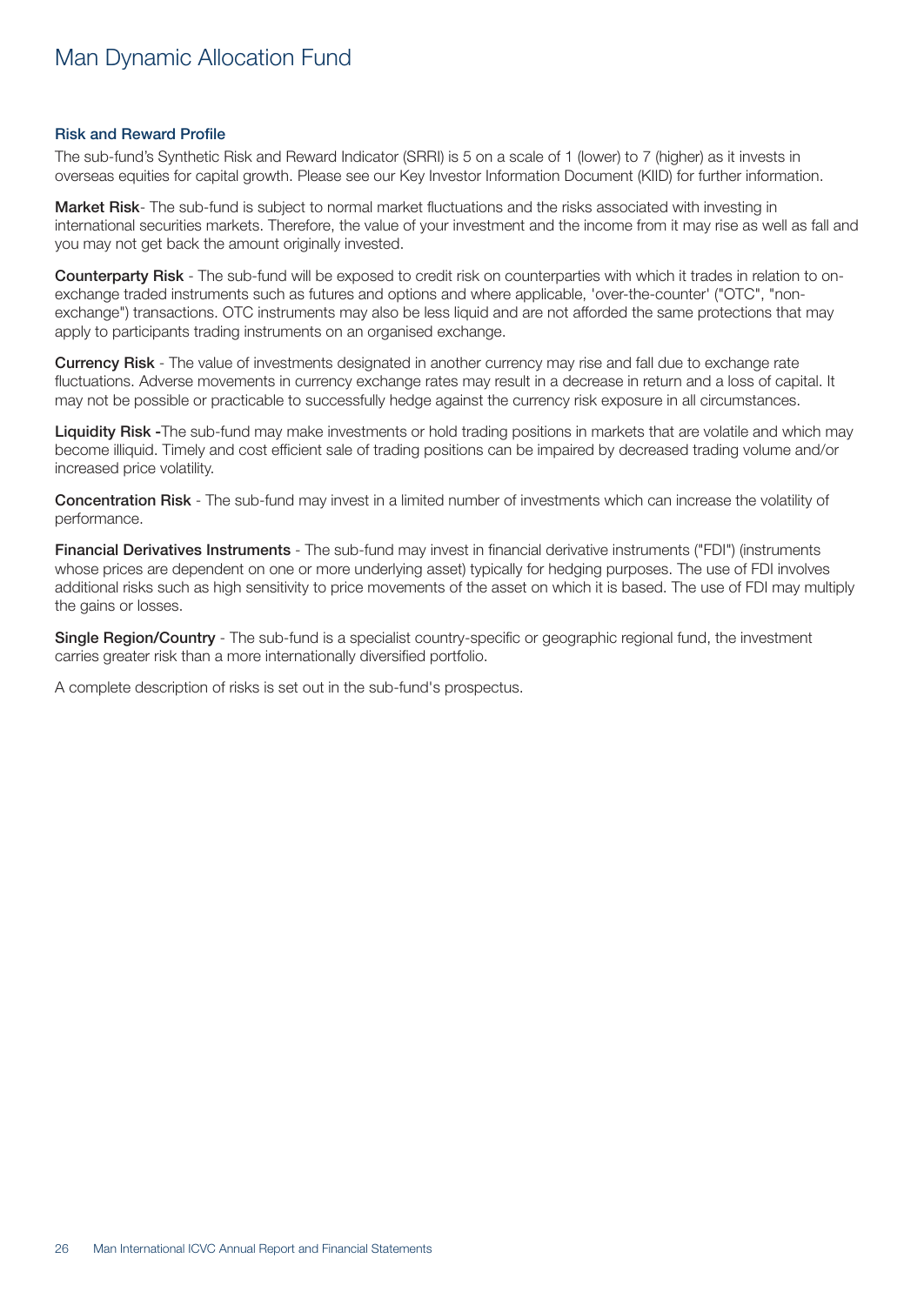# Man Dynamic Allocation Fund

### Risk and Reward Profile

The sub-fund's Synthetic Risk and Reward Indicator (SRRI) is 5 on a scale of 1 (lower) to 7 (higher) as it invests in overseas equities for capital growth. Please see our Key Investor Information Document (KIID) for further information.

**Market Risk**- The sub-fund is subject to normal market fluctuations and the risks associated with investing in international securities markets. Therefore, the value of your investment and the income from it may rise as well as fall and you may not get back the amount originally invested.

**Counterparty Risk** - The sub-fund will be exposed to credit risk on counterparties with which it trades in relation to on-exchange traded instruments such as futures and options and where applicable, 'over-the-counter' ("OTC", "non-exchange") transactions. OTC instruments may also be less liquid and are not afforded the same protections that may apply to participants trading instruments on an organised exchange.

**Currency Risk** - The value of investments designated in another currency may rise and fall due to exchange rate fluctuations. Adverse movements in currency exchange rates may result in a decrease in return and a loss of capital. It may not be possible or practicable to successfully hedge against the currency risk exposure in all circumstances.

**Liquidity Risk** -The sub-fund may make investments or hold trading positions in markets that are volatile and which may become illiquid. Timely and cost efficient sale of trading positions can be impaired by decreased trading volume and/or increased price volatility.

**Concentration Risk** - The sub-fund may invest in a limited number of investments which can increase the volatility of performance.

**Financial Derivatives Instruments** - The sub-fund may invest in financial derivative instruments ("FDI") (instruments whose prices are dependent on one or more underlying asset) typically for hedging purposes. The use of FDI involves additional risks such as high sensitivity to price movements of the asset on which it is based. The use of FDI may multiply the gains or losses.

**Single Region/Country** - The sub-fund is a specialist country-specific or geographic regional fund, the investment carries greater risk than a more internationally diversified portfolio.

A complete description of risks is set out in the sub-fund's prospectus.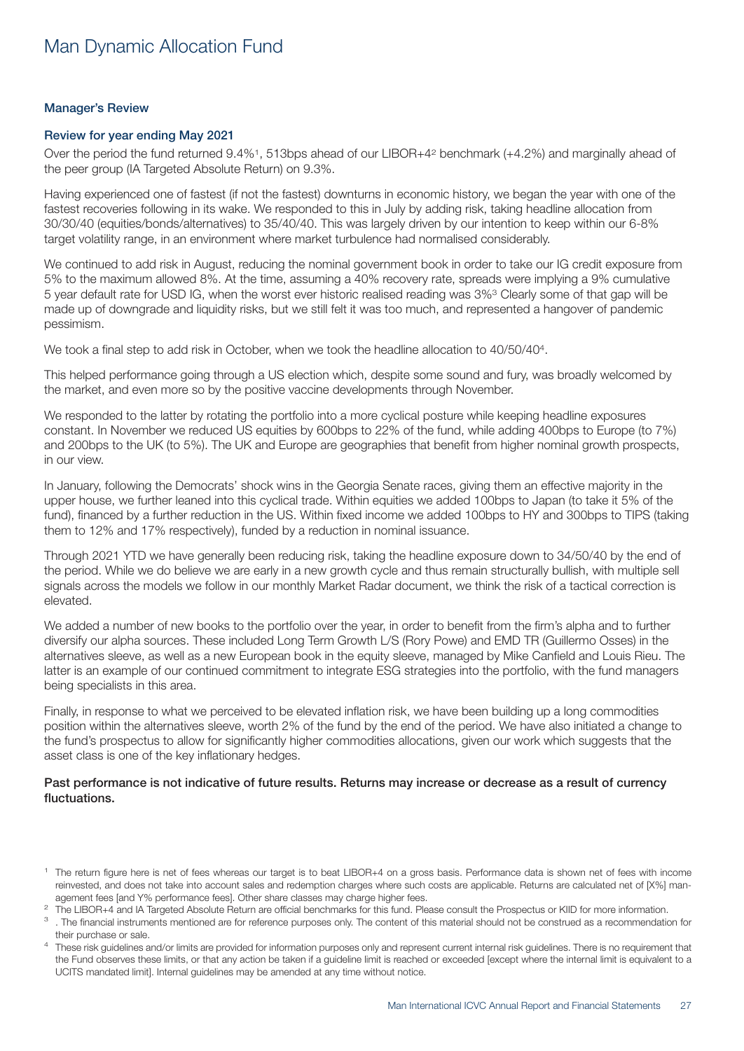# Man Dynamic Allocation Fund

## Manager's Review

### Review for year ending May 2021

Over the period the fund returned 9.4%[1], 513bps ahead of our LIBOR+4[2] benchmark (+4.2%) and marginally ahead of the peer group (IA Targeted Absolute Return) on 9.3%.

Having experienced one of fastest (if not the fastest) downturns in economic history, we began the year with one of the fastest recoveries following in its wake. We responded to this in July by adding risk, taking headline allocation from 30/30/40 (equities/bonds/alternatives) to 35/40/40. This was largely driven by our intention to keep within our 6-8% target volatility range, in an environment where market turbulence had normalised considerably.

We continued to add risk in August, reducing the nominal government book in order to take our IG credit exposure from 5% to the maximum allowed 8%. At the time, assuming a 40% recovery rate, spreads were implying a 9% cumulative 5 year default rate for USD IG, when the worst ever historic realised reading was 3%[3] Clearly some of that gap will be made up of downgrade and liquidity risks, but we still felt it was too much, and represented a hangover of pandemic pessimism.

We took a final step to add risk in October, when we took the headline allocation to 40/50/40[4].

This helped performance going through a US election which, despite some sound and fury, was broadly welcomed by the market, and even more so by the positive vaccine developments through November.

We responded to the latter by rotating the portfolio into a more cyclical posture while keeping headline exposures constant. In November we reduced US equities by 600bps to 22% of the fund, while adding 400bps to Europe (to 7%) and 200bps to the UK (to 5%). The UK and Europe are geographies that benefit from higher nominal growth prospects, in our view.

In January, following the Democrats' shock wins in the Georgia Senate races, giving them an effective majority in the upper house, we further leaned into this cyclical trade. Within equities we added 100bps to Japan (to take it 5% of the fund), financed by a further reduction in the US. Within fixed income we added 100bps to HY and 300bps to TIPS (taking them to 12% and 17% respectively), funded by a reduction in nominal issuance.

Through 2021 YTD we have generally been reducing risk, taking the headline exposure down to 34/50/40 by the end of the period. While we do believe we are early in a new growth cycle and thus remain structurally bullish, with multiple sell signals across the models we follow in our monthly Market Radar document, we think the risk of a tactical correction is elevated.

We added a number of new books to the portfolio over the year, in order to benefit from the firm's alpha and to further diversify our alpha sources. These included Long Term Growth L/S (Rory Powe) and EMD TR (Guillermo Osses) in the alternatives sleeve, as well as a new European book in the equity sleeve, managed by Mike Canfield and Louis Rieu. The latter is an example of our continued commitment to integrate ESG strategies into the portfolio, with the fund managers being specialists in this area.

Finally, in response to what we perceived to be elevated inflation risk, we have been building up a long commodities position within the alternatives sleeve, worth 2% of the fund by the end of the period. We have also initiated a change to the fund's prospectus to allow for significantly higher commodities allocations, given our work which suggests that the asset class is one of the key inflationary hedges.

**Past performance is not indicative of future results. Returns may increase or decrease as a result of currency fluctuations.**

[1] The return figure here is net of fees whereas our target is to beat LIBOR+4 on a gross basis. Performance data is shown net of fees with income reinvested, and does not take into account sales and redemption charges where such costs are applicable. Returns are calculated net of [X%] management fees [and Y% performance fees]. Other share classes may charge higher fees.

[2] The LIBOR+4 and IA Targeted Absolute Return are official benchmarks for this fund. Please consult the Prospectus or KIID for more information.

[3] . The financial instruments mentioned are for reference purposes only. The content of this material should not be construed as a recommendation for their purchase or sale.

[4] These risk guidelines and/or limits are provided for information purposes only and represent current internal risk guidelines. There is no requirement that the Fund observes these limits, or that any action be taken if a guideline limit is reached or exceeded [except where the internal limit is equivalent to a UCITS mandated limit]. Internal guidelines may be amended at any time without notice.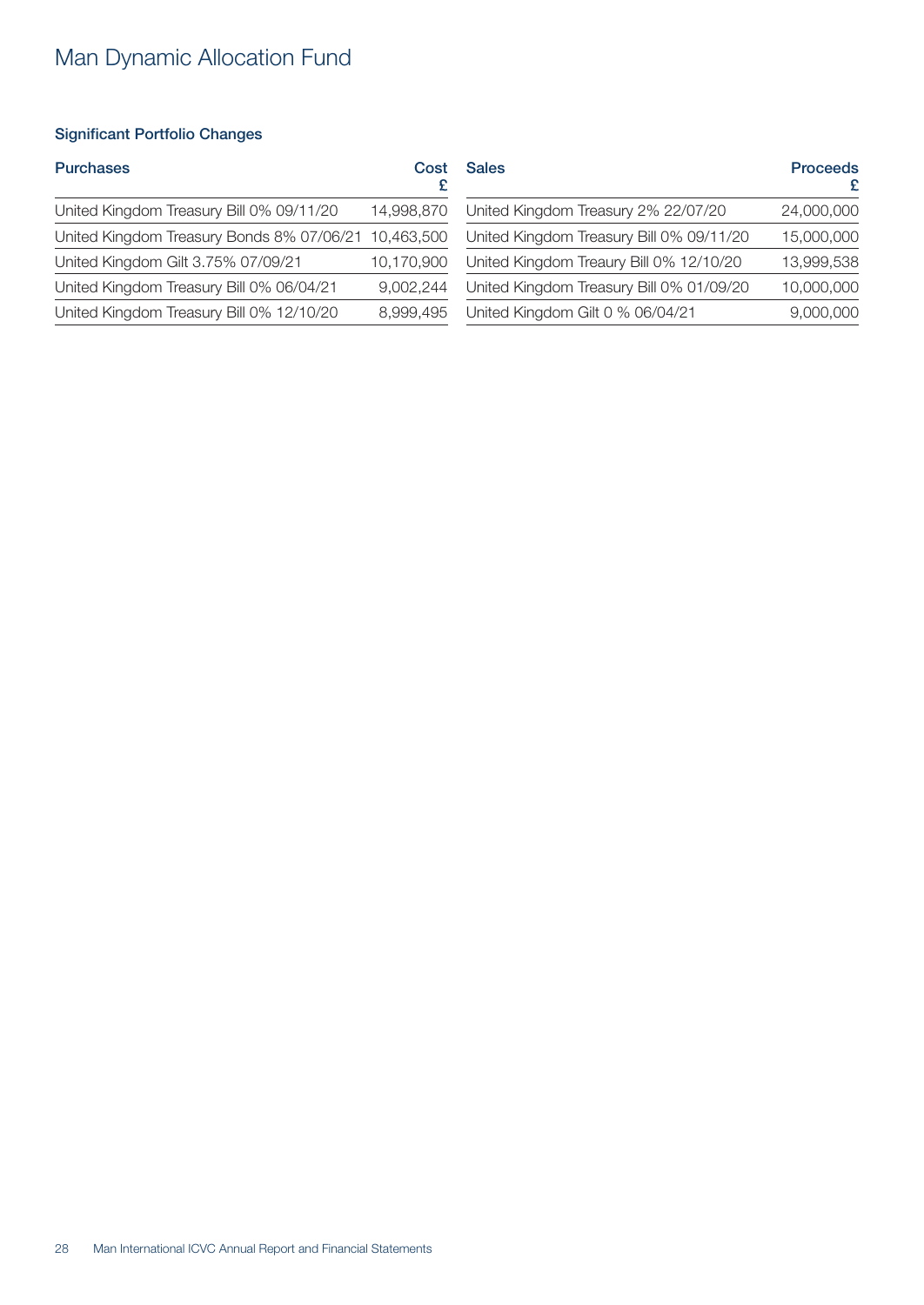# Man Dynamic Allocation Fund

### Significant Portfolio Changes

| Purchases | Cost £ |
|---|---|
| United Kingdom Treasury Bill 0% 09/11/20 | 14,998,870 |
| United Kingdom Treasury Bonds 8% 07/06/21 | 10,463,500 |
| United Kingdom Gilt 3.75% 07/09/21 | 10,170,900 |
| United Kingdom Treasury Bill 0% 06/04/21 | 9,002,244 |
| United Kingdom Treasury Bill 0% 12/10/20 | 8,999,495 |

| Sales | Proceeds £ |
|---|---|
| United Kingdom Treasury 2% 22/07/20 | 24,000,000 |
| United Kingdom Treasury Bill 0% 09/11/20 | 15,000,000 |
| United Kingdom Treaury Bill 0% 12/10/20 | 13,999,538 |
| United Kingdom Treasury Bill 0% 01/09/20 | 10,000,000 |
| United Kingdom Gilt 0 % 06/04/21 | 9,000,000 |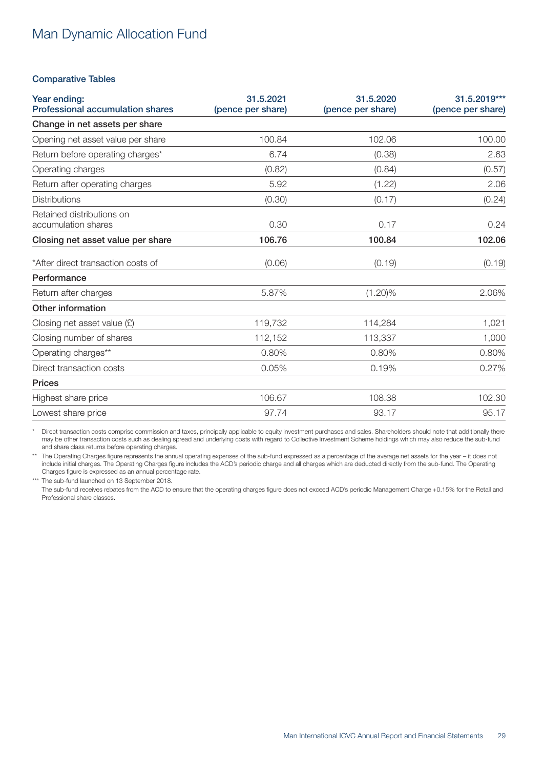# Man Dynamic Allocation Fund

### Comparative Tables

| Year ending: Professional accumulation shares | 31.5.2021 (pence per share) | 31.5.2020 (pence per share) | 31.5.2019*** (pence per share) |
|---|---|---|---|
| **Change in net assets per share** | | | |
| Opening net asset value per share | 100.84 | 102.06 | 100.00 |
| Return before operating charges* | 6.74 | (0.38) | 2.63 |
| Operating charges | (0.82) | (0.84) | (0.57) |
| Return after operating charges | 5.92 | (1.22) | 2.06 |
| Distributions | (0.30) | (0.17) | (0.24) |
| Retained distributions on accumulation shares | 0.30 | 0.17 | 0.24 |
| **Closing net asset value per share** | **106.76** | **100.84** | **102.06** |
| *After direct transaction costs of | (0.06) | (0.19) | (0.19) |
| **Performance** | | | |
| Return after charges | 5.87% | (1.20)% | 2.06% |
| **Other information** | | | |
| Closing net asset value (£) | 119,732 | 114,284 | 1,021 |
| Closing number of shares | 112,152 | 113,337 | 1,000 |
| Operating charges** | 0.80% | 0.80% | 0.80% |
| Direct transaction costs | 0.05% | 0.19% | 0.27% |
| **Prices** | | | |
| Highest share price | 106.67 | 108.38 | 102.30 |
| Lowest share price | 97.74 | 93.17 | 95.17 |

\* Direct transaction costs comprise commission and taxes, principally applicable to equity investment purchases and sales. Shareholders should note that additionally there may be other transaction costs such as dealing spread and underlying costs with regard to Collective Investment Scheme holdings which may also reduce the sub-fund and share class returns before operating charges.

\*\* The Operating Charges figure represents the annual operating expenses of the sub-fund expressed as a percentage of the average net assets for the year – it does not include initial charges. The Operating Charges figure includes the ACD's periodic charge and all charges which are deducted directly from the sub-fund. The Operating Charges figure is expressed as an annual percentage rate.

\*\*\* The sub-fund launched on 13 September 2018.

The sub-fund receives rebates from the ACD to ensure that the operating charges figure does not exceed ACD's periodic Management Charge +0.15% for the Retail and Professional share classes.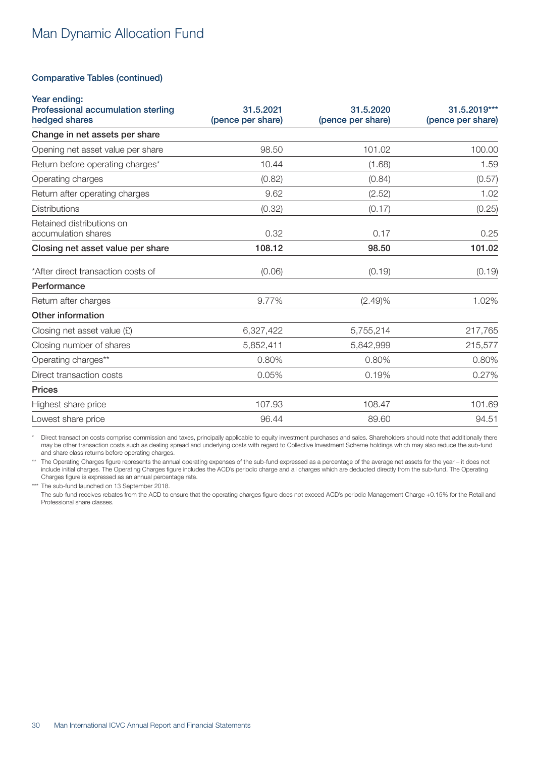# Man Dynamic Allocation Fund

### Comparative Tables (continued)

| Year ending: Professional accumulation sterling hedged shares | 31.5.2021 (pence per share) | 31.5.2020 (pence per share) | 31.5.2019*** (pence per share) |
|---|---|---|---|
| **Change in net assets per share** | | | |
| Opening net asset value per share | 98.50 | 101.02 | 100.00 |
| Return before operating charges* | 10.44 | (1.68) | 1.59 |
| Operating charges | (0.82) | (0.84) | (0.57) |
| Return after operating charges | 9.62 | (2.52) | 1.02 |
| Distributions | (0.32) | (0.17) | (0.25) |
| Retained distributions on accumulation shares | 0.32 | 0.17 | 0.25 |
| **Closing net asset value per share** | **108.12** | **98.50** | **101.02** |
| *After direct transaction costs of | (0.06) | (0.19) | (0.19) |
| **Performance** | | | |
| Return after charges | 9.77% | (2.49)% | 1.02% |
| **Other information** | | | |
| Closing net asset value (£) | 6,327,422 | 5,755,214 | 217,765 |
| Closing number of shares | 5,852,411 | 5,842,999 | 215,577 |
| Operating charges** | 0.80% | 0.80% | 0.80% |
| Direct transaction costs | 0.05% | 0.19% | 0.27% |
| **Prices** | | | |
| Highest share price | 107.93 | 108.47 | 101.69 |
| Lowest share price | 96.44 | 89.60 | 94.51 |

\* Direct transaction costs comprise commission and taxes, principally applicable to equity investment purchases and sales. Shareholders should note that additionally there may be other transaction costs such as dealing spread and underlying costs with regard to Collective Investment Scheme holdings which may also reduce the sub-fund and share class returns before operating charges.

\** The Operating Charges figure represents the annual operating expenses of the sub-fund expressed as a percentage of the average net assets for the year – it does not include initial charges. The Operating Charges figure includes the ACD's periodic charge and all charges which are deducted directly from the sub-fund. The Operating Charges figure is expressed as an annual percentage rate.

\*** The sub-fund launched on 13 September 2018.

The sub-fund receives rebates from the ACD to ensure that the operating charges figure does not exceed ACD's periodic Management Charge +0.15% for the Retail and Professional share classes.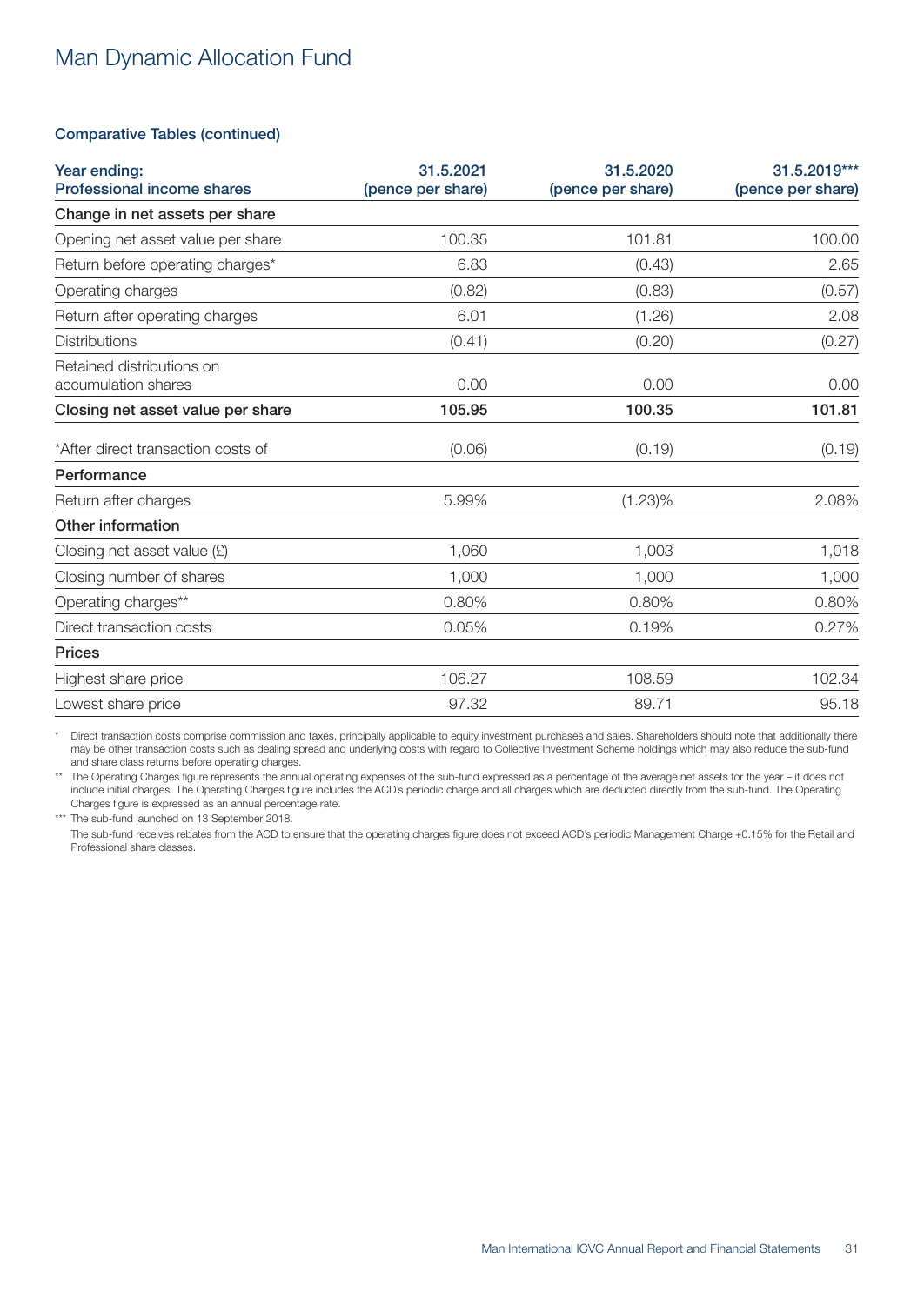# Man Dynamic Allocation Fund

## Comparative Tables (continued)

| Year ending: Professional income shares | 31.5.2021 (pence per share) | 31.5.2020 (pence per share) | 31.5.2019*** (pence per share) |
|---|---|---|---|
| **Change in net assets per share** | | | |
| Opening net asset value per share | 100.35 | 101.81 | 100.00 |
| Return before operating charges* | 6.83 | (0.43) | 2.65 |
| Operating charges | (0.82) | (0.83) | (0.57) |
| Return after operating charges | 6.01 | (1.26) | 2.08 |
| Distributions | (0.41) | (0.20) | (0.27) |
| Retained distributions on accumulation shares | 0.00 | 0.00 | 0.00 |
| **Closing net asset value per share** | **105.95** | **100.35** | **101.81** |
| *After direct transaction costs of | (0.06) | (0.19) | (0.19) |
| **Performance** | | | |
| Return after charges | 5.99% | (1.23)% | 2.08% |
| **Other information** | | | |
| Closing net asset value (£) | 1,060 | 1,003 | 1,018 |
| Closing number of shares | 1,000 | 1,000 | 1,000 |
| Operating charges** | 0.80% | 0.80% | 0.80% |
| Direct transaction costs | 0.05% | 0.19% | 0.27% |
| **Prices** | | | |
| Highest share price | 106.27 | 108.59 | 102.34 |
| Lowest share price | 97.32 | 89.71 | 95.18 |

\* Direct transaction costs comprise commission and taxes, principally applicable to equity investment purchases and sales. Shareholders should note that additionally there may be other transaction costs such as dealing spread and underlying costs with regard to Collective Investment Scheme holdings which may also reduce the sub-fund and share class returns before operating charges.

\*\* The Operating Charges figure represents the annual operating expenses of the sub-fund expressed as a percentage of the average net assets for the year – it does not include initial charges. The Operating Charges figure includes the ACD's periodic charge and all charges which are deducted directly from the sub-fund. The Operating Charges figure is expressed as an annual percentage rate.

\*\*\* The sub-fund launched on 13 September 2018.

The sub-fund receives rebates from the ACD to ensure that the operating charges figure does not exceed ACD's periodic Management Charge +0.15% for the Retail and Professional share classes.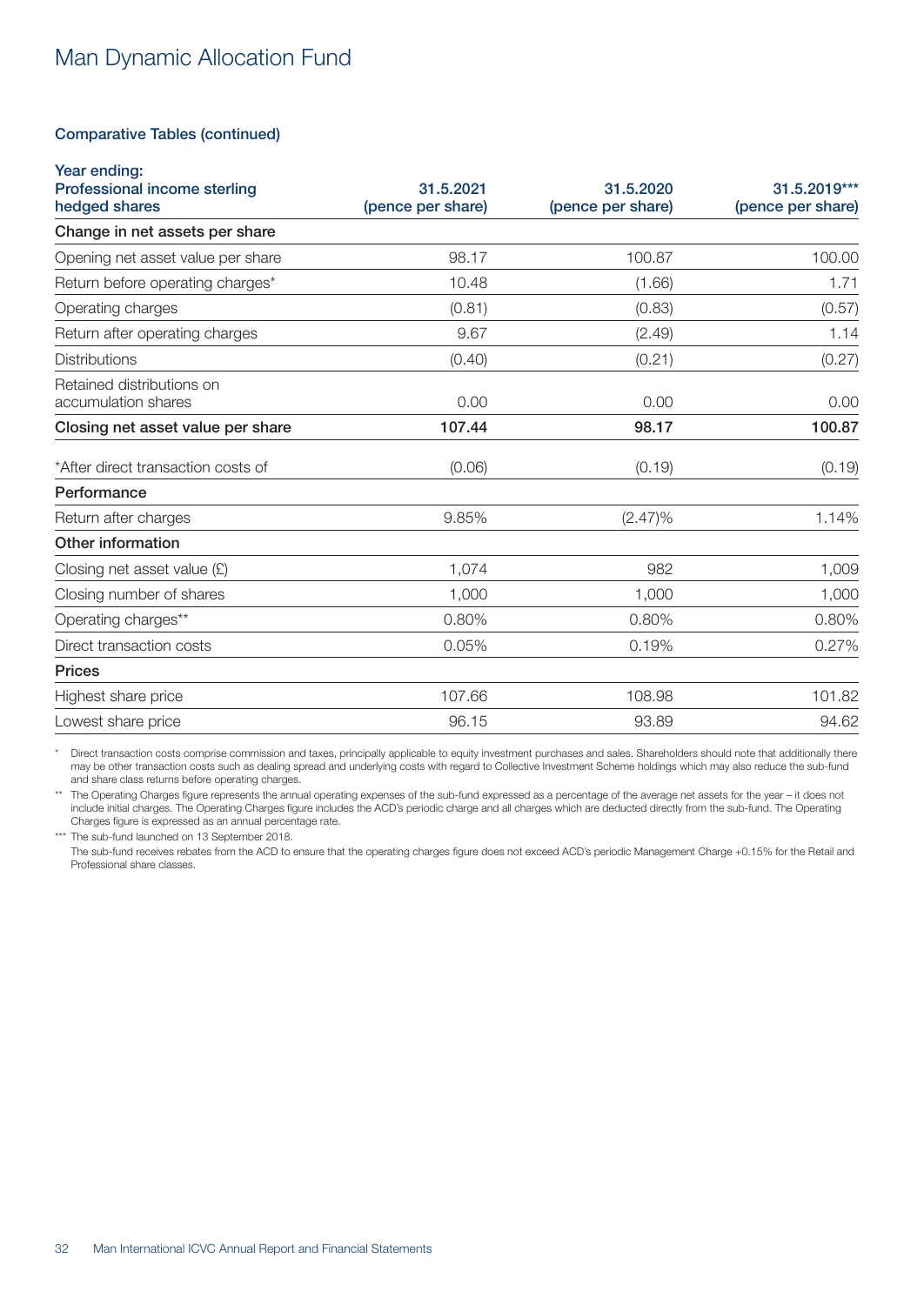# Man Dynamic Allocation Fund

## Comparative Tables (continued)

| Year ending: Professional income sterling hedged shares | 31.5.2021 (pence per share) | 31.5.2020 (pence per share) | 31.5.2019*** (pence per share) |
|---|---|---|---|
| **Change in net assets per share** | | | |
| Opening net asset value per share | 98.17 | 100.87 | 100.00 |
| Return before operating charges* | 10.48 | (1.66) | 1.71 |
| Operating charges | (0.81) | (0.83) | (0.57) |
| Return after operating charges | 9.67 | (2.49) | 1.14 |
| Distributions | (0.40) | (0.21) | (0.27) |
| Retained distributions on accumulation shares | 0.00 | 0.00 | 0.00 |
| **Closing net asset value per share** | **107.44** | **98.17** | **100.87** |
| *After direct transaction costs of | (0.06) | (0.19) | (0.19) |
| **Performance** | | | |
| Return after charges | 9.85% | (2.47)% | 1.14% |
| **Other information** | | | |
| Closing net asset value (£) | 1,074 | 982 | 1,009 |
| Closing number of shares | 1,000 | 1,000 | 1,000 |
| Operating charges** | 0.80% | 0.80% | 0.80% |
| Direct transaction costs | 0.05% | 0.19% | 0.27% |
| **Prices** | | | |
| Highest share price | 107.66 | 108.98 | 101.82 |
| Lowest share price | 96.15 | 93.89 | 94.62 |

\* Direct transaction costs comprise commission and taxes, principally applicable to equity investment purchases and sales. Shareholders should note that additionally there may be other transaction costs such as dealing spread and underlying costs with regard to Collective Investment Scheme holdings which may also reduce the sub-fund and share class returns before operating charges.

** The Operating Charges figure represents the annual operating expenses of the sub-fund expressed as a percentage of the average net assets for the year – it does not include initial charges. The Operating Charges figure includes the ACD's periodic charge and all charges which are deducted directly from the sub-fund. The Operating Charges figure is expressed as an annual percentage rate.

*** The sub-fund launched on 13 September 2018.

The sub-fund receives rebates from the ACD to ensure that the operating charges figure does not exceed ACD's periodic Management Charge +0.15% for the Retail and Professional share classes.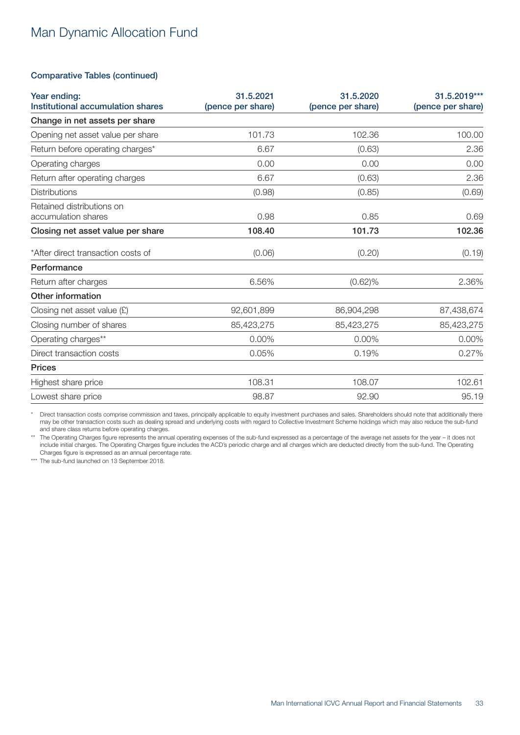# Man Dynamic Allocation Fund

## Comparative Tables (continued)

| Year ending:<br>Institutional accumulation shares | 31.5.2021<br>(pence per share) | 31.5.2020<br>(pence per share) | 31.5.2019***<br>(pence per share) |
|---|---|---|---|
| **Change in net assets per share** | | | |
| Opening net asset value per share | 101.73 | 102.36 | 100.00 |
| Return before operating charges* | 6.67 | (0.63) | 2.36 |
| Operating charges | 0.00 | 0.00 | 0.00 |
| Return after operating charges | 6.67 | (0.63) | 2.36 |
| Distributions | (0.98) | (0.85) | (0.69) |
| Retained distributions on accumulation shares | 0.98 | 0.85 | 0.69 |
| **Closing net asset value per share** | **108.40** | **101.73** | **102.36** |
| *After direct transaction costs of | (0.06) | (0.20) | (0.19) |
| **Performance** | | | |
| Return after charges | 6.56% | (0.62)% | 2.36% |
| **Other information** | | | |
| Closing net asset value (£) | 92,601,899 | 86,904,298 | 87,438,674 |
| Closing number of shares | 85,423,275 | 85,423,275 | 85,423,275 |
| Operating charges** | 0.00% | 0.00% | 0.00% |
| Direct transaction costs | 0.05% | 0.19% | 0.27% |
| **Prices** | | | |
| Highest share price | 108.31 | 108.07 | 102.61 |
| Lowest share price | 98.87 | 92.90 | 95.19 |

\* Direct transaction costs comprise commission and taxes, principally applicable to equity investment purchases and sales. Shareholders should note that additionally there may be other transaction costs such as dealing spread and underlying costs with regard to Collective Investment Scheme holdings which may also reduce the sub-fund and share class returns before operating charges.

** The Operating Charges figure represents the annual operating expenses of the sub-fund expressed as a percentage of the average net assets for the year – it does not include initial charges. The Operating Charges figure includes the ACD's periodic charge and all charges which are deducted directly from the sub-fund. The Operating Charges figure is expressed as an annual percentage rate.

*** The sub-fund launched on 13 September 2018.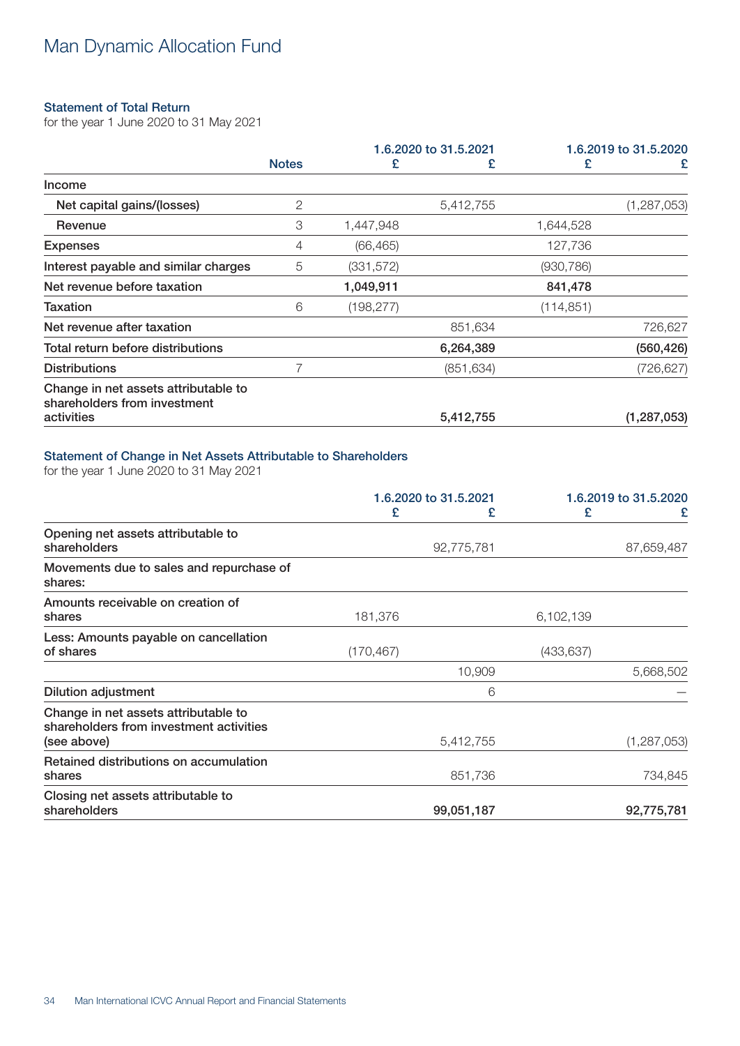# Man Dynamic Allocation Fund

## Statement of Total Return

for the year 1 June 2020 to 31 May 2021

| | Notes | 1.6.2020 to 31.5.2021 £ | 1.6.2020 to 31.5.2021 £ | 1.6.2019 to 31.5.2020 £ | 1.6.2019 to 31.5.2020 £ |
|---|---|---|---|---|---|
| Income | | | | | |
| Net capital gains/(losses) | 2 | | 5,412,755 | | (1,287,053) |
| Revenue | 3 | 1,447,948 | | 1,644,528 | |
| Expenses | 4 | (66,465) | | 127,736 | |
| Interest payable and similar charges | 5 | (331,572) | | (930,786) | |
| **Net revenue before taxation** | | **1,049,911** | | **841,478** | |
| Taxation | 6 | (198,277) | | (114,851) | |
| Net revenue after taxation | | | 851,634 | | 726,627 |
| Total return before distributions | | | **6,264,389** | | **(560,426)** |
| Distributions | 7 | | (851,634) | | (726,627) |
| Change in net assets attributable to shareholders from investment activities | | | **5,412,755** | | **(1,287,053)** |

## Statement of Change in Net Assets Attributable to Shareholders

for the year 1 June 2020 to 31 May 2021

| | 1.6.2020 to 31.5.2021 £ | 1.6.2020 to 31.5.2021 £ | 1.6.2019 to 31.5.2020 £ | 1.6.2019 to 31.5.2020 £ |
|---|---|---|---|---|
| Opening net assets attributable to shareholders | | 92,775,781 | | 87,659,487 |
| Movements due to sales and repurchase of shares: | | | | |
| Amounts receivable on creation of shares | 181,376 | | 6,102,139 | |
| Less: Amounts payable on cancellation of shares | (170,467) | | (433,637) | |
| | | 10,909 | | 5,668,502 |
| Dilution adjustment | | 6 | | — |
| Change in net assets attributable to shareholders from investment activities (see above) | | 5,412,755 | | (1,287,053) |
| Retained distributions on accumulation shares | | 851,736 | | 734,845 |
| Closing net assets attributable to shareholders | | **99,051,187** | | **92,775,781** |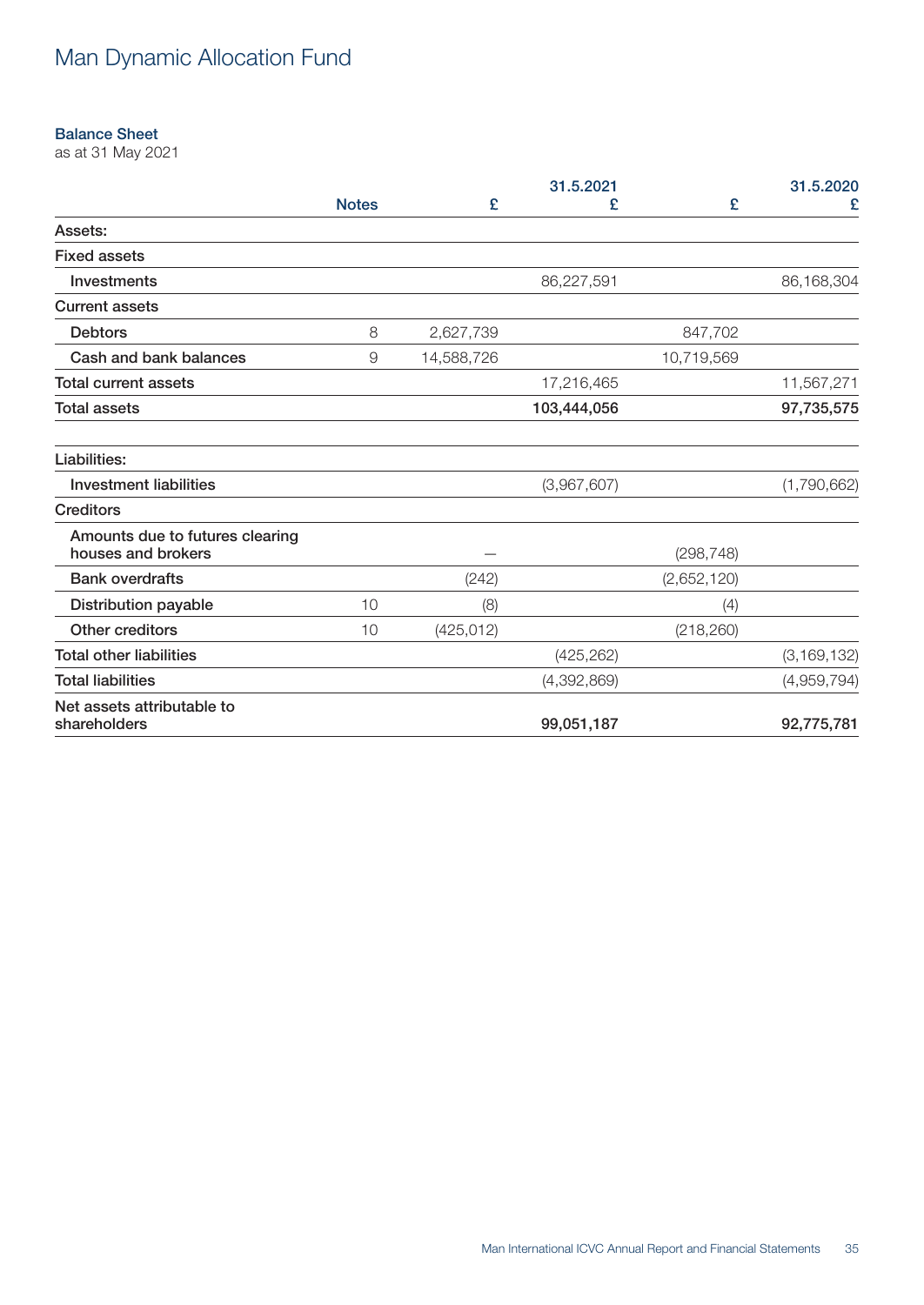# Man Dynamic Allocation Fund

### Balance Sheet

as at 31 May 2021

| | Notes | £ | 31.5.2021<br>£ | £ | 31.5.2020<br>£ |
|---|---|---|---|---|---|
| **Assets:** | | | | | |
| **Fixed assets** | | | | | |
| Investments | | | 86,227,591 | | 86,168,304 |
| **Current assets** | | | | | |
| Debtors | 8 | 2,627,739 | | 847,702 | |
| Cash and bank balances | 9 | 14,588,726 | | 10,719,569 | |
| **Total current assets** | | | 17,216,465 | | 11,567,271 |
| **Total assets** | | | **103,444,056** | | **97,735,575** |
| | | | | | |
| **Liabilities:** | | | | | |
| Investment liabilities | | | (3,967,607) | | (1,790,662) |
| **Creditors** | | | | | |
| Amounts due to futures clearing houses and brokers | | – | | (298,748) | |
| Bank overdrafts | | (242) | | (2,652,120) | |
| Distribution payable | 10 | (8) | | (4) | |
| Other creditors | 10 | (425,012) | | (218,260) | |
| **Total other liabilities** | | | (425,262) | | (3,169,132) |
| **Total liabilities** | | | (4,392,869) | | (4,959,794) |
| **Net assets attributable to shareholders** | | | **99,051,187** | | **92,775,781** |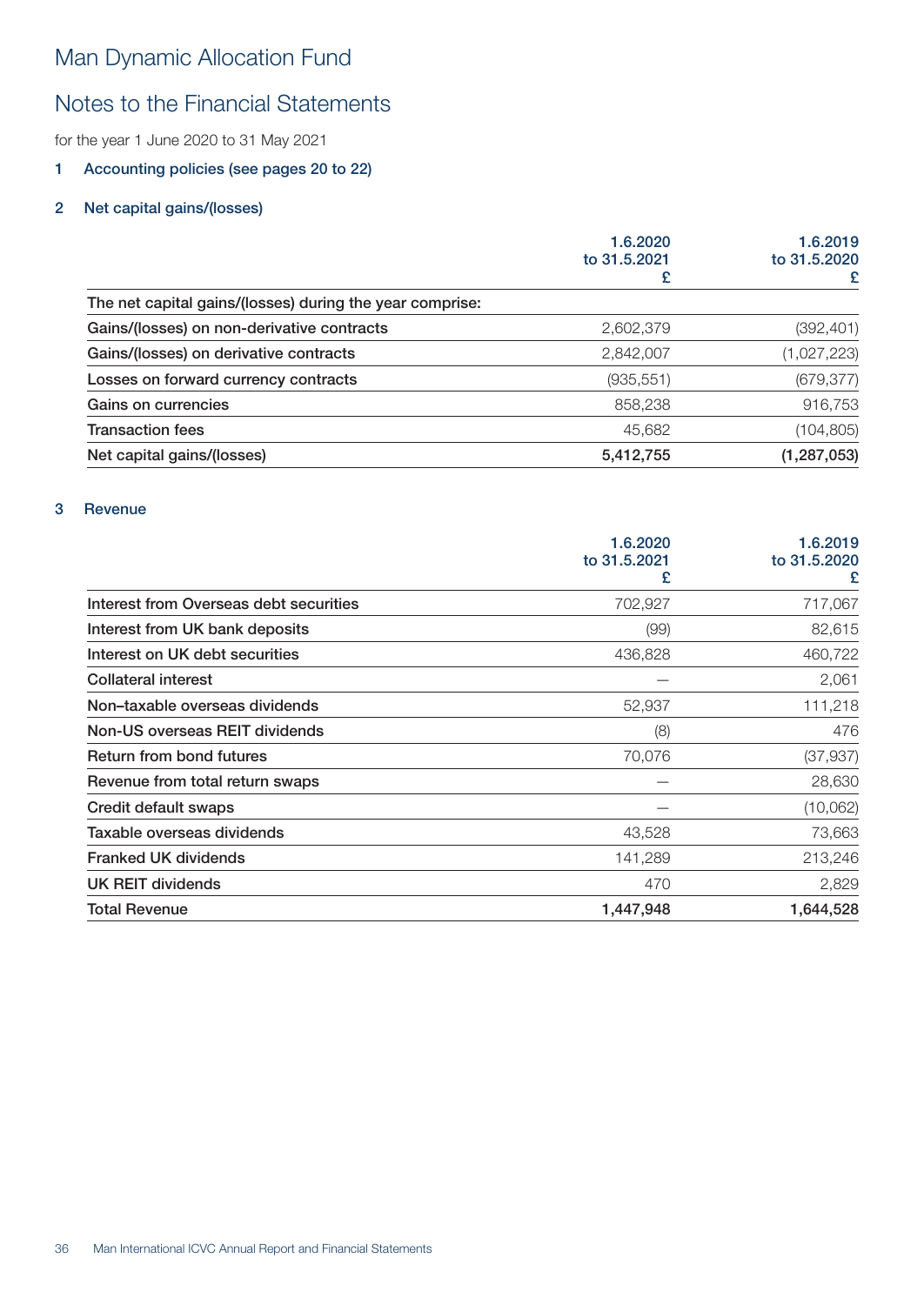# Man Dynamic Allocation Fund

## Notes to the Financial Statements

for the year 1 June 2020 to 31 May 2021

### 1 Accounting policies (see pages 20 to 22)

### 2 Net capital gains/(losses)

| | 1.6.2020 to 31.5.2021 £ | 1.6.2019 to 31.5.2020 £ |
|---|---|---|
| The net capital gains/(losses) during the year comprise: | | |
| Gains/(losses) on non-derivative contracts | 2,602,379 | (392,401) |
| Gains/(losses) on derivative contracts | 2,842,007 | (1,027,223) |
| Losses on forward currency contracts | (935,551) | (679,377) |
| Gains on currencies | 858,238 | 916,753 |
| Transaction fees | 45,682 | (104,805) |
| **Net capital gains/(losses)** | **5,412,755** | **(1,287,053)** |

### 3 Revenue

| | 1.6.2020 to 31.5.2021 £ | 1.6.2019 to 31.5.2020 £ |
|---|---|---|
| Interest from Overseas debt securities | 702,927 | 717,067 |
| Interest from UK bank deposits | (99) | 82,615 |
| Interest on UK debt securities | 436,828 | 460,722 |
| Collateral interest | – | 2,061 |
| Non–taxable overseas dividends | 52,937 | 111,218 |
| Non-US overseas REIT dividends | (8) | 476 |
| Return from bond futures | 70,076 | (37,937) |
| Revenue from total return swaps | – | 28,630 |
| Credit default swaps | – | (10,062) |
| Taxable overseas dividends | 43,528 | 73,663 |
| Franked UK dividends | 141,289 | 213,246 |
| UK REIT dividends | 470 | 2,829 |
| **Total Revenue** | **1,447,948** | **1,644,528** |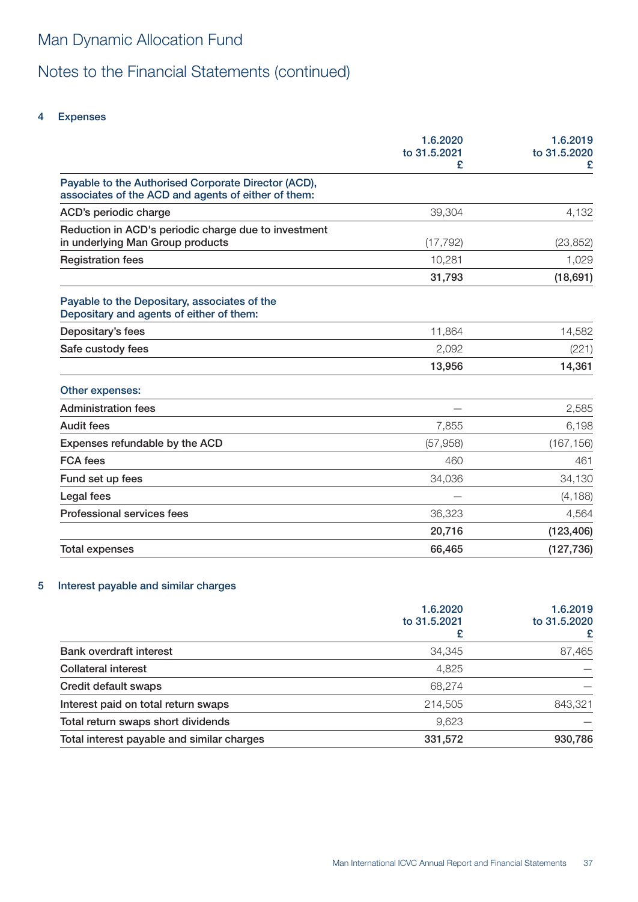# Man Dynamic Allocation Fund

## Notes to the Financial Statements (continued)

### 4 Expenses

| | 1.6.2020 to 31.5.2021 £ | 1.6.2019 to 31.5.2020 £ |
|---|---|---|
| **Payable to the Authorised Corporate Director (ACD), associates of the ACD and agents of either of them:** | | |
| ACD's periodic charge | 39,304 | 4,132 |
| Reduction in ACD's periodic charge due to investment in underlying Man Group products | (17,792) | (23,852) |
| Registration fees | 10,281 | 1,029 |
| | **31,793** | **(18,691)** |
| **Payable to the Depositary, associates of the Depositary and agents of either of them:** | | |
| Depositary's fees | 11,864 | 14,582 |
| Safe custody fees | 2,092 | (221) |
| | **13,956** | **14,361** |
| **Other expenses:** | | |
| Administration fees | — | 2,585 |
| Audit fees | 7,855 | 6,198 |
| Expenses refundable by the ACD | (57,958) | (167,156) |
| FCA fees | 460 | 461 |
| Fund set up fees | 34,036 | 34,130 |
| Legal fees | — | (4,188) |
| Professional services fees | 36,323 | 4,564 |
| | **20,716** | **(123,406)** |
| Total expenses | **66,465** | **(127,736)** |

### 5 Interest payable and similar charges

| | 1.6.2020 to 31.5.2021 £ | 1.6.2019 to 31.5.2020 £ |
|---|---|---|
| Bank overdraft interest | 34,345 | 87,465 |
| Collateral interest | 4,825 | — |
| Credit default swaps | 68,274 | — |
| Interest paid on total return swaps | 214,505 | 843,321 |
| Total return swaps short dividends | 9,623 | — |
| Total interest payable and similar charges | **331,572** | **930,786** |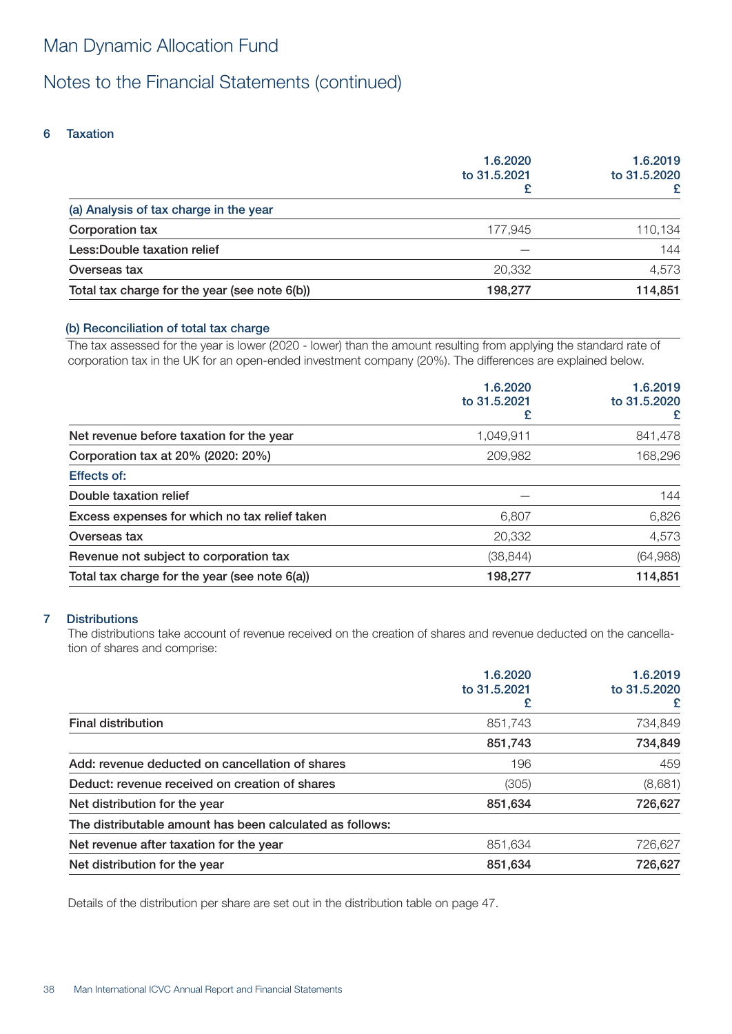# Man Dynamic Allocation Fund

## Notes to the Financial Statements (continued)

### 6 Taxation

| | 1.6.2020 to 31.5.2021 £ | 1.6.2019 to 31.5.2020 £ |
|---|---|---|
| **(a) Analysis of tax charge in the year** | | |
| Corporation tax | 177,945 | 110,134 |
| Less:Double taxation relief | — | 144 |
| Overseas tax | 20,332 | 4,573 |
| **Total tax charge for the year (see note 6(b))** | **198,277** | **114,851** |

**(b) Reconciliation of total tax charge**

The tax assessed for the year is lower (2020 - lower) than the amount resulting from applying the standard rate of corporation tax in the UK for an open-ended investment company (20%). The differences are explained below.

| | 1.6.2020 to 31.5.2021 £ | 1.6.2019 to 31.5.2020 £ |
|---|---|---|
| Net revenue before taxation for the year | 1,049,911 | 841,478 |
| Corporation tax at 20% (2020: 20%) | 209,982 | 168,296 |
| **Effects of:** | | |
| Double taxation relief | — | 144 |
| Excess expenses for which no tax relief taken | 6,807 | 6,826 |
| Overseas tax | 20,332 | 4,573 |
| Revenue not subject to corporation tax | (38,844) | (64,988) |
| **Total tax charge for the year (see note 6(a))** | **198,277** | **114,851** |

### 7 Distributions

The distributions take account of revenue received on the creation of shares and revenue deducted on the cancellation of shares and comprise:

| | 1.6.2020 to 31.5.2021 £ | 1.6.2019 to 31.5.2020 £ |
|---|---|---|
| Final distribution | 851,743 | 734,849 |
| | **851,743** | **734,849** |
| Add: revenue deducted on cancellation of shares | 196 | 459 |
| Deduct: revenue received on creation of shares | (305) | (8,681) |
| **Net distribution for the year** | **851,634** | **726,627** |
| The distributable amount has been calculated as follows: | | |
| Net revenue after taxation for the year | 851,634 | 726,627 |
| **Net distribution for the year** | **851,634** | **726,627** |

Details of the distribution per share are set out in the distribution table on page 47.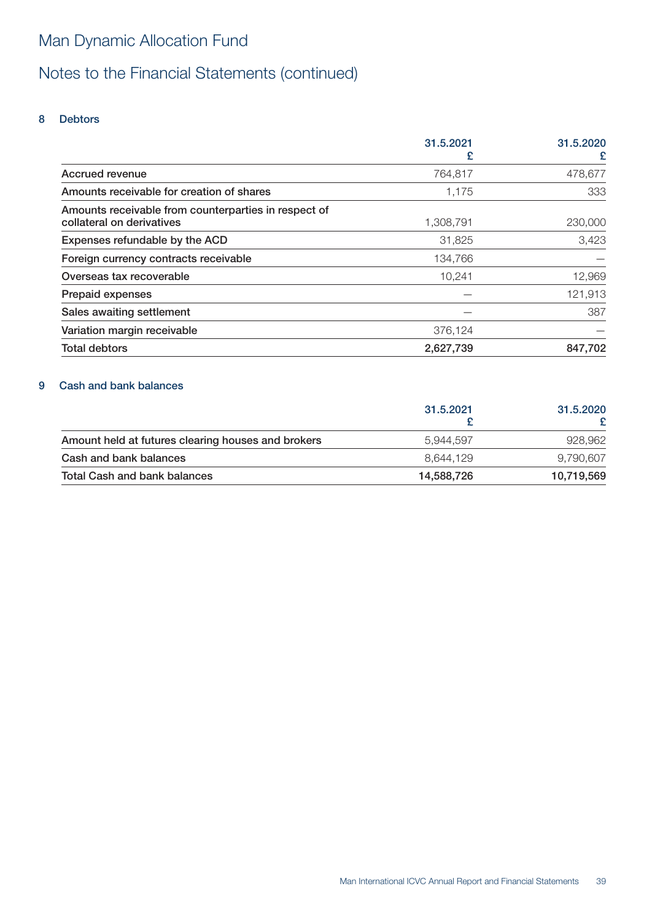# Man Dynamic Allocation Fund

## Notes to the Financial Statements (continued)

### 8 Debtors

| | 31.5.2021<br>£ | 31.5.2020<br>£ |
|---|---|---|
| Accrued revenue | 764,817 | 478,677 |
| Amounts receivable for creation of shares | 1,175 | 333 |
| Amounts receivable from counterparties in respect of collateral on derivatives | 1,308,791 | 230,000 |
| Expenses refundable by the ACD | 31,825 | 3,423 |
| Foreign currency contracts receivable | 134,766 | — |
| Overseas tax recoverable | 10,241 | 12,969 |
| Prepaid expenses | — | 121,913 |
| Sales awaiting settlement | — | 387 |
| Variation margin receivable | 376,124 | — |
| **Total debtors** | **2,627,739** | **847,702** |

### 9 Cash and bank balances

| | 31.5.2021<br>£ | 31.5.2020<br>£ |
|---|---|---|
| Amount held at futures clearing houses and brokers | 5,944,597 | 928,962 |
| Cash and bank balances | 8,644,129 | 9,790,607 |
| **Total Cash and bank balances** | **14,588,726** | **10,719,569** |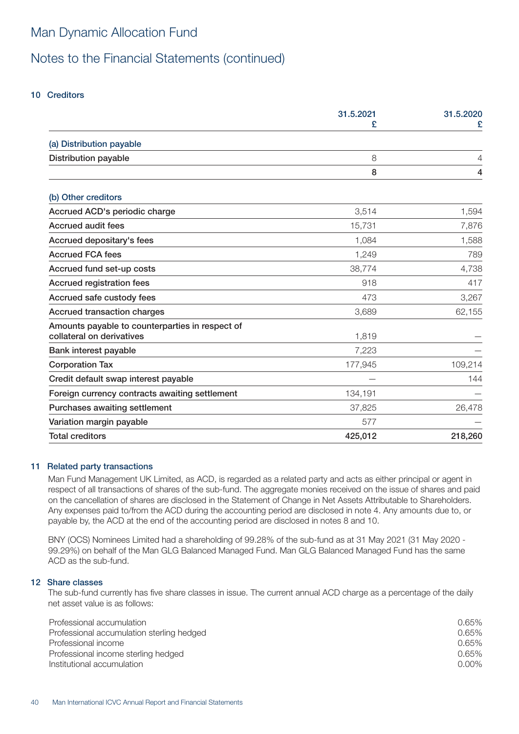# Man Dynamic Allocation Fund

## Notes to the Financial Statements (continued)

### 10 Creditors

| | 31.5.2021<br>£ | 31.5.2020<br>£ |
|---|---|---|
| **(a) Distribution payable** | | |
| Distribution payable | 8 | 4 |
| | **8** | **4** |
| **(b) Other creditors** | | |
| Accrued ACD's periodic charge | 3,514 | 1,594 |
| Accrued audit fees | 15,731 | 7,876 |
| Accrued depositary's fees | 1,084 | 1,588 |
| Accrued FCA fees | 1,249 | 789 |
| Accrued fund set-up costs | 38,774 | 4,738 |
| Accrued registration fees | 918 | 417 |
| Accrued safe custody fees | 473 | 3,267 |
| Accrued transaction charges | 3,689 | 62,155 |
| Amounts payable to counterparties in respect of collateral on derivatives | 1,819 | — |
| Bank interest payable | 7,223 | — |
| Corporation Tax | 177,945 | 109,214 |
| Credit default swap interest payable | — | 144 |
| Foreign currency contracts awaiting settlement | 134,191 | — |
| Purchases awaiting settlement | 37,825 | 26,478 |
| Variation margin payable | 577 | — |
| **Total creditors** | **425,012** | **218,260** |

### 11 Related party transactions

Man Fund Management UK Limited, as ACD, is regarded as a related party and acts as either principal or agent in respect of all transactions of shares of the sub-fund. The aggregate monies received on the issue of shares and paid on the cancellation of shares are disclosed in the Statement of Change in Net Assets Attributable to Shareholders. Any expenses paid to/from the ACD during the accounting period are disclosed in note 4. Any amounts due to, or payable by, the ACD at the end of the accounting period are disclosed in notes 8 and 10.

BNY (OCS) Nominees Limited had a shareholding of 99.28% of the sub-fund as at 31 May 2021 (31 May 2020 - 99.29%) on behalf of the Man GLG Balanced Managed Fund. Man GLG Balanced Managed Fund has the same ACD as the sub-fund.

### 12 Share classes

The sub-fund currently has five share classes in issue. The current annual ACD charge as a percentage of the daily net asset value is as follows:

| | |
|---|---|
| Professional accumulation | 0.65% |
| Professional accumulation sterling hedged | 0.65% |
| Professional income | 0.65% |
| Professional income sterling hedged | 0.65% |
| Institutional accumulation | 0.00% |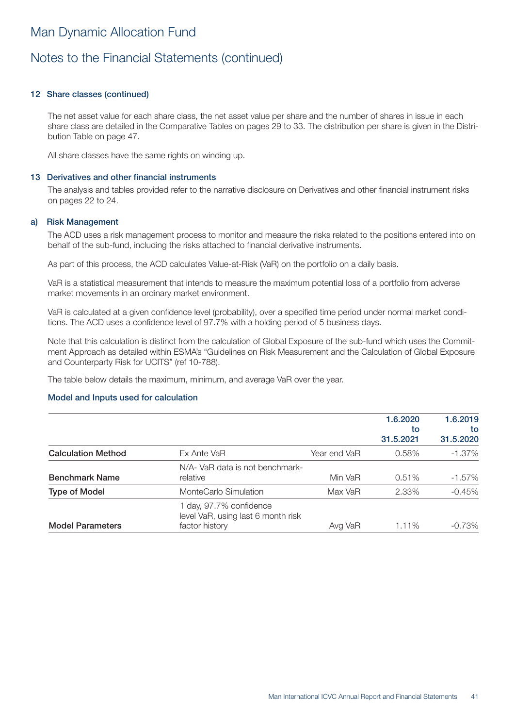# Man Dynamic Allocation Fund

## Notes to the Financial Statements (continued)

### 12 Share classes (continued)

The net asset value for each share class, the net asset value per share and the number of shares in issue in each share class are detailed in the Comparative Tables on pages 29 to 33. The distribution per share is given in the Distribution Table on page 47.

All share classes have the same rights on winding up.

### 13 Derivatives and other financial instruments

The analysis and tables provided refer to the narrative disclosure on Derivatives and other financial instrument risks on pages 22 to 24.

### a) Risk Management

The ACD uses a risk management process to monitor and measure the risks related to the positions entered into on behalf of the sub-fund, including the risks attached to financial derivative instruments.

As part of this process, the ACD calculates Value-at-Risk (VaR) on the portfolio on a daily basis.

VaR is a statistical measurement that intends to measure the maximum potential loss of a portfolio from adverse market movements in an ordinary market environment.

VaR is calculated at a given confidence level (probability), over a specified time period under normal market conditions. The ACD uses a confidence level of 97.7% with a holding period of 5 business days.

Note that this calculation is distinct from the calculation of Global Exposure of the sub-fund which uses the Commitment Approach as detailed within ESMA's "Guidelines on Risk Measurement and the Calculation of Global Exposure and Counterparty Risk for UCITS" (ref 10-788).

The table below details the maximum, minimum, and average VaR over the year.

**Model and Inputs used for calculation**

| | | | 1.6.2020 to 31.5.2021 | 1.6.2019 to 31.5.2020 |
|---|---|---|---|---|
| **Calculation Method** | Ex Ante VaR | Year end VaR | 0.58% | -1.37% |
| **Benchmark Name** | N/A- VaR data is not benchmark-relative | Min VaR | 0.51% | -1.57% |
| **Type of Model** | MonteCarlo Simulation | Max VaR | 2.33% | -0.45% |
| **Model Parameters** | 1 day, 97.7% confidence level VaR, using last 6 month risk factor history | Avg VaR | 1.11% | -0.73% |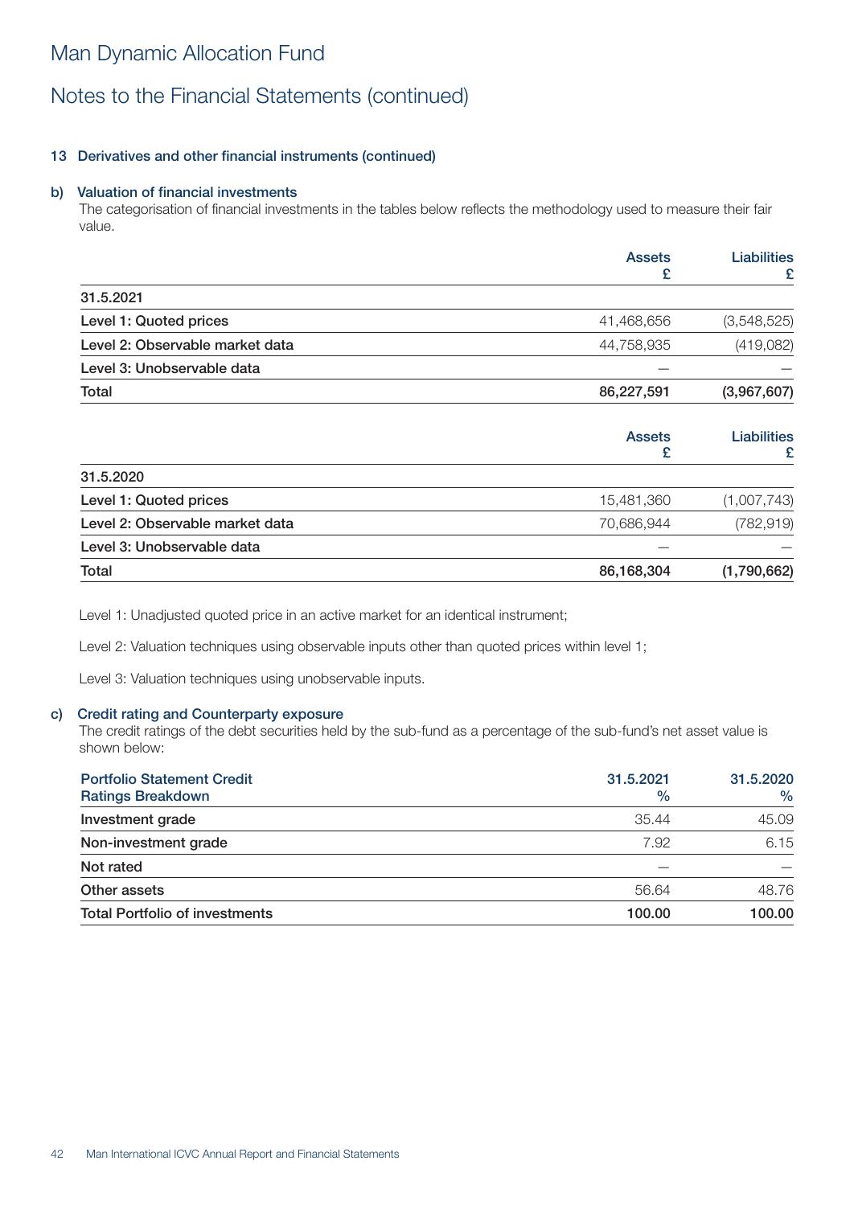# Man Dynamic Allocation Fund

## Notes to the Financial Statements (continued)

### 13 Derivatives and other financial instruments (continued)

#### b) Valuation of financial investments

The categorisation of financial investments in the tables below reflects the methodology used to measure their fair value.

| | Assets £ | Liabilities £ |
|---|---|---|
| **31.5.2021** | | |
| **Level 1: Quoted prices** | 41,468,656 | (3,548,525) |
| **Level 2: Observable market data** | 44,758,935 | (419,082) |
| **Level 3: Unobservable data** | — | — |
| **Total** | **86,227,591** | **(3,967,607)** |

| | Assets £ | Liabilities £ |
|---|---|---|
| **31.5.2020** | | |
| **Level 1: Quoted prices** | 15,481,360 | (1,007,743) |
| **Level 2: Observable market data** | 70,686,944 | (782,919) |
| **Level 3: Unobservable data** | — | — |
| **Total** | **86,168,304** | **(1,790,662)** |

Level 1: Unadjusted quoted price in an active market for an identical instrument;

Level 2: Valuation techniques using observable inputs other than quoted prices within level 1;

Level 3: Valuation techniques using unobservable inputs.

#### c) Credit rating and Counterparty exposure

The credit ratings of the debt securities held by the sub-fund as a percentage of the sub-fund's net asset value is shown below:

| Portfolio Statement Credit Ratings Breakdown | 31.5.2021 % | 31.5.2020 % |
|---|---|---|
| **Investment grade** | 35.44 | 45.09 |
| **Non-investment grade** | 7.92 | 6.15 |
| **Not rated** | — | — |
| **Other assets** | 56.64 | 48.76 |
| **Total Portfolio of investments** | **100.00** | **100.00** |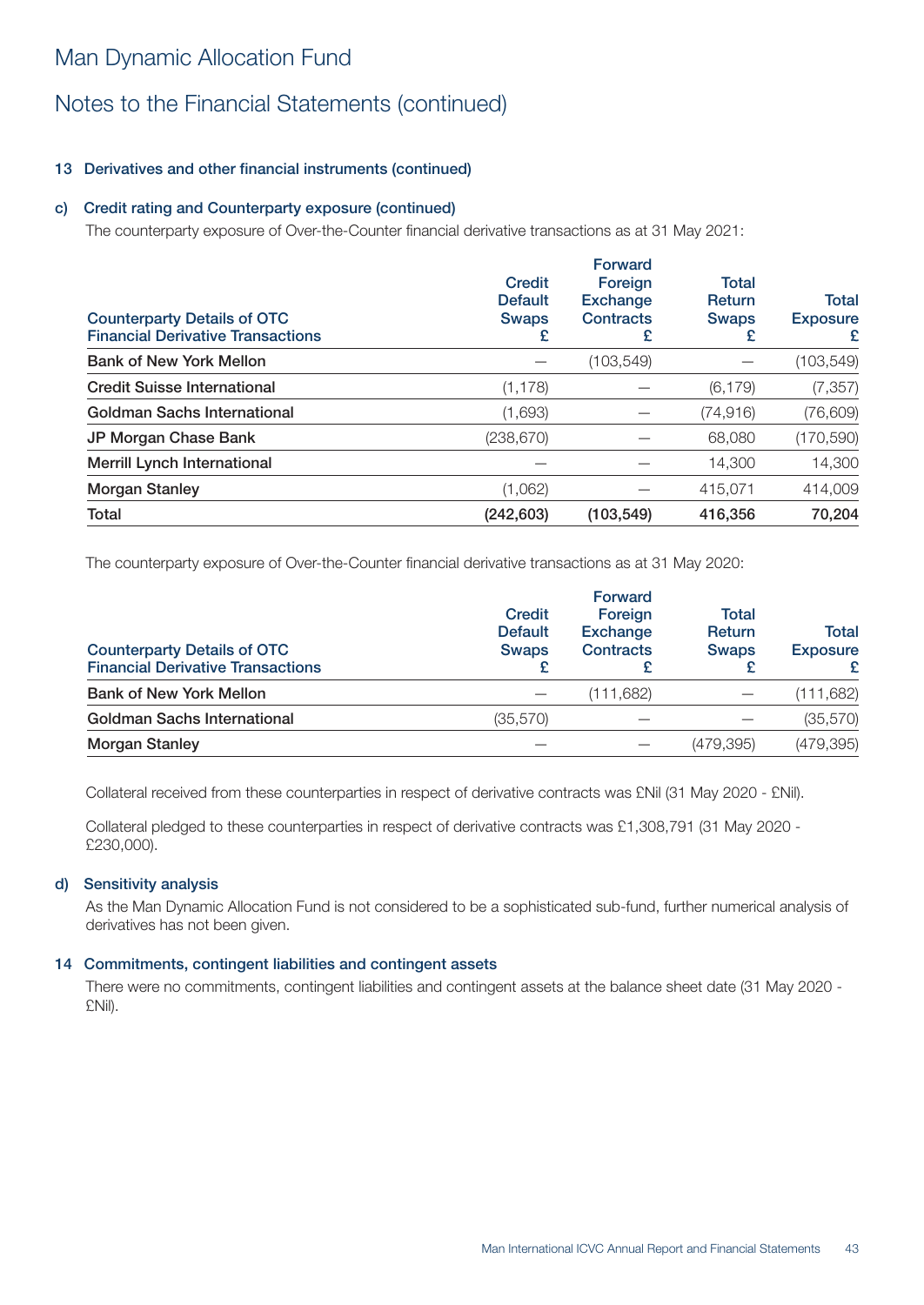# Man Dynamic Allocation Fund

## Notes to the Financial Statements (continued)

### 13 Derivatives and other financial instruments (continued)

#### c) Credit rating and Counterparty exposure (continued)

The counterparty exposure of Over-the-Counter financial derivative transactions as at 31 May 2021:

| Counterparty Details of OTC Financial Derivative Transactions | Credit Default Swaps £ | Forward Foreign Exchange Contracts £ | Total Return Swaps £ | Total Exposure £ |
|---|---|---|---|---|
| Bank of New York Mellon | — | (103,549) | — | (103,549) |
| Credit Suisse International | (1,178) | — | (6,179) | (7,357) |
| Goldman Sachs International | (1,693) | — | (74,916) | (76,609) |
| JP Morgan Chase Bank | (238,670) | — | 68,080 | (170,590) |
| Merrill Lynch International | — | — | 14,300 | 14,300 |
| Morgan Stanley | (1,062) | — | 415,071 | 414,009 |
| **Total** | **(242,603)** | **(103,549)** | **416,356** | **70,204** |

The counterparty exposure of Over-the-Counter financial derivative transactions as at 31 May 2020:

| Counterparty Details of OTC Financial Derivative Transactions | Credit Default Swaps £ | Forward Foreign Exchange Contracts £ | Total Return Swaps £ | Total Exposure £ |
|---|---|---|---|---|
| Bank of New York Mellon | — | (111,682) | — | (111,682) |
| Goldman Sachs International | (35,570) | — | — | (35,570) |
| Morgan Stanley | — | — | (479,395) | (479,395) |

Collateral received from these counterparties in respect of derivative contracts was £Nil (31 May 2020 - £Nil).

Collateral pledged to these counterparties in respect of derivative contracts was £1,308,791 (31 May 2020 - £230,000).

#### d) Sensitivity analysis

As the Man Dynamic Allocation Fund is not considered to be a sophisticated sub-fund, further numerical analysis of derivatives has not been given.

### 14 Commitments, contingent liabilities and contingent assets

There were no commitments, contingent liabilities and contingent assets at the balance sheet date (31 May 2020 - £Nil).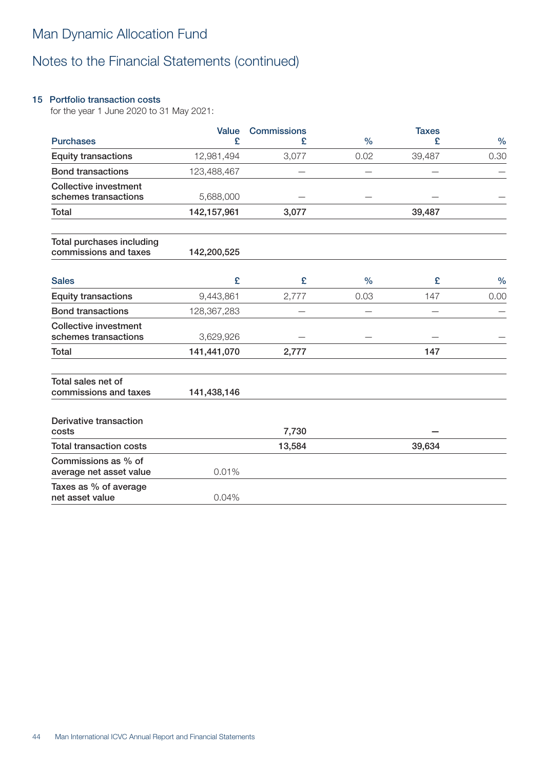# Man Dynamic Allocation Fund

## Notes to the Financial Statements (continued)

### 15 Portfolio transaction costs

for the year 1 June 2020 to 31 May 2021:

| Purchases | Value £ | Commissions £ | % | Taxes £ | % |
|---|---|---|---|---|---|
| Equity transactions | 12,981,494 | 3,077 | 0.02 | 39,487 | 0.30 |
| Bond transactions | 123,488,467 | — | — | — | — |
| Collective investment schemes transactions | 5,688,000 | — | — | — | — |
| **Total** | **142,157,961** | **3,077** | | **39,487** | |
| **Total purchases including commissions and taxes** | **142,200,525** | | | | |

| Sales | £ | £ | % | £ | % |
|---|---|---|---|---|---|
| Equity transactions | 9,443,861 | 2,777 | 0.03 | 147 | 0.00 |
| Bond transactions | 128,367,283 | — | — | — | — |
| Collective investment schemes transactions | 3,629,926 | — | — | — | — |
| **Total** | **141,441,070** | **2,777** | | **147** | |
| **Total sales net of commissions and taxes** | **141,438,146** | | | | |
| **Derivative transaction costs** | | **7,730** | | **—** | |
| **Total transaction costs** | | **13,584** | | **39,634** | |
| **Commissions as % of average net asset value** | 0.01% | | | | |
| **Taxes as % of average net asset value** | 0.04% | | | | |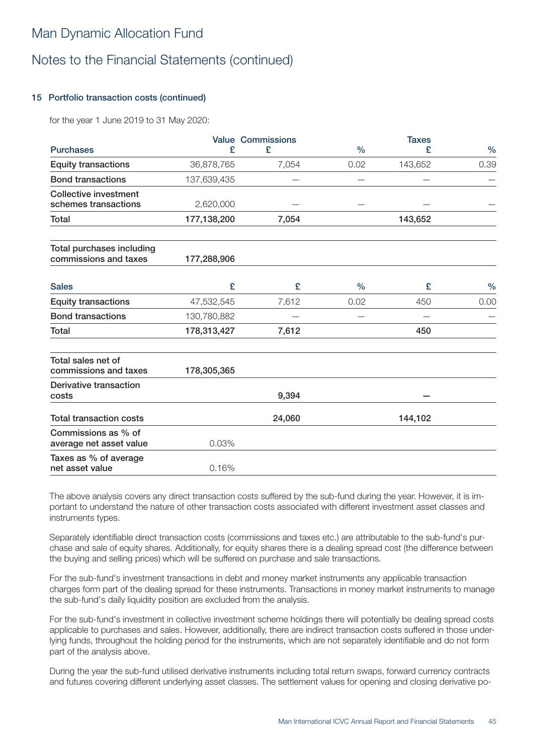## 15 Portfolio transaction costs (continued)

for the year 1 June 2019 to 31 May 2020:

| Purchases | Value £ | Commissions £ | % | Taxes £ | % |
|---|---|---|---|---|---|
| Equity transactions | 36,878,765 | 7,054 | 0.02 | 143,652 | 0.39 |
| Bond transactions | 137,639,435 | — | — | — | — |
| Collective investment schemes transactions | 2,620,000 | — | — | — | — |
| **Total** | **177,138,200** | **7,054** | | **143,652** | |
| **Total purchases including commissions and taxes** | **177,288,906** | | | | |
| **Sales** | **£** | **£** | **%** | **£** | **%** |
| Equity transactions | 47,532,545 | 7,612 | 0.02 | 450 | 0.00 |
| Bond transactions | 130,780,882 | — | — | — | — |
| **Total** | **178,313,427** | **7,612** | | **450** | |
| **Total sales net of commissions and taxes** | **178,305,365** | | | | |
| **Derivative transaction costs** | | **9,394** | | **—** | |
| **Total transaction costs** | | **24,060** | | **144,102** | |
| **Commissions as % of average net asset value** | 0.03% | | | | |
| **Taxes as % of average net asset value** | 0.16% | | | | |

The above analysis covers any direct transaction costs suffered by the sub-fund during the year. However, it is important to understand the nature of other transaction costs associated with different investment asset classes and instruments types.

Separately identifiable direct transaction costs (commissions and taxes etc.) are attributable to the sub-fund's purchase and sale of equity shares. Additionally, for equity shares there is a dealing spread cost (the difference between the buying and selling prices) which will be suffered on purchase and sale transactions.

For the sub-fund's investment transactions in debt and money market instruments any applicable transaction charges form part of the dealing spread for these instruments. Transactions in money market instruments to manage the sub-fund's daily liquidity position are excluded from the analysis.

For the sub-fund's investment in collective investment scheme holdings there will potentially be dealing spread costs applicable to purchases and sales. However, additionally, there are indirect transaction costs suffered in those underlying funds, throughout the holding period for the instruments, which are not separately identifiable and do not form part of the analysis above.

During the year the sub-fund utilised derivative instruments including total return swaps, forward currency contracts and futures covering different underlying asset classes. The settlement values for opening and closing derivative po-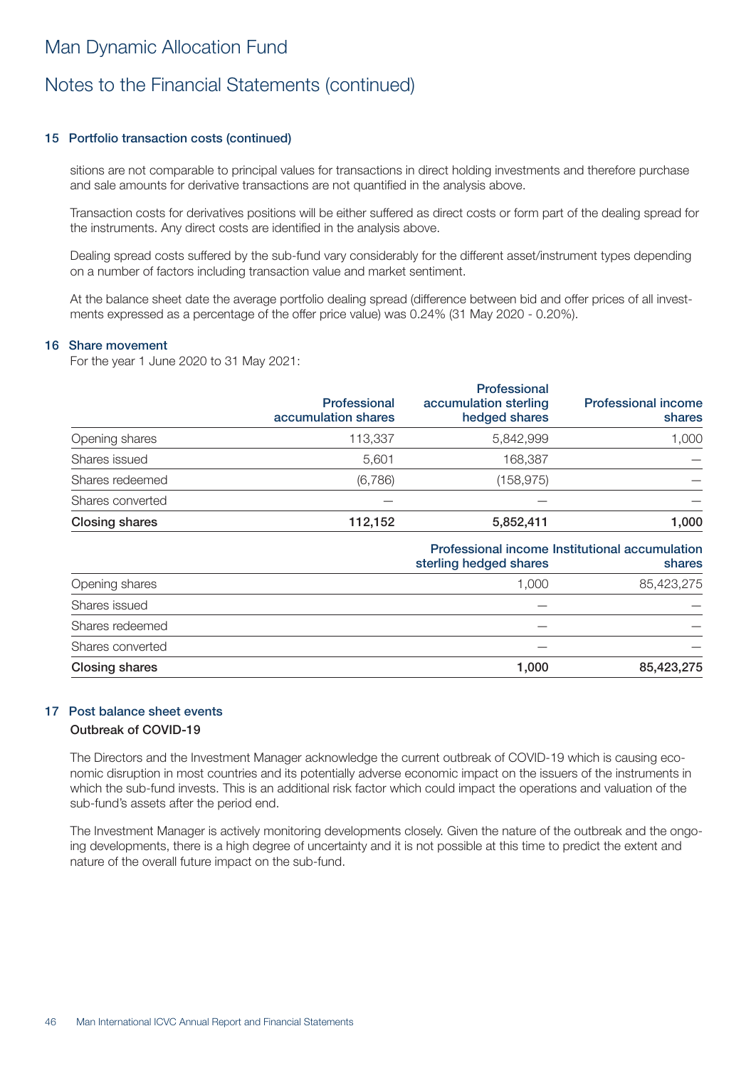# Man Dynamic Allocation Fund

## Notes to the Financial Statements (continued)

### 15 Portfolio transaction costs (continued)

sitions are not comparable to principal values for transactions in direct holding investments and therefore purchase and sale amounts for derivative transactions are not quantified in the analysis above.

Transaction costs for derivatives positions will be either suffered as direct costs or form part of the dealing spread for the instruments. Any direct costs are identified in the analysis above.

Dealing spread costs suffered by the sub-fund vary considerably for the different asset/instrument types depending on a number of factors including transaction value and market sentiment.

At the balance sheet date the average portfolio dealing spread (difference between bid and offer prices of all investments expressed as a percentage of the offer price value) was 0.24% (31 May 2020 - 0.20%).

### 16 Share movement

For the year 1 June 2020 to 31 May 2021:

| | Professional accumulation shares | Professional accumulation sterling hedged shares | Professional income shares |
|---|---|---|---|
| Opening shares | 113,337 | 5,842,999 | 1,000 |
| Shares issued | 5,601 | 168,387 | — |
| Shares redeemed | (6,786) | (158,975) | — |
| Shares converted | — | — | — |
| **Closing shares** | **112,152** | **5,852,411** | **1,000** |

| | Professional income sterling hedged shares | Institutional accumulation shares |
|---|---|---|
| Opening shares | 1,000 | 85,423,275 |
| Shares issued | — | — |
| Shares redeemed | — | — |
| Shares converted | — | — |
| **Closing shares** | **1,000** | **85,423,275** |

### 17 Post balance sheet events

**Outbreak of COVID-19**

The Directors and the Investment Manager acknowledge the current outbreak of COVID-19 which is causing economic disruption in most countries and its potentially adverse economic impact on the issuers of the instruments in which the sub-fund invests. This is an additional risk factor which could impact the operations and valuation of the sub-fund's assets after the period end.

The Investment Manager is actively monitoring developments closely. Given the nature of the outbreak and the ongoing developments, there is a high degree of uncertainty and it is not possible at this time to predict the extent and nature of the overall future impact on the sub-fund.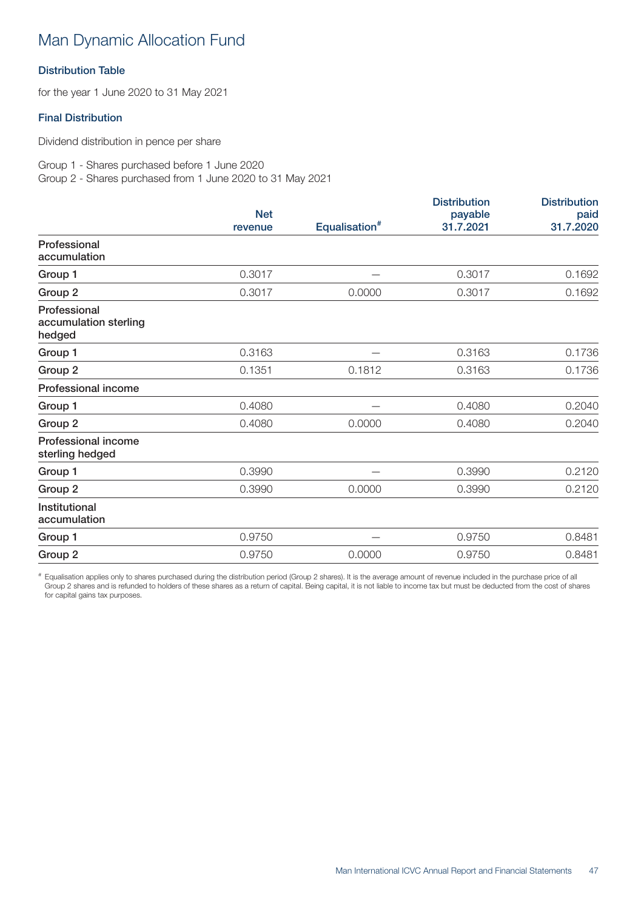# Man Dynamic Allocation Fund

### Distribution Table

for the year 1 June 2020 to 31 May 2021

### Final Distribution

Dividend distribution in pence per share

Group 1 - Shares purchased before 1 June 2020
Group 2 - Shares purchased from 1 June 2020 to 31 May 2021

| | Net revenue | Equalisation# | Distribution payable 31.7.2021 | Distribution paid 31.7.2020 |
|---|---|---|---|---|
| **Professional accumulation** | | | | |
| Group 1 | 0.3017 | – | 0.3017 | 0.1692 |
| Group 2 | 0.3017 | 0.0000 | 0.3017 | 0.1692 |
| **Professional accumulation sterling hedged** | | | | |
| Group 1 | 0.3163 | – | 0.3163 | 0.1736 |
| Group 2 | 0.1351 | 0.1812 | 0.3163 | 0.1736 |
| **Professional income** | | | | |
| Group 1 | 0.4080 | – | 0.4080 | 0.2040 |
| Group 2 | 0.4080 | 0.0000 | 0.4080 | 0.2040 |
| **Professional income sterling hedged** | | | | |
| Group 1 | 0.3990 | – | 0.3990 | 0.2120 |
| Group 2 | 0.3990 | 0.0000 | 0.3990 | 0.2120 |
| **Institutional accumulation** | | | | |
| Group 1 | 0.9750 | – | 0.9750 | 0.8481 |
| Group 2 | 0.9750 | 0.0000 | 0.9750 | 0.8481 |

# Equalisation applies only to shares purchased during the distribution period (Group 2 shares). It is the average amount of revenue included in the purchase price of all Group 2 shares and is refunded to holders of these shares as a return of capital. Being capital, it is not liable to income tax but must be deducted from the cost of shares for capital gains tax purposes.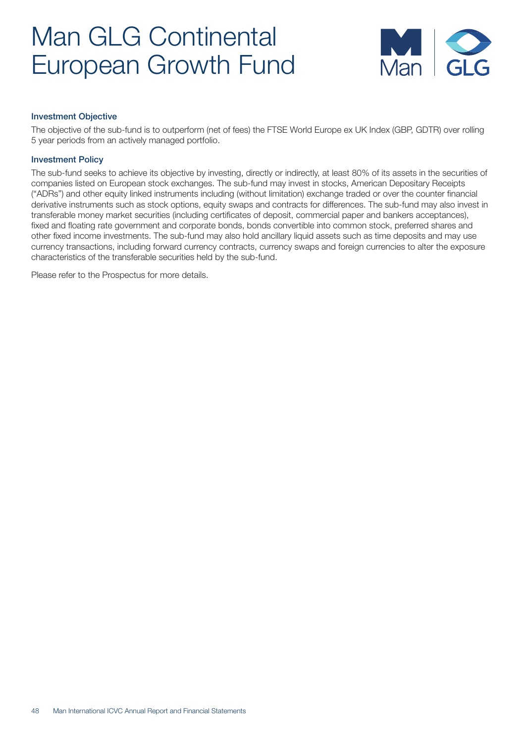# Man GLG Continental European Growth Fund

## Investment Objective

The objective of the sub-fund is to outperform (net of fees) the FTSE World Europe ex UK Index (GBP, GDTR) over rolling 5 year periods from an actively managed portfolio.

## Investment Policy

The sub-fund seeks to achieve its objective by investing, directly or indirectly, at least 80% of its assets in the securities of companies listed on European stock exchanges. The sub-fund may invest in stocks, American Depositary Receipts ("ADRs") and other equity linked instruments including (without limitation) exchange traded or over the counter financial derivative instruments such as stock options, equity swaps and contracts for differences. The sub-fund may also invest in transferable money market securities (including certificates of deposit, commercial paper and bankers acceptances), fixed and floating rate government and corporate bonds, bonds convertible into common stock, preferred shares and other fixed income investments. The sub-fund may also hold ancillary liquid assets such as time deposits and may use currency transactions, including forward currency contracts, currency swaps and foreign currencies to alter the exposure characteristics of the transferable securities held by the sub-fund.

Please refer to the Prospectus for more details.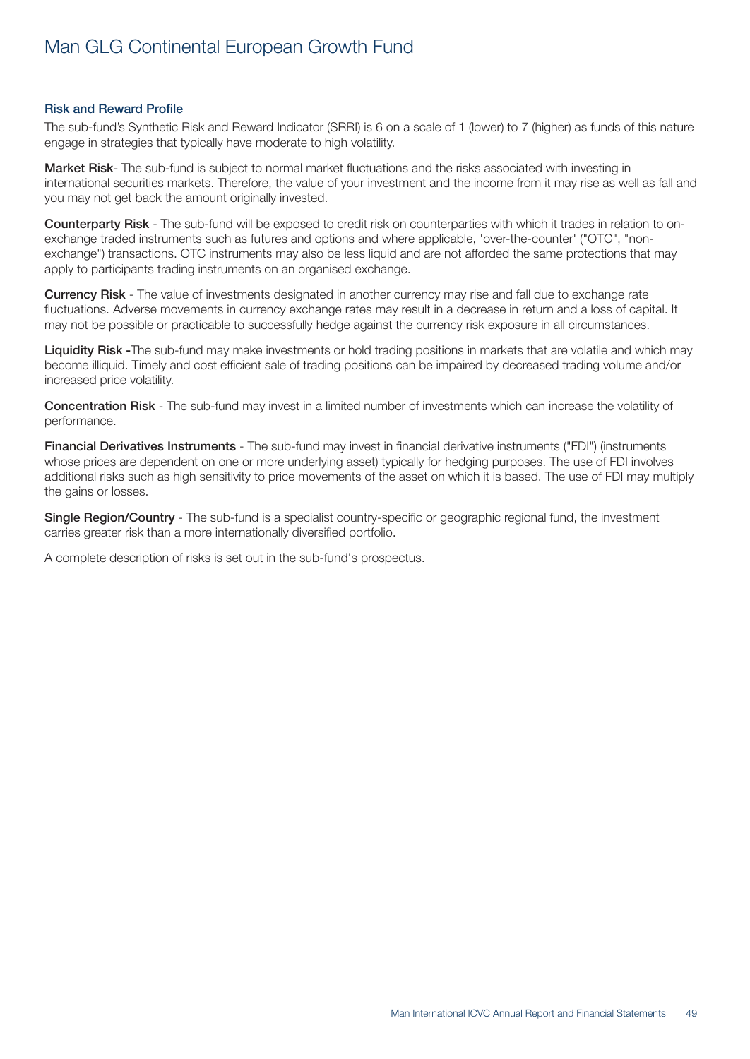# Man GLG Continental European Growth Fund

### Risk and Reward Profile

The sub-fund's Synthetic Risk and Reward Indicator (SRRI) is 6 on a scale of 1 (lower) to 7 (higher) as funds of this nature engage in strategies that typically have moderate to high volatility.

**Market Risk**- The sub-fund is subject to normal market fluctuations and the risks associated with investing in international securities markets. Therefore, the value of your investment and the income from it may rise as well as fall and you may not get back the amount originally invested.

**Counterparty Risk** - The sub-fund will be exposed to credit risk on counterparties with which it trades in relation to on-exchange traded instruments such as futures and options and where applicable, 'over-the-counter' ("OTC", "non-exchange") transactions. OTC instruments may also be less liquid and are not afforded the same protections that may apply to participants trading instruments on an organised exchange.

**Currency Risk** - The value of investments designated in another currency may rise and fall due to exchange rate fluctuations. Adverse movements in currency exchange rates may result in a decrease in return and a loss of capital. It may not be possible or practicable to successfully hedge against the currency risk exposure in all circumstances.

**Liquidity Risk** -The sub-fund may make investments or hold trading positions in markets that are volatile and which may become illiquid. Timely and cost efficient sale of trading positions can be impaired by decreased trading volume and/or increased price volatility.

**Concentration Risk** - The sub-fund may invest in a limited number of investments which can increase the volatility of performance.

**Financial Derivatives Instruments** - The sub-fund may invest in financial derivative instruments ("FDI") (instruments whose prices are dependent on one or more underlying asset) typically for hedging purposes. The use of FDI involves additional risks such as high sensitivity to price movements of the asset on which it is based. The use of FDI may multiply the gains or losses.

**Single Region/Country** - The sub-fund is a specialist country-specific or geographic regional fund, the investment carries greater risk than a more internationally diversified portfolio.

A complete description of risks is set out in the sub-fund's prospectus.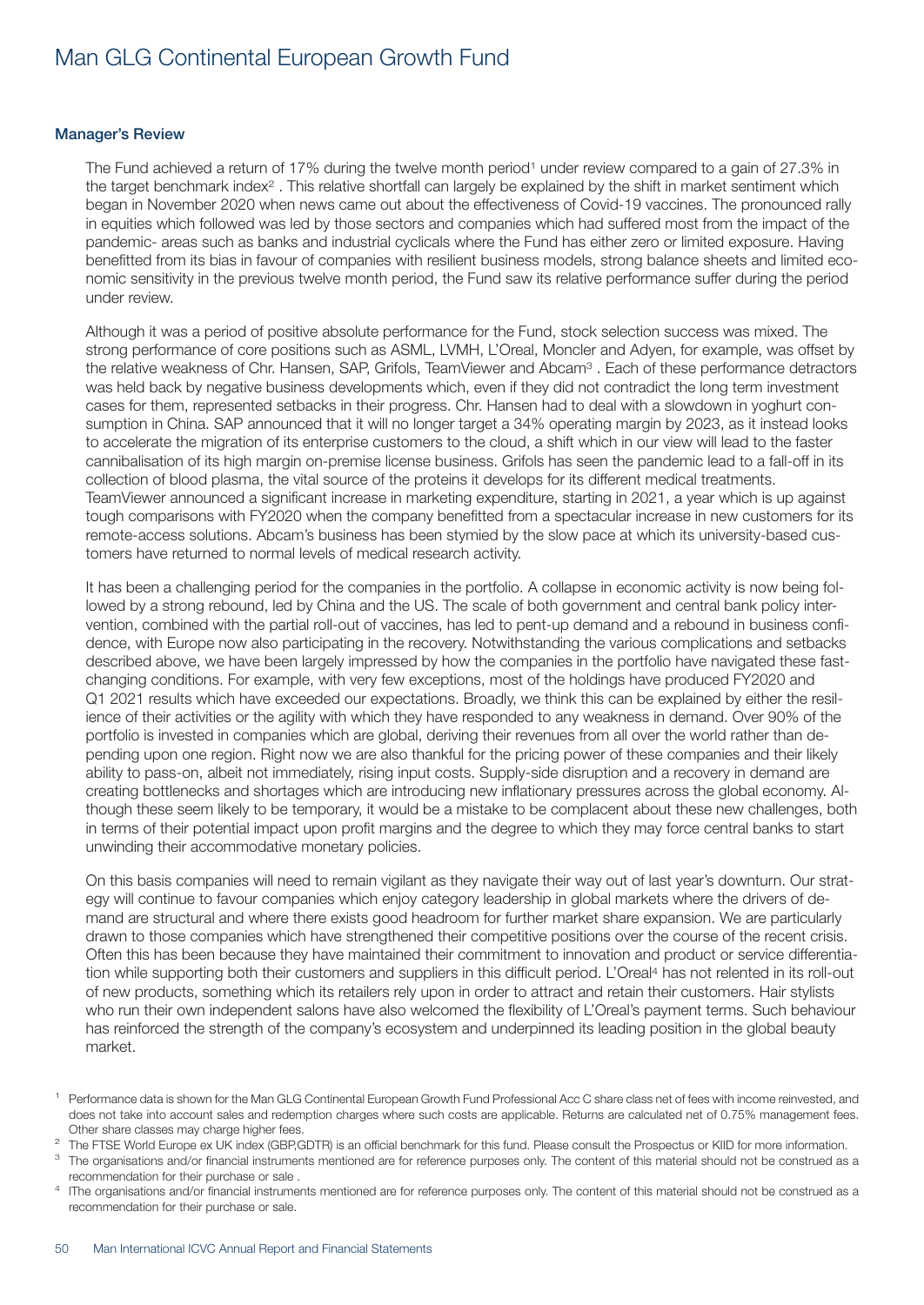# Man GLG Continental European Growth Fund

### Manager's Review

The Fund achieved a return of 17% during the twelve month period[1] under review compared to a gain of 27.3% in the target benchmark index[2] . This relative shortfall can largely be explained by the shift in market sentiment which began in November 2020 when news came out about the effectiveness of Covid-19 vaccines. The pronounced rally in equities which followed was led by those sectors and companies which had suffered most from the impact of the pandemic- areas such as banks and industrial cyclicals where the Fund has either zero or limited exposure. Having benefitted from its bias in favour of companies with resilient business models, strong balance sheets and limited economic sensitivity in the previous twelve month period, the Fund saw its relative performance suffer during the period under review.

Although it was a period of positive absolute performance for the Fund, stock selection success was mixed. The strong performance of core positions such as ASML, LVMH, L'Oreal, Moncler and Adyen, for example, was offset by the relative weakness of Chr. Hansen, SAP, Grifols, TeamViewer and Abcam[3] . Each of these performance detractors was held back by negative business developments which, even if they did not contradict the long term investment cases for them, represented setbacks in their progress. Chr. Hansen had to deal with a slowdown in yoghurt consumption in China. SAP announced that it will no longer target a 34% operating margin by 2023, as it instead looks to accelerate the migration of its enterprise customers to the cloud, a shift which in our view will lead to the faster cannibalisation of its high margin on-premise license business. Grifols has seen the pandemic lead to a fall-off in its collection of blood plasma, the vital source of the proteins it develops for its different medical treatments. TeamViewer announced a significant increase in marketing expenditure, starting in 2021, a year which is up against tough comparisons with FY2020 when the company benefitted from a spectacular increase in new customers for its remote-access solutions. Abcam's business has been stymied by the slow pace at which its university-based customers have returned to normal levels of medical research activity.

It has been a challenging period for the companies in the portfolio. A collapse in economic activity is now being followed by a strong rebound, led by China and the US. The scale of both government and central bank policy intervention, combined with the partial roll-out of vaccines, has led to pent-up demand and a rebound in business confidence, with Europe now also participating in the recovery. Notwithstanding the various complications and setbacks described above, we have been largely impressed by how the companies in the portfolio have navigated these fast-changing conditions. For example, with very few exceptions, most of the holdings have produced FY2020 and Q1 2021 results which have exceeded our expectations. Broadly, we think this can be explained by either the resilience of their activities or the agility with which they have responded to any weakness in demand. Over 90% of the portfolio is invested in companies which are global, deriving their revenues from all over the world rather than depending upon one region. Right now we are also thankful for the pricing power of these companies and their likely ability to pass-on, albeit not immediately, rising input costs. Supply-side disruption and a recovery in demand are creating bottlenecks and shortages which are introducing new inflationary pressures across the global economy. Although these seem likely to be temporary, it would be a mistake to be complacent about these new challenges, both in terms of their potential impact upon profit margins and the degree to which they may force central banks to start unwinding their accommodative monetary policies.

On this basis companies will need to remain vigilant as they navigate their way out of last year's downturn. Our strategy will continue to favour companies which enjoy category leadership in global markets where the drivers of demand are structural and where there exists good headroom for further market share expansion. We are particularly drawn to those companies which have strengthened their competitive positions over the course of the recent crisis. Often this has been because they have maintained their commitment to innovation and product or service differentiation while supporting both their customers and suppliers in this difficult period. L'Oreal[4] has not relented in its roll-out of new products, something which its retailers rely upon in order to attract and retain their customers. Hair stylists who run their own independent salons have also welcomed the flexibility of L'Oreal's payment terms. Such behaviour has reinforced the strength of the company's ecosystem and underpinned its leading position in the global beauty market.

[1] Performance data is shown for the Man GLG Continental European Growth Fund Professional Acc C share class net of fees with income reinvested, and does not take into account sales and redemption charges where such costs are applicable. Returns are calculated net of 0.75% management fees. Other share classes may charge higher fees.

[2] The FTSE World Europe ex UK index (GBP,GDTR) is an official benchmark for this fund. Please consult the Prospectus or KIID for more information.

[3] The organisations and/or financial instruments mentioned are for reference purposes only. The content of this material should not be construed as a recommendation for their purchase or sale .

[4] lThe organisations and/or financial instruments mentioned are for reference purposes only. The content of this material should not be construed as a recommendation for their purchase or sale.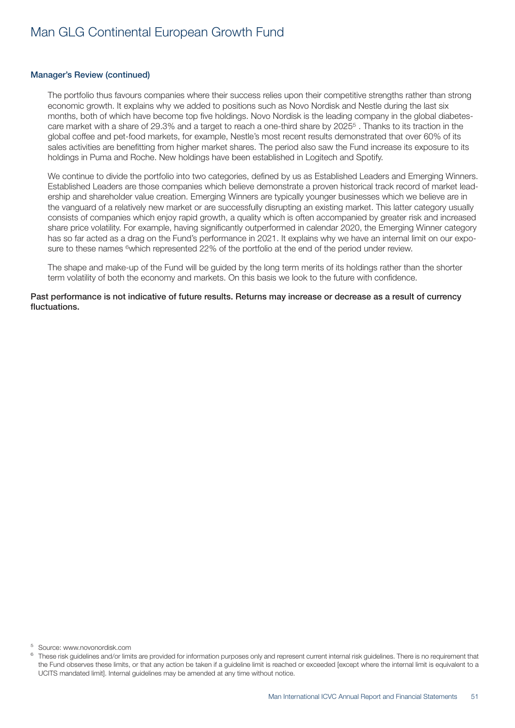# Man GLG Continental European Growth Fund

**Manager's Review (continued)**

The portfolio thus favours companies where their success relies upon their competitive strengths rather than strong economic growth. It explains why we added to positions such as Novo Nordisk and Nestle during the last six months, both of which have become top five holdings. Novo Nordisk is the leading company in the global diabetes-care market with a share of 29.3% and a target to reach a one-third share by 2025[5] . Thanks to its traction in the global coffee and pet-food markets, for example, Nestle's most recent results demonstrated that over 60% of its sales activities are benefitting from higher market shares. The period also saw the Fund increase its exposure to its holdings in Puma and Roche. New holdings have been established in Logitech and Spotify.

We continue to divide the portfolio into two categories, defined by us as Established Leaders and Emerging Winners. Established Leaders are those companies which believe demonstrate a proven historical track record of market leadership and shareholder value creation. Emerging Winners are typically younger businesses which we believe are in the vanguard of a relatively new market or are successfully disrupting an existing market. This latter category usually consists of companies which enjoy rapid growth, a quality which is often accompanied by greater risk and increased share price volatility. For example, having significantly outperformed in calendar 2020, the Emerging Winner category has so far acted as a drag on the Fund's performance in 2021. It explains why we have an internal limit on our exposure to these names [6]which represented 22% of the portfolio at the end of the period under review.

The shape and make-up of the Fund will be guided by the long term merits of its holdings rather than the shorter term volatility of both the economy and markets. On this basis we look to the future with confidence.

**Past performance is not indicative of future results. Returns may increase or decrease as a result of currency fluctuations.**

[5] Source: www.novonordisk.com

[6] These risk guidelines and/or limits are provided for information purposes only and represent current internal risk guidelines. There is no requirement that the Fund observes these limits, or that any action be taken if a guideline limit is reached or exceeded [except where the internal limit is equivalent to a UCITS mandated limit]. Internal guidelines may be amended at any time without notice.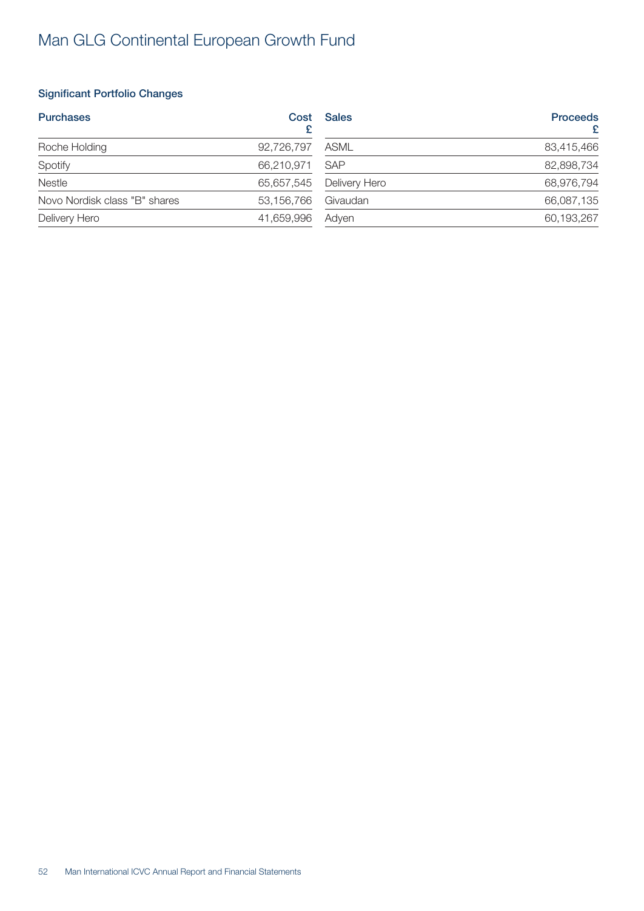# Man GLG Continental European Growth Fund

### Significant Portfolio Changes

| Purchases | Cost £ |
|---|---|
| Roche Holding | 92,726,797 |
| Spotify | 66,210,971 |
| Nestle | 65,657,545 |
| Novo Nordisk class "B" shares | 53,156,766 |
| Delivery Hero | 41,659,996 |

| Sales | Proceeds £ |
|---|---|
| ASML | 83,415,466 |
| SAP | 82,898,734 |
| Delivery Hero | 68,976,794 |
| Givaudan | 66,087,135 |
| Adyen | 60,193,267 |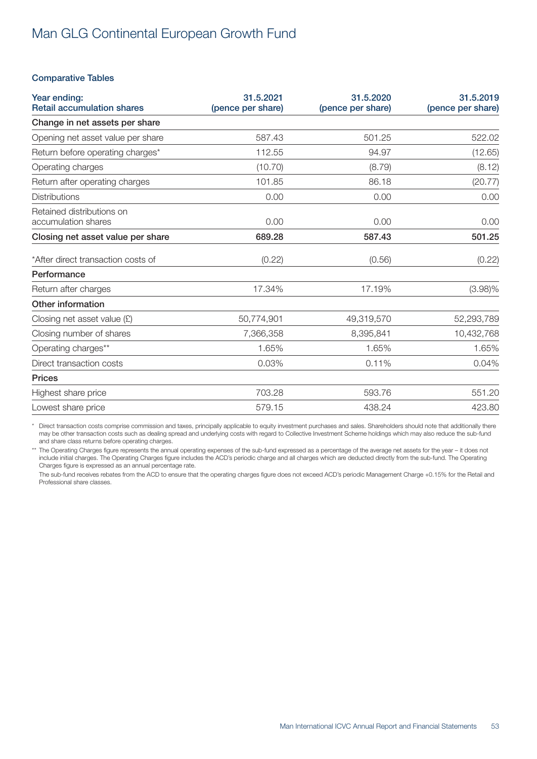# Man GLG Continental European Growth Fund

### Comparative Tables

| Year ending: Retail accumulation shares | 31.5.2021 (pence per share) | 31.5.2020 (pence per share) | 31.5.2019 (pence per share) |
|---|---|---|---|
| **Change in net assets per share** | | | |
| Opening net asset value per share | 587.43 | 501.25 | 522.02 |
| Return before operating charges* | 112.55 | 94.97 | (12.65) |
| Operating charges | (10.70) | (8.79) | (8.12) |
| Return after operating charges | 101.85 | 86.18 | (20.77) |
| Distributions | 0.00 | 0.00 | 0.00 |
| Retained distributions on accumulation shares | 0.00 | 0.00 | 0.00 |
| **Closing net asset value per share** | **689.28** | **587.43** | **501.25** |
| *After direct transaction costs of | (0.22) | (0.56) | (0.22) |
| **Performance** | | | |
| Return after charges | 17.34% | 17.19% | (3.98)% |
| **Other information** | | | |
| Closing net asset value (£) | 50,774,901 | 49,319,570 | 52,293,789 |
| Closing number of shares | 7,366,358 | 8,395,841 | 10,432,768 |
| Operating charges** | 1.65% | 1.65% | 1.65% |
| Direct transaction costs | 0.03% | 0.11% | 0.04% |
| **Prices** | | | |
| Highest share price | 703.28 | 593.76 | 551.20 |
| Lowest share price | 579.15 | 438.24 | 423.80 |

\* Direct transaction costs comprise commission and taxes, principally applicable to equity investment purchases and sales. Shareholders should note that additionally there may be other transaction costs such as dealing spread and underlying costs with regard to Collective Investment Scheme holdings which may also reduce the sub-fund and share class returns before operating charges.

\*\* The Operating Charges figure represents the annual operating expenses of the sub-fund expressed as a percentage of the average net assets for the year – it does not include initial charges. The Operating Charges figure includes the ACD's periodic charge and all charges which are deducted directly from the sub-fund. The Operating Charges figure is expressed as an annual percentage rate.

The sub-fund receives rebates from the ACD to ensure that the operating charges figure does not exceed ACD's periodic Management Charge +0.15% for the Retail and Professional share classes.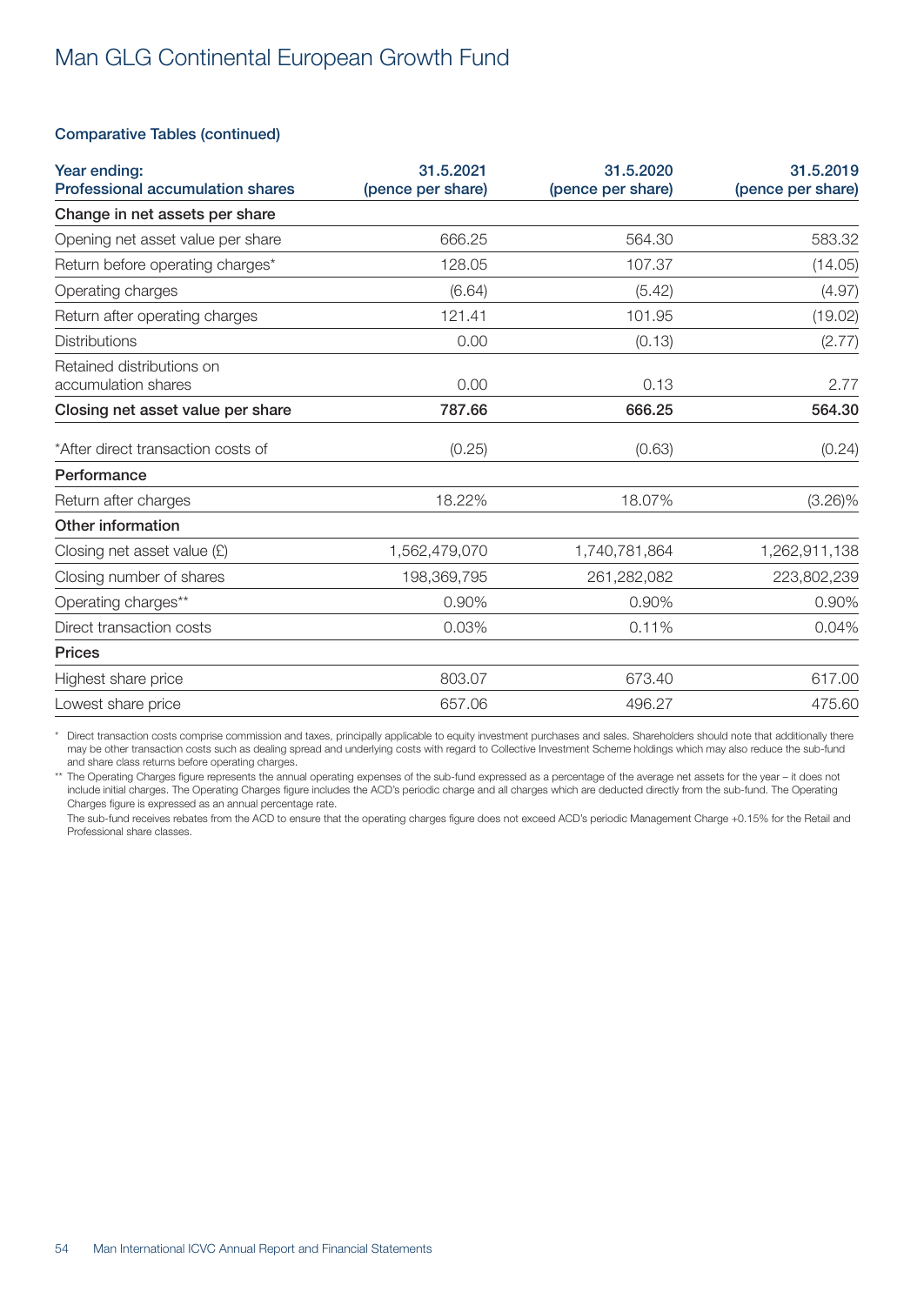# Man GLG Continental European Growth Fund

## Comparative Tables (continued)

| Year ending:<br>Professional accumulation shares | 31.5.2021<br>(pence per share) | 31.5.2020<br>(pence per share) | 31.5.2019<br>(pence per share) |
|---|---|---|---|
| **Change in net assets per share** | | | |
| Opening net asset value per share | 666.25 | 564.30 | 583.32 |
| Return before operating charges* | 128.05 | 107.37 | (14.05) |
| Operating charges | (6.64) | (5.42) | (4.97) |
| Return after operating charges | 121.41 | 101.95 | (19.02) |
| Distributions | 0.00 | (0.13) | (2.77) |
| Retained distributions on accumulation shares | 0.00 | 0.13 | 2.77 |
| **Closing net asset value per share** | **787.66** | **666.25** | **564.30** |
| *After direct transaction costs of | (0.25) | (0.63) | (0.24) |
| **Performance** | | | |
| Return after charges | 18.22% | 18.07% | (3.26)% |
| **Other information** | | | |
| Closing net asset value (£) | 1,562,479,070 | 1,740,781,864 | 1,262,911,138 |
| Closing number of shares | 198,369,795 | 261,282,082 | 223,802,239 |
| Operating charges** | 0.90% | 0.90% | 0.90% |
| Direct transaction costs | 0.03% | 0.11% | 0.04% |
| **Prices** | | | |
| Highest share price | 803.07 | 673.40 | 617.00 |
| Lowest share price | 657.06 | 496.27 | 475.60 |

\* Direct transaction costs comprise commission and taxes, principally applicable to equity investment purchases and sales. Shareholders should note that additionally there may be other transaction costs such as dealing spread and underlying costs with regard to Collective Investment Scheme holdings which may also reduce the sub-fund and share class returns before operating charges.

\** The Operating Charges figure represents the annual operating expenses of the sub-fund expressed as a percentage of the average net assets for the year – it does not include initial charges. The Operating Charges figure includes the ACD's periodic charge and all charges which are deducted directly from the sub-fund. The Operating Charges figure is expressed as an annual percentage rate.

The sub-fund receives rebates from the ACD to ensure that the operating charges figure does not exceed ACD's periodic Management Charge +0.15% for the Retail and Professional share classes.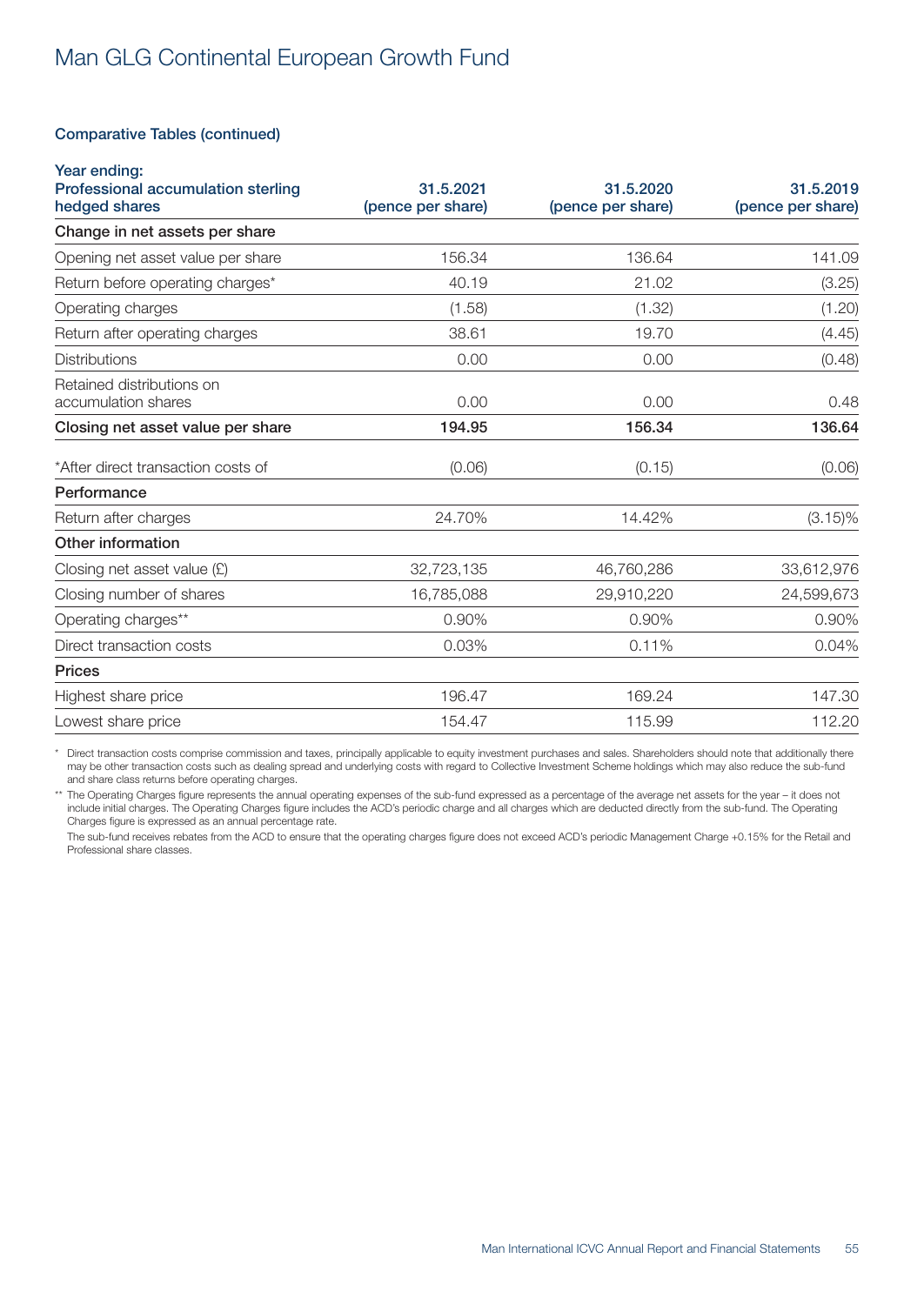# Man GLG Continental European Growth Fund

## Comparative Tables (continued)

| Year ending: Professional accumulation sterling hedged shares | 31.5.2021 (pence per share) | 31.5.2020 (pence per share) | 31.5.2019 (pence per share) |
|---|---|---|---|
| **Change in net assets per share** | | | |
| Opening net asset value per share | 156.34 | 136.64 | 141.09 |
| Return before operating charges* | 40.19 | 21.02 | (3.25) |
| Operating charges | (1.58) | (1.32) | (1.20) |
| Return after operating charges | 38.61 | 19.70 | (4.45) |
| Distributions | 0.00 | 0.00 | (0.48) |
| Retained distributions on accumulation shares | 0.00 | 0.00 | 0.48 |
| **Closing net asset value per share** | **194.95** | **156.34** | **136.64** |
| *After direct transaction costs of | (0.06) | (0.15) | (0.06) |
| **Performance** | | | |
| Return after charges | 24.70% | 14.42% | (3.15)% |
| **Other information** | | | |
| Closing net asset value (£) | 32,723,135 | 46,760,286 | 33,612,976 |
| Closing number of shares | 16,785,088 | 29,910,220 | 24,599,673 |
| Operating charges** | 0.90% | 0.90% | 0.90% |
| Direct transaction costs | 0.03% | 0.11% | 0.04% |
| **Prices** | | | |
| Highest share price | 196.47 | 169.24 | 147.30 |
| Lowest share price | 154.47 | 115.99 | 112.20 |

\* Direct transaction costs comprise commission and taxes, principally applicable to equity investment purchases and sales. Shareholders should note that additionally there may be other transaction costs such as dealing spread and underlying costs with regard to Collective Investment Scheme holdings which may also reduce the sub-fund and share class returns before operating charges.

** The Operating Charges figure represents the annual operating expenses of the sub-fund expressed as a percentage of the average net assets for the year – it does not include initial charges. The Operating Charges figure includes the ACD's periodic charge and all charges which are deducted directly from the sub-fund. The Operating Charges figure is expressed as an annual percentage rate.

The sub-fund receives rebates from the ACD to ensure that the operating charges figure does not exceed ACD's periodic Management Charge +0.15% for the Retail and Professional share classes.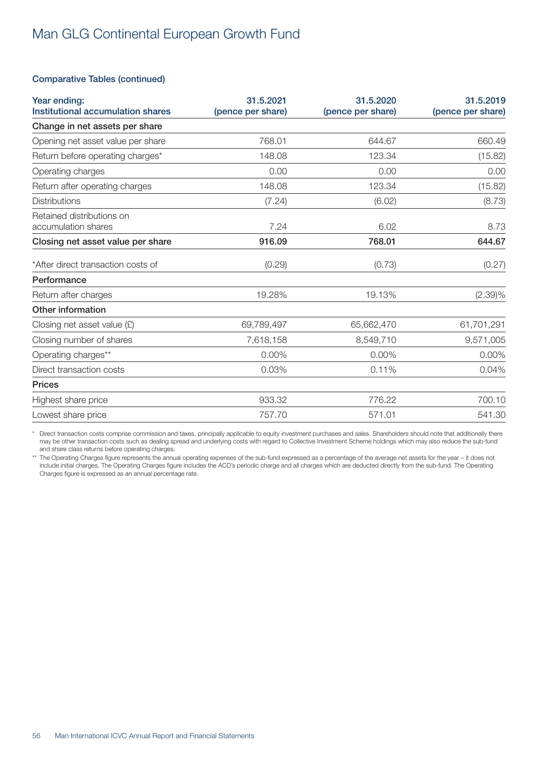# Man GLG Continental European Growth Fund

## Comparative Tables (continued)

| Year ending: Institutional accumulation shares | 31.5.2021 (pence per share) | 31.5.2020 (pence per share) | 31.5.2019 (pence per share) |
|---|---|---|---|
| **Change in net assets per share** | | | |
| Opening net asset value per share | 768.01 | 644.67 | 660.49 |
| Return before operating charges* | 148.08 | 123.34 | (15.82) |
| Operating charges | 0.00 | 0.00 | 0.00 |
| Return after operating charges | 148.08 | 123.34 | (15.82) |
| Distributions | (7.24) | (6.02) | (8.73) |
| Retained distributions on accumulation shares | 7.24 | 6.02 | 8.73 |
| **Closing net asset value per share** | **916.09** | **768.01** | **644.67** |
| *After direct transaction costs of | (0.29) | (0.73) | (0.27) |
| **Performance** | | | |
| Return after charges | 19.28% | 19.13% | (2.39)% |
| **Other information** | | | |
| Closing net asset value (£) | 69,789,497 | 65,662,470 | 61,701,291 |
| Closing number of shares | 7,618,158 | 8,549,710 | 9,571,005 |
| Operating charges** | 0.00% | 0.00% | 0.00% |
| Direct transaction costs | 0.03% | 0.11% | 0.04% |
| **Prices** | | | |
| Highest share price | 933.32 | 776.22 | 700.10 |
| Lowest share price | 757.70 | 571.01 | 541.30 |

\* Direct transaction costs comprise commission and taxes, principally applicable to equity investment purchases and sales. Shareholders should note that additionally there may be other transaction costs such as dealing spread and underlying costs with regard to Collective Investment Scheme holdings which may also reduce the sub-fund and share class returns before operating charges.

\** The Operating Charges figure represents the annual operating expenses of the sub-fund expressed as a percentage of the average net assets for the year – it does not include initial charges. The Operating Charges figure includes the ACD's periodic charge and all charges which are deducted directly from the sub-fund. The Operating Charges figure is expressed as an annual percentage rate.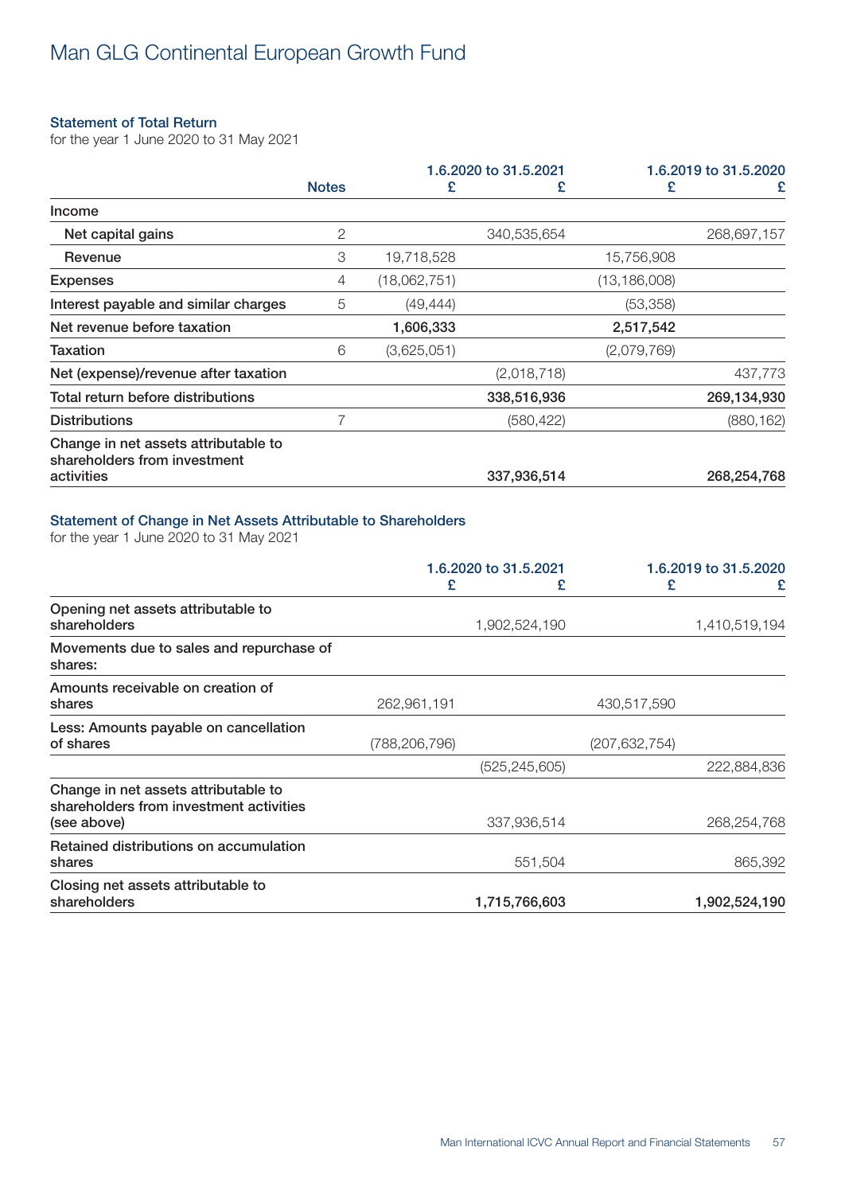# Man GLG Continental European Growth Fund

## Statement of Total Return

for the year 1 June 2020 to 31 May 2021

| | Notes | 1.6.2020 to 31.5.2021 | | 1.6.2019 to 31.5.2020 | |
|---|---|---|---|---|---|
| | | £ | £ | £ | £ |
| Income | | | | | |
| Net capital gains | 2 | | 340,535,654 | | 268,697,157 |
| Revenue | 3 | 19,718,528 | | 15,756,908 | |
| Expenses | 4 | (18,062,751) | | (13,186,008) | |
| Interest payable and similar charges | 5 | (49,444) | | (53,358) | |
| Net revenue before taxation | | **1,606,333** | | **2,517,542** | |
| Taxation | 6 | (3,625,051) | | (2,079,769) | |
| Net (expense)/revenue after taxation | | | (2,018,718) | | 437,773 |
| Total return before distributions | | | **338,516,936** | | **269,134,930** |
| Distributions | 7 | | (580,422) | | (880,162) |
| Change in net assets attributable to shareholders from investment activities | | | **337,936,514** | | **268,254,768** |

## Statement of Change in Net Assets Attributable to Shareholders

for the year 1 June 2020 to 31 May 2021

| | 1.6.2020 to 31.5.2021 | | 1.6.2019 to 31.5.2020 | |
|---|---|---|---|---|
| | £ | £ | £ | £ |
| Opening net assets attributable to shareholders | | 1,902,524,190 | | 1,410,519,194 |
| Movements due to sales and repurchase of shares: | | | | |
| Amounts receivable on creation of shares | 262,961,191 | | 430,517,590 | |
| Less: Amounts payable on cancellation of shares | (788,206,796) | | (207,632,754) | |
| | | (525,245,605) | | 222,884,836 |
| Change in net assets attributable to shareholders from investment activities (see above) | | 337,936,514 | | 268,254,768 |
| Retained distributions on accumulation shares | | 551,504 | | 865,392 |
| Closing net assets attributable to shareholders | | **1,715,766,603** | | **1,902,524,190** |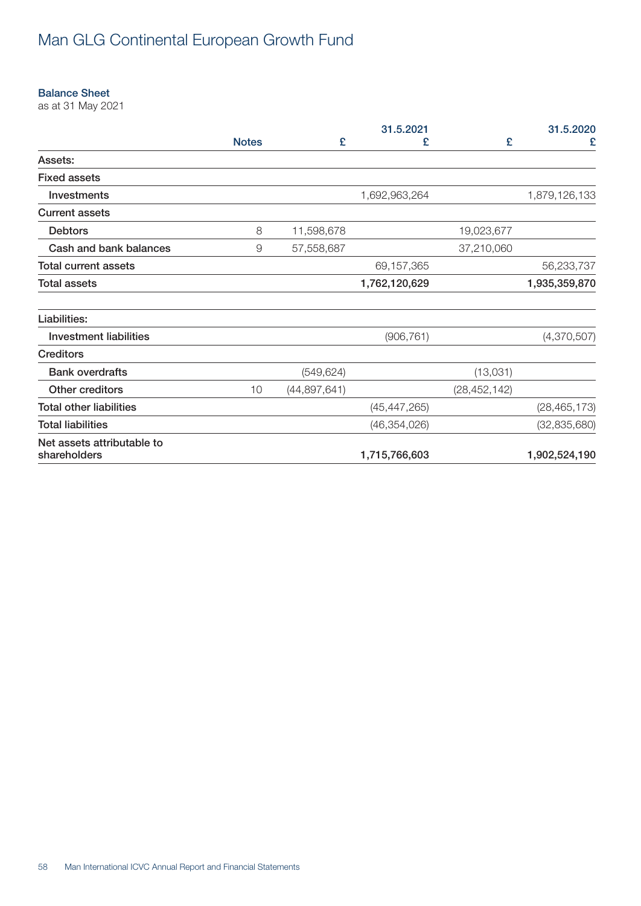# Man GLG Continental European Growth Fund

**Balance Sheet**
as at 31 May 2021

| | Notes | 31.5.2021 £ | 31.5.2021 £ | 31.5.2020 £ | 31.5.2020 £ |
|---|---|---|---|---|---|
| **Assets:** | | | | | |
| **Fixed assets** | | | | | |
| Investments | | | 1,692,963,264 | | 1,879,126,133 |
| **Current assets** | | | | | |
| Debtors | 8 | 11,598,678 | | 19,023,677 | |
| Cash and bank balances | 9 | 57,558,687 | | 37,210,060 | |
| **Total current assets** | | | 69,157,365 | | 56,233,737 |
| **Total assets** | | | **1,762,120,629** | | **1,935,359,870** |
| | | | | | |
| **Liabilities:** | | | | | |
| Investment liabilities | | | (906,761) | | (4,370,507) |
| **Creditors** | | | | | |
| Bank overdrafts | | (549,624) | | (13,031) | |
| Other creditors | 10 | (44,897,641) | | (28,452,142) | |
| **Total other liabilities** | | | (45,447,265) | | (28,465,173) |
| **Total liabilities** | | | (46,354,026) | | (32,835,680) |
| **Net assets attributable to shareholders** | | | **1,715,766,603** | | **1,902,524,190** |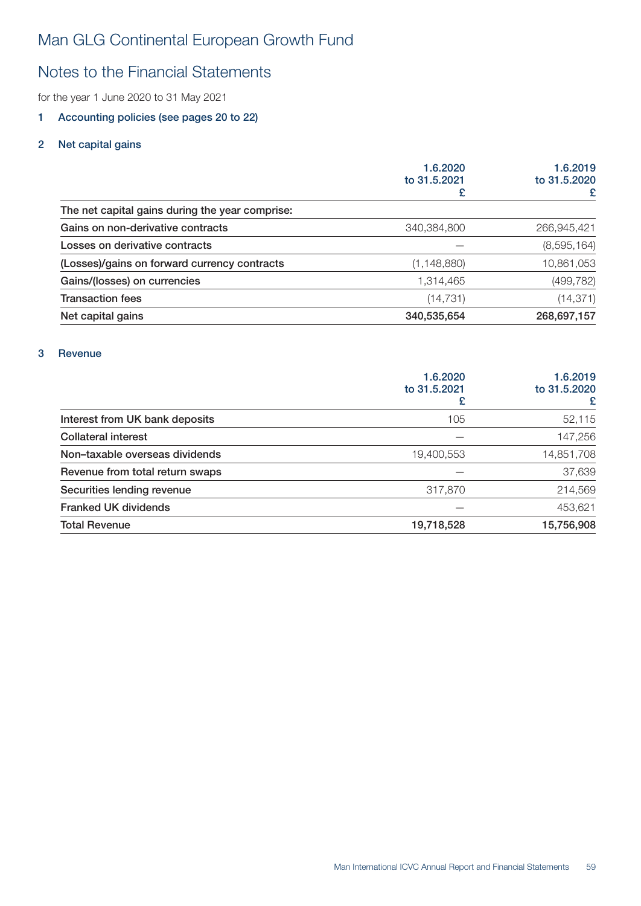# Man GLG Continental European Growth Fund

## Notes to the Financial Statements

for the year 1 June 2020 to 31 May 2021

### 1 Accounting policies (see pages 20 to 22)

### 2 Net capital gains

| | 1.6.2020 to 31.5.2021 £ | 1.6.2019 to 31.5.2020 £ |
|---|---|---|
| The net capital gains during the year comprise: | | |
| Gains on non-derivative contracts | 340,384,800 | 266,945,421 |
| Losses on derivative contracts | — | (8,595,164) |
| (Losses)/gains on forward currency contracts | (1,148,880) | 10,861,053 |
| Gains/(losses) on currencies | 1,314,465 | (499,782) |
| Transaction fees | (14,731) | (14,371) |
| **Net capital gains** | **340,535,654** | **268,697,157** |

### 3 Revenue

| | 1.6.2020 to 31.5.2021 £ | 1.6.2019 to 31.5.2020 £ |
|---|---|---|
| Interest from UK bank deposits | 105 | 52,115 |
| Collateral interest | — | 147,256 |
| Non–taxable overseas dividends | 19,400,553 | 14,851,708 |
| Revenue from total return swaps | — | 37,639 |
| Securities lending revenue | 317,870 | 214,569 |
| Franked UK dividends | — | 453,621 |
| **Total Revenue** | **19,718,528** | **15,756,908** |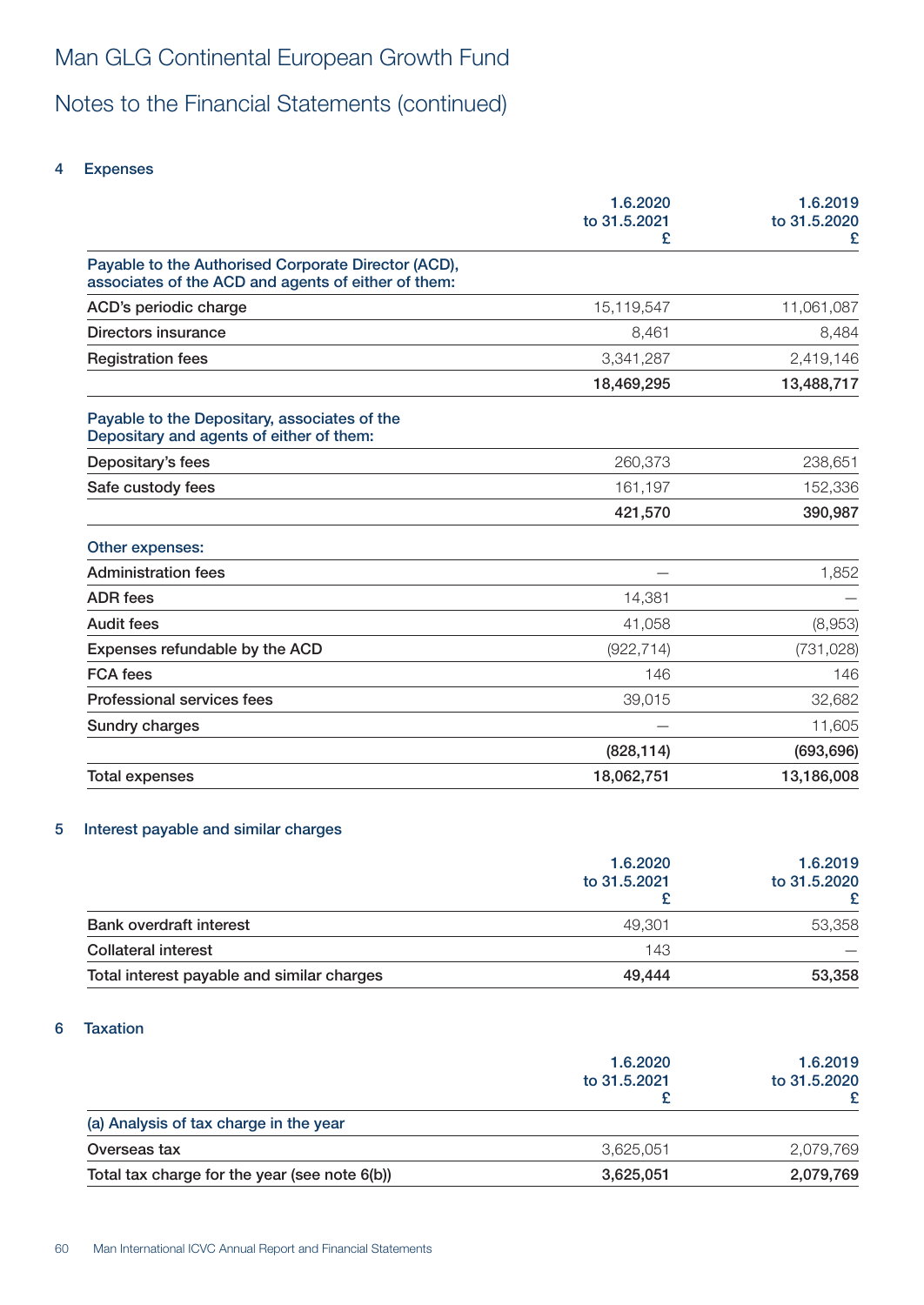# Man GLG Continental European Growth Fund

## Notes to the Financial Statements (continued)

### 4 Expenses

| | 1.6.2020 to 31.5.2021 £ | 1.6.2019 to 31.5.2020 £ |
|---|---|---|
| **Payable to the Authorised Corporate Director (ACD), associates of the ACD and agents of either of them:** | | |
| ACD's periodic charge | 15,119,547 | 11,061,087 |
| Directors insurance | 8,461 | 8,484 |
| Registration fees | 3,341,287 | 2,419,146 |
| | **18,469,295** | **13,488,717** |
| **Payable to the Depositary, associates of the Depositary and agents of either of them:** | | |
| Depositary's fees | 260,373 | 238,651 |
| Safe custody fees | 161,197 | 152,336 |
| | **421,570** | **390,987** |
| **Other expenses:** | | |
| Administration fees | — | 1,852 |
| ADR fees | 14,381 | — |
| Audit fees | 41,058 | (8,953) |
| Expenses refundable by the ACD | (922,714) | (731,028) |
| FCA fees | 146 | 146 |
| Professional services fees | 39,015 | 32,682 |
| Sundry charges | — | 11,605 |
| | **(828,114)** | **(693,696)** |
| **Total expenses** | **18,062,751** | **13,186,008** |

### 5 Interest payable and similar charges

| | 1.6.2020 to 31.5.2021 £ | 1.6.2019 to 31.5.2020 £ |
|---|---|---|
| Bank overdraft interest | 49,301 | 53,358 |
| Collateral interest | 143 | — |
| **Total interest payable and similar charges** | **49,444** | **53,358** |

### 6 Taxation

| | 1.6.2020 to 31.5.2021 £ | 1.6.2019 to 31.5.2020 £ |
|---|---|---|
| **(a) Analysis of tax charge in the year** | | |
| Overseas tax | 3,625,051 | 2,079,769 |
| **Total tax charge for the year (see note 6(b))** | **3,625,051** | **2,079,769** |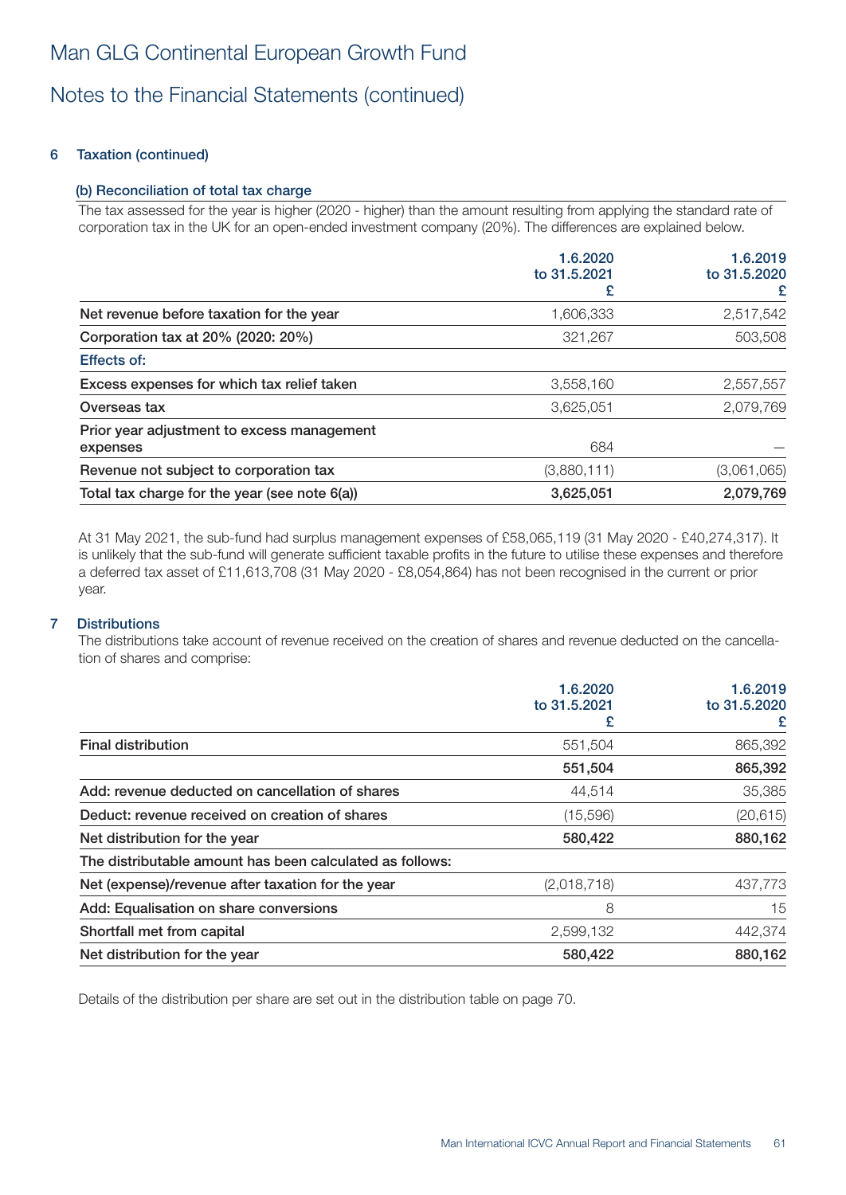# Man GLG Continental European Growth Fund

## Notes to the Financial Statements (continued)

### 6 Taxation (continued)

#### (b) Reconciliation of total tax charge

The tax assessed for the year is higher (2020 - higher) than the amount resulting from applying the standard rate of corporation tax in the UK for an open-ended investment company (20%). The differences are explained below.

| | 1.6.2020 to 31.5.2021 £ | 1.6.2019 to 31.5.2020 £ |
|---|---|---|
| Net revenue before taxation for the year | 1,606,333 | 2,517,542 |
| Corporation tax at 20% (2020: 20%) | 321,267 | 503,508 |
| Effects of: | | |
| Excess expenses for which tax relief taken | 3,558,160 | 2,557,557 |
| Overseas tax | 3,625,051 | 2,079,769 |
| Prior year adjustment to excess management expenses | 684 | — |
| Revenue not subject to corporation tax | (3,880,111) | (3,061,065) |
| **Total tax charge for the year (see note 6(a))** | **3,625,051** | **2,079,769** |

At 31 May 2021, the sub-fund had surplus management expenses of £58,065,119 (31 May 2020 - £40,274,317). It is unlikely that the sub-fund will generate sufficient taxable profits in the future to utilise these expenses and therefore a deferred tax asset of £11,613,708 (31 May 2020 - £8,054,864) has not been recognised in the current or prior year.

### 7 Distributions

The distributions take account of revenue received on the creation of shares and revenue deducted on the cancellation of shares and comprise:

| | 1.6.2020 to 31.5.2021 £ | 1.6.2019 to 31.5.2020 £ |
|---|---|---|
| Final distribution | 551,504 | 865,392 |
| | **551,504** | **865,392** |
| Add: revenue deducted on cancellation of shares | 44,514 | 35,385 |
| Deduct: revenue received on creation of shares | (15,596) | (20,615) |
| **Net distribution for the year** | **580,422** | **880,162** |
| The distributable amount has been calculated as follows: | | |
| Net (expense)/revenue after taxation for the year | (2,018,718) | 437,773 |
| Add: Equalisation on share conversions | 8 | 15 |
| Shortfall met from capital | 2,599,132 | 442,374 |
| **Net distribution for the year** | **580,422** | **880,162** |

Details of the distribution per share are set out in the distribution table on page 70.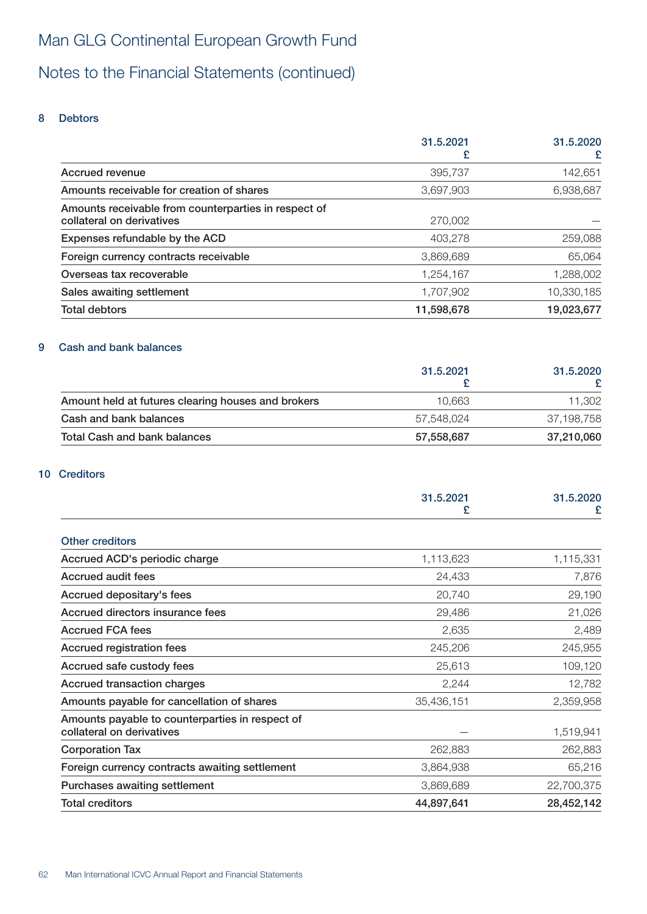# Man GLG Continental European Growth Fund

## Notes to the Financial Statements (continued)

### 8 Debtors

| | 31.5.2021 £ | 31.5.2020 £ |
|---|---|---|
| Accrued revenue | 395,737 | 142,651 |
| Amounts receivable for creation of shares | 3,697,903 | 6,938,687 |
| Amounts receivable from counterparties in respect of collateral on derivatives | 270,002 | — |
| Expenses refundable by the ACD | 403,278 | 259,088 |
| Foreign currency contracts receivable | 3,869,689 | 65,064 |
| Overseas tax recoverable | 1,254,167 | 1,288,002 |
| Sales awaiting settlement | 1,707,902 | 10,330,185 |
| **Total debtors** | **11,598,678** | **19,023,677** |

### 9 Cash and bank balances

| | 31.5.2021 £ | 31.5.2020 £ |
|---|---|---|
| Amount held at futures clearing houses and brokers | 10,663 | 11,302 |
| Cash and bank balances | 57,548,024 | 37,198,758 |
| **Total Cash and bank balances** | **57,558,687** | **37,210,060** |

### 10 Creditors

| | 31.5.2021 £ | 31.5.2020 £ |
|---|---|---|
| Other creditors | | |
| Accrued ACD's periodic charge | 1,113,623 | 1,115,331 |
| Accrued audit fees | 24,433 | 7,876 |
| Accrued depositary's fees | 20,740 | 29,190 |
| Accrued directors insurance fees | 29,486 | 21,026 |
| Accrued FCA fees | 2,635 | 2,489 |
| Accrued registration fees | 245,206 | 245,955 |
| Accrued safe custody fees | 25,613 | 109,120 |
| Accrued transaction charges | 2,244 | 12,782 |
| Amounts payable for cancellation of shares | 35,436,151 | 2,359,958 |
| Amounts payable to counterparties in respect of collateral on derivatives | — | 1,519,941 |
| Corporation Tax | 262,883 | 262,883 |
| Foreign currency contracts awaiting settlement | 3,864,938 | 65,216 |
| Purchases awaiting settlement | 3,869,689 | 22,700,375 |
| **Total creditors** | **44,897,641** | **28,452,142** |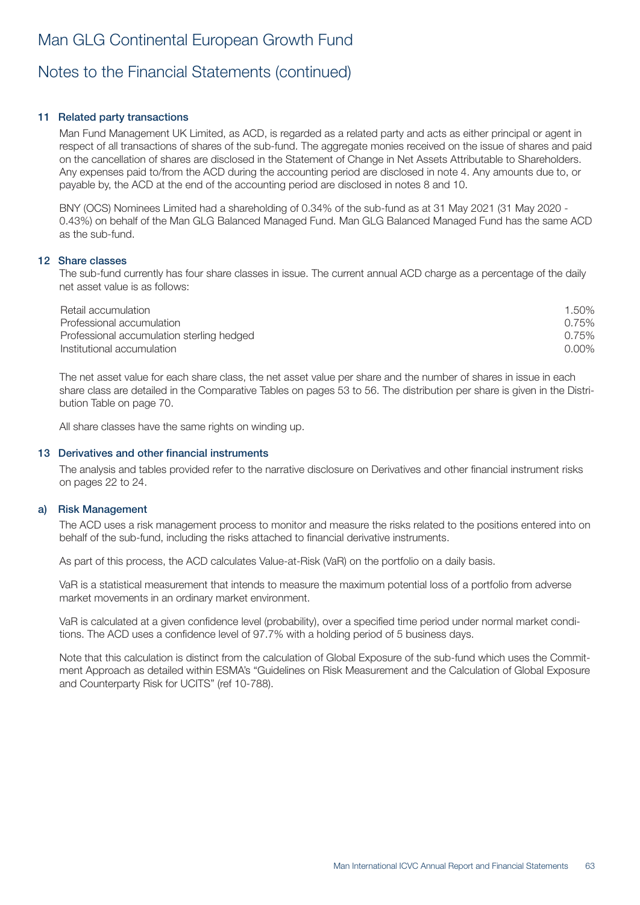# Man GLG Continental European Growth Fund

## Notes to the Financial Statements (continued)

### 11 Related party transactions

Man Fund Management UK Limited, as ACD, is regarded as a related party and acts as either principal or agent in respect of all transactions of shares of the sub-fund. The aggregate monies received on the issue of shares and paid on the cancellation of shares are disclosed in the Statement of Change in Net Assets Attributable to Shareholders. Any expenses paid to/from the ACD during the accounting period are disclosed in note 4. Any amounts due to, or payable by, the ACD at the end of the accounting period are disclosed in notes 8 and 10.

BNY (OCS) Nominees Limited had a shareholding of 0.34% of the sub-fund as at 31 May 2021 (31 May 2020 - 0.43%) on behalf of the Man GLG Balanced Managed Fund. Man GLG Balanced Managed Fund has the same ACD as the sub-fund.

### 12 Share classes

The sub-fund currently has four share classes in issue. The current annual ACD charge as a percentage of the daily net asset value is as follows:

| | |
|---|---|
| Retail accumulation | 1.50% |
| Professional accumulation | 0.75% |
| Professional accumulation sterling hedged | 0.75% |
| Institutional accumulation | 0.00% |

The net asset value for each share class, the net asset value per share and the number of shares in issue in each share class are detailed in the Comparative Tables on pages 53 to 56. The distribution per share is given in the Distribution Table on page 70.

All share classes have the same rights on winding up.

### 13 Derivatives and other financial instruments

The analysis and tables provided refer to the narrative disclosure on Derivatives and other financial instrument risks on pages 22 to 24.

### a) Risk Management

The ACD uses a risk management process to monitor and measure the risks related to the positions entered into on behalf of the sub-fund, including the risks attached to financial derivative instruments.

As part of this process, the ACD calculates Value-at-Risk (VaR) on the portfolio on a daily basis.

VaR is a statistical measurement that intends to measure the maximum potential loss of a portfolio from adverse market movements in an ordinary market environment.

VaR is calculated at a given confidence level (probability), over a specified time period under normal market conditions. The ACD uses a confidence level of 97.7% with a holding period of 5 business days.

Note that this calculation is distinct from the calculation of Global Exposure of the sub-fund which uses the Commitment Approach as detailed within ESMA's "Guidelines on Risk Measurement and the Calculation of Global Exposure and Counterparty Risk for UCITS" (ref 10-788).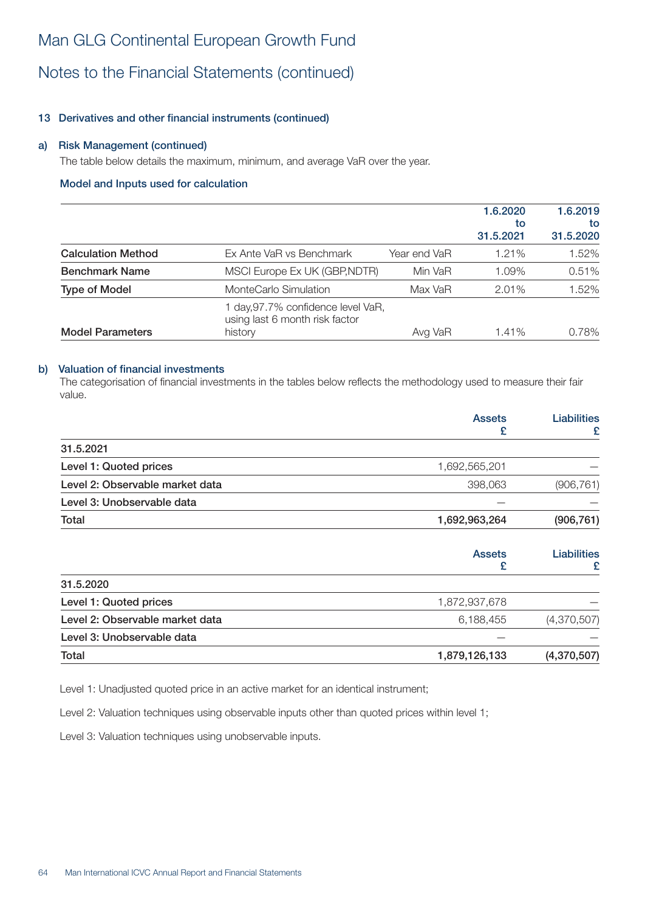# Man GLG Continental European Growth Fund

## Notes to the Financial Statements (continued)

### 13 Derivatives and other financial instruments (continued)

#### a) Risk Management (continued)

The table below details the maximum, minimum, and average VaR over the year.

**Model and Inputs used for calculation**

| | | | 1.6.2020 to 31.5.2021 | 1.6.2019 to 31.5.2020 |
|---|---|---|---|---|
| **Calculation Method** | Ex Ante VaR vs Benchmark | Year end VaR | 1.21% | 1.52% |
| **Benchmark Name** | MSCI Europe Ex UK (GBP,NDTR) | Min VaR | 1.09% | 0.51% |
| **Type of Model** | MonteCarlo Simulation | Max VaR | 2.01% | 1.52% |
| **Model Parameters** | 1 day,97.7% confidence level VaR, using last 6 month risk factor history | Avg VaR | 1.41% | 0.78% |

#### b) Valuation of financial investments

The categorisation of financial investments in the tables below reflects the methodology used to measure their fair value.

| | Assets £ | Liabilities £ |
|---|---|---|
| **31.5.2021** | | |
| **Level 1: Quoted prices** | 1,692,565,201 | — |
| **Level 2: Observable market data** | 398,063 | (906,761) |
| **Level 3: Unobservable data** | — | — |
| **Total** | **1,692,963,264** | **(906,761)** |

| | Assets £ | Liabilities £ |
|---|---|---|
| **31.5.2020** | | |
| **Level 1: Quoted prices** | 1,872,937,678 | — |
| **Level 2: Observable market data** | 6,188,455 | (4,370,507) |
| **Level 3: Unobservable data** | — | — |
| **Total** | **1,879,126,133** | **(4,370,507)** |

Level 1: Unadjusted quoted price in an active market for an identical instrument;

Level 2: Valuation techniques using observable inputs other than quoted prices within level 1;

Level 3: Valuation techniques using unobservable inputs.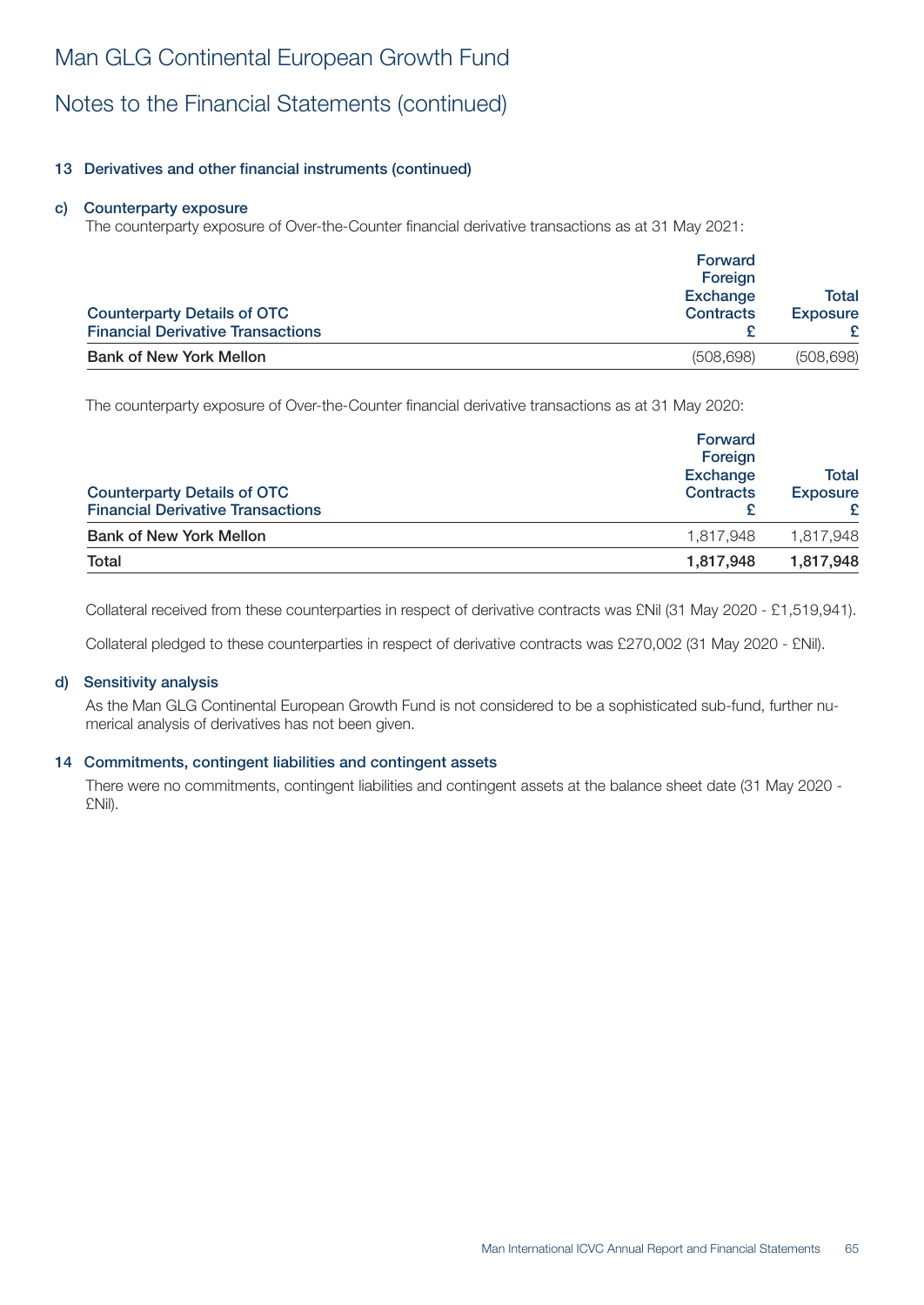# Man GLG Continental European Growth Fund

## Notes to the Financial Statements (continued)

### 13 Derivatives and other financial instruments (continued)

#### c) Counterparty exposure

The counterparty exposure of Over-the-Counter financial derivative transactions as at 31 May 2021:

| Counterparty Details of OTC Financial Derivative Transactions | Forward Foreign Exchange Contracts £ | Total Exposure £ |
|---|---|---|
| Bank of New York Mellon | (508,698) | (508,698) |

The counterparty exposure of Over-the-Counter financial derivative transactions as at 31 May 2020:

| Counterparty Details of OTC Financial Derivative Transactions | Forward Foreign Exchange Contracts £ | Total Exposure £ |
|---|---|---|
| Bank of New York Mellon | 1,817,948 | 1,817,948 |
| **Total** | **1,817,948** | **1,817,948** |

Collateral received from these counterparties in respect of derivative contracts was £Nil (31 May 2020 - £1,519,941).

Collateral pledged to these counterparties in respect of derivative contracts was £270,002 (31 May 2020 - £Nil).

#### d) Sensitivity analysis

As the Man GLG Continental European Growth Fund is not considered to be a sophisticated sub-fund, further numerical analysis of derivatives has not been given.

### 14 Commitments, contingent liabilities and contingent assets

There were no commitments, contingent liabilities and contingent assets at the balance sheet date (31 May 2020 - £Nil).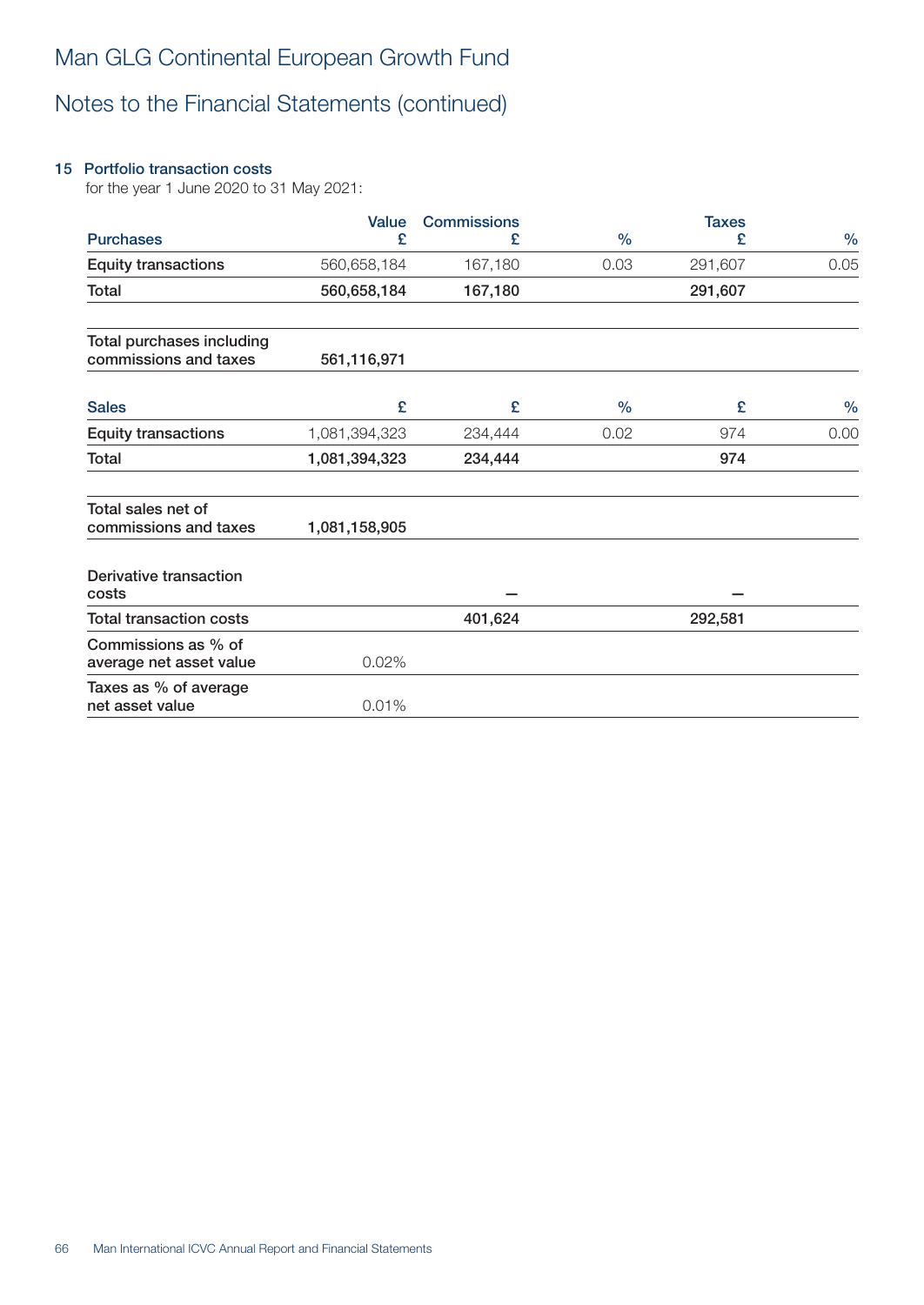# Man GLG Continental European Growth Fund

## Notes to the Financial Statements (continued)

### 15 Portfolio transaction costs

for the year 1 June 2020 to 31 May 2021:

| Purchases | Value £ | Commissions £ | % | Taxes £ | % |
|---|---|---|---|---|---|
| Equity transactions | 560,658,184 | 167,180 | 0.03 | 291,607 | 0.05 |
| **Total** | **560,658,184** | **167,180** | | **291,607** | |
| | | | | | |
| Total purchases including commissions and taxes | 561,116,971 | | | | |
| | | | | | |
| **Sales** | **£** | **£** | **%** | **£** | **%** |
| Equity transactions | 1,081,394,323 | 234,444 | 0.02 | 974 | 0.00 |
| **Total** | **1,081,394,323** | **234,444** | | **974** | |
| | | | | | |
| Total sales net of commissions and taxes | 1,081,158,905 | | | | |
| | | | | | |
| Derivative transaction costs | | – | | – | |
| Total transaction costs | | 401,624 | | 292,581 | |
| Commissions as % of average net asset value | 0.02% | | | | |
| Taxes as % of average net asset value | 0.01% | | | | |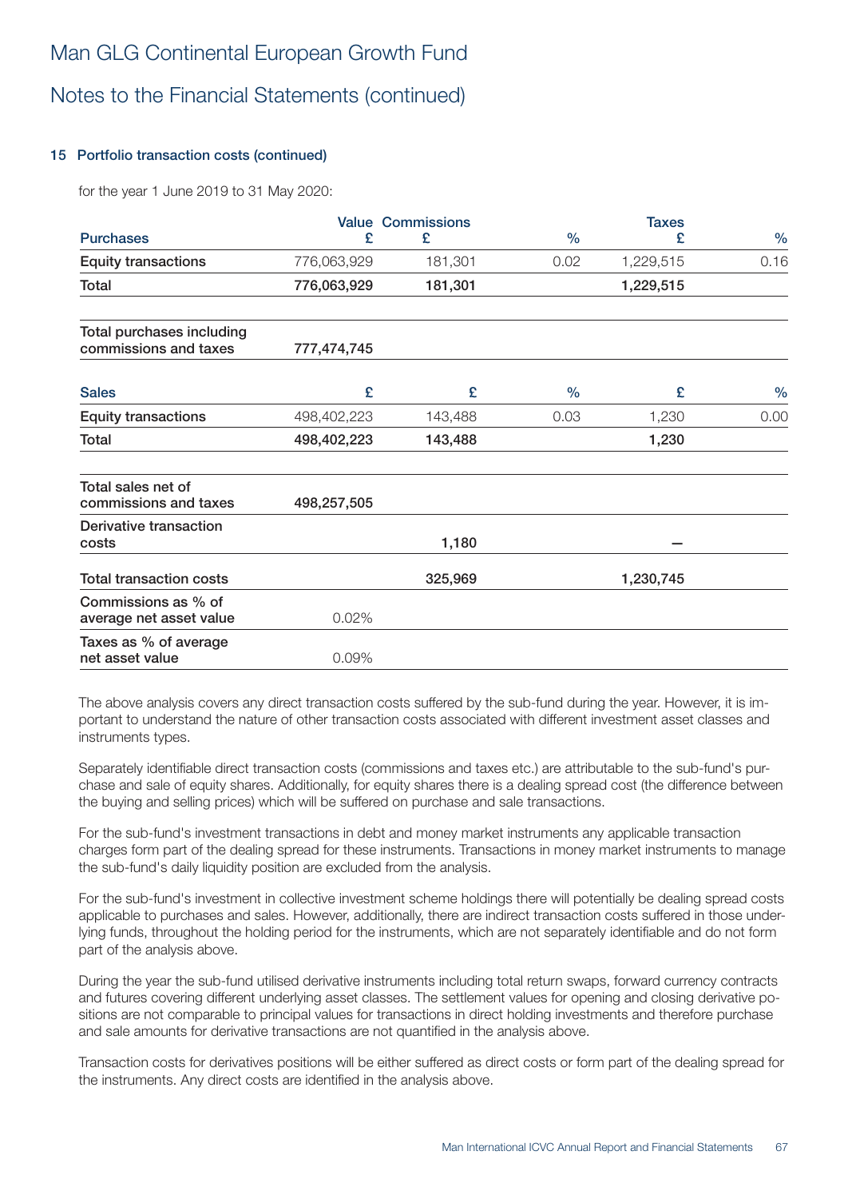# Man GLG Continental European Growth Fund

## Notes to the Financial Statements (continued)

### 15 Portfolio transaction costs (continued)

for the year 1 June 2019 to 31 May 2020:

| Purchases | Value £ | Commissions £ | % | Taxes £ | % |
|---|---|---|---|---|---|
| Equity transactions | 776,063,929 | 181,301 | 0.02 | 1,229,515 | 0.16 |
| **Total** | **776,063,929** | **181,301** | | **1,229,515** | |
| **Total purchases including commissions and taxes** | **777,474,745** | | | | |
| **Sales** | **£** | **£** | **%** | **£** | **%** |
| Equity transactions | 498,402,223 | 143,488 | 0.03 | 1,230 | 0.00 |
| **Total** | **498,402,223** | **143,488** | | **1,230** | |
| **Total sales net of commissions and taxes** | **498,257,505** | | | | |
| **Derivative transaction costs** | | **1,180** | | **–** | |
| **Total transaction costs** | | **325,969** | | **1,230,745** | |
| **Commissions as % of average net asset value** | 0.02% | | | | |
| **Taxes as % of average net asset value** | 0.09% | | | | |

The above analysis covers any direct transaction costs suffered by the sub-fund during the year. However, it is important to understand the nature of other transaction costs associated with different investment asset classes and instruments types.

Separately identifiable direct transaction costs (commissions and taxes etc.) are attributable to the sub-fund's purchase and sale of equity shares. Additionally, for equity shares there is a dealing spread cost (the difference between the buying and selling prices) which will be suffered on purchase and sale transactions.

For the sub-fund's investment transactions in debt and money market instruments any applicable transaction charges form part of the dealing spread for these instruments. Transactions in money market instruments to manage the sub-fund's daily liquidity position are excluded from the analysis.

For the sub-fund's investment in collective investment scheme holdings there will potentially be dealing spread costs applicable to purchases and sales. However, additionally, there are indirect transaction costs suffered in those underlying funds, throughout the holding period for the instruments, which are not separately identifiable and do not form part of the analysis above.

During the year the sub-fund utilised derivative instruments including total return swaps, forward currency contracts and futures covering different underlying asset classes. The settlement values for opening and closing derivative positions are not comparable to principal values for transactions in direct holding investments and therefore purchase and sale amounts for derivative transactions are not quantified in the analysis above.

Transaction costs for derivatives positions will be either suffered as direct costs or form part of the dealing spread for the instruments. Any direct costs are identified in the analysis above.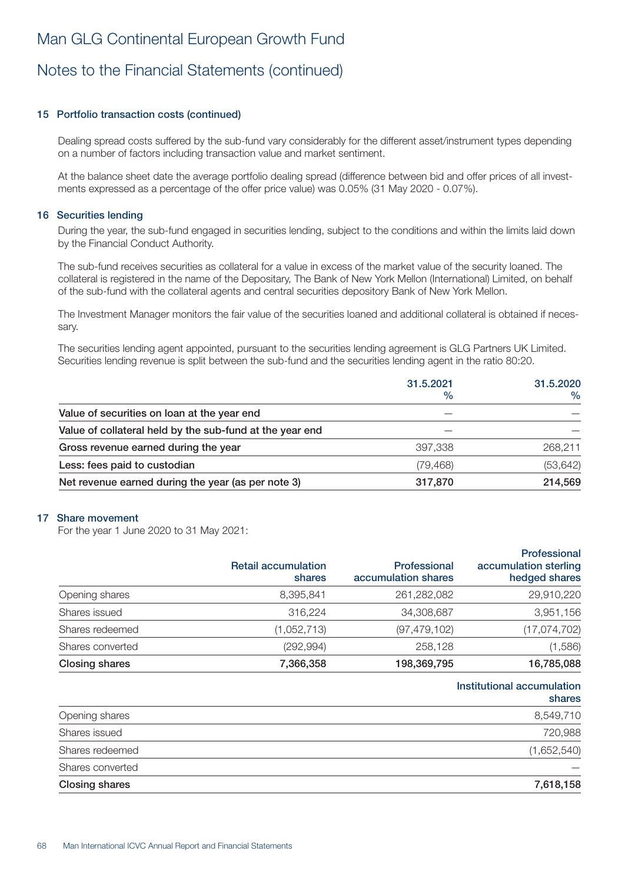# Man GLG Continental European Growth Fund

## Notes to the Financial Statements (continued)

### 15 Portfolio transaction costs (continued)

Dealing spread costs suffered by the sub-fund vary considerably for the different asset/instrument types depending on a number of factors including transaction value and market sentiment.

At the balance sheet date the average portfolio dealing spread (difference between bid and offer prices of all investments expressed as a percentage of the offer price value) was 0.05% (31 May 2020 - 0.07%).

### 16 Securities lending

During the year, the sub-fund engaged in securities lending, subject to the conditions and within the limits laid down by the Financial Conduct Authority.

The sub-fund receives securities as collateral for a value in excess of the market value of the security loaned. The collateral is registered in the name of the Depositary, The Bank of New York Mellon (International) Limited, on behalf of the sub-fund with the collateral agents and central securities depository Bank of New York Mellon.

The Investment Manager monitors the fair value of the securities loaned and additional collateral is obtained if necessary.

The securities lending agent appointed, pursuant to the securities lending agreement is GLG Partners UK Limited. Securities lending revenue is split between the sub-fund and the securities lending agent in the ratio 80:20.

| | 31.5.2021 % | 31.5.2020 % |
|---|---|---|
| **Value of securities on loan at the year end** | — | — |
| **Value of collateral held by the sub-fund at the year end** | — | — |
| **Gross revenue earned during the year** | 397,338 | 268,211 |
| **Less: fees paid to custodian** | (79,468) | (53,642) |
| **Net revenue earned during the year (as per note 3)** | **317,870** | **214,569** |

### 17 Share movement

For the year 1 June 2020 to 31 May 2021:

| | Retail accumulation shares | Professional accumulation shares | Professional accumulation sterling hedged shares |
|---|---|---|---|
| Opening shares | 8,395,841 | 261,282,082 | 29,910,220 |
| Shares issued | 316,224 | 34,308,687 | 3,951,156 |
| Shares redeemed | (1,052,713) | (97,479,102) | (17,074,702) |
| Shares converted | (292,994) | 258,128 | (1,586) |
| **Closing shares** | **7,366,358** | **198,369,795** | **16,785,088** |

| | Institutional accumulation shares |
|---|---|
| Opening shares | 8,549,710 |
| Shares issued | 720,988 |
| Shares redeemed | (1,652,540) |
| Shares converted | — |
| **Closing shares** | **7,618,158** |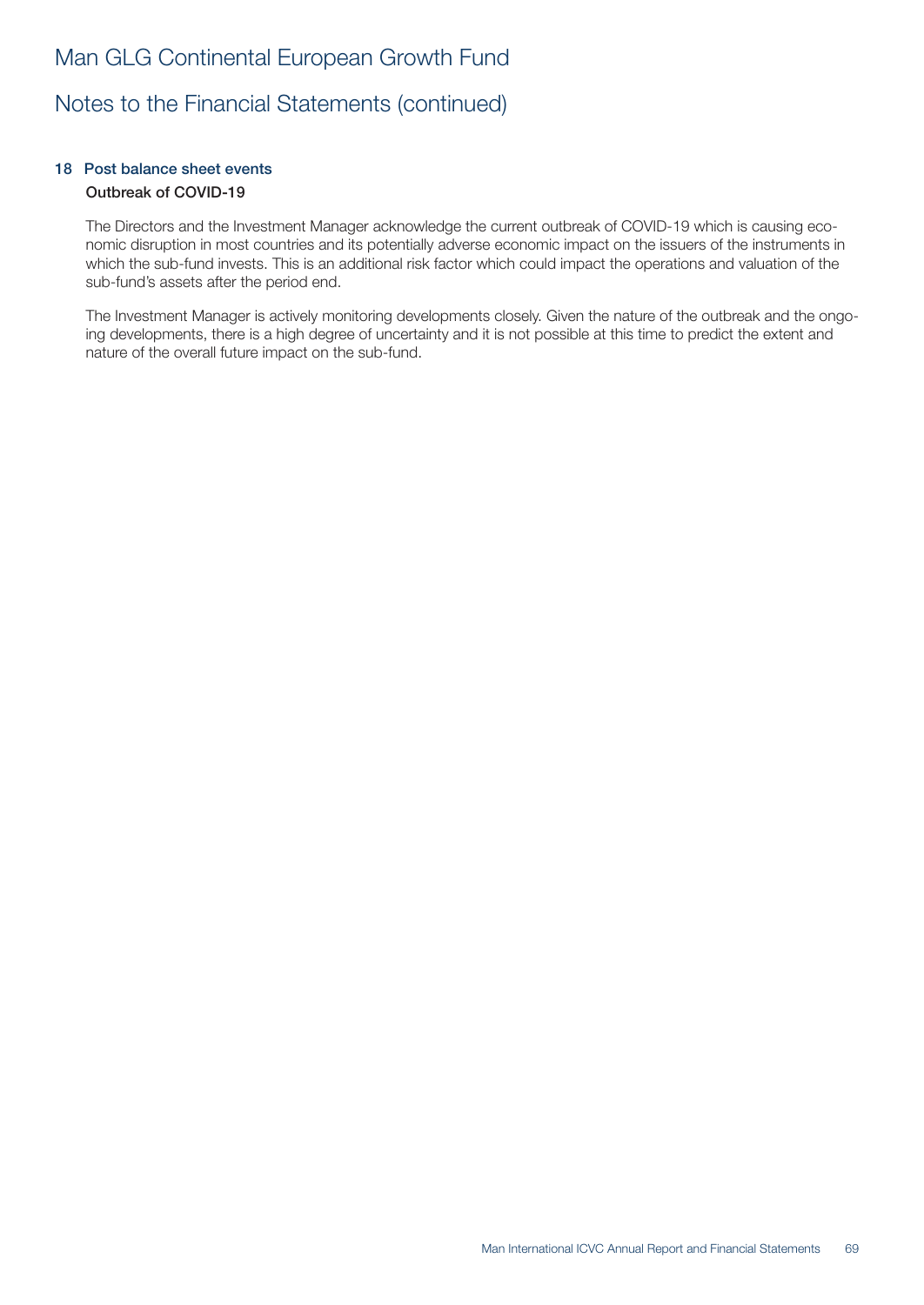## 18 Post balance sheet events

### Outbreak of COVID-19

The Directors and the Investment Manager acknowledge the current outbreak of COVID-19 which is causing economic disruption in most countries and its potentially adverse economic impact on the issuers of the instruments in which the sub-fund invests. This is an additional risk factor which could impact the operations and valuation of the sub-fund's assets after the period end.

The Investment Manager is actively monitoring developments closely. Given the nature of the outbreak and the ongoing developments, there is a high degree of uncertainty and it is not possible at this time to predict the extent and nature of the overall future impact on the sub-fund.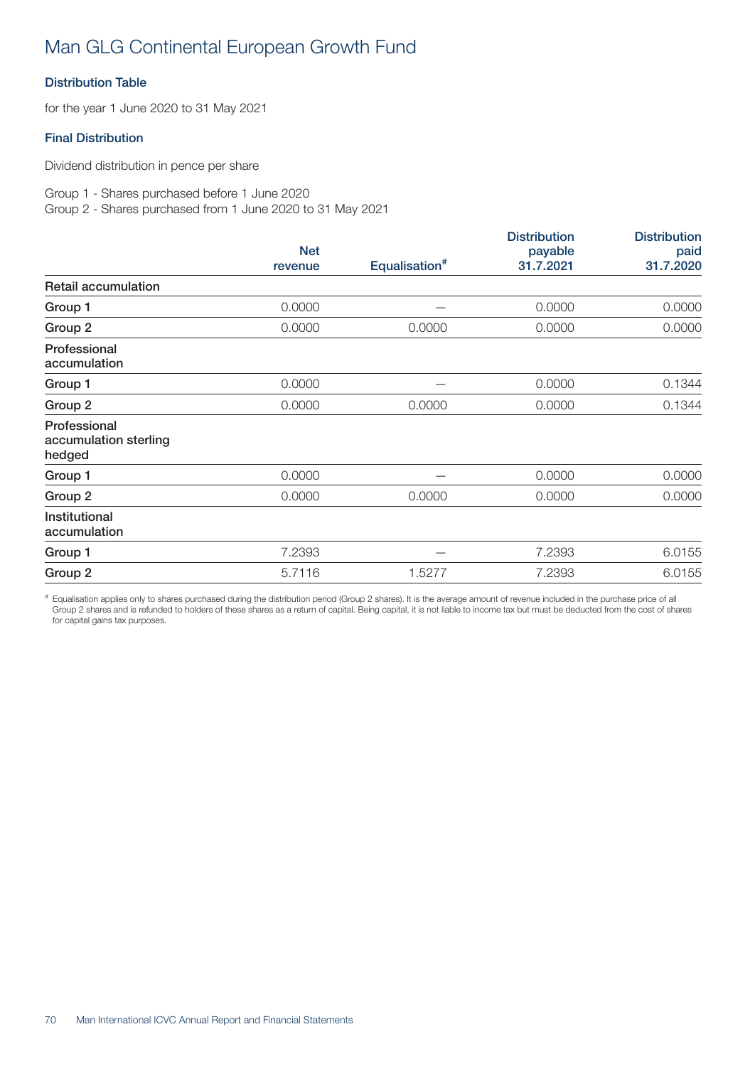# Man GLG Continental European Growth Fund

### Distribution Table

for the year 1 June 2020 to 31 May 2021

### Final Distribution

Dividend distribution in pence per share

Group 1 - Shares purchased before 1 June 2020
Group 2 - Shares purchased from 1 June 2020 to 31 May 2021

| | Net revenue | Equalisation# | Distribution payable 31.7.2021 | Distribution paid 31.7.2020 |
|---|---|---|---|---|
| **Retail accumulation** | | | | |
| **Group 1** | 0.0000 | — | 0.0000 | 0.0000 |
| **Group 2** | 0.0000 | 0.0000 | 0.0000 | 0.0000 |
| **Professional accumulation** | | | | |
| **Group 1** | 0.0000 | — | 0.0000 | 0.1344 |
| **Group 2** | 0.0000 | 0.0000 | 0.0000 | 0.1344 |
| **Professional accumulation sterling hedged** | | | | |
| **Group 1** | 0.0000 | — | 0.0000 | 0.0000 |
| **Group 2** | 0.0000 | 0.0000 | 0.0000 | 0.0000 |
| **Institutional accumulation** | | | | |
| **Group 1** | 7.2393 | — | 7.2393 | 6.0155 |
| **Group 2** | 5.7116 | 1.5277 | 7.2393 | 6.0155 |

# Equalisation applies only to shares purchased during the distribution period (Group 2 shares). It is the average amount of revenue included in the purchase price of all Group 2 shares and is refunded to holders of these shares as a return of capital. Being capital, it is not liable to income tax but must be deducted from the cost of shares for capital gains tax purposes.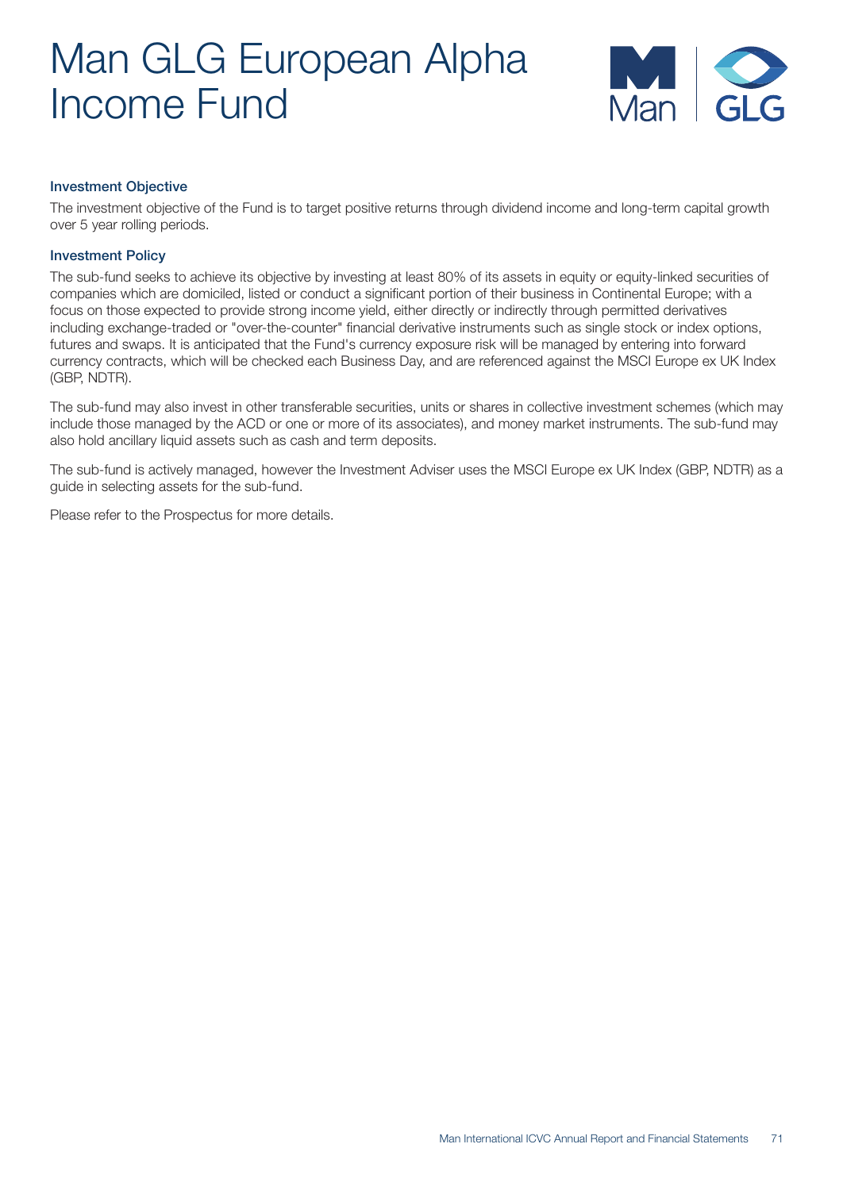# Man GLG European Alpha Income Fund

### Investment Objective

The investment objective of the Fund is to target positive returns through dividend income and long-term capital growth over 5 year rolling periods.

### Investment Policy

The sub-fund seeks to achieve its objective by investing at least 80% of its assets in equity or equity-linked securities of companies which are domiciled, listed or conduct a significant portion of their business in Continental Europe; with a focus on those expected to provide strong income yield, either directly or indirectly through permitted derivatives including exchange-traded or "over-the-counter" financial derivative instruments such as single stock or index options, futures and swaps. It is anticipated that the Fund's currency exposure risk will be managed by entering into forward currency contracts, which will be checked each Business Day, and are referenced against the MSCI Europe ex UK Index (GBP, NDTR).

The sub-fund may also invest in other transferable securities, units or shares in collective investment schemes (which may include those managed by the ACD or one or more of its associates), and money market instruments. The sub-fund may also hold ancillary liquid assets such as cash and term deposits.

The sub-fund is actively managed, however the Investment Adviser uses the MSCI Europe ex UK Index (GBP, NDTR) as a guide in selecting assets for the sub-fund.

Please refer to the Prospectus for more details.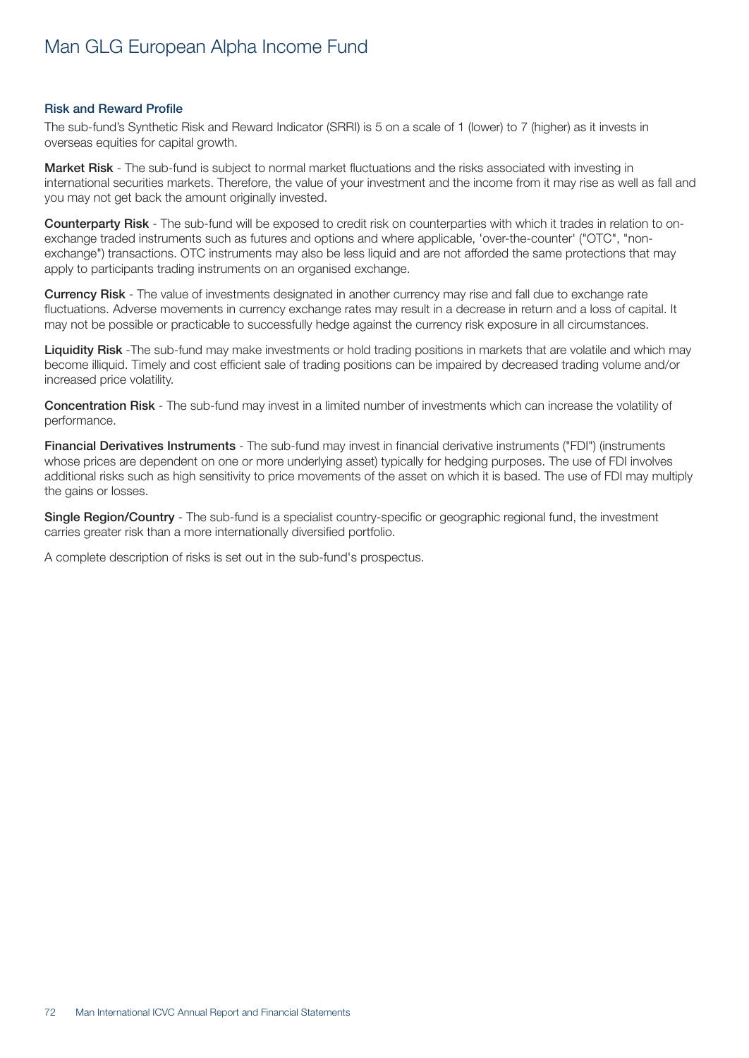# Man GLG European Alpha Income Fund

### Risk and Reward Profile

The sub-fund's Synthetic Risk and Reward Indicator (SRRI) is 5 on a scale of 1 (lower) to 7 (higher) as it invests in overseas equities for capital growth.

**Market Risk** - The sub-fund is subject to normal market fluctuations and the risks associated with investing in international securities markets. Therefore, the value of your investment and the income from it may rise as well as fall and you may not get back the amount originally invested.

**Counterparty Risk** - The sub-fund will be exposed to credit risk on counterparties with which it trades in relation to on-exchange traded instruments such as futures and options and where applicable, 'over-the-counter' ("OTC", "non-exchange") transactions. OTC instruments may also be less liquid and are not afforded the same protections that may apply to participants trading instruments on an organised exchange.

**Currency Risk** - The value of investments designated in another currency may rise and fall due to exchange rate fluctuations. Adverse movements in currency exchange rates may result in a decrease in return and a loss of capital. It may not be possible or practicable to successfully hedge against the currency risk exposure in all circumstances.

**Liquidity Risk** -The sub-fund may make investments or hold trading positions in markets that are volatile and which may become illiquid. Timely and cost efficient sale of trading positions can be impaired by decreased trading volume and/or increased price volatility.

**Concentration Risk** - The sub-fund may invest in a limited number of investments which can increase the volatility of performance.

**Financial Derivatives Instruments** - The sub-fund may invest in financial derivative instruments ("FDI") (instruments whose prices are dependent on one or more underlying asset) typically for hedging purposes. The use of FDI involves additional risks such as high sensitivity to price movements of the asset on which it is based. The use of FDI may multiply the gains or losses.

**Single Region/Country** - The sub-fund is a specialist country-specific or geographic regional fund, the investment carries greater risk than a more internationally diversified portfolio.

A complete description of risks is set out in the sub-fund's prospectus.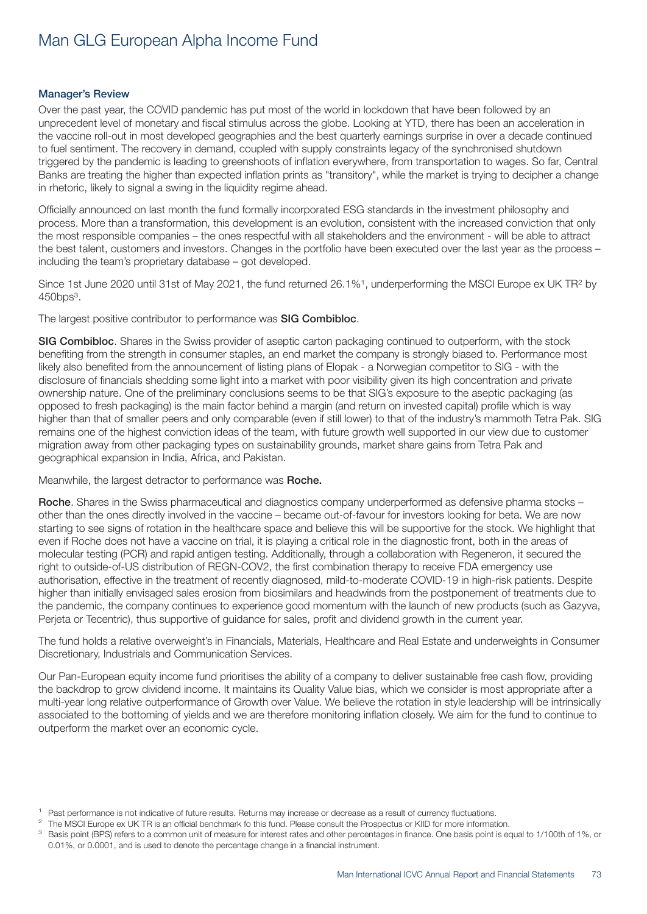# Man GLG European Alpha Income Fund

### Manager's Review

Over the past year, the COVID pandemic has put most of the world in lockdown that have been followed by an unprecedent level of monetary and fiscal stimulus across the globe. Looking at YTD, there has been an acceleration in the vaccine roll-out in most developed geographies and the best quarterly earnings surprise in over a decade continued to fuel sentiment. The recovery in demand, coupled with supply constraints legacy of the synchronised shutdown triggered by the pandemic is leading to greenshoots of inflation everywhere, from transportation to wages. So far, Central Banks are treating the higher than expected inflation prints as "transitory", while the market is trying to decipher a change in rhetoric, likely to signal a swing in the liquidity regime ahead.

Officially announced on last month the fund formally incorporated ESG standards in the investment philosophy and process. More than a transformation, this development is an evolution, consistent with the increased conviction that only the most responsible companies – the ones respectful with all stakeholders and the environment - will be able to attract the best talent, customers and investors. Changes in the portfolio have been executed over the last year as the process – including the team's proprietary database – got developed.

Since 1st June 2020 until 31st of May 2021, the fund returned 26.1%[1], underperforming the MSCI Europe ex UK TR[2] by 450bps[3].

The largest positive contributor to performance was **SIG Combibloc**.

**SIG Combibloc**. Shares in the Swiss provider of aseptic carton packaging continued to outperform, with the stock benefiting from the strength in consumer staples, an end market the company is strongly biased to. Performance most likely also benefited from the announcement of listing plans of Elopak - a Norwegian competitor to SIG - with the disclosure of financials shedding some light into a market with poor visibility given its high concentration and private ownership nature. One of the preliminary conclusions seems to be that SIG's exposure to the aseptic packaging (as opposed to fresh packaging) is the main factor behind a margin (and return on invested capital) profile which is way higher than that of smaller peers and only comparable (even if still lower) to that of the industry's mammoth Tetra Pak. SIG remains one of the highest conviction ideas of the team, with future growth well supported in our view due to customer migration away from other packaging types on sustainability grounds, market share gains from Tetra Pak and geographical expansion in India, Africa, and Pakistan.

Meanwhile, the largest detractor to performance was **Roche.**

**Roche**. Shares in the Swiss pharmaceutical and diagnostics company underperformed as defensive pharma stocks – other than the ones directly involved in the vaccine – became out-of-favour for investors looking for beta. We are now starting to see signs of rotation in the healthcare space and believe this will be supportive for the stock. We highlight that even if Roche does not have a vaccine on trial, it is playing a critical role in the diagnostic front, both in the areas of molecular testing (PCR) and rapid antigen testing. Additionally, through a collaboration with Regeneron, it secured the right to outside-of-US distribution of REGN-COV2, the first combination therapy to receive FDA emergency use authorisation, effective in the treatment of recently diagnosed, mild-to-moderate COVID-19 in high-risk patients. Despite higher than initially envisaged sales erosion from biosimilars and headwinds from the postponement of treatments due to the pandemic, the company continues to experience good momentum with the launch of new products (such as Gazyva, Perjeta or Tecentric), thus supportive of guidance for sales, profit and dividend growth in the current year.

The fund holds a relative overweight's in Financials, Materials, Healthcare and Real Estate and underweights in Consumer Discretionary, Industrials and Communication Services.

Our Pan-European equity income fund prioritises the ability of a company to deliver sustainable free cash flow, providing the backdrop to grow dividend income. It maintains its Quality Value bias, which we consider is most appropriate after a multi-year long relative outperformance of Growth over Value. We believe the rotation in style leadership will be intrinsically associated to the bottoming of yields and we are therefore monitoring inflation closely. We aim for the fund to continue to outperform the market over an economic cycle.

[1] Past performance is not indicative of future results. Returns may increase or decrease as a result of currency fluctuations.

[2] The MSCI Europe ex UK TR is an official benchmark fo this fund. Please consult the Prospectus or KIID for more information.

[3] Basis point (BPS) refers to a common unit of measure for interest rates and other percentages in finance. One basis point is equal to 1/100th of 1%, or 0.01%, or 0.0001, and is used to denote the percentage change in a financial instrument.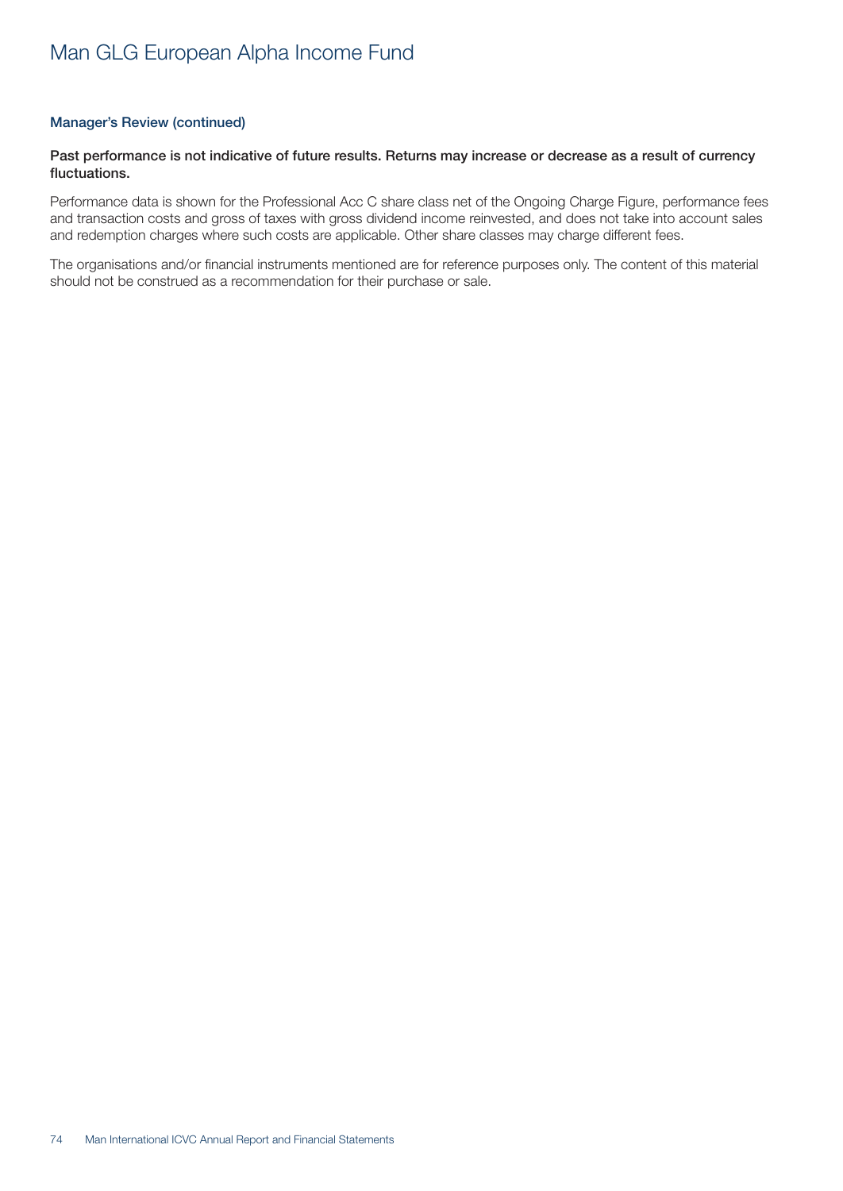## Manager's Review (continued)

**Past performance is not indicative of future results. Returns may increase or decrease as a result of currency fluctuations.**

Performance data is shown for the Professional Acc C share class net of the Ongoing Charge Figure, performance fees and transaction costs and gross of taxes with gross dividend income reinvested, and does not take into account sales and redemption charges where such costs are applicable. Other share classes may charge different fees.

The organisations and/or financial instruments mentioned are for reference purposes only. The content of this material should not be construed as a recommendation for their purchase or sale.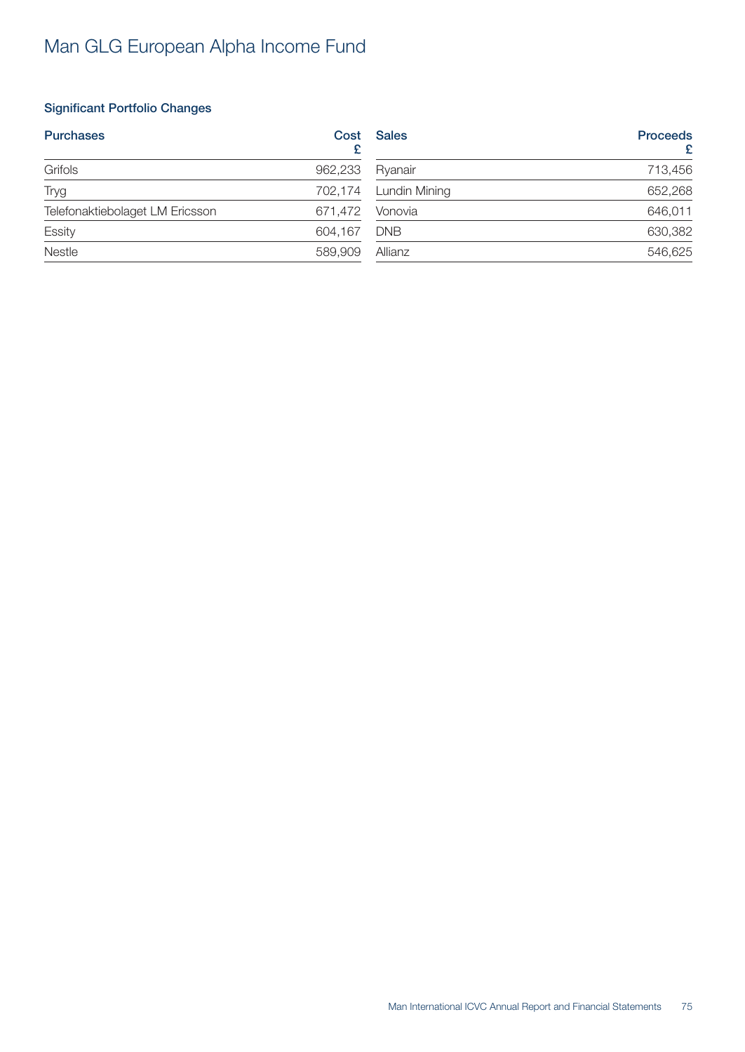# Man GLG European Alpha Income Fund

### Significant Portfolio Changes

| Purchases | Cost £ |
|---|---|
| Grifols | 962,233 |
| Tryg | 702,174 |
| Telefonaktiebolaget LM Ericsson | 671,472 |
| Essity | 604,167 |
| Nestle | 589,909 |

| Sales | Proceeds £ |
|---|---|
| Ryanair | 713,456 |
| Lundin Mining | 652,268 |
| Vonovia | 646,011 |
| DNB | 630,382 |
| Allianz | 546,625 |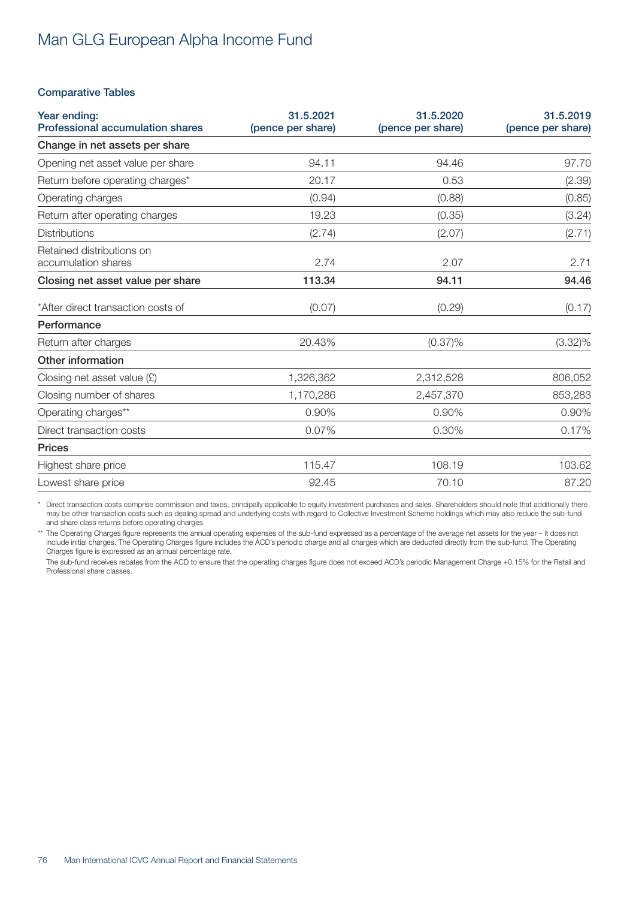# Man GLG European Alpha Income Fund

## Comparative Tables

| Year ending: Professional accumulation shares | 31.5.2021 (pence per share) | 31.5.2020 (pence per share) | 31.5.2019 (pence per share) |
|---|---|---|---|
| **Change in net assets per share** | | | |
| Opening net asset value per share | 94.11 | 94.46 | 97.70 |
| Return before operating charges* | 20.17 | 0.53 | (2.39) |
| Operating charges | (0.94) | (0.88) | (0.85) |
| Return after operating charges | 19.23 | (0.35) | (3.24) |
| Distributions | (2.74) | (2.07) | (2.71) |
| Retained distributions on accumulation shares | 2.74 | 2.07 | 2.71 |
| **Closing net asset value per share** | **113.34** | **94.11** | **94.46** |
| *After direct transaction costs of | (0.07) | (0.29) | (0.17) |
| **Performance** | | | |
| Return after charges | 20.43% | (0.37)% | (3.32)% |
| **Other information** | | | |
| Closing net asset value (£) | 1,326,362 | 2,312,528 | 806,052 |
| Closing number of shares | 1,170,286 | 2,457,370 | 853,283 |
| Operating charges** | 0.90% | 0.90% | 0.90% |
| Direct transaction costs | 0.07% | 0.30% | 0.17% |
| **Prices** | | | |
| Highest share price | 115.47 | 108.19 | 103.62 |
| Lowest share price | 92.45 | 70.10 | 87.20 |

\* Direct transaction costs comprise commission and taxes, principally applicable to equity investment purchases and sales. Shareholders should note that additionally there may be other transaction costs such as dealing spread and underlying costs with regard to Collective Investment Scheme holdings which may also reduce the sub-fund and share class returns before operating charges.

\** The Operating Charges figure represents the annual operating expenses of the sub-fund expressed as a percentage of the average net assets for the year – it does not include initial charges. The Operating Charges figure includes the ACD's periodic charge and all charges which are deducted directly from the sub-fund. The Operating Charges figure is expressed as an annual percentage rate.

The sub-fund receives rebates from the ACD to ensure that the operating charges figure does not exceed ACD's periodic Management Charge +0.15% for the Retail and Professional share classes.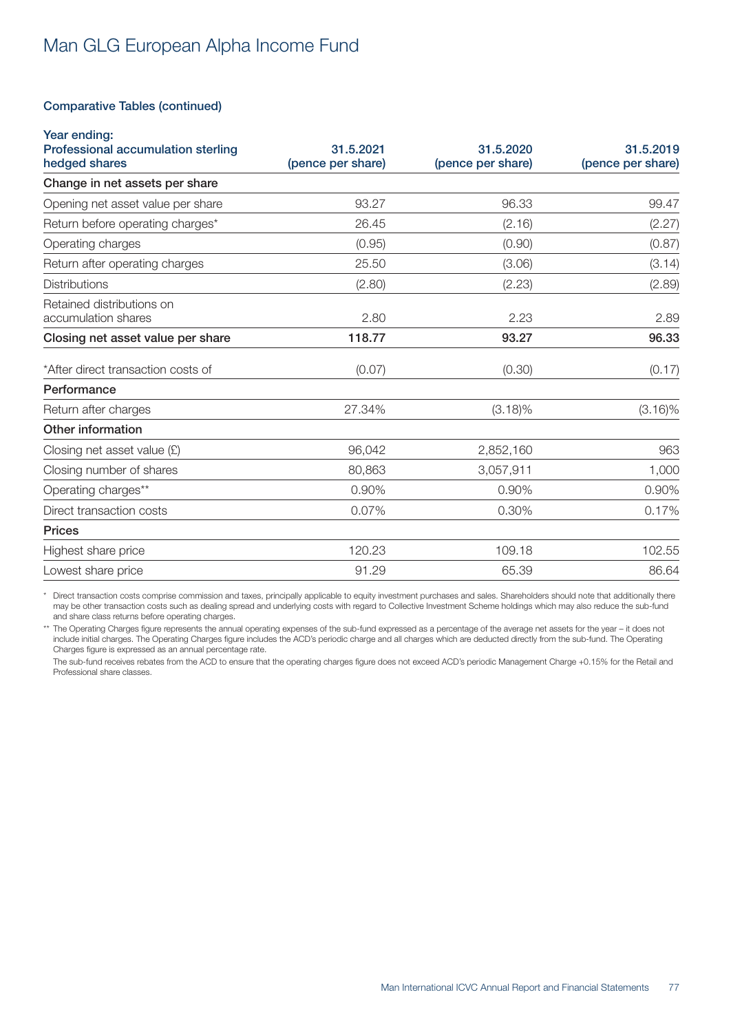# Man GLG European Alpha Income Fund

## Comparative Tables (continued)

| Year ending: Professional accumulation sterling hedged shares | 31.5.2021 (pence per share) | 31.5.2020 (pence per share) | 31.5.2019 (pence per share) |
|---|---|---|---|
| **Change in net assets per share** | | | |
| Opening net asset value per share | 93.27 | 96.33 | 99.47 |
| Return before operating charges* | 26.45 | (2.16) | (2.27) |
| Operating charges | (0.95) | (0.90) | (0.87) |
| Return after operating charges | 25.50 | (3.06) | (3.14) |
| Distributions | (2.80) | (2.23) | (2.89) |
| Retained distributions on accumulation shares | 2.80 | 2.23 | 2.89 |
| **Closing net asset value per share** | **118.77** | **93.27** | **96.33** |
| *After direct transaction costs of | (0.07) | (0.30) | (0.17) |
| **Performance** | | | |
| Return after charges | 27.34% | (3.18)% | (3.16)% |
| **Other information** | | | |
| Closing net asset value (£) | 96,042 | 2,852,160 | 963 |
| Closing number of shares | 80,863 | 3,057,911 | 1,000 |
| Operating charges** | 0.90% | 0.90% | 0.90% |
| Direct transaction costs | 0.07% | 0.30% | 0.17% |
| **Prices** | | | |
| Highest share price | 120.23 | 109.18 | 102.55 |
| Lowest share price | 91.29 | 65.39 | 86.64 |

\* Direct transaction costs comprise commission and taxes, principally applicable to equity investment purchases and sales. Shareholders should note that additionally there may be other transaction costs such as dealing spread and underlying costs with regard to Collective Investment Scheme holdings which may also reduce the sub-fund and share class returns before operating charges.

\*\* The Operating Charges figure represents the annual operating expenses of the sub-fund expressed as a percentage of the average net assets for the year – it does not include initial charges. The Operating Charges figure includes the ACD's periodic charge and all charges which are deducted directly from the sub-fund. The Operating Charges figure is expressed as an annual percentage rate.

The sub-fund receives rebates from the ACD to ensure that the operating charges figure does not exceed ACD's periodic Management Charge +0.15% for the Retail and Professional share classes.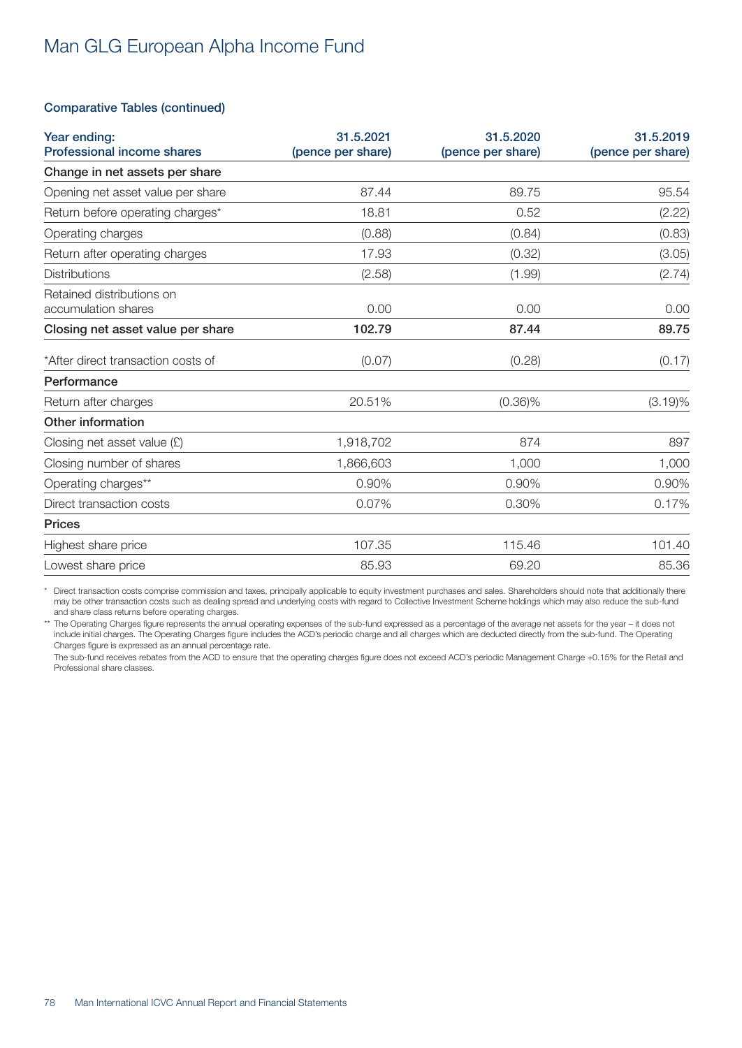# Man GLG European Alpha Income Fund

## Comparative Tables (continued)

| Year ending:<br>Professional income shares | 31.5.2021<br>(pence per share) | 31.5.2020<br>(pence per share) | 31.5.2019<br>(pence per share) |
|---|---|---|---|
| **Change in net assets per share** | | | |
| Opening net asset value per share | 87.44 | 89.75 | 95.54 |
| Return before operating charges* | 18.81 | 0.52 | (2.22) |
| Operating charges | (0.88) | (0.84) | (0.83) |
| Return after operating charges | 17.93 | (0.32) | (3.05) |
| Distributions | (2.58) | (1.99) | (2.74) |
| Retained distributions on accumulation shares | 0.00 | 0.00 | 0.00 |
| **Closing net asset value per share** | **102.79** | **87.44** | **89.75** |
| *After direct transaction costs of | (0.07) | (0.28) | (0.17) |
| **Performance** | | | |
| Return after charges | 20.51% | (0.36)% | (3.19)% |
| **Other information** | | | |
| Closing net asset value (£) | 1,918,702 | 874 | 897 |
| Closing number of shares | 1,866,603 | 1,000 | 1,000 |
| Operating charges** | 0.90% | 0.90% | 0.90% |
| Direct transaction costs | 0.07% | 0.30% | 0.17% |
| **Prices** | | | |
| Highest share price | 107.35 | 115.46 | 101.40 |
| Lowest share price | 85.93 | 69.20 | 85.36 |

\* Direct transaction costs comprise commission and taxes, principally applicable to equity investment purchases and sales. Shareholders should note that additionally there may be other transaction costs such as dealing spread and underlying costs with regard to Collective Investment Scheme holdings which may also reduce the sub-fund and share class returns before operating charges.

\*\* The Operating Charges figure represents the annual operating expenses of the sub-fund expressed as a percentage of the average net assets for the year – it does not include initial charges. The Operating Charges figure includes the ACD's periodic charge and all charges which are deducted directly from the sub-fund. The Operating Charges figure is expressed as an annual percentage rate.

The sub-fund receives rebates from the ACD to ensure that the operating charges figure does not exceed ACD's periodic Management Charge +0.15% for the Retail and Professional share classes.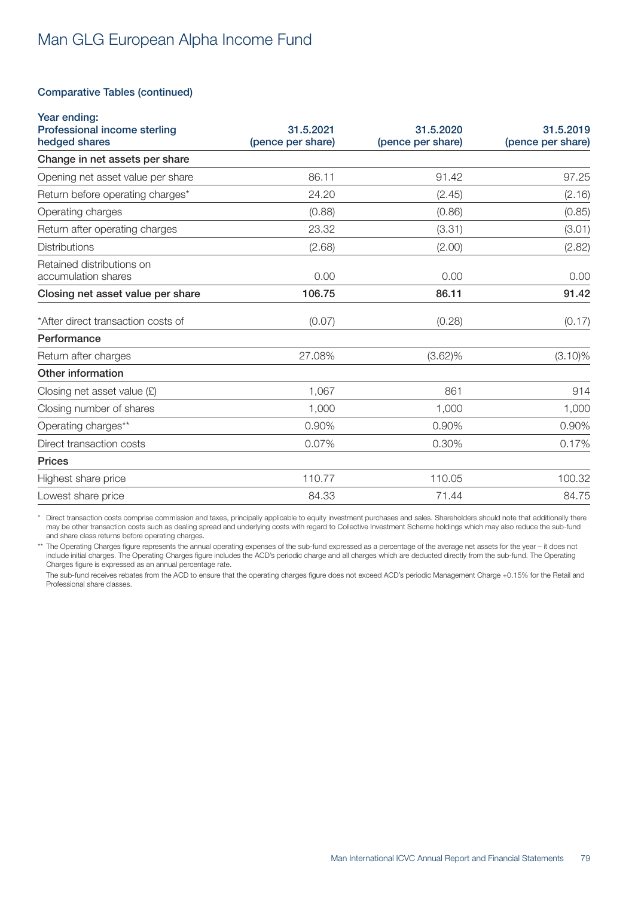# Man GLG European Alpha Income Fund

## Comparative Tables (continued)

| Year ending: **Professional income sterling hedged shares** | 31.5.2021 (pence per share) | 31.5.2020 (pence per share) | 31.5.2019 (pence per share) |
|---|---|---|---|
| **Change in net assets per share** | | | |
| Opening net asset value per share | 86.11 | 91.42 | 97.25 |
| Return before operating charges* | 24.20 | (2.45) | (2.16) |
| Operating charges | (0.88) | (0.86) | (0.85) |
| Return after operating charges | 23.32 | (3.31) | (3.01) |
| Distributions | (2.68) | (2.00) | (2.82) |
| Retained distributions on accumulation shares | 0.00 | 0.00 | 0.00 |
| **Closing net asset value per share** | **106.75** | **86.11** | **91.42** |
| *After direct transaction costs of | (0.07) | (0.28) | (0.17) |
| **Performance** | | | |
| Return after charges | 27.08% | (3.62)% | (3.10)% |
| **Other information** | | | |
| Closing net asset value (£) | 1,067 | 861 | 914 |
| Closing number of shares | 1,000 | 1,000 | 1,000 |
| Operating charges** | 0.90% | 0.90% | 0.90% |
| Direct transaction costs | 0.07% | 0.30% | 0.17% |
| **Prices** | | | |
| Highest share price | 110.77 | 110.05 | 100.32 |
| Lowest share price | 84.33 | 71.44 | 84.75 |

\* Direct transaction costs comprise commission and taxes, principally applicable to equity investment purchases and sales. Shareholders should note that additionally there may be other transaction costs such as dealing spread and underlying costs with regard to Collective Investment Scheme holdings which may also reduce the sub-fund and share class returns before operating charges.

\*\* The Operating Charges figure represents the annual operating expenses of the sub-fund expressed as a percentage of the average net assets for the year – it does not include initial charges. The Operating Charges figure includes the ACD's periodic charge and all charges which are deducted directly from the sub-fund. The Operating Charges figure is expressed as an annual percentage rate.

The sub-fund receives rebates from the ACD to ensure that the operating charges figure does not exceed ACD's periodic Management Charge +0.15% for the Retail and Professional share classes.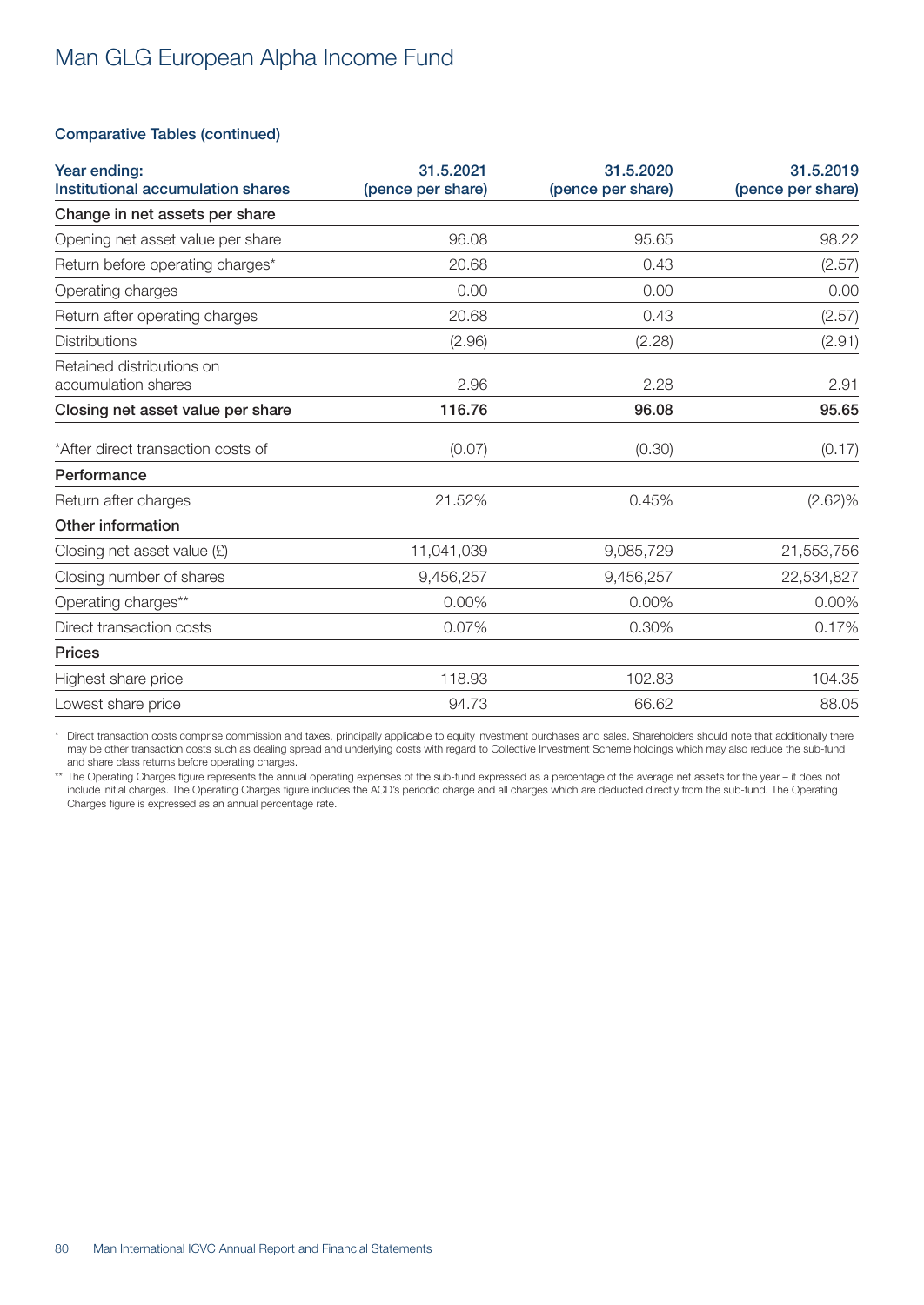# Man GLG European Alpha Income Fund

### Comparative Tables (continued)

| Year ending:<br>Institutional accumulation shares | 31.5.2021<br>(pence per share) | 31.5.2020<br>(pence per share) | 31.5.2019<br>(pence per share) |
|---|---|---|---|
| **Change in net assets per share** | | | |
| Opening net asset value per share | 96.08 | 95.65 | 98.22 |
| Return before operating charges* | 20.68 | 0.43 | (2.57) |
| Operating charges | 0.00 | 0.00 | 0.00 |
| Return after operating charges | 20.68 | 0.43 | (2.57) |
| Distributions | (2.96) | (2.28) | (2.91) |
| Retained distributions on accumulation shares | 2.96 | 2.28 | 2.91 |
| **Closing net asset value per share** | **116.76** | **96.08** | **95.65** |
| *After direct transaction costs of | (0.07) | (0.30) | (0.17) |
| **Performance** | | | |
| Return after charges | 21.52% | 0.45% | (2.62)% |
| **Other information** | | | |
| Closing net asset value (£) | 11,041,039 | 9,085,729 | 21,553,756 |
| Closing number of shares | 9,456,257 | 9,456,257 | 22,534,827 |
| Operating charges** | 0.00% | 0.00% | 0.00% |
| Direct transaction costs | 0.07% | 0.30% | 0.17% |
| **Prices** | | | |
| Highest share price | 118.93 | 102.83 | 104.35 |
| Lowest share price | 94.73 | 66.62 | 88.05 |

\* Direct transaction costs comprise commission and taxes, principally applicable to equity investment purchases and sales. Shareholders should note that additionally there may be other transaction costs such as dealing spread and underlying costs with regard to Collective Investment Scheme holdings which may also reduce the sub-fund and share class returns before operating charges.

\*\* The Operating Charges figure represents the annual operating expenses of the sub-fund expressed as a percentage of the average net assets for the year – it does not include initial charges. The Operating Charges figure includes the ACD's periodic charge and all charges which are deducted directly from the sub-fund. The Operating Charges figure is expressed as an annual percentage rate.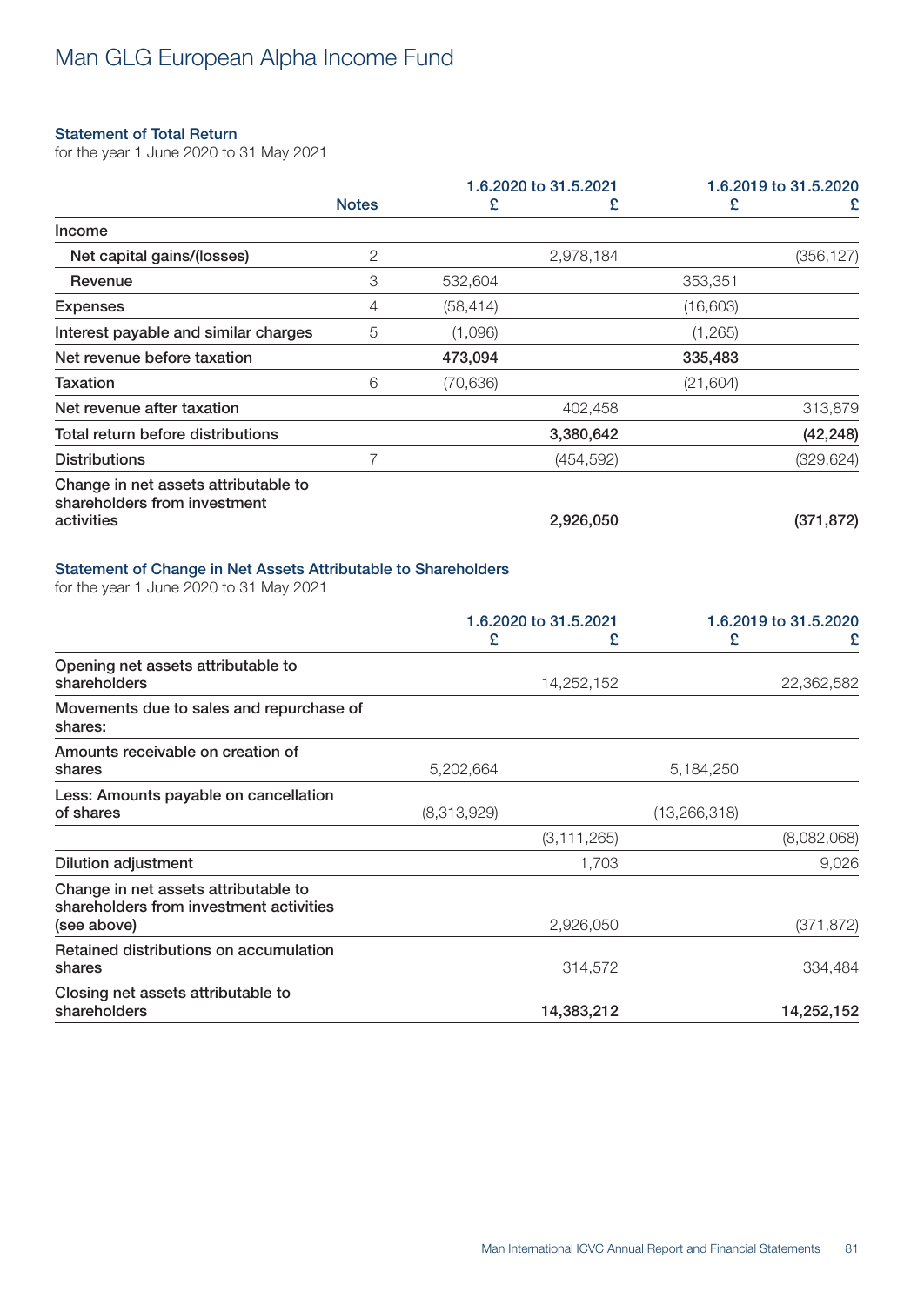# Man GLG European Alpha Income Fund

## Statement of Total Return

for the year 1 June 2020 to 31 May 2021

| | Notes | 1.6.2020 to 31.5.2021 £ | 1.6.2020 to 31.5.2021 £ | 1.6.2019 to 31.5.2020 £ | 1.6.2019 to 31.5.2020 £ |
|---|---|---|---|---|---|
| Income | | | | | |
| Net capital gains/(losses) | 2 | | 2,978,184 | | (356,127) |
| Revenue | 3 | 532,604 | | 353,351 | |
| Expenses | 4 | (58,414) | | (16,603) | |
| Interest payable and similar charges | 5 | (1,096) | | (1,265) | |
| **Net revenue before taxation** | | **473,094** | | **335,483** | |
| Taxation | 6 | (70,636) | | (21,604) | |
| Net revenue after taxation | | | 402,458 | | 313,879 |
| **Total return before distributions** | | | **3,380,642** | | **(42,248)** |
| Distributions | 7 | | (454,592) | | (329,624) |
| **Change in net assets attributable to shareholders from investment activities** | | | **2,926,050** | | **(371,872)** |

## Statement of Change in Net Assets Attributable to Shareholders

for the year 1 June 2020 to 31 May 2021

| | 1.6.2020 to 31.5.2021 £ | 1.6.2020 to 31.5.2021 £ | 1.6.2019 to 31.5.2020 £ | 1.6.2019 to 31.5.2020 £ |
|---|---|---|---|---|
| Opening net assets attributable to shareholders | | 14,252,152 | | 22,362,582 |
| Movements due to sales and repurchase of shares: | | | | |
| Amounts receivable on creation of shares | 5,202,664 | | 5,184,250 | |
| Less: Amounts payable on cancellation of shares | (8,313,929) | | (13,266,318) | |
| | | (3,111,265) | | (8,082,068) |
| Dilution adjustment | | 1,703 | | 9,026 |
| Change in net assets attributable to shareholders from investment activities (see above) | | 2,926,050 | | (371,872) |
| Retained distributions on accumulation shares | | 314,572 | | 334,484 |
| **Closing net assets attributable to shareholders** | | **14,383,212** | | **14,252,152** |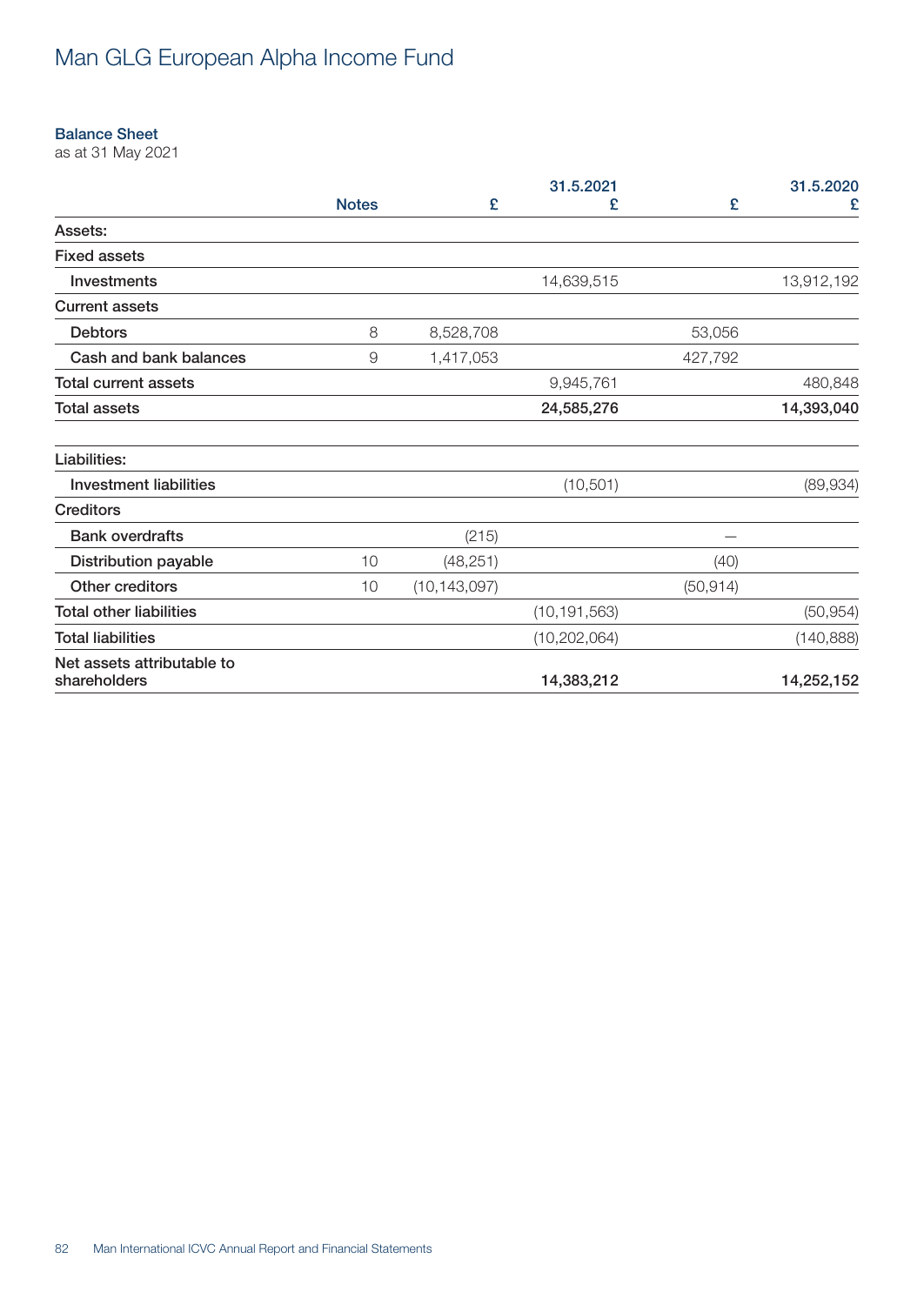# Man GLG European Alpha Income Fund

### Balance Sheet

as at 31 May 2021

| | Notes | 31.5.2021 £ | 31.5.2021 £ | 31.5.2020 £ | 31.5.2020 £ |
|---|---|---|---|---|---|
| **Assets:** | | | | | |
| **Fixed assets** | | | | | |
| Investments | | | 14,639,515 | | 13,912,192 |
| **Current assets** | | | | | |
| Debtors | 8 | 8,528,708 | | 53,056 | |
| Cash and bank balances | 9 | 1,417,053 | | 427,792 | |
| **Total current assets** | | | 9,945,761 | | 480,848 |
| **Total assets** | | | **24,585,276** | | **14,393,040** |
| | | | | | |
| **Liabilities:** | | | | | |
| Investment liabilities | | | (10,501) | | (89,934) |
| **Creditors** | | | | | |
| Bank overdrafts | | (215) | | – | |
| Distribution payable | 10 | (48,251) | | (40) | |
| Other creditors | 10 | (10,143,097) | | (50,914) | |
| **Total other liabilities** | | | (10,191,563) | | (50,954) |
| **Total liabilities** | | | (10,202,064) | | (140,888) |
| **Net assets attributable to shareholders** | | | **14,383,212** | | **14,252,152** |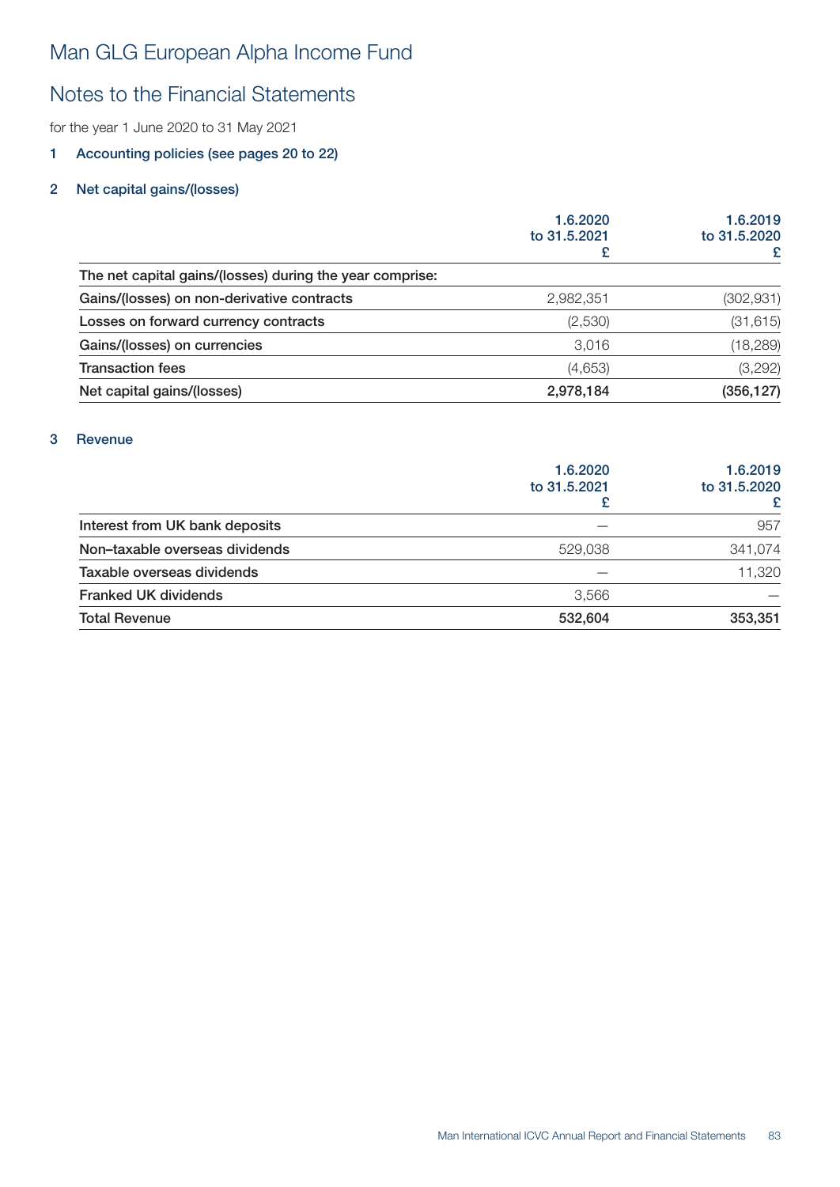# Man GLG European Alpha Income Fund

## Notes to the Financial Statements

for the year 1 June 2020 to 31 May 2021

### 1 Accounting policies (see pages 20 to 22)

### 2 Net capital gains/(losses)

| | 1.6.2020 to 31.5.2021 £ | 1.6.2019 to 31.5.2020 £ |
|---|---|---|
| The net capital gains/(losses) during the year comprise: | | |
| Gains/(losses) on non-derivative contracts | 2,982,351 | (302,931) |
| Losses on forward currency contracts | (2,530) | (31,615) |
| Gains/(losses) on currencies | 3,016 | (18,289) |
| Transaction fees | (4,653) | (3,292) |
| **Net capital gains/(losses)** | **2,978,184** | **(356,127)** |

### 3 Revenue

| | 1.6.2020 to 31.5.2021 £ | 1.6.2019 to 31.5.2020 £ |
|---|---|---|
| Interest from UK bank deposits | — | 957 |
| Non–taxable overseas dividends | 529,038 | 341,074 |
| Taxable overseas dividends | — | 11,320 |
| Franked UK dividends | 3,566 | — |
| **Total Revenue** | **532,604** | **353,351** |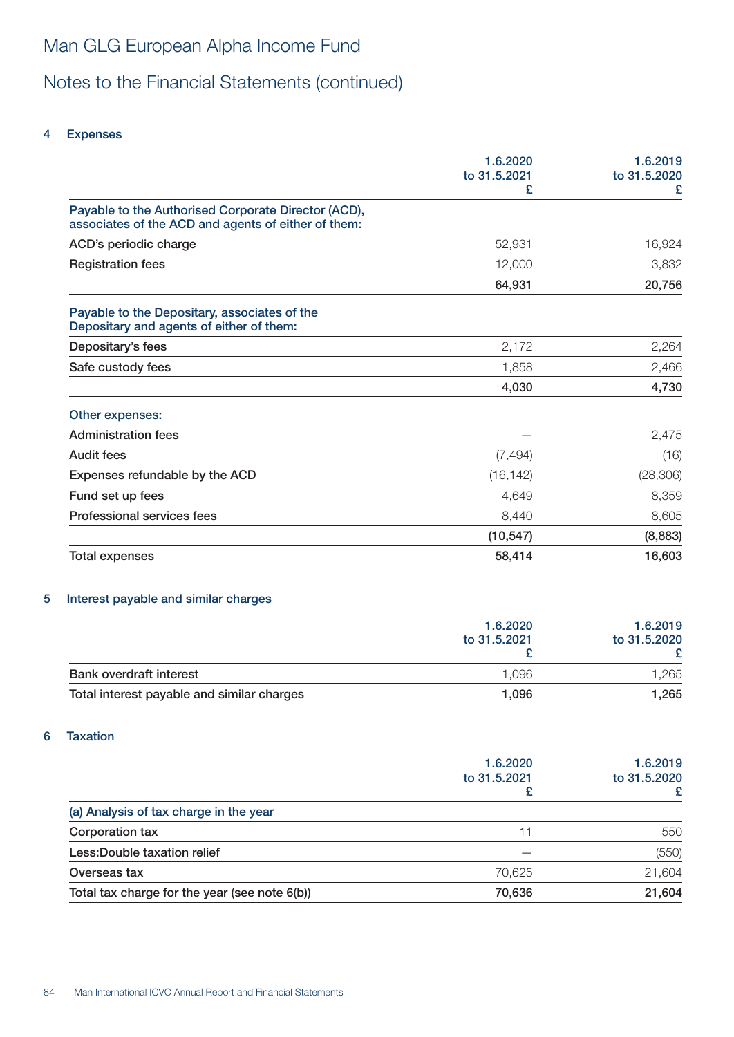# Man GLG European Alpha Income Fund

## Notes to the Financial Statements (continued)

### 4 Expenses

| | 1.6.2020 to 31.5.2021 £ | 1.6.2019 to 31.5.2020 £ |
|---|---|---|
| Payable to the Authorised Corporate Director (ACD), associates of the ACD and agents of either of them: | | |
| ACD's periodic charge | 52,931 | 16,924 |
| Registration fees | 12,000 | 3,832 |
| | **64,931** | **20,756** |
| Payable to the Depositary, associates of the Depositary and agents of either of them: | | |
| Depositary's fees | 2,172 | 2,264 |
| Safe custody fees | 1,858 | 2,466 |
| | **4,030** | **4,730** |
| Other expenses: | | |
| Administration fees | — | 2,475 |
| Audit fees | (7,494) | (16) |
| Expenses refundable by the ACD | (16,142) | (28,306) |
| Fund set up fees | 4,649 | 8,359 |
| Professional services fees | 8,440 | 8,605 |
| | **(10,547)** | **(8,883)** |
| Total expenses | **58,414** | **16,603** |

### 5 Interest payable and similar charges

| | 1.6.2020 to 31.5.2021 £ | 1.6.2019 to 31.5.2020 £ |
|---|---|---|
| Bank overdraft interest | 1,096 | 1,265 |
| Total interest payable and similar charges | **1,096** | **1,265** |

### 6 Taxation

| | 1.6.2020 to 31.5.2021 £ | 1.6.2019 to 31.5.2020 £ |
|---|---|---|
| (a) Analysis of tax charge in the year | | |
| Corporation tax | 11 | 550 |
| Less:Double taxation relief | — | (550) |
| Overseas tax | 70,625 | 21,604 |
| Total tax charge for the year (see note 6(b)) | **70,636** | **21,604** |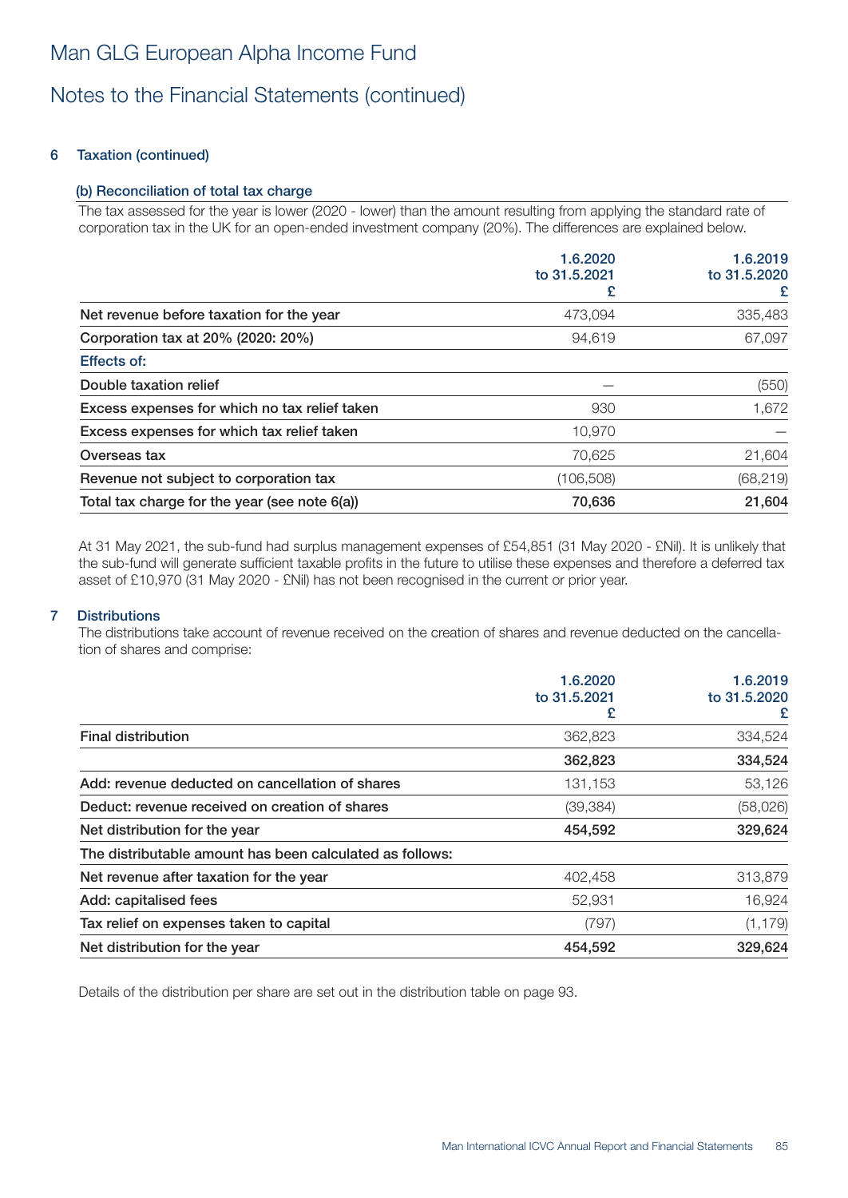# Man GLG European Alpha Income Fund

## Notes to the Financial Statements (continued)

### 6 Taxation (continued)

#### (b) Reconciliation of total tax charge

The tax assessed for the year is lower (2020 - lower) than the amount resulting from applying the standard rate of corporation tax in the UK for an open-ended investment company (20%). The differences are explained below.

| | 1.6.2020 to 31.5.2021 £ | 1.6.2019 to 31.5.2020 £ |
|---|---|---|
| Net revenue before taxation for the year | 473,094 | 335,483 |
| Corporation tax at 20% (2020: 20%) | 94,619 | 67,097 |
| Effects of: | | |
| Double taxation relief | – | (550) |
| Excess expenses for which no tax relief taken | 930 | 1,672 |
| Excess expenses for which tax relief taken | 10,970 | – |
| Overseas tax | 70,625 | 21,604 |
| Revenue not subject to corporation tax | (106,508) | (68,219) |
| **Total tax charge for the year (see note 6(a))** | **70,636** | **21,604** |

At 31 May 2021, the sub-fund had surplus management expenses of £54,851 (31 May 2020 - £Nil). It is unlikely that the sub-fund will generate sufficient taxable profits in the future to utilise these expenses and therefore a deferred tax asset of £10,970 (31 May 2020 - £Nil) has not been recognised in the current or prior year.

### 7 Distributions

The distributions take account of revenue received on the creation of shares and revenue deducted on the cancellation of shares and comprise:

| | 1.6.2020 to 31.5.2021 £ | 1.6.2019 to 31.5.2020 £ |
|---|---|---|
| Final distribution | 362,823 | 334,524 |
| | **362,823** | **334,524** |
| Add: revenue deducted on cancellation of shares | 131,153 | 53,126 |
| Deduct: revenue received on creation of shares | (39,384) | (58,026) |
| **Net distribution for the year** | **454,592** | **329,624** |
| The distributable amount has been calculated as follows: | | |
| Net revenue after taxation for the year | 402,458 | 313,879 |
| Add: capitalised fees | 52,931 | 16,924 |
| Tax relief on expenses taken to capital | (797) | (1,179) |
| **Net distribution for the year** | **454,592** | **329,624** |

Details of the distribution per share are set out in the distribution table on page 93.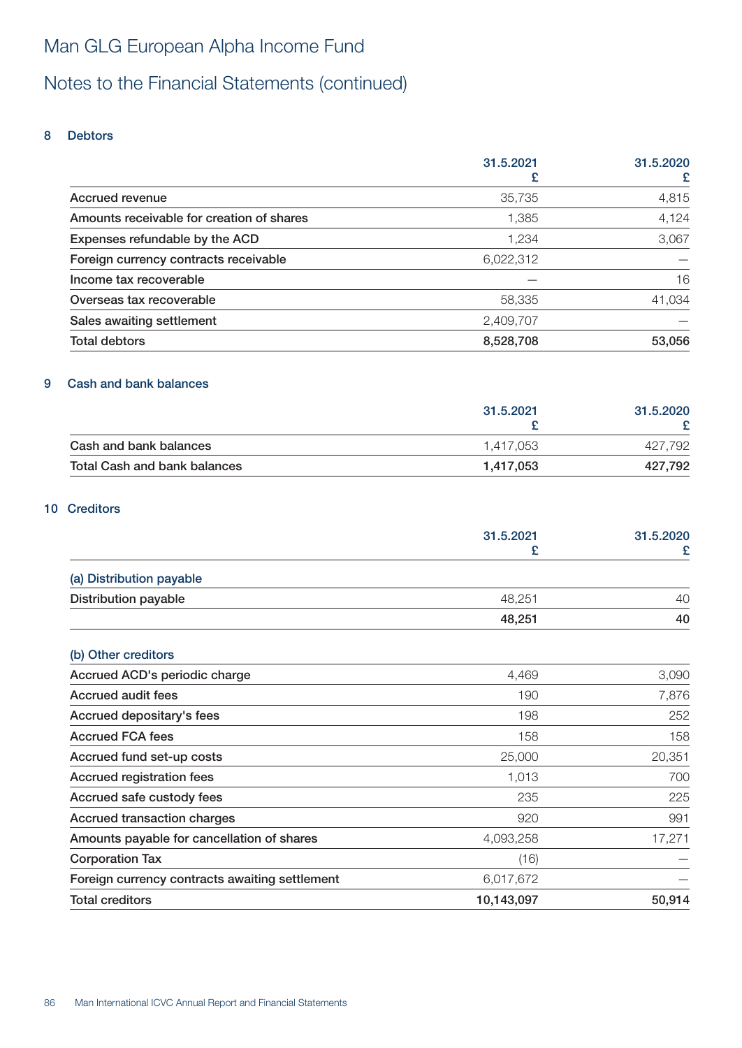# Man GLG European Alpha Income Fund

## Notes to the Financial Statements (continued)

### 8 Debtors

| | 31.5.2021<br>£ | 31.5.2020<br>£ |
|---|---|---|
| Accrued revenue | 35,735 | 4,815 |
| Amounts receivable for creation of shares | 1,385 | 4,124 |
| Expenses refundable by the ACD | 1,234 | 3,067 |
| Foreign currency contracts receivable | 6,022,312 | — |
| Income tax recoverable | — | 16 |
| Overseas tax recoverable | 58,335 | 41,034 |
| Sales awaiting settlement | 2,409,707 | — |
| **Total debtors** | **8,528,708** | **53,056** |

### 9 Cash and bank balances

| | 31.5.2021<br>£ | 31.5.2020<br>£ |
|---|---|---|
| Cash and bank balances | 1,417,053 | 427,792 |
| **Total Cash and bank balances** | **1,417,053** | **427,792** |

### 10 Creditors

| | 31.5.2021<br>£ | 31.5.2020<br>£ |
|---|---|---|
| **(a) Distribution payable** | | |
| Distribution payable | 48,251 | 40 |
| | **48,251** | **40** |
| **(b) Other creditors** | | |
| Accrued ACD's periodic charge | 4,469 | 3,090 |
| Accrued audit fees | 190 | 7,876 |
| Accrued depositary's fees | 198 | 252 |
| Accrued FCA fees | 158 | 158 |
| Accrued fund set-up costs | 25,000 | 20,351 |
| Accrued registration fees | 1,013 | 700 |
| Accrued safe custody fees | 235 | 225 |
| Accrued transaction charges | 920 | 991 |
| Amounts payable for cancellation of shares | 4,093,258 | 17,271 |
| Corporation Tax | (16) | — |
| Foreign currency contracts awaiting settlement | 6,017,672 | — |
| **Total creditors** | **10,143,097** | **50,914** |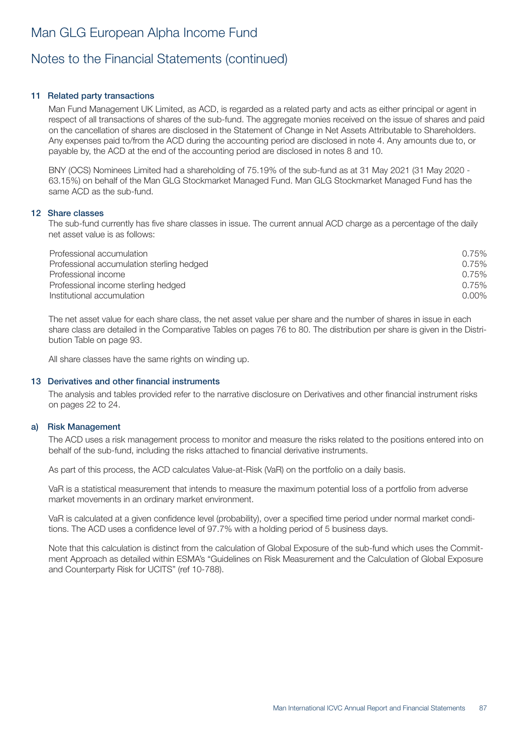# Man GLG European Alpha Income Fund

## Notes to the Financial Statements (continued)

### 11 Related party transactions

Man Fund Management UK Limited, as ACD, is regarded as a related party and acts as either principal or agent in respect of all transactions of shares of the sub-fund. The aggregate monies received on the issue of shares and paid on the cancellation of shares are disclosed in the Statement of Change in Net Assets Attributable to Shareholders. Any expenses paid to/from the ACD during the accounting period are disclosed in note 4. Any amounts due to, or payable by, the ACD at the end of the accounting period are disclosed in notes 8 and 10.

BNY (OCS) Nominees Limited had a shareholding of 75.19% of the sub-fund as at 31 May 2021 (31 May 2020 - 63.15%) on behalf of the Man GLG Stockmarket Managed Fund. Man GLG Stockmarket Managed Fund has the same ACD as the sub-fund.

### 12 Share classes

The sub-fund currently has five share classes in issue. The current annual ACD charge as a percentage of the daily net asset value is as follows:

| | |
|---|---|
| Professional accumulation | 0.75% |
| Professional accumulation sterling hedged | 0.75% |
| Professional income | 0.75% |
| Professional income sterling hedged | 0.75% |
| Institutional accumulation | 0.00% |

The net asset value for each share class, the net asset value per share and the number of shares in issue in each share class are detailed in the Comparative Tables on pages 76 to 80. The distribution per share is given in the Distribution Table on page 93.

All share classes have the same rights on winding up.

### 13 Derivatives and other financial instruments

The analysis and tables provided refer to the narrative disclosure on Derivatives and other financial instrument risks on pages 22 to 24.

### a) Risk Management

The ACD uses a risk management process to monitor and measure the risks related to the positions entered into on behalf of the sub-fund, including the risks attached to financial derivative instruments.

As part of this process, the ACD calculates Value-at-Risk (VaR) on the portfolio on a daily basis.

VaR is a statistical measurement that intends to measure the maximum potential loss of a portfolio from adverse market movements in an ordinary market environment.

VaR is calculated at a given confidence level (probability), over a specified time period under normal market conditions. The ACD uses a confidence level of 97.7% with a holding period of 5 business days.

Note that this calculation is distinct from the calculation of Global Exposure of the sub-fund which uses the Commitment Approach as detailed within ESMA's "Guidelines on Risk Measurement and the Calculation of Global Exposure and Counterparty Risk for UCITS" (ref 10-788).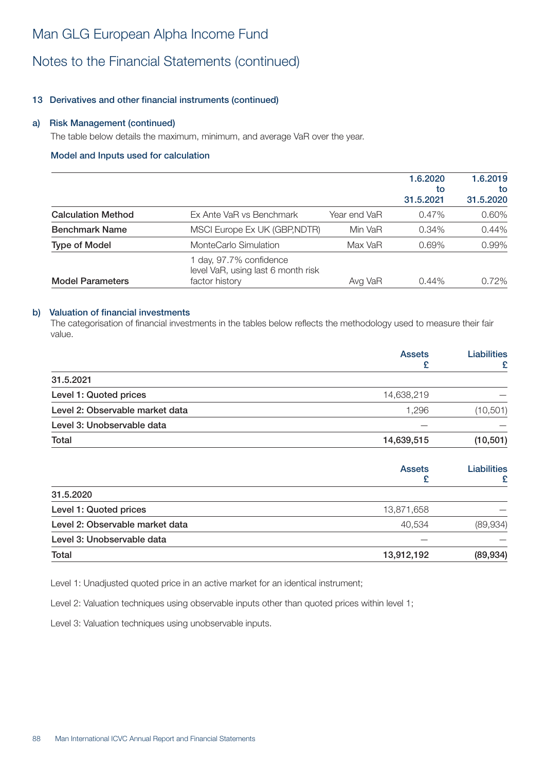# Man GLG European Alpha Income Fund

## Notes to the Financial Statements (continued)

### 13 Derivatives and other financial instruments (continued)

#### a) Risk Management (continued)

The table below details the maximum, minimum, and average VaR over the year.

**Model and Inputs used for calculation**

| | | | 1.6.2020 to 31.5.2021 | 1.6.2019 to 31.5.2020 |
|---|---|---|---|---|
| **Calculation Method** | Ex Ante VaR vs Benchmark | Year end VaR | 0.47% | 0.60% |
| **Benchmark Name** | MSCI Europe Ex UK (GBP,NDTR) | Min VaR | 0.34% | 0.44% |
| **Type of Model** | MonteCarlo Simulation | Max VaR | 0.69% | 0.99% |
| **Model Parameters** | 1 day, 97.7% confidence level VaR, using last 6 month risk factor history | Avg VaR | 0.44% | 0.72% |

#### b) Valuation of financial investments

The categorisation of financial investments in the tables below reflects the methodology used to measure their fair value.

| | Assets £ | Liabilities £ |
|---|---|---|
| **31.5.2021** | | |
| **Level 1: Quoted prices** | 14,638,219 | — |
| **Level 2: Observable market data** | 1,296 | (10,501) |
| **Level 3: Unobservable data** | — | — |
| **Total** | **14,639,515** | **(10,501)** |

| | Assets £ | Liabilities £ |
|---|---|---|
| **31.5.2020** | | |
| **Level 1: Quoted prices** | 13,871,658 | — |
| **Level 2: Observable market data** | 40,534 | (89,934) |
| **Level 3: Unobservable data** | — | — |
| **Total** | **13,912,192** | **(89,934)** |

Level 1: Unadjusted quoted price in an active market for an identical instrument;

Level 2: Valuation techniques using observable inputs other than quoted prices within level 1;

Level 3: Valuation techniques using unobservable inputs.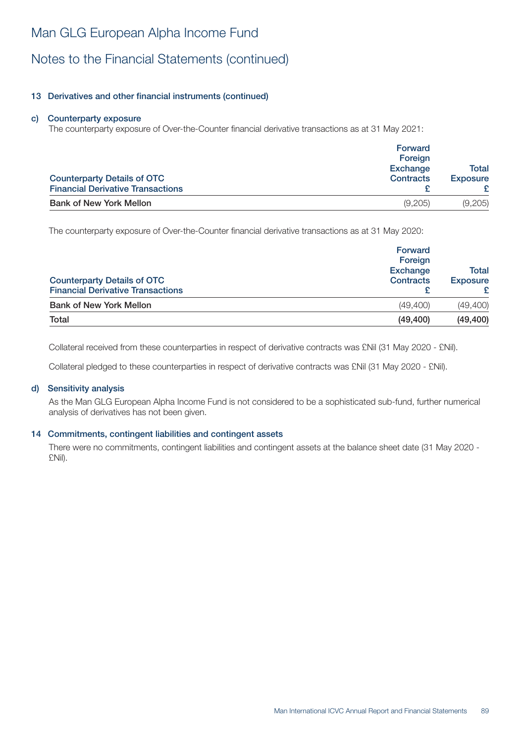# Man GLG European Alpha Income Fund

## Notes to the Financial Statements (continued)

### 13 Derivatives and other financial instruments (continued)

#### c) Counterparty exposure

The counterparty exposure of Over-the-Counter financial derivative transactions as at 31 May 2021:

| Counterparty Details of OTC Financial Derivative Transactions | Forward Foreign Exchange Contracts £ | Total Exposure £ |
|---|---|---|
| **Bank of New York Mellon** | (9,205) | (9,205) |

The counterparty exposure of Over-the-Counter financial derivative transactions as at 31 May 2020:

| Counterparty Details of OTC Financial Derivative Transactions | Forward Foreign Exchange Contracts £ | Total Exposure £ |
|---|---|---|
| **Bank of New York Mellon** | (49,400) | (49,400) |
| **Total** | **(49,400)** | **(49,400)** |

Collateral received from these counterparties in respect of derivative contracts was £Nil (31 May 2020 - £Nil).

Collateral pledged to these counterparties in respect of derivative contracts was £Nil (31 May 2020 - £Nil).

#### d) Sensitivity analysis

As the Man GLG European Alpha Income Fund is not considered to be a sophisticated sub-fund, further numerical analysis of derivatives has not been given.

### 14 Commitments, contingent liabilities and contingent assets

There were no commitments, contingent liabilities and contingent assets at the balance sheet date (31 May 2020 - £Nil).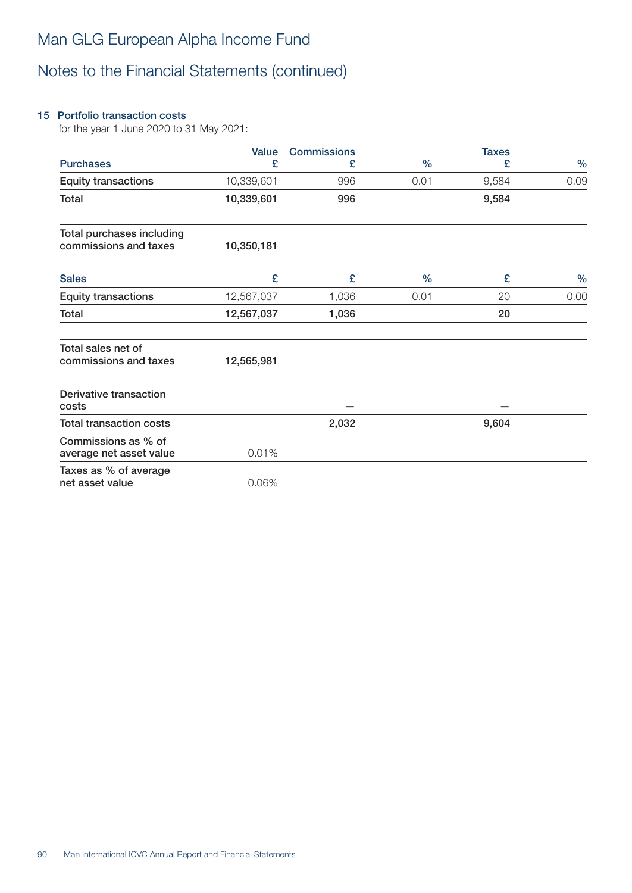# Man GLG European Alpha Income Fund

## Notes to the Financial Statements (continued)

### 15 Portfolio transaction costs

for the year 1 June 2020 to 31 May 2021:

| Purchases | Value £ | Commissions £ | % | Taxes £ | % |
|---|---|---|---|---|---|
| Equity transactions | 10,339,601 | 996 | 0.01 | 9,584 | 0.09 |
| **Total** | **10,339,601** | **996** | | **9,584** | |
| **Total purchases including commissions and taxes** | **10,350,181** | | | | |
| **Sales** | **£** | **£** | **%** | **£** | **%** |
| Equity transactions | 12,567,037 | 1,036 | 0.01 | 20 | 0.00 |
| **Total** | **12,567,037** | **1,036** | | **20** | |
| **Total sales net of commissions and taxes** | **12,565,981** | | | | |
| **Derivative transaction costs** | | – | | – | |
| **Total transaction costs** | | 2,032 | | 9,604 | |
| **Commissions as % of average net asset value** | 0.01% | | | | |
| **Taxes as % of average net asset value** | 0.06% | | | | |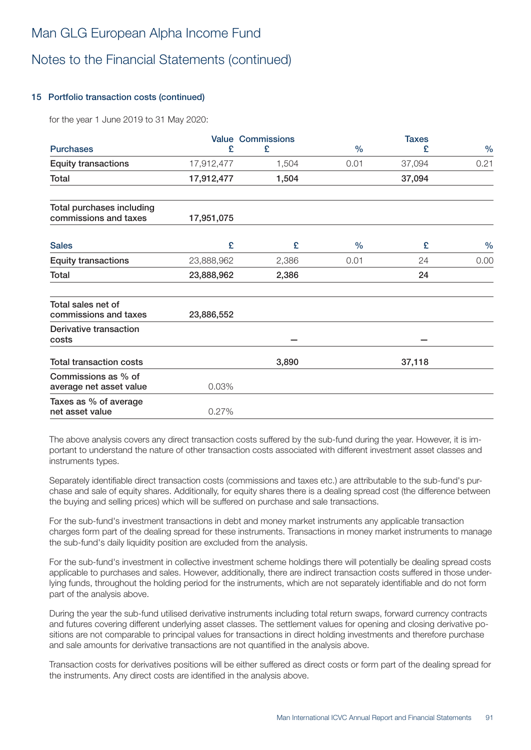# Man GLG European Alpha Income Fund

## Notes to the Financial Statements (continued)

### 15 Portfolio transaction costs (continued)

for the year 1 June 2019 to 31 May 2020:

| Purchases | Value £ | Commissions £ | % | Taxes £ | % |
|---|---|---|---|---|---|
| Equity transactions | 17,912,477 | 1,504 | 0.01 | 37,094 | 0.21 |
| **Total** | **17,912,477** | **1,504** | | **37,094** | |
| **Total purchases including commissions and taxes** | **17,951,075** | | | | |
| **Sales** | **£** | **£** | **%** | **£** | **%** |
| Equity transactions | 23,888,962 | 2,386 | 0.01 | 24 | 0.00 |
| **Total** | **23,888,962** | **2,386** | | **24** | |
| **Total sales net of commissions and taxes** | **23,886,552** | | | | |
| **Derivative transaction costs** | | – | | – | |
| **Total transaction costs** | | **3,890** | | **37,118** | |
| **Commissions as % of average net asset value** | 0.03% | | | | |
| **Taxes as % of average net asset value** | 0.27% | | | | |

The above analysis covers any direct transaction costs suffered by the sub-fund during the year. However, it is important to understand the nature of other transaction costs associated with different investment asset classes and instruments types.

Separately identifiable direct transaction costs (commissions and taxes etc.) are attributable to the sub-fund's purchase and sale of equity shares. Additionally, for equity shares there is a dealing spread cost (the difference between the buying and selling prices) which will be suffered on purchase and sale transactions.

For the sub-fund's investment transactions in debt and money market instruments any applicable transaction charges form part of the dealing spread for these instruments. Transactions in money market instruments to manage the sub-fund's daily liquidity position are excluded from the analysis.

For the sub-fund's investment in collective investment scheme holdings there will potentially be dealing spread costs applicable to purchases and sales. However, additionally, there are indirect transaction costs suffered in those underlying funds, throughout the holding period for the instruments, which are not separately identifiable and do not form part of the analysis above.

During the year the sub-fund utilised derivative instruments including total return swaps, forward currency contracts and futures covering different underlying asset classes. The settlement values for opening and closing derivative positions are not comparable to principal values for transactions in direct holding investments and therefore purchase and sale amounts for derivative transactions are not quantified in the analysis above.

Transaction costs for derivatives positions will be either suffered as direct costs or form part of the dealing spread for the instruments. Any direct costs are identified in the analysis above.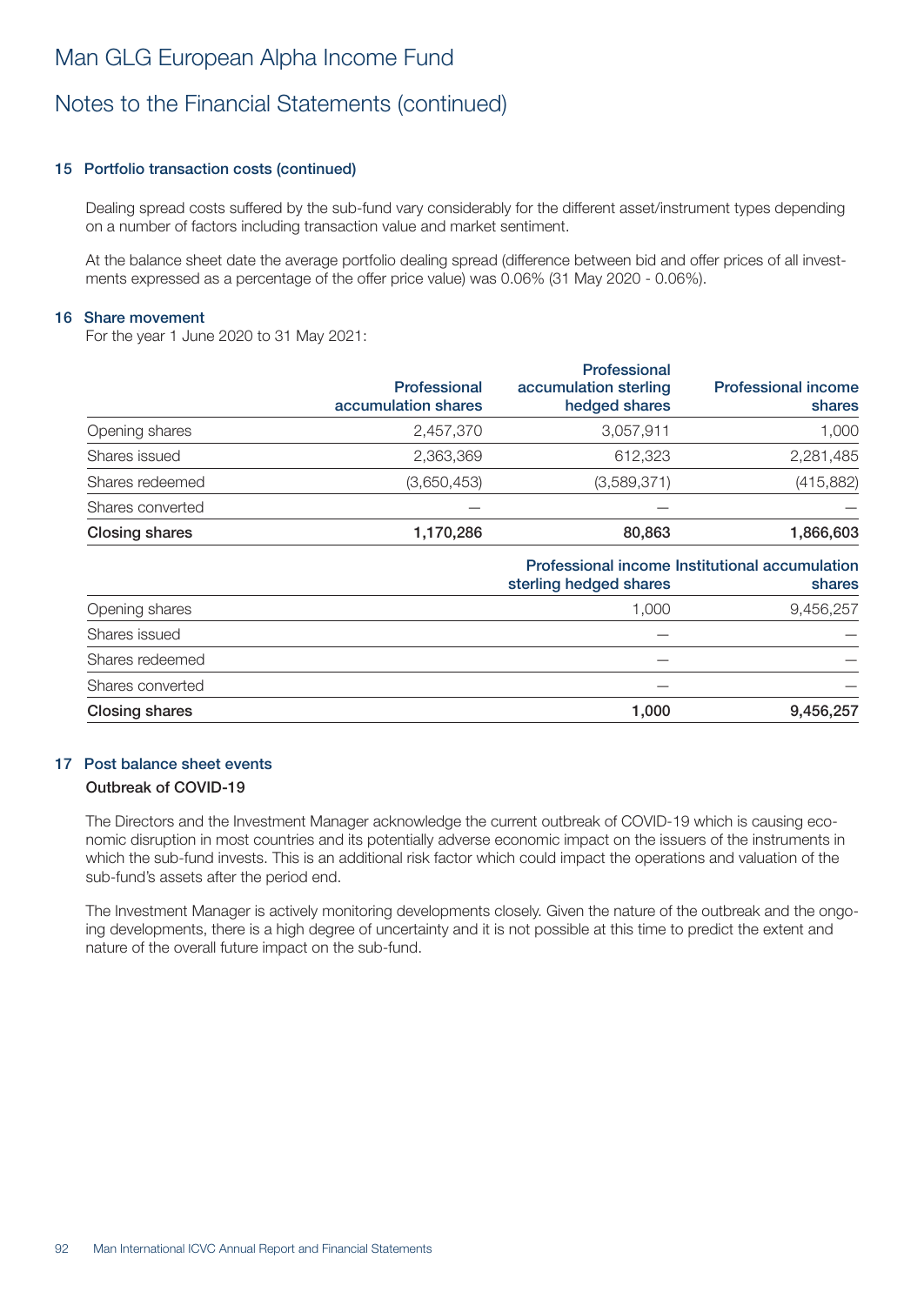# Man GLG European Alpha Income Fund

## Notes to the Financial Statements (continued)

### 15 Portfolio transaction costs (continued)

Dealing spread costs suffered by the sub-fund vary considerably for the different asset/instrument types depending on a number of factors including transaction value and market sentiment.

At the balance sheet date the average portfolio dealing spread (difference between bid and offer prices of all investments expressed as a percentage of the offer price value) was 0.06% (31 May 2020 - 0.06%).

### 16 Share movement

For the year 1 June 2020 to 31 May 2021:

| | Professional accumulation shares | Professional accumulation sterling hedged shares | Professional income shares |
|---|---|---|---|
| Opening shares | 2,457,370 | 3,057,911 | 1,000 |
| Shares issued | 2,363,369 | 612,323 | 2,281,485 |
| Shares redeemed | (3,650,453) | (3,589,371) | (415,882) |
| Shares converted | — | — | — |
| **Closing shares** | **1,170,286** | **80,863** | **1,866,603** |

| | Professional income sterling hedged shares | Institutional accumulation shares |
|---|---|---|
| Opening shares | 1,000 | 9,456,257 |
| Shares issued | — | — |
| Shares redeemed | — | — |
| Shares converted | — | — |
| **Closing shares** | **1,000** | **9,456,257** |

### 17 Post balance sheet events

**Outbreak of COVID-19**

The Directors and the Investment Manager acknowledge the current outbreak of COVID-19 which is causing economic disruption in most countries and its potentially adverse economic impact on the issuers of the instruments in which the sub-fund invests. This is an additional risk factor which could impact the operations and valuation of the sub-fund's assets after the period end.

The Investment Manager is actively monitoring developments closely. Given the nature of the outbreak and the ongoing developments, there is a high degree of uncertainty and it is not possible at this time to predict the extent and nature of the overall future impact on the sub-fund.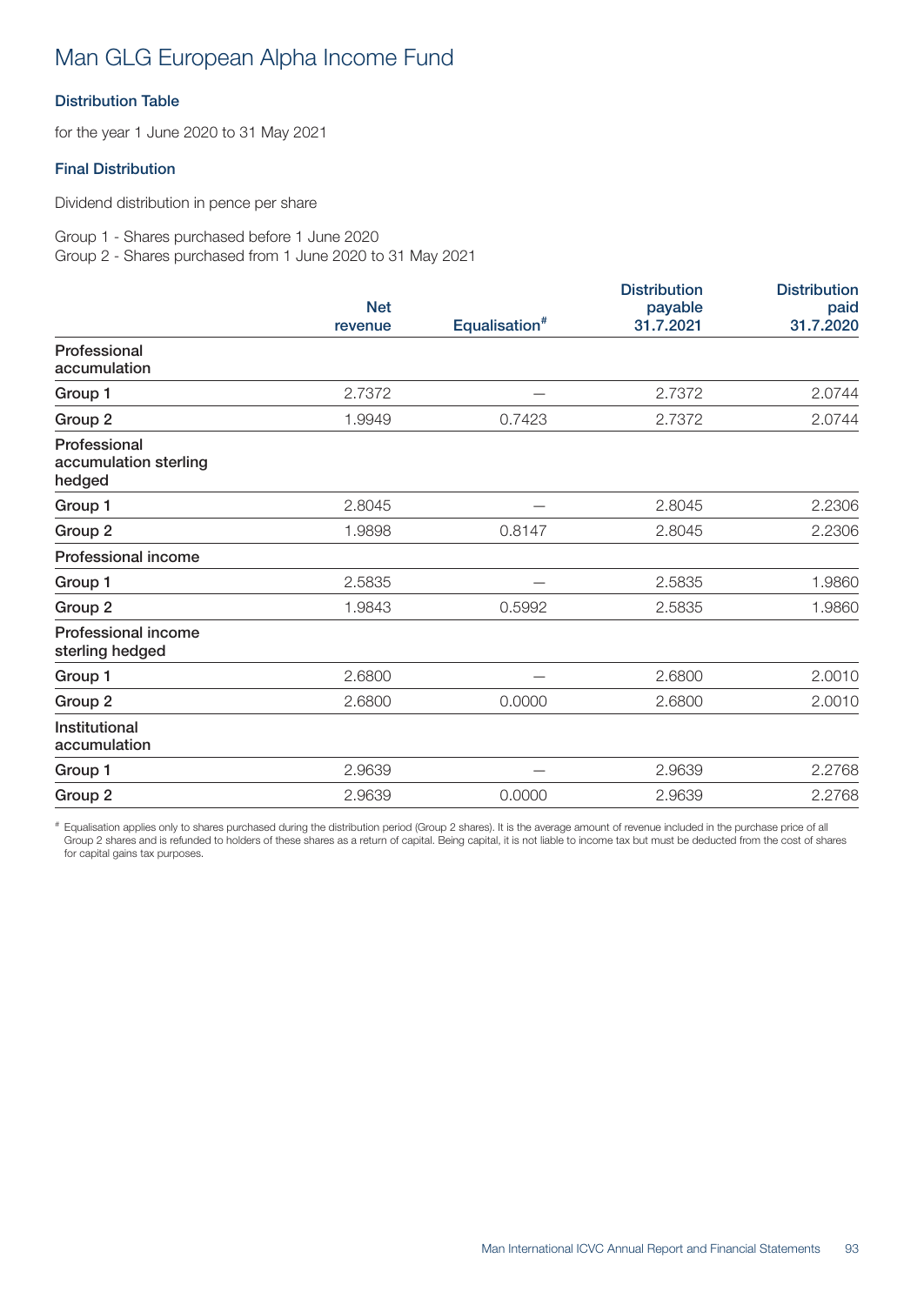# Man GLG European Alpha Income Fund

### Distribution Table

for the year 1 June 2020 to 31 May 2021

### Final Distribution

Dividend distribution in pence per share

Group 1 - Shares purchased before 1 June 2020
Group 2 - Shares purchased from 1 June 2020 to 31 May 2021

| | Net revenue | Equalisation# | Distribution payable 31.7.2021 | Distribution paid 31.7.2020 |
|---|---|---|---|---|
| **Professional accumulation** | | | | |
| Group 1 | 2.7372 | – | 2.7372 | 2.0744 |
| Group 2 | 1.9949 | 0.7423 | 2.7372 | 2.0744 |
| **Professional accumulation sterling hedged** | | | | |
| Group 1 | 2.8045 | – | 2.8045 | 2.2306 |
| Group 2 | 1.9898 | 0.8147 | 2.8045 | 2.2306 |
| **Professional income** | | | | |
| Group 1 | 2.5835 | – | 2.5835 | 1.9860 |
| Group 2 | 1.9843 | 0.5992 | 2.5835 | 1.9860 |
| **Professional income sterling hedged** | | | | |
| Group 1 | 2.6800 | – | 2.6800 | 2.0010 |
| Group 2 | 2.6800 | 0.0000 | 2.6800 | 2.0010 |
| **Institutional accumulation** | | | | |
| Group 1 | 2.9639 | – | 2.9639 | 2.2768 |
| Group 2 | 2.9639 | 0.0000 | 2.9639 | 2.2768 |

# Equalisation applies only to shares purchased during the distribution period (Group 2 shares). It is the average amount of revenue included in the purchase price of all Group 2 shares and is refunded to holders of these shares as a return of capital. Being capital, it is not liable to income tax but must be deducted from the cost of shares for capital gains tax purposes.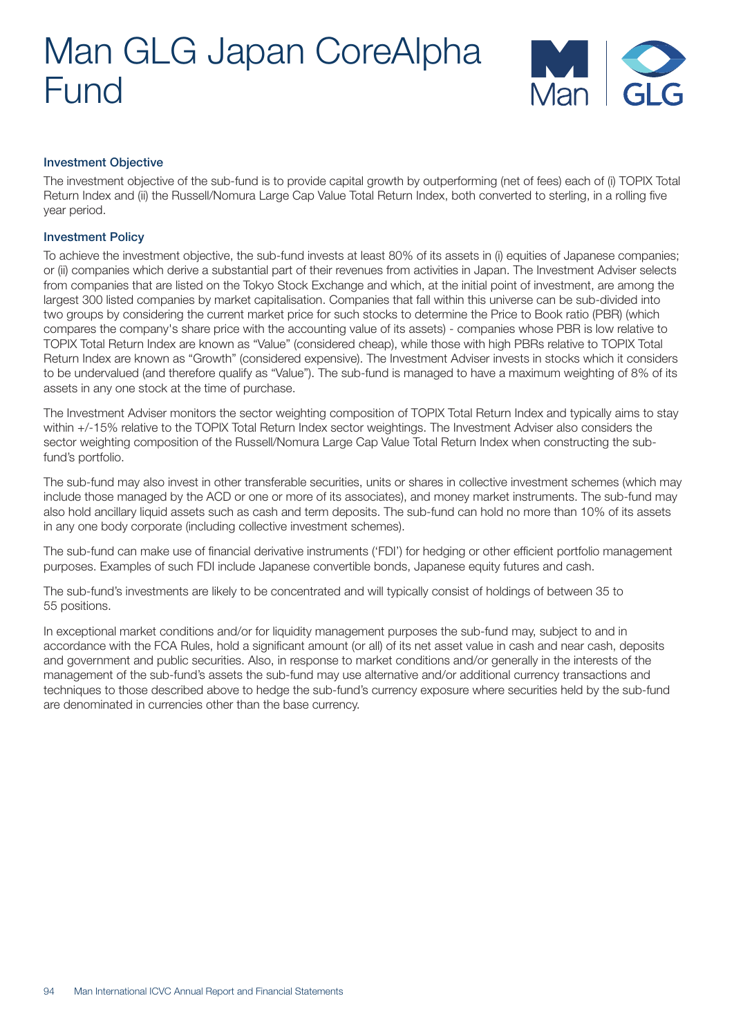# Man GLG Japan CoreAlpha Fund

## Investment Objective

The investment objective of the sub-fund is to provide capital growth by outperforming (net of fees) each of (i) TOPIX Total Return Index and (ii) the Russell/Nomura Large Cap Value Total Return Index, both converted to sterling, in a rolling five year period.

## Investment Policy

To achieve the investment objective, the sub-fund invests at least 80% of its assets in (i) equities of Japanese companies; or (ii) companies which derive a substantial part of their revenues from activities in Japan. The Investment Adviser selects from companies that are listed on the Tokyo Stock Exchange and which, at the initial point of investment, are among the largest 300 listed companies by market capitalisation. Companies that fall within this universe can be sub-divided into two groups by considering the current market price for such stocks to determine the Price to Book ratio (PBR) (which compares the company's share price with the accounting value of its assets) - companies whose PBR is low relative to TOPIX Total Return Index are known as "Value" (considered cheap), while those with high PBRs relative to TOPIX Total Return Index are known as "Growth" (considered expensive). The Investment Adviser invests in stocks which it considers to be undervalued (and therefore qualify as "Value"). The sub-fund is managed to have a maximum weighting of 8% of its assets in any one stock at the time of purchase.

The Investment Adviser monitors the sector weighting composition of TOPIX Total Return Index and typically aims to stay within +/-15% relative to the TOPIX Total Return Index sector weightings. The Investment Adviser also considers the sector weighting composition of the Russell/Nomura Large Cap Value Total Return Index when constructing the sub-fund's portfolio.

The sub-fund may also invest in other transferable securities, units or shares in collective investment schemes (which may include those managed by the ACD or one or more of its associates), and money market instruments. The sub-fund may also hold ancillary liquid assets such as cash and term deposits. The sub-fund can hold no more than 10% of its assets in any one body corporate (including collective investment schemes).

The sub-fund can make use of financial derivative instruments ('FDI') for hedging or other efficient portfolio management purposes. Examples of such FDI include Japanese convertible bonds, Japanese equity futures and cash.

The sub-fund's investments are likely to be concentrated and will typically consist of holdings of between 35 to 55 positions.

In exceptional market conditions and/or for liquidity management purposes the sub-fund may, subject to and in accordance with the FCA Rules, hold a significant amount (or all) of its net asset value in cash and near cash, deposits and government and public securities. Also, in response to market conditions and/or generally in the interests of the management of the sub-fund's assets the sub-fund may use alternative and/or additional currency transactions and techniques to those described above to hedge the sub-fund's currency exposure where securities held by the sub-fund are denominated in currencies other than the base currency.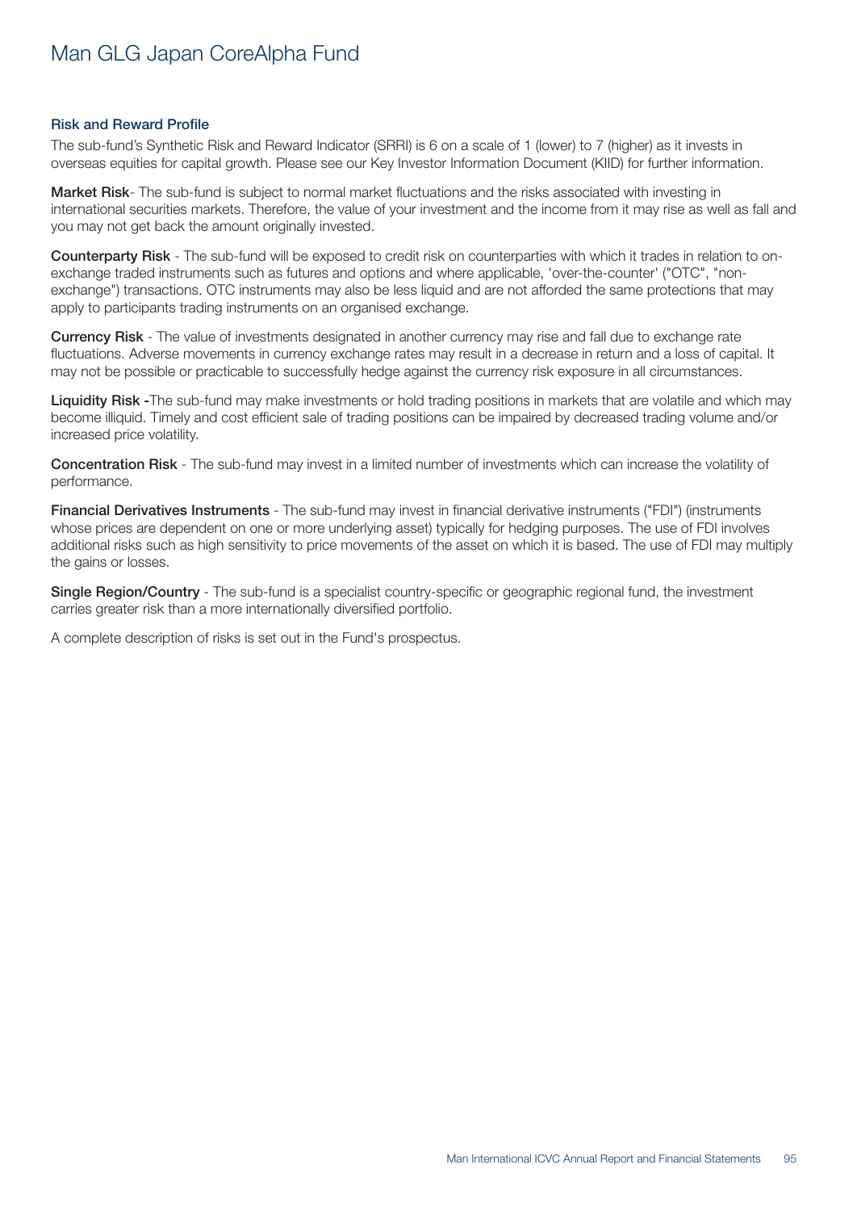# Man GLG Japan CoreAlpha Fund

### Risk and Reward Profile

The sub-fund's Synthetic Risk and Reward Indicator (SRRI) is 6 on a scale of 1 (lower) to 7 (higher) as it invests in overseas equities for capital growth. Please see our Key Investor Information Document (KIID) for further information.

**Market Risk**- The sub-fund is subject to normal market fluctuations and the risks associated with investing in international securities markets. Therefore, the value of your investment and the income from it may rise as well as fall and you may not get back the amount originally invested.

**Counterparty Risk** - The sub-fund will be exposed to credit risk on counterparties with which it trades in relation to on-exchange traded instruments such as futures and options and where applicable, 'over-the-counter' ("OTC", "non-exchange") transactions. OTC instruments may also be less liquid and are not afforded the same protections that may apply to participants trading instruments on an organised exchange.

**Currency Risk** - The value of investments designated in another currency may rise and fall due to exchange rate fluctuations. Adverse movements in currency exchange rates may result in a decrease in return and a loss of capital. It may not be possible or practicable to successfully hedge against the currency risk exposure in all circumstances.

**Liquidity Risk** -The sub-fund may make investments or hold trading positions in markets that are volatile and which may become illiquid. Timely and cost efficient sale of trading positions can be impaired by decreased trading volume and/or increased price volatility.

**Concentration Risk** - The sub-fund may invest in a limited number of investments which can increase the volatility of performance.

**Financial Derivatives Instruments** - The sub-fund may invest in financial derivative instruments ("FDI") (instruments whose prices are dependent on one or more underlying asset) typically for hedging purposes. The use of FDI involves additional risks such as high sensitivity to price movements of the asset on which it is based. The use of FDI may multiply the gains or losses.

**Single Region/Country** - The sub-fund is a specialist country-specific or geographic regional fund, the investment carries greater risk than a more internationally diversified portfolio.

A complete description of risks is set out in the Fund's prospectus.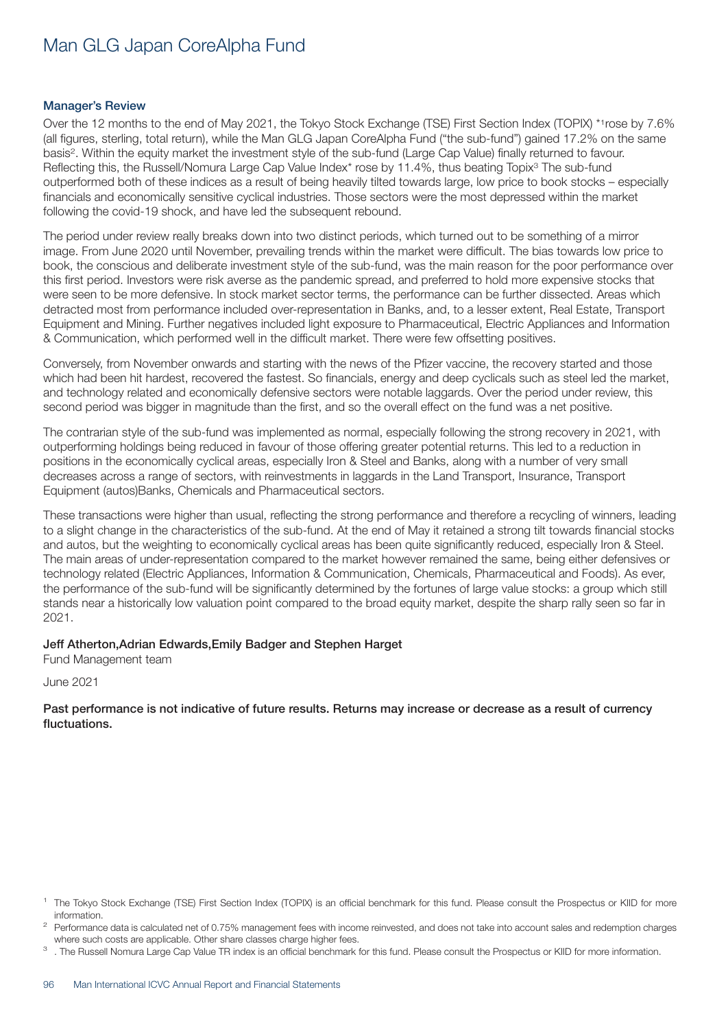# Man GLG Japan CoreAlpha Fund

### Manager's Review

Over the 12 months to the end of May 2021, the Tokyo Stock Exchange (TSE) First Section Index (TOPIX) *[1]rose by 7.6% (all figures, sterling, total return), while the Man GLG Japan CoreAlpha Fund ("the sub-fund") gained 17.2% on the same basis[2]. Within the equity market the investment style of the sub-fund (Large Cap Value) finally returned to favour. Reflecting this, the Russell/Nomura Large Cap Value Index* rose by 11.4%, thus beating Topix[3] The sub-fund outperformed both of these indices as a result of being heavily tilted towards large, low price to book stocks – especially financials and economically sensitive cyclical industries. Those sectors were the most depressed within the market following the covid-19 shock, and have led the subsequent rebound.

The period under review really breaks down into two distinct periods, which turned out to be something of a mirror image. From June 2020 until November, prevailing trends within the market were difficult. The bias towards low price to book, the conscious and deliberate investment style of the sub-fund, was the main reason for the poor performance over this first period. Investors were risk averse as the pandemic spread, and preferred to hold more expensive stocks that were seen to be more defensive. In stock market sector terms, the performance can be further dissected. Areas which detracted most from performance included over-representation in Banks, and, to a lesser extent, Real Estate, Transport Equipment and Mining. Further negatives included light exposure to Pharmaceutical, Electric Appliances and Information & Communication, which performed well in the difficult market. There were few offsetting positives.

Conversely, from November onwards and starting with the news of the Pfizer vaccine, the recovery started and those which had been hit hardest, recovered the fastest. So financials, energy and deep cyclicals such as steel led the market, and technology related and economically defensive sectors were notable laggards. Over the period under review, this second period was bigger in magnitude than the first, and so the overall effect on the fund was a net positive.

The contrarian style of the sub-fund was implemented as normal, especially following the strong recovery in 2021, with outperforming holdings being reduced in favour of those offering greater potential returns. This led to a reduction in positions in the economically cyclical areas, especially Iron & Steel and Banks, along with a number of very small decreases across a range of sectors, with reinvestments in laggards in the Land Transport, Insurance, Transport Equipment (autos)Banks, Chemicals and Pharmaceutical sectors.

These transactions were higher than usual, reflecting the strong performance and therefore a recycling of winners, leading to a slight change in the characteristics of the sub-fund. At the end of May it retained a strong tilt towards financial stocks and autos, but the weighting to economically cyclical areas has been quite significantly reduced, especially Iron & Steel. The main areas of under-representation compared to the market however remained the same, being either defensives or technology related (Electric Appliances, Information & Communication, Chemicals, Pharmaceutical and Foods). As ever, the performance of the sub-fund will be significantly determined by the fortunes of large value stocks: a group which still stands near a historically low valuation point compared to the broad equity market, despite the sharp rally seen so far in 2021.

**Jeff Atherton,Adrian Edwards,Emily Badger and Stephen Harget**
Fund Management team

June 2021

**Past performance is not indicative of future results. Returns may increase or decrease as a result of currency fluctuations.**

[1] The Tokyo Stock Exchange (TSE) First Section Index (TOPIX) is an official benchmark for this fund. Please consult the Prospectus or KIID for more information.

[2] Performance data is calculated net of 0.75% management fees with income reinvested, and does not take into account sales and redemption charges where such costs are applicable. Other share classes charge higher fees.

[3] . The Russell Nomura Large Cap Value TR index is an official benchmark for this fund. Please consult the Prospectus or KIID for more information.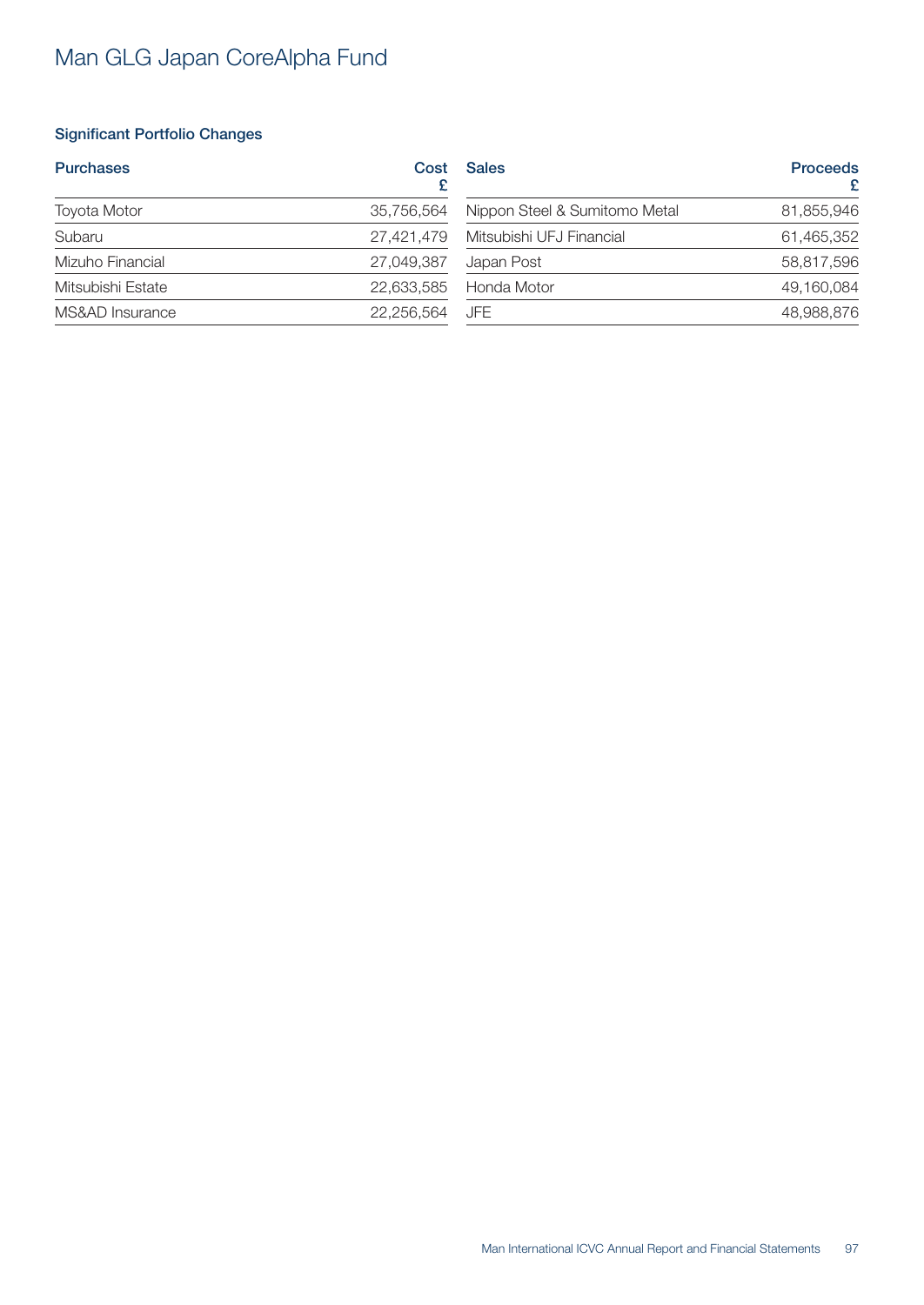# Man GLG Japan CoreAlpha Fund

### Significant Portfolio Changes

| Purchases | Cost £ |
|---|---|
| Toyota Motor | 35,756,564 |
| Subaru | 27,421,479 |
| Mizuho Financial | 27,049,387 |
| Mitsubishi Estate | 22,633,585 |
| MS&AD Insurance | 22,256,564 |

| Sales | Proceeds £ |
|---|---|
| Nippon Steel & Sumitomo Metal | 81,855,946 |
| Mitsubishi UFJ Financial | 61,465,352 |
| Japan Post | 58,817,596 |
| Honda Motor | 49,160,084 |
| JFE | 48,988,876 |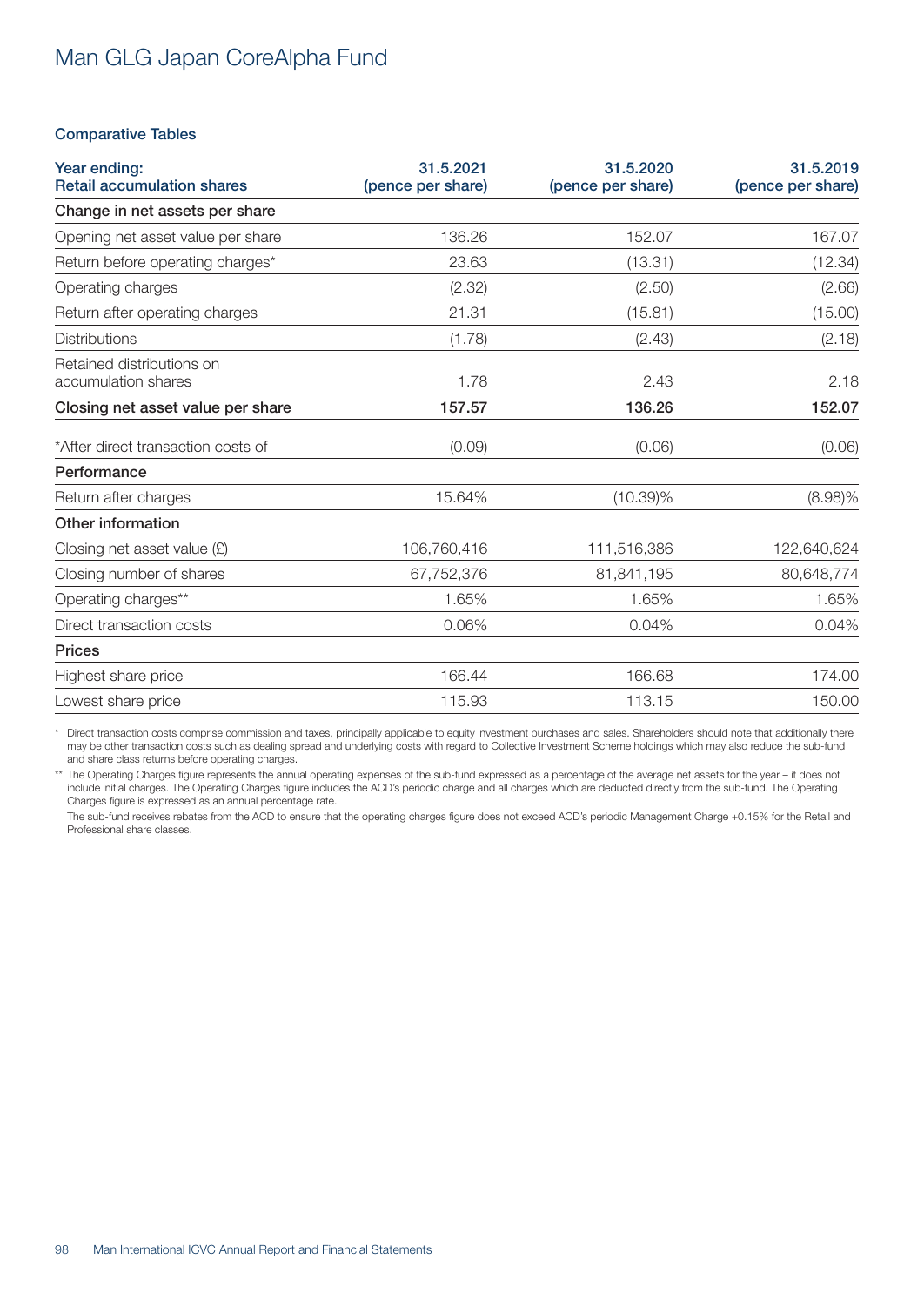# Man GLG Japan CoreAlpha Fund

### Comparative Tables

| Year ending:<br>Retail accumulation shares | 31.5.2021<br>(pence per share) | 31.5.2020<br>(pence per share) | 31.5.2019<br>(pence per share) |
|---|---|---|---|
| **Change in net assets per share** | | | |
| Opening net asset value per share | 136.26 | 152.07 | 167.07 |
| Return before operating charges* | 23.63 | (13.31) | (12.34) |
| Operating charges | (2.32) | (2.50) | (2.66) |
| Return after operating charges | 21.31 | (15.81) | (15.00) |
| Distributions | (1.78) | (2.43) | (2.18) |
| Retained distributions on accumulation shares | 1.78 | 2.43 | 2.18 |
| **Closing net asset value per share** | **157.57** | **136.26** | **152.07** |
| *After direct transaction costs of | (0.09) | (0.06) | (0.06) |
| **Performance** | | | |
| Return after charges | 15.64% | (10.39)% | (8.98)% |
| **Other information** | | | |
| Closing net asset value (£) | 106,760,416 | 111,516,386 | 122,640,624 |
| Closing number of shares | 67,752,376 | 81,841,195 | 80,648,774 |
| Operating charges** | 1.65% | 1.65% | 1.65% |
| Direct transaction costs | 0.06% | 0.04% | 0.04% |
| **Prices** | | | |
| Highest share price | 166.44 | 166.68 | 174.00 |
| Lowest share price | 115.93 | 113.15 | 150.00 |

\* Direct transaction costs comprise commission and taxes, principally applicable to equity investment purchases and sales. Shareholders should note that additionally there may be other transaction costs such as dealing spread and underlying costs with regard to Collective Investment Scheme holdings which may also reduce the sub-fund and share class returns before operating charges.

** The Operating Charges figure represents the annual operating expenses of the sub-fund expressed as a percentage of the average net assets for the year – it does not include initial charges. The Operating Charges figure includes the ACD's periodic charge and all charges which are deducted directly from the sub-fund. The Operating Charges figure is expressed as an annual percentage rate.

The sub-fund receives rebates from the ACD to ensure that the operating charges figure does not exceed ACD's periodic Management Charge +0.15% for the Retail and Professional share classes.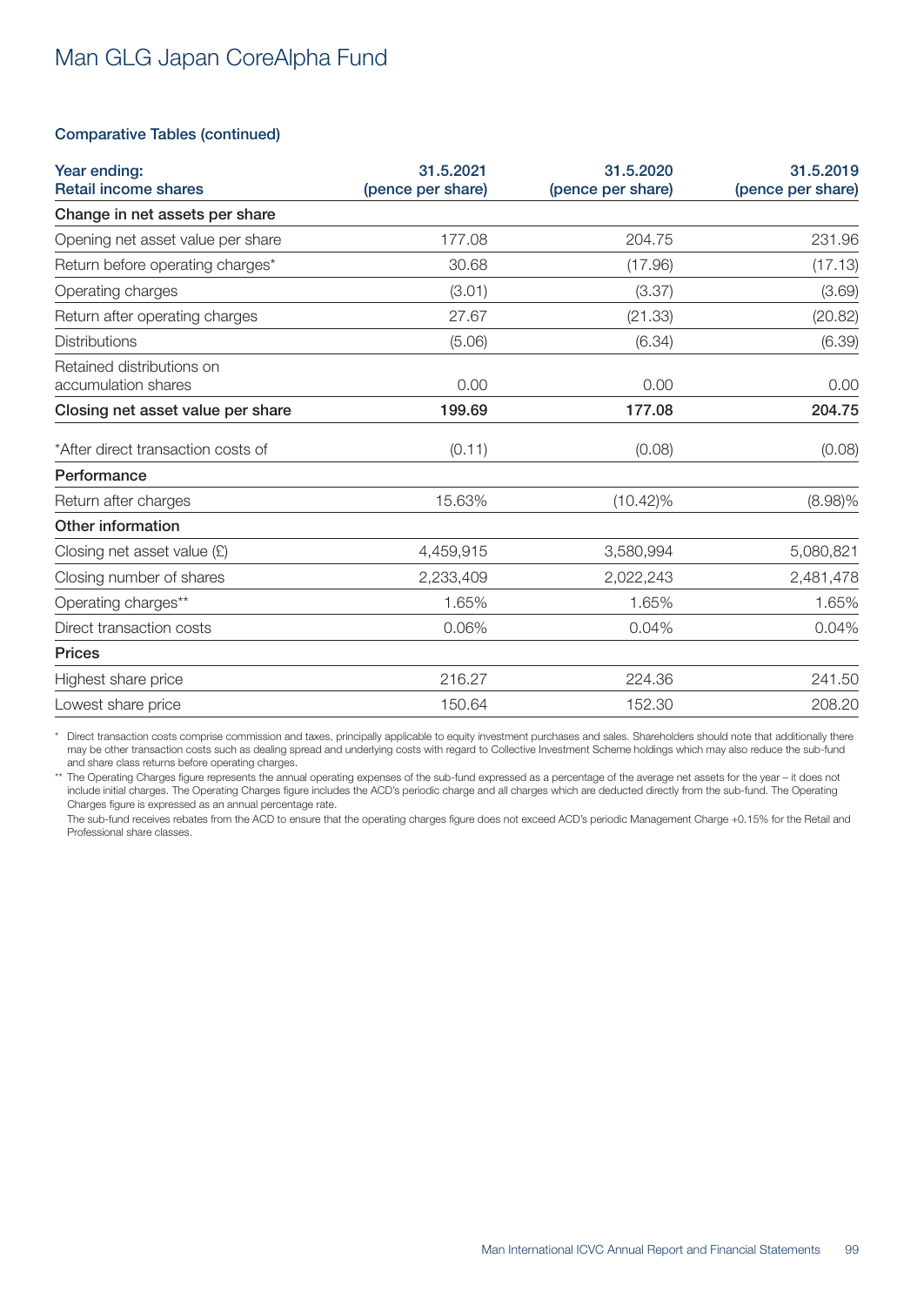# Man GLG Japan CoreAlpha Fund

### Comparative Tables (continued)

| Year ending:<br>Retail income shares | 31.5.2021<br>(pence per share) | 31.5.2020<br>(pence per share) | 31.5.2019<br>(pence per share) |
|---|---|---|---|
| **Change in net assets per share** | | | |
| Opening net asset value per share | 177.08 | 204.75 | 231.96 |
| Return before operating charges* | 30.68 | (17.96) | (17.13) |
| Operating charges | (3.01) | (3.37) | (3.69) |
| Return after operating charges | 27.67 | (21.33) | (20.82) |
| Distributions | (5.06) | (6.34) | (6.39) |
| Retained distributions on accumulation shares | 0.00 | 0.00 | 0.00 |
| **Closing net asset value per share** | **199.69** | **177.08** | **204.75** |
| *After direct transaction costs of | (0.11) | (0.08) | (0.08) |
| **Performance** | | | |
| Return after charges | 15.63% | (10.42)% | (8.98)% |
| **Other information** | | | |
| Closing net asset value (£) | 4,459,915 | 3,580,994 | 5,080,821 |
| Closing number of shares | 2,233,409 | 2,022,243 | 2,481,478 |
| Operating charges** | 1.65% | 1.65% | 1.65% |
| Direct transaction costs | 0.06% | 0.04% | 0.04% |
| **Prices** | | | |
| Highest share price | 216.27 | 224.36 | 241.50 |
| Lowest share price | 150.64 | 152.30 | 208.20 |

\* Direct transaction costs comprise commission and taxes, principally applicable to equity investment purchases and sales. Shareholders should note that additionally there may be other transaction costs such as dealing spread and underlying costs with regard to Collective Investment Scheme holdings which may also reduce the sub-fund and share class returns before operating charges.

\*\* The Operating Charges figure represents the annual operating expenses of the sub-fund expressed as a percentage of the average net assets for the year – it does not include initial charges. The Operating Charges figure includes the ACD's periodic charge and all charges which are deducted directly from the sub-fund. The Operating Charges figure is expressed as an annual percentage rate.

The sub-fund receives rebates from the ACD to ensure that the operating charges figure does not exceed ACD's periodic Management Charge +0.15% for the Retail and Professional share classes.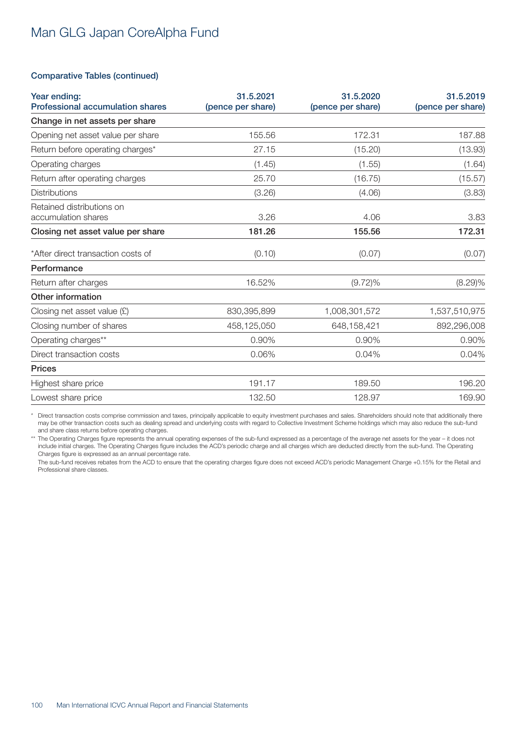# Man GLG Japan CoreAlpha Fund

## Comparative Tables (continued)

| Year ending: Professional accumulation shares | 31.5.2021 (pence per share) | 31.5.2020 (pence per share) | 31.5.2019 (pence per share) |
|---|---|---|---|
| **Change in net assets per share** | | | |
| Opening net asset value per share | 155.56 | 172.31 | 187.88 |
| Return before operating charges* | 27.15 | (15.20) | (13.93) |
| Operating charges | (1.45) | (1.55) | (1.64) |
| Return after operating charges | 25.70 | (16.75) | (15.57) |
| Distributions | (3.26) | (4.06) | (3.83) |
| Retained distributions on accumulation shares | 3.26 | 4.06 | 3.83 |
| **Closing net asset value per share** | **181.26** | **155.56** | **172.31** |
| *After direct transaction costs of | (0.10) | (0.07) | (0.07) |
| **Performance** | | | |
| Return after charges | 16.52% | (9.72)% | (8.29)% |
| **Other information** | | | |
| Closing net asset value (£) | 830,395,899 | 1,008,301,572 | 1,537,510,975 |
| Closing number of shares | 458,125,050 | 648,158,421 | 892,296,008 |
| Operating charges** | 0.90% | 0.90% | 0.90% |
| Direct transaction costs | 0.06% | 0.04% | 0.04% |
| **Prices** | | | |
| Highest share price | 191.17 | 189.50 | 196.20 |
| Lowest share price | 132.50 | 128.97 | 169.90 |

* Direct transaction costs comprise commission and taxes, principally applicable to equity investment purchases and sales. Shareholders should note that additionally there may be other transaction costs such as dealing spread and underlying costs with regard to Collective Investment Scheme holdings which may also reduce the sub-fund and share class returns before operating charges.

** The Operating Charges figure represents the annual operating expenses of the sub-fund expressed as a percentage of the average net assets for the year – it does not include initial charges. The Operating Charges figure includes the ACD's periodic charge and all charges which are deducted directly from the sub-fund. The Operating Charges figure is expressed as an annual percentage rate.

The sub-fund receives rebates from the ACD to ensure that the operating charges figure does not exceed ACD's periodic Management Charge +0.15% for the Retail and Professional share classes.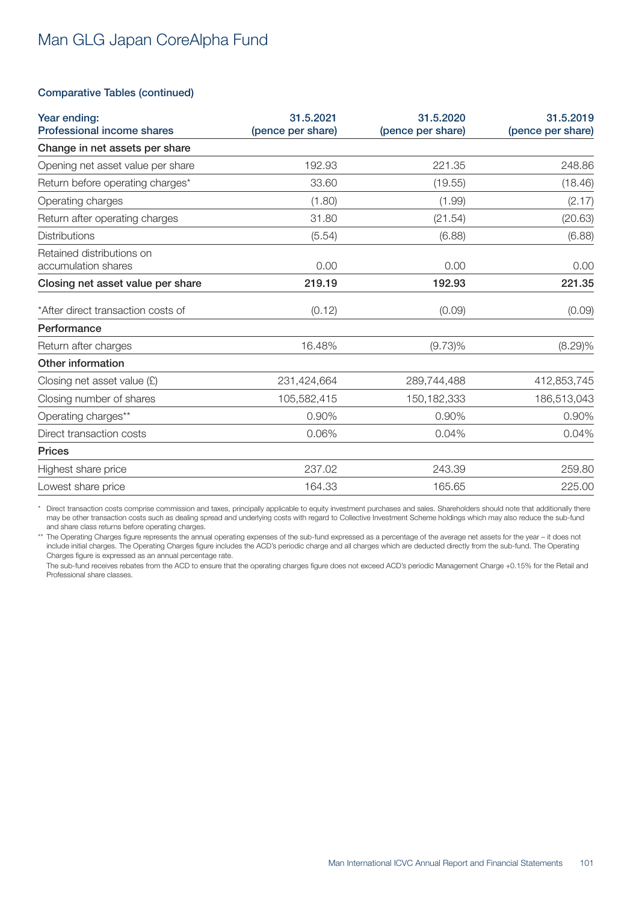# Man GLG Japan CoreAlpha Fund

### Comparative Tables (continued)

| Year ending:<br>Professional income shares | 31.5.2021<br>(pence per share) | 31.5.2020<br>(pence per share) | 31.5.2019<br>(pence per share) |
|---|---|---|---|
| **Change in net assets per share** | | | |
| Opening net asset value per share | 192.93 | 221.35 | 248.86 |
| Return before operating charges* | 33.60 | (19.55) | (18.46) |
| Operating charges | (1.80) | (1.99) | (2.17) |
| Return after operating charges | 31.80 | (21.54) | (20.63) |
| Distributions | (5.54) | (6.88) | (6.88) |
| Retained distributions on accumulation shares | 0.00 | 0.00 | 0.00 |
| **Closing net asset value per share** | **219.19** | **192.93** | **221.35** |
| *After direct transaction costs of | (0.12) | (0.09) | (0.09) |
| **Performance** | | | |
| Return after charges | 16.48% | (9.73)% | (8.29)% |
| **Other information** | | | |
| Closing net asset value (£) | 231,424,664 | 289,744,488 | 412,853,745 |
| Closing number of shares | 105,582,415 | 150,182,333 | 186,513,043 |
| Operating charges** | 0.90% | 0.90% | 0.90% |
| Direct transaction costs | 0.06% | 0.04% | 0.04% |
| **Prices** | | | |
| Highest share price | 237.02 | 243.39 | 259.80 |
| Lowest share price | 164.33 | 165.65 | 225.00 |

\* Direct transaction costs comprise commission and taxes, principally applicable to equity investment purchases and sales. Shareholders should note that additionally there may be other transaction costs such as dealing spread and underlying costs with regard to Collective Investment Scheme holdings which may also reduce the sub-fund and share class returns before operating charges.

\*\* The Operating Charges figure represents the annual operating expenses of the sub-fund expressed as a percentage of the average net assets for the year – it does not include initial charges. The Operating Charges figure includes the ACD's periodic charge and all charges which are deducted directly from the sub-fund. The Operating Charges figure is expressed as an annual percentage rate.

The sub-fund receives rebates from the ACD to ensure that the operating charges figure does not exceed ACD's periodic Management Charge +0.15% for the Retail and Professional share classes.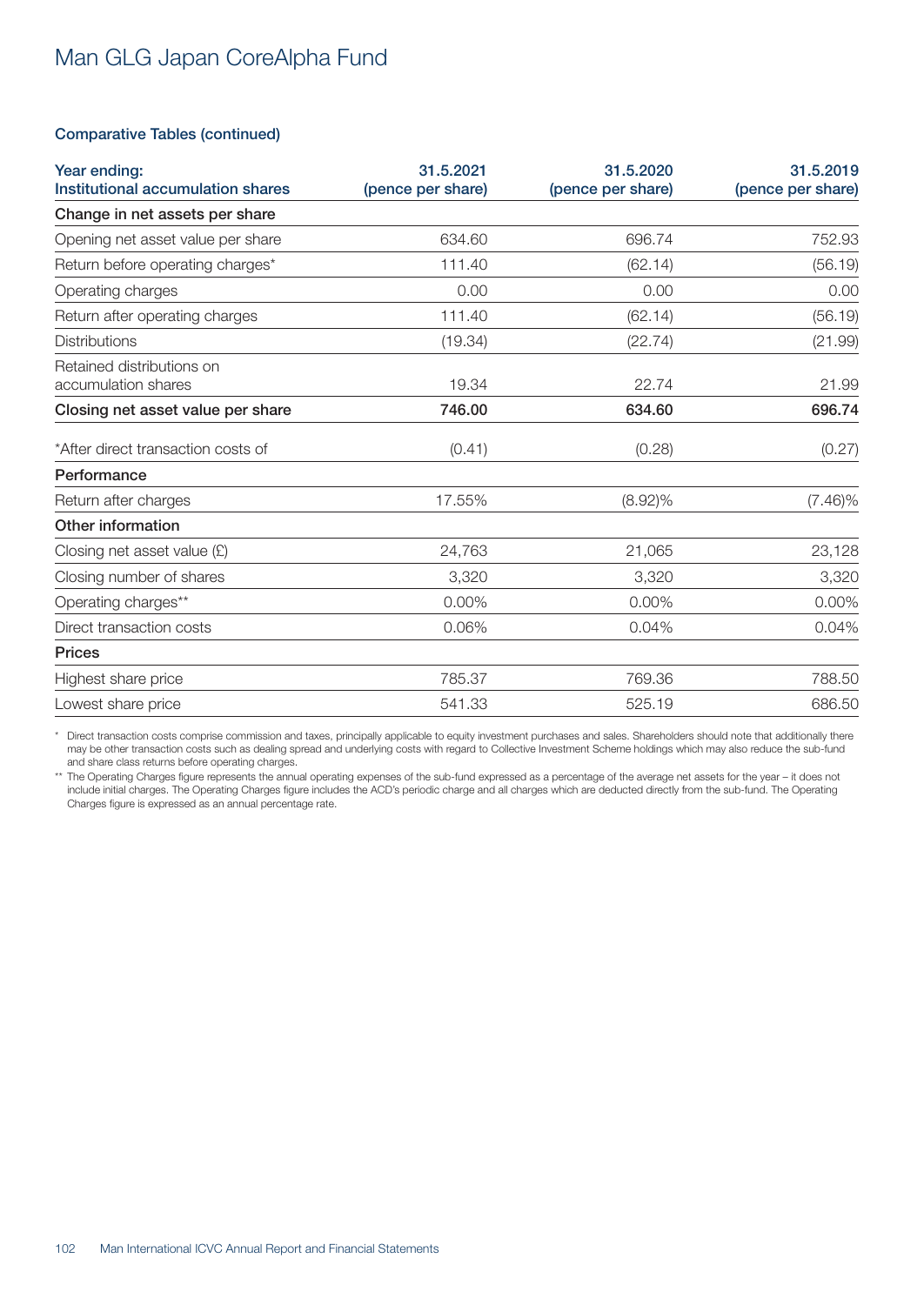# Man GLG Japan CoreAlpha Fund

### Comparative Tables (continued)

| Year ending: Institutional accumulation shares | 31.5.2021 (pence per share) | 31.5.2020 (pence per share) | 31.5.2019 (pence per share) |
|---|---|---|---|
| **Change in net assets per share** | | | |
| Opening net asset value per share | 634.60 | 696.74 | 752.93 |
| Return before operating charges* | 111.40 | (62.14) | (56.19) |
| Operating charges | 0.00 | 0.00 | 0.00 |
| Return after operating charges | 111.40 | (62.14) | (56.19) |
| Distributions | (19.34) | (22.74) | (21.99) |
| Retained distributions on accumulation shares | 19.34 | 22.74 | 21.99 |
| **Closing net asset value per share** | **746.00** | **634.60** | **696.74** |
| *After direct transaction costs of | (0.41) | (0.28) | (0.27) |
| **Performance** | | | |
| Return after charges | 17.55% | (8.92)% | (7.46)% |
| **Other information** | | | |
| Closing net asset value (£) | 24,763 | 21,065 | 23,128 |
| Closing number of shares | 3,320 | 3,320 | 3,320 |
| Operating charges** | 0.00% | 0.00% | 0.00% |
| Direct transaction costs | 0.06% | 0.04% | 0.04% |
| **Prices** | | | |
| Highest share price | 785.37 | 769.36 | 788.50 |
| Lowest share price | 541.33 | 525.19 | 686.50 |

\* Direct transaction costs comprise commission and taxes, principally applicable to equity investment purchases and sales. Shareholders should note that additionally there may be other transaction costs such as dealing spread and underlying costs with regard to Collective Investment Scheme holdings which may also reduce the sub-fund and share class returns before operating charges.

\*\* The Operating Charges figure represents the annual operating expenses of the sub-fund expressed as a percentage of the average net assets for the year – it does not include initial charges. The Operating Charges figure includes the ACD's periodic charge and all charges which are deducted directly from the sub-fund. The Operating Charges figure is expressed as an annual percentage rate.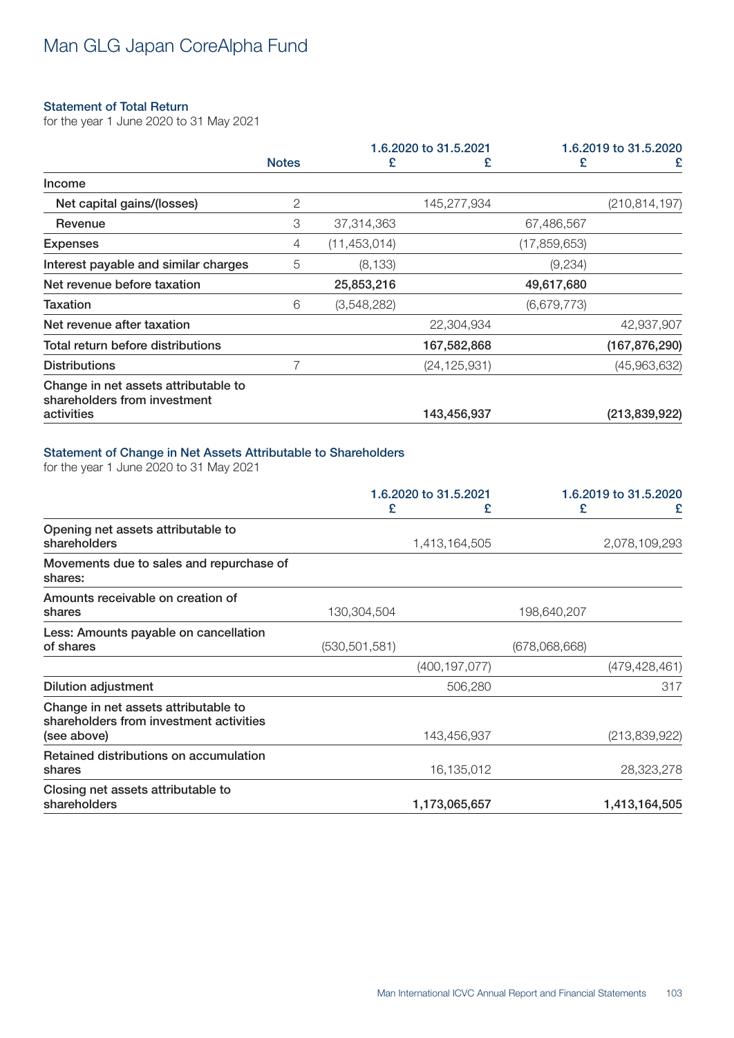# Man GLG Japan CoreAlpha Fund

## Statement of Total Return

for the year 1 June 2020 to 31 May 2021

| | Notes | 1.6.2020 to 31.5.2021 | | 1.6.2019 to 31.5.2020 | |
|---|---|---|---|---|---|
| | | £ | £ | £ | £ |
| **Income** | | | | | |
| Net capital gains/(losses) | 2 | | 145,277,934 | | (210,814,197) |
| Revenue | 3 | 37,314,363 | | 67,486,567 | |
| **Expenses** | 4 | (11,453,014) | | (17,859,653) | |
| **Interest payable and similar charges** | 5 | (8,133) | | (9,234) | |
| **Net revenue before taxation** | | **25,853,216** | | **49,617,680** | |
| **Taxation** | 6 | (3,548,282) | | (6,679,773) | |
| **Net revenue after taxation** | | | 22,304,934 | | 42,937,907 |
| **Total return before distributions** | | | **167,582,868** | | **(167,876,290)** |
| **Distributions** | 7 | | (24,125,931) | | (45,963,632) |
| **Change in net assets attributable to shareholders from investment activities** | | | **143,456,937** | | **(213,839,922)** |

## Statement of Change in Net Assets Attributable to Shareholders

for the year 1 June 2020 to 31 May 2021

| | 1.6.2020 to 31.5.2021 | | 1.6.2019 to 31.5.2020 | |
|---|---|---|---|---|
| | £ | £ | £ | £ |
| **Opening net assets attributable to shareholders** | | 1,413,164,505 | | 2,078,109,293 |
| **Movements due to sales and repurchase of shares:** | | | | |
| **Amounts receivable on creation of shares** | 130,304,504 | | 198,640,207 | |
| **Less: Amounts payable on cancellation of shares** | (530,501,581) | | (678,068,668) | |
| | | (400,197,077) | | (479,428,461) |
| **Dilution adjustment** | | 506,280 | | 317 |
| **Change in net assets attributable to shareholders from investment activities (see above)** | | 143,456,937 | | (213,839,922) |
| **Retained distributions on accumulation shares** | | 16,135,012 | | 28,323,278 |
| **Closing net assets attributable to shareholders** | | **1,173,065,657** | | **1,413,164,505** |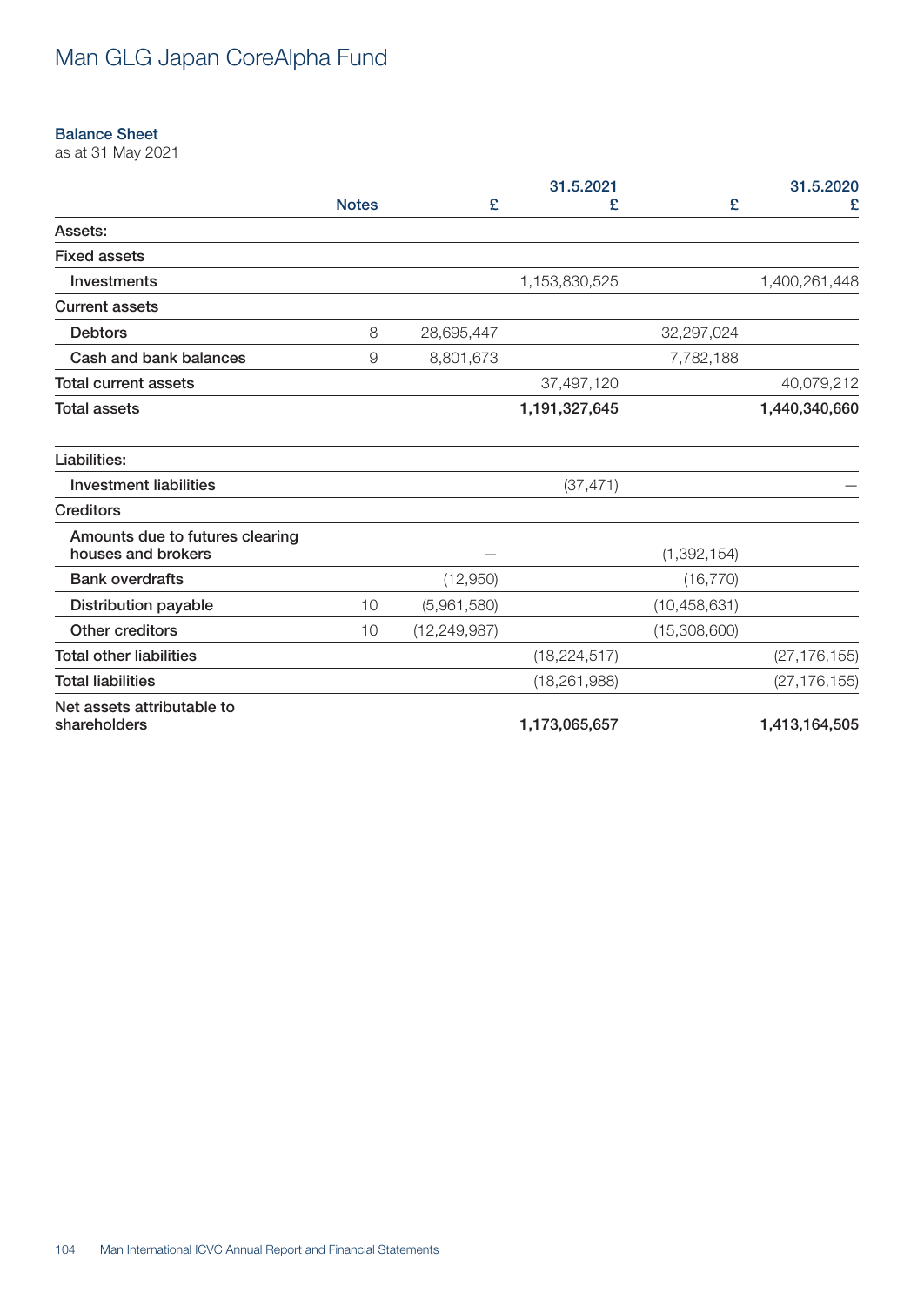# Man GLG Japan CoreAlpha Fund

### Balance Sheet

as at 31 May 2021

| | Notes | 31.5.2021 £ | 31.5.2021 £ | 31.5.2020 £ | 31.5.2020 £ |
|---|---|---|---|---|---|
| **Assets:** | | | | | |
| **Fixed assets** | | | | | |
| Investments | | | 1,153,830,525 | | 1,400,261,448 |
| **Current assets** | | | | | |
| Debtors | 8 | 28,695,447 | | 32,297,024 | |
| Cash and bank balances | 9 | 8,801,673 | | 7,782,188 | |
| **Total current assets** | | | 37,497,120 | | 40,079,212 |
| **Total assets** | | | **1,191,327,645** | | **1,440,340,660** |
| | | | | | |
| **Liabilities:** | | | | | |
| Investment liabilities | | | (37,471) | | – |
| **Creditors** | | | | | |
| Amounts due to futures clearing houses and brokers | | – | | (1,392,154) | |
| Bank overdrafts | | (12,950) | | (16,770) | |
| Distribution payable | 10 | (5,961,580) | | (10,458,631) | |
| Other creditors | 10 | (12,249,987) | | (15,308,600) | |
| **Total other liabilities** | | | (18,224,517) | | (27,176,155) |
| **Total liabilities** | | | (18,261,988) | | (27,176,155) |
| **Net assets attributable to shareholders** | | | **1,173,065,657** | | **1,413,164,505** |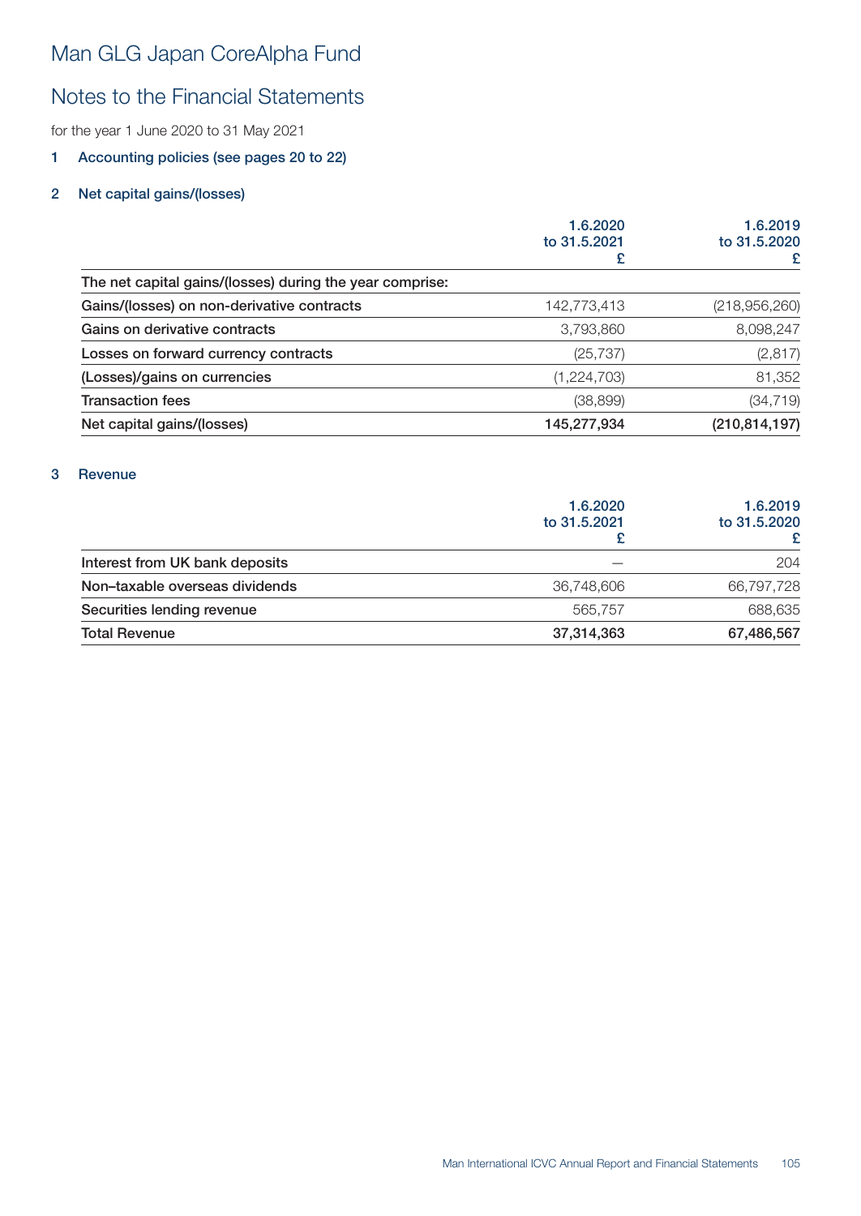# Man GLG Japan CoreAlpha Fund

## Notes to the Financial Statements

for the year 1 June 2020 to 31 May 2021

### 1 Accounting policies (see pages 20 to 22)

### 2 Net capital gains/(losses)

| | 1.6.2020 to 31.5.2021 £ | 1.6.2019 to 31.5.2020 £ |
|---|---|---|
| The net capital gains/(losses) during the year comprise: | | |
| Gains/(losses) on non-derivative contracts | 142,773,413 | (218,956,260) |
| Gains on derivative contracts | 3,793,860 | 8,098,247 |
| Losses on forward currency contracts | (25,737) | (2,817) |
| (Losses)/gains on currencies | (1,224,703) | 81,352 |
| Transaction fees | (38,899) | (34,719) |
| **Net capital gains/(losses)** | **145,277,934** | **(210,814,197)** |

### 3 Revenue

| | 1.6.2020 to 31.5.2021 £ | 1.6.2019 to 31.5.2020 £ |
|---|---|---|
| Interest from UK bank deposits | — | 204 |
| Non–taxable overseas dividends | 36,748,606 | 66,797,728 |
| Securities lending revenue | 565,757 | 688,635 |
| **Total Revenue** | **37,314,363** | **67,486,567** |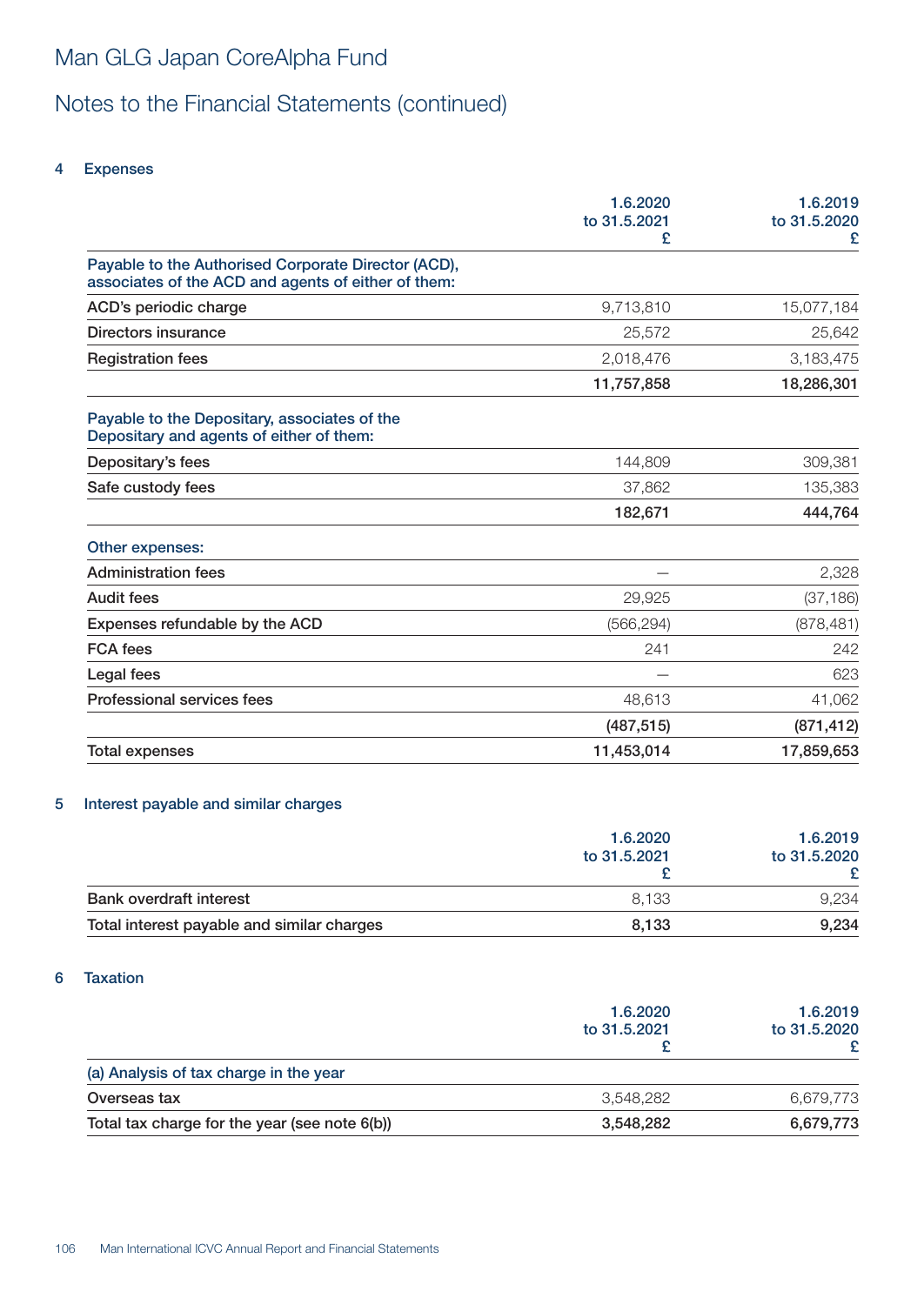# Man GLG Japan CoreAlpha Fund

## Notes to the Financial Statements (continued)

### 4 Expenses

| | 1.6.2020 to 31.5.2021 £ | 1.6.2019 to 31.5.2020 £ |
|---|---|---|
| **Payable to the Authorised Corporate Director (ACD), associates of the ACD and agents of either of them:** | | |
| ACD's periodic charge | 9,713,810 | 15,077,184 |
| Directors insurance | 25,572 | 25,642 |
| Registration fees | 2,018,476 | 3,183,475 |
| | **11,757,858** | **18,286,301** |
| **Payable to the Depositary, associates of the Depositary and agents of either of them:** | | |
| Depositary's fees | 144,809 | 309,381 |
| Safe custody fees | 37,862 | 135,383 |
| | **182,671** | **444,764** |
| **Other expenses:** | | |
| Administration fees | — | 2,328 |
| Audit fees | 29,925 | (37,186) |
| Expenses refundable by the ACD | (566,294) | (878,481) |
| FCA fees | 241 | 242 |
| Legal fees | — | 623 |
| Professional services fees | 48,613 | 41,062 |
| | **(487,515)** | **(871,412)** |
| **Total expenses** | **11,453,014** | **17,859,653** |

### 5 Interest payable and similar charges

| | 1.6.2020 to 31.5.2021 £ | 1.6.2019 to 31.5.2020 £ |
|---|---|---|
| Bank overdraft interest | 8,133 | 9,234 |
| **Total interest payable and similar charges** | **8,133** | **9,234** |

### 6 Taxation

| | 1.6.2020 to 31.5.2021 £ | 1.6.2019 to 31.5.2020 £ |
|---|---|---|
| **(a) Analysis of tax charge in the year** | | |
| Overseas tax | 3,548,282 | 6,679,773 |
| **Total tax charge for the year (see note 6(b))** | **3,548,282** | **6,679,773** |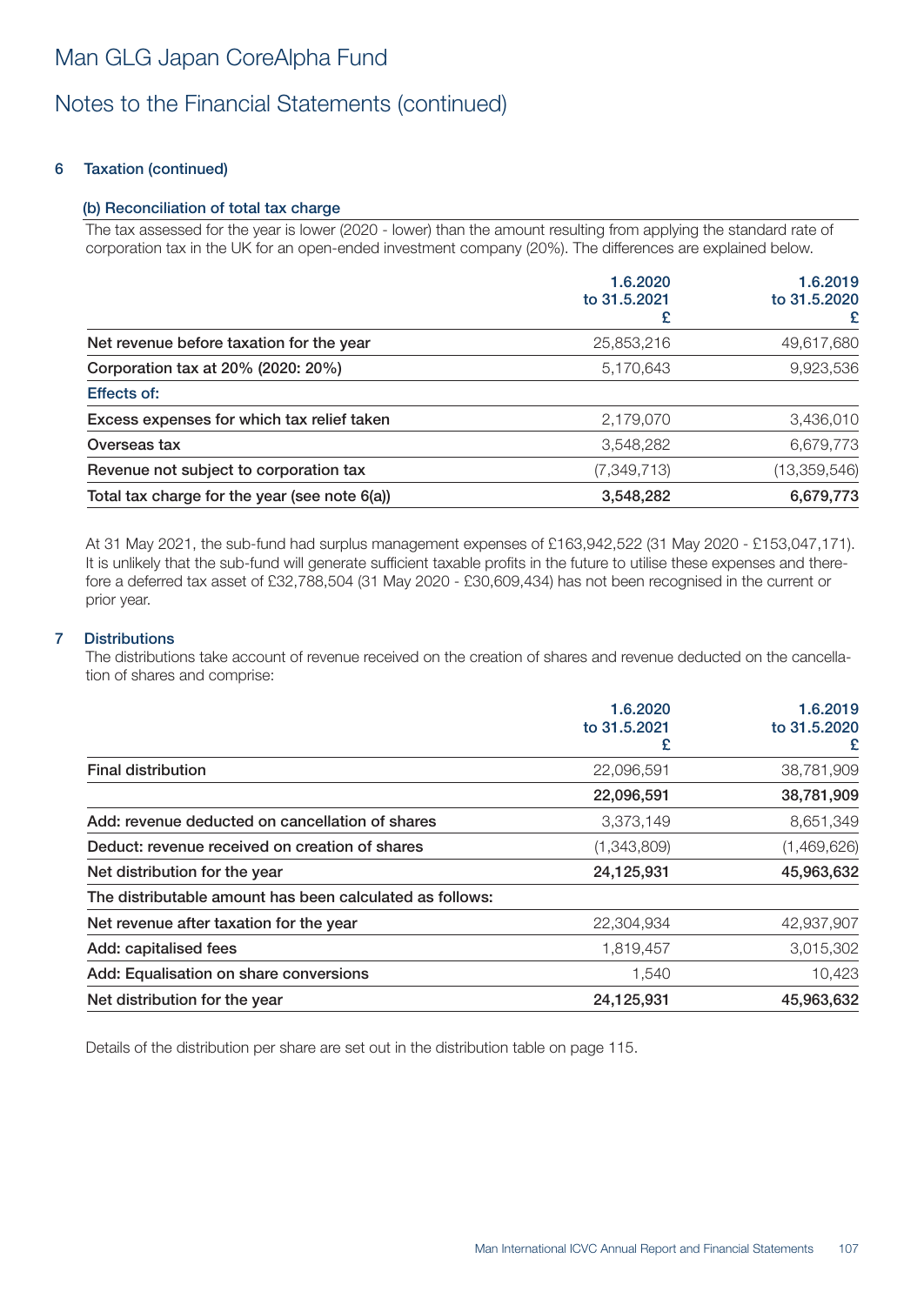# Man GLG Japan CoreAlpha Fund

## Notes to the Financial Statements (continued)

### 6 Taxation (continued)

#### (b) Reconciliation of total tax charge

The tax assessed for the year is lower (2020 - lower) than the amount resulting from applying the standard rate of corporation tax in the UK for an open-ended investment company (20%). The differences are explained below.

| | 1.6.2020 to 31.5.2021 £ | 1.6.2019 to 31.5.2020 £ |
|---|---|---|
| Net revenue before taxation for the year | 25,853,216 | 49,617,680 |
| Corporation tax at 20% (2020: 20%) | 5,170,643 | 9,923,536 |
| Effects of: | | |
| Excess expenses for which tax relief taken | 2,179,070 | 3,436,010 |
| Overseas tax | 3,548,282 | 6,679,773 |
| Revenue not subject to corporation tax | (7,349,713) | (13,359,546) |
| **Total tax charge for the year (see note 6(a))** | **3,548,282** | **6,679,773** |

At 31 May 2021, the sub-fund had surplus management expenses of £163,942,522 (31 May 2020 - £153,047,171). It is unlikely that the sub-fund will generate sufficient taxable profits in the future to utilise these expenses and therefore a deferred tax asset of £32,788,504 (31 May 2020 - £30,609,434) has not been recognised in the current or prior year.

### 7 Distributions

The distributions take account of revenue received on the creation of shares and revenue deducted on the cancellation of shares and comprise:

| | 1.6.2020 to 31.5.2021 £ | 1.6.2019 to 31.5.2020 £ |
|---|---|---|
| Final distribution | 22,096,591 | 38,781,909 |
| | **22,096,591** | **38,781,909** |
| Add: revenue deducted on cancellation of shares | 3,373,149 | 8,651,349 |
| Deduct: revenue received on creation of shares | (1,343,809) | (1,469,626) |
| **Net distribution for the year** | **24,125,931** | **45,963,632** |
| The distributable amount has been calculated as follows: | | |
| Net revenue after taxation for the year | 22,304,934 | 42,937,907 |
| Add: capitalised fees | 1,819,457 | 3,015,302 |
| Add: Equalisation on share conversions | 1,540 | 10,423 |
| **Net distribution for the year** | **24,125,931** | **45,963,632** |

Details of the distribution per share are set out in the distribution table on page 115.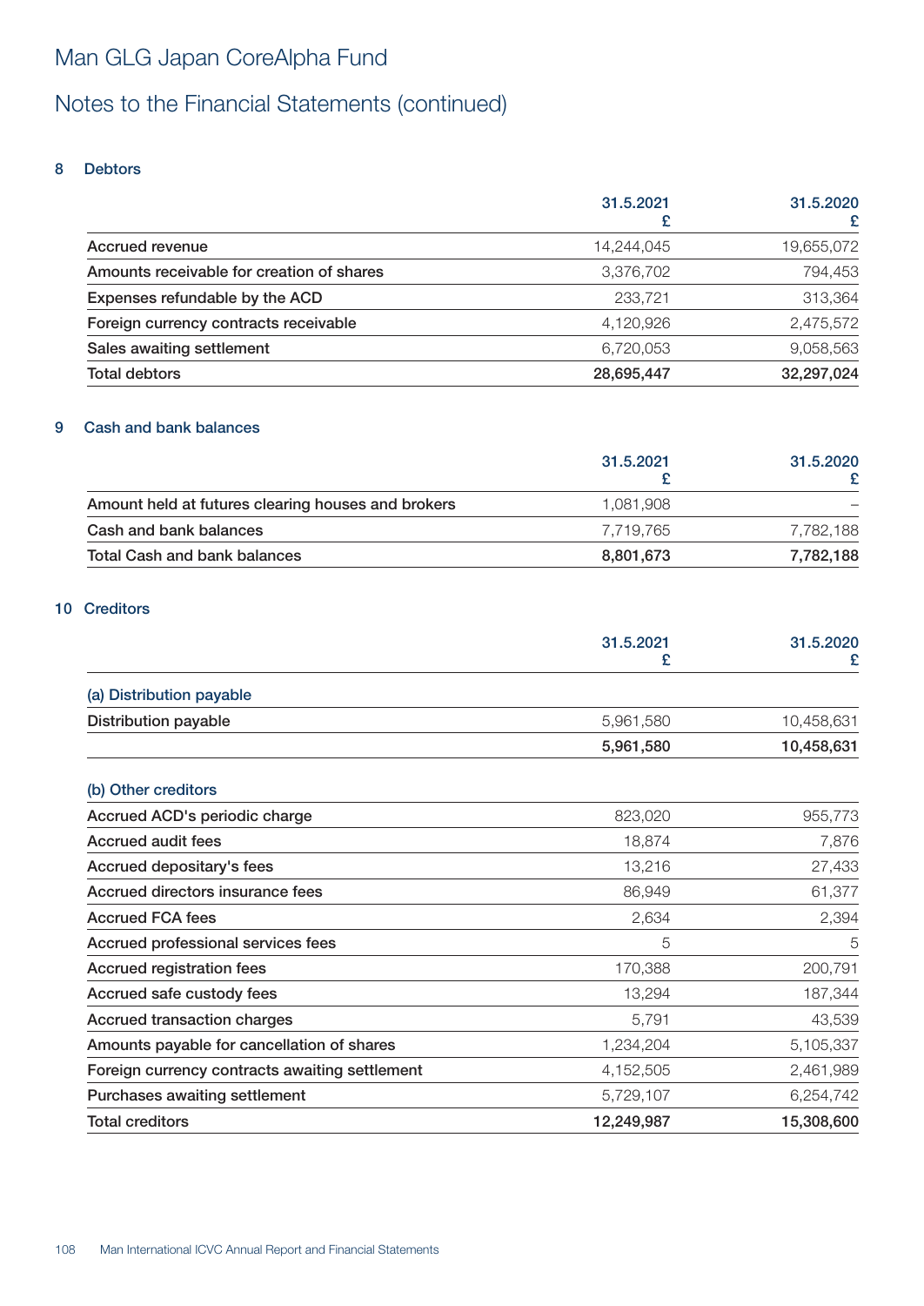# Man GLG Japan CoreAlpha Fund

## Notes to the Financial Statements (continued)

### 8 Debtors

| | 31.5.2021 £ | 31.5.2020 £ |
|---|---|---|
| Accrued revenue | 14,244,045 | 19,655,072 |
| Amounts receivable for creation of shares | 3,376,702 | 794,453 |
| Expenses refundable by the ACD | 233,721 | 313,364 |
| Foreign currency contracts receivable | 4,120,926 | 2,475,572 |
| Sales awaiting settlement | 6,720,053 | 9,058,563 |
| **Total debtors** | **28,695,447** | **32,297,024** |

### 9 Cash and bank balances

| | 31.5.2021 £ | 31.5.2020 £ |
|---|---|---|
| Amount held at futures clearing houses and brokers | 1,081,908 | – |
| Cash and bank balances | 7,719,765 | 7,782,188 |
| **Total Cash and bank balances** | **8,801,673** | **7,782,188** |

### 10 Creditors

| | 31.5.2021 £ | 31.5.2020 £ |
|---|---|---|
| (a) Distribution payable | | |
| Distribution payable | 5,961,580 | 10,458,631 |
| | **5,961,580** | **10,458,631** |
| (b) Other creditors | | |
| Accrued ACD's periodic charge | 823,020 | 955,773 |
| Accrued audit fees | 18,874 | 7,876 |
| Accrued depositary's fees | 13,216 | 27,433 |
| Accrued directors insurance fees | 86,949 | 61,377 |
| Accrued FCA fees | 2,634 | 2,394 |
| Accrued professional services fees | 5 | 5 |
| Accrued registration fees | 170,388 | 200,791 |
| Accrued safe custody fees | 13,294 | 187,344 |
| Accrued transaction charges | 5,791 | 43,539 |
| Amounts payable for cancellation of shares | 1,234,204 | 5,105,337 |
| Foreign currency contracts awaiting settlement | 4,152,505 | 2,461,989 |
| Purchases awaiting settlement | 5,729,107 | 6,254,742 |
| **Total creditors** | **12,249,987** | **15,308,600** |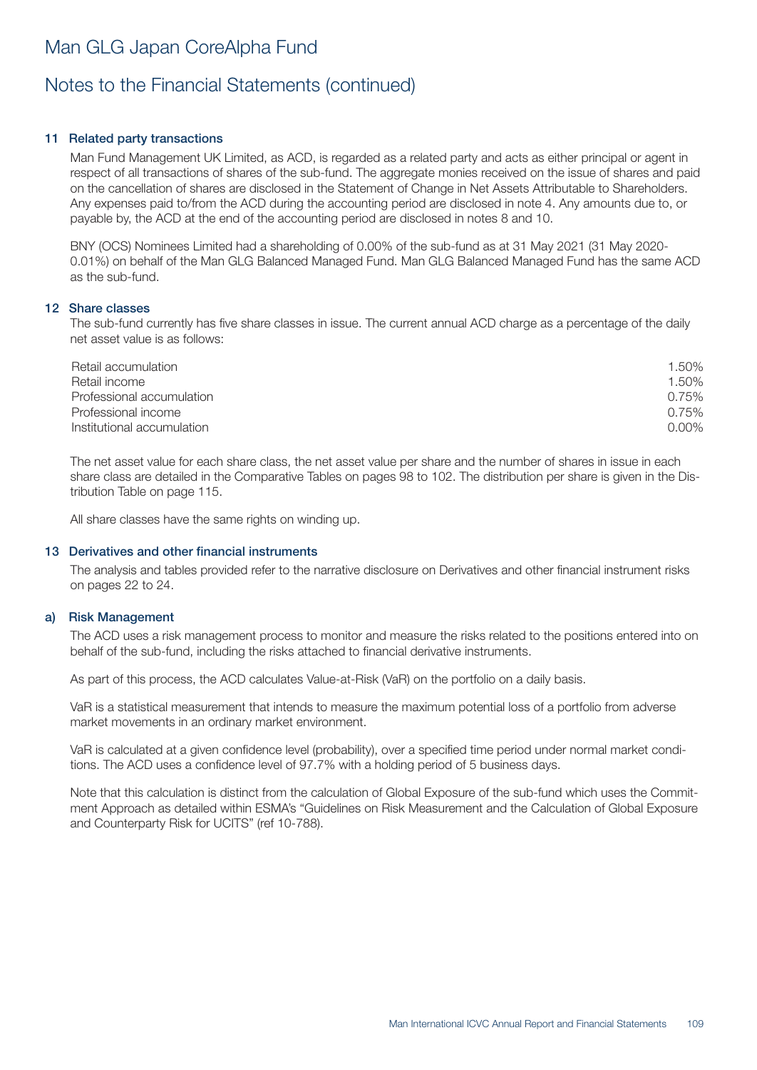# Man GLG Japan CoreAlpha Fund

## Notes to the Financial Statements (continued)

### 11 Related party transactions

Man Fund Management UK Limited, as ACD, is regarded as a related party and acts as either principal or agent in respect of all transactions of shares of the sub-fund. The aggregate monies received on the issue of shares and paid on the cancellation of shares are disclosed in the Statement of Change in Net Assets Attributable to Shareholders. Any expenses paid to/from the ACD during the accounting period are disclosed in note 4. Any amounts due to, or payable by, the ACD at the end of the accounting period are disclosed in notes 8 and 10.

BNY (OCS) Nominees Limited had a shareholding of 0.00% of the sub-fund as at 31 May 2021 (31 May 2020- 0.01%) on behalf of the Man GLG Balanced Managed Fund. Man GLG Balanced Managed Fund has the same ACD as the sub-fund.

### 12 Share classes

The sub-fund currently has five share classes in issue. The current annual ACD charge as a percentage of the daily net asset value is as follows:

| | |
|---|---|
| Retail accumulation | 1.50% |
| Retail income | 1.50% |
| Professional accumulation | 0.75% |
| Professional income | 0.75% |
| Institutional accumulation | 0.00% |

The net asset value for each share class, the net asset value per share and the number of shares in issue in each share class are detailed in the Comparative Tables on pages 98 to 102. The distribution per share is given in the Distribution Table on page 115.

All share classes have the same rights on winding up.

### 13 Derivatives and other financial instruments

The analysis and tables provided refer to the narrative disclosure on Derivatives and other financial instrument risks on pages 22 to 24.

### a) Risk Management

The ACD uses a risk management process to monitor and measure the risks related to the positions entered into on behalf of the sub-fund, including the risks attached to financial derivative instruments.

As part of this process, the ACD calculates Value-at-Risk (VaR) on the portfolio on a daily basis.

VaR is a statistical measurement that intends to measure the maximum potential loss of a portfolio from adverse market movements in an ordinary market environment.

VaR is calculated at a given confidence level (probability), over a specified time period under normal market conditions. The ACD uses a confidence level of 97.7% with a holding period of 5 business days.

Note that this calculation is distinct from the calculation of Global Exposure of the sub-fund which uses the Commitment Approach as detailed within ESMA's "Guidelines on Risk Measurement and the Calculation of Global Exposure and Counterparty Risk for UCITS" (ref 10-788).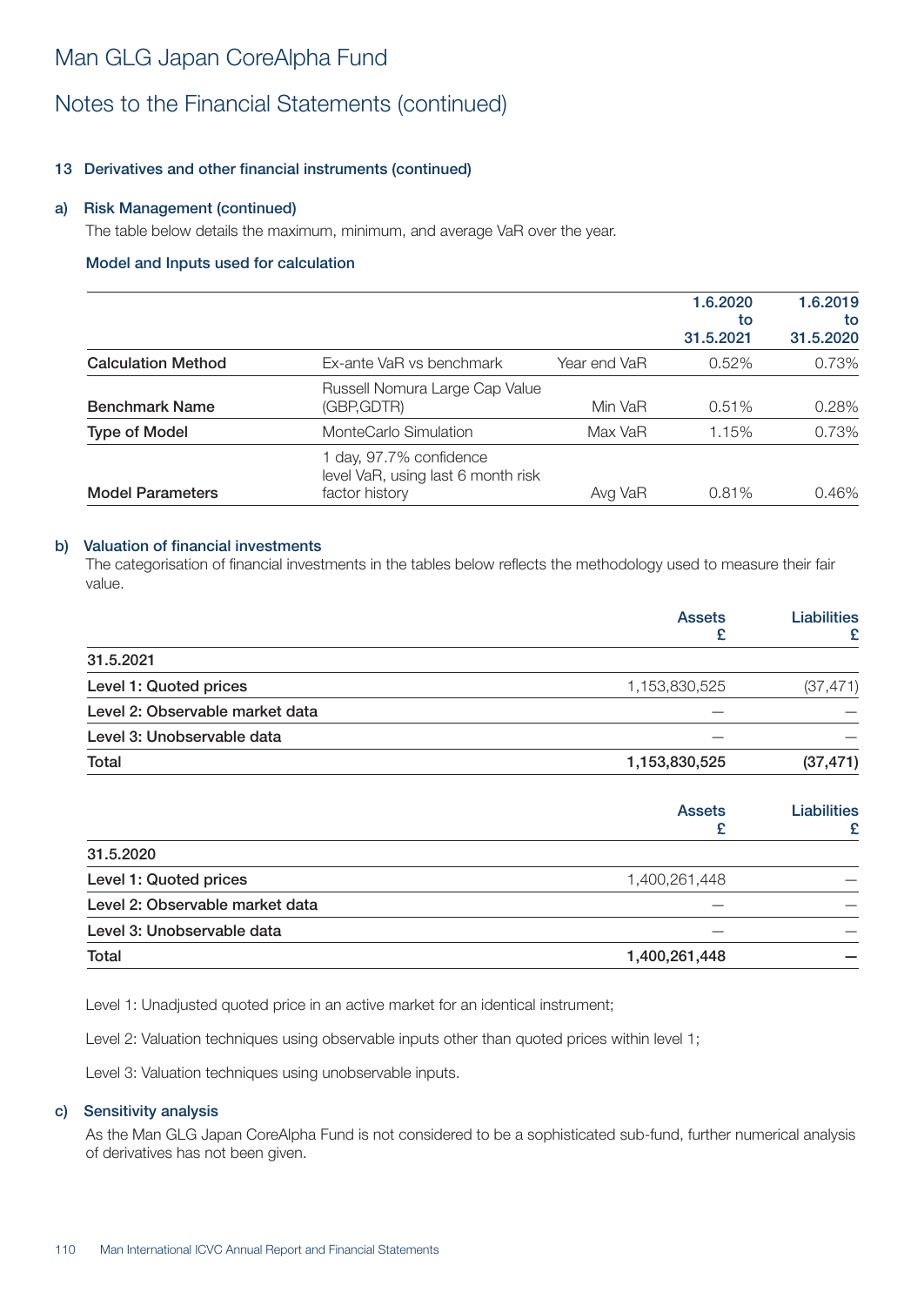# Man GLG Japan CoreAlpha Fund

## Notes to the Financial Statements (continued)

### 13 Derivatives and other financial instruments (continued)

#### a) Risk Management (continued)

The table below details the maximum, minimum, and average VaR over the year.

**Model and Inputs used for calculation**

| | | | 1.6.2020 to 31.5.2021 | 1.6.2019 to 31.5.2020 |
|---|---|---|---|---|
| **Calculation Method** | Ex-ante VaR vs benchmark | Year end VaR | 0.52% | 0.73% |
| **Benchmark Name** | Russell Nomura Large Cap Value (GBP,GDTR) | Min VaR | 0.51% | 0.28% |
| **Type of Model** | MonteCarlo Simulation | Max VaR | 1.15% | 0.73% |
| **Model Parameters** | 1 day, 97.7% confidence level VaR, using last 6 month risk factor history | Avg VaR | 0.81% | 0.46% |

#### b) Valuation of financial investments

The categorisation of financial investments in the tables below reflects the methodology used to measure their fair value.

| | Assets £ | Liabilities £ |
|---|---|---|
| **31.5.2021** | | |
| **Level 1: Quoted prices** | 1,153,830,525 | (37,471) |
| **Level 2: Observable market data** | – | – |
| **Level 3: Unobservable data** | – | – |
| **Total** | **1,153,830,525** | **(37,471)** |

| | Assets £ | Liabilities £ |
|---|---|---|
| **31.5.2020** | | |
| **Level 1: Quoted prices** | 1,400,261,448 | – |
| **Level 2: Observable market data** | – | – |
| **Level 3: Unobservable data** | – | – |
| **Total** | **1,400,261,448** | **–** |

Level 1: Unadjusted quoted price in an active market for an identical instrument;

Level 2: Valuation techniques using observable inputs other than quoted prices within level 1;

Level 3: Valuation techniques using unobservable inputs.

#### c) Sensitivity analysis

As the Man GLG Japan CoreAlpha Fund is not considered to be a sophisticated sub-fund, further numerical analysis of derivatives has not been given.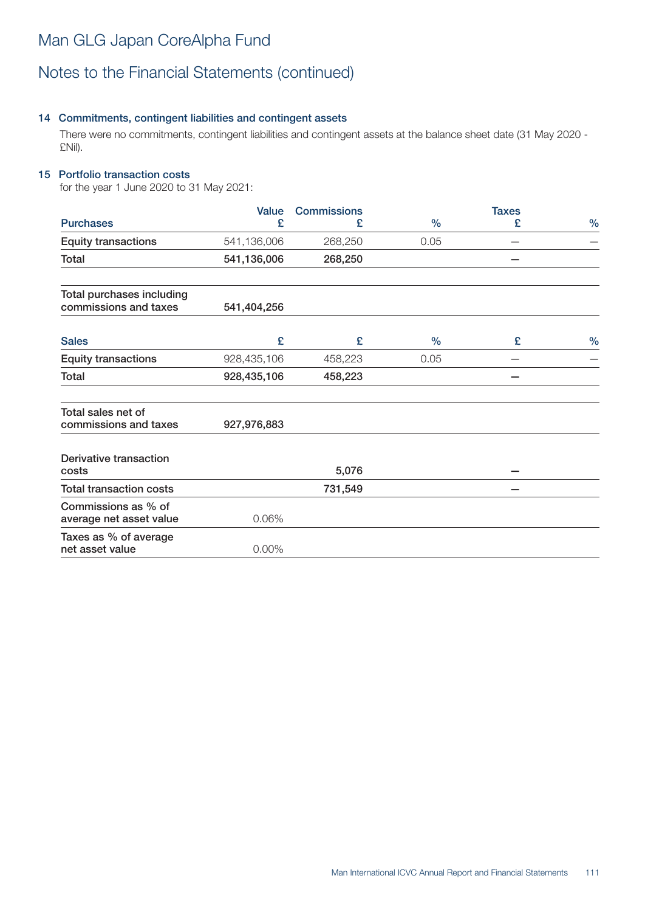# Man GLG Japan CoreAlpha Fund

## Notes to the Financial Statements (continued)

### 14 Commitments, contingent liabilities and contingent assets

There were no commitments, contingent liabilities and contingent assets at the balance sheet date (31 May 2020 - £Nil).

### 15 Portfolio transaction costs

for the year 1 June 2020 to 31 May 2021:

| Purchases | Value £ | Commissions £ | % | Taxes £ | % |
|---|---|---|---|---|---|
| Equity transactions | 541,136,006 | 268,250 | 0.05 | – | – |
| **Total** | **541,136,006** | **268,250** | | **–** | |
| | | | | | |
| **Total purchases including commissions and taxes** | **541,404,256** | | | | |
| | | | | | |
| **Sales** | **£** | **£** | **%** | **£** | **%** |
| Equity transactions | 928,435,106 | 458,223 | 0.05 | – | – |
| **Total** | **928,435,106** | **458,223** | | **–** | |
| | | | | | |
| **Total sales net of commissions and taxes** | **927,976,883** | | | | |
| | | | | | |
| **Derivative transaction costs** | | **5,076** | | **–** | |
| **Total transaction costs** | | **731,549** | | **–** | |
| **Commissions as % of average net asset value** | 0.06% | | | | |
| **Taxes as % of average net asset value** | 0.00% | | | | |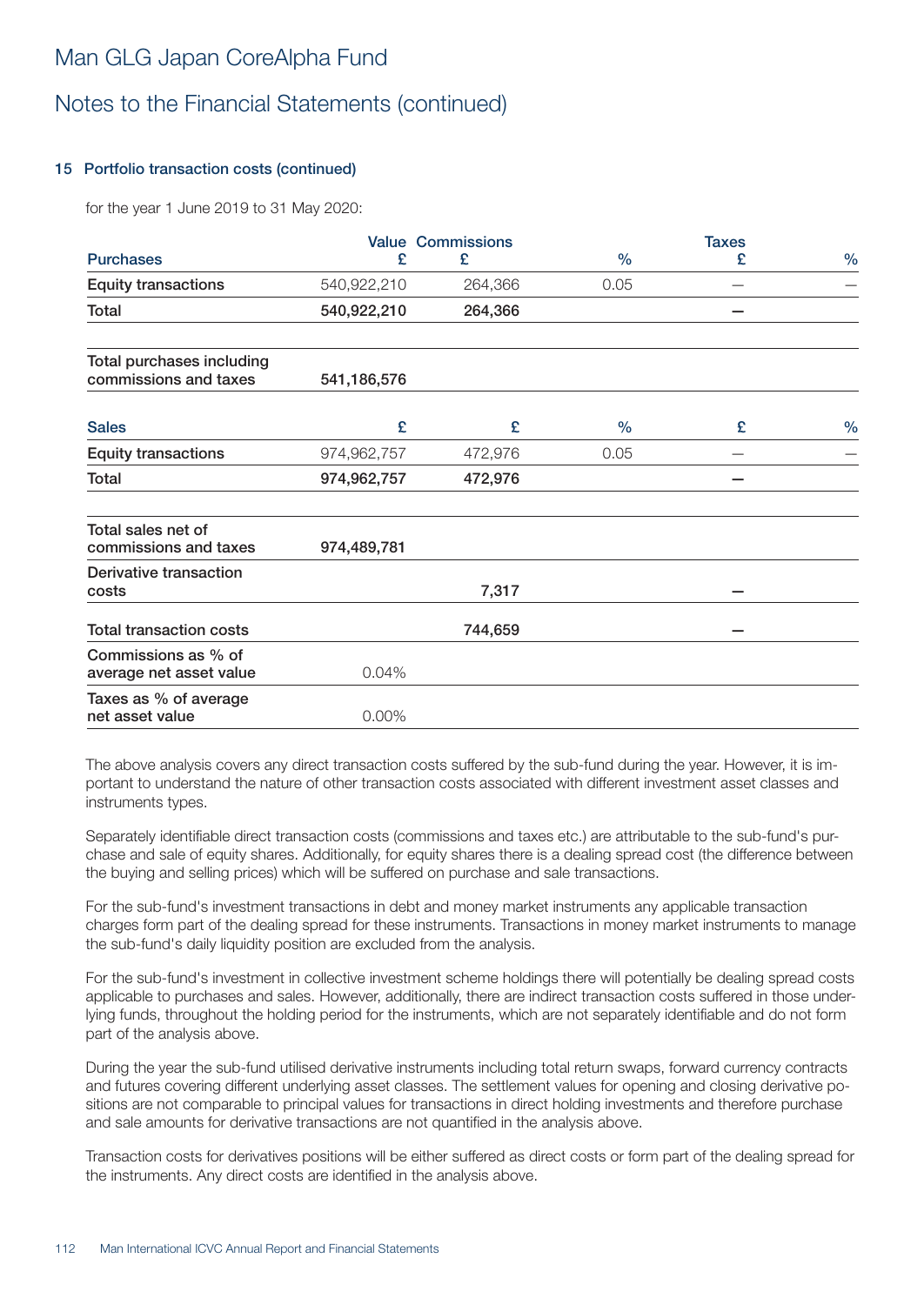# Man GLG Japan CoreAlpha Fund

## Notes to the Financial Statements (continued)

### 15 Portfolio transaction costs (continued)

for the year 1 June 2019 to 31 May 2020:

| Purchases | Value £ | Commissions £ | % | Taxes £ | % |
|---|---|---|---|---|---|
| Equity transactions | 540,922,210 | 264,366 | 0.05 | – | – |
| **Total** | **540,922,210** | **264,366** | | **–** | |
| **Total purchases including commissions and taxes** | **541,186,576** | | | | |
| **Sales** | **£** | **£** | **%** | **£** | **%** |
| Equity transactions | 974,962,757 | 472,976 | 0.05 | – | – |
| **Total** | **974,962,757** | **472,976** | | **–** | |
| **Total sales net of commissions and taxes** | **974,489,781** | | | | |
| **Derivative transaction costs** | | **7,317** | | **–** | |
| **Total transaction costs** | | **744,659** | | **–** | |
| **Commissions as % of average net asset value** | 0.04% | | | | |
| **Taxes as % of average net asset value** | 0.00% | | | | |

The above analysis covers any direct transaction costs suffered by the sub-fund during the year. However, it is important to understand the nature of other transaction costs associated with different investment asset classes and instruments types.

Separately identifiable direct transaction costs (commissions and taxes etc.) are attributable to the sub-fund's purchase and sale of equity shares. Additionally, for equity shares there is a dealing spread cost (the difference between the buying and selling prices) which will be suffered on purchase and sale transactions.

For the sub-fund's investment transactions in debt and money market instruments any applicable transaction charges form part of the dealing spread for these instruments. Transactions in money market instruments to manage the sub-fund's daily liquidity position are excluded from the analysis.

For the sub-fund's investment in collective investment scheme holdings there will potentially be dealing spread costs applicable to purchases and sales. However, additionally, there are indirect transaction costs suffered in those underlying funds, throughout the holding period for the instruments, which are not separately identifiable and do not form part of the analysis above.

During the year the sub-fund utilised derivative instruments including total return swaps, forward currency contracts and futures covering different underlying asset classes. The settlement values for opening and closing derivative positions are not comparable to principal values for transactions in direct holding investments and therefore purchase and sale amounts for derivative transactions are not quantified in the analysis above.

Transaction costs for derivatives positions will be either suffered as direct costs or form part of the dealing spread for the instruments. Any direct costs are identified in the analysis above.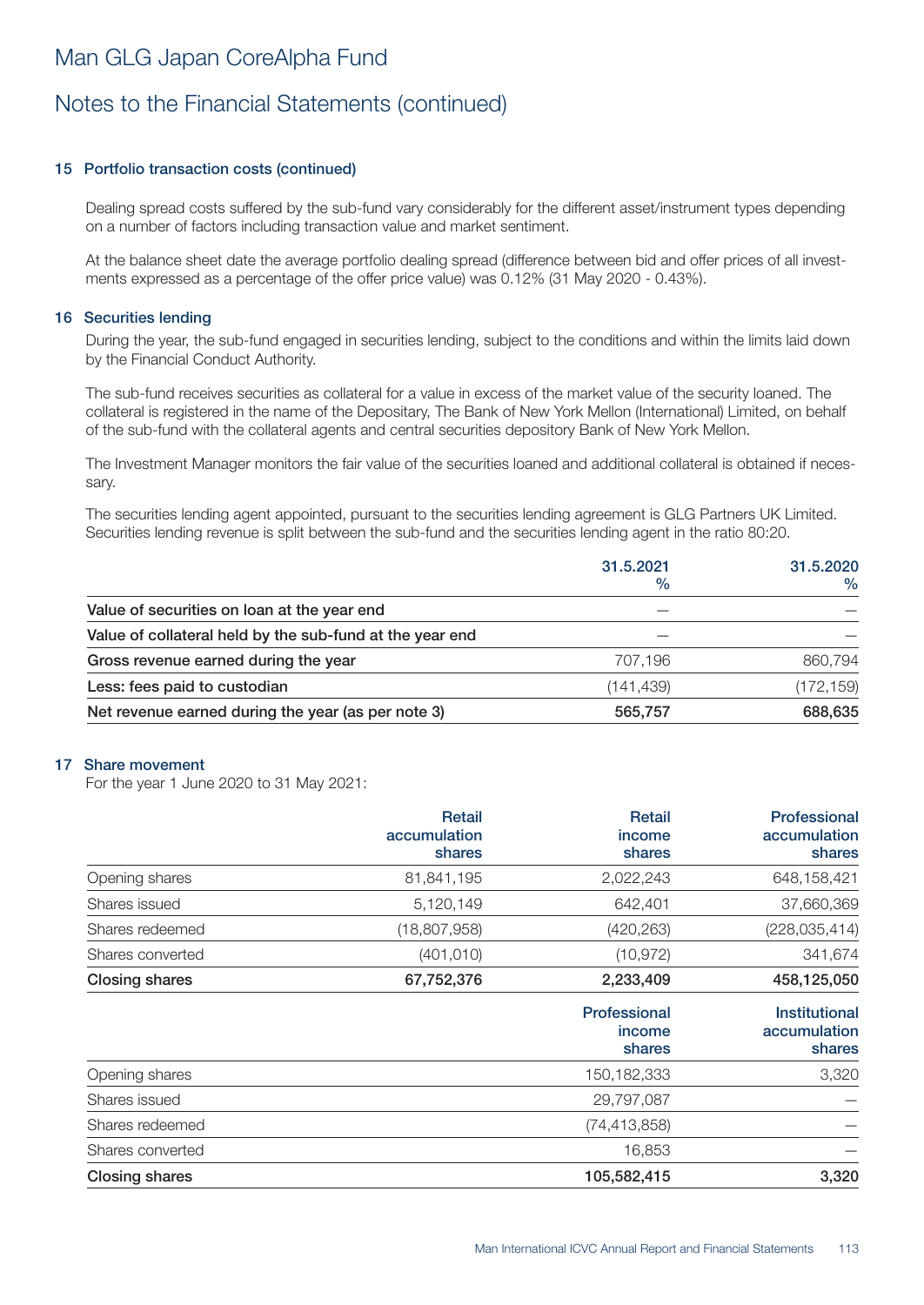# Man GLG Japan CoreAlpha Fund

## Notes to the Financial Statements (continued)

### 15 Portfolio transaction costs (continued)

Dealing spread costs suffered by the sub-fund vary considerably for the different asset/instrument types depending on a number of factors including transaction value and market sentiment.

At the balance sheet date the average portfolio dealing spread (difference between bid and offer prices of all investments expressed as a percentage of the offer price value) was 0.12% (31 May 2020 - 0.43%).

### 16 Securities lending

During the year, the sub-fund engaged in securities lending, subject to the conditions and within the limits laid down by the Financial Conduct Authority.

The sub-fund receives securities as collateral for a value in excess of the market value of the security loaned. The collateral is registered in the name of the Depositary, The Bank of New York Mellon (International) Limited, on behalf of the sub-fund with the collateral agents and central securities depository Bank of New York Mellon.

The Investment Manager monitors the fair value of the securities loaned and additional collateral is obtained if necessary.

The securities lending agent appointed, pursuant to the securities lending agreement is GLG Partners UK Limited. Securities lending revenue is split between the sub-fund and the securities lending agent in the ratio 80:20.

| | 31.5.2021 % | 31.5.2020 % |
|---|---|---|
| **Value of securities on loan at the year end** | — | — |
| **Value of collateral held by the sub-fund at the year end** | — | — |
| **Gross revenue earned during the year** | 707,196 | 860,794 |
| **Less: fees paid to custodian** | (141,439) | (172,159) |
| **Net revenue earned during the year (as per note 3)** | **565,757** | **688,635** |

### 17 Share movement

For the year 1 June 2020 to 31 May 2021:

| | Retail accumulation shares | Retail income shares | Professional accumulation shares |
|---|---|---|---|
| Opening shares | 81,841,195 | 2,022,243 | 648,158,421 |
| Shares issued | 5,120,149 | 642,401 | 37,660,369 |
| Shares redeemed | (18,807,958) | (420,263) | (228,035,414) |
| Shares converted | (401,010) | (10,972) | 341,674 |
| **Closing shares** | **67,752,376** | **2,233,409** | **458,125,050** |

| | Professional income shares | Institutional accumulation shares |
|---|---|---|
| Opening shares | 150,182,333 | 3,320 |
| Shares issued | 29,797,087 | — |
| Shares redeemed | (74,413,858) | — |
| Shares converted | 16,853 | — |
| **Closing shares** | **105,582,415** | **3,320** |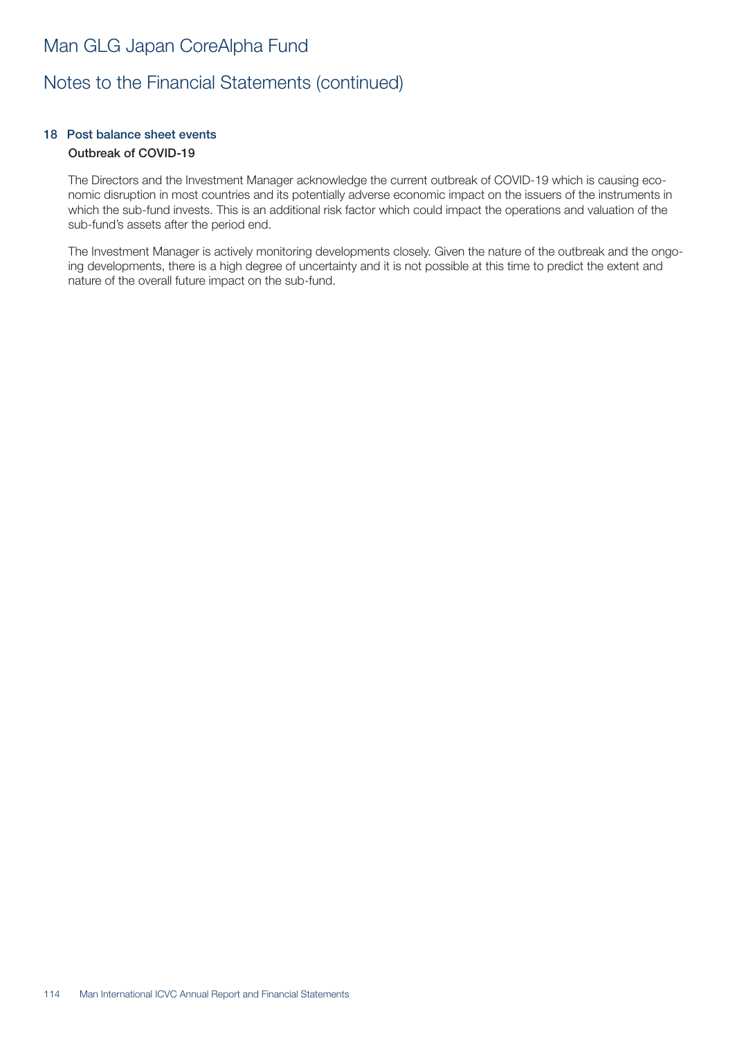# Man GLG Japan CoreAlpha Fund

## Notes to the Financial Statements (continued)

### 18 Post balance sheet events

**Outbreak of COVID-19**

The Directors and the Investment Manager acknowledge the current outbreak of COVID-19 which is causing economic disruption in most countries and its potentially adverse economic impact on the issuers of the instruments in which the sub-fund invests. This is an additional risk factor which could impact the operations and valuation of the sub-fund's assets after the period end.

The Investment Manager is actively monitoring developments closely. Given the nature of the outbreak and the ongoing developments, there is a high degree of uncertainty and it is not possible at this time to predict the extent and nature of the overall future impact on the sub-fund.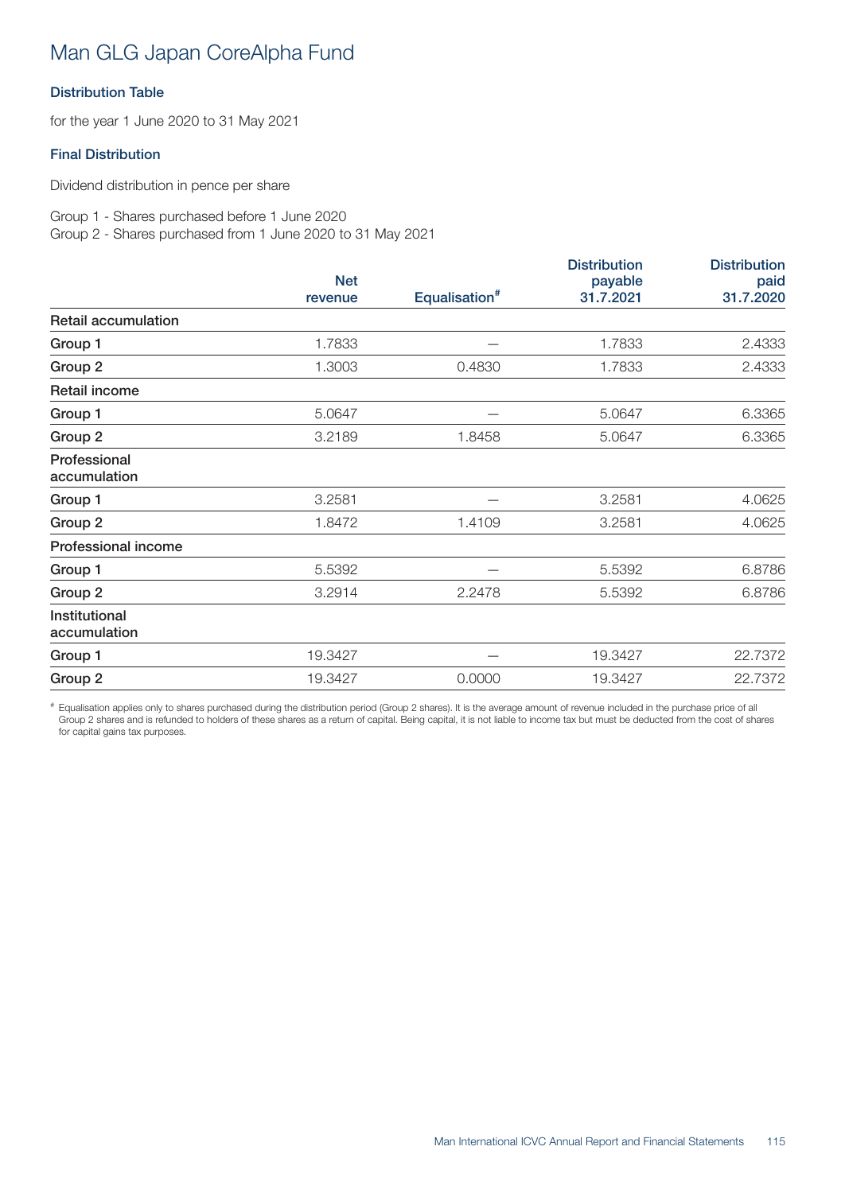# Man GLG Japan CoreAlpha Fund

## Distribution Table

for the year 1 June 2020 to 31 May 2021

### Final Distribution

Dividend distribution in pence per share

Group 1 - Shares purchased before 1 June 2020
Group 2 - Shares purchased from 1 June 2020 to 31 May 2021

| | Net revenue | Equalisation# | Distribution payable 31.7.2021 | Distribution paid 31.7.2020 |
|---|---|---|---|---|
| **Retail accumulation** | | | | |
| Group 1 | 1.7833 | — | 1.7833 | 2.4333 |
| Group 2 | 1.3003 | 0.4830 | 1.7833 | 2.4333 |
| **Retail income** | | | | |
| Group 1 | 5.0647 | — | 5.0647 | 6.3365 |
| Group 2 | 3.2189 | 1.8458 | 5.0647 | 6.3365 |
| **Professional accumulation** | | | | |
| Group 1 | 3.2581 | — | 3.2581 | 4.0625 |
| Group 2 | 1.8472 | 1.4109 | 3.2581 | 4.0625 |
| **Professional income** | | | | |
| Group 1 | 5.5392 | — | 5.5392 | 6.8786 |
| Group 2 | 3.2914 | 2.2478 | 5.5392 | 6.8786 |
| **Institutional accumulation** | | | | |
| Group 1 | 19.3427 | — | 19.3427 | 22.7372 |
| Group 2 | 19.3427 | 0.0000 | 19.3427 | 22.7372 |

# Equalisation applies only to shares purchased during the distribution period (Group 2 shares). It is the average amount of revenue included in the purchase price of all Group 2 shares and is refunded to holders of these shares as a return of capital. Being capital, it is not liable to income tax but must be deducted from the cost of shares for capital gains tax purposes.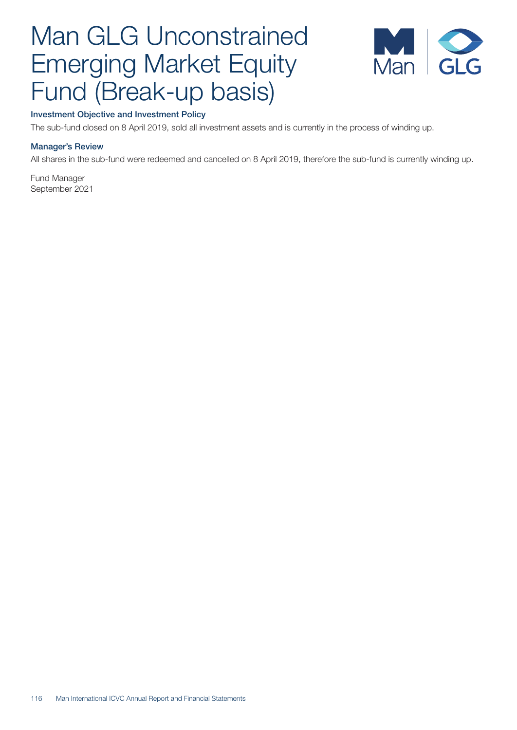# Man GLG Unconstrained Emerging Market Equity Fund (Break-up basis)

### Investment Objective and Investment Policy

The sub-fund closed on 8 April 2019, sold all investment assets and is currently in the process of winding up.

### Manager's Review

All shares in the sub-fund were redeemed and cancelled on 8 April 2019, therefore the sub-fund is currently winding up.

Fund Manager
September 2021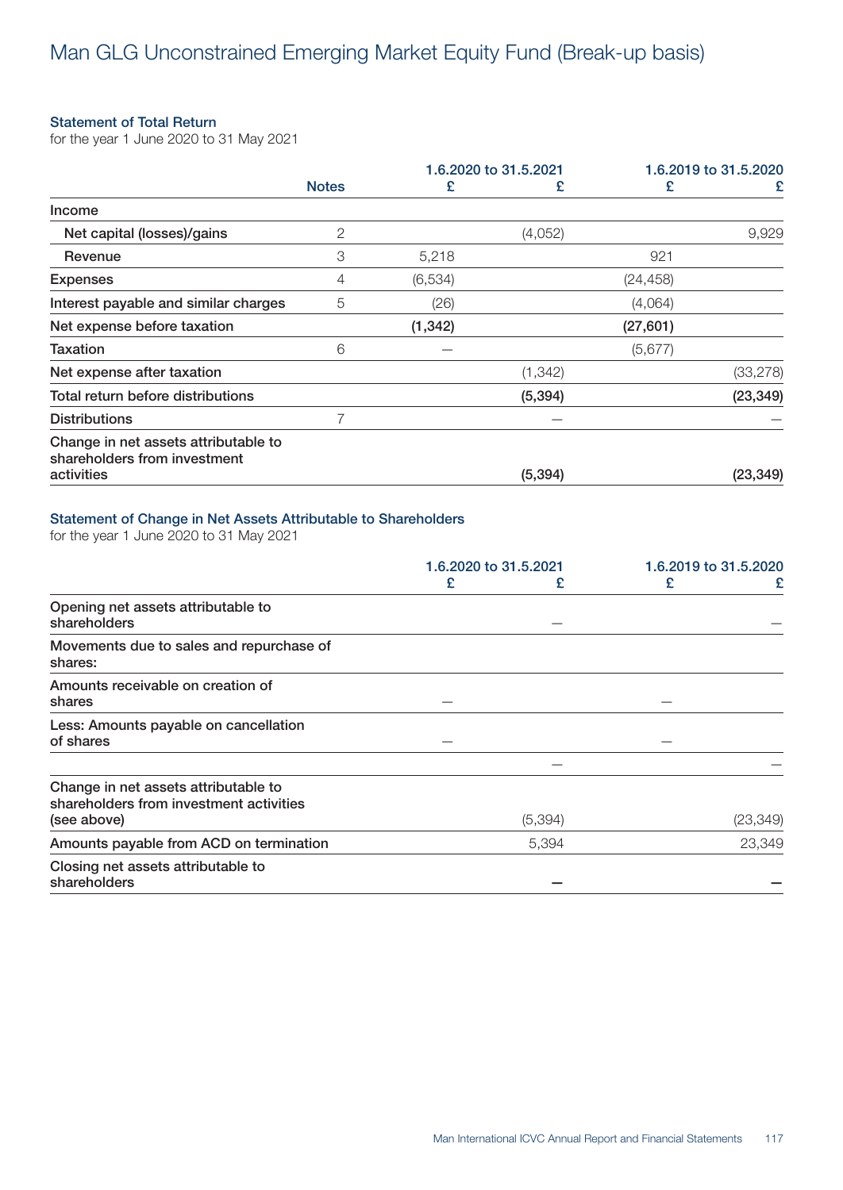# Man GLG Unconstrained Emerging Market Equity Fund (Break-up basis)

### Statement of Total Return

for the year 1 June 2020 to 31 May 2021

| | Notes | 1.6.2020 to 31.5.2021 £ | £ | 1.6.2019 to 31.5.2020 £ | £ |
|---|---|---|---|---|---|
| Income | | | | | |
| Net capital (losses)/gains | 2 | | (4,052) | | 9,929 |
| Revenue | 3 | 5,218 | | 921 | |
| Expenses | 4 | (6,534) | | (24,458) | |
| Interest payable and similar charges | 5 | (26) | | (4,064) | |
| **Net expense before taxation** | | **(1,342)** | | **(27,601)** | |
| Taxation | 6 | – | | (5,677) | |
| Net expense after taxation | | | (1,342) | | (33,278) |
| **Total return before distributions** | | | **(5,394)** | | **(23,349)** |
| Distributions | 7 | | – | | – |
| Change in net assets attributable to shareholders from investment activities | | | **(5,394)** | | **(23,349)** |

### Statement of Change in Net Assets Attributable to Shareholders

for the year 1 June 2020 to 31 May 2021

| | 1.6.2020 to 31.5.2021 £ | £ | 1.6.2019 to 31.5.2020 £ | £ |
|---|---|---|---|---|
| Opening net assets attributable to shareholders | | – | | – |
| Movements due to sales and repurchase of shares: | | | | |
| Amounts receivable on creation of shares | – | | – | |
| Less: Amounts payable on cancellation of shares | – | | – | |
| | | – | | – |
| Change in net assets attributable to shareholders from investment activities (see above) | | (5,394) | | (23,349) |
| Amounts payable from ACD on termination | | 5,394 | | 23,349 |
| Closing net assets attributable to shareholders | | **–** | | **–** |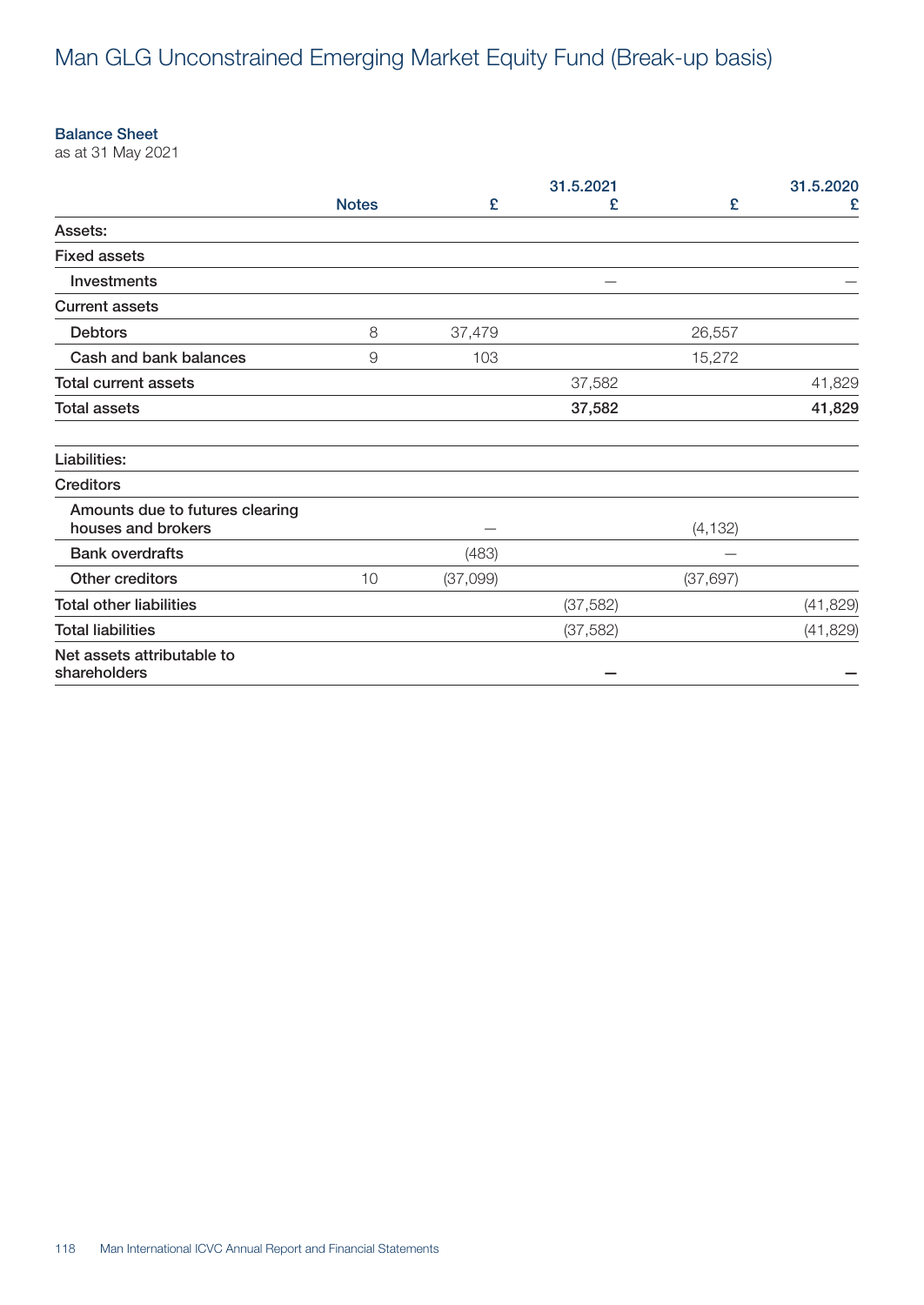# Man GLG Unconstrained Emerging Market Equity Fund (Break-up basis)

## Balance Sheet

as at 31 May 2021

| | Notes | 31.5.2021 £ | 31.5.2021 £ | 31.5.2020 £ | 31.5.2020 £ |
|---|---|---|---|---|---|
| **Assets:** | | | | | |
| **Fixed assets** | | | | | |
| Investments | | | – | | – |
| **Current assets** | | | | | |
| Debtors | 8 | 37,479 | | 26,557 | |
| Cash and bank balances | 9 | 103 | | 15,272 | |
| **Total current assets** | | | 37,582 | | 41,829 |
| **Total assets** | | | **37,582** | | **41,829** |
| | | | | | |
| **Liabilities:** | | | | | |
| **Creditors** | | | | | |
| Amounts due to futures clearing houses and brokers | | – | | (4,132) | |
| Bank overdrafts | | (483) | | – | |
| Other creditors | 10 | (37,099) | | (37,697) | |
| **Total other liabilities** | | | (37,582) | | (41,829) |
| **Total liabilities** | | | (37,582) | | (41,829) |
| **Net assets attributable to shareholders** | | | **–** | | **–** |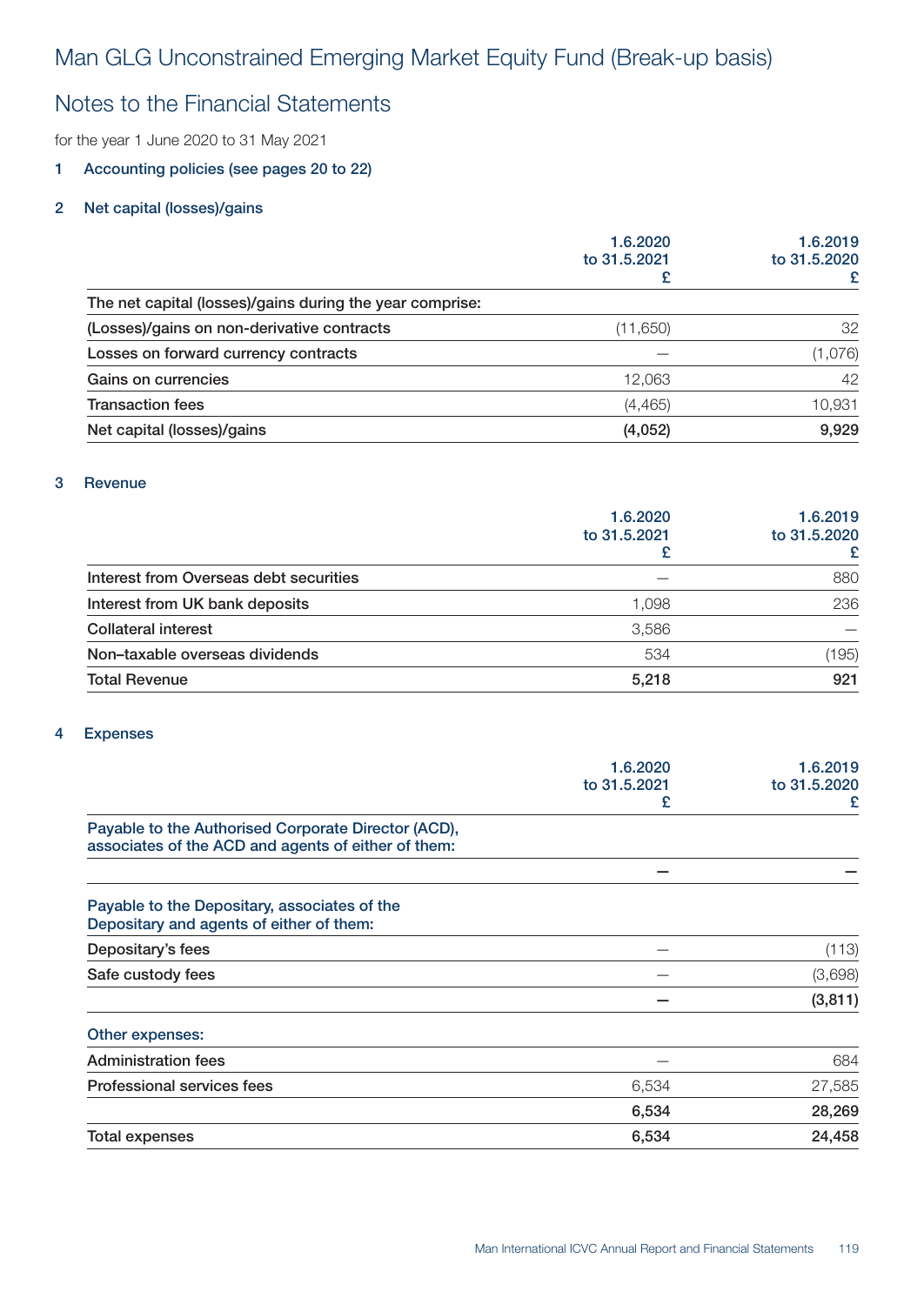# Man GLG Unconstrained Emerging Market Equity Fund (Break-up basis)

## Notes to the Financial Statements

for the year 1 June 2020 to 31 May 2021

### 1 Accounting policies (see pages 20 to 22)

### 2 Net capital (losses)/gains

| | 1.6.2020 to 31.5.2021 £ | 1.6.2019 to 31.5.2020 £ |
|---|---|---|
| The net capital (losses)/gains during the year comprise: | | |
| (Losses)/gains on non-derivative contracts | (11,650) | 32 |
| Losses on forward currency contracts | — | (1,076) |
| Gains on currencies | 12,063 | 42 |
| Transaction fees | (4,465) | 10,931 |
| **Net capital (losses)/gains** | **(4,052)** | **9,929** |

### 3 Revenue

| | 1.6.2020 to 31.5.2021 £ | 1.6.2019 to 31.5.2020 £ |
|---|---|---|
| Interest from Overseas debt securities | — | 880 |
| Interest from UK bank deposits | 1,098 | 236 |
| Collateral interest | 3,586 | — |
| Non–taxable overseas dividends | 534 | (195) |
| **Total Revenue** | **5,218** | **921** |

### 4 Expenses

| | 1.6.2020 to 31.5.2021 £ | 1.6.2019 to 31.5.2020 £ |
|---|---|---|
| Payable to the Authorised Corporate Director (ACD), associates of the ACD and agents of either of them: | | |
| | **—** | **—** |
| Payable to the Depositary, associates of the Depositary and agents of either of them: | | |
| Depositary's fees | — | (113) |
| Safe custody fees | — | (3,698) |
| | **—** | **(3,811)** |
| Other expenses: | | |
| Administration fees | — | 684 |
| Professional services fees | 6,534 | 27,585 |
| | **6,534** | **28,269** |
| Total expenses | **6,534** | **24,458** |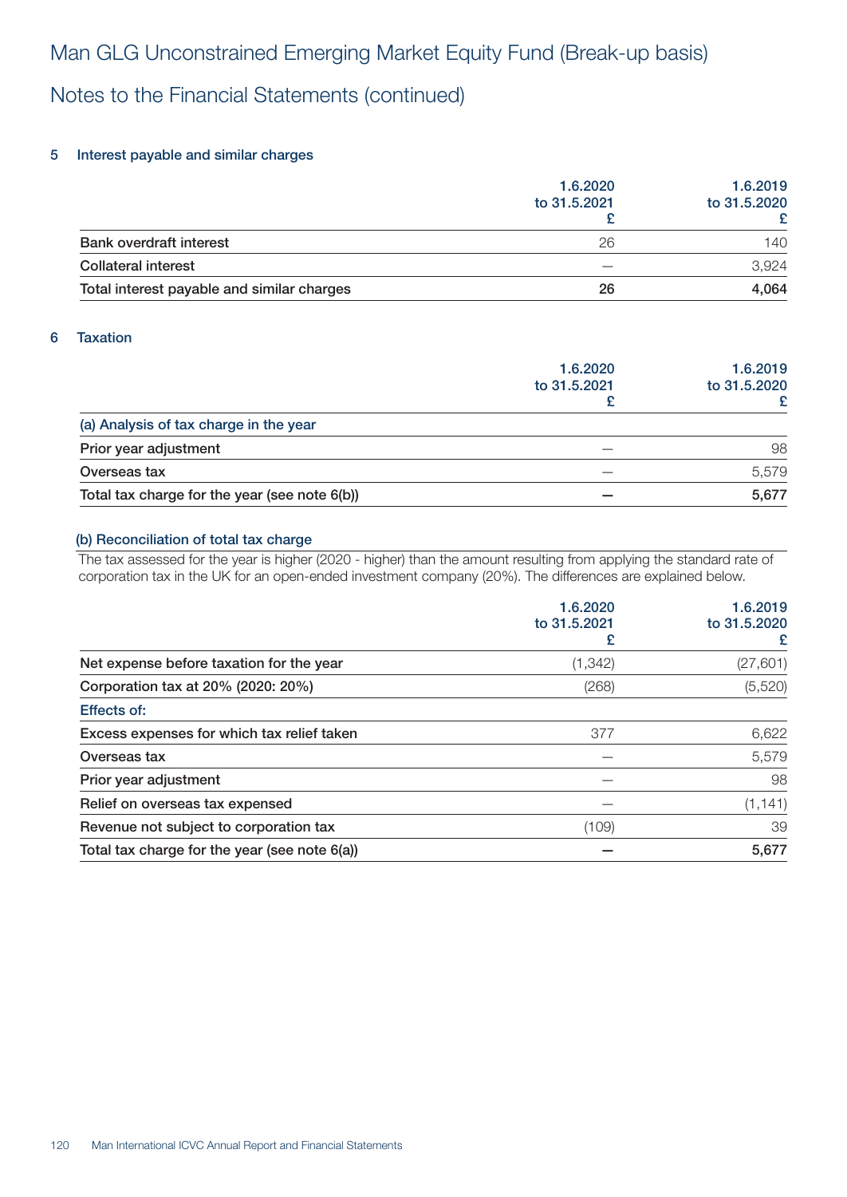# Man GLG Unconstrained Emerging Market Equity Fund (Break-up basis)

## Notes to the Financial Statements (continued)

### 5 Interest payable and similar charges

| | 1.6.2020 to 31.5.2021 £ | 1.6.2019 to 31.5.2020 £ |
|---|---|---|
| Bank overdraft interest | 26 | 140 |
| Collateral interest | — | 3,924 |
| **Total interest payable and similar charges** | **26** | **4,064** |

### 6 Taxation

| | 1.6.2020 to 31.5.2021 £ | 1.6.2019 to 31.5.2020 £ |
|---|---|---|
| (a) Analysis of tax charge in the year | | |
| Prior year adjustment | — | 98 |
| Overseas tax | — | 5,579 |
| **Total tax charge for the year (see note 6(b))** | **—** | **5,677** |

#### (b) Reconciliation of total tax charge

The tax assessed for the year is higher (2020 - higher) than the amount resulting from applying the standard rate of corporation tax in the UK for an open-ended investment company (20%). The differences are explained below.

| | 1.6.2020 to 31.5.2021 £ | 1.6.2019 to 31.5.2020 £ |
|---|---|---|
| Net expense before taxation for the year | (1,342) | (27,601) |
| Corporation tax at 20% (2020: 20%) | (268) | (5,520) |
| Effects of: | | |
| Excess expenses for which tax relief taken | 377 | 6,622 |
| Overseas tax | — | 5,579 |
| Prior year adjustment | — | 98 |
| Relief on overseas tax expensed | — | (1,141) |
| Revenue not subject to corporation tax | (109) | 39 |
| **Total tax charge for the year (see note 6(a))** | **—** | **5,677** |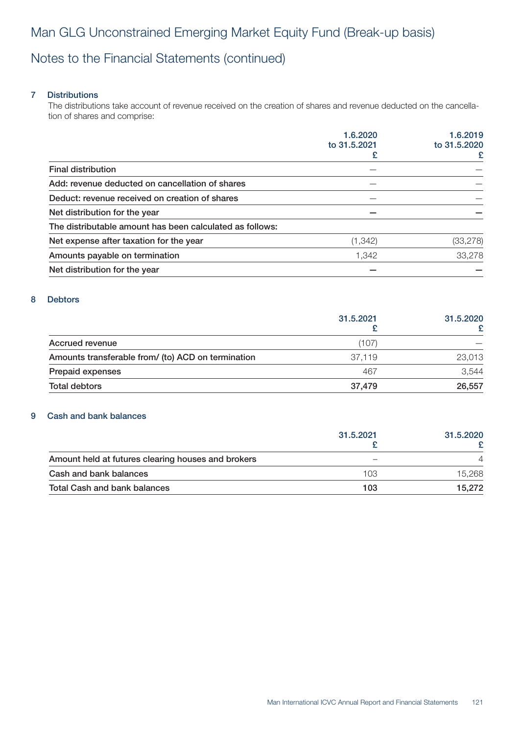# Man GLG Unconstrained Emerging Market Equity Fund (Break-up basis)

## Notes to the Financial Statements (continued)

### 7 Distributions

The distributions take account of revenue received on the creation of shares and revenue deducted on the cancellation of shares and comprise:

| | 1.6.2020 to 31.5.2021 £ | 1.6.2019 to 31.5.2020 £ |
|---|---|---|
| Final distribution | – | – |
| Add: revenue deducted on cancellation of shares | – | – |
| Deduct: revenue received on creation of shares | – | – |
| Net distribution for the year | **–** | **–** |
| The distributable amount has been calculated as follows: | | |
| Net expense after taxation for the year | (1,342) | (33,278) |
| Amounts payable on termination | 1,342 | 33,278 |
| Net distribution for the year | **–** | **–** |

### 8 Debtors

| | 31.5.2021 £ | 31.5.2020 £ |
|---|---|---|
| Accrued revenue | (107) | – |
| Amounts transferable from/ (to) ACD on termination | 37,119 | 23,013 |
| Prepaid expenses | 467 | 3,544 |
| Total debtors | **37,479** | **26,557** |

### 9 Cash and bank balances

| | 31.5.2021 £ | 31.5.2020 £ |
|---|---|---|
| Amount held at futures clearing houses and brokers | – | 4 |
| Cash and bank balances | 103 | 15,268 |
| Total Cash and bank balances | **103** | **15,272** |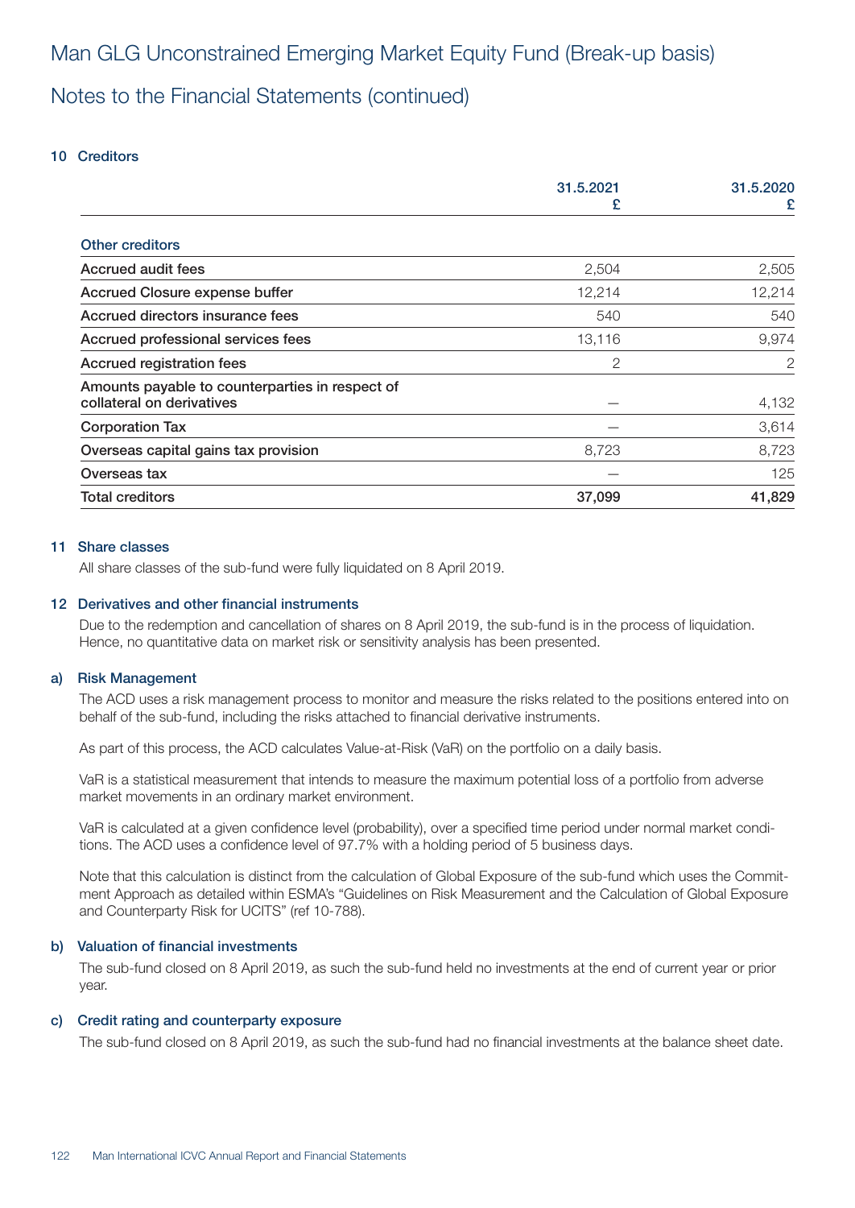# Man GLG Unconstrained Emerging Market Equity Fund (Break-up basis)

## Notes to the Financial Statements (continued)

### 10 Creditors

| | 31.5.2021 £ | 31.5.2020 £ |
|---|---|---|
| **Other creditors** | | |
| Accrued audit fees | 2,504 | 2,505 |
| Accrued Closure expense buffer | 12,214 | 12,214 |
| Accrued directors insurance fees | 540 | 540 |
| Accrued professional services fees | 13,116 | 9,974 |
| Accrued registration fees | 2 | 2 |
| Amounts payable to counterparties in respect of collateral on derivatives | — | 4,132 |
| Corporation Tax | — | 3,614 |
| Overseas capital gains tax provision | 8,723 | 8,723 |
| Overseas tax | — | 125 |
| **Total creditors** | **37,099** | **41,829** |

### 11 Share classes

All share classes of the sub-fund were fully liquidated on 8 April 2019.

### 12 Derivatives and other financial instruments

Due to the redemption and cancellation of shares on 8 April 2019, the sub-fund is in the process of liquidation. Hence, no quantitative data on market risk or sensitivity analysis has been presented.

#### a) Risk Management

The ACD uses a risk management process to monitor and measure the risks related to the positions entered into on behalf of the sub-fund, including the risks attached to financial derivative instruments.

As part of this process, the ACD calculates Value-at-Risk (VaR) on the portfolio on a daily basis.

VaR is a statistical measurement that intends to measure the maximum potential loss of a portfolio from adverse market movements in an ordinary market environment.

VaR is calculated at a given confidence level (probability), over a specified time period under normal market conditions. The ACD uses a confidence level of 97.7% with a holding period of 5 business days.

Note that this calculation is distinct from the calculation of Global Exposure of the sub-fund which uses the Commitment Approach as detailed within ESMA's "Guidelines on Risk Measurement and the Calculation of Global Exposure and Counterparty Risk for UCITS" (ref 10-788).

#### b) Valuation of financial investments

The sub-fund closed on 8 April 2019, as such the sub-fund held no investments at the end of current year or prior year.

#### c) Credit rating and counterparty exposure

The sub-fund closed on 8 April 2019, as such the sub-fund had no financial investments at the balance sheet date.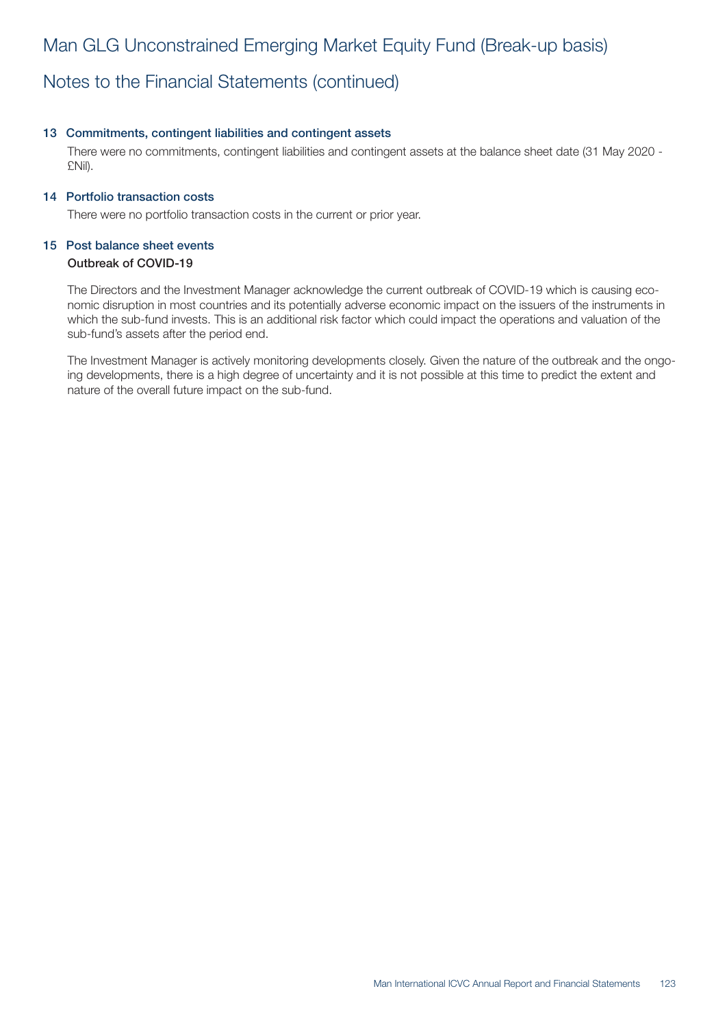# Man GLG Unconstrained Emerging Market Equity Fund (Break-up basis)

## Notes to the Financial Statements (continued)

### 13 Commitments, contingent liabilities and contingent assets

There were no commitments, contingent liabilities and contingent assets at the balance sheet date (31 May 2020 - £Nil).

### 14 Portfolio transaction costs

There were no portfolio transaction costs in the current or prior year.

### 15 Post balance sheet events

**Outbreak of COVID-19**

The Directors and the Investment Manager acknowledge the current outbreak of COVID-19 which is causing economic disruption in most countries and its potentially adverse economic impact on the issuers of the instruments in which the sub-fund invests. This is an additional risk factor which could impact the operations and valuation of the sub-fund's assets after the period end.

The Investment Manager is actively monitoring developments closely. Given the nature of the outbreak and the ongoing developments, there is a high degree of uncertainty and it is not possible at this time to predict the extent and nature of the overall future impact on the sub-fund.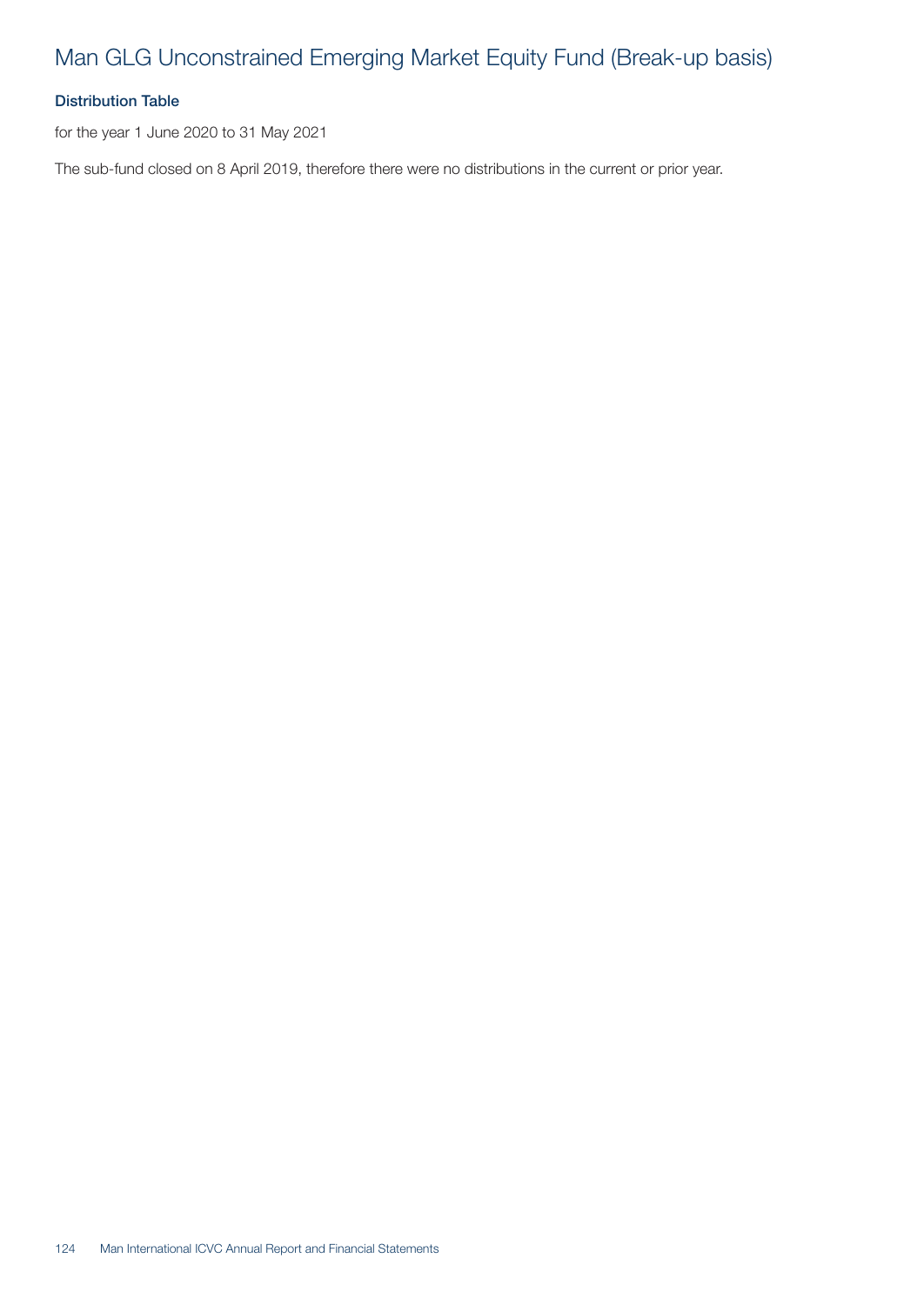# Man GLG Unconstrained Emerging Market Equity Fund (Break-up basis)

## Distribution Table

for the year 1 June 2020 to 31 May 2021

The sub-fund closed on 8 April 2019, therefore there were no distributions in the current or prior year.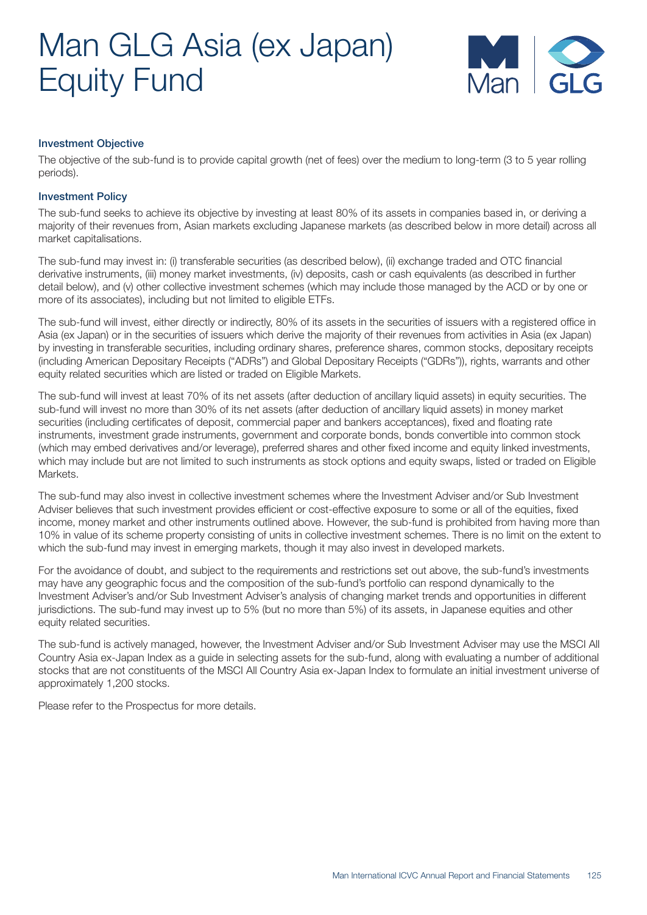# Man GLG Asia (ex Japan) Equity Fund

### Investment Objective

The objective of the sub-fund is to provide capital growth (net of fees) over the medium to long-term (3 to 5 year rolling periods).

### Investment Policy

The sub-fund seeks to achieve its objective by investing at least 80% of its assets in companies based in, or deriving a majority of their revenues from, Asian markets excluding Japanese markets (as described below in more detail) across all market capitalisations.

The sub-fund may invest in: (i) transferable securities (as described below), (ii) exchange traded and OTC financial derivative instruments, (iii) money market investments, (iv) deposits, cash or cash equivalents (as described in further detail below), and (v) other collective investment schemes (which may include those managed by the ACD or by one or more of its associates), including but not limited to eligible ETFs.

The sub-fund will invest, either directly or indirectly, 80% of its assets in the securities of issuers with a registered office in Asia (ex Japan) or in the securities of issuers which derive the majority of their revenues from activities in Asia (ex Japan) by investing in transferable securities, including ordinary shares, preference shares, common stocks, depositary receipts (including American Depositary Receipts ("ADRs") and Global Depositary Receipts ("GDRs")), rights, warrants and other equity related securities which are listed or traded on Eligible Markets.

The sub-fund will invest at least 70% of its net assets (after deduction of ancillary liquid assets) in equity securities. The sub-fund will invest no more than 30% of its net assets (after deduction of ancillary liquid assets) in money market securities (including certificates of deposit, commercial paper and bankers acceptances), fixed and floating rate instruments, investment grade instruments, government and corporate bonds, bonds convertible into common stock (which may embed derivatives and/or leverage), preferred shares and other fixed income and equity linked investments, which may include but are not limited to such instruments as stock options and equity swaps, listed or traded on Eligible Markets.

The sub-fund may also invest in collective investment schemes where the Investment Adviser and/or Sub Investment Adviser believes that such investment provides efficient or cost-effective exposure to some or all of the equities, fixed income, money market and other instruments outlined above. However, the sub-fund is prohibited from having more than 10% in value of its scheme property consisting of units in collective investment schemes. There is no limit on the extent to which the sub-fund may invest in emerging markets, though it may also invest in developed markets.

For the avoidance of doubt, and subject to the requirements and restrictions set out above, the sub-fund's investments may have any geographic focus and the composition of the sub-fund's portfolio can respond dynamically to the Investment Adviser's and/or Sub Investment Adviser's analysis of changing market trends and opportunities in different jurisdictions. The sub-fund may invest up to 5% (but no more than 5%) of its assets, in Japanese equities and other equity related securities.

The sub-fund is actively managed, however, the Investment Adviser and/or Sub Investment Adviser may use the MSCI All Country Asia ex-Japan Index as a guide in selecting assets for the sub-fund, along with evaluating a number of additional stocks that are not constituents of the MSCI All Country Asia ex-Japan Index to formulate an initial investment universe of approximately 1,200 stocks.

Please refer to the Prospectus for more details.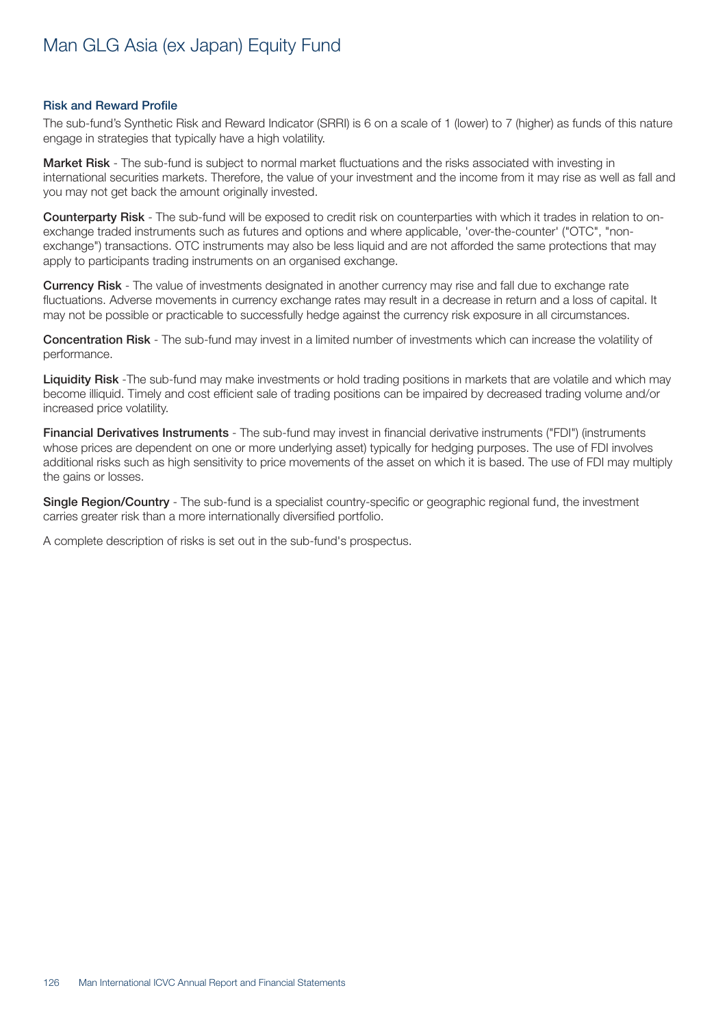# Man GLG Asia (ex Japan) Equity Fund

## Risk and Reward Profile

The sub-fund's Synthetic Risk and Reward Indicator (SRRI) is 6 on a scale of 1 (lower) to 7 (higher) as funds of this nature engage in strategies that typically have a high volatility.

**Market Risk** - The sub-fund is subject to normal market fluctuations and the risks associated with investing in international securities markets. Therefore, the value of your investment and the income from it may rise as well as fall and you may not get back the amount originally invested.

**Counterparty Risk** - The sub-fund will be exposed to credit risk on counterparties with which it trades in relation to on-exchange traded instruments such as futures and options and where applicable, 'over-the-counter' ("OTC", "non-exchange") transactions. OTC instruments may also be less liquid and are not afforded the same protections that may apply to participants trading instruments on an organised exchange.

**Currency Risk** - The value of investments designated in another currency may rise and fall due to exchange rate fluctuations. Adverse movements in currency exchange rates may result in a decrease in return and a loss of capital. It may not be possible or practicable to successfully hedge against the currency risk exposure in all circumstances.

**Concentration Risk** - The sub-fund may invest in a limited number of investments which can increase the volatility of performance.

**Liquidity Risk** -The sub-fund may make investments or hold trading positions in markets that are volatile and which may become illiquid. Timely and cost efficient sale of trading positions can be impaired by decreased trading volume and/or increased price volatility.

**Financial Derivatives Instruments** - The sub-fund may invest in financial derivative instruments ("FDI") (instruments whose prices are dependent on one or more underlying asset) typically for hedging purposes. The use of FDI involves additional risks such as high sensitivity to price movements of the asset on which it is based. The use of FDI may multiply the gains or losses.

**Single Region/Country** - The sub-fund is a specialist country-specific or geographic regional fund, the investment carries greater risk than a more internationally diversified portfolio.

A complete description of risks is set out in the sub-fund's prospectus.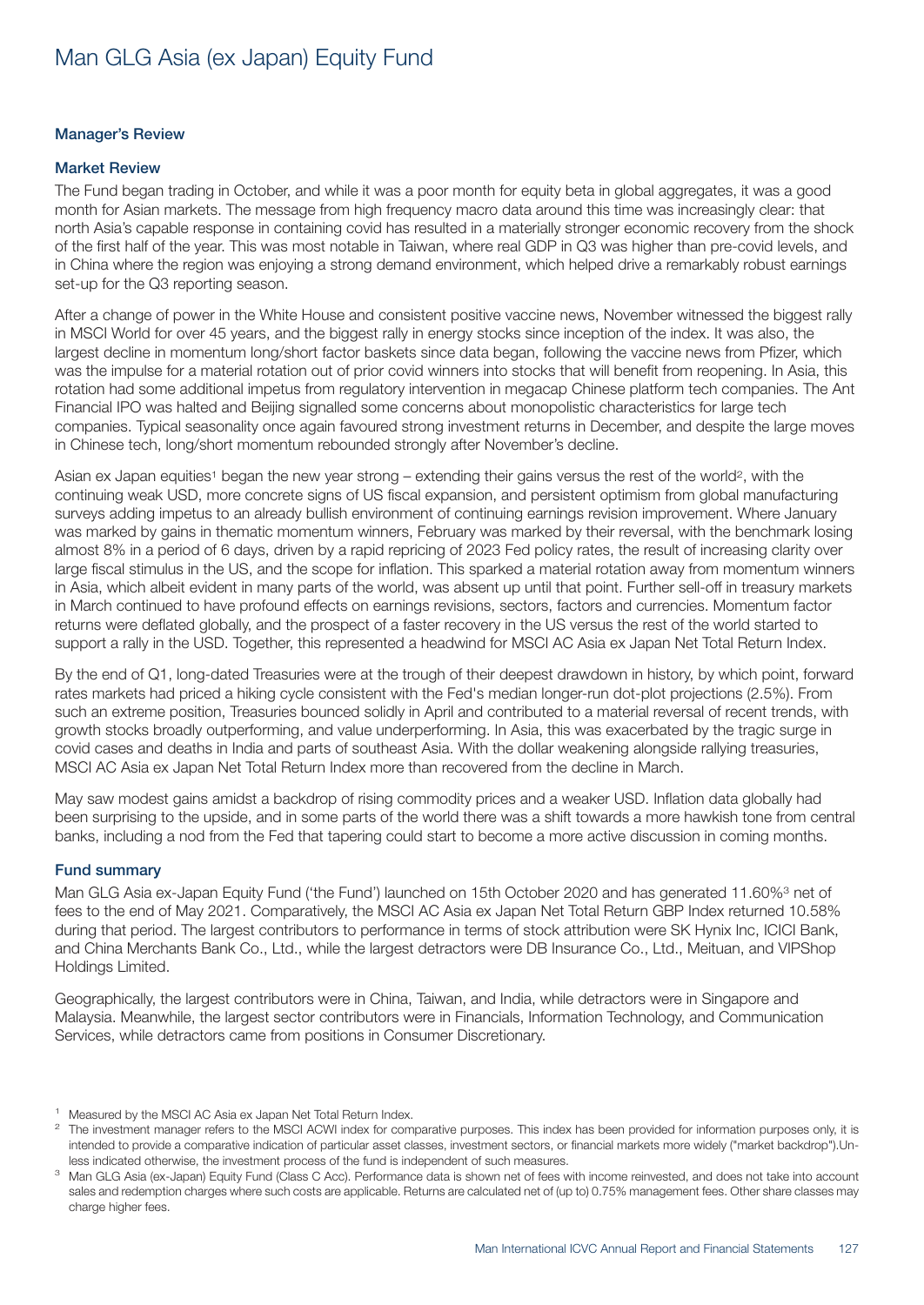# Man GLG Asia (ex Japan) Equity Fund

## Manager's Review

### Market Review

The Fund began trading in October, and while it was a poor month for equity beta in global aggregates, it was a good month for Asian markets. The message from high frequency macro data around this time was increasingly clear: that north Asia's capable response in containing covid has resulted in a materially stronger economic recovery from the shock of the first half of the year. This was most notable in Taiwan, where real GDP in Q3 was higher than pre-covid levels, and in China where the region was enjoying a strong demand environment, which helped drive a remarkably robust earnings set-up for the Q3 reporting season.

After a change of power in the White House and consistent positive vaccine news, November witnessed the biggest rally in MSCI World for over 45 years, and the biggest rally in energy stocks since inception of the index. It was also, the largest decline in momentum long/short factor baskets since data began, following the vaccine news from Pfizer, which was the impulse for a material rotation out of prior covid winners into stocks that will benefit from reopening. In Asia, this rotation had some additional impetus from regulatory intervention in megacap Chinese platform tech companies. The Ant Financial IPO was halted and Beijing signalled some concerns about monopolistic characteristics for large tech companies. Typical seasonality once again favoured strong investment returns in December, and despite the large moves in Chinese tech, long/short momentum rebounded strongly after November's decline.

Asian ex Japan equities[1] began the new year strong – extending their gains versus the rest of the world[2], with the continuing weak USD, more concrete signs of US fiscal expansion, and persistent optimism from global manufacturing surveys adding impetus to an already bullish environment of continuing earnings revision improvement. Where January was marked by gains in thematic momentum winners, February was marked by their reversal, with the benchmark losing almost 8% in a period of 6 days, driven by a rapid repricing of 2023 Fed policy rates, the result of increasing clarity over large fiscal stimulus in the US, and the scope for inflation. This sparked a material rotation away from momentum winners in Asia, which albeit evident in many parts of the world, was absent up until that point. Further sell-off in treasury markets in March continued to have profound effects on earnings revisions, sectors, factors and currencies. Momentum factor returns were deflated globally, and the prospect of a faster recovery in the US versus the rest of the world started to support a rally in the USD. Together, this represented a headwind for MSCI AC Asia ex Japan Net Total Return Index.

By the end of Q1, long-dated Treasuries were at the trough of their deepest drawdown in history, by which point, forward rates markets had priced a hiking cycle consistent with the Fed's median longer-run dot-plot projections (2.5%). From such an extreme position, Treasuries bounced solidly in April and contributed to a material reversal of recent trends, with growth stocks broadly outperforming, and value underperforming. In Asia, this was exacerbated by the tragic surge in covid cases and deaths in India and parts of southeast Asia. With the dollar weakening alongside rallying treasuries, MSCI AC Asia ex Japan Net Total Return Index more than recovered from the decline in March.

May saw modest gains amidst a backdrop of rising commodity prices and a weaker USD. Inflation data globally had been surprising to the upside, and in some parts of the world there was a shift towards a more hawkish tone from central banks, including a nod from the Fed that tapering could start to become a more active discussion in coming months.

### Fund summary

Man GLG Asia ex-Japan Equity Fund ('the Fund') launched on 15th October 2020 and has generated 11.60%[3] net of fees to the end of May 2021. Comparatively, the MSCI AC Asia ex Japan Net Total Return GBP Index returned 10.58% during that period. The largest contributors to performance in terms of stock attribution were SK Hynix Inc, ICICI Bank, and China Merchants Bank Co., Ltd., while the largest detractors were DB Insurance Co., Ltd., Meituan, and VIPShop Holdings Limited.

Geographically, the largest contributors were in China, Taiwan, and India, while detractors were in Singapore and Malaysia. Meanwhile, the largest sector contributors were in Financials, Information Technology, and Communication Services, while detractors came from positions in Consumer Discretionary.

[1] Measured by the MSCI AC Asia ex Japan Net Total Return Index.

[2] The investment manager refers to the MSCI ACWI index for comparative purposes. This index has been provided for information purposes only, it is intended to provide a comparative indication of particular asset classes, investment sectors, or financial markets more widely ("market backdrop").Unless indicated otherwise, the investment process of the fund is independent of such measures.

[3] Man GLG Asia (ex-Japan) Equity Fund (Class C Acc). Performance data is shown net of fees with income reinvested, and does not take into account sales and redemption charges where such costs are applicable. Returns are calculated net of (up to) 0.75% management fees. Other share classes may charge higher fees.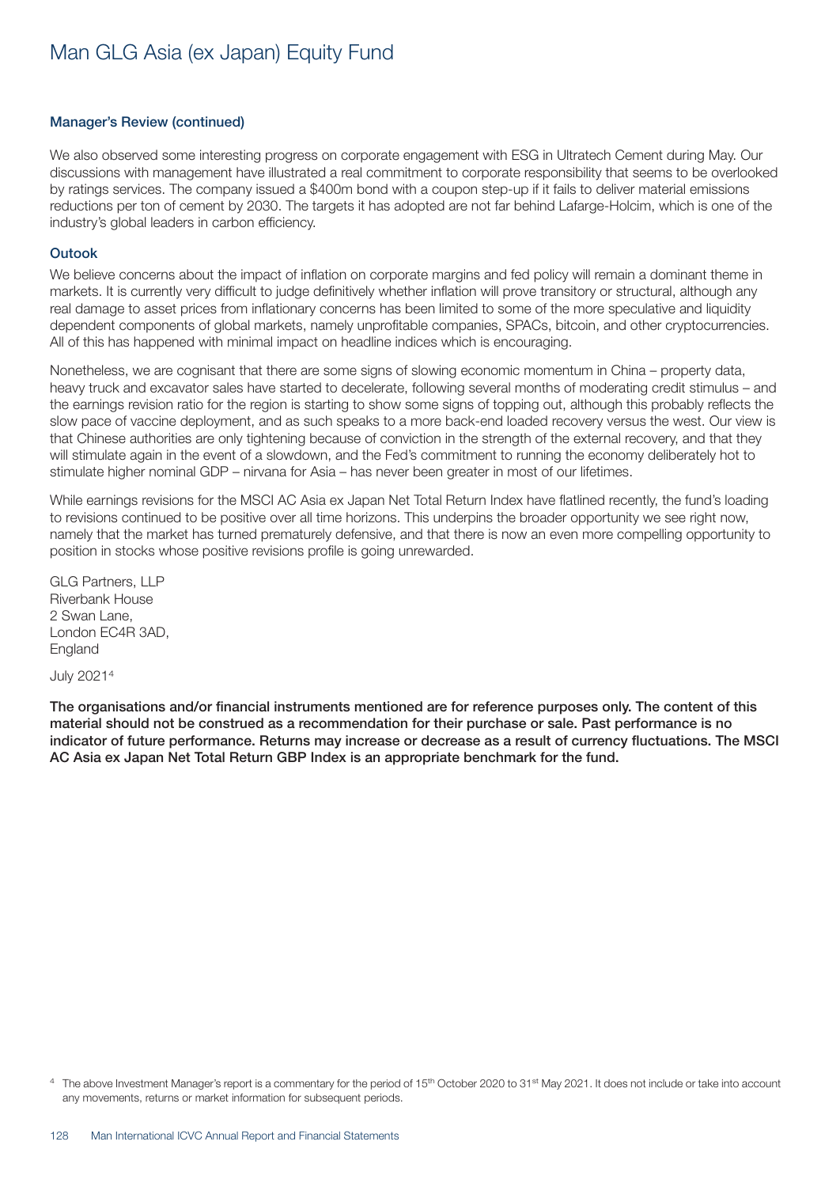### Manager's Review (continued)

We also observed some interesting progress on corporate engagement with ESG in Ultratech Cement during May. Our discussions with management have illustrated a real commitment to corporate responsibility that seems to be overlooked by ratings services. The company issued a $400m bond with a coupon step-up if it fails to deliver material emissions reductions per ton of cement by 2030. The targets it has adopted are not far behind Lafarge-Holcim, which is one of the industry's global leaders in carbon efficiency.

### Outook

We believe concerns about the impact of inflation on corporate margins and fed policy will remain a dominant theme in markets. It is currently very difficult to judge definitively whether inflation will prove transitory or structural, although any real damage to asset prices from inflationary concerns has been limited to some of the more speculative and liquidity dependent components of global markets, namely unprofitable companies, SPACs, bitcoin, and other cryptocurrencies. All of this has happened with minimal impact on headline indices which is encouraging.

Nonetheless, we are cognisant that there are some signs of slowing economic momentum in China – property data, heavy truck and excavator sales have started to decelerate, following several months of moderating credit stimulus – and the earnings revision ratio for the region is starting to show some signs of topping out, although this probably reflects the slow pace of vaccine deployment, and as such speaks to a more back-end loaded recovery versus the west. Our view is that Chinese authorities are only tightening because of conviction in the strength of the external recovery, and that they will stimulate again in the event of a slowdown, and the Fed's commitment to running the economy deliberately hot to stimulate higher nominal GDP – nirvana for Asia – has never been greater in most of our lifetimes.

While earnings revisions for the MSCI AC Asia ex Japan Net Total Return Index have flatlined recently, the fund's loading to revisions continued to be positive over all time horizons. This underpins the broader opportunity we see right now, namely that the market has turned prematurely defensive, and that there is now an even more compelling opportunity to position in stocks whose positive revisions profile is going unrewarded.

GLG Partners, LLP
Riverbank House
2 Swan Lane,
London EC4R 3AD,
England

July 2021[4]

**The organisations and/or financial instruments mentioned are for reference purposes only. The content of this material should not be construed as a recommendation for their purchase or sale. Past performance is no indicator of future performance. Returns may increase or decrease as a result of currency fluctuations. The MSCI AC Asia ex Japan Net Total Return GBP Index is an appropriate benchmark for the fund.**

[4] The above Investment Manager's report is a commentary for the period of 15th October 2020 to 31st May 2021. It does not include or take into account any movements, returns or market information for subsequent periods.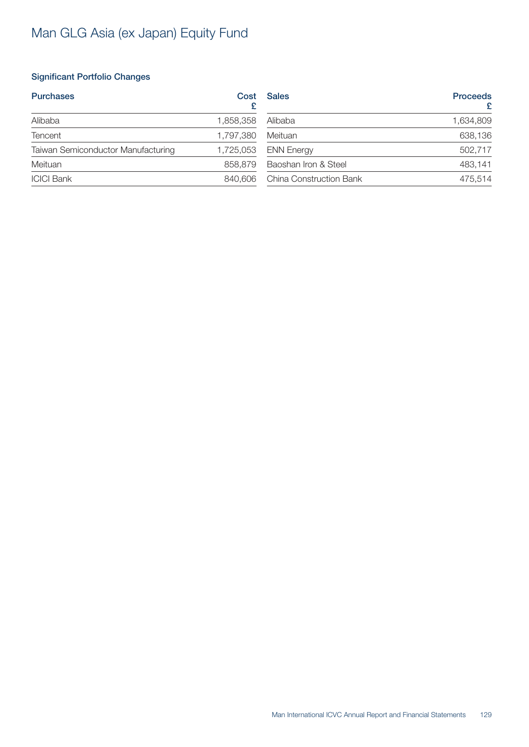# Man GLG Asia (ex Japan) Equity Fund

### Significant Portfolio Changes

| Purchases | Cost £ |
|---|---|
| Alibaba | 1,858,358 |
| Tencent | 1,797,380 |
| Taiwan Semiconductor Manufacturing | 1,725,053 |
| Meituan | 858,879 |
| ICICI Bank | 840,606 |

| Sales | Proceeds £ |
|---|---|
| Alibaba | 1,634,809 |
| Meituan | 638,136 |
| ENN Energy | 502,717 |
| Baoshan Iron & Steel | 483,141 |
| China Construction Bank | 475,514 |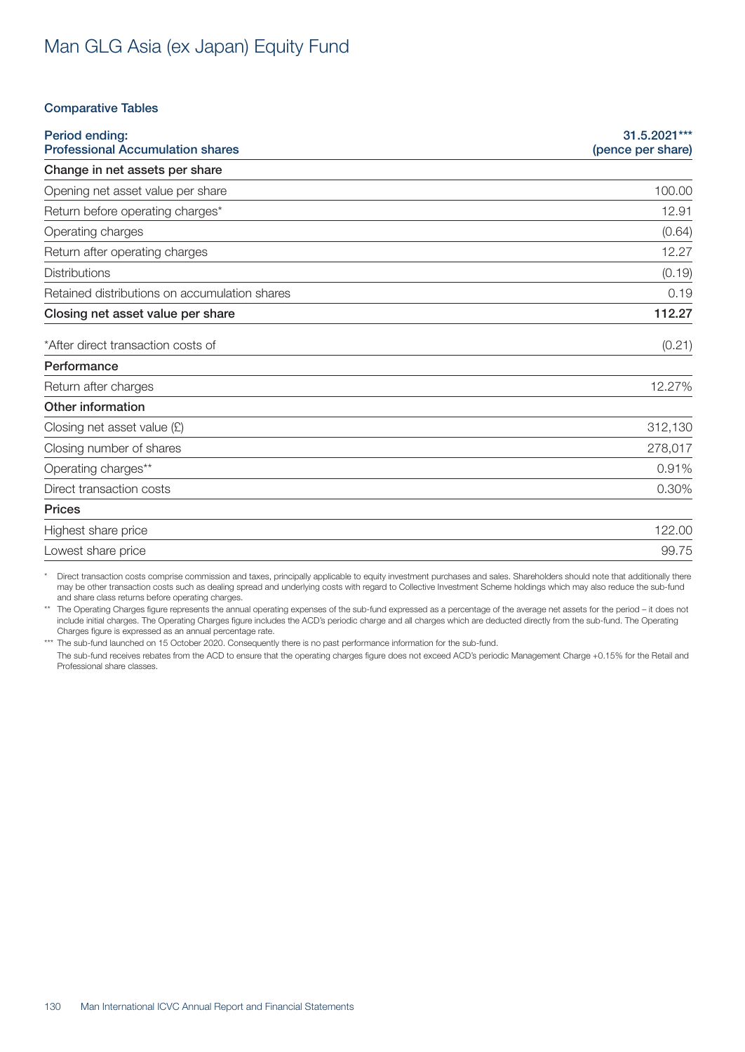# Man GLG Asia (ex Japan) Equity Fund

## Comparative Tables

| Period ending: Professional Accumulation shares | 31.5.2021*** (pence per share) |
|---|---|
| **Change in net assets per share** | |
| Opening net asset value per share | 100.00 |
| Return before operating charges* | 12.91 |
| Operating charges | (0.64) |
| Return after operating charges | 12.27 |
| Distributions | (0.19) |
| Retained distributions on accumulation shares | 0.19 |
| **Closing net asset value per share** | **112.27** |
| *After direct transaction costs of | (0.21) |
| **Performance** | |
| Return after charges | 12.27% |
| **Other information** | |
| Closing net asset value (£) | 312,130 |
| Closing number of shares | 278,017 |
| Operating charges** | 0.91% |
| Direct transaction costs | 0.30% |
| **Prices** | |
| Highest share price | 122.00 |
| Lowest share price | 99.75 |

\* Direct transaction costs comprise commission and taxes, principally applicable to equity investment purchases and sales. Shareholders should note that additionally there may be other transaction costs such as dealing spread and underlying costs with regard to Collective Investment Scheme holdings which may also reduce the sub-fund and share class returns before operating charges.

** The Operating Charges figure represents the annual operating expenses of the sub-fund expressed as a percentage of the average net assets for the period – it does not include initial charges. The Operating Charges figure includes the ACD's periodic charge and all charges which are deducted directly from the sub-fund. The Operating Charges figure is expressed as an annual percentage rate.

*** The sub-fund launched on 15 October 2020. Consequently there is no past performance information for the sub-fund.

The sub-fund receives rebates from the ACD to ensure that the operating charges figure does not exceed ACD's periodic Management Charge +0.15% for the Retail and Professional share classes.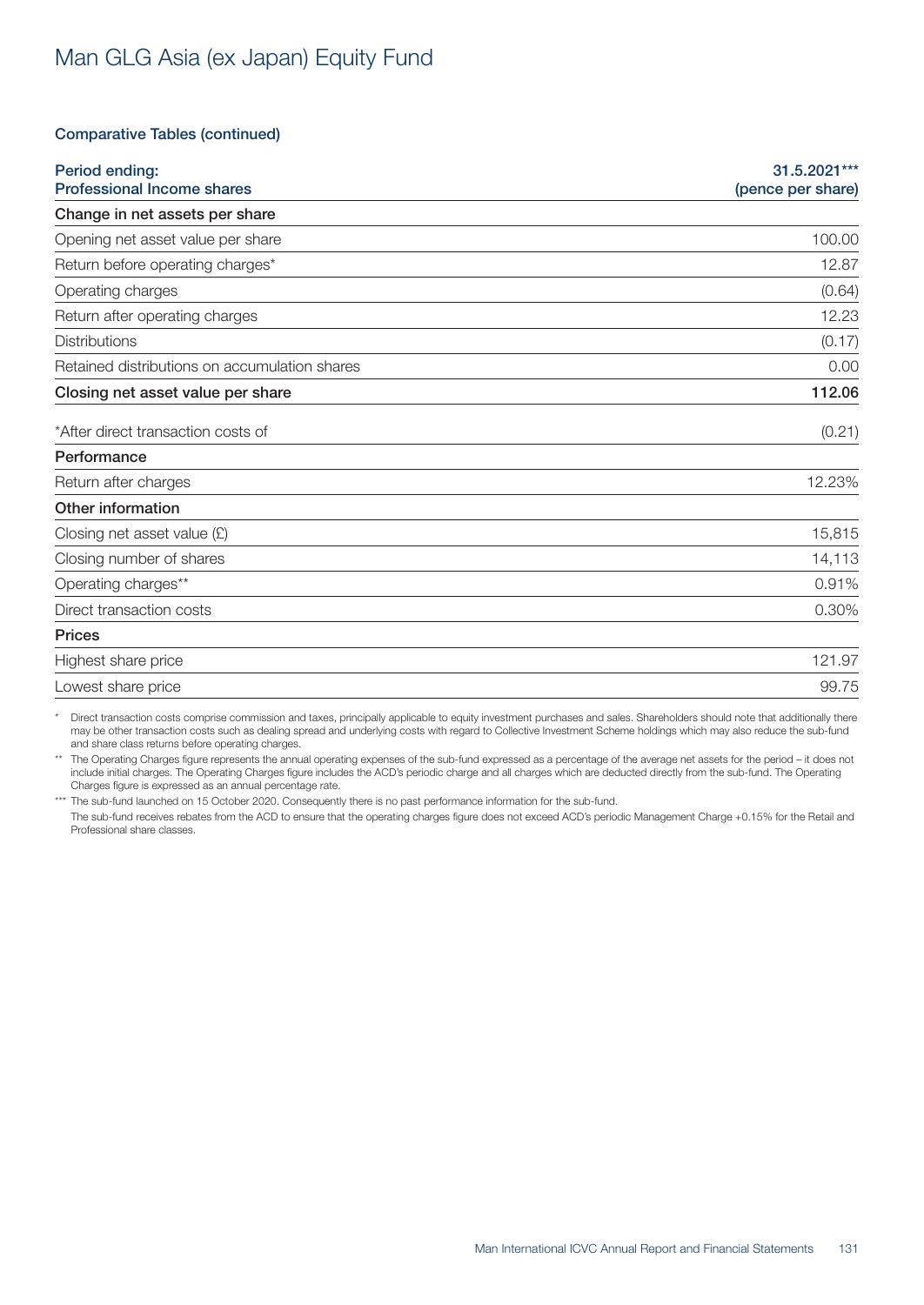# Man GLG Asia (ex Japan) Equity Fund

## Comparative Tables (continued)

| Period ending: Professional Income shares | 31.5.2021*** (pence per share) |
|---|---|
| **Change in net assets per share** | |
| Opening net asset value per share | 100.00 |
| Return before operating charges* | 12.87 |
| Operating charges | (0.64) |
| Return after operating charges | 12.23 |
| Distributions | (0.17) |
| Retained distributions on accumulation shares | 0.00 |
| **Closing net asset value per share** | **112.06** |
| *After direct transaction costs of | (0.21) |
| **Performance** | |
| Return after charges | 12.23% |
| **Other information** | |
| Closing net asset value (£) | 15,815 |
| Closing number of shares | 14,113 |
| Operating charges** | 0.91% |
| Direct transaction costs | 0.30% |
| **Prices** | |
| Highest share price | 121.97 |
| Lowest share price | 99.75 |

\* Direct transaction costs comprise commission and taxes, principally applicable to equity investment purchases and sales. Shareholders should note that additionally there may be other transaction costs such as dealing spread and underlying costs with regard to Collective Investment Scheme holdings which may also reduce the sub-fund and share class returns before operating charges.

\*\* The Operating Charges figure represents the annual operating expenses of the sub-fund expressed as a percentage of the average net assets for the period – it does not include initial charges. The Operating Charges figure includes the ACD's periodic charge and all charges which are deducted directly from the sub-fund. The Operating Charges figure is expressed as an annual percentage rate.

\*\*\* The sub-fund launched on 15 October 2020. Consequently there is no past performance information for the sub-fund.

The sub-fund receives rebates from the ACD to ensure that the operating charges figure does not exceed ACD's periodic Management Charge +0.15% for the Retail and Professional share classes.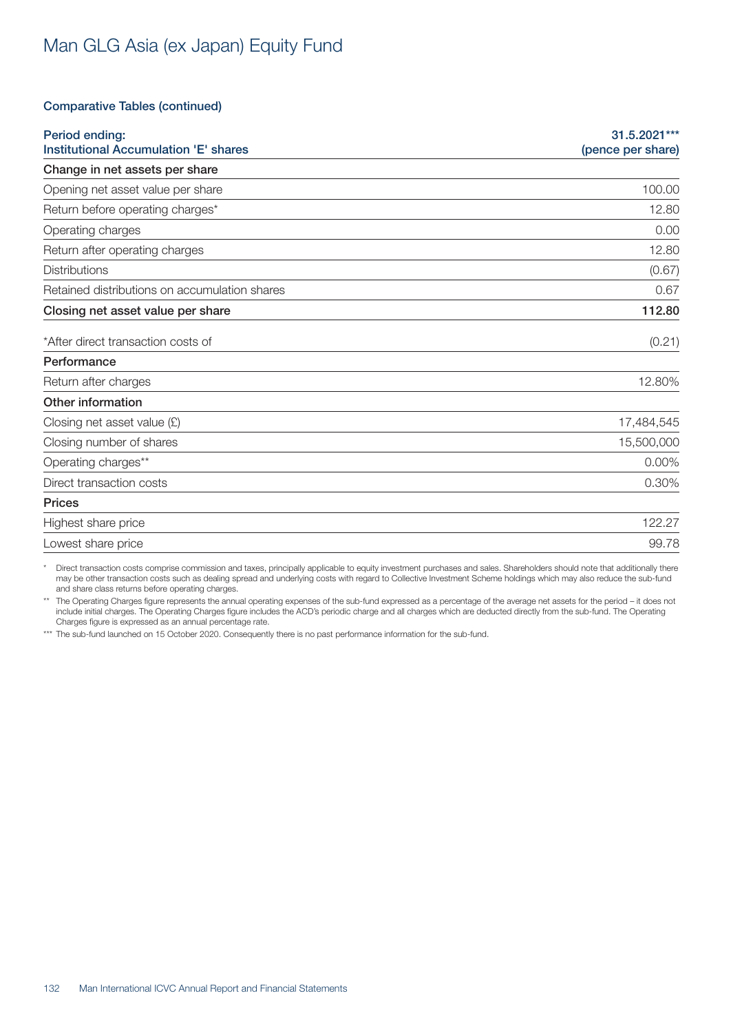# Man GLG Asia (ex Japan) Equity Fund

### Comparative Tables (continued)

| Period ending:<br>Institutional Accumulation 'E' shares | 31.5.2021***<br>(pence per share) |
|---|---|
| **Change in net assets per share** | |
| Opening net asset value per share | 100.00 |
| Return before operating charges* | 12.80 |
| Operating charges | 0.00 |
| Return after operating charges | 12.80 |
| Distributions | (0.67) |
| Retained distributions on accumulation shares | 0.67 |
| **Closing net asset value per share** | **112.80** |
| *After direct transaction costs of | (0.21) |
| **Performance** | |
| Return after charges | 12.80% |
| **Other information** | |
| Closing net asset value (£) | 17,484,545 |
| Closing number of shares | 15,500,000 |
| Operating charges** | 0.00% |
| Direct transaction costs | 0.30% |
| **Prices** | |
| Highest share price | 122.27 |
| Lowest share price | 99.78 |

\* Direct transaction costs comprise commission and taxes, principally applicable to equity investment purchases and sales. Shareholders should note that additionally there may be other transaction costs such as dealing spread and underlying costs with regard to Collective Investment Scheme holdings which may also reduce the sub-fund and share class returns before operating charges.

\*\* The Operating Charges figure represents the annual operating expenses of the sub-fund expressed as a percentage of the average net assets for the period – it does not include initial charges. The Operating Charges figure includes the ACD's periodic charge and all charges which are deducted directly from the sub-fund. The Operating Charges figure is expressed as an annual percentage rate.

\*\*\* The sub-fund launched on 15 October 2020. Consequently there is no past performance information for the sub-fund.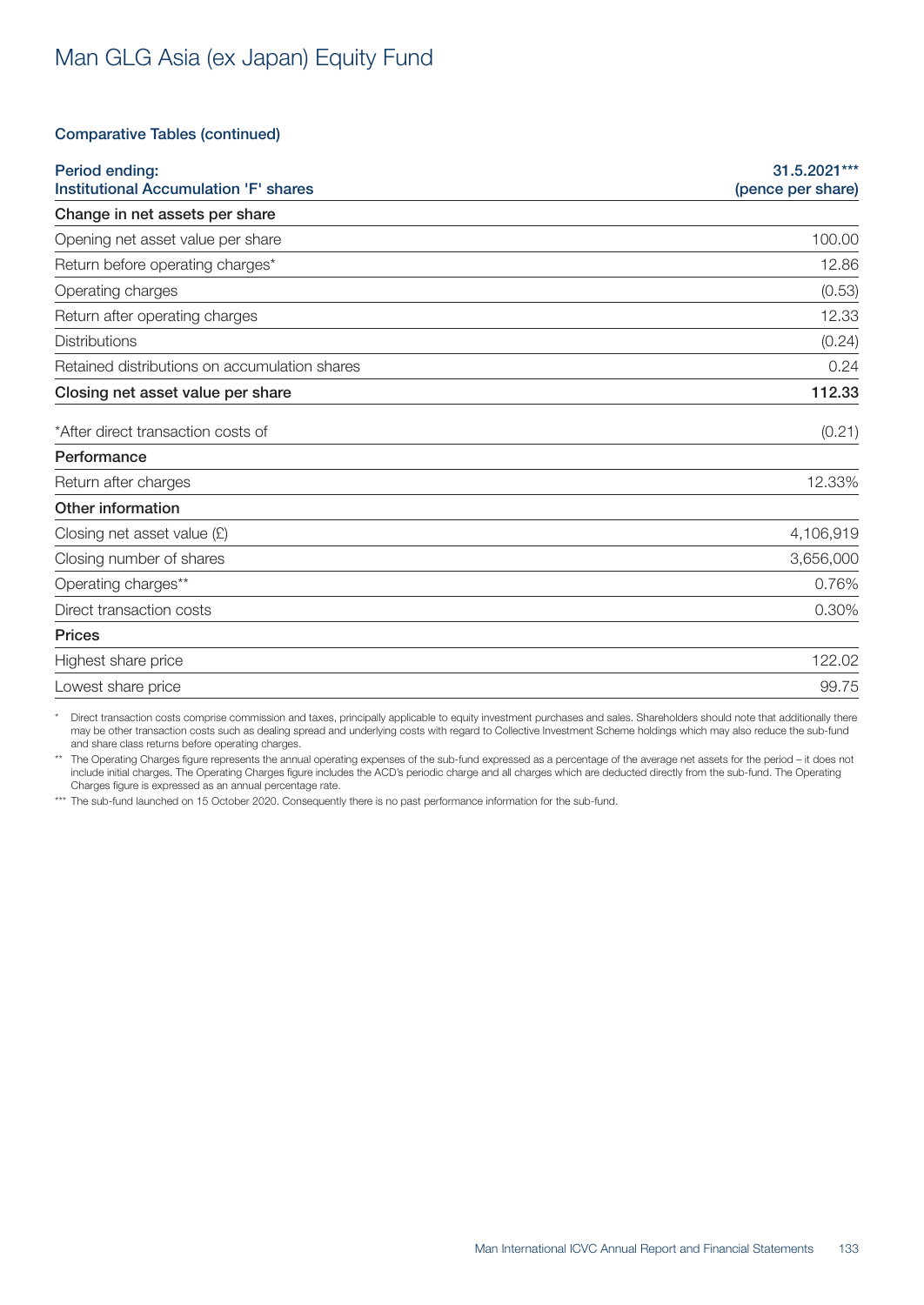# Man GLG Asia (ex Japan) Equity Fund

### Comparative Tables (continued)

| Period ending:<br>Institutional Accumulation 'F' shares | 31.5.2021***<br>(pence per share) |
|---|---|
| **Change in net assets per share** | |
| Opening net asset value per share | 100.00 |
| Return before operating charges* | 12.86 |
| Operating charges | (0.53) |
| Return after operating charges | 12.33 |
| Distributions | (0.24) |
| Retained distributions on accumulation shares | 0.24 |
| **Closing net asset value per share** | **112.33** |
| *After direct transaction costs of | (0.21) |
| **Performance** | |
| Return after charges | 12.33% |
| **Other information** | |
| Closing net asset value (£) | 4,106,919 |
| Closing number of shares | 3,656,000 |
| Operating charges** | 0.76% |
| Direct transaction costs | 0.30% |
| **Prices** | |
| Highest share price | 122.02 |
| Lowest share price | 99.75 |

\* Direct transaction costs comprise commission and taxes, principally applicable to equity investment purchases and sales. Shareholders should note that additionally there may be other transaction costs such as dealing spread and underlying costs with regard to Collective Investment Scheme holdings which may also reduce the sub-fund and share class returns before operating charges.

** The Operating Charges figure represents the annual operating expenses of the sub-fund expressed as a percentage of the average net assets for the period – it does not include initial charges. The Operating Charges figure includes the ACD's periodic charge and all charges which are deducted directly from the sub-fund. The Operating Charges figure is expressed as an annual percentage rate.

*** The sub-fund launched on 15 October 2020. Consequently there is no past performance information for the sub-fund.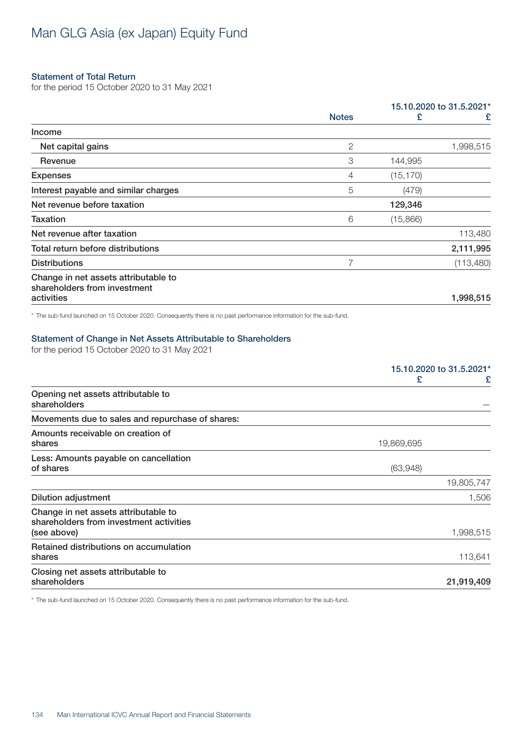# Man GLG Asia (ex Japan) Equity Fund

## Statement of Total Return

for the period 15 October 2020 to 31 May 2021

| | Notes | 15.10.2020 to 31.5.2021* £ | £ |
|---|---|---|---|
| **Income** | | | |
| Net capital gains | 2 | | 1,998,515 |
| Revenue | 3 | 144,995 | |
| **Expenses** | 4 | (15,170) | |
| **Interest payable and similar charges** | 5 | (479) | |
| **Net revenue before taxation** | | **129,346** | |
| **Taxation** | 6 | (15,866) | |
| **Net revenue after taxation** | | | 113,480 |
| **Total return before distributions** | | | **2,111,995** |
| **Distributions** | 7 | | (113,480) |
| **Change in net assets attributable to shareholders from investment activities** | | | **1,998,515** |

\* The sub-fund launched on 15 October 2020. Consequently there is no past performance information for the sub-fund.

## Statement of Change in Net Assets Attributable to Shareholders

for the period 15 October 2020 to 31 May 2021

| | 15.10.2020 to 31.5.2021* £ | £ |
|---|---|---|
| **Opening net assets attributable to shareholders** | | — |
| **Movements due to sales and repurchase of shares:** | | |
| **Amounts receivable on creation of shares** | 19,869,695 | |
| **Less: Amounts payable on cancellation of shares** | (63,948) | |
| | | 19,805,747 |
| **Dilution adjustment** | | 1,506 |
| **Change in net assets attributable to shareholders from investment activities (see above)** | | 1,998,515 |
| **Retained distributions on accumulation shares** | | 113,641 |
| **Closing net assets attributable to shareholders** | | **21,919,409** |

\* The sub-fund launched on 15 October 2020. Consequently there is no past performance information for the sub-fund.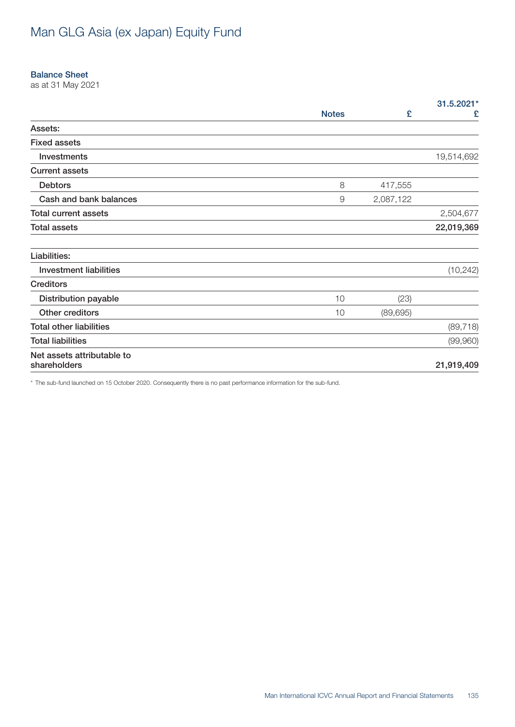# Man GLG Asia (ex Japan) Equity Fund

### Balance Sheet
as at 31 May 2021

| | Notes | £ | 31.5.2021* £ |
|---|---|---|---|
| **Assets:** | | | |
| **Fixed assets** | | | |
| Investments | | | 19,514,692 |
| **Current assets** | | | |
| Debtors | 8 | 417,555 | |
| Cash and bank balances | 9 | 2,087,122 | |
| **Total current assets** | | | 2,504,677 |
| **Total assets** | | | **22,019,369** |
| | | | |
| **Liabilities:** | | | |
| Investment liabilities | | | (10,242) |
| **Creditors** | | | |
| Distribution payable | 10 | (23) | |
| Other creditors | 10 | (89,695) | |
| **Total other liabilities** | | | (89,718) |
| **Total liabilities** | | | (99,960) |
| **Net assets attributable to shareholders** | | | **21,919,409** |

* The sub-fund launched on 15 October 2020. Consequently there is no past performance information for the sub-fund.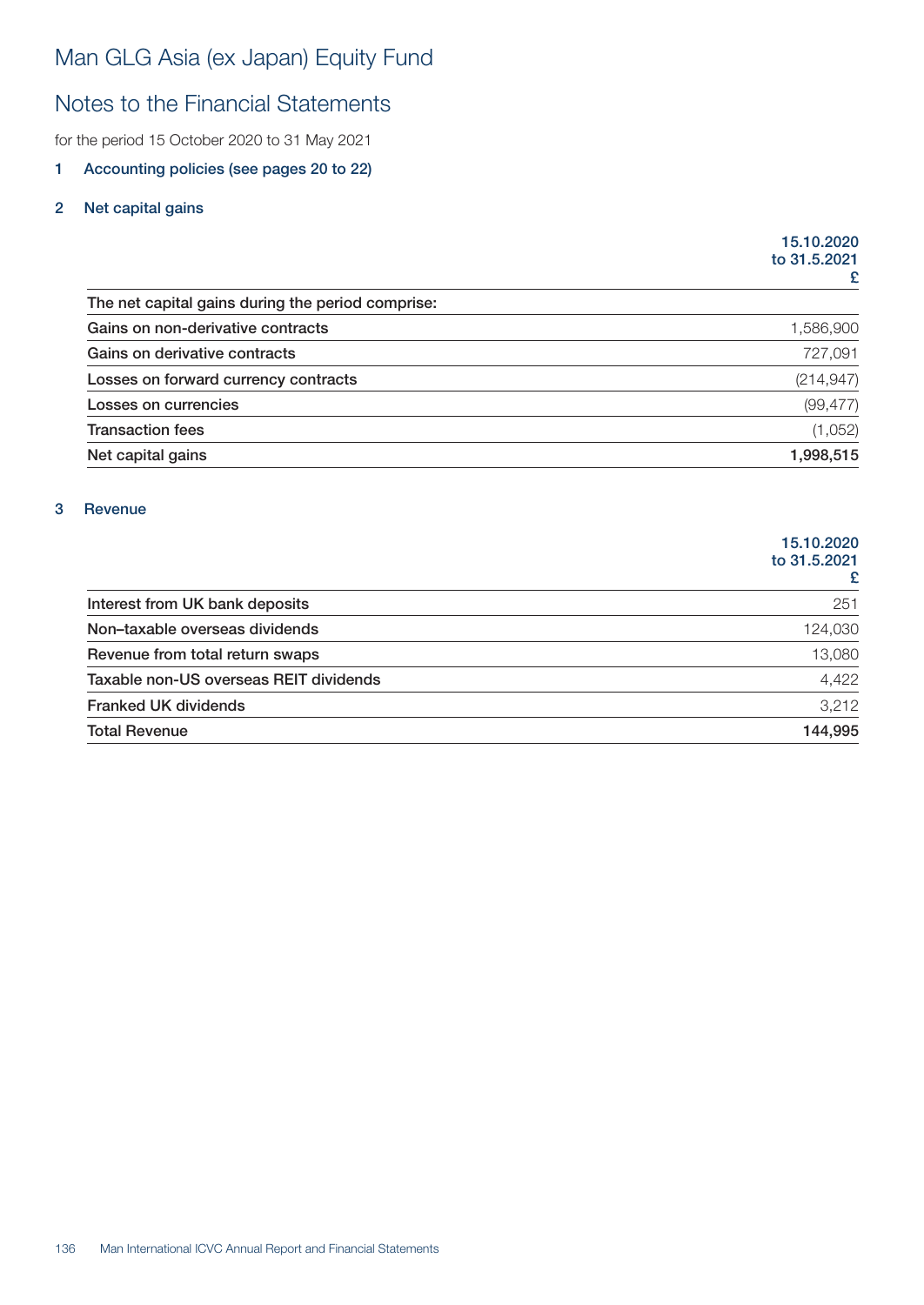# Man GLG Asia (ex Japan) Equity Fund

## Notes to the Financial Statements

for the period 15 October 2020 to 31 May 2021

### 1 Accounting policies (see pages 20 to 22)

### 2 Net capital gains

| | 15.10.2020 to 31.5.2021 £ |
|---|---|
| The net capital gains during the period comprise: | |
| Gains on non-derivative contracts | 1,586,900 |
| Gains on derivative contracts | 727,091 |
| Losses on forward currency contracts | (214,947) |
| Losses on currencies | (99,477) |
| Transaction fees | (1,052) |
| **Net capital gains** | **1,998,515** |

### 3 Revenue

| | 15.10.2020 to 31.5.2021 £ |
|---|---|
| Interest from UK bank deposits | 251 |
| Non–taxable overseas dividends | 124,030 |
| Revenue from total return swaps | 13,080 |
| Taxable non-US overseas REIT dividends | 4,422 |
| Franked UK dividends | 3,212 |
| **Total Revenue** | **144,995** |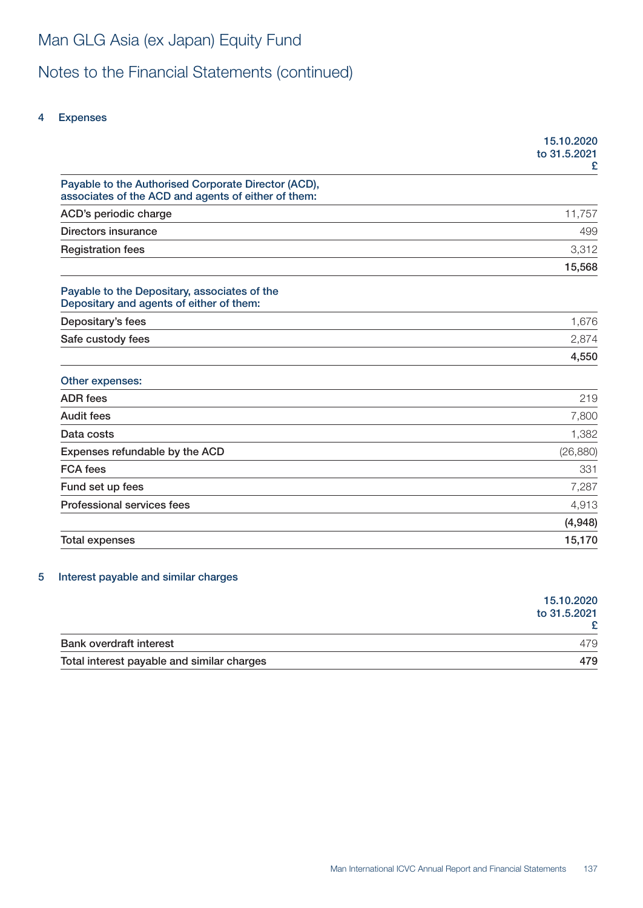# Man GLG Asia (ex Japan) Equity Fund

## Notes to the Financial Statements (continued)

### 4 Expenses

| | 15.10.2020 to 31.5.2021 £ |
|---|---|
| **Payable to the Authorised Corporate Director (ACD), associates of the ACD and agents of either of them:** | |
| ACD's periodic charge | 11,757 |
| Directors insurance | 499 |
| Registration fees | 3,312 |
| | **15,568** |
| **Payable to the Depositary, associates of the Depositary and agents of either of them:** | |
| Depositary's fees | 1,676 |
| Safe custody fees | 2,874 |
| | **4,550** |
| **Other expenses:** | |
| ADR fees | 219 |
| Audit fees | 7,800 |
| Data costs | 1,382 |
| Expenses refundable by the ACD | (26,880) |
| FCA fees | 331 |
| Fund set up fees | 7,287 |
| Professional services fees | 4,913 |
| | **(4,948)** |
| Total expenses | **15,170** |

### 5 Interest payable and similar charges

| | 15.10.2020 to 31.5.2021 £ |
|---|---|
| Bank overdraft interest | 479 |
| Total interest payable and similar charges | **479** |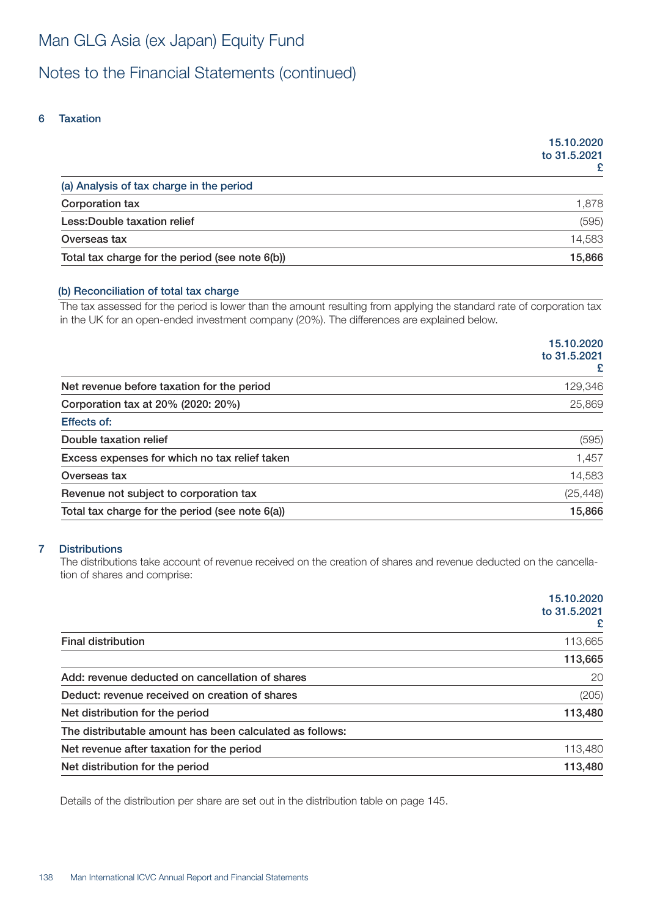# Man GLG Asia (ex Japan) Equity Fund

## Notes to the Financial Statements (continued)

### 6 Taxation

| | 15.10.2020 to 31.5.2021 £ |
|---|---|
| **(a) Analysis of tax charge in the period** | |
| Corporation tax | 1,878 |
| Less:Double taxation relief | (595) |
| Overseas tax | 14,583 |
| **Total tax charge for the period (see note 6(b))** | **15,866** |

**(b) Reconciliation of total tax charge**

The tax assessed for the period is lower than the amount resulting from applying the standard rate of corporation tax in the UK for an open-ended investment company (20%). The differences are explained below.

| | 15.10.2020 to 31.5.2021 £ |
|---|---|
| Net revenue before taxation for the period | 129,346 |
| Corporation tax at 20% (2020: 20%) | 25,869 |
| **Effects of:** | |
| Double taxation relief | (595) |
| Excess expenses for which no tax relief taken | 1,457 |
| Overseas tax | 14,583 |
| Revenue not subject to corporation tax | (25,448) |
| **Total tax charge for the period (see note 6(a))** | **15,866** |

### 7 Distributions

The distributions take account of revenue received on the creation of shares and revenue deducted on the cancellation of shares and comprise:

| | 15.10.2020 to 31.5.2021 £ |
|---|---|
| Final distribution | 113,665 |
| | **113,665** |
| Add: revenue deducted on cancellation of shares | 20 |
| Deduct: revenue received on creation of shares | (205) |
| **Net distribution for the period** | **113,480** |
| The distributable amount has been calculated as follows: | |
| Net revenue after taxation for the period | 113,480 |
| **Net distribution for the period** | **113,480** |

Details of the distribution per share are set out in the distribution table on page 145.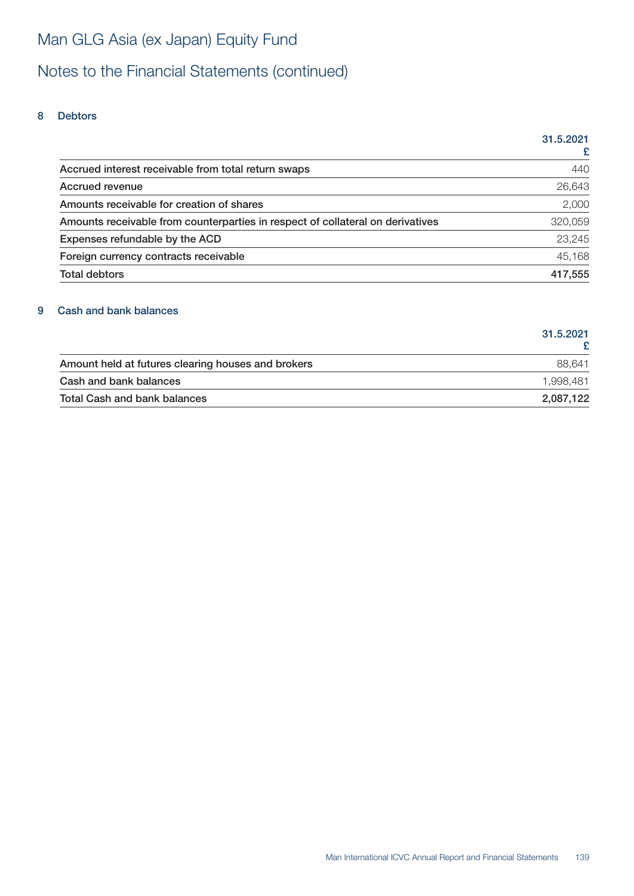# Man GLG Asia (ex Japan) Equity Fund

## Notes to the Financial Statements (continued)

### 8 Debtors

| | 31.5.2021 £ |
|---|---|
| Accrued interest receivable from total return swaps | 440 |
| Accrued revenue | 26,643 |
| Amounts receivable for creation of shares | 2,000 |
| Amounts receivable from counterparties in respect of collateral on derivatives | 320,059 |
| Expenses refundable by the ACD | 23,245 |
| Foreign currency contracts receivable | 45,168 |
| **Total debtors** | **417,555** |

### 9 Cash and bank balances

| | 31.5.2021 £ |
|---|---|
| Amount held at futures clearing houses and brokers | 88,641 |
| Cash and bank balances | 1,998,481 |
| **Total Cash and bank balances** | **2,087,122** |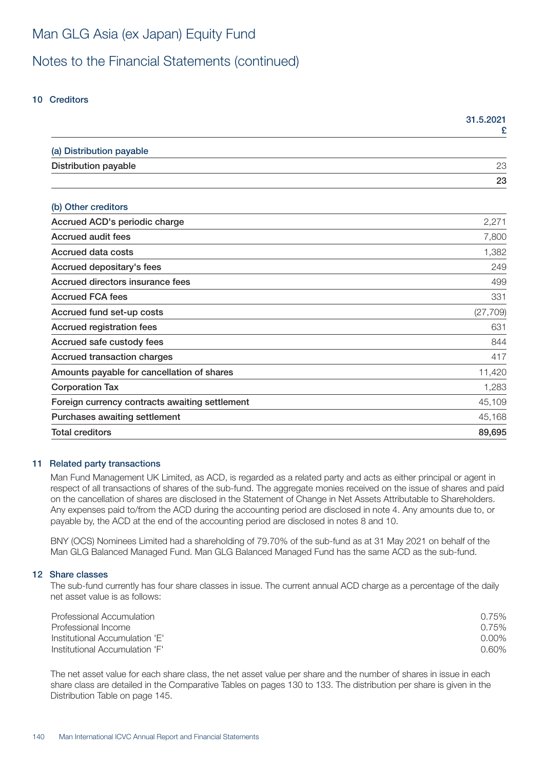# Man GLG Asia (ex Japan) Equity Fund

## Notes to the Financial Statements (continued)

### 10 Creditors

| | 31.5.2021 £ |
|---|---|
| **(a) Distribution payable** | |
| Distribution payable | 23 |
| | **23** |
| **(b) Other creditors** | |
| Accrued ACD's periodic charge | 2,271 |
| Accrued audit fees | 7,800 |
| Accrued data costs | 1,382 |
| Accrued depositary's fees | 249 |
| Accrued directors insurance fees | 499 |
| Accrued FCA fees | 331 |
| Accrued fund set-up costs | (27,709) |
| Accrued registration fees | 631 |
| Accrued safe custody fees | 844 |
| Accrued transaction charges | 417 |
| Amounts payable for cancellation of shares | 11,420 |
| Corporation Tax | 1,283 |
| Foreign currency contracts awaiting settlement | 45,109 |
| Purchases awaiting settlement | 45,168 |
| **Total creditors** | **89,695** |

### 11 Related party transactions

Man Fund Management UK Limited, as ACD, is regarded as a related party and acts as either principal or agent in respect of all transactions of shares of the sub-fund. The aggregate monies received on the issue of shares and paid on the cancellation of shares are disclosed in the Statement of Change in Net Assets Attributable to Shareholders. Any expenses paid to/from the ACD during the accounting period are disclosed in note 4. Any amounts due to, or payable by, the ACD at the end of the accounting period are disclosed in notes 8 and 10.

BNY (OCS) Nominees Limited had a shareholding of 79.70% of the sub-fund as at 31 May 2021 on behalf of the Man GLG Balanced Managed Fund. Man GLG Balanced Managed Fund has the same ACD as the sub-fund.

### 12 Share classes

The sub-fund currently has four share classes in issue. The current annual ACD charge as a percentage of the daily net asset value is as follows:

| | |
|---|---|
| Professional Accumulation | 0.75% |
| Professional Income | 0.75% |
| Institutional Accumulation 'E' | 0.00% |
| Institutional Accumulation 'F' | 0.60% |

The net asset value for each share class, the net asset value per share and the number of shares in issue in each share class are detailed in the Comparative Tables on pages 130 to 133. The distribution per share is given in the Distribution Table on page 145.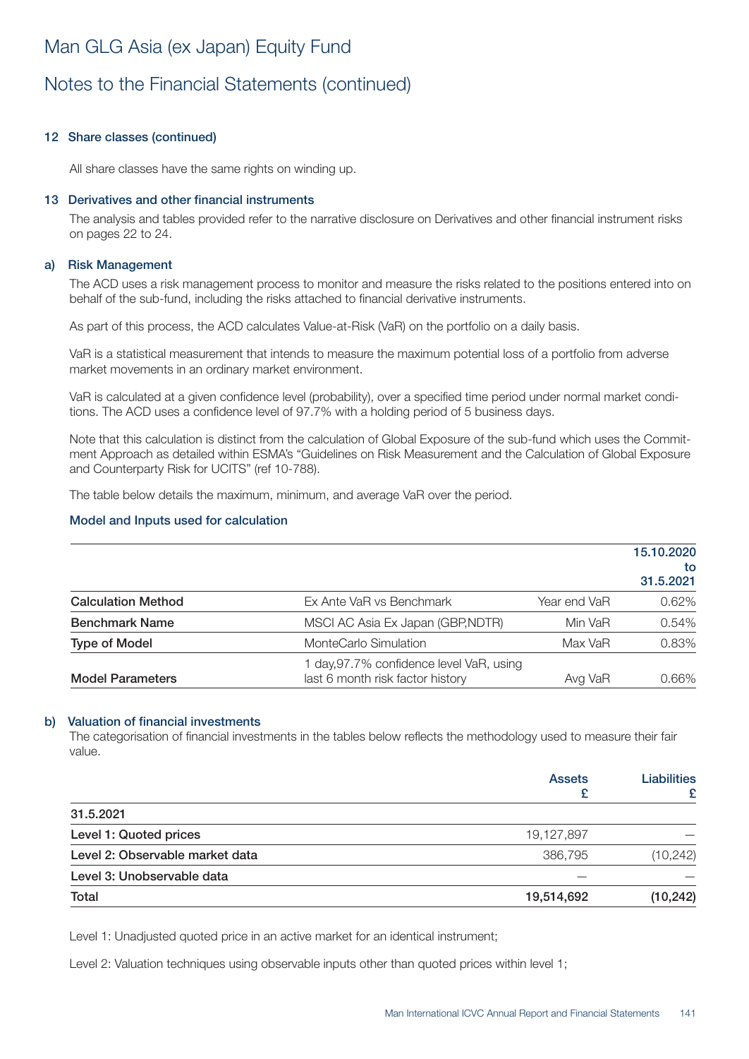# Man GLG Asia (ex Japan) Equity Fund

## Notes to the Financial Statements (continued)

### 12 Share classes (continued)

All share classes have the same rights on winding up.

### 13 Derivatives and other financial instruments

The analysis and tables provided refer to the narrative disclosure on Derivatives and other financial instrument risks on pages 22 to 24.

#### a) Risk Management

The ACD uses a risk management process to monitor and measure the risks related to the positions entered into on behalf of the sub-fund, including the risks attached to financial derivative instruments.

As part of this process, the ACD calculates Value-at-Risk (VaR) on the portfolio on a daily basis.

VaR is a statistical measurement that intends to measure the maximum potential loss of a portfolio from adverse market movements in an ordinary market environment.

VaR is calculated at a given confidence level (probability), over a specified time period under normal market conditions. The ACD uses a confidence level of 97.7% with a holding period of 5 business days.

Note that this calculation is distinct from the calculation of Global Exposure of the sub-fund which uses the Commitment Approach as detailed within ESMA's "Guidelines on Risk Measurement and the Calculation of Global Exposure and Counterparty Risk for UCITS" (ref 10-788).

The table below details the maximum, minimum, and average VaR over the period.

**Model and Inputs used for calculation**

| | | | 15.10.2020 to 31.5.2021 |
|---|---|---|---|
| **Calculation Method** | Ex Ante VaR vs Benchmark | Year end VaR | 0.62% |
| **Benchmark Name** | MSCI AC Asia Ex Japan (GBP,NDTR) | Min VaR | 0.54% |
| **Type of Model** | MonteCarlo Simulation | Max VaR | 0.83% |
| **Model Parameters** | 1 day,97.7% confidence level VaR, using last 6 month risk factor history | Avg VaR | 0.66% |

#### b) Valuation of financial investments

The categorisation of financial investments in the tables below reflects the methodology used to measure their fair value.

| | Assets £ | Liabilities £ |
|---|---|---|
| **31.5.2021** | | |
| **Level 1: Quoted prices** | 19,127,897 | — |
| **Level 2: Observable market data** | 386,795 | (10,242) |
| **Level 3: Unobservable data** | — | — |
| **Total** | **19,514,692** | **(10,242)** |

Level 1: Unadjusted quoted price in an active market for an identical instrument;

Level 2: Valuation techniques using observable inputs other than quoted prices within level 1;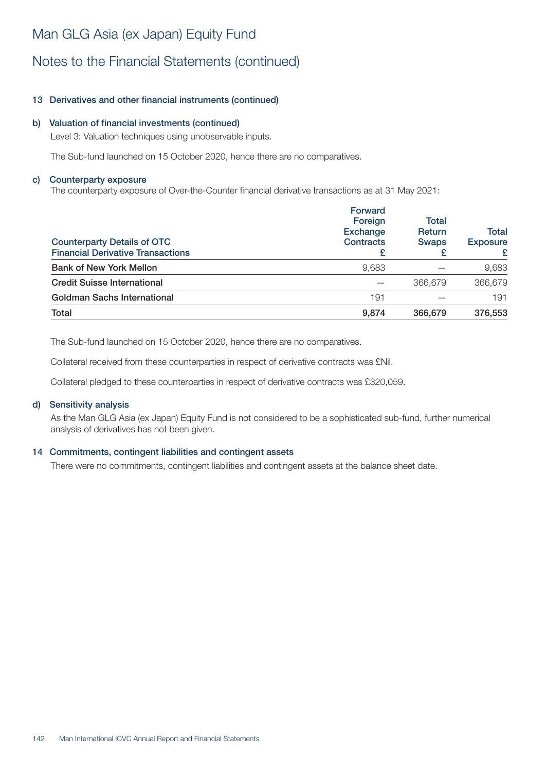# Man GLG Asia (ex Japan) Equity Fund

## Notes to the Financial Statements (continued)

### 13 Derivatives and other financial instruments (continued)

#### b) Valuation of financial investments (continued)

Level 3: Valuation techniques using unobservable inputs.

The Sub-fund launched on 15 October 2020, hence there are no comparatives.

#### c) Counterparty exposure

The counterparty exposure of Over-the-Counter financial derivative transactions as at 31 May 2021:

| Counterparty Details of OTC Financial Derivative Transactions | Forward Foreign Exchange Contracts £ | Total Return Swaps £ | Total Exposure £ |
|---|---|---|---|
| Bank of New York Mellon | 9,683 | — | 9,683 |
| Credit Suisse International | — | 366,679 | 366,679 |
| Goldman Sachs International | 191 | — | 191 |
| **Total** | **9,874** | **366,679** | **376,553** |

The Sub-fund launched on 15 October 2020, hence there are no comparatives.

Collateral received from these counterparties in respect of derivative contracts was £Nil.

Collateral pledged to these counterparties in respect of derivative contracts was £320,059.

#### d) Sensitivity analysis

As the Man GLG Asia (ex Japan) Equity Fund is not considered to be a sophisticated sub-fund, further numerical analysis of derivatives has not been given.

### 14 Commitments, contingent liabilities and contingent assets

There were no commitments, contingent liabilities and contingent assets at the balance sheet date.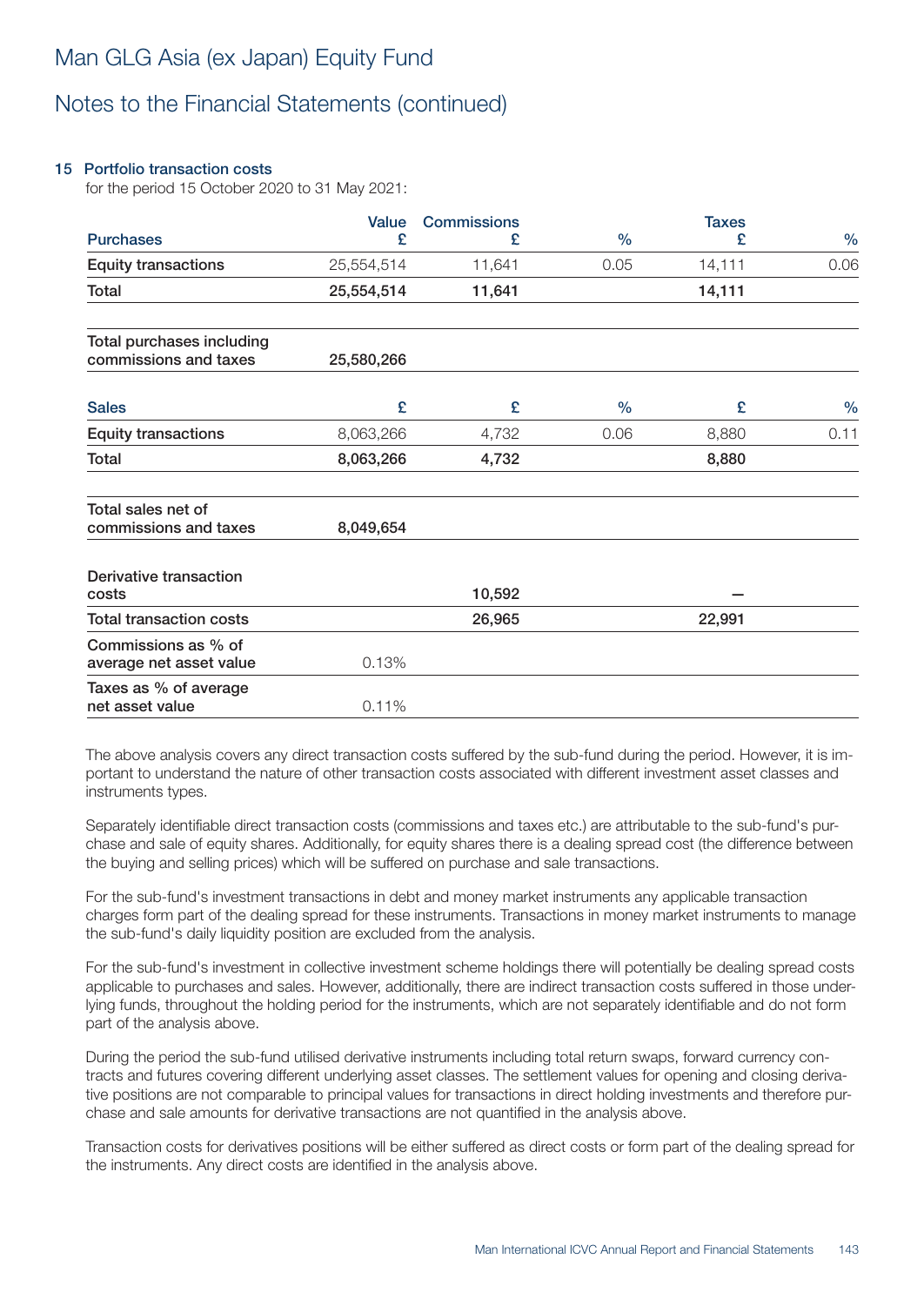# Man GLG Asia (ex Japan) Equity Fund

## Notes to the Financial Statements (continued)

### 15 Portfolio transaction costs

for the period 15 October 2020 to 31 May 2021:

| Purchases | Value £ | Commissions £ | % | Taxes £ | % |
|---|---|---|---|---|---|
| Equity transactions | 25,554,514 | 11,641 | 0.05 | 14,111 | 0.06 |
| **Total** | **25,554,514** | **11,641** | | **14,111** | |
| | | | | | |
| **Total purchases including commissions and taxes** | **25,580,266** | | | | |
| | | | | | |
| **Sales** | **£** | **£** | **%** | **£** | **%** |
| Equity transactions | 8,063,266 | 4,732 | 0.06 | 8,880 | 0.11 |
| **Total** | **8,063,266** | **4,732** | | **8,880** | |
| | | | | | |
| **Total sales net of commissions and taxes** | **8,049,654** | | | | |
| | | | | | |
| **Derivative transaction costs** | | **10,592** | | **–** | |
| **Total transaction costs** | | **26,965** | | **22,991** | |
| **Commissions as % of average net asset value** | 0.13% | | | | |
| **Taxes as % of average net asset value** | 0.11% | | | | |

The above analysis covers any direct transaction costs suffered by the sub-fund during the period. However, it is important to understand the nature of other transaction costs associated with different investment asset classes and instruments types.

Separately identifiable direct transaction costs (commissions and taxes etc.) are attributable to the sub-fund's purchase and sale of equity shares. Additionally, for equity shares there is a dealing spread cost (the difference between the buying and selling prices) which will be suffered on purchase and sale transactions.

For the sub-fund's investment transactions in debt and money market instruments any applicable transaction charges form part of the dealing spread for these instruments. Transactions in money market instruments to manage the sub-fund's daily liquidity position are excluded from the analysis.

For the sub-fund's investment in collective investment scheme holdings there will potentially be dealing spread costs applicable to purchases and sales. However, additionally, there are indirect transaction costs suffered in those underlying funds, throughout the holding period for the instruments, which are not separately identifiable and do not form part of the analysis above.

During the period the sub-fund utilised derivative instruments including total return swaps, forward currency contracts and futures covering different underlying asset classes. The settlement values for opening and closing derivative positions are not comparable to principal values for transactions in direct holding investments and therefore purchase and sale amounts for derivative transactions are not quantified in the analysis above.

Transaction costs for derivatives positions will be either suffered as direct costs or form part of the dealing spread for the instruments. Any direct costs are identified in the analysis above.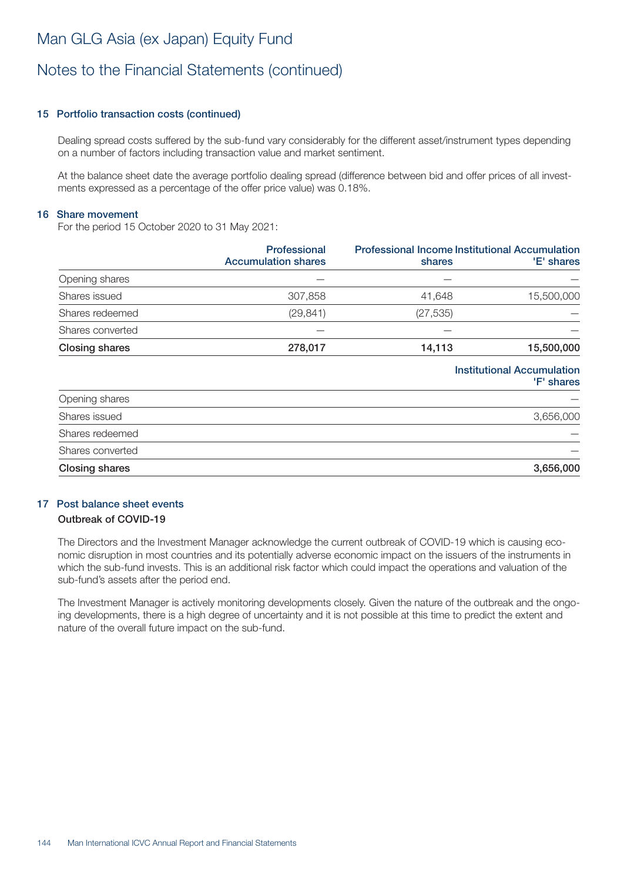# Man GLG Asia (ex Japan) Equity Fund

## Notes to the Financial Statements (continued)

### 15 Portfolio transaction costs (continued)

Dealing spread costs suffered by the sub-fund vary considerably for the different asset/instrument types depending on a number of factors including transaction value and market sentiment.

At the balance sheet date the average portfolio dealing spread (difference between bid and offer prices of all investments expressed as a percentage of the offer price value) was 0.18%.

### 16 Share movement

For the period 15 October 2020 to 31 May 2021:

| | Professional Accumulation shares | Professional Income shares | Institutional Accumulation 'E' shares |
|---|---|---|---|
| Opening shares | — | — | — |
| Shares issued | 307,858 | 41,648 | 15,500,000 |
| Shares redeemed | (29,841) | (27,535) | — |
| Shares converted | — | — | — |
| **Closing shares** | **278,017** | **14,113** | **15,500,000** |

| | Institutional Accumulation 'F' shares |
|---|---|
| Opening shares | — |
| Shares issued | 3,656,000 |
| Shares redeemed | — |
| Shares converted | — |
| **Closing shares** | **3,656,000** |

### 17 Post balance sheet events

**Outbreak of COVID-19**

The Directors and the Investment Manager acknowledge the current outbreak of COVID-19 which is causing economic disruption in most countries and its potentially adverse economic impact on the issuers of the instruments in which the sub-fund invests. This is an additional risk factor which could impact the operations and valuation of the sub-fund's assets after the period end.

The Investment Manager is actively monitoring developments closely. Given the nature of the outbreak and the ongoing developments, there is a high degree of uncertainty and it is not possible at this time to predict the extent and nature of the overall future impact on the sub-fund.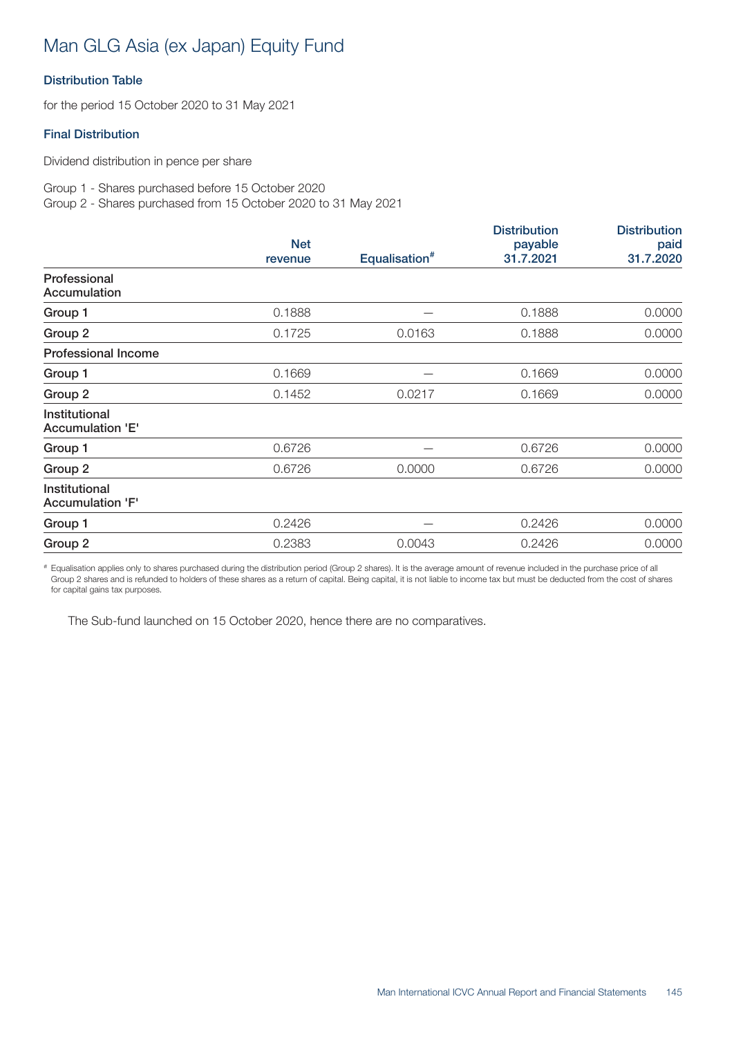# Man GLG Asia (ex Japan) Equity Fund

### Distribution Table

for the period 15 October 2020 to 31 May 2021

### Final Distribution

Dividend distribution in pence per share

Group 1 - Shares purchased before 15 October 2020
Group 2 - Shares purchased from 15 October 2020 to 31 May 2021

| | Net revenue | Equalisation# | Distribution payable 31.7.2021 | Distribution paid 31.7.2020 |
|---|---|---|---|---|
| **Professional Accumulation** | | | | |
| Group 1 | 0.1888 | — | 0.1888 | 0.0000 |
| Group 2 | 0.1725 | 0.0163 | 0.1888 | 0.0000 |
| **Professional Income** | | | | |
| Group 1 | 0.1669 | — | 0.1669 | 0.0000 |
| Group 2 | 0.1452 | 0.0217 | 0.1669 | 0.0000 |
| **Institutional Accumulation 'E'** | | | | |
| Group 1 | 0.6726 | — | 0.6726 | 0.0000 |
| Group 2 | 0.6726 | 0.0000 | 0.6726 | 0.0000 |
| **Institutional Accumulation 'F'** | | | | |
| Group 1 | 0.2426 | — | 0.2426 | 0.0000 |
| Group 2 | 0.2383 | 0.0043 | 0.2426 | 0.0000 |

# Equalisation applies only to shares purchased during the distribution period (Group 2 shares). It is the average amount of revenue included in the purchase price of all Group 2 shares and is refunded to holders of these shares as a return of capital. Being capital, it is not liable to income tax but must be deducted from the cost of shares for capital gains tax purposes.

The Sub-fund launched on 15 October 2020, hence there are no comparatives.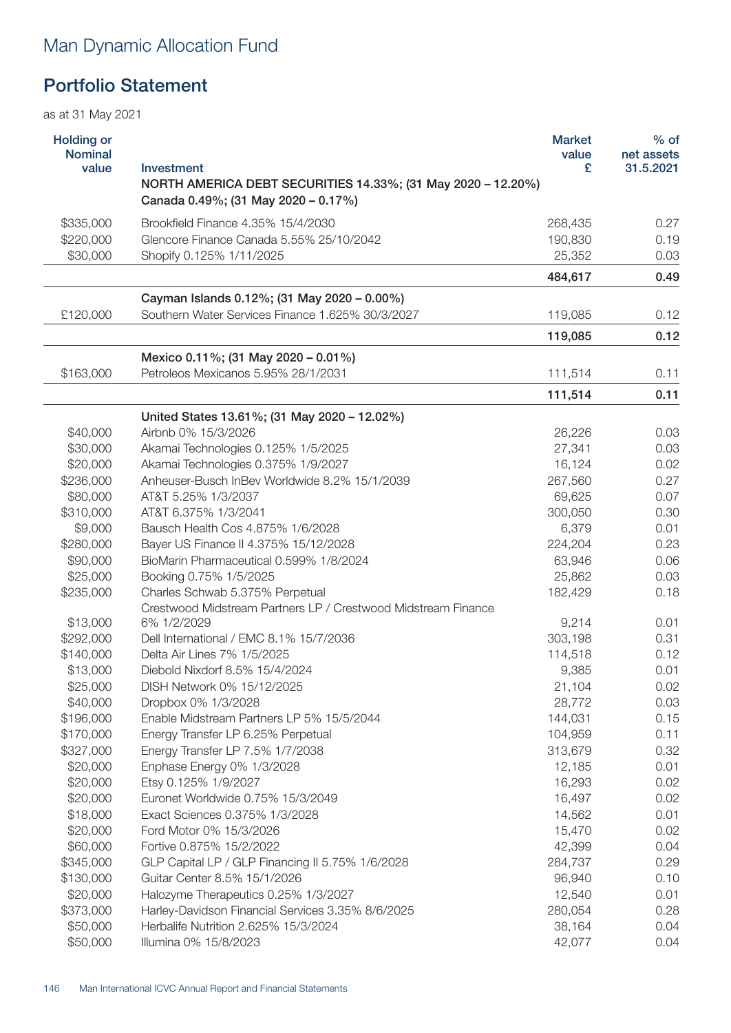# Man Dynamic Allocation Fund

## Portfolio Statement

as at 31 May 2021

| Holding or Nominal value | Investment | Market value £ | % of net assets 31.5.2021 |
|---|---|---|---|
| | **NORTH AMERICA DEBT SECURITIES 14.33%; (31 May 2020 – 12.20%)** | | |
| | **Canada 0.49%; (31 May 2020 – 0.17%)** | | |
| $335,000 | Brookfield Finance 4.35% 15/4/2030 | 268,435 | 0.27 |
| $220,000 | Glencore Finance Canada 5.55% 25/10/2042 | 190,830 | 0.19 |
| $30,000 | Shopify 0.125% 1/11/2025 | 25,352 | 0.03 |
| | | **484,617** | **0.49** |
| | **Cayman Islands 0.12%; (31 May 2020 – 0.00%)** | | |
| £120,000 | Southern Water Services Finance 1.625% 30/3/2027 | 119,085 | 0.12 |
| | | **119,085** | **0.12** |
| | **Mexico 0.11%; (31 May 2020 – 0.01%)** | | |
| $163,000 | Petroleos Mexicanos 5.95% 28/1/2031 | 111,514 | 0.11 |
| | | **111,514** | **0.11** |
| | **United States 13.61%; (31 May 2020 – 12.02%)** | | |
| $40,000 | Airbnb 0% 15/3/2026 | 26,226 | 0.03 |
| $30,000 | Akamai Technologies 0.125% 1/5/2025 | 27,341 | 0.03 |
| $20,000 | Akamai Technologies 0.375% 1/9/2027 | 16,124 | 0.02 |
| $236,000 | Anheuser-Busch InBev Worldwide 8.2% 15/1/2039 | 267,560 | 0.27 |
| $80,000 | AT&T 5.25% 1/3/2037 | 69,625 | 0.07 |
| $310,000 | AT&T 6.375% 1/3/2041 | 300,050 | 0.30 |
| $9,000 | Bausch Health Cos 4.875% 1/6/2028 | 6,379 | 0.01 |
| $280,000 | Bayer US Finance II 4.375% 15/12/2028 | 224,204 | 0.23 |
| $90,000 | BioMarin Pharmaceutical 0.599% 1/8/2024 | 63,946 | 0.06 |
| $25,000 | Booking 0.75% 1/5/2025 | 25,862 | 0.03 |
| $235,000 | Charles Schwab 5.375% Perpetual | 182,429 | 0.18 |
| $13,000 | Crestwood Midstream Partners LP / Crestwood Midstream Finance 6% 1/2/2029 | 9,214 | 0.01 |
| $292,000 | Dell International / EMC 8.1% 15/7/2036 | 303,198 | 0.31 |
| $140,000 | Delta Air Lines 7% 1/5/2025 | 114,518 | 0.12 |
| $13,000 | Diebold Nixdorf 8.5% 15/4/2024 | 9,385 | 0.01 |
| $25,000 | DISH Network 0% 15/12/2025 | 21,104 | 0.02 |
| $40,000 | Dropbox 0% 1/3/2028 | 28,772 | 0.03 |
| $196,000 | Enable Midstream Partners LP 5% 15/5/2044 | 144,031 | 0.15 |
| $170,000 | Energy Transfer LP 6.25% Perpetual | 104,959 | 0.11 |
| $327,000 | Energy Transfer LP 7.5% 1/7/2038 | 313,679 | 0.32 |
| $20,000 | Enphase Energy 0% 1/3/2028 | 12,185 | 0.01 |
| $20,000 | Etsy 0.125% 1/9/2027 | 16,293 | 0.02 |
| $20,000 | Euronet Worldwide 0.75% 15/3/2049 | 16,497 | 0.02 |
| $18,000 | Exact Sciences 0.375% 1/3/2028 | 14,562 | 0.01 |
| $20,000 | Ford Motor 0% 15/3/2026 | 15,470 | 0.02 |
| $60,000 | Fortive 0.875% 15/2/2022 | 42,399 | 0.04 |
| $345,000 | GLP Capital LP / GLP Financing II 5.75% 1/6/2028 | 284,737 | 0.29 |
| $130,000 | Guitar Center 8.5% 15/1/2026 | 96,940 | 0.10 |
| $20,000 | Halozyme Therapeutics 0.25% 1/3/2027 | 12,540 | 0.01 |
| $373,000 | Harley-Davidson Financial Services 3.35% 8/6/2025 | 280,054 | 0.28 |
| $50,000 | Herbalife Nutrition 2.625% 15/3/2024 | 38,164 | 0.04 |
| $50,000 | Illumina 0% 15/8/2023 | 42,077 | 0.04 |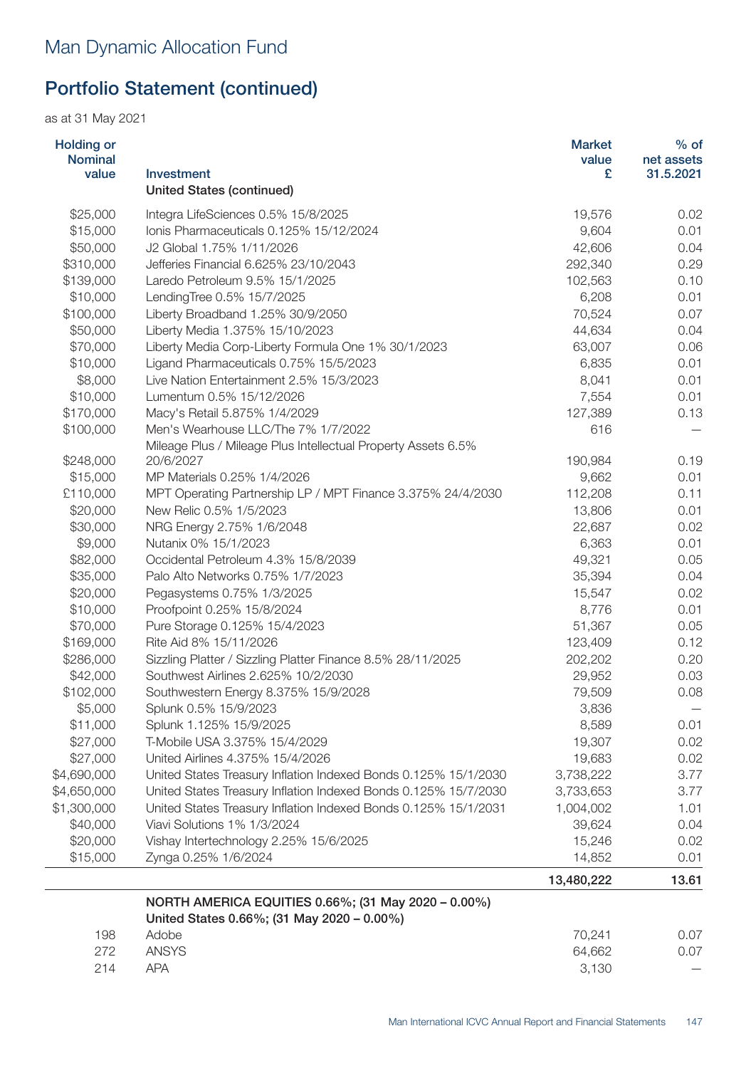# Man Dynamic Allocation Fund

## Portfolio Statement (continued)

as at 31 May 2021

| Holding or Nominal value | Investment | Market value £ | % of net assets 31.5.2021 |
|---|---|---|---|
| | **United States (continued)** | | |
| $25,000 | Integra LifeSciences 0.5% 15/8/2025 | 19,576 | 0.02 |
| $15,000 | Ionis Pharmaceuticals 0.125% 15/12/2024 | 9,604 | 0.01 |
| $50,000 | J2 Global 1.75% 1/11/2026 | 42,606 | 0.04 |
| $310,000 | Jefferies Financial 6.625% 23/10/2043 | 292,340 | 0.29 |
| $139,000 | Laredo Petroleum 9.5% 15/1/2025 | 102,563 | 0.10 |
| $10,000 | LendingTree 0.5% 15/7/2025 | 6,208 | 0.01 |
| $100,000 | Liberty Broadband 1.25% 30/9/2050 | 70,524 | 0.07 |
| $50,000 | Liberty Media 1.375% 15/10/2023 | 44,634 | 0.04 |
| $70,000 | Liberty Media Corp-Liberty Formula One 1% 30/1/2023 | 63,007 | 0.06 |
| $10,000 | Ligand Pharmaceuticals 0.75% 15/5/2023 | 6,835 | 0.01 |
| $8,000 | Live Nation Entertainment 2.5% 15/3/2023 | 8,041 | 0.01 |
| $10,000 | Lumentum 0.5% 15/12/2026 | 7,554 | 0.01 |
| $170,000 | Macy's Retail 5.875% 1/4/2029 | 127,389 | 0.13 |
| $100,000 | Men's Wearhouse LLC/The 7% 1/7/2022 | 616 | — |
| $248,000 | Mileage Plus / Mileage Plus Intellectual Property Assets 6.5% 20/6/2027 | 190,984 | 0.19 |
| $15,000 | MP Materials 0.25% 1/4/2026 | 9,662 | 0.01 |
| £110,000 | MPT Operating Partnership LP / MPT Finance 3.375% 24/4/2030 | 112,208 | 0.11 |
| $20,000 | New Relic 0.5% 1/5/2023 | 13,806 | 0.01 |
| $30,000 | NRG Energy 2.75% 1/6/2048 | 22,687 | 0.02 |
| $9,000 | Nutanix 0% 15/1/2023 | 6,363 | 0.01 |
| $82,000 | Occidental Petroleum 4.3% 15/8/2039 | 49,321 | 0.05 |
| $35,000 | Palo Alto Networks 0.75% 1/7/2023 | 35,394 | 0.04 |
| $20,000 | Pegasystems 0.75% 1/3/2025 | 15,547 | 0.02 |
| $10,000 | Proofpoint 0.25% 15/8/2024 | 8,776 | 0.01 |
| $70,000 | Pure Storage 0.125% 15/4/2023 | 51,367 | 0.05 |
| $169,000 | Rite Aid 8% 15/11/2026 | 123,409 | 0.12 |
| $286,000 | Sizzling Platter / Sizzling Platter Finance 8.5% 28/11/2025 | 202,202 | 0.20 |
| $42,000 | Southwest Airlines 2.625% 10/2/2030 | 29,952 | 0.03 |
| $102,000 | Southwestern Energy 8.375% 15/9/2028 | 79,509 | 0.08 |
| $5,000 | Splunk 0.5% 15/9/2023 | 3,836 | — |
| $11,000 | Splunk 1.125% 15/9/2025 | 8,589 | 0.01 |
| $27,000 | T-Mobile USA 3.375% 15/4/2029 | 19,307 | 0.02 |
| $27,000 | United Airlines 4.375% 15/4/2026 | 19,683 | 0.02 |
| $4,690,000 | United States Treasury Inflation Indexed Bonds 0.125% 15/1/2030 | 3,738,222 | 3.77 |
| $4,650,000 | United States Treasury Inflation Indexed Bonds 0.125% 15/7/2030 | 3,733,653 | 3.77 |
| $1,300,000 | United States Treasury Inflation Indexed Bonds 0.125% 15/1/2031 | 1,004,002 | 1.01 |
| $40,000 | Viavi Solutions 1% 1/3/2024 | 39,624 | 0.04 |
| $20,000 | Vishay Intertechnology 2.25% 15/6/2025 | 15,246 | 0.02 |
| $15,000 | Zynga 0.25% 1/6/2024 | 14,852 | 0.01 |
| | | **13,480,222** | **13.61** |
| | **NORTH AMERICA EQUITIES 0.66%; (31 May 2020 – 0.00%)** | | |
| | **United States 0.66%; (31 May 2020 – 0.00%)** | | |
| 198 | Adobe | 70,241 | 0.07 |
| 272 | ANSYS | 64,662 | 0.07 |
| 214 | APA | 3,130 | — |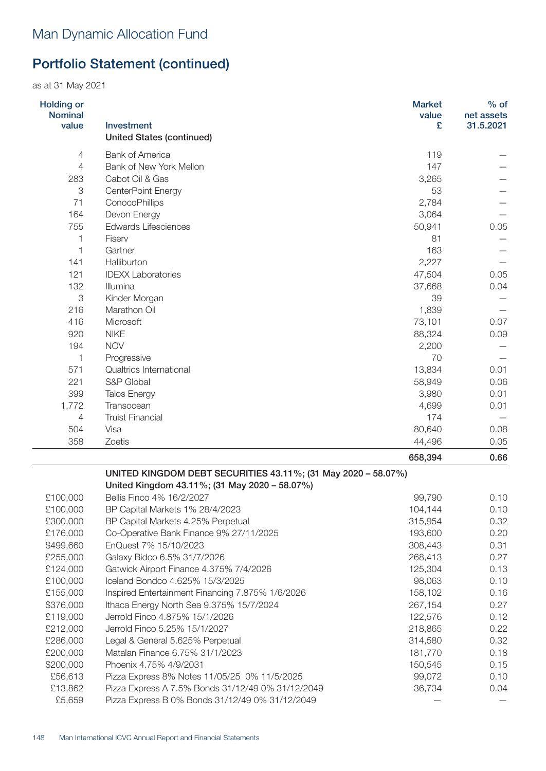# Man Dynamic Allocation Fund

## Portfolio Statement (continued)

as at 31 May 2021

| Holding or Nominal value | Investment | Market value £ | % of net assets 31.5.2021 |
|---|---|---|---|
| | **United States (continued)** | | |
| 4 | Bank of America | 119 | — |
| 4 | Bank of New York Mellon | 147 | — |
| 283 | Cabot Oil & Gas | 3,265 | — |
| 3 | CenterPoint Energy | 53 | — |
| 71 | ConocoPhillips | 2,784 | — |
| 164 | Devon Energy | 3,064 | — |
| 755 | Edwards Lifesciences | 50,941 | 0.05 |
| 1 | Fiserv | 81 | — |
| 1 | Gartner | 163 | — |
| 141 | Halliburton | 2,227 | — |
| 121 | IDEXX Laboratories | 47,504 | 0.05 |
| 132 | Illumina | 37,668 | 0.04 |
| 3 | Kinder Morgan | 39 | — |
| 216 | Marathon Oil | 1,839 | — |
| 416 | Microsoft | 73,101 | 0.07 |
| 920 | NIKE | 88,324 | 0.09 |
| 194 | NOV | 2,200 | — |
| 1 | Progressive | 70 | — |
| 571 | Qualtrics International | 13,834 | 0.01 |
| 221 | S&P Global | 58,949 | 0.06 |
| 399 | Talos Energy | 3,980 | 0.01 |
| 1,772 | Transocean | 4,699 | 0.01 |
| 4 | Truist Financial | 174 | — |
| 504 | Visa | 80,640 | 0.08 |
| 358 | Zoetis | 44,496 | 0.05 |
| | | **658,394** | **0.66** |
| | **UNITED KINGDOM DEBT SECURITIES 43.11%; (31 May 2020 – 58.07%)** | | |
| | **United Kingdom 43.11%; (31 May 2020 – 58.07%)** | | |
| £100,000 | Bellis Finco 4% 16/2/2027 | 99,790 | 0.10 |
| £100,000 | BP Capital Markets 1% 28/4/2023 | 104,144 | 0.10 |
| £300,000 | BP Capital Markets 4.25% Perpetual | 315,954 | 0.32 |
| £176,000 | Co-Operative Bank Finance 9% 27/11/2025 | 193,600 | 0.20 |
| $499,660 | EnQuest 7% 15/10/2023 | 308,443 | 0.31 |
| £255,000 | Galaxy Bidco 6.5% 31/7/2026 | 268,413 | 0.27 |
| £124,000 | Gatwick Airport Finance 4.375% 7/4/2026 | 125,304 | 0.13 |
| £100,000 | Iceland Bondco 4.625% 15/3/2025 | 98,063 | 0.10 |
| £155,000 | Inspired Entertainment Financing 7.875% 1/6/2026 | 158,102 | 0.16 |
| $376,000 | Ithaca Energy North Sea 9.375% 15/7/2024 | 267,154 | 0.27 |
| £119,000 | Jerrold Finco 4.875% 15/1/2026 | 122,576 | 0.12 |
| £212,000 | Jerrold Finco 5.25% 15/1/2027 | 218,865 | 0.22 |
| £286,000 | Legal & General 5.625% Perpetual | 314,580 | 0.32 |
| £200,000 | Matalan Finance 6.75% 31/1/2023 | 181,770 | 0.18 |
| $200,000 | Phoenix 4.75% 4/9/2031 | 150,545 | 0.15 |
| £56,613 | Pizza Express 8% Notes 11/05/25 0% 11/5/2025 | 99,072 | 0.10 |
| £13,862 | Pizza Express A 7.5% Bonds 31/12/49 0% 31/12/2049 | 36,734 | 0.04 |
| £5,659 | Pizza Express B 0% Bonds 31/12/49 0% 31/12/2049 | — | — |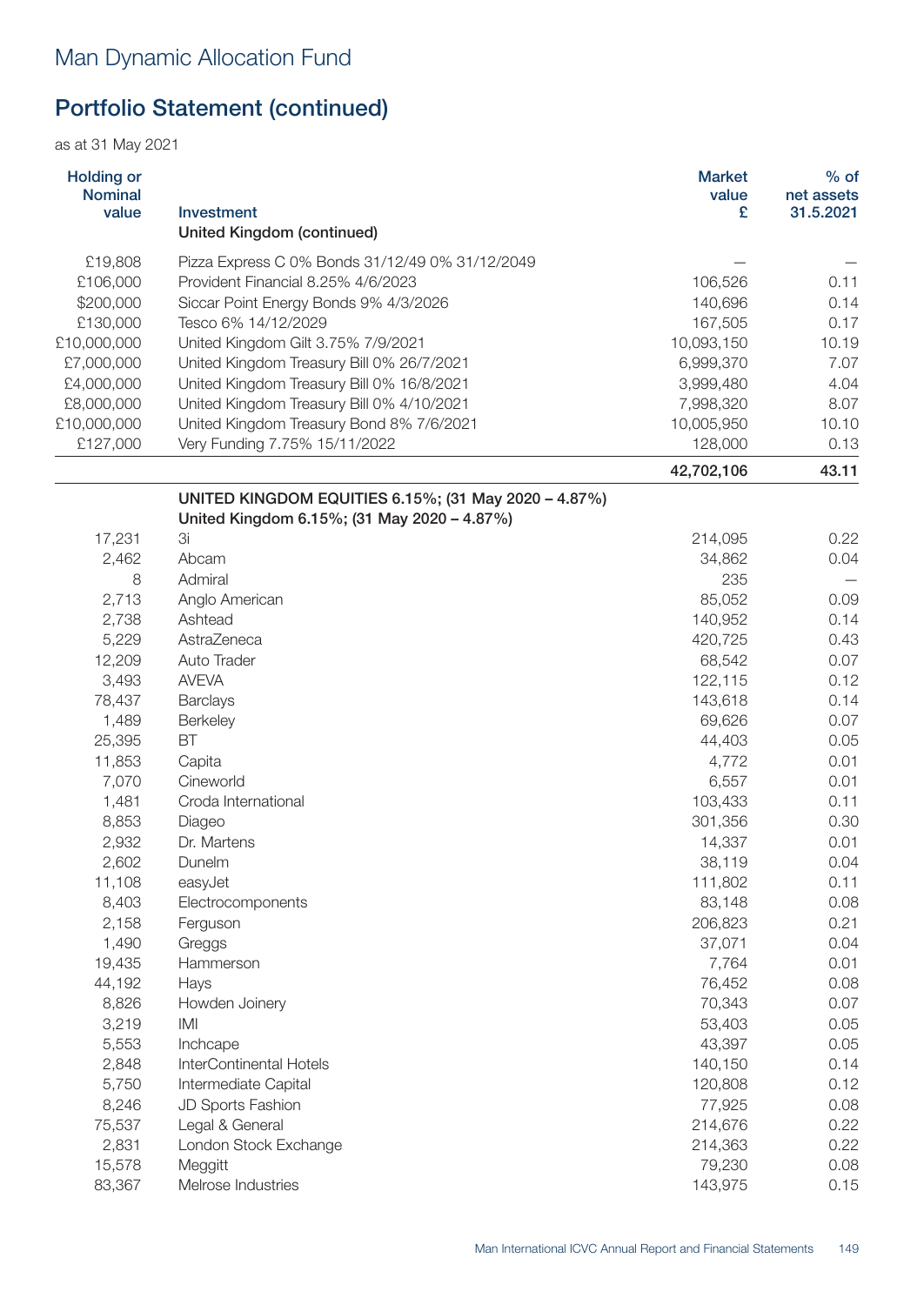# Man Dynamic Allocation Fund

## Portfolio Statement (continued)

as at 31 May 2021

| Holding or Nominal value | Investment | Market value £ | % of net assets 31.5.2021 |
|---|---|---|---|
| | **United Kingdom (continued)** | | |
| £19,808 | Pizza Express C 0% Bonds 31/12/49 0% 31/12/2049 | – | – |
| £106,000 | Provident Financial 8.25% 4/6/2023 | 106,526 | 0.11 |
| $200,000 | Siccar Point Energy Bonds 9% 4/3/2026 | 140,696 | 0.14 |
| £130,000 | Tesco 6% 14/12/2029 | 167,505 | 0.17 |
| £10,000,000 | United Kingdom Gilt 3.75% 7/9/2021 | 10,093,150 | 10.19 |
| £7,000,000 | United Kingdom Treasury Bill 0% 26/7/2021 | 6,999,370 | 7.07 |
| £4,000,000 | United Kingdom Treasury Bill 0% 16/8/2021 | 3,999,480 | 4.04 |
| £8,000,000 | United Kingdom Treasury Bill 0% 4/10/2021 | 7,998,320 | 8.07 |
| £10,000,000 | United Kingdom Treasury Bond 8% 7/6/2021 | 10,005,950 | 10.10 |
| £127,000 | Very Funding 7.75% 15/11/2022 | 128,000 | 0.13 |
| | | **42,702,106** | **43.11** |
| | **UNITED KINGDOM EQUITIES 6.15%; (31 May 2020 – 4.87%)** | | |
| | **United Kingdom 6.15%; (31 May 2020 – 4.87%)** | | |
| 17,231 | 3i | 214,095 | 0.22 |
| 2,462 | Abcam | 34,862 | 0.04 |
| 8 | Admiral | 235 | – |
| 2,713 | Anglo American | 85,052 | 0.09 |
| 2,738 | Ashtead | 140,952 | 0.14 |
| 5,229 | AstraZeneca | 420,725 | 0.43 |
| 12,209 | Auto Trader | 68,542 | 0.07 |
| 3,493 | AVEVA | 122,115 | 0.12 |
| 78,437 | Barclays | 143,618 | 0.14 |
| 1,489 | Berkeley | 69,626 | 0.07 |
| 25,395 | BT | 44,403 | 0.05 |
| 11,853 | Capita | 4,772 | 0.01 |
| 7,070 | Cineworld | 6,557 | 0.01 |
| 1,481 | Croda International | 103,433 | 0.11 |
| 8,853 | Diageo | 301,356 | 0.30 |
| 2,932 | Dr. Martens | 14,337 | 0.01 |
| 2,602 | Dunelm | 38,119 | 0.04 |
| 11,108 | easyJet | 111,802 | 0.11 |
| 8,403 | Electrocomponents | 83,148 | 0.08 |
| 2,158 | Ferguson | 206,823 | 0.21 |
| 1,490 | Greggs | 37,071 | 0.04 |
| 19,435 | Hammerson | 7,764 | 0.01 |
| 44,192 | Hays | 76,452 | 0.08 |
| 8,826 | Howden Joinery | 70,343 | 0.07 |
| 3,219 | IMI | 53,403 | 0.05 |
| 5,553 | Inchcape | 43,397 | 0.05 |
| 2,848 | InterContinental Hotels | 140,150 | 0.14 |
| 5,750 | Intermediate Capital | 120,808 | 0.12 |
| 8,246 | JD Sports Fashion | 77,925 | 0.08 |
| 75,537 | Legal & General | 214,676 | 0.22 |
| 2,831 | London Stock Exchange | 214,363 | 0.22 |
| 15,578 | Meggitt | 79,230 | 0.08 |
| 83,367 | Melrose Industries | 143,975 | 0.15 |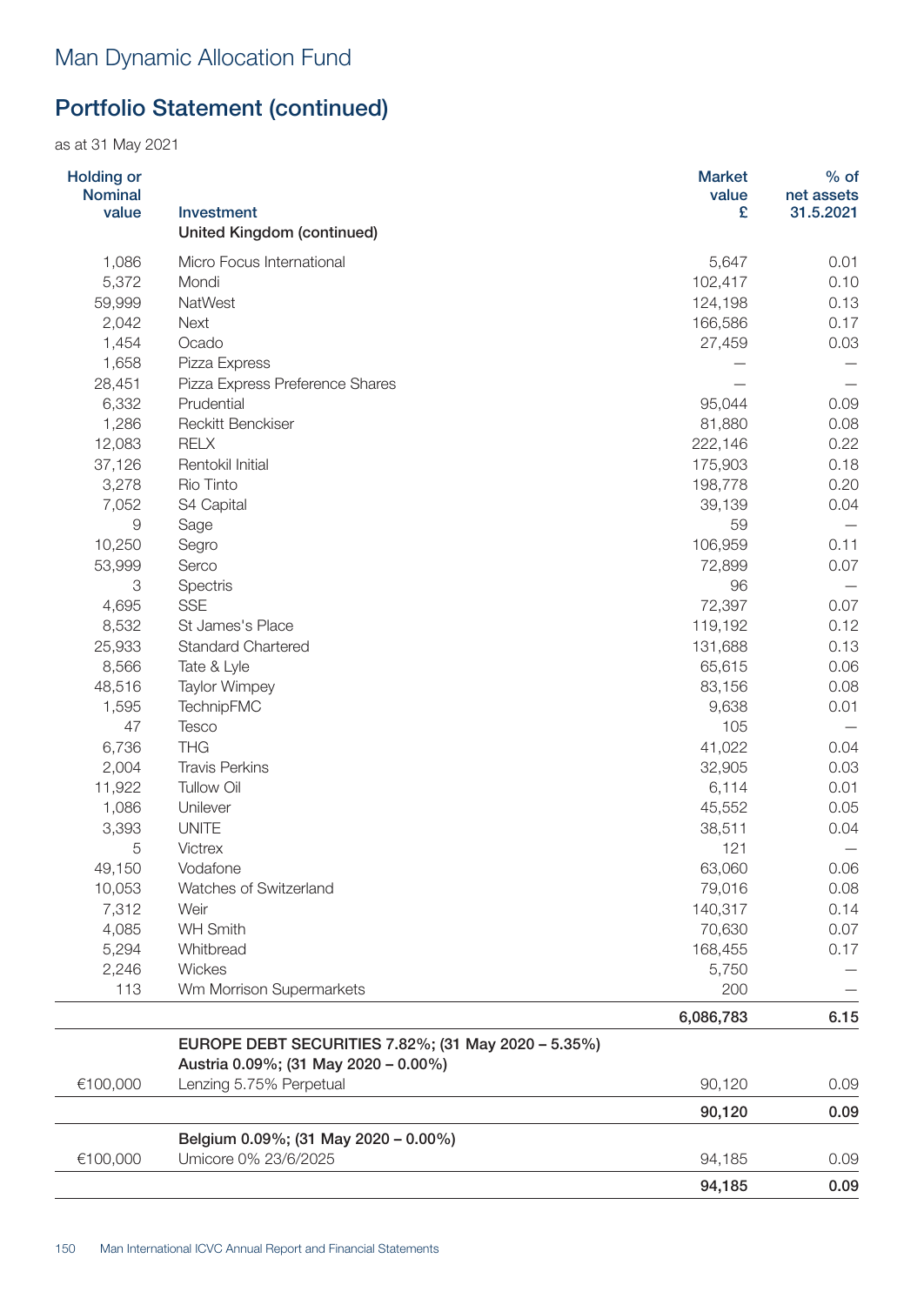# Man Dynamic Allocation Fund

## Portfolio Statement (continued)

as at 31 May 2021

| Holding or Nominal value | Investment | Market value £ | % of net assets 31.5.2021 |
|---|---|---|---|
| | **United Kingdom (continued)** | | |
| 1,086 | Micro Focus International | 5,647 | 0.01 |
| 5,372 | Mondi | 102,417 | 0.10 |
| 59,999 | NatWest | 124,198 | 0.13 |
| 2,042 | Next | 166,586 | 0.17 |
| 1,454 | Ocado | 27,459 | 0.03 |
| 1,658 | Pizza Express | — | — |
| 28,451 | Pizza Express Preference Shares | — | — |
| 6,332 | Prudential | 95,044 | 0.09 |
| 1,286 | Reckitt Benckiser | 81,880 | 0.08 |
| 12,083 | RELX | 222,146 | 0.22 |
| 37,126 | Rentokil Initial | 175,903 | 0.18 |
| 3,278 | Rio Tinto | 198,778 | 0.20 |
| 7,052 | S4 Capital | 39,139 | 0.04 |
| 9 | Sage | 59 | — |
| 10,250 | Segro | 106,959 | 0.11 |
| 53,999 | Serco | 72,899 | 0.07 |
| 3 | Spectris | 96 | — |
| 4,695 | SSE | 72,397 | 0.07 |
| 8,532 | St James's Place | 119,192 | 0.12 |
| 25,933 | Standard Chartered | 131,688 | 0.13 |
| 8,566 | Tate & Lyle | 65,615 | 0.06 |
| 48,516 | Taylor Wimpey | 83,156 | 0.08 |
| 1,595 | TechnipFMC | 9,638 | 0.01 |
| 47 | Tesco | 105 | — |
| 6,736 | THG | 41,022 | 0.04 |
| 2,004 | Travis Perkins | 32,905 | 0.03 |
| 11,922 | Tullow Oil | 6,114 | 0.01 |
| 1,086 | Unilever | 45,552 | 0.05 |
| 3,393 | UNITE | 38,511 | 0.04 |
| 5 | Victrex | 121 | — |
| 49,150 | Vodafone | 63,060 | 0.06 |
| 10,053 | Watches of Switzerland | 79,016 | 0.08 |
| 7,312 | Weir | 140,317 | 0.14 |
| 4,085 | WH Smith | 70,630 | 0.07 |
| 5,294 | Whitbread | 168,455 | 0.17 |
| 2,246 | Wickes | 5,750 | — |
| 113 | Wm Morrison Supermarkets | 200 | — |
| | | **6,086,783** | **6.15** |
| | **EUROPE DEBT SECURITIES 7.82%; (31 May 2020 – 5.35%)** | | |
| | **Austria 0.09%; (31 May 2020 – 0.00%)** | | |
| €100,000 | Lenzing 5.75% Perpetual | 90,120 | 0.09 |
| | | **90,120** | **0.09** |
| | **Belgium 0.09%; (31 May 2020 – 0.00%)** | | |
| €100,000 | Umicore 0% 23/6/2025 | 94,185 | 0.09 |
| | | **94,185** | **0.09** |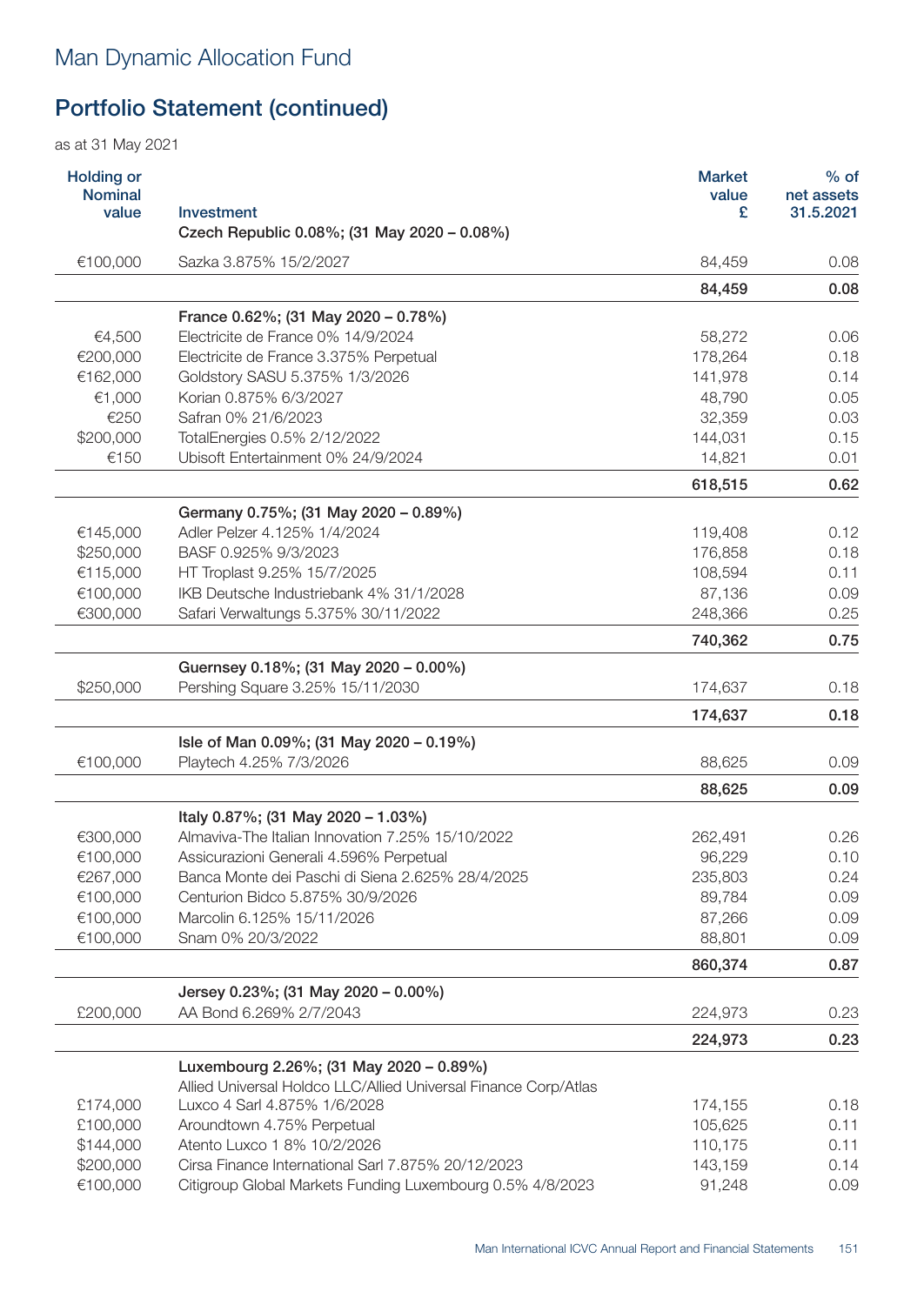# Man Dynamic Allocation Fund

## Portfolio Statement (continued)

as at 31 May 2021

| Holding or Nominal value | Investment | Market value £ | % of net assets 31.5.2021 |
|---|---|---|---|
| | **Czech Republic 0.08%; (31 May 2020 – 0.08%)** | | |
| €100,000 | Sazka 3.875% 15/2/2027 | 84,459 | 0.08 |
| | | **84,459** | **0.08** |
| | **France 0.62%; (31 May 2020 – 0.78%)** | | |
| €4,500 | Electricite de France 0% 14/9/2024 | 58,272 | 0.06 |
| €200,000 | Electricite de France 3.375% Perpetual | 178,264 | 0.18 |
| €162,000 | Goldstory SASU 5.375% 1/3/2026 | 141,978 | 0.14 |
| €1,000 | Korian 0.875% 6/3/2027 | 48,790 | 0.05 |
| €250 | Safran 0% 21/6/2023 | 32,359 | 0.03 |
| $200,000 | TotalEnergies 0.5% 2/12/2022 | 144,031 | 0.15 |
| €150 | Ubisoft Entertainment 0% 24/9/2024 | 14,821 | 0.01 |
| | | **618,515** | **0.62** |
| | **Germany 0.75%; (31 May 2020 – 0.89%)** | | |
| €145,000 | Adler Pelzer 4.125% 1/4/2024 | 119,408 | 0.12 |
| $250,000 | BASF 0.925% 9/3/2023 | 176,858 | 0.18 |
| €115,000 | HT Troplast 9.25% 15/7/2025 | 108,594 | 0.11 |
| €100,000 | IKB Deutsche Industriebank 4% 31/1/2028 | 87,136 | 0.09 |
| €300,000 | Safari Verwaltungs 5.375% 30/11/2022 | 248,366 | 0.25 |
| | | **740,362** | **0.75** |
| | **Guernsey 0.18%; (31 May 2020 – 0.00%)** | | |
| $250,000 | Pershing Square 3.25% 15/11/2030 | 174,637 | 0.18 |
| | | **174,637** | **0.18** |
| | **Isle of Man 0.09%; (31 May 2020 – 0.19%)** | | |
| €100,000 | Playtech 4.25% 7/3/2026 | 88,625 | 0.09 |
| | | **88,625** | **0.09** |
| | **Italy 0.87%; (31 May 2020 – 1.03%)** | | |
| €300,000 | Almaviva-The Italian Innovation 7.25% 15/10/2022 | 262,491 | 0.26 |
| €100,000 | Assicurazioni Generali 4.596% Perpetual | 96,229 | 0.10 |
| €267,000 | Banca Monte dei Paschi di Siena 2.625% 28/4/2025 | 235,803 | 0.24 |
| €100,000 | Centurion Bidco 5.875% 30/9/2026 | 89,784 | 0.09 |
| €100,000 | Marcolin 6.125% 15/11/2026 | 87,266 | 0.09 |
| €100,000 | Snam 0% 20/3/2022 | 88,801 | 0.09 |
| | | **860,374** | **0.87** |
| | **Jersey 0.23%; (31 May 2020 – 0.00%)** | | |
| £200,000 | AA Bond 6.269% 2/7/2043 | 224,973 | 0.23 |
| | | **224,973** | **0.23** |
| | **Luxembourg 2.26%; (31 May 2020 – 0.89%)** | | |
| £174,000 | Allied Universal Holdco LLC/Allied Universal Finance Corp/Atlas Luxco 4 Sarl 4.875% 1/6/2028 | 174,155 | 0.18 |
| £100,000 | Aroundtown 4.75% Perpetual | 105,625 | 0.11 |
| $144,000 | Atento Luxco 1 8% 10/2/2026 | 110,175 | 0.11 |
| $200,000 | Cirsa Finance International Sarl 7.875% 20/12/2023 | 143,159 | 0.14 |
| €100,000 | Citigroup Global Markets Funding Luxembourg 0.5% 4/8/2023 | 91,248 | 0.09 |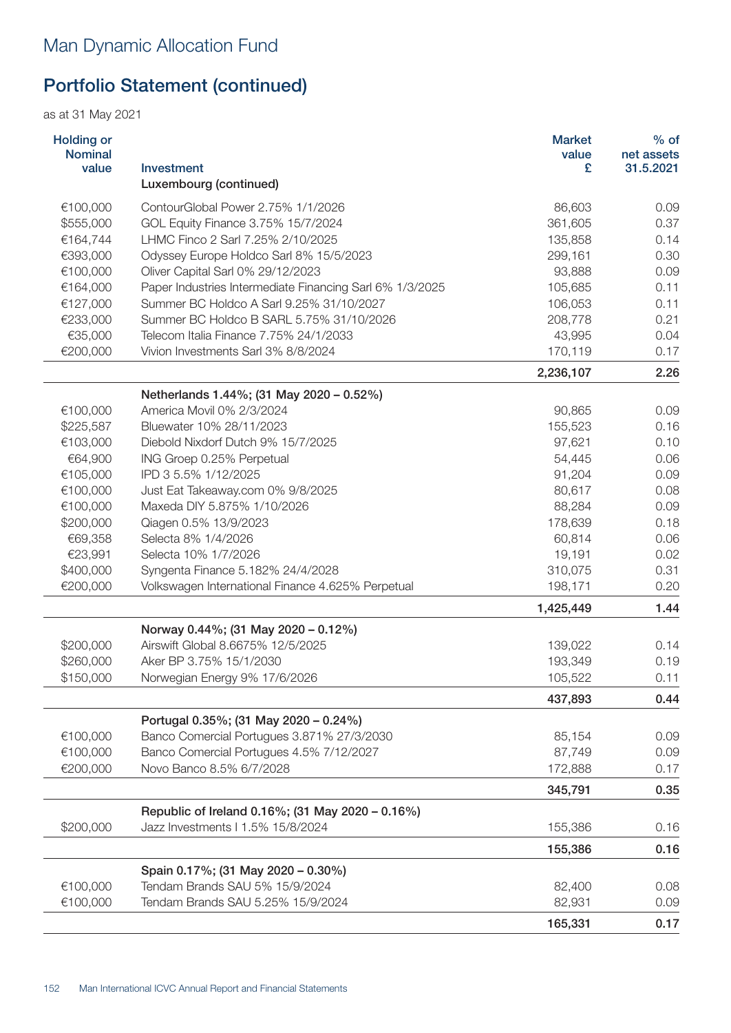# Man Dynamic Allocation Fund

## Portfolio Statement (continued)

as at 31 May 2021

| Holding or Nominal value | Investment | Market value £ | % of net assets 31.5.2021 |
|---|---|---|---|
| | **Luxembourg (continued)** | | |
| €100,000 | ContourGlobal Power 2.75% 1/1/2026 | 86,603 | 0.09 |
| $555,000 | GOL Equity Finance 3.75% 15/7/2024 | 361,605 | 0.37 |
| €164,744 | LHMC Finco 2 Sarl 7.25% 2/10/2025 | 135,858 | 0.14 |
| €393,000 | Odyssey Europe Holdco Sarl 8% 15/5/2023 | 299,161 | 0.30 |
| €100,000 | Oliver Capital Sarl 0% 29/12/2023 | 93,888 | 0.09 |
| €164,000 | Paper Industries Intermediate Financing Sarl 6% 1/3/2025 | 105,685 | 0.11 |
| €127,000 | Summer BC Holdco A Sarl 9.25% 31/10/2027 | 106,053 | 0.11 |
| €233,000 | Summer BC Holdco B SARL 5.75% 31/10/2026 | 208,778 | 0.21 |
| €35,000 | Telecom Italia Finance 7.75% 24/1/2033 | 43,995 | 0.04 |
| €200,000 | Vivion Investments Sarl 3% 8/8/2024 | 170,119 | 0.17 |
| | | **2,236,107** | **2.26** |
| | **Netherlands 1.44%; (31 May 2020 – 0.52%)** | | |
| €100,000 | America Movil 0% 2/3/2024 | 90,865 | 0.09 |
| $225,587 | Bluewater 10% 28/11/2023 | 155,523 | 0.16 |
| €103,000 | Diebold Nixdorf Dutch 9% 15/7/2025 | 97,621 | 0.10 |
| €64,900 | ING Groep 0.25% Perpetual | 54,445 | 0.06 |
| €105,000 | IPD 3 5.5% 1/12/2025 | 91,204 | 0.09 |
| €100,000 | Just Eat Takeaway.com 0% 9/8/2025 | 80,617 | 0.08 |
| €100,000 | Maxeda DIY 5.875% 1/10/2026 | 88,284 | 0.09 |
| $200,000 | Qiagen 0.5% 13/9/2023 | 178,639 | 0.18 |
| €69,358 | Selecta 8% 1/4/2026 | 60,814 | 0.06 |
| €23,991 | Selecta 10% 1/7/2026 | 19,191 | 0.02 |
| $400,000 | Syngenta Finance 5.182% 24/4/2028 | 310,075 | 0.31 |
| €200,000 | Volkswagen International Finance 4.625% Perpetual | 198,171 | 0.20 |
| | | **1,425,449** | **1.44** |
| | **Norway 0.44%; (31 May 2020 – 0.12%)** | | |
| $200,000 | Airswift Global 8.6675% 12/5/2025 | 139,022 | 0.14 |
| $260,000 | Aker BP 3.75% 15/1/2030 | 193,349 | 0.19 |
| $150,000 | Norwegian Energy 9% 17/6/2026 | 105,522 | 0.11 |
| | | **437,893** | **0.44** |
| | **Portugal 0.35%; (31 May 2020 – 0.24%)** | | |
| €100,000 | Banco Comercial Portugues 3.871% 27/3/2030 | 85,154 | 0.09 |
| €100,000 | Banco Comercial Portugues 4.5% 7/12/2027 | 87,749 | 0.09 |
| €200,000 | Novo Banco 8.5% 6/7/2028 | 172,888 | 0.17 |
| | | **345,791** | **0.35** |
| | **Republic of Ireland 0.16%; (31 May 2020 – 0.16%)** | | |
| $200,000 | Jazz Investments I 1.5% 15/8/2024 | 155,386 | 0.16 |
| | | **155,386** | **0.16** |
| | **Spain 0.17%; (31 May 2020 – 0.30%)** | | |
| €100,000 | Tendam Brands SAU 5% 15/9/2024 | 82,400 | 0.08 |
| €100,000 | Tendam Brands SAU 5.25% 15/9/2024 | 82,931 | 0.09 |
| | | **165,331** | **0.17** |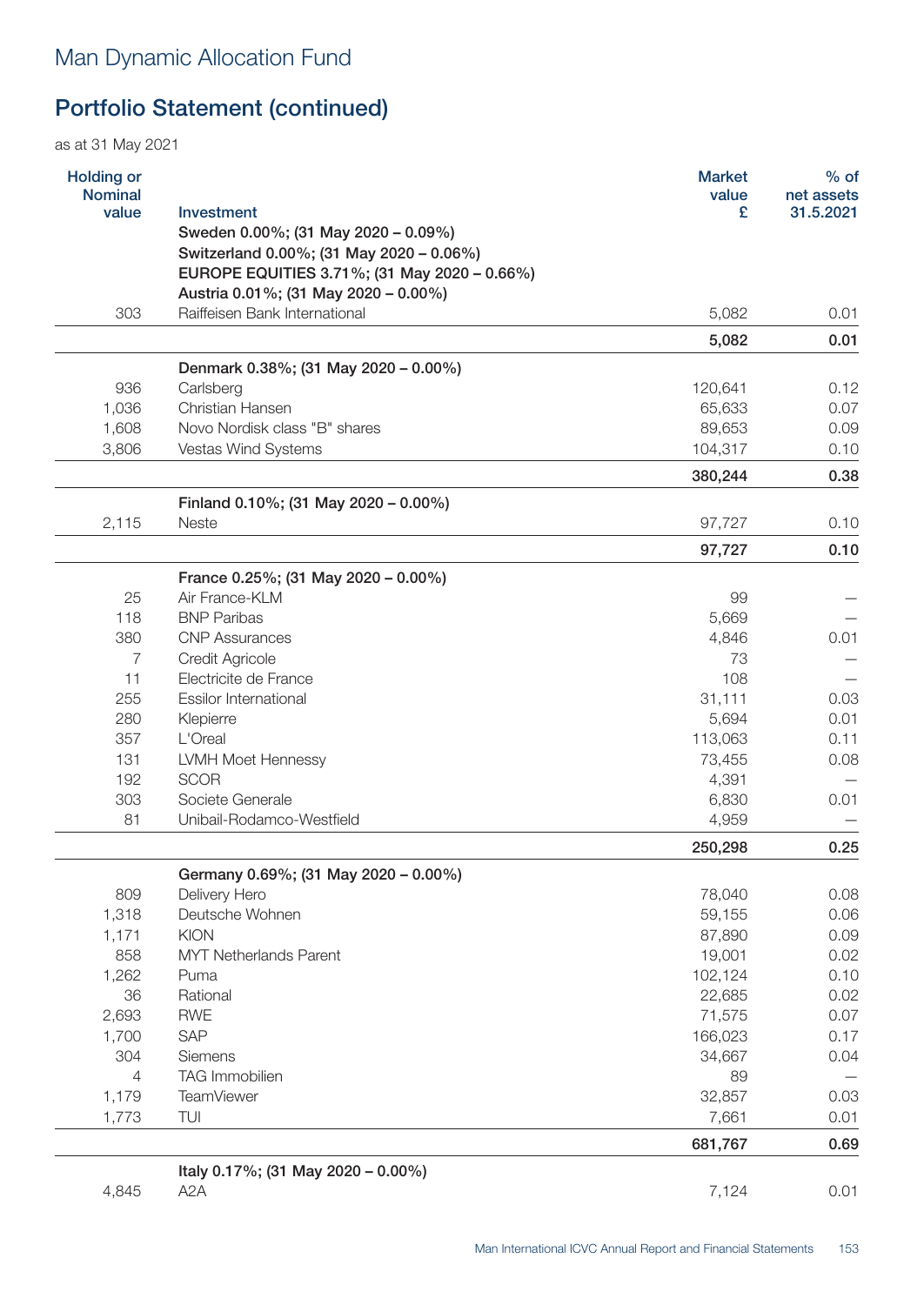# Man Dynamic Allocation Fund

## Portfolio Statement (continued)

as at 31 May 2021

| Holding or Nominal value | Investment | Market value £ | % of net assets 31.5.2021 |
|---|---|---|---|
| | **Sweden 0.00%; (31 May 2020 – 0.09%)** | | |
| | **Switzerland 0.00%; (31 May 2020 – 0.06%)** | | |
| | **EUROPE EQUITIES 3.71%; (31 May 2020 – 0.66%)** | | |
| | **Austria 0.01%; (31 May 2020 – 0.00%)** | | |
| 303 | Raiffeisen Bank International | 5,082 | 0.01 |
| | | **5,082** | **0.01** |
| | **Denmark 0.38%; (31 May 2020 – 0.00%)** | | |
| 936 | Carlsberg | 120,641 | 0.12 |
| 1,036 | Christian Hansen | 65,633 | 0.07 |
| 1,608 | Novo Nordisk class "B" shares | 89,653 | 0.09 |
| 3,806 | Vestas Wind Systems | 104,317 | 0.10 |
| | | **380,244** | **0.38** |
| | **Finland 0.10%; (31 May 2020 – 0.00%)** | | |
| 2,115 | Neste | 97,727 | 0.10 |
| | | **97,727** | **0.10** |
| | **France 0.25%; (31 May 2020 – 0.00%)** | | |
| 25 | Air France-KLM | 99 | — |
| 118 | BNP Paribas | 5,669 | — |
| 380 | CNP Assurances | 4,846 | 0.01 |
| 7 | Credit Agricole | 73 | — |
| 11 | Electricite de France | 108 | — |
| 255 | Essilor International | 31,111 | 0.03 |
| 280 | Klepierre | 5,694 | 0.01 |
| 357 | L'Oreal | 113,063 | 0.11 |
| 131 | LVMH Moet Hennessy | 73,455 | 0.08 |
| 192 | SCOR | 4,391 | — |
| 303 | Societe Generale | 6,830 | 0.01 |
| 81 | Unibail-Rodamco-Westfield | 4,959 | — |
| | | **250,298** | **0.25** |
| | **Germany 0.69%; (31 May 2020 – 0.00%)** | | |
| 809 | Delivery Hero | 78,040 | 0.08 |
| 1,318 | Deutsche Wohnen | 59,155 | 0.06 |
| 1,171 | KION | 87,890 | 0.09 |
| 858 | MYT Netherlands Parent | 19,001 | 0.02 |
| 1,262 | Puma | 102,124 | 0.10 |
| 36 | Rational | 22,685 | 0.02 |
| 2,693 | RWE | 71,575 | 0.07 |
| 1,700 | SAP | 166,023 | 0.17 |
| 304 | Siemens | 34,667 | 0.04 |
| 4 | TAG Immobilien | 89 | — |
| 1,179 | TeamViewer | 32,857 | 0.03 |
| 1,773 | TUI | 7,661 | 0.01 |
| | | **681,767** | **0.69** |
| | **Italy 0.17%; (31 May 2020 – 0.00%)** | | |
| 4,845 | A2A | 7,124 | 0.01 |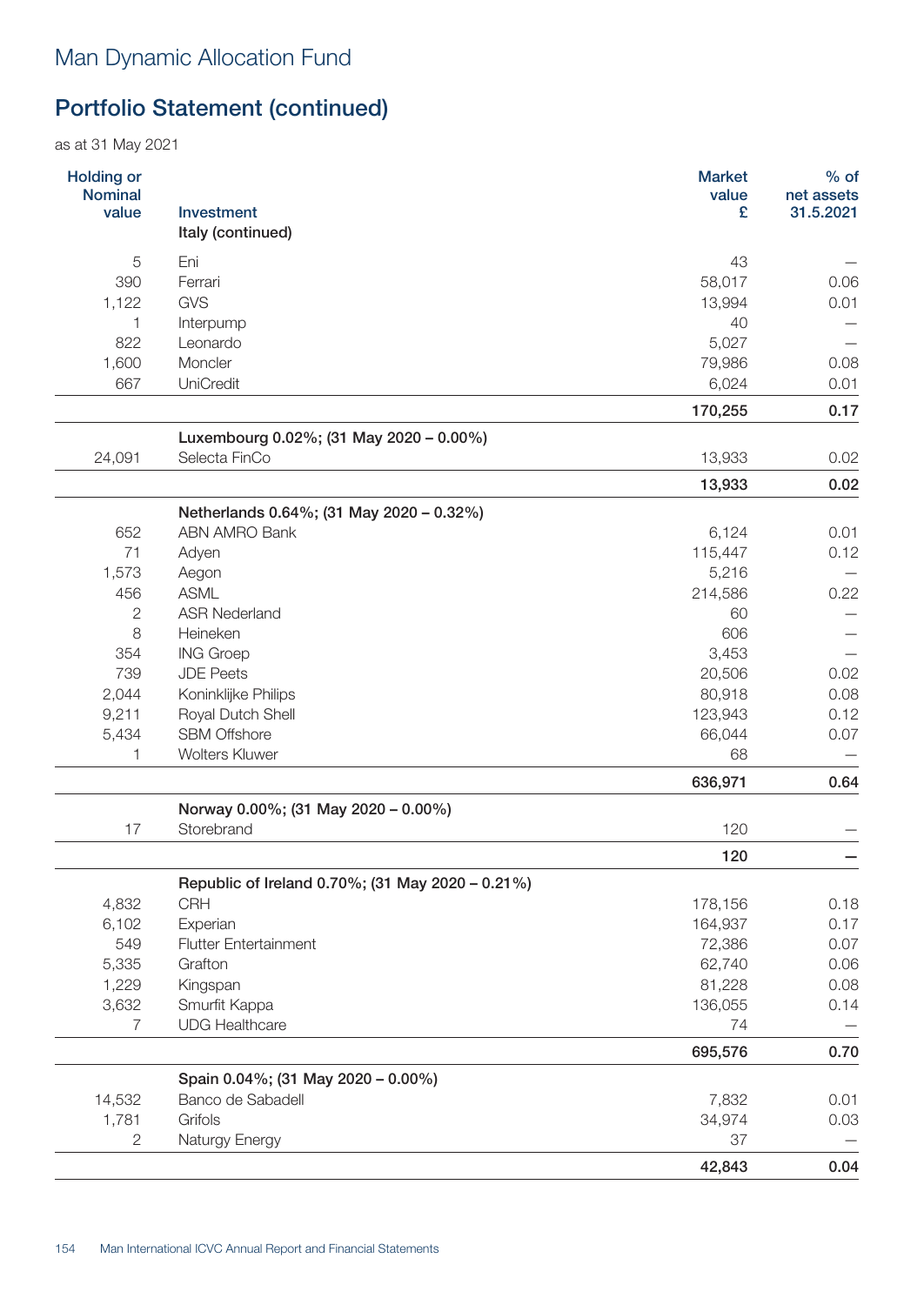# Man Dynamic Allocation Fund

## Portfolio Statement (continued)

as at 31 May 2021

| Holding or Nominal value | Investment | Market value £ | % of net assets 31.5.2021 |
|---|---|---|---|
| | **Italy (continued)** | | |
| 5 | Eni | 43 | — |
| 390 | Ferrari | 58,017 | 0.06 |
| 1,122 | GVS | 13,994 | 0.01 |
| 1 | Interpump | 40 | — |
| 822 | Leonardo | 5,027 | — |
| 1,600 | Moncler | 79,986 | 0.08 |
| 667 | UniCredit | 6,024 | 0.01 |
| | | **170,255** | **0.17** |
| | **Luxembourg 0.02%; (31 May 2020 – 0.00%)** | | |
| 24,091 | Selecta FinCo | 13,933 | 0.02 |
| | | **13,933** | **0.02** |
| | **Netherlands 0.64%; (31 May 2020 – 0.32%)** | | |
| 652 | ABN AMRO Bank | 6,124 | 0.01 |
| 71 | Adyen | 115,447 | 0.12 |
| 1,573 | Aegon | 5,216 | — |
| 456 | ASML | 214,586 | 0.22 |
| 2 | ASR Nederland | 60 | — |
| 8 | Heineken | 606 | — |
| 354 | ING Groep | 3,453 | — |
| 739 | JDE Peets | 20,506 | 0.02 |
| 2,044 | Koninklijke Philips | 80,918 | 0.08 |
| 9,211 | Royal Dutch Shell | 123,943 | 0.12 |
| 5,434 | SBM Offshore | 66,044 | 0.07 |
| 1 | Wolters Kluwer | 68 | — |
| | | **636,971** | **0.64** |
| | **Norway 0.00%; (31 May 2020 – 0.00%)** | | |
| 17 | Storebrand | 120 | — |
| | | **120** | **—** |
| | **Republic of Ireland 0.70%; (31 May 2020 – 0.21%)** | | |
| 4,832 | CRH | 178,156 | 0.18 |
| 6,102 | Experian | 164,937 | 0.17 |
| 549 | Flutter Entertainment | 72,386 | 0.07 |
| 5,335 | Grafton | 62,740 | 0.06 |
| 1,229 | Kingspan | 81,228 | 0.08 |
| 3,632 | Smurfit Kappa | 136,055 | 0.14 |
| 7 | UDG Healthcare | 74 | — |
| | | **695,576** | **0.70** |
| | **Spain 0.04%; (31 May 2020 – 0.00%)** | | |
| 14,532 | Banco de Sabadell | 7,832 | 0.01 |
| 1,781 | Grifols | 34,974 | 0.03 |
| 2 | Naturgy Energy | 37 | — |
| | | **42,843** | **0.04** |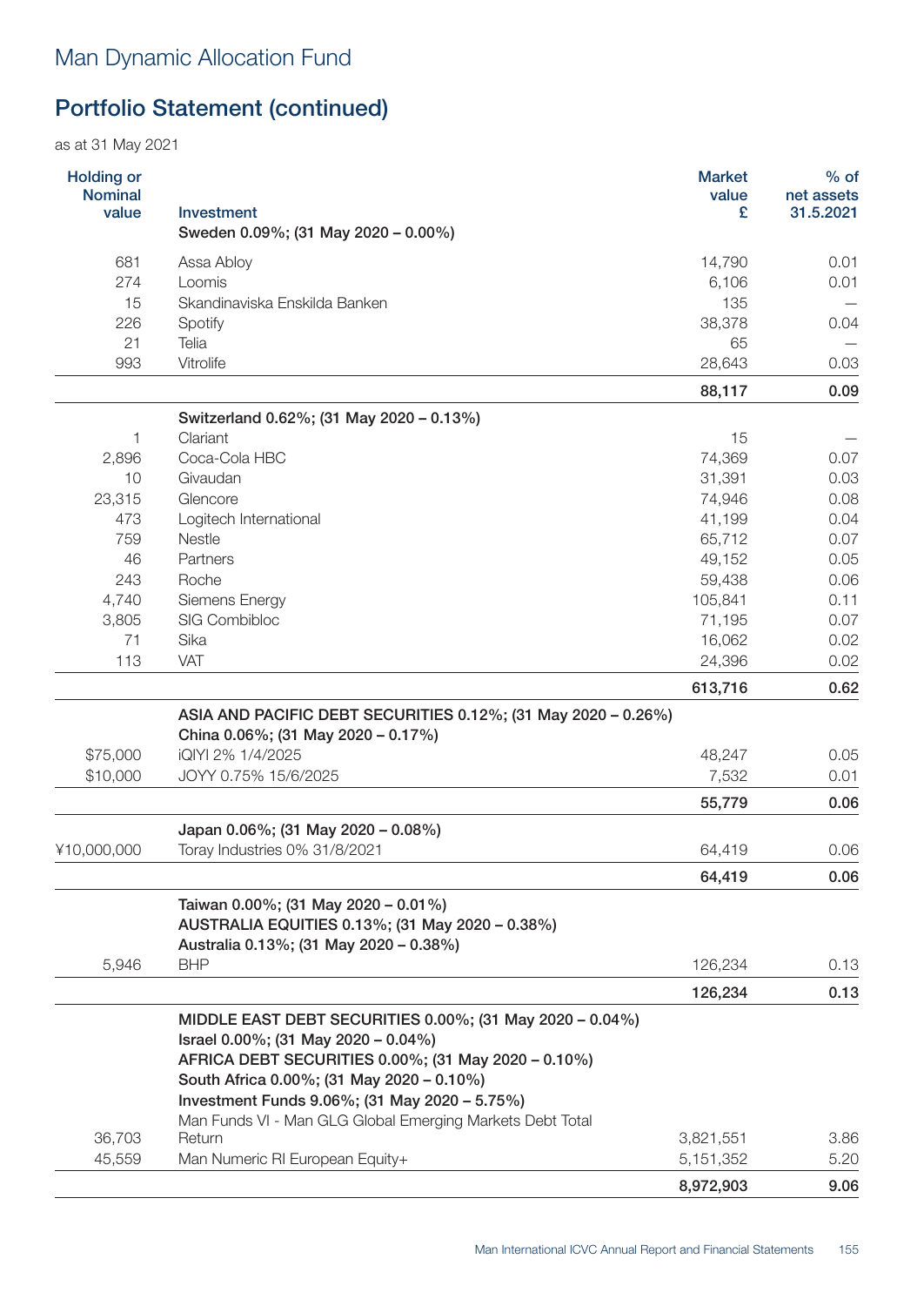# Man Dynamic Allocation Fund

## Portfolio Statement (continued)

as at 31 May 2021

| Holding or Nominal value | Investment | Market value £ | % of net assets 31.5.2021 |
|---|---|---|---|
| | **Sweden 0.09%; (31 May 2020 – 0.00%)** | | |
| 681 | Assa Abloy | 14,790 | 0.01 |
| 274 | Loomis | 6,106 | 0.01 |
| 15 | Skandinaviska Enskilda Banken | 135 | — |
| 226 | Spotify | 38,378 | 0.04 |
| 21 | Telia | 65 | — |
| 993 | Vitrolife | 28,643 | 0.03 |
| | | **88,117** | **0.09** |
| | **Switzerland 0.62%; (31 May 2020 – 0.13%)** | | |
| 1 | Clariant | 15 | — |
| 2,896 | Coca-Cola HBC | 74,369 | 0.07 |
| 10 | Givaudan | 31,391 | 0.03 |
| 23,315 | Glencore | 74,946 | 0.08 |
| 473 | Logitech International | 41,199 | 0.04 |
| 759 | Nestle | 65,712 | 0.07 |
| 46 | Partners | 49,152 | 0.05 |
| 243 | Roche | 59,438 | 0.06 |
| 4,740 | Siemens Energy | 105,841 | 0.11 |
| 3,805 | SIG Combibloc | 71,195 | 0.07 |
| 71 | Sika | 16,062 | 0.02 |
| 113 | VAT | 24,396 | 0.02 |
| | | **613,716** | **0.62** |
| | **ASIA AND PACIFIC DEBT SECURITIES 0.12%; (31 May 2020 – 0.26%)** | | |
| | **China 0.06%; (31 May 2020 – 0.17%)** | | |
| $75,000 | iQIYI 2% 1/4/2025 | 48,247 | 0.05 |
| $10,000 | JOYY 0.75% 15/6/2025 | 7,532 | 0.01 |
| | | **55,779** | **0.06** |
| | **Japan 0.06%; (31 May 2020 – 0.08%)** | | |
| ¥10,000,000 | Toray Industries 0% 31/8/2021 | 64,419 | 0.06 |
| | | **64,419** | **0.06** |
| | **Taiwan 0.00%; (31 May 2020 – 0.01%)** | | |
| | **AUSTRALIA EQUITIES 0.13%; (31 May 2020 – 0.38%)** | | |
| | **Australia 0.13%; (31 May 2020 – 0.38%)** | | |
| 5,946 | BHP | 126,234 | 0.13 |
| | | **126,234** | **0.13** |
| | **MIDDLE EAST DEBT SECURITIES 0.00%; (31 May 2020 – 0.04%)** | | |
| | **Israel 0.00%; (31 May 2020 – 0.04%)** | | |
| | **AFRICA DEBT SECURITIES 0.00%; (31 May 2020 – 0.10%)** | | |
| | **South Africa 0.00%; (31 May 2020 – 0.10%)** | | |
| | **Investment Funds 9.06%; (31 May 2020 – 5.75%)** | | |
| 36,703 | Man Funds VI - Man GLG Global Emerging Markets Debt Total Return | 3,821,551 | 3.86 |
| 45,559 | Man Numeric RI European Equity+ | 5,151,352 | 5.20 |
| | | **8,972,903** | **9.06** |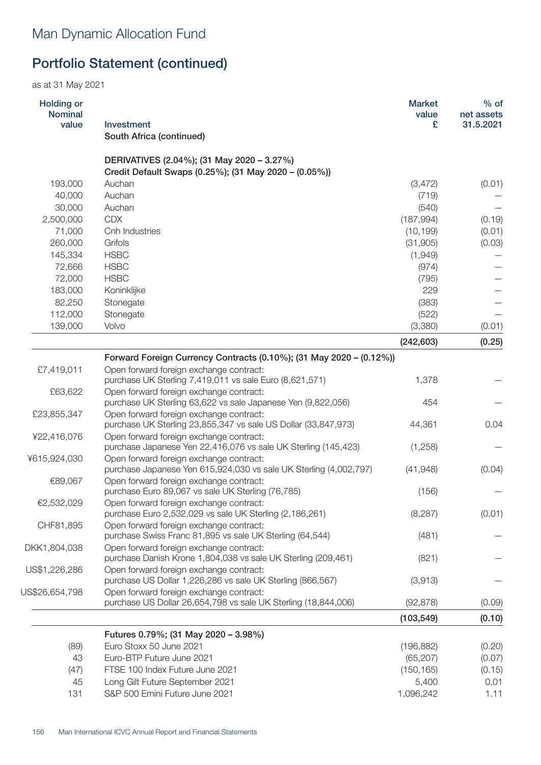# Man Dynamic Allocation Fund

## Portfolio Statement (continued)

as at 31 May 2021

| Holding or Nominal value | Investment | Market value £ | % of net assets 31.5.2021 |
|---|---|---|---|
| | South Africa (continued) | | |
| | **DERIVATIVES (2.04%); (31 May 2020 – 3.27%)** | | |
| | **Credit Default Swaps (0.25%); (31 May 2020 – (0.05%))** | | |
| 193,000 | Auchan | (3,472) | (0.01) |
| 40,000 | Auchan | (719) | – |
| 30,000 | Auchan | (540) | – |
| 2,500,000 | CDX | (187,994) | (0.19) |
| 71,000 | Cnh Industries | (10,199) | (0.01) |
| 260,000 | Grifols | (31,905) | (0.03) |
| 145,334 | HSBC | (1,949) | – |
| 72,666 | HSBC | (974) | – |
| 72,000 | HSBC | (795) | – |
| 183,000 | Koninklijke | 229 | – |
| 82,250 | Stonegate | (383) | – |
| 112,000 | Stonegate | (522) | – |
| 139,000 | Volvo | (3,380) | (0.01) |
| | | **(242,603)** | **(0.25)** |
| | **Forward Foreign Currency Contracts (0.10%); (31 May 2020 – (0.12%))** | | |
| £7,419,011 | Open forward foreign exchange contract: purchase UK Sterling 7,419,011 vs sale Euro (8,621,571) | 1,378 | – |
| £63,622 | Open forward foreign exchange contract: purchase UK Sterling 63,622 vs sale Japanese Yen (9,822,056) | 454 | – |
| £23,855,347 | Open forward foreign exchange contract: purchase UK Sterling 23,855,347 vs sale US Dollar (33,847,973) | 44,361 | 0.04 |
| ¥22,416,076 | Open forward foreign exchange contract: purchase Japanese Yen 22,416,076 vs sale UK Sterling (145,423) | (1,258) | – |
| ¥615,924,030 | Open forward foreign exchange contract: purchase Japanese Yen 615,924,030 vs sale UK Sterling (4,002,797) | (41,948) | (0.04) |
| €89,067 | Open forward foreign exchange contract: purchase Euro 89,067 vs sale UK Sterling (76,785) | (156) | – |
| €2,532,029 | Open forward foreign exchange contract: purchase Euro 2,532,029 vs sale UK Sterling (2,186,261) | (8,287) | (0.01) |
| CHF81,895 | Open forward foreign exchange contract: purchase Swiss Franc 81,895 vs sale UK Sterling (64,544) | (481) | – |
| DKK1,804,038 | Open forward foreign exchange contract: purchase Danish Krone 1,804,038 vs sale UK Sterling (209,461) | (821) | – |
| US$1,226,286 | Open forward foreign exchange contract: purchase US Dollar 1,226,286 vs sale UK Sterling (866,567) | (3,913) | – |
| US$26,654,798 | Open forward foreign exchange contract: purchase US Dollar 26,654,798 vs sale UK Sterling (18,844,006) | (92,878) | (0.09) |
| | | **(103,549)** | **(0.10)** |
| | **Futures 0.79%; (31 May 2020 – 3.98%)** | | |
| (89) | Euro Stoxx 50 June 2021 | (196,882) | (0.20) |
| 43 | Euro-BTP Future June 2021 | (65,207) | (0.07) |
| (47) | FTSE 100 Index Future June 2021 | (150,165) | (0.15) |
| 45 | Long Gilt Future September 2021 | 5,400 | 0.01 |
| 131 | S&P 500 Emini Future June 2021 | 1,096,242 | 1.11 |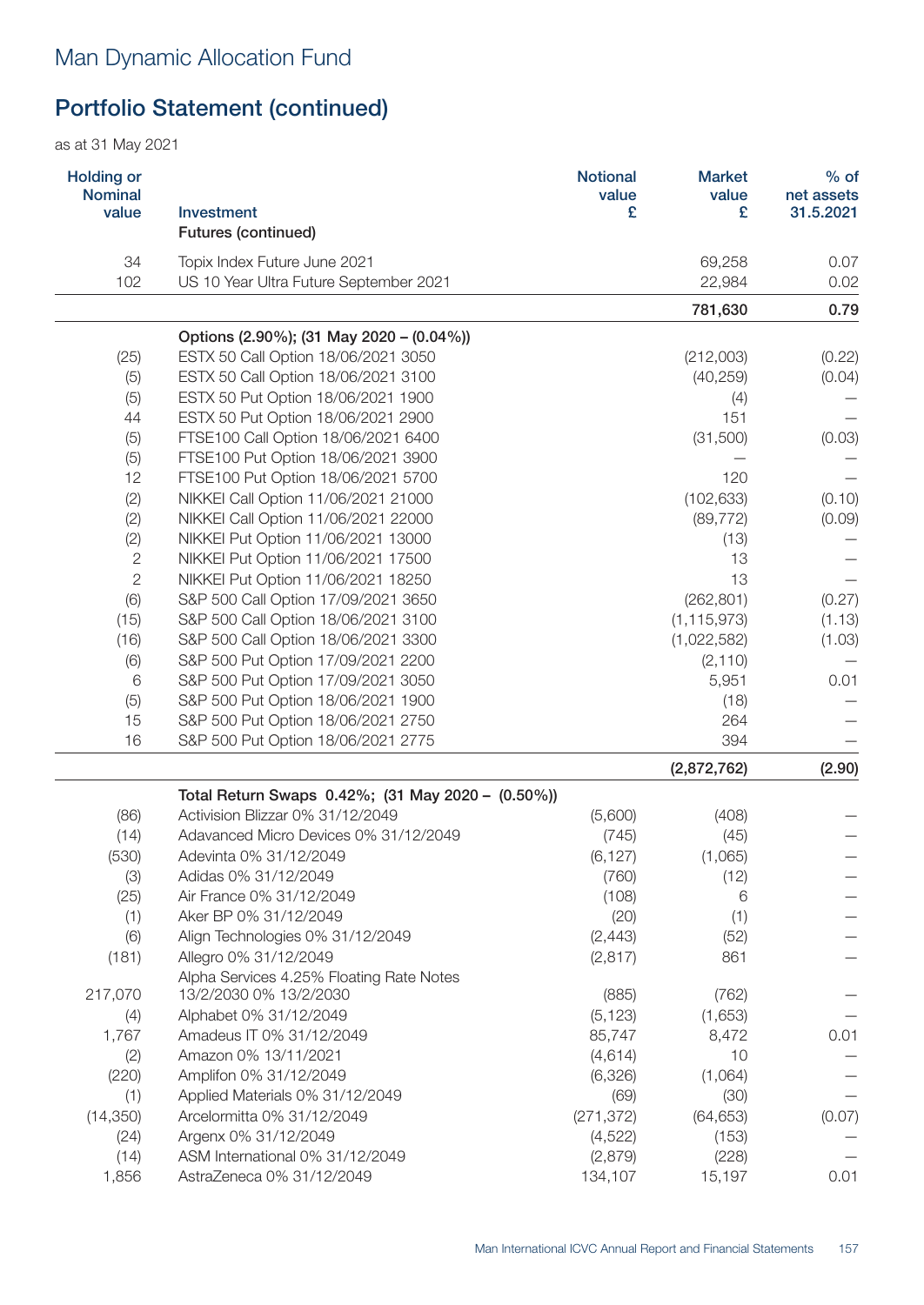# Man Dynamic Allocation Fund

## Portfolio Statement (continued)

as at 31 May 2021

| Holding or Nominal value | Investment | Notional value £ | Market value £ | % of net assets 31.5.2021 |
|---|---|---|---|---|
| | Futures (continued) | | | |
| 34 | Topix Index Future June 2021 | | 69,258 | 0.07 |
| 102 | US 10 Year Ultra Future September 2021 | | 22,984 | 0.02 |
| | | | **781,630** | **0.79** |
| | Options (2.90%); (31 May 2020 – (0.04%)) | | | |
| (25) | ESTX 50 Call Option 18/06/2021 3050 | | (212,003) | (0.22) |
| (5) | ESTX 50 Call Option 18/06/2021 3100 | | (40,259) | (0.04) |
| (5) | ESTX 50 Put Option 18/06/2021 1900 | | (4) | — |
| 44 | ESTX 50 Put Option 18/06/2021 2900 | | 151 | — |
| (5) | FTSE100 Call Option 18/06/2021 6400 | | (31,500) | (0.03) |
| (5) | FTSE100 Put Option 18/06/2021 3900 | | — | — |
| 12 | FTSE100 Put Option 18/06/2021 5700 | | 120 | — |
| (2) | NIKKEI Call Option 11/06/2021 21000 | | (102,633) | (0.10) |
| (2) | NIKKEI Call Option 11/06/2021 22000 | | (89,772) | (0.09) |
| (2) | NIKKEI Put Option 11/06/2021 13000 | | (13) | — |
| 2 | NIKKEI Put Option 11/06/2021 17500 | | 13 | — |
| 2 | NIKKEI Put Option 11/06/2021 18250 | | 13 | — |
| (6) | S&P 500 Call Option 17/09/2021 3650 | | (262,801) | (0.27) |
| (15) | S&P 500 Call Option 18/06/2021 3100 | | (1,115,973) | (1.13) |
| (16) | S&P 500 Call Option 18/06/2021 3300 | | (1,022,582) | (1.03) |
| (6) | S&P 500 Put Option 17/09/2021 2200 | | (2,110) | — |
| 6 | S&P 500 Put Option 17/09/2021 3050 | | 5,951 | 0.01 |
| (5) | S&P 500 Put Option 18/06/2021 1900 | | (18) | — |
| 15 | S&P 500 Put Option 18/06/2021 2750 | | 264 | — |
| 16 | S&P 500 Put Option 18/06/2021 2775 | | 394 | — |
| | | | **(2,872,762)** | **(2.90)** |
| | Total Return Swaps 0.42%; (31 May 2020 – (0.50%)) | | | |
| (86) | Activision Blizzar 0% 31/12/2049 | (5,600) | (408) | — |
| (14) | Adavanced Micro Devices 0% 31/12/2049 | (745) | (45) | — |
| (530) | Adevinta 0% 31/12/2049 | (6,127) | (1,065) | — |
| (3) | Adidas 0% 31/12/2049 | (760) | (12) | — |
| (25) | Air France 0% 31/12/2049 | (108) | 6 | — |
| (1) | Aker BP 0% 31/12/2049 | (20) | (1) | — |
| (6) | Align Technologies 0% 31/12/2049 | (2,443) | (52) | — |
| (181) | Allegro 0% 31/12/2049 | (2,817) | 861 | — |
| 217,070 | Alpha Services 4.25% Floating Rate Notes 13/2/2030 0% 13/2/2030 | (885) | (762) | — |
| (4) | Alphabet 0% 31/12/2049 | (5,123) | (1,653) | — |
| 1,767 | Amadeus IT 0% 31/12/2049 | 85,747 | 8,472 | 0.01 |
| (2) | Amazon 0% 13/11/2021 | (4,614) | 10 | — |
| (220) | Amplifon 0% 31/12/2049 | (6,326) | (1,064) | — |
| (1) | Applied Materials 0% 31/12/2049 | (69) | (30) | — |
| (14,350) | Arcelormitta 0% 31/12/2049 | (271,372) | (64,653) | (0.07) |
| (24) | Argenx 0% 31/12/2049 | (4,522) | (153) | — |
| (14) | ASM International 0% 31/12/2049 | (2,879) | (228) | — |
| 1,856 | AstraZeneca 0% 31/12/2049 | 134,107 | 15,197 | 0.01 |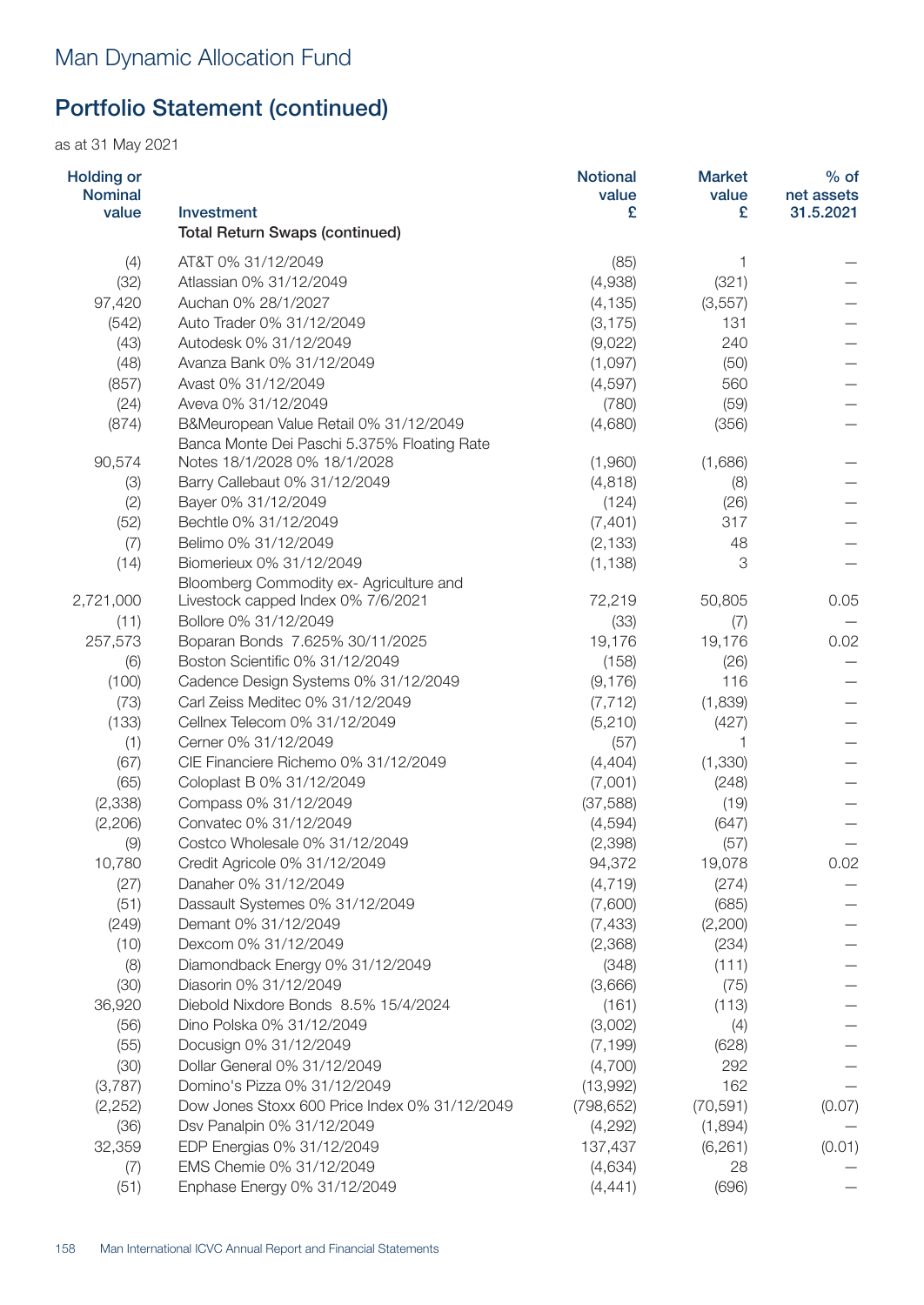# Man Dynamic Allocation Fund

## Portfolio Statement (continued)

as at 31 May 2021

| Holding or Nominal value | Investment | Notional value £ | Market value £ | % of net assets 31.5.2021 |
|---|---|---|---|---|
| | **Total Return Swaps (continued)** | | | |
| (4) | AT&T 0% 31/12/2049 | (85) | 1 | — |
| (32) | Atlassian 0% 31/12/2049 | (4,938) | (321) | — |
| 97,420 | Auchan 0% 28/1/2027 | (4,135) | (3,557) | — |
| (542) | Auto Trader 0% 31/12/2049 | (3,175) | 131 | — |
| (43) | Autodesk 0% 31/12/2049 | (9,022) | 240 | — |
| (48) | Avanza Bank 0% 31/12/2049 | (1,097) | (50) | — |
| (857) | Avast 0% 31/12/2049 | (4,597) | 560 | — |
| (24) | Aveva 0% 31/12/2049 | (780) | (59) | — |
| (874) | B&Meuropean Value Retail 0% 31/12/2049 | (4,680) | (356) | — |
| 90,574 | Banca Monte Dei Paschi 5.375% Floating Rate Notes 18/1/2028 0% 18/1/2028 | (1,960) | (1,686) | — |
| (3) | Barry Callebaut 0% 31/12/2049 | (4,818) | (8) | — |
| (2) | Bayer 0% 31/12/2049 | (124) | (26) | — |
| (52) | Bechtle 0% 31/12/2049 | (7,401) | 317 | — |
| (7) | Belimo 0% 31/12/2049 | (2,133) | 48 | — |
| (14) | Biomerieux 0% 31/12/2049 | (1,138) | 3 | — |
| 2,721,000 | Bloomberg Commodity ex- Agriculture and Livestock capped Index 0% 7/6/2021 | 72,219 | 50,805 | 0.05 |
| (11) | Bollore 0% 31/12/2049 | (33) | (7) | — |
| 257,573 | Boparan Bonds 7.625% 30/11/2025 | 19,176 | 19,176 | 0.02 |
| (6) | Boston Scientific 0% 31/12/2049 | (158) | (26) | — |
| (100) | Cadence Design Systems 0% 31/12/2049 | (9,176) | 116 | — |
| (73) | Carl Zeiss Meditec 0% 31/12/2049 | (7,712) | (1,839) | — |
| (133) | Cellnex Telecom 0% 31/12/2049 | (5,210) | (427) | — |
| (1) | Cerner 0% 31/12/2049 | (57) | 1 | — |
| (67) | CIE Financiere Richemo 0% 31/12/2049 | (4,404) | (1,330) | — |
| (65) | Coloplast B 0% 31/12/2049 | (7,001) | (248) | — |
| (2,338) | Compass 0% 31/12/2049 | (37,588) | (19) | — |
| (2,206) | Convatec 0% 31/12/2049 | (4,594) | (647) | — |
| (9) | Costco Wholesale 0% 31/12/2049 | (2,398) | (57) | — |
| 10,780 | Credit Agricole 0% 31/12/2049 | 94,372 | 19,078 | 0.02 |
| (27) | Danaher 0% 31/12/2049 | (4,719) | (274) | — |
| (51) | Dassault Systemes 0% 31/12/2049 | (7,600) | (685) | — |
| (249) | Demant 0% 31/12/2049 | (7,433) | (2,200) | — |
| (10) | Dexcom 0% 31/12/2049 | (2,368) | (234) | — |
| (8) | Diamondback Energy 0% 31/12/2049 | (348) | (111) | — |
| (30) | Diasorin 0% 31/12/2049 | (3,666) | (75) | — |
| 36,920 | Diebold Nixdore Bonds 8.5% 15/4/2024 | (161) | (113) | — |
| (56) | Dino Polska 0% 31/12/2049 | (3,002) | (4) | — |
| (55) | Docusign 0% 31/12/2049 | (7,199) | (628) | — |
| (30) | Dollar General 0% 31/12/2049 | (4,700) | 292 | — |
| (3,787) | Domino's Pizza 0% 31/12/2049 | (13,992) | 162 | — |
| (2,252) | Dow Jones Stoxx 600 Price Index 0% 31/12/2049 | (798,652) | (70,591) | (0.07) |
| (36) | Dsv Panalpin 0% 31/12/2049 | (4,292) | (1,894) | — |
| 32,359 | EDP Energias 0% 31/12/2049 | 137,437 | (6,261) | (0.01) |
| (7) | EMS Chemie 0% 31/12/2049 | (4,634) | 28 | — |
| (51) | Enphase Energy 0% 31/12/2049 | (4,441) | (696) | — |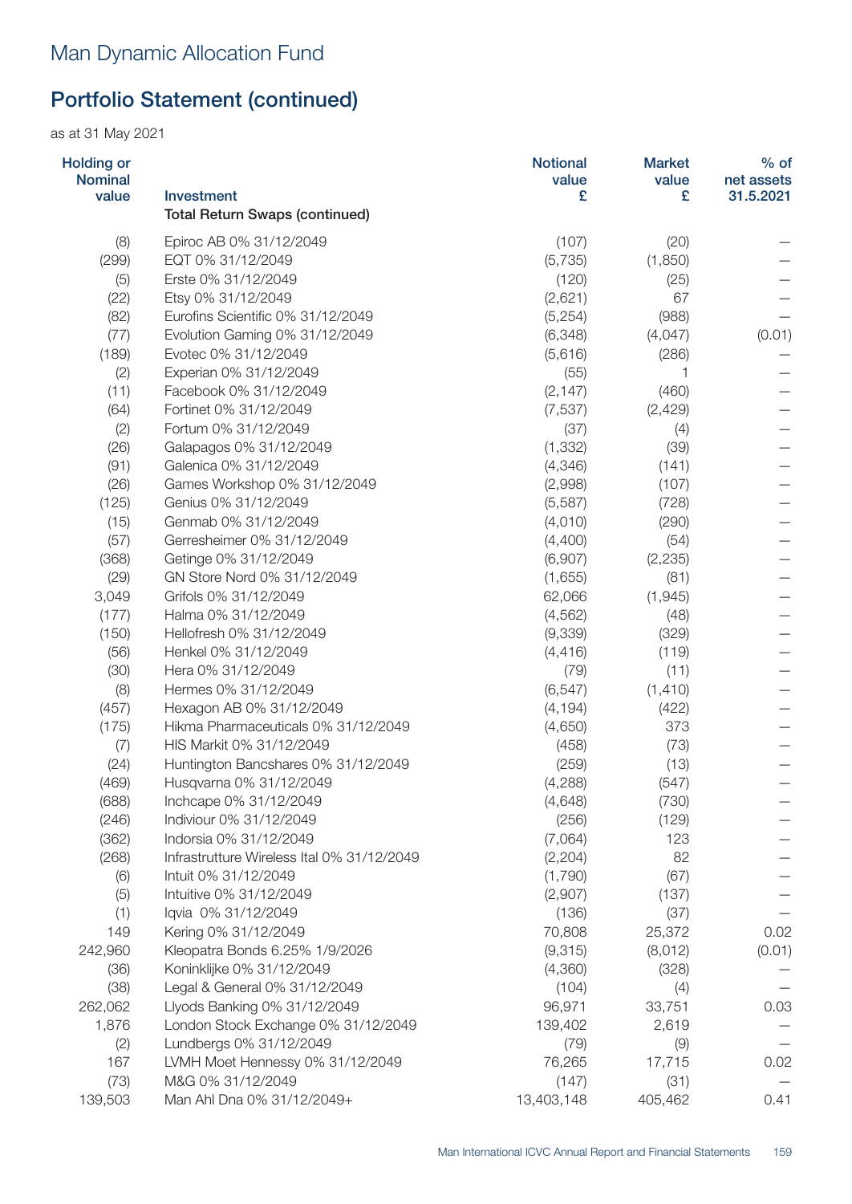# Man Dynamic Allocation Fund

## Portfolio Statement (continued)

as at 31 May 2021

| Holding or Nominal value | Investment | Notional value £ | Market value £ | % of net assets 31.5.2021 |
|---|---|---|---|---|
| | **Total Return Swaps (continued)** | | | |
| (8) | Epiroc AB 0% 31/12/2049 | (107) | (20) | – |
| (299) | EQT 0% 31/12/2049 | (5,735) | (1,850) | – |
| (5) | Erste 0% 31/12/2049 | (120) | (25) | – |
| (22) | Etsy 0% 31/12/2049 | (2,621) | 67 | – |
| (82) | Eurofins Scientific 0% 31/12/2049 | (5,254) | (988) | – |
| (77) | Evolution Gaming 0% 31/12/2049 | (6,348) | (4,047) | (0.01) |
| (189) | Evotec 0% 31/12/2049 | (5,616) | (286) | – |
| (2) | Experian 0% 31/12/2049 | (55) | 1 | – |
| (11) | Facebook 0% 31/12/2049 | (2,147) | (460) | – |
| (64) | Fortinet 0% 31/12/2049 | (7,537) | (2,429) | – |
| (2) | Fortum 0% 31/12/2049 | (37) | (4) | – |
| (26) | Galapagos 0% 31/12/2049 | (1,332) | (39) | – |
| (91) | Galenica 0% 31/12/2049 | (4,346) | (141) | – |
| (26) | Games Workshop 0% 31/12/2049 | (2,998) | (107) | – |
| (125) | Genius 0% 31/12/2049 | (5,587) | (728) | – |
| (15) | Genmab 0% 31/12/2049 | (4,010) | (290) | – |
| (57) | Gerresheimer 0% 31/12/2049 | (4,400) | (54) | – |
| (368) | Getinge 0% 31/12/2049 | (6,907) | (2,235) | – |
| (29) | GN Store Nord 0% 31/12/2049 | (1,655) | (81) | – |
| 3,049 | Grifols 0% 31/12/2049 | 62,066 | (1,945) | – |
| (177) | Halma 0% 31/12/2049 | (4,562) | (48) | – |
| (150) | Hellofresh 0% 31/12/2049 | (9,339) | (329) | – |
| (56) | Henkel 0% 31/12/2049 | (4,416) | (119) | – |
| (30) | Hera 0% 31/12/2049 | (79) | (11) | – |
| (8) | Hermes 0% 31/12/2049 | (6,547) | (1,410) | – |
| (457) | Hexagon AB 0% 31/12/2049 | (4,194) | (422) | – |
| (175) | Hikma Pharmaceuticals 0% 31/12/2049 | (4,650) | 373 | – |
| (7) | HIS Markit 0% 31/12/2049 | (458) | (73) | – |
| (24) | Huntington Bancshares 0% 31/12/2049 | (259) | (13) | – |
| (469) | Husqvarna 0% 31/12/2049 | (4,288) | (547) | – |
| (688) | Inchcape 0% 31/12/2049 | (4,648) | (730) | – |
| (246) | Indiviour 0% 31/12/2049 | (256) | (129) | – |
| (362) | Indorsia 0% 31/12/2049 | (7,064) | 123 | – |
| (268) | Infrastrutture Wireless Ital 0% 31/12/2049 | (2,204) | 82 | – |
| (6) | Intuit 0% 31/12/2049 | (1,790) | (67) | – |
| (5) | Intuitive 0% 31/12/2049 | (2,907) | (137) | – |
| (1) | Iqvia 0% 31/12/2049 | (136) | (37) | – |
| 149 | Kering 0% 31/12/2049 | 70,808 | 25,372 | 0.02 |
| 242,960 | Kleopatra Bonds 6.25% 1/9/2026 | (9,315) | (8,012) | (0.01) |
| (36) | Koninklijke 0% 31/12/2049 | (4,360) | (328) | – |
| (38) | Legal & General 0% 31/12/2049 | (104) | (4) | – |
| 262,062 | Llyods Banking 0% 31/12/2049 | 96,971 | 33,751 | 0.03 |
| 1,876 | London Stock Exchange 0% 31/12/2049 | 139,402 | 2,619 | – |
| (2) | Lundbergs 0% 31/12/2049 | (79) | (9) | – |
| 167 | LVMH Moet Hennessy 0% 31/12/2049 | 76,265 | 17,715 | 0.02 |
| (73) | M&G 0% 31/12/2049 | (147) | (31) | – |
| 139,503 | Man Ahl Dna 0% 31/12/2049+ | 13,403,148 | 405,462 | 0.41 |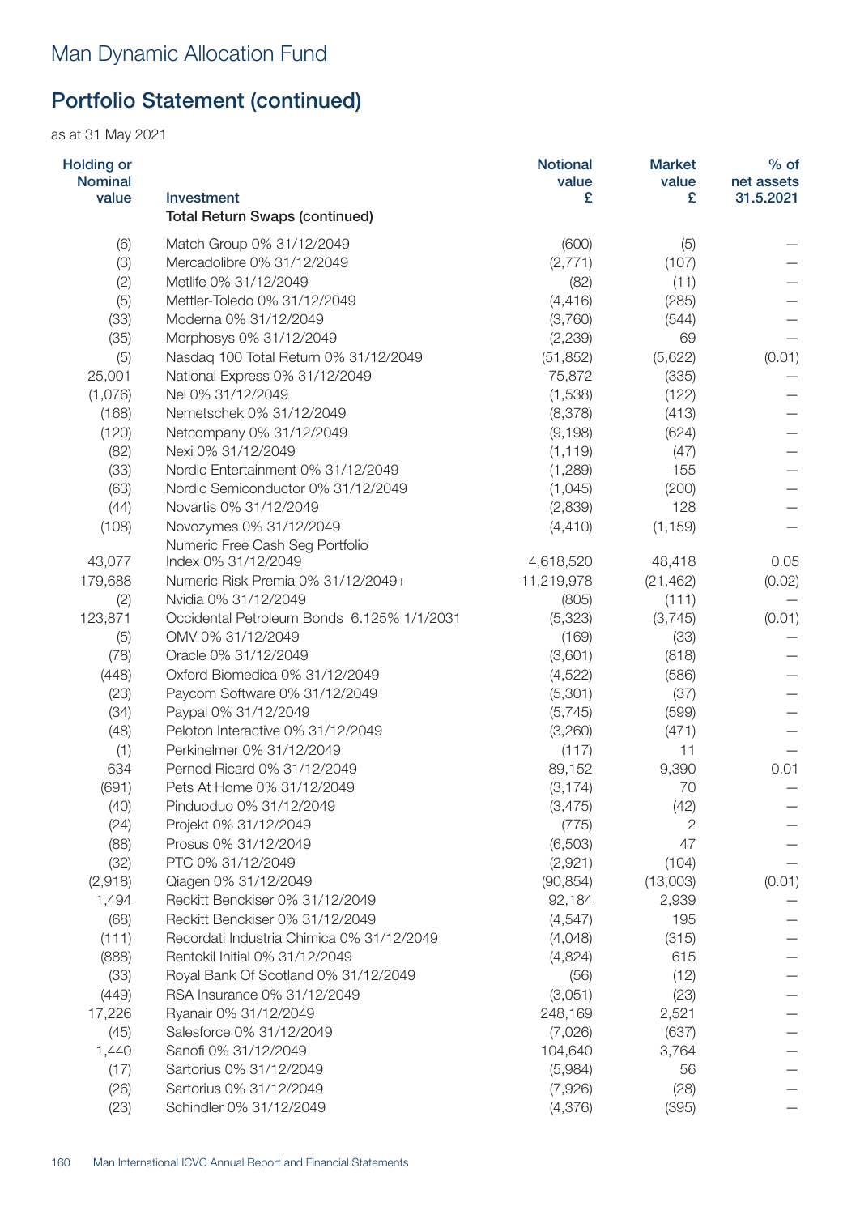# Man Dynamic Allocation Fund

## Portfolio Statement (continued)

as at 31 May 2021

| Holding or Nominal value | Investment | Notional value £ | Market value £ | % of net assets 31.5.2021 |
|---|---|---|---|---|
| | **Total Return Swaps (continued)** | | | |
| (6) | Match Group 0% 31/12/2049 | (600) | (5) | – |
| (3) | Mercadolibre 0% 31/12/2049 | (2,771) | (107) | – |
| (2) | Metlife 0% 31/12/2049 | (82) | (11) | – |
| (5) | Mettler-Toledo 0% 31/12/2049 | (4,416) | (285) | – |
| (33) | Moderna 0% 31/12/2049 | (3,760) | (544) | – |
| (35) | Morphosys 0% 31/12/2049 | (2,239) | 69 | – |
| (5) | Nasdaq 100 Total Return 0% 31/12/2049 | (51,852) | (5,622) | (0.01) |
| 25,001 | National Express 0% 31/12/2049 | 75,872 | (335) | – |
| (1,076) | Nel 0% 31/12/2049 | (1,538) | (122) | – |
| (168) | Nemetschek 0% 31/12/2049 | (8,378) | (413) | – |
| (120) | Netcompany 0% 31/12/2049 | (9,198) | (624) | – |
| (82) | Nexi 0% 31/12/2049 | (1,119) | (47) | – |
| (33) | Nordic Entertainment 0% 31/12/2049 | (1,289) | 155 | – |
| (63) | Nordic Semiconductor 0% 31/12/2049 | (1,045) | (200) | – |
| (44) | Novartis 0% 31/12/2049 | (2,839) | 128 | – |
| (108) | Novozymes 0% 31/12/2049 | (4,410) | (1,159) | – |
| 43,077 | Numeric Free Cash Seg Portfolio Index 0% 31/12/2049 | 4,618,520 | 48,418 | 0.05 |
| 179,688 | Numeric Risk Premia 0% 31/12/2049+ | 11,219,978 | (21,462) | (0.02) |
| (2) | Nvidia 0% 31/12/2049 | (805) | (111) | – |
| 123,871 | Occidental Petroleum Bonds 6.125% 1/1/2031 | (5,323) | (3,745) | (0.01) |
| (5) | OMV 0% 31/12/2049 | (169) | (33) | – |
| (78) | Oracle 0% 31/12/2049 | (3,601) | (818) | – |
| (448) | Oxford Biomedica 0% 31/12/2049 | (4,522) | (586) | – |
| (23) | Paycom Software 0% 31/12/2049 | (5,301) | (37) | – |
| (34) | Paypal 0% 31/12/2049 | (5,745) | (599) | – |
| (48) | Peloton Interactive 0% 31/12/2049 | (3,260) | (471) | – |
| (1) | Perkinelmer 0% 31/12/2049 | (117) | 11 | – |
| 634 | Pernod Ricard 0% 31/12/2049 | 89,152 | 9,390 | 0.01 |
| (691) | Pets At Home 0% 31/12/2049 | (3,174) | 70 | – |
| (40) | Pinduoduo 0% 31/12/2049 | (3,475) | (42) | – |
| (24) | Projekt 0% 31/12/2049 | (775) | 2 | – |
| (88) | Prosus 0% 31/12/2049 | (6,503) | 47 | – |
| (32) | PTC 0% 31/12/2049 | (2,921) | (104) | – |
| (2,918) | Qiagen 0% 31/12/2049 | (90,854) | (13,003) | (0.01) |
| 1,494 | Reckitt Benckiser 0% 31/12/2049 | 92,184 | 2,939 | – |
| (68) | Reckitt Benckiser 0% 31/12/2049 | (4,547) | 195 | – |
| (111) | Recordati Industria Chimica 0% 31/12/2049 | (4,048) | (315) | – |
| (888) | Rentokil Initial 0% 31/12/2049 | (4,824) | 615 | – |
| (33) | Royal Bank Of Scotland 0% 31/12/2049 | (56) | (12) | – |
| (449) | RSA Insurance 0% 31/12/2049 | (3,051) | (23) | – |
| 17,226 | Ryanair 0% 31/12/2049 | 248,169 | 2,521 | – |
| (45) | Salesforce 0% 31/12/2049 | (7,026) | (637) | – |
| 1,440 | Sanofi 0% 31/12/2049 | 104,640 | 3,764 | – |
| (17) | Sartorius 0% 31/12/2049 | (5,984) | 56 | – |
| (26) | Sartorius 0% 31/12/2049 | (7,926) | (28) | – |
| (23) | Schindler 0% 31/12/2049 | (4,376) | (395) | – |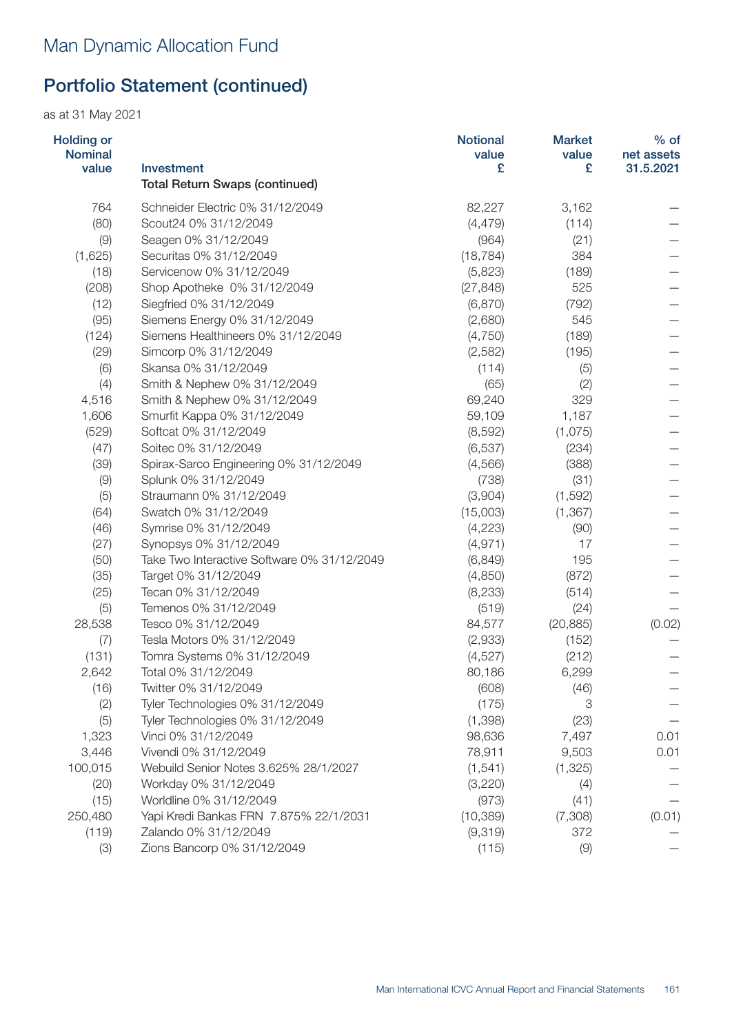# Man Dynamic Allocation Fund

## Portfolio Statement (continued)

as at 31 May 2021

| Holding or Nominal value | Investment | Notional value £ | Market value £ | % of net assets 31.5.2021 |
|---|---|---|---|---|
| | **Total Return Swaps (continued)** | | | |
| 764 | Schneider Electric 0% 31/12/2049 | 82,227 | 3,162 | – |
| (80) | Scout24 0% 31/12/2049 | (4,479) | (114) | – |
| (9) | Seagen 0% 31/12/2049 | (964) | (21) | – |
| (1,625) | Securitas 0% 31/12/2049 | (18,784) | 384 | – |
| (18) | Servicenow 0% 31/12/2049 | (5,823) | (189) | – |
| (208) | Shop Apotheke 0% 31/12/2049 | (27,848) | 525 | – |
| (12) | Siegfried 0% 31/12/2049 | (6,870) | (792) | – |
| (95) | Siemens Energy 0% 31/12/2049 | (2,680) | 545 | – |
| (124) | Siemens Healthineers 0% 31/12/2049 | (4,750) | (189) | – |
| (29) | Simcorp 0% 31/12/2049 | (2,582) | (195) | – |
| (6) | Skansa 0% 31/12/2049 | (114) | (5) | – |
| (4) | Smith & Nephew 0% 31/12/2049 | (65) | (2) | – |
| 4,516 | Smith & Nephew 0% 31/12/2049 | 69,240 | 329 | – |
| 1,606 | Smurfit Kappa 0% 31/12/2049 | 59,109 | 1,187 | – |
| (529) | Softcat 0% 31/12/2049 | (8,592) | (1,075) | – |
| (47) | Soitec 0% 31/12/2049 | (6,537) | (234) | – |
| (39) | Spirax-Sarco Engineering 0% 31/12/2049 | (4,566) | (388) | – |
| (9) | Splunk 0% 31/12/2049 | (738) | (31) | – |
| (5) | Straumann 0% 31/12/2049 | (3,904) | (1,592) | – |
| (64) | Swatch 0% 31/12/2049 | (15,003) | (1,367) | – |
| (46) | Symrise 0% 31/12/2049 | (4,223) | (90) | – |
| (27) | Synopsys 0% 31/12/2049 | (4,971) | 17 | – |
| (50) | Take Two Interactive Software 0% 31/12/2049 | (6,849) | 195 | – |
| (35) | Target 0% 31/12/2049 | (4,850) | (872) | – |
| (25) | Tecan 0% 31/12/2049 | (8,233) | (514) | – |
| (5) | Temenos 0% 31/12/2049 | (519) | (24) | – |
| 28,538 | Tesco 0% 31/12/2049 | 84,577 | (20,885) | (0.02) |
| (7) | Tesla Motors 0% 31/12/2049 | (2,933) | (152) | – |
| (131) | Tomra Systems 0% 31/12/2049 | (4,527) | (212) | – |
| 2,642 | Total 0% 31/12/2049 | 80,186 | 6,299 | – |
| (16) | Twitter 0% 31/12/2049 | (608) | (46) | – |
| (2) | Tyler Technologies 0% 31/12/2049 | (175) | 3 | – |
| (5) | Tyler Technologies 0% 31/12/2049 | (1,398) | (23) | – |
| 1,323 | Vinci 0% 31/12/2049 | 98,636 | 7,497 | 0.01 |
| 3,446 | Vivendi 0% 31/12/2049 | 78,911 | 9,503 | 0.01 |
| 100,015 | Webuild Senior Notes 3.625% 28/1/2027 | (1,541) | (1,325) | – |
| (20) | Workday 0% 31/12/2049 | (3,220) | (4) | – |
| (15) | Worldline 0% 31/12/2049 | (973) | (41) | – |
| 250,480 | Yapi Kredi Bankas FRN 7.875% 22/1/2031 | (10,389) | (7,308) | (0.01) |
| (119) | Zalando 0% 31/12/2049 | (9,319) | 372 | – |
| (3) | Zions Bancorp 0% 31/12/2049 | (115) | (9) | – |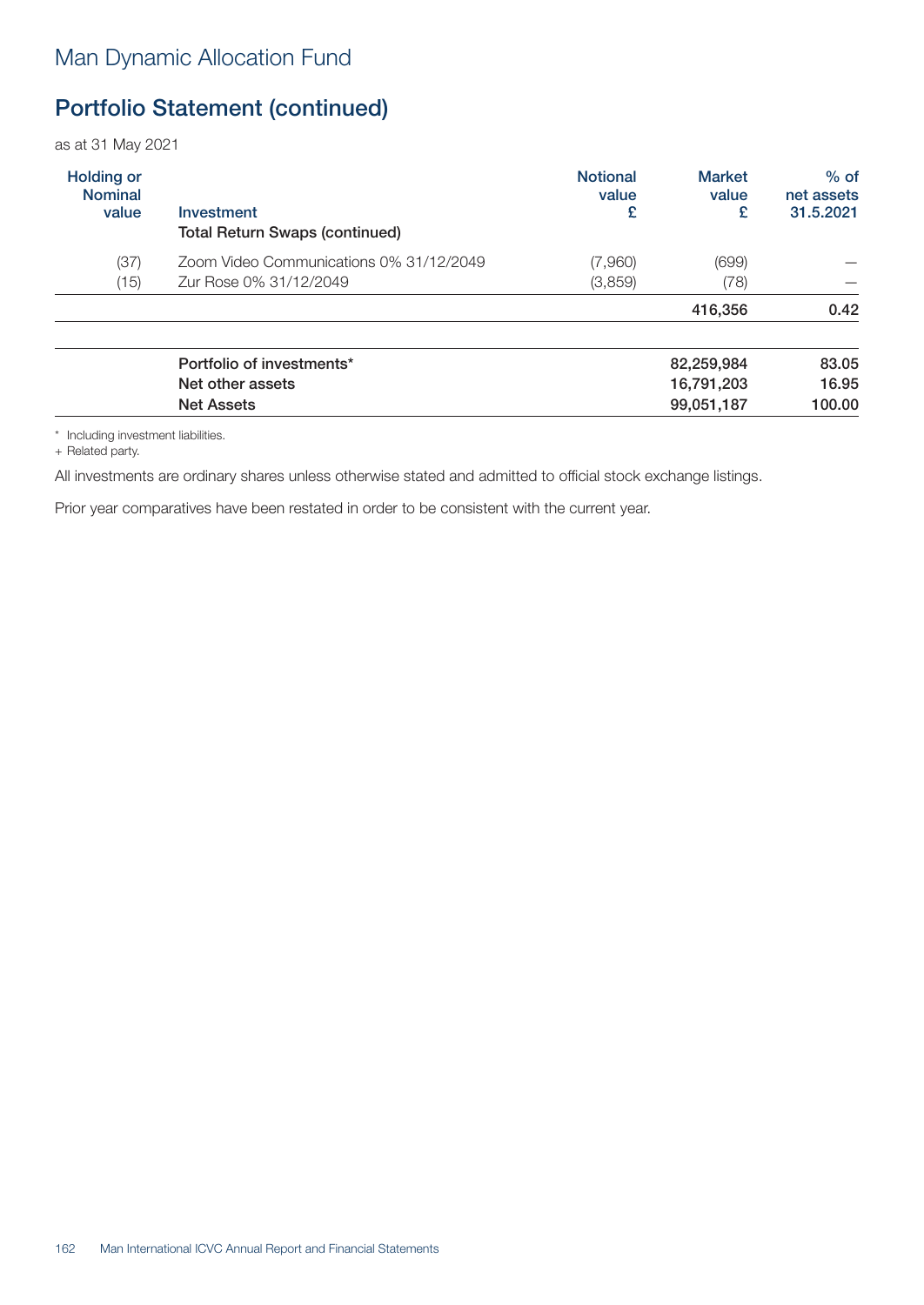## Man Dynamic Allocation Fund

## Portfolio Statement (continued)

as at 31 May 2021

| Holding or Nominal value | Investment | Notional value £ | Market value £ | % of net assets 31.5.2021 |
|---|---|---|---|---|
| | **Total Return Swaps (continued)** | | | |
| (37) | Zoom Video Communications 0% 31/12/2049 | (7,960) | (699) | – |
| (15) | Zur Rose 0% 31/12/2049 | (3,859) | (78) | – |
| | | | **416,356** | **0.42** |
| | **Portfolio of investments*** | | **82,259,984** | **83.05** |
| | **Net other assets** | | **16,791,203** | **16.95** |
| | **Net Assets** | | **99,051,187** | **100.00** |

\* Including investment liabilities.
+ Related party.

All investments are ordinary shares unless otherwise stated and admitted to official stock exchange listings.

Prior year comparatives have been restated in order to be consistent with the current year.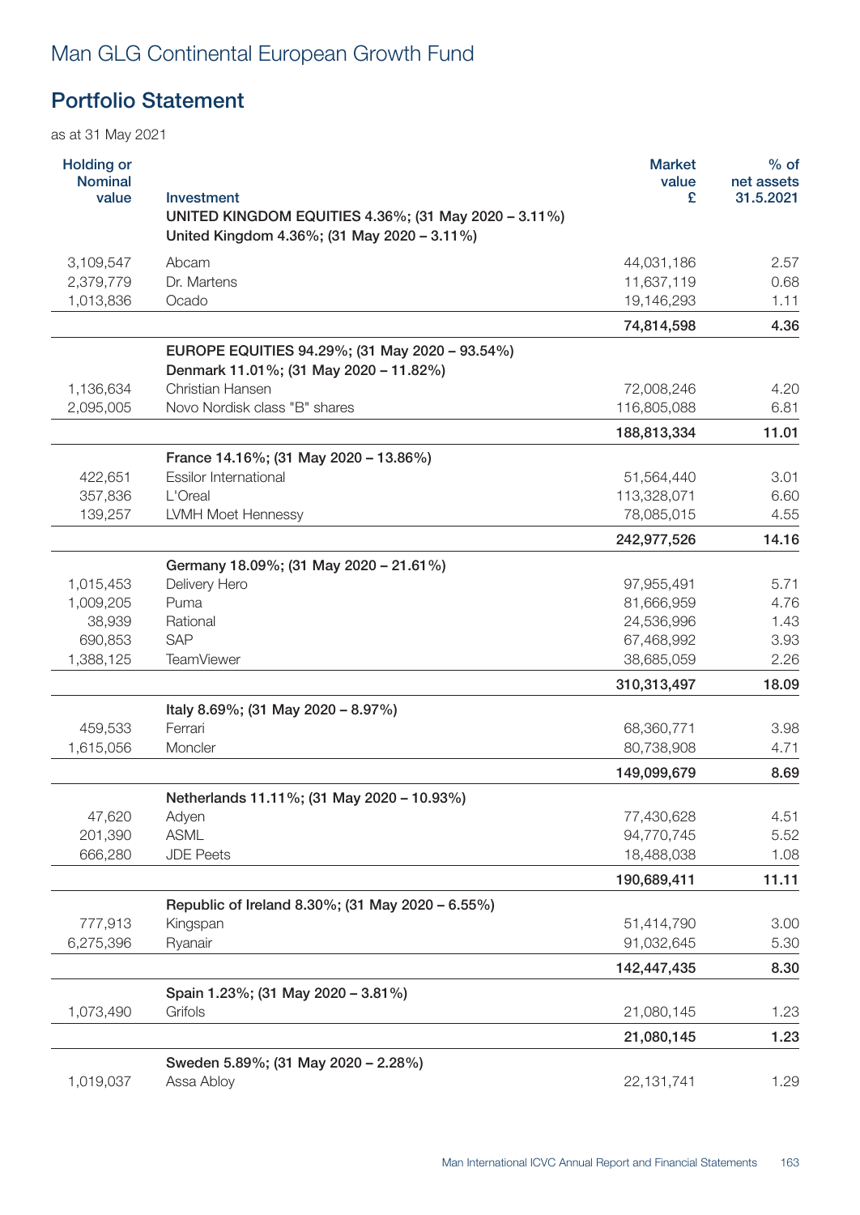# Man GLG Continental European Growth Fund

## Portfolio Statement

as at 31 May 2021

| Holding or Nominal value | Investment | Market value £ | % of net assets 31.5.2021 |
|---|---|---|---|
| | **UNITED KINGDOM EQUITIES 4.36%; (31 May 2020 – 3.11%)** | | |
| | **United Kingdom 4.36%; (31 May 2020 – 3.11%)** | | |
| 3,109,547 | Abcam | 44,031,186 | 2.57 |
| 2,379,779 | Dr. Martens | 11,637,119 | 0.68 |
| 1,013,836 | Ocado | 19,146,293 | 1.11 |
| | | **74,814,598** | **4.36** |
| | **EUROPE EQUITIES 94.29%; (31 May 2020 – 93.54%)** | | |
| | **Denmark 11.01%; (31 May 2020 – 11.82%)** | | |
| 1,136,634 | Christian Hansen | 72,008,246 | 4.20 |
| 2,095,005 | Novo Nordisk class "B" shares | 116,805,088 | 6.81 |
| | | **188,813,334** | **11.01** |
| | **France 14.16%; (31 May 2020 – 13.86%)** | | |
| 422,651 | Essilor International | 51,564,440 | 3.01 |
| 357,836 | L'Oreal | 113,328,071 | 6.60 |
| 139,257 | LVMH Moet Hennessy | 78,085,015 | 4.55 |
| | | **242,977,526** | **14.16** |
| | **Germany 18.09%; (31 May 2020 – 21.61%)** | | |
| 1,015,453 | Delivery Hero | 97,955,491 | 5.71 |
| 1,009,205 | Puma | 81,666,959 | 4.76 |
| 38,939 | Rational | 24,536,996 | 1.43 |
| 690,853 | SAP | 67,468,992 | 3.93 |
| 1,388,125 | TeamViewer | 38,685,059 | 2.26 |
| | | **310,313,497** | **18.09** |
| | **Italy 8.69%; (31 May 2020 – 8.97%)** | | |
| 459,533 | Ferrari | 68,360,771 | 3.98 |
| 1,615,056 | Moncler | 80,738,908 | 4.71 |
| | | **149,099,679** | **8.69** |
| | **Netherlands 11.11%; (31 May 2020 – 10.93%)** | | |
| 47,620 | Adyen | 77,430,628 | 4.51 |
| 201,390 | ASML | 94,770,745 | 5.52 |
| 666,280 | JDE Peets | 18,488,038 | 1.08 |
| | | **190,689,411** | **11.11** |
| | **Republic of Ireland 8.30%; (31 May 2020 – 6.55%)** | | |
| 777,913 | Kingspan | 51,414,790 | 3.00 |
| 6,275,396 | Ryanair | 91,032,645 | 5.30 |
| | | **142,447,435** | **8.30** |
| | **Spain 1.23%; (31 May 2020 – 3.81%)** | | |
| 1,073,490 | Grifols | 21,080,145 | 1.23 |
| | | **21,080,145** | **1.23** |
| | **Sweden 5.89%; (31 May 2020 – 2.28%)** | | |
| 1,019,037 | Assa Abloy | 22,131,741 | 1.29 |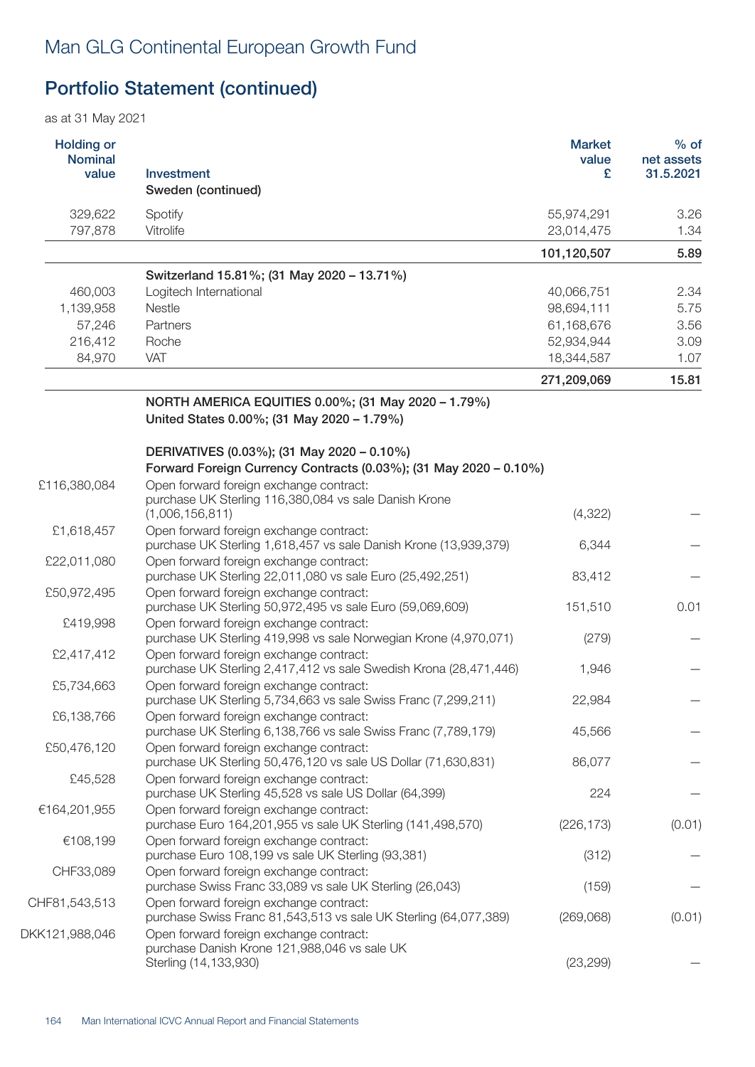# Man GLG Continental European Growth Fund

## Portfolio Statement (continued)

as at 31 May 2021

| Holding or Nominal value | Investment | Market value £ | % of net assets 31.5.2021 |
|---|---|---|---|
| | Sweden (continued) | | |
| 329,622 | Spotify | 55,974,291 | 3.26 |
| 797,878 | Vitrolife | 23,014,475 | 1.34 |
| | | **101,120,507** | **5.89** |
| | **Switzerland 15.81%; (31 May 2020 – 13.71%)** | | |
| 460,003 | Logitech International | 40,066,751 | 2.34 |
| 1,139,958 | Nestle | 98,694,111 | 5.75 |
| 57,246 | Partners | 61,168,676 | 3.56 |
| 216,412 | Roche | 52,934,944 | 3.09 |
| 84,970 | VAT | 18,344,587 | 1.07 |
| | | **271,209,069** | **15.81** |
| | **NORTH AMERICA EQUITIES 0.00%; (31 May 2020 – 1.79%)** | | |
| | **United States 0.00%; (31 May 2020 – 1.79%)** | | |
| | **DERIVATIVES (0.03%); (31 May 2020 – 0.10%)** | | |
| | **Forward Foreign Currency Contracts (0.03%); (31 May 2020 – 0.10%)** | | |
| £116,380,084 | Open forward foreign exchange contract: purchase UK Sterling 116,380,084 vs sale Danish Krone (1,006,156,811) | (4,322) | – |
| £1,618,457 | Open forward foreign exchange contract: purchase UK Sterling 1,618,457 vs sale Danish Krone (13,939,379) | 6,344 | – |
| £22,011,080 | Open forward foreign exchange contract: purchase UK Sterling 22,011,080 vs sale Euro (25,492,251) | 83,412 | – |
| £50,972,495 | Open forward foreign exchange contract: purchase UK Sterling 50,972,495 vs sale Euro (59,069,609) | 151,510 | 0.01 |
| £419,998 | Open forward foreign exchange contract: purchase UK Sterling 419,998 vs sale Norwegian Krone (4,970,071) | (279) | – |
| £2,417,412 | Open forward foreign exchange contract: purchase UK Sterling 2,417,412 vs sale Swedish Krona (28,471,446) | 1,946 | – |
| £5,734,663 | Open forward foreign exchange contract: purchase UK Sterling 5,734,663 vs sale Swiss Franc (7,299,211) | 22,984 | – |
| £6,138,766 | Open forward foreign exchange contract: purchase UK Sterling 6,138,766 vs sale Swiss Franc (7,789,179) | 45,566 | – |
| £50,476,120 | Open forward foreign exchange contract: purchase UK Sterling 50,476,120 vs sale US Dollar (71,630,831) | 86,077 | – |
| £45,528 | Open forward foreign exchange contract: purchase UK Sterling 45,528 vs sale US Dollar (64,399) | 224 | – |
| €164,201,955 | Open forward foreign exchange contract: purchase Euro 164,201,955 vs sale UK Sterling (141,498,570) | (226,173) | (0.01) |
| €108,199 | Open forward foreign exchange contract: purchase Euro 108,199 vs sale UK Sterling (93,381) | (312) | – |
| CHF33,089 | Open forward foreign exchange contract: purchase Swiss Franc 33,089 vs sale UK Sterling (26,043) | (159) | – |
| CHF81,543,513 | Open forward foreign exchange contract: purchase Swiss Franc 81,543,513 vs sale UK Sterling (64,077,389) | (269,068) | (0.01) |
| DKK121,988,046 | Open forward foreign exchange contract: purchase Danish Krone 121,988,046 vs sale UK Sterling (14,133,930) | (23,299) | – |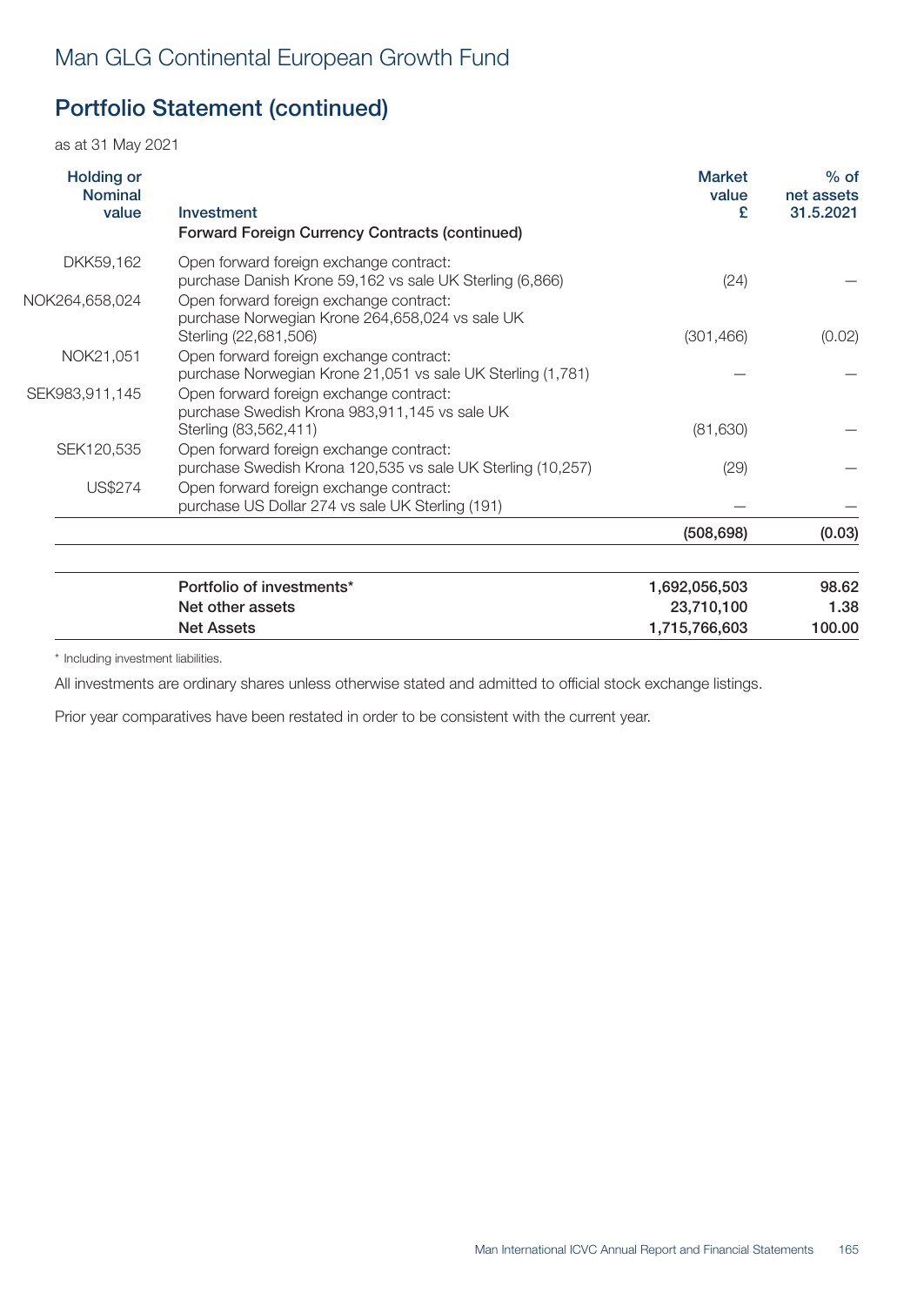Man GLG Continental European Growth Fund

## Portfolio Statement (continued)

as at 31 May 2021

| Holding or Nominal value | Investment | Market value £ | % of net assets 31.5.2021 |
|---|---|---|---|
| | **Forward Foreign Currency Contracts (continued)** | | |
| DKK59,162 | Open forward foreign exchange contract: purchase Danish Krone 59,162 vs sale UK Sterling (6,866) | (24) | — |
| NOK264,658,024 | Open forward foreign exchange contract: purchase Norwegian Krone 264,658,024 vs sale UK Sterling (22,681,506) | (301,466) | (0.02) |
| NOK21,051 | Open forward foreign exchange contract: purchase Norwegian Krone 21,051 vs sale UK Sterling (1,781) | — | — |
| SEK983,911,145 | Open forward foreign exchange contract: purchase Swedish Krona 983,911,145 vs sale UK Sterling (83,562,411) | (81,630) | — |
| SEK120,535 | Open forward foreign exchange contract: purchase Swedish Krona 120,535 vs sale UK Sterling (10,257) | (29) | — |
| US$274 | Open forward foreign exchange contract: purchase US Dollar 274 vs sale UK Sterling (191) | — | — |
| | | **(508,698)** | **(0.03)** |
| | **Portfolio of investments*** | **1,692,056,503** | **98.62** |
| | **Net other assets** | **23,710,100** | **1.38** |
| | **Net Assets** | **1,715,766,603** | **100.00** |

* Including investment liabilities.

All investments are ordinary shares unless otherwise stated and admitted to official stock exchange listings.

Prior year comparatives have been restated in order to be consistent with the current year.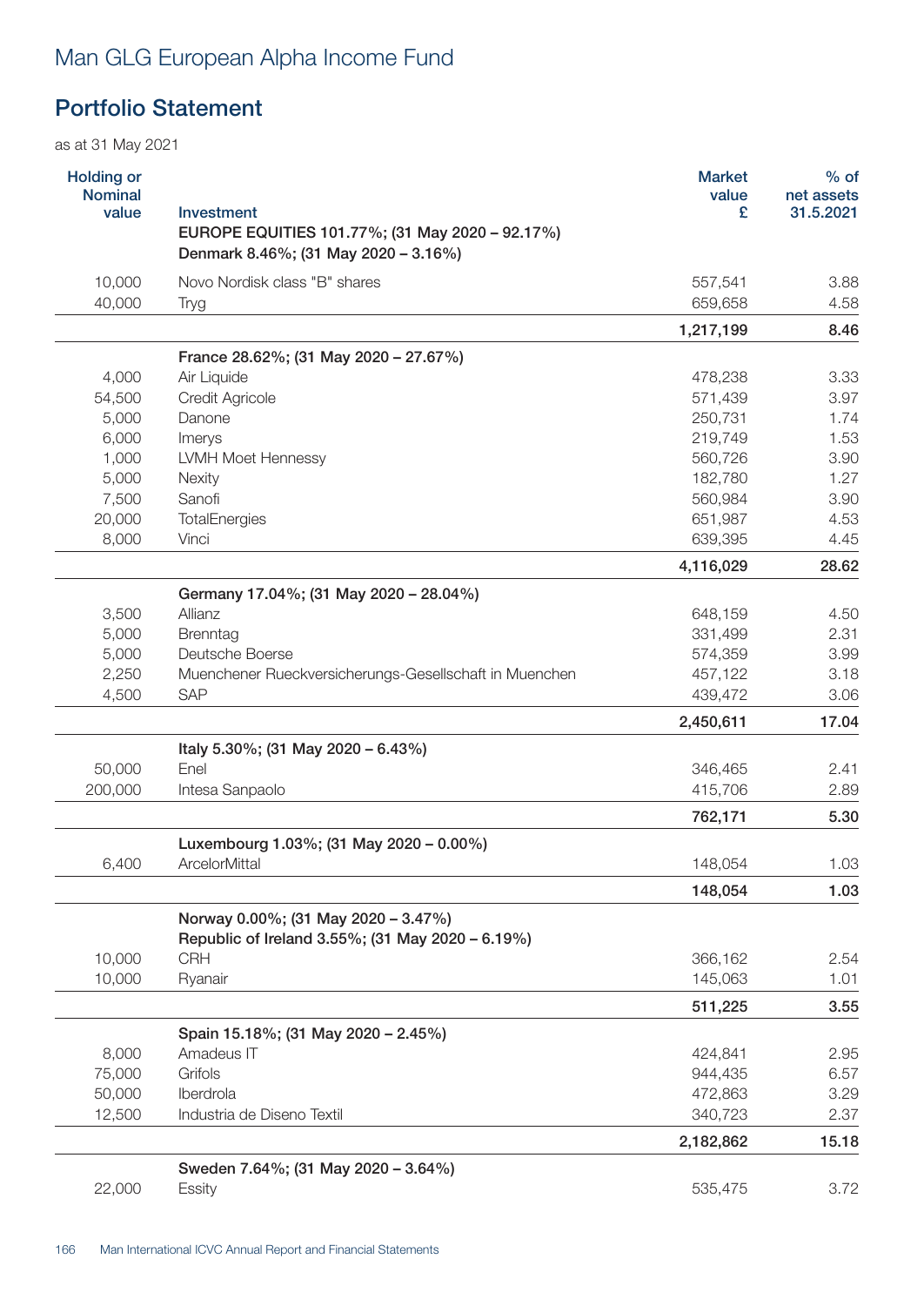# Man GLG European Alpha Income Fund

## Portfolio Statement

as at 31 May 2021

| Holding or Nominal value | Investment | Market value £ | % of net assets 31.5.2021 |
|---|---|---|---|
| | **EUROPE EQUITIES 101.77%; (31 May 2020 – 92.17%)** | | |
| | **Denmark 8.46%; (31 May 2020 – 3.16%)** | | |
| 10,000 | Novo Nordisk class "B" shares | 557,541 | 3.88 |
| 40,000 | Tryg | 659,658 | 4.58 |
| | | **1,217,199** | **8.46** |
| | **France 28.62%; (31 May 2020 – 27.67%)** | | |
| 4,000 | Air Liquide | 478,238 | 3.33 |
| 54,500 | Credit Agricole | 571,439 | 3.97 |
| 5,000 | Danone | 250,731 | 1.74 |
| 6,000 | Imerys | 219,749 | 1.53 |
| 1,000 | LVMH Moet Hennessy | 560,726 | 3.90 |
| 5,000 | Nexity | 182,780 | 1.27 |
| 7,500 | Sanofi | 560,984 | 3.90 |
| 20,000 | TotalEnergies | 651,987 | 4.53 |
| 8,000 | Vinci | 639,395 | 4.45 |
| | | **4,116,029** | **28.62** |
| | **Germany 17.04%; (31 May 2020 – 28.04%)** | | |
| 3,500 | Allianz | 648,159 | 4.50 |
| 5,000 | Brenntag | 331,499 | 2.31 |
| 5,000 | Deutsche Boerse | 574,359 | 3.99 |
| 2,250 | Muenchener Rueckversicherungs-Gesellschaft in Muenchen | 457,122 | 3.18 |
| 4,500 | SAP | 439,472 | 3.06 |
| | | **2,450,611** | **17.04** |
| | **Italy 5.30%; (31 May 2020 – 6.43%)** | | |
| 50,000 | Enel | 346,465 | 2.41 |
| 200,000 | Intesa Sanpaolo | 415,706 | 2.89 |
| | | **762,171** | **5.30** |
| | **Luxembourg 1.03%; (31 May 2020 – 0.00%)** | | |
| 6,400 | ArcelorMittal | 148,054 | 1.03 |
| | | **148,054** | **1.03** |
| | **Norway 0.00%; (31 May 2020 – 3.47%)** | | |
| | **Republic of Ireland 3.55%; (31 May 2020 – 6.19%)** | | |
| 10,000 | CRH | 366,162 | 2.54 |
| 10,000 | Ryanair | 145,063 | 1.01 |
| | | **511,225** | **3.55** |
| | **Spain 15.18%; (31 May 2020 – 2.45%)** | | |
| 8,000 | Amadeus IT | 424,841 | 2.95 |
| 75,000 | Grifols | 944,435 | 6.57 |
| 50,000 | Iberdrola | 472,863 | 3.29 |
| 12,500 | Industria de Diseno Textil | 340,723 | 2.37 |
| | | **2,182,862** | **15.18** |
| | **Sweden 7.64%; (31 May 2020 – 3.64%)** | | |
| 22,000 | Essity | 535,475 | 3.72 |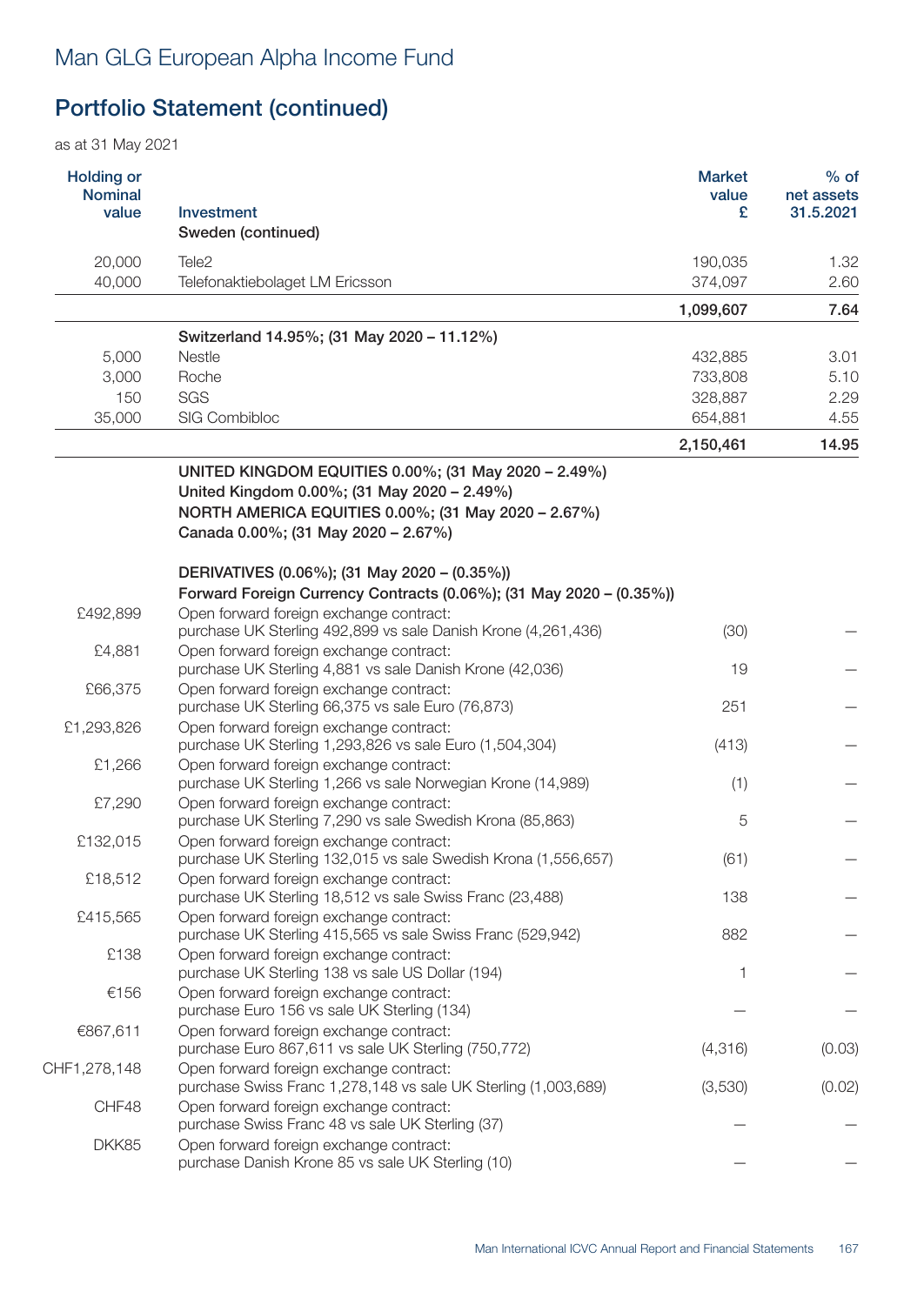# Man GLG European Alpha Income Fund

## Portfolio Statement (continued)

as at 31 May 2021

| Holding or Nominal value | Investment | Market value £ | % of net assets 31.5.2021 |
|---|---|---|---|
| | Sweden (continued) | | |
| 20,000 | Tele2 | 190,035 | 1.32 |
| 40,000 | Telefonaktiebolaget LM Ericsson | 374,097 | 2.60 |
| | | **1,099,607** | **7.64** |
| | **Switzerland 14.95%; (31 May 2020 – 11.12%)** | | |
| 5,000 | Nestle | 432,885 | 3.01 |
| 3,000 | Roche | 733,808 | 5.10 |
| 150 | SGS | 328,887 | 2.29 |
| 35,000 | SIG Combibloc | 654,881 | 4.55 |
| | | **2,150,461** | **14.95** |
| | **UNITED KINGDOM EQUITIES 0.00%; (31 May 2020 – 2.49%)** | | |
| | **United Kingdom 0.00%; (31 May 2020 – 2.49%)** | | |
| | **NORTH AMERICA EQUITIES 0.00%; (31 May 2020 – 2.67%)** | | |
| | **Canada 0.00%; (31 May 2020 – 2.67%)** | | |
| | **DERIVATIVES (0.06%); (31 May 2020 – (0.35%))** | | |
| | **Forward Foreign Currency Contracts (0.06%); (31 May 2020 – (0.35%))** | | |
| £492,899 | Open forward foreign exchange contract: purchase UK Sterling 492,899 vs sale Danish Krone (4,261,436) | (30) | — |
| £4,881 | Open forward foreign exchange contract: purchase UK Sterling 4,881 vs sale Danish Krone (42,036) | 19 | — |
| £66,375 | Open forward foreign exchange contract: purchase UK Sterling 66,375 vs sale Euro (76,873) | 251 | — |
| £1,293,826 | Open forward foreign exchange contract: purchase UK Sterling 1,293,826 vs sale Euro (1,504,304) | (413) | — |
| £1,266 | Open forward foreign exchange contract: purchase UK Sterling 1,266 vs sale Norwegian Krone (14,989) | (1) | — |
| £7,290 | Open forward foreign exchange contract: purchase UK Sterling 7,290 vs sale Swedish Krona (85,863) | 5 | — |
| £132,015 | Open forward foreign exchange contract: purchase UK Sterling 132,015 vs sale Swedish Krona (1,556,657) | (61) | — |
| £18,512 | Open forward foreign exchange contract: purchase UK Sterling 18,512 vs sale Swiss Franc (23,488) | 138 | — |
| £415,565 | Open forward foreign exchange contract: purchase UK Sterling 415,565 vs sale Swiss Franc (529,942) | 882 | — |
| £138 | Open forward foreign exchange contract: purchase UK Sterling 138 vs sale US Dollar (194) | 1 | — |
| €156 | Open forward foreign exchange contract: purchase Euro 156 vs sale UK Sterling (134) | — | — |
| €867,611 | Open forward foreign exchange contract: purchase Euro 867,611 vs sale UK Sterling (750,772) | (4,316) | (0.03) |
| CHF1,278,148 | Open forward foreign exchange contract: purchase Swiss Franc 1,278,148 vs sale UK Sterling (1,003,689) | (3,530) | (0.02) |
| CHF48 | Open forward foreign exchange contract: purchase Swiss Franc 48 vs sale UK Sterling (37) | — | — |
| DKK85 | Open forward foreign exchange contract: purchase Danish Krone 85 vs sale UK Sterling (10) | — | — |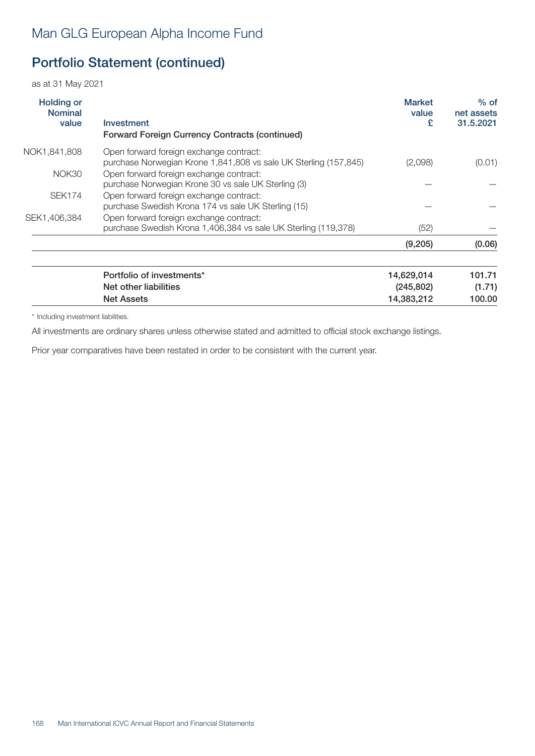# Man GLG European Alpha Income Fund

## Portfolio Statement (continued)

as at 31 May 2021

| Holding or Nominal value | Investment | Market value £ | % of net assets 31.5.2021 |
|---|---|---|---|
| | **Forward Foreign Currency Contracts (continued)** | | |
| NOK1,841,808 | Open forward foreign exchange contract: purchase Norwegian Krone 1,841,808 vs sale UK Sterling (157,845) | (2,098) | (0.01) |
| NOK30 | Open forward foreign exchange contract: purchase Norwegian Krone 30 vs sale UK Sterling (3) | — | — |
| SEK174 | Open forward foreign exchange contract: purchase Swedish Krona 174 vs sale UK Sterling (15) | — | — |
| SEK1,406,384 | Open forward foreign exchange contract: purchase Swedish Krona 1,406,384 vs sale UK Sterling (119,378) | (52) | — |
| | | **(9,205)** | **(0.06)** |
| | **Portfolio of investments*** | **14,629,014** | **101.71** |
| | **Net other liabilities** | **(245,802)** | **(1.71)** |
| | **Net Assets** | **14,383,212** | **100.00** |

* Including investment liabilities.

All investments are ordinary shares unless otherwise stated and admitted to official stock exchange listings.

Prior year comparatives have been restated in order to be consistent with the current year.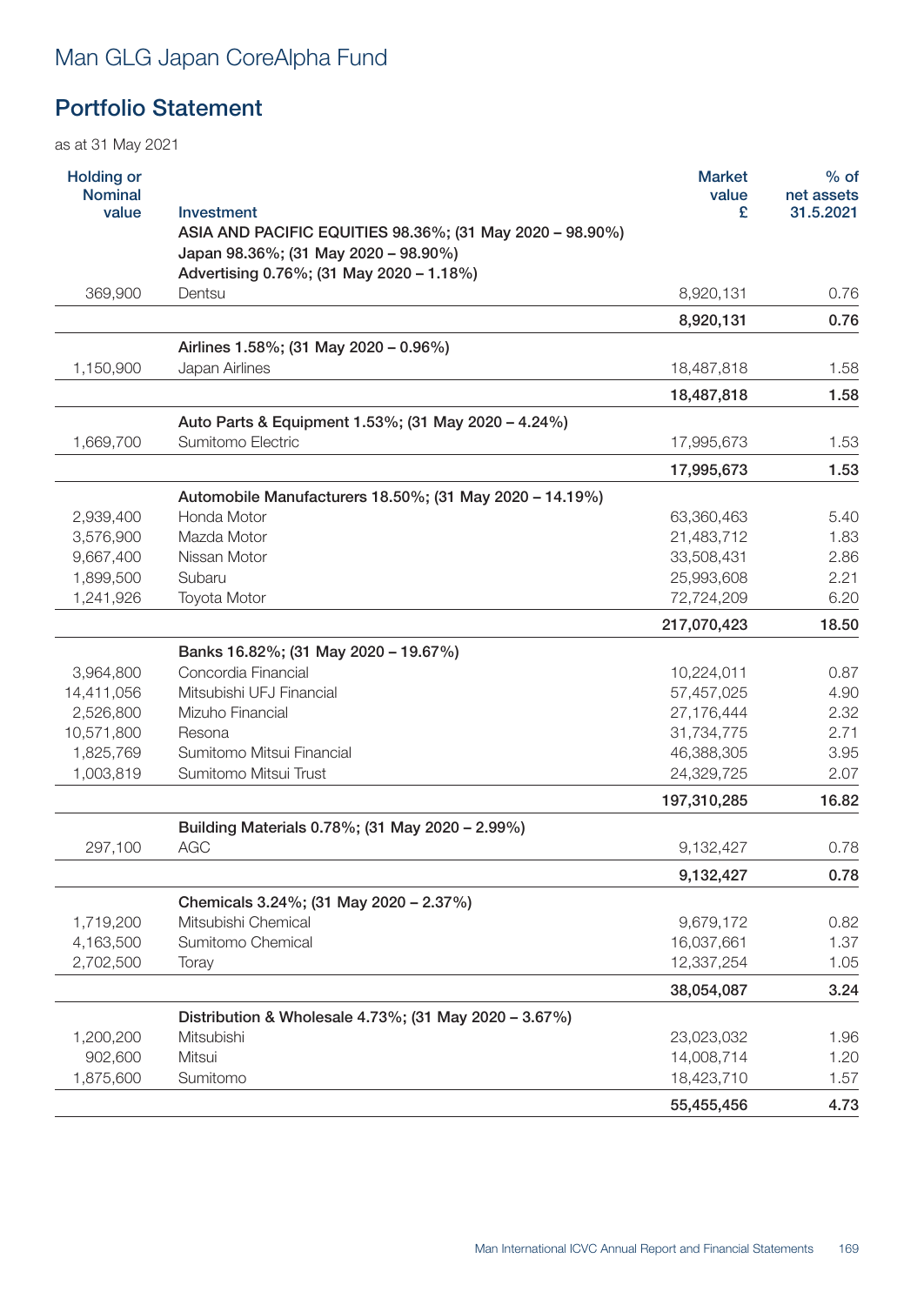# Man GLG Japan CoreAlpha Fund

## Portfolio Statement

as at 31 May 2021

| Holding or Nominal value | Investment | Market value £ | % of net assets 31.5.2021 |
|---|---|---|---|
| | **ASIA AND PACIFIC EQUITIES 98.36%; (31 May 2020 – 98.90%)** | | |
| | **Japan 98.36%; (31 May 2020 – 98.90%)** | | |
| | **Advertising 0.76%; (31 May 2020 – 1.18%)** | | |
| 369,900 | Dentsu | 8,920,131 | 0.76 |
| | | **8,920,131** | **0.76** |
| | **Airlines 1.58%; (31 May 2020 – 0.96%)** | | |
| 1,150,900 | Japan Airlines | 18,487,818 | 1.58 |
| | | **18,487,818** | **1.58** |
| | **Auto Parts & Equipment 1.53%; (31 May 2020 – 4.24%)** | | |
| 1,669,700 | Sumitomo Electric | 17,995,673 | 1.53 |
| | | **17,995,673** | **1.53** |
| | **Automobile Manufacturers 18.50%; (31 May 2020 – 14.19%)** | | |
| 2,939,400 | Honda Motor | 63,360,463 | 5.40 |
| 3,576,900 | Mazda Motor | 21,483,712 | 1.83 |
| 9,667,400 | Nissan Motor | 33,508,431 | 2.86 |
| 1,899,500 | Subaru | 25,993,608 | 2.21 |
| 1,241,926 | Toyota Motor | 72,724,209 | 6.20 |
| | | **217,070,423** | **18.50** |
| | **Banks 16.82%; (31 May 2020 – 19.67%)** | | |
| 3,964,800 | Concordia Financial | 10,224,011 | 0.87 |
| 14,411,056 | Mitsubishi UFJ Financial | 57,457,025 | 4.90 |
| 2,526,800 | Mizuho Financial | 27,176,444 | 2.32 |
| 10,571,800 | Resona | 31,734,775 | 2.71 |
| 1,825,769 | Sumitomo Mitsui Financial | 46,388,305 | 3.95 |
| 1,003,819 | Sumitomo Mitsui Trust | 24,329,725 | 2.07 |
| | | **197,310,285** | **16.82** |
| | **Building Materials 0.78%; (31 May 2020 – 2.99%)** | | |
| 297,100 | AGC | 9,132,427 | 0.78 |
| | | **9,132,427** | **0.78** |
| | **Chemicals 3.24%; (31 May 2020 – 2.37%)** | | |
| 1,719,200 | Mitsubishi Chemical | 9,679,172 | 0.82 |
| 4,163,500 | Sumitomo Chemical | 16,037,661 | 1.37 |
| 2,702,500 | Toray | 12,337,254 | 1.05 |
| | | **38,054,087** | **3.24** |
| | **Distribution & Wholesale 4.73%; (31 May 2020 – 3.67%)** | | |
| 1,200,200 | Mitsubishi | 23,023,032 | 1.96 |
| 902,600 | Mitsui | 14,008,714 | 1.20 |
| 1,875,600 | Sumitomo | 18,423,710 | 1.57 |
| | | **55,455,456** | **4.73** |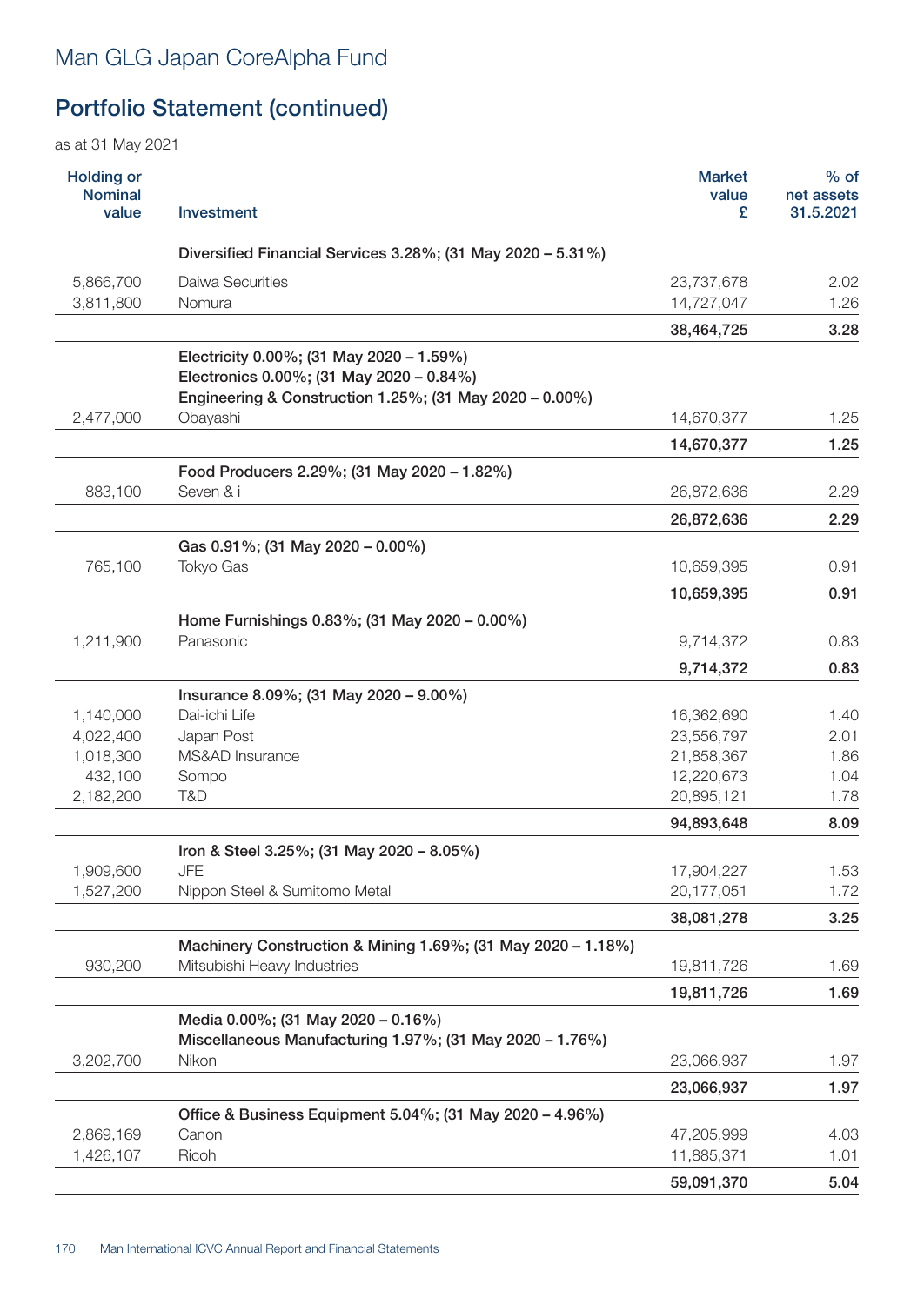# Man GLG Japan CoreAlpha Fund

## Portfolio Statement (continued)

as at 31 May 2021

| Holding or Nominal value | Investment | Market value £ | % of net assets 31.5.2021 |
|---|---|---|---|
| | **Diversified Financial Services 3.28%; (31 May 2020 – 5.31%)** | | |
| 5,866,700 | Daiwa Securities | 23,737,678 | 2.02 |
| 3,811,800 | Nomura | 14,727,047 | 1.26 |
| | | **38,464,725** | **3.28** |
| | **Electricity 0.00%; (31 May 2020 – 1.59%)** | | |
| | **Electronics 0.00%; (31 May 2020 – 0.84%)** | | |
| | **Engineering & Construction 1.25%; (31 May 2020 – 0.00%)** | | |
| 2,477,000 | Obayashi | 14,670,377 | 1.25 |
| | | **14,670,377** | **1.25** |
| | **Food Producers 2.29%; (31 May 2020 – 1.82%)** | | |
| 883,100 | Seven & i | 26,872,636 | 2.29 |
| | | **26,872,636** | **2.29** |
| | **Gas 0.91%; (31 May 2020 – 0.00%)** | | |
| 765,100 | Tokyo Gas | 10,659,395 | 0.91 |
| | | **10,659,395** | **0.91** |
| | **Home Furnishings 0.83%; (31 May 2020 – 0.00%)** | | |
| 1,211,900 | Panasonic | 9,714,372 | 0.83 |
| | | **9,714,372** | **0.83** |
| | **Insurance 8.09%; (31 May 2020 – 9.00%)** | | |
| 1,140,000 | Dai-ichi Life | 16,362,690 | 1.40 |
| 4,022,400 | Japan Post | 23,556,797 | 2.01 |
| 1,018,300 | MS&AD Insurance | 21,858,367 | 1.86 |
| 432,100 | Sompo | 12,220,673 | 1.04 |
| 2,182,200 | T&D | 20,895,121 | 1.78 |
| | | **94,893,648** | **8.09** |
| | **Iron & Steel 3.25%; (31 May 2020 – 8.05%)** | | |
| 1,909,600 | JFE | 17,904,227 | 1.53 |
| 1,527,200 | Nippon Steel & Sumitomo Metal | 20,177,051 | 1.72 |
| | | **38,081,278** | **3.25** |
| | **Machinery Construction & Mining 1.69%; (31 May 2020 – 1.18%)** | | |
| 930,200 | Mitsubishi Heavy Industries | 19,811,726 | 1.69 |
| | | **19,811,726** | **1.69** |
| | **Media 0.00%; (31 May 2020 – 0.16%)** | | |
| | **Miscellaneous Manufacturing 1.97%; (31 May 2020 – 1.76%)** | | |
| 3,202,700 | Nikon | 23,066,937 | 1.97 |
| | | **23,066,937** | **1.97** |
| | **Office & Business Equipment 5.04%; (31 May 2020 – 4.96%)** | | |
| 2,869,169 | Canon | 47,205,999 | 4.03 |
| 1,426,107 | Ricoh | 11,885,371 | 1.01 |
| | | **59,091,370** | **5.04** |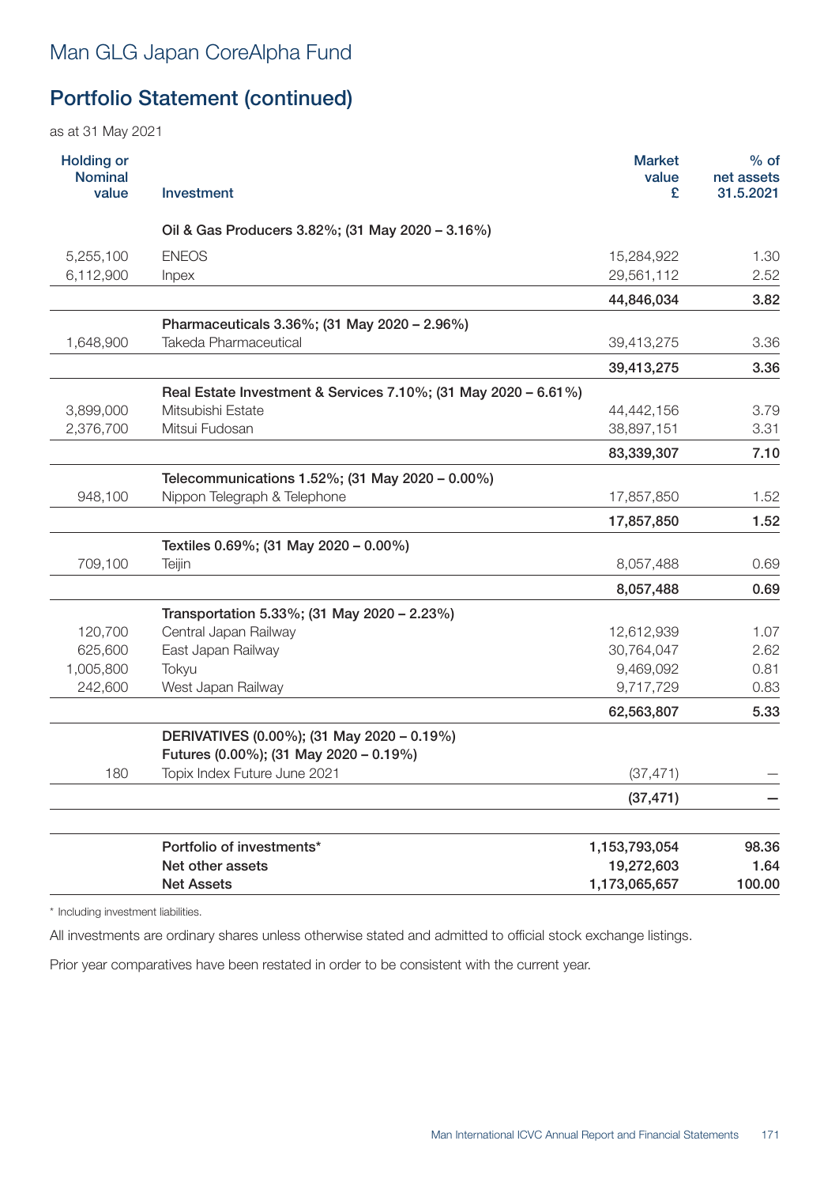# Man GLG Japan CoreAlpha Fund

## Portfolio Statement (continued)

as at 31 May 2021

| Holding or Nominal value | Investment | Market value £ | % of net assets 31.5.2021 |
|---|---|---|---|
| | **Oil & Gas Producers 3.82%; (31 May 2020 – 3.16%)** | | |
| 5,255,100 | ENEOS | 15,284,922 | 1.30 |
| 6,112,900 | Inpex | 29,561,112 | 2.52 |
| | | **44,846,034** | **3.82** |
| | **Pharmaceuticals 3.36%; (31 May 2020 – 2.96%)** | | |
| 1,648,900 | Takeda Pharmaceutical | 39,413,275 | 3.36 |
| | | **39,413,275** | **3.36** |
| | **Real Estate Investment & Services 7.10%; (31 May 2020 – 6.61%)** | | |
| 3,899,000 | Mitsubishi Estate | 44,442,156 | 3.79 |
| 2,376,700 | Mitsui Fudosan | 38,897,151 | 3.31 |
| | | **83,339,307** | **7.10** |
| | **Telecommunications 1.52%; (31 May 2020 – 0.00%)** | | |
| 948,100 | Nippon Telegraph & Telephone | 17,857,850 | 1.52 |
| | | **17,857,850** | **1.52** |
| | **Textiles 0.69%; (31 May 2020 – 0.00%)** | | |
| 709,100 | Teijin | 8,057,488 | 0.69 |
| | | **8,057,488** | **0.69** |
| | **Transportation 5.33%; (31 May 2020 – 2.23%)** | | |
| 120,700 | Central Japan Railway | 12,612,939 | 1.07 |
| 625,600 | East Japan Railway | 30,764,047 | 2.62 |
| 1,005,800 | Tokyu | 9,469,092 | 0.81 |
| 242,600 | West Japan Railway | 9,717,729 | 0.83 |
| | | **62,563,807** | **5.33** |
| | **DERIVATIVES (0.00%); (31 May 2020 – 0.19%)** | | |
| | **Futures (0.00%); (31 May 2020 – 0.19%)** | | |
| 180 | Topix Index Future June 2021 | (37,471) | – |
| | | **(37,471)** | **–** |
| | **Portfolio of investments*** | **1,153,793,054** | **98.36** |
| | **Net other assets** | **19,272,603** | **1.64** |
| | **Net Assets** | **1,173,065,657** | **100.00** |

* Including investment liabilities.

All investments are ordinary shares unless otherwise stated and admitted to official stock exchange listings.

Prior year comparatives have been restated in order to be consistent with the current year.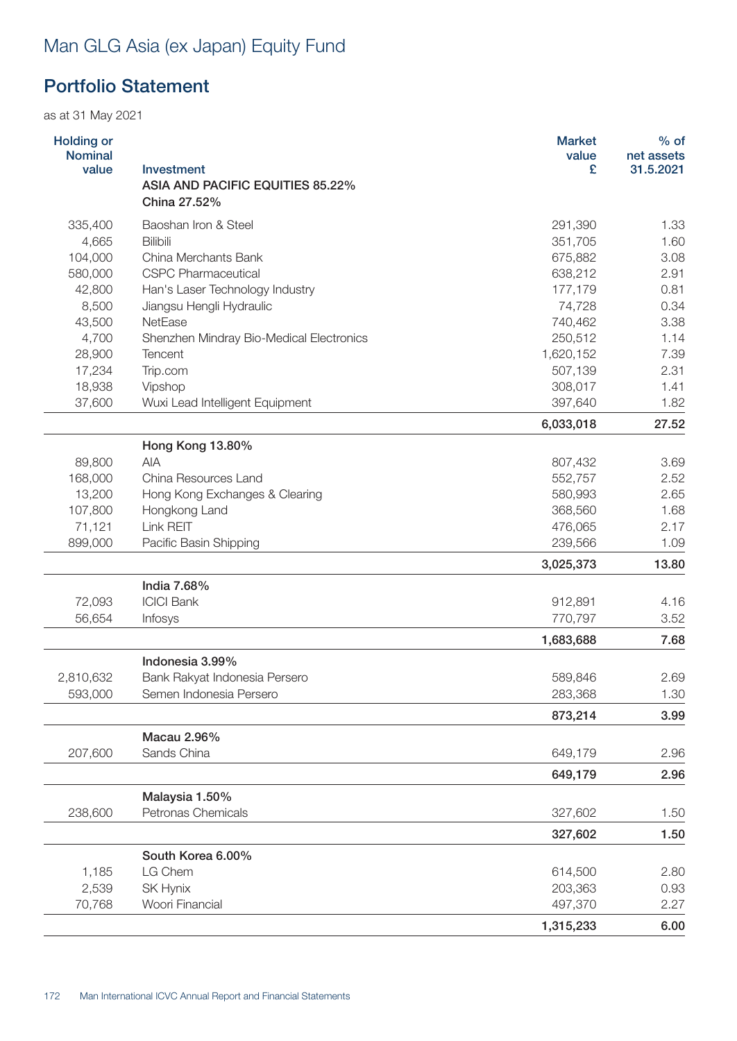# Man GLG Asia (ex Japan) Equity Fund

## Portfolio Statement

as at 31 May 2021

| Holding or Nominal value | Investment | Market value £ | % of net assets 31.5.2021 |
|---|---|---|---|
| | **ASIA AND PACIFIC EQUITIES 85.22%** | | |
| | **China 27.52%** | | |
| 335,400 | Baoshan Iron & Steel | 291,390 | 1.33 |
| 4,665 | Bilibili | 351,705 | 1.60 |
| 104,000 | China Merchants Bank | 675,882 | 3.08 |
| 580,000 | CSPC Pharmaceutical | 638,212 | 2.91 |
| 42,800 | Han's Laser Technology Industry | 177,179 | 0.81 |
| 8,500 | Jiangsu Hengli Hydraulic | 74,728 | 0.34 |
| 43,500 | NetEase | 740,462 | 3.38 |
| 4,700 | Shenzhen Mindray Bio-Medical Electronics | 250,512 | 1.14 |
| 28,900 | Tencent | 1,620,152 | 7.39 |
| 17,234 | Trip.com | 507,139 | 2.31 |
| 18,938 | Vipshop | 308,017 | 1.41 |
| 37,600 | Wuxi Lead Intelligent Equipment | 397,640 | 1.82 |
| | | **6,033,018** | **27.52** |
| | **Hong Kong 13.80%** | | |
| 89,800 | AIA | 807,432 | 3.69 |
| 168,000 | China Resources Land | 552,757 | 2.52 |
| 13,200 | Hong Kong Exchanges & Clearing | 580,993 | 2.65 |
| 107,800 | Hongkong Land | 368,560 | 1.68 |
| 71,121 | Link REIT | 476,065 | 2.17 |
| 899,000 | Pacific Basin Shipping | 239,566 | 1.09 |
| | | **3,025,373** | **13.80** |
| | **India 7.68%** | | |
| 72,093 | ICICI Bank | 912,891 | 4.16 |
| 56,654 | Infosys | 770,797 | 3.52 |
| | | **1,683,688** | **7.68** |
| | **Indonesia 3.99%** | | |
| 2,810,632 | Bank Rakyat Indonesia Persero | 589,846 | 2.69 |
| 593,000 | Semen Indonesia Persero | 283,368 | 1.30 |
| | | **873,214** | **3.99** |
| | **Macau 2.96%** | | |
| 207,600 | Sands China | 649,179 | 2.96 |
| | | **649,179** | **2.96** |
| | **Malaysia 1.50%** | | |
| 238,600 | Petronas Chemicals | 327,602 | 1.50 |
| | | **327,602** | **1.50** |
| | **South Korea 6.00%** | | |
| 1,185 | LG Chem | 614,500 | 2.80 |
| 2,539 | SK Hynix | 203,363 | 0.93 |
| 70,768 | Woori Financial | 497,370 | 2.27 |
| | | **1,315,233** | **6.00** |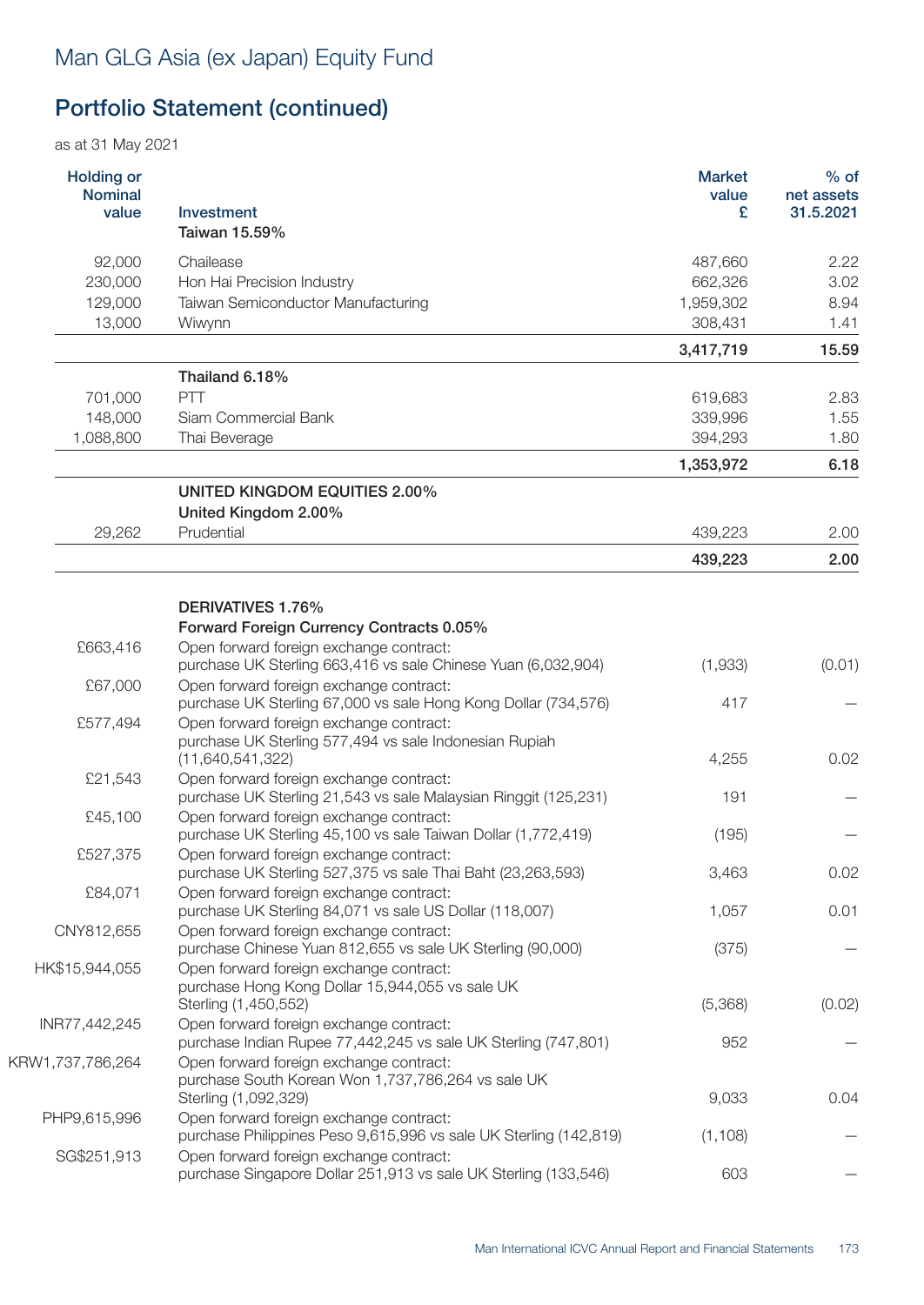# Man GLG Asia (ex Japan) Equity Fund

## Portfolio Statement (continued)

as at 31 May 2021

| Holding or Nominal value | Investment | Market value £ | % of net assets 31.5.2021 |
|---|---|---|---|
| | **Taiwan 15.59%** | | |
| 92,000 | Chailease | 487,660 | 2.22 |
| 230,000 | Hon Hai Precision Industry | 662,326 | 3.02 |
| 129,000 | Taiwan Semiconductor Manufacturing | 1,959,302 | 8.94 |
| 13,000 | Wiwynn | 308,431 | 1.41 |
| | | **3,417,719** | **15.59** |
| | **Thailand 6.18%** | | |
| 701,000 | PTT | 619,683 | 2.83 |
| 148,000 | Siam Commercial Bank | 339,996 | 1.55 |
| 1,088,800 | Thai Beverage | 394,293 | 1.80 |
| | | **1,353,972** | **6.18** |
| | **UNITED KINGDOM EQUITIES 2.00%** | | |
| | **United Kingdom 2.00%** | | |
| 29,262 | Prudential | 439,223 | 2.00 |
| | | **439,223** | **2.00** |
| | **DERIVATIVES 1.76%** | | |
| | **Forward Foreign Currency Contracts 0.05%** | | |
| £663,416 | Open forward foreign exchange contract: purchase UK Sterling 663,416 vs sale Chinese Yuan (6,032,904) | (1,933) | (0.01) |
| £67,000 | Open forward foreign exchange contract: purchase UK Sterling 67,000 vs sale Hong Kong Dollar (734,576) | 417 | – |
| £577,494 | Open forward foreign exchange contract: purchase UK Sterling 577,494 vs sale Indonesian Rupiah (11,640,541,322) | 4,255 | 0.02 |
| £21,543 | Open forward foreign exchange contract: purchase UK Sterling 21,543 vs sale Malaysian Ringgit (125,231) | 191 | – |
| £45,100 | Open forward foreign exchange contract: purchase UK Sterling 45,100 vs sale Taiwan Dollar (1,772,419) | (195) | – |
| £527,375 | Open forward foreign exchange contract: purchase UK Sterling 527,375 vs sale Thai Baht (23,263,593) | 3,463 | 0.02 |
| £84,071 | Open forward foreign exchange contract: purchase UK Sterling 84,071 vs sale US Dollar (118,007) | 1,057 | 0.01 |
| CNY812,655 | Open forward foreign exchange contract: purchase Chinese Yuan 812,655 vs sale UK Sterling (90,000) | (375) | – |
| HK$15,944,055 | Open forward foreign exchange contract: purchase Hong Kong Dollar 15,944,055 vs sale UK Sterling (1,450,552) | (5,368) | (0.02) |
| INR77,442,245 | Open forward foreign exchange contract: purchase Indian Rupee 77,442,245 vs sale UK Sterling (747,801) | 952 | – |
| KRW1,737,786,264 | Open forward foreign exchange contract: purchase South Korean Won 1,737,786,264 vs sale UK Sterling (1,092,329) | 9,033 | 0.04 |
| PHP9,615,996 | Open forward foreign exchange contract: purchase Philippines Peso 9,615,996 vs sale UK Sterling (142,819) | (1,108) | – |
| SG$251,913 | Open forward foreign exchange contract: purchase Singapore Dollar 251,913 vs sale UK Sterling (133,546) | 603 | – |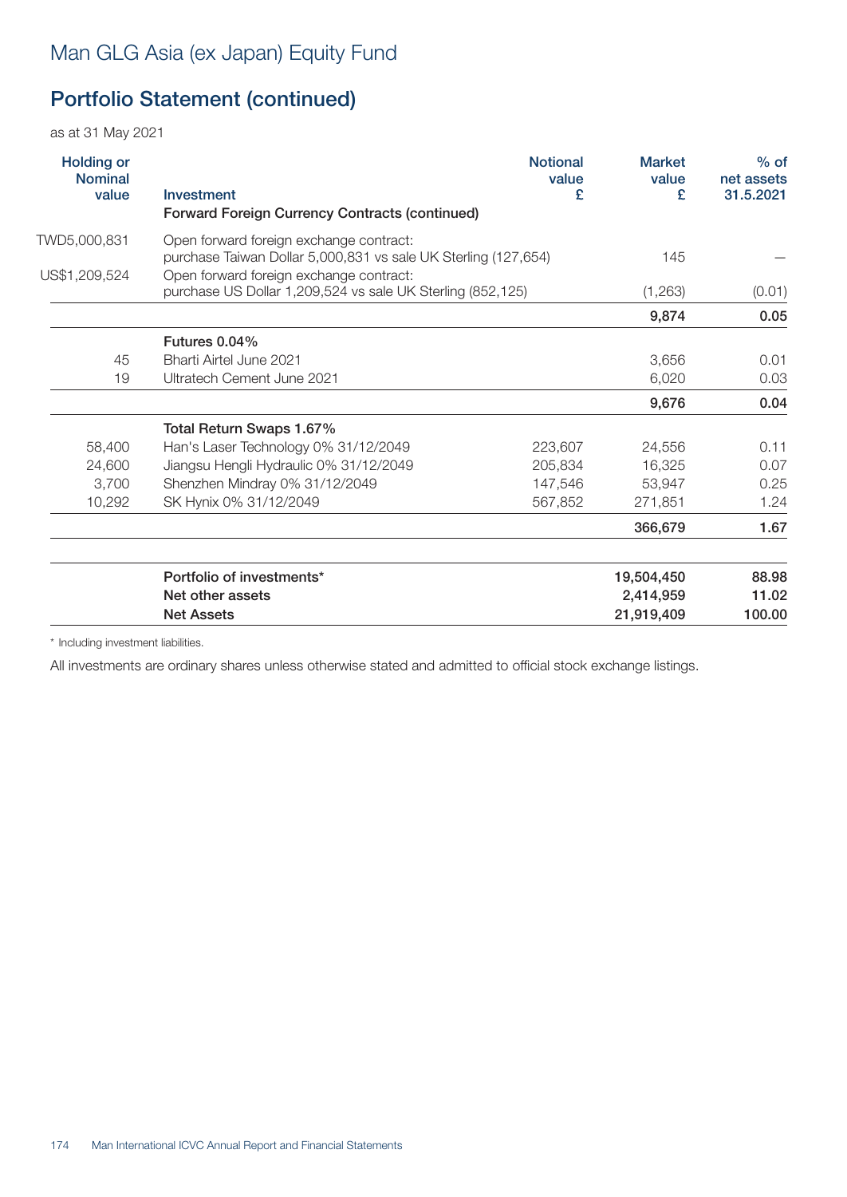# Man GLG Asia (ex Japan) Equity Fund

## Portfolio Statement (continued)

as at 31 May 2021

| Holding or Nominal value | Investment | Notional value £ | Market value £ | % of net assets 31.5.2021 |
|---|---|---|---|---|
| | **Forward Foreign Currency Contracts (continued)** | | | |
| TWD5,000,831 | Open forward foreign exchange contract: purchase Taiwan Dollar 5,000,831 vs sale UK Sterling (127,654) | | 145 | — |
| US$1,209,524 | Open forward foreign exchange contract: purchase US Dollar 1,209,524 vs sale UK Sterling (852,125) | | (1,263) | (0.01) |
| | | | **9,874** | **0.05** |
| | **Futures 0.04%** | | | |
| 45 | Bharti Airtel June 2021 | | 3,656 | 0.01 |
| 19 | Ultratech Cement June 2021 | | 6,020 | 0.03 |
| | | | **9,676** | **0.04** |
| | **Total Return Swaps 1.67%** | | | |
| 58,400 | Han's Laser Technology 0% 31/12/2049 | 223,607 | 24,556 | 0.11 |
| 24,600 | Jiangsu Hengli Hydraulic 0% 31/12/2049 | 205,834 | 16,325 | 0.07 |
| 3,700 | Shenzhen Mindray 0% 31/12/2049 | 147,546 | 53,947 | 0.25 |
| 10,292 | SK Hynix 0% 31/12/2049 | 567,852 | 271,851 | 1.24 |
| | | | **366,679** | **1.67** |
| | **Portfolio of investments*** | | **19,504,450** | **88.98** |
| | **Net other assets** | | **2,414,959** | **11.02** |
| | **Net Assets** | | **21,919,409** | **100.00** |

* Including investment liabilities.

All investments are ordinary shares unless otherwise stated and admitted to official stock exchange listings.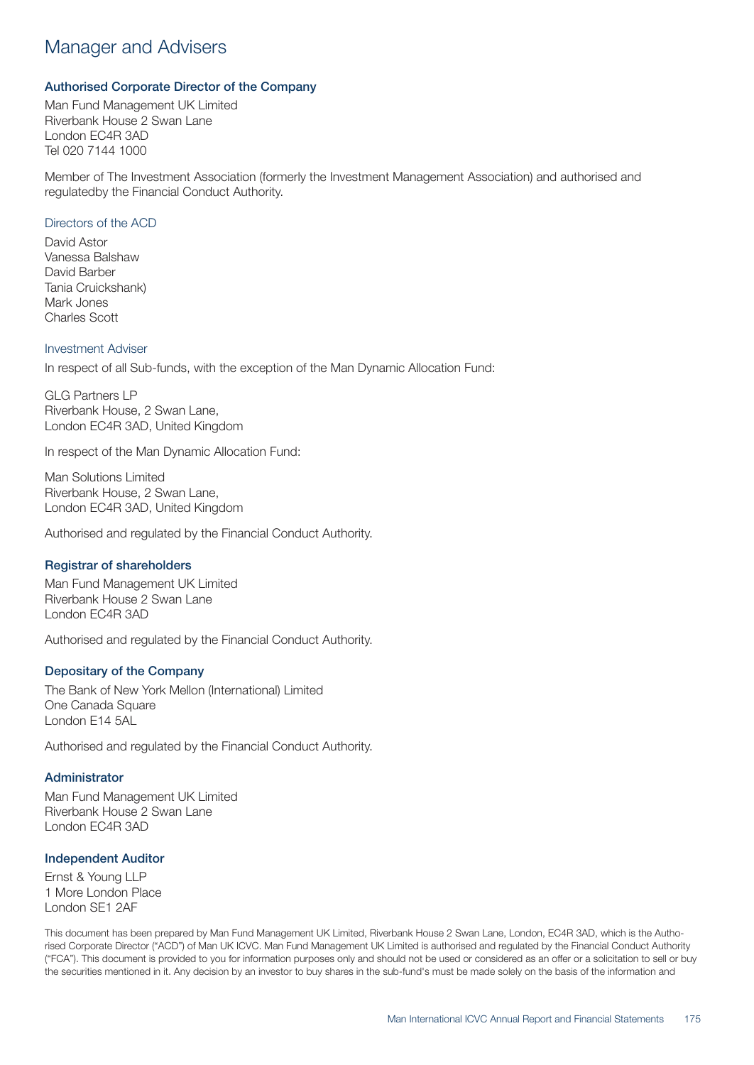# Manager and Advisers

### Authorised Corporate Director of the Company

Man Fund Management UK Limited
Riverbank House 2 Swan Lane
London EC4R 3AD
Tel 020 7144 1000

Member of The Investment Association (formerly the Investment Management Association) and authorised and regulatedby the Financial Conduct Authority.

#### Directors of the ACD

David Astor
Vanessa Balshaw
David Barber
Tania Cruickshank)
Mark Jones
Charles Scott

#### Investment Adviser

In respect of all Sub-funds, with the exception of the Man Dynamic Allocation Fund:

GLG Partners LP
Riverbank House, 2 Swan Lane,
London EC4R 3AD, United Kingdom

In respect of the Man Dynamic Allocation Fund:

Man Solutions Limited
Riverbank House, 2 Swan Lane,
London EC4R 3AD, United Kingdom

Authorised and regulated by the Financial Conduct Authority.

### Registrar of shareholders

Man Fund Management UK Limited
Riverbank House 2 Swan Lane
London EC4R 3AD

Authorised and regulated by the Financial Conduct Authority.

### Depositary of the Company

The Bank of New York Mellon (International) Limited
One Canada Square
London E14 5AL

Authorised and regulated by the Financial Conduct Authority.

### Administrator

Man Fund Management UK Limited
Riverbank House 2 Swan Lane
London EC4R 3AD

### Independent Auditor

Ernst & Young LLP
1 More London Place
London SE1 2AF

This document has been prepared by Man Fund Management UK Limited, Riverbank House 2 Swan Lane, London, EC4R 3AD, which is the Authorised Corporate Director ("ACD") of Man UK ICVC. Man Fund Management UK Limited is authorised and regulated by the Financial Conduct Authority ("FCA"). This document is provided to you for information purposes only and should not be used or considered as an offer or a solicitation to sell or buy the securities mentioned in it. Any decision by an investor to buy shares in the sub-fund's must be made solely on the basis of the information and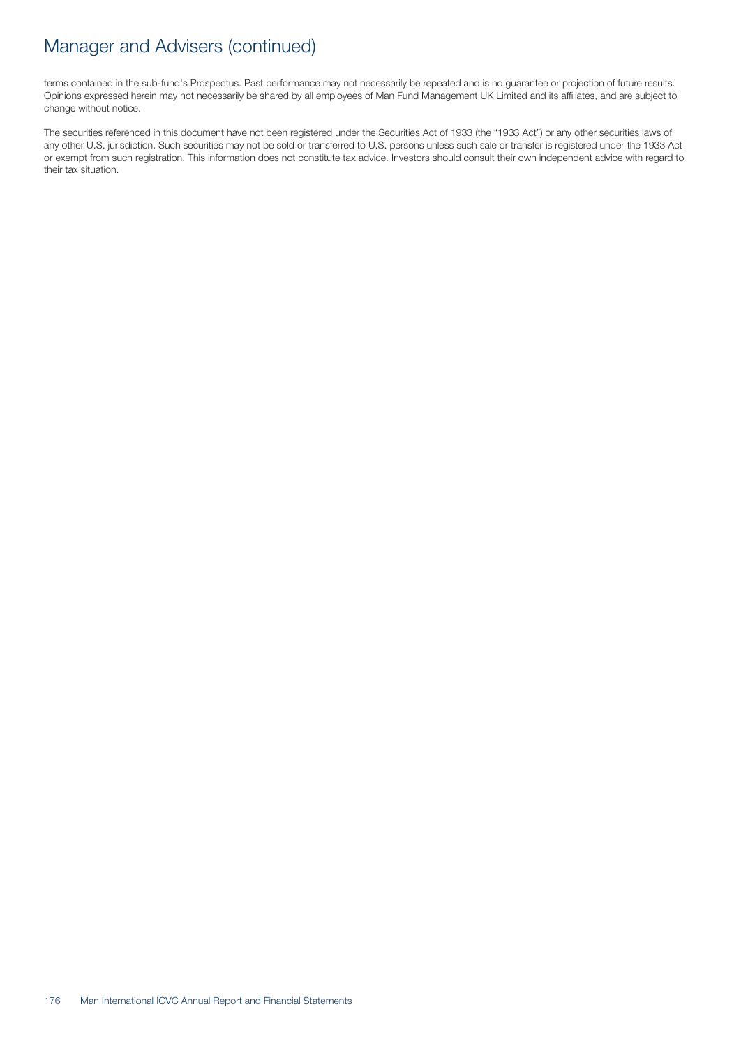# Manager and Advisers (continued)

terms contained in the sub-fund's Prospectus. Past performance may not necessarily be repeated and is no guarantee or projection of future results. Opinions expressed herein may not necessarily be shared by all employees of Man Fund Management UK Limited and its affiliates, and are subject to change without notice.

The securities referenced in this document have not been registered under the Securities Act of 1933 (the "1933 Act") or any other securities laws of any other U.S. jurisdiction. Such securities may not be sold or transferred to U.S. persons unless such sale or transfer is registered under the 1933 Act or exempt from such registration. This information does not constitute tax advice. Investors should consult their own independent advice with regard to their tax situation.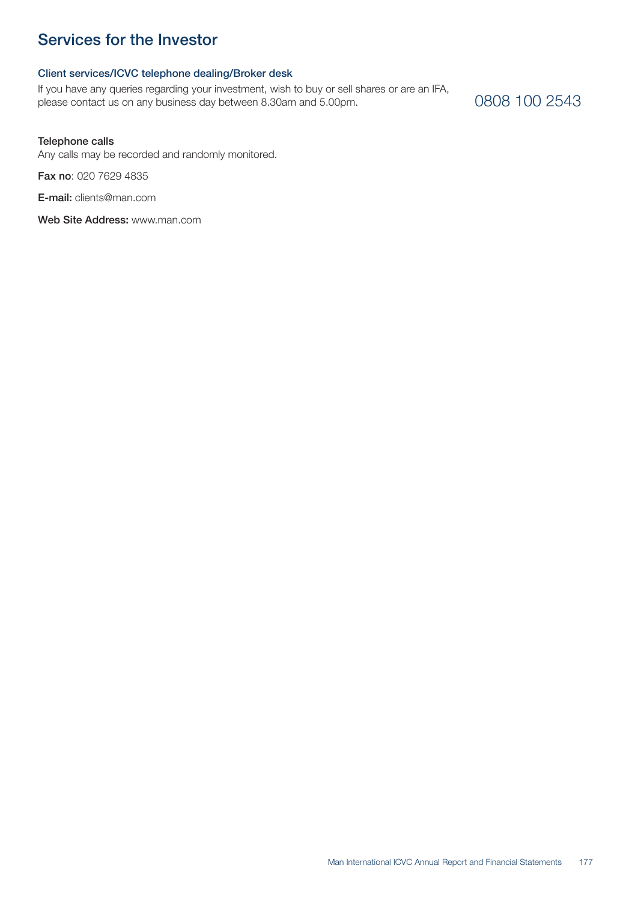# Services for the Investor

### Client services/ICVC telephone dealing/Broker desk

If you have any queries regarding your investment, wish to buy or sell shares or are an IFA, please contact us on any business day between 8.30am and 5.00pm.

0808 100 2543

**Telephone calls**
Any calls may be recorded and randomly monitored.

**Fax no**: 020 7629 4835

**E-mail:** clients@man.com

**Web Site Address:** www.man.com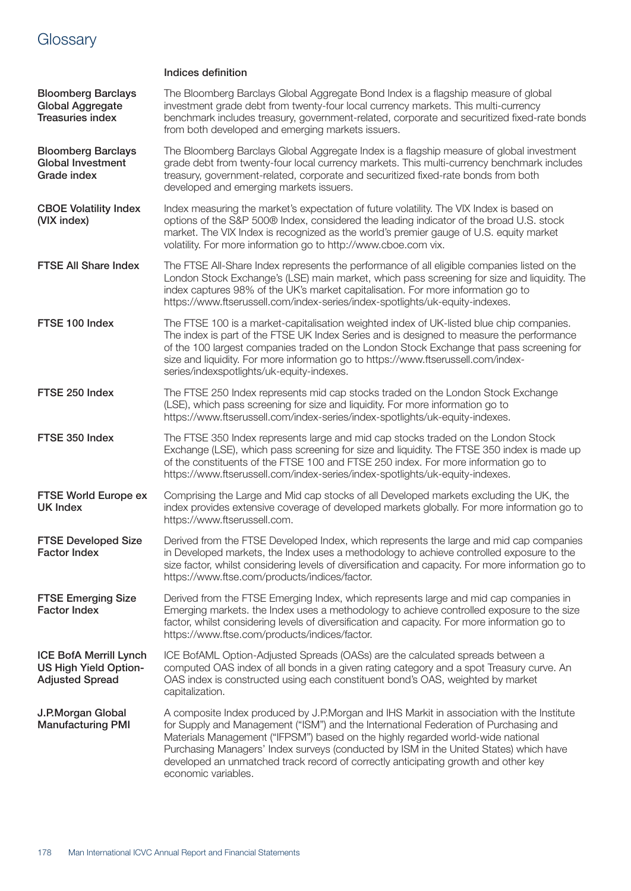# Glossary

| | Indices definition |
|---|---|
| **Bloomberg Barclays Global Aggregate Treasuries index** | The Bloomberg Barclays Global Aggregate Bond Index is a flagship measure of global investment grade debt from twenty-four local currency markets. This multi-currency benchmark includes treasury, government-related, corporate and securitized fixed-rate bonds from both developed and emerging markets issuers. |
| **Bloomberg Barclays Global Investment Grade index** | The Bloomberg Barclays Global Aggregate Index is a flagship measure of global investment grade debt from twenty-four local currency markets. This multi-currency benchmark includes treasury, government-related, corporate and securitized fixed-rate bonds from both developed and emerging markets issuers. |
| **CBOE Volatility Index (VIX index)** | Index measuring the market's expectation of future volatility. The VIX Index is based on options of the S&P 500® Index, considered the leading indicator of the broad U.S. stock market. The VIX Index is recognized as the world's premier gauge of U.S. equity market volatility. For more information go to http://www.cboe.com vix. |
| **FTSE All Share Index** | The FTSE All-Share Index represents the performance of all eligible companies listed on the London Stock Exchange's (LSE) main market, which pass screening for size and liquidity. The index captures 98% of the UK's market capitalisation. For more information go to https://www.ftserussell.com/index-series/index-spotlights/uk-equity-indexes. |
| **FTSE 100 Index** | The FTSE 100 is a market-capitalisation weighted index of UK-listed blue chip companies. The index is part of the FTSE UK Index Series and is designed to measure the performance of the 100 largest companies traded on the London Stock Exchange that pass screening for size and liquidity. For more information go to https://www.ftserussell.com/index-series/indexspotlights/uk-equity-indexes. |
| **FTSE 250 Index** | The FTSE 250 Index represents mid cap stocks traded on the London Stock Exchange (LSE), which pass screening for size and liquidity. For more information go to https://www.ftserussell.com/index-series/index-spotlights/uk-equity-indexes. |
| **FTSE 350 Index** | The FTSE 350 Index represents large and mid cap stocks traded on the London Stock Exchange (LSE), which pass screening for size and liquidity. The FTSE 350 index is made up of the constituents of the FTSE 100 and FTSE 250 index. For more information go to https://www.ftserussell.com/index-series/index-spotlights/uk-equity-indexes. |
| **FTSE World Europe ex UK Index** | Comprising the Large and Mid cap stocks of all Developed markets excluding the UK, the index provides extensive coverage of developed markets globally. For more information go to https://www.ftserussell.com. |
| **FTSE Developed Size Factor Index** | Derived from the FTSE Developed Index, which represents the large and mid cap companies in Developed markets, the Index uses a methodology to achieve controlled exposure to the size factor, whilst considering levels of diversification and capacity. For more information go to https://www.ftse.com/products/indices/factor. |
| **FTSE Emerging Size Factor Index** | Derived from the FTSE Emerging Index, which represents large and mid cap companies in Emerging markets. the Index uses a methodology to achieve controlled exposure to the size factor, whilst considering levels of diversification and capacity. For more information go to https://www.ftse.com/products/indices/factor. |
| **ICE BofA Merrill Lynch US High Yield Option-Adjusted Spread** | ICE BofAML Option-Adjusted Spreads (OASs) are the calculated spreads between a computed OAS index of all bonds in a given rating category and a spot Treasury curve. An OAS index is constructed using each constituent bond's OAS, weighted by market capitalization. |
| **J.P.Morgan Global Manufacturing PMI** | A composite Index produced by J.P.Morgan and IHS Markit in association with the Institute for Supply and Management ("ISM") and the International Federation of Purchasing and Materials Management ("IFPSM") based on the highly regarded world-wide national Purchasing Managers' Index surveys (conducted by ISM in the United States) which have developed an unmatched track record of correctly anticipating growth and other key economic variables. |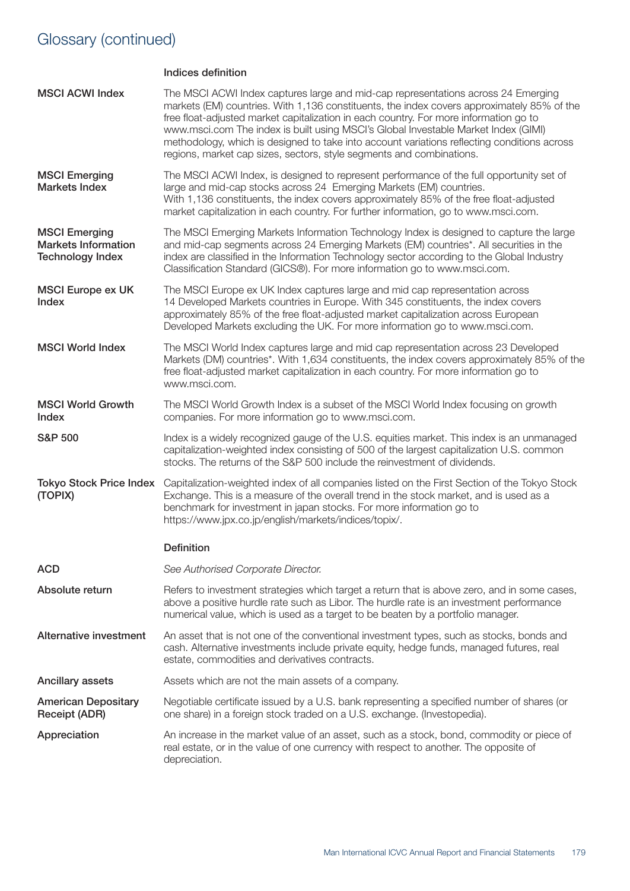# Glossary (continued)

| | Indices definition |
|---|---|
| **MSCI ACWI Index** | The MSCI ACWI Index captures large and mid-cap representations across 24 Emerging markets (EM) countries. With 1,136 constituents, the index covers approximately 85% of the free float-adjusted market capitalization in each country. For more information go to www.msci.com The index is built using MSCI's Global Investable Market Index (GIMI) methodology, which is designed to take into account variations reflecting conditions across regions, market cap sizes, sectors, style segments and combinations. |
| **MSCI Emerging Markets Index** | The MSCI ACWI Index, is designed to represent performance of the full opportunity set of large and mid-cap stocks across 24 Emerging Markets (EM) countries. With 1,136 constituents, the index covers approximately 85% of the free float-adjusted market capitalization in each country. For further information, go to www.msci.com. |
| **MSCI Emerging Markets Information Technology Index** | The MSCI Emerging Markets Information Technology Index is designed to capture the large and mid-cap segments across 24 Emerging Markets (EM) countries*. All securities in the index are classified in the Information Technology sector according to the Global Industry Classification Standard (GICS®). For more information go to www.msci.com. |
| **MSCI Europe ex UK Index** | The MSCI Europe ex UK Index captures large and mid cap representation across 14 Developed Markets countries in Europe. With 345 constituents, the index covers approximately 85% of the free float-adjusted market capitalization across European Developed Markets excluding the UK. For more information go to www.msci.com. |
| **MSCI World Index** | The MSCI World Index captures large and mid cap representation across 23 Developed Markets (DM) countries*. With 1,634 constituents, the index covers approximately 85% of the free float-adjusted market capitalization in each country. For more information go to www.msci.com. |
| **MSCI World Growth Index** | The MSCI World Growth Index is a subset of the MSCI World Index focusing on growth companies. For more information go to www.msci.com. |
| **S&P 500** | Index is a widely recognized gauge of the U.S. equities market. This index is an unmanaged capitalization-weighted index consisting of 500 of the largest capitalization U.S. common stocks. The returns of the S&P 500 include the reinvestment of dividends. |
| **Tokyo Stock Price Index (TOPIX)** | Capitalization-weighted index of all companies listed on the First Section of the Tokyo Stock Exchange. This is a measure of the overall trend in the stock market, and is used as a benchmark for investment in japan stocks. For more information go to https://www.jpx.co.jp/english/markets/indices/topix/. |

| | Definition |
|---|---|
| **ACD** | *See Authorised Corporate Director.* |
| **Absolute return** | Refers to investment strategies which target a return that is above zero, and in some cases, above a positive hurdle rate such as Libor. The hurdle rate is an investment performance numerical value, which is used as a target to be beaten by a portfolio manager. |
| **Alternative investment** | An asset that is not one of the conventional investment types, such as stocks, bonds and cash. Alternative investments include private equity, hedge funds, managed futures, real estate, commodities and derivatives contracts. |
| **Ancillary assets** | Assets which are not the main assets of a company. |
| **American Depositary Receipt (ADR)** | Negotiable certificate issued by a U.S. bank representing a specified number of shares (or one share) in a foreign stock traded on a U.S. exchange. (Investopedia). |
| **Appreciation** | An increase in the market value of an asset, such as a stock, bond, commodity or piece of real estate, or in the value of one currency with respect to another. The opposite of depreciation. |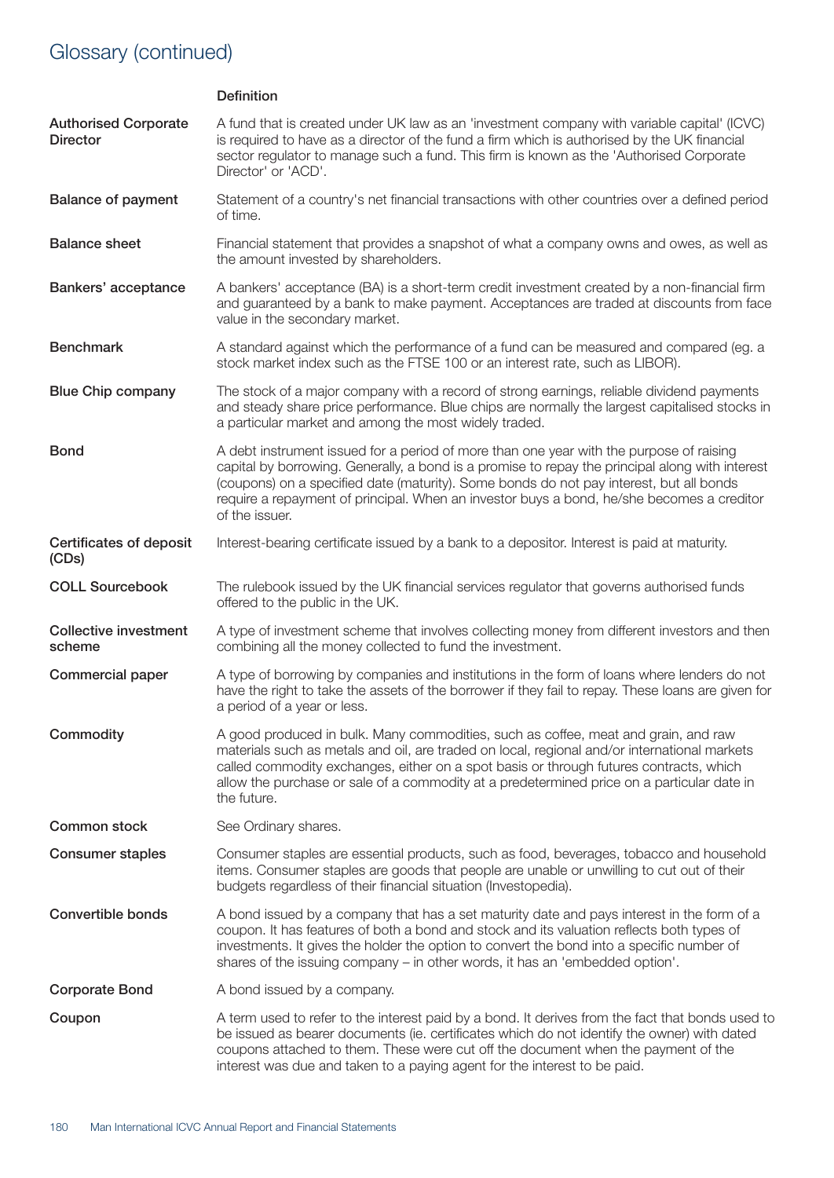# Glossary (continued)

| | Definition |
|---|---|
| **Authorised Corporate Director** | A fund that is created under UK law as an 'investment company with variable capital' (ICVC) is required to have as a director of the fund a firm which is authorised by the UK financial sector regulator to manage such a fund. This firm is known as the 'Authorised Corporate Director' or 'ACD'. |
| **Balance of payment** | Statement of a country's net financial transactions with other countries over a defined period of time. |
| **Balance sheet** | Financial statement that provides a snapshot of what a company owns and owes, as well as the amount invested by shareholders. |
| **Bankers' acceptance** | A bankers' acceptance (BA) is a short-term credit investment created by a non-financial firm and guaranteed by a bank to make payment. Acceptances are traded at discounts from face value in the secondary market. |
| **Benchmark** | A standard against which the performance of a fund can be measured and compared (eg. a stock market index such as the FTSE 100 or an interest rate, such as LIBOR). |
| **Blue Chip company** | The stock of a major company with a record of strong earnings, reliable dividend payments and steady share price performance. Blue chips are normally the largest capitalised stocks in a particular market and among the most widely traded. |
| **Bond** | A debt instrument issued for a period of more than one year with the purpose of raising capital by borrowing. Generally, a bond is a promise to repay the principal along with interest (coupons) on a specified date (maturity). Some bonds do not pay interest, but all bonds require a repayment of principal. When an investor buys a bond, he/she becomes a creditor of the issuer. |
| **Certificates of deposit (CDs)** | Interest-bearing certificate issued by a bank to a depositor. Interest is paid at maturity. |
| **COLL Sourcebook** | The rulebook issued by the UK financial services regulator that governs authorised funds offered to the public in the UK. |
| **Collective investment scheme** | A type of investment scheme that involves collecting money from different investors and then combining all the money collected to fund the investment. |
| **Commercial paper** | A type of borrowing by companies and institutions in the form of loans where lenders do not have the right to take the assets of the borrower if they fail to repay. These loans are given for a period of a year or less. |
| **Commodity** | A good produced in bulk. Many commodities, such as coffee, meat and grain, and raw materials such as metals and oil, are traded on local, regional and/or international markets called commodity exchanges, either on a spot basis or through futures contracts, which allow the purchase or sale of a commodity at a predetermined price on a particular date in the future. |
| **Common stock** | See Ordinary shares. |
| **Consumer staples** | Consumer staples are essential products, such as food, beverages, tobacco and household items. Consumer staples are goods that people are unable or unwilling to cut out of their budgets regardless of their financial situation (Investopedia). |
| **Convertible bonds** | A bond issued by a company that has a set maturity date and pays interest in the form of a coupon. It has features of both a bond and stock and its valuation reflects both types of investments. It gives the holder the option to convert the bond into a specific number of shares of the issuing company – in other words, it has an 'embedded option'. |
| **Corporate Bond** | A bond issued by a company. |
| **Coupon** | A term used to refer to the interest paid by a bond. It derives from the fact that bonds used to be issued as bearer documents (ie. certificates which do not identify the owner) with dated coupons attached to them. These were cut off the document when the payment of the interest was due and taken to a paying agent for the interest to be paid. |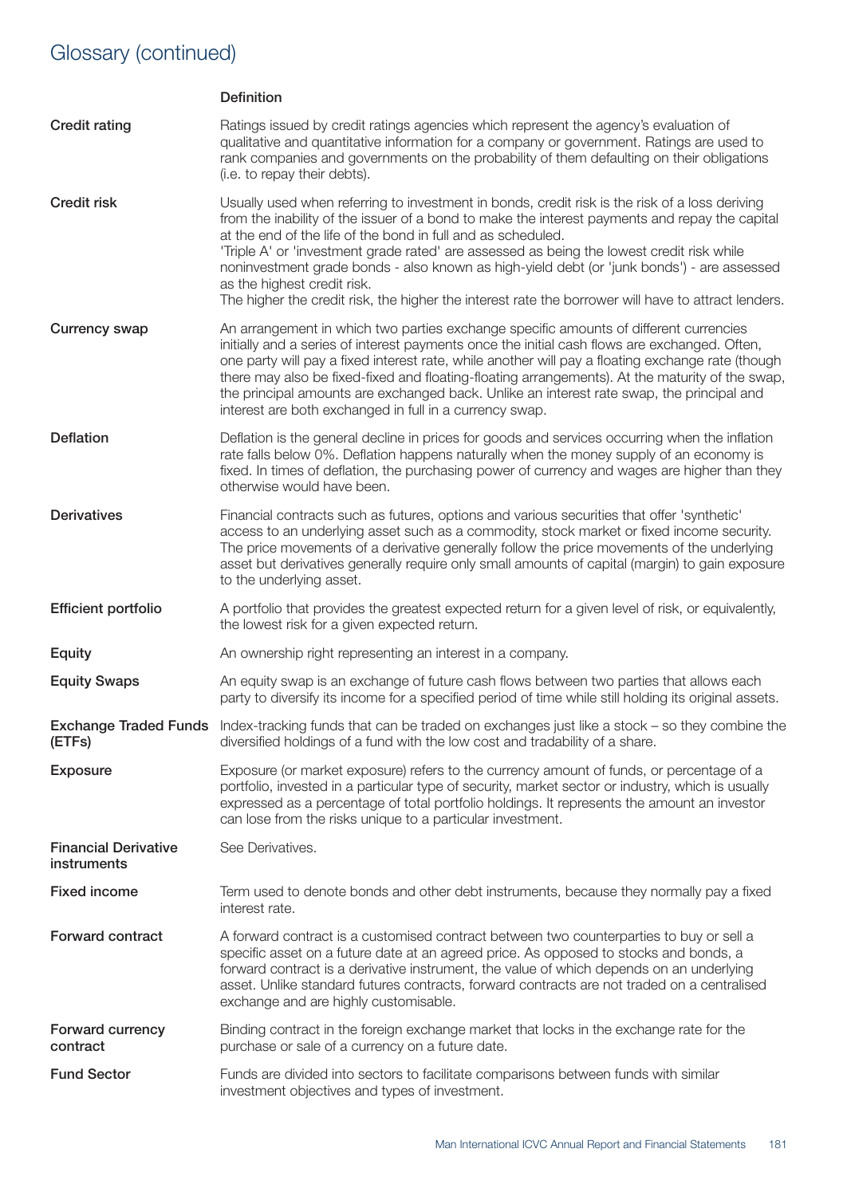# Glossary (continued)

| | Definition |
|---|---|
| **Credit rating** | Ratings issued by credit ratings agencies which represent the agency's evaluation of qualitative and quantitative information for a company or government. Ratings are used to rank companies and governments on the probability of them defaulting on their obligations (i.e. to repay their debts). |
| **Credit risk** | Usually used when referring to investment in bonds, credit risk is the risk of a loss deriving from the inability of the issuer of a bond to make the interest payments and repay the capital at the end of the life of the bond in full and as scheduled.<br>'Triple A' or 'investment grade rated' are assessed as being the lowest credit risk while noninvestment grade bonds - also known as high-yield debt (or 'junk bonds') - are assessed as the highest credit risk.<br>The higher the credit risk, the higher the interest rate the borrower will have to attract lenders. |
| **Currency swap** | An arrangement in which two parties exchange specific amounts of different currencies initially and a series of interest payments once the initial cash flows are exchanged. Often, one party will pay a fixed interest rate, while another will pay a floating exchange rate (though there may also be fixed-fixed and floating-floating arrangements). At the maturity of the swap, the principal amounts are exchanged back. Unlike an interest rate swap, the principal and interest are both exchanged in full in a currency swap. |
| **Deflation** | Deflation is the general decline in prices for goods and services occurring when the inflation rate falls below 0%. Deflation happens naturally when the money supply of an economy is fixed. In times of deflation, the purchasing power of currency and wages are higher than they otherwise would have been. |
| **Derivatives** | Financial contracts such as futures, options and various securities that offer 'synthetic' access to an underlying asset such as a commodity, stock market or fixed income security. The price movements of a derivative generally follow the price movements of the underlying asset but derivatives generally require only small amounts of capital (margin) to gain exposure to the underlying asset. |
| **Efficient portfolio** | A portfolio that provides the greatest expected return for a given level of risk, or equivalently, the lowest risk for a given expected return. |
| **Equity** | An ownership right representing an interest in a company. |
| **Equity Swaps** | An equity swap is an exchange of future cash flows between two parties that allows each party to diversify its income for a specified period of time while still holding its original assets. |
| **Exchange Traded Funds (ETFs)** | Index-tracking funds that can be traded on exchanges just like a stock – so they combine the diversified holdings of a fund with the low cost and tradability of a share. |
| **Exposure** | Exposure (or market exposure) refers to the currency amount of funds, or percentage of a portfolio, invested in a particular type of security, market sector or industry, which is usually expressed as a percentage of total portfolio holdings. It represents the amount an investor can lose from the risks unique to a particular investment. |
| **Financial Derivative instruments** | See Derivatives. |
| **Fixed income** | Term used to denote bonds and other debt instruments, because they normally pay a fixed interest rate. |
| **Forward contract** | A forward contract is a customised contract between two counterparties to buy or sell a specific asset on a future date at an agreed price. As opposed to stocks and bonds, a forward contract is a derivative instrument, the value of which depends on an underlying asset. Unlike standard futures contracts, forward contracts are not traded on a centralised exchange and are highly customisable. |
| **Forward currency contract** | Binding contract in the foreign exchange market that locks in the exchange rate for the purchase or sale of a currency on a future date. |
| **Fund Sector** | Funds are divided into sectors to facilitate comparisons between funds with similar investment objectives and types of investment. |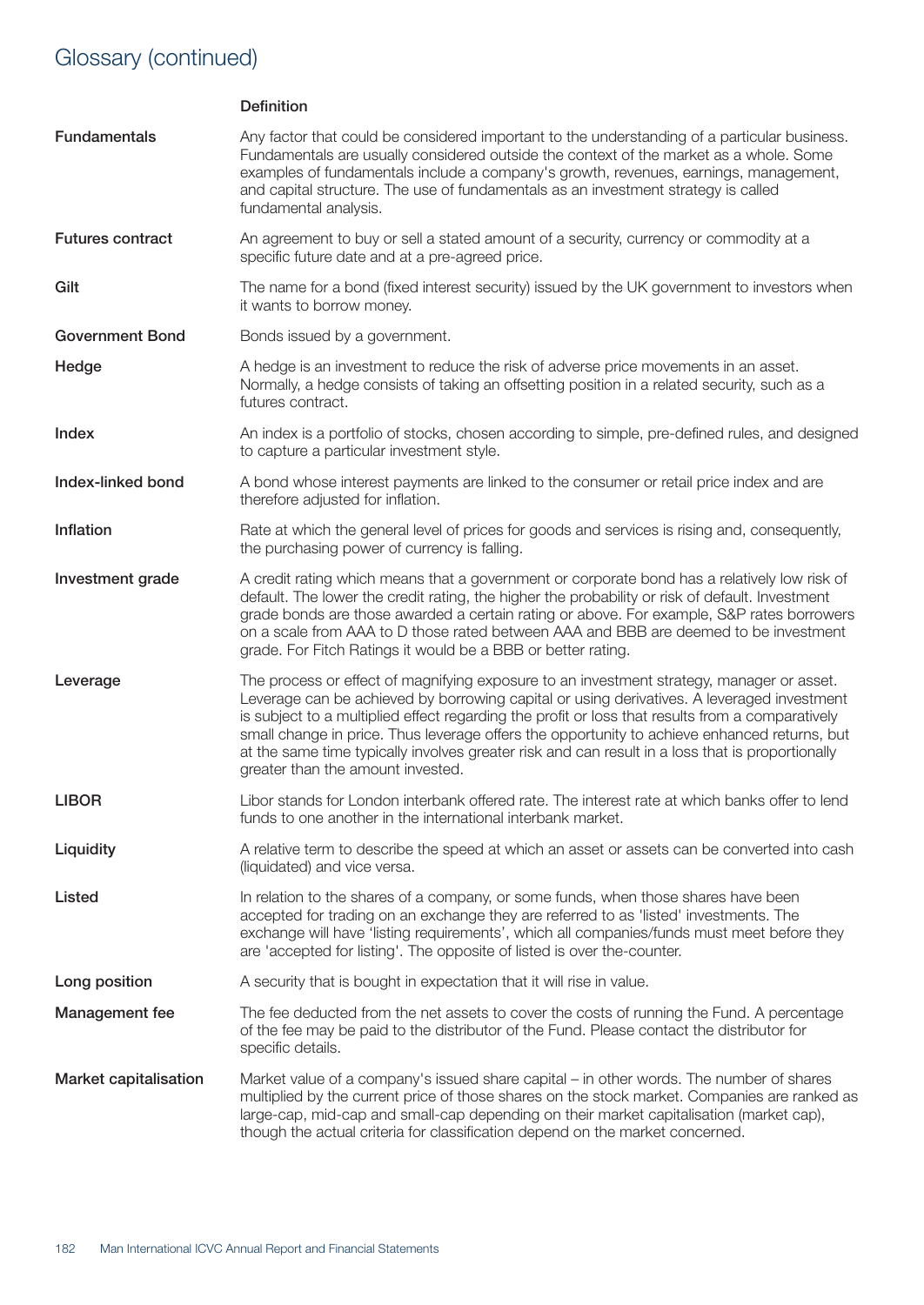# Glossary (continued)

| | Definition |
|---|---|
| **Fundamentals** | Any factor that could be considered important to the understanding of a particular business. Fundamentals are usually considered outside the context of the market as a whole. Some examples of fundamentals include a company's growth, revenues, earnings, management, and capital structure. The use of fundamentals as an investment strategy is called fundamental analysis. |
| **Futures contract** | An agreement to buy or sell a stated amount of a security, currency or commodity at a specific future date and at a pre-agreed price. |
| **Gilt** | The name for a bond (fixed interest security) issued by the UK government to investors when it wants to borrow money. |
| **Government Bond** | Bonds issued by a government. |
| **Hedge** | A hedge is an investment to reduce the risk of adverse price movements in an asset. Normally, a hedge consists of taking an offsetting position in a related security, such as a futures contract. |
| **Index** | An index is a portfolio of stocks, chosen according to simple, pre-defined rules, and designed to capture a particular investment style. |
| **Index-linked bond** | A bond whose interest payments are linked to the consumer or retail price index and are therefore adjusted for inflation. |
| **Inflation** | Rate at which the general level of prices for goods and services is rising and, consequently, the purchasing power of currency is falling. |
| **Investment grade** | A credit rating which means that a government or corporate bond has a relatively low risk of default. The lower the credit rating, the higher the probability or risk of default. Investment grade bonds are those awarded a certain rating or above. For example, S&P rates borrowers on a scale from AAA to D those rated between AAA and BBB are deemed to be investment grade. For Fitch Ratings it would be a BBB or better rating. |
| **Leverage** | The process or effect of magnifying exposure to an investment strategy, manager or asset. Leverage can be achieved by borrowing capital or using derivatives. A leveraged investment is subject to a multiplied effect regarding the profit or loss that results from a comparatively small change in price. Thus leverage offers the opportunity to achieve enhanced returns, but at the same time typically involves greater risk and can result in a loss that is proportionally greater than the amount invested. |
| **LIBOR** | Libor stands for London interbank offered rate. The interest rate at which banks offer to lend funds to one another in the international interbank market. |
| **Liquidity** | A relative term to describe the speed at which an asset or assets can be converted into cash (liquidated) and vice versa. |
| **Listed** | In relation to the shares of a company, or some funds, when those shares have been accepted for trading on an exchange they are referred to as 'listed' investments. The exchange will have 'listing requirements', which all companies/funds must meet before they are 'accepted for listing'. The opposite of listed is over the-counter. |
| **Long position** | A security that is bought in expectation that it will rise in value. |
| **Management fee** | The fee deducted from the net assets to cover the costs of running the Fund. A percentage of the fee may be paid to the distributor of the Fund. Please contact the distributor for specific details. |
| **Market capitalisation** | Market value of a company's issued share capital – in other words. The number of shares multiplied by the current price of those shares on the stock market. Companies are ranked as large-cap, mid-cap and small-cap depending on their market capitalisation (market cap), though the actual criteria for classification depend on the market concerned. |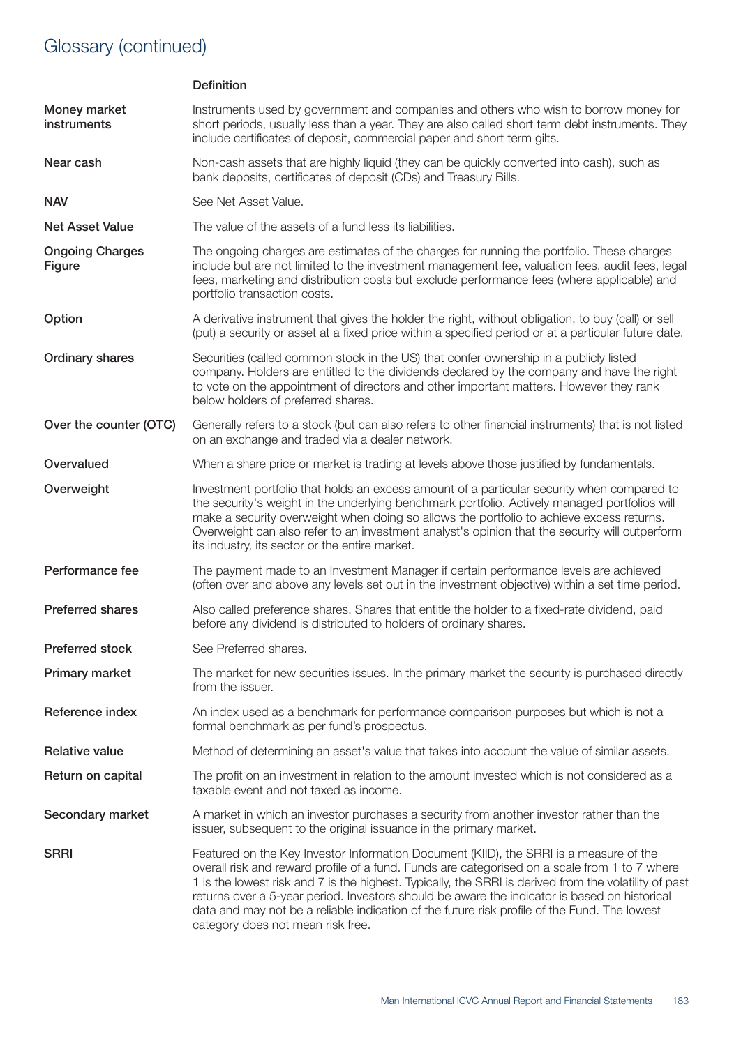# Glossary (continued)

| | Definition |
|---|---|
| **Money market instruments** | Instruments used by government and companies and others who wish to borrow money for short periods, usually less than a year. They are also called short term debt instruments. They include certificates of deposit, commercial paper and short term gilts. |
| **Near cash** | Non-cash assets that are highly liquid (they can be quickly converted into cash), such as bank deposits, certificates of deposit (CDs) and Treasury Bills. |
| **NAV** | See Net Asset Value. |
| **Net Asset Value** | The value of the assets of a fund less its liabilities. |
| **Ongoing Charges Figure** | The ongoing charges are estimates of the charges for running the portfolio. These charges include but are not limited to the investment management fee, valuation fees, audit fees, legal fees, marketing and distribution costs but exclude performance fees (where applicable) and portfolio transaction costs. |
| **Option** | A derivative instrument that gives the holder the right, without obligation, to buy (call) or sell (put) a security or asset at a fixed price within a specified period or at a particular future date. |
| **Ordinary shares** | Securities (called common stock in the US) that confer ownership in a publicly listed company. Holders are entitled to the dividends declared by the company and have the right to vote on the appointment of directors and other important matters. However they rank below holders of preferred shares. |
| **Over the counter (OTC)** | Generally refers to a stock (but can also refers to other financial instruments) that is not listed on an exchange and traded via a dealer network. |
| **Overvalued** | When a share price or market is trading at levels above those justified by fundamentals. |
| **Overweight** | Investment portfolio that holds an excess amount of a particular security when compared to the security's weight in the underlying benchmark portfolio. Actively managed portfolios will make a security overweight when doing so allows the portfolio to achieve excess returns. Overweight can also refer to an investment analyst's opinion that the security will outperform its industry, its sector or the entire market. |
| **Performance fee** | The payment made to an Investment Manager if certain performance levels are achieved (often over and above any levels set out in the investment objective) within a set time period. |
| **Preferred shares** | Also called preference shares. Shares that entitle the holder to a fixed-rate dividend, paid before any dividend is distributed to holders of ordinary shares. |
| **Preferred stock** | See Preferred shares. |
| **Primary market** | The market for new securities issues. In the primary market the security is purchased directly from the issuer. |
| **Reference index** | An index used as a benchmark for performance comparison purposes but which is not a formal benchmark as per fund's prospectus. |
| **Relative value** | Method of determining an asset's value that takes into account the value of similar assets. |
| **Return on capital** | The profit on an investment in relation to the amount invested which is not considered as a taxable event and not taxed as income. |
| **Secondary market** | A market in which an investor purchases a security from another investor rather than the issuer, subsequent to the original issuance in the primary market. |
| **SRRI** | Featured on the Key Investor Information Document (KIID), the SRRI is a measure of the overall risk and reward profile of a fund. Funds are categorised on a scale from 1 to 7 where 1 is the lowest risk and 7 is the highest. Typically, the SRRI is derived from the volatility of past returns over a 5-year period. Investors should be aware the indicator is based on historical data and may not be a reliable indication of the future risk profile of the Fund. The lowest category does not mean risk free. |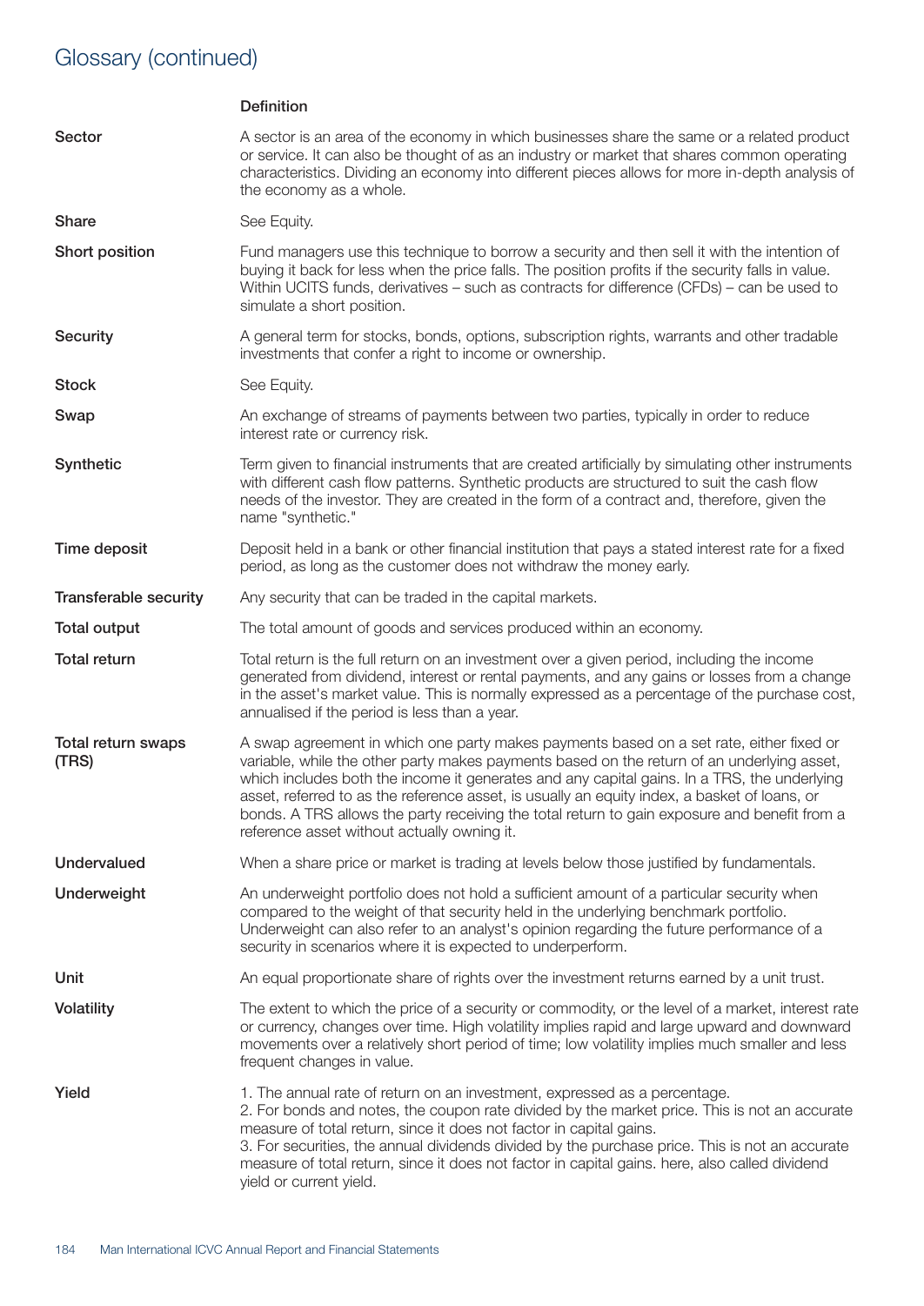# Glossary (continued)

| | Definition |
|---|---|
| **Sector** | A sector is an area of the economy in which businesses share the same or a related product or service. It can also be thought of as an industry or market that shares common operating characteristics. Dividing an economy into different pieces allows for more in-depth analysis of the economy as a whole. |
| **Share** | See Equity. |
| **Short position** | Fund managers use this technique to borrow a security and then sell it with the intention of buying it back for less when the price falls. The position profits if the security falls in value. Within UCITS funds, derivatives – such as contracts for difference (CFDs) – can be used to simulate a short position. |
| **Security** | A general term for stocks, bonds, options, subscription rights, warrants and other tradable investments that confer a right to income or ownership. |
| **Stock** | See Equity. |
| **Swap** | An exchange of streams of payments between two parties, typically in order to reduce interest rate or currency risk. |
| **Synthetic** | Term given to financial instruments that are created artificially by simulating other instruments with different cash flow patterns. Synthetic products are structured to suit the cash flow needs of the investor. They are created in the form of a contract and, therefore, given the name "synthetic." |
| **Time deposit** | Deposit held in a bank or other financial institution that pays a stated interest rate for a fixed period, as long as the customer does not withdraw the money early. |
| **Transferable security** | Any security that can be traded in the capital markets. |
| **Total output** | The total amount of goods and services produced within an economy. |
| **Total return** | Total return is the full return on an investment over a given period, including the income generated from dividend, interest or rental payments, and any gains or losses from a change in the asset's market value. This is normally expressed as a percentage of the purchase cost, annualised if the period is less than a year. |
| **Total return swaps (TRS)** | A swap agreement in which one party makes payments based on a set rate, either fixed or variable, while the other party makes payments based on the return of an underlying asset, which includes both the income it generates and any capital gains. In a TRS, the underlying asset, referred to as the reference asset, is usually an equity index, a basket of loans, or bonds. A TRS allows the party receiving the total return to gain exposure and benefit from a reference asset without actually owning it. |
| **Undervalued** | When a share price or market is trading at levels below those justified by fundamentals. |
| **Underweight** | An underweight portfolio does not hold a sufficient amount of a particular security when compared to the weight of that security held in the underlying benchmark portfolio. Underweight can also refer to an analyst's opinion regarding the future performance of a security in scenarios where it is expected to underperform. |
| **Unit** | An equal proportionate share of rights over the investment returns earned by a unit trust. |
| **Volatility** | The extent to which the price of a security or commodity, or the level of a market, interest rate or currency, changes over time. High volatility implies rapid and large upward and downward movements over a relatively short period of time; low volatility implies much smaller and less frequent changes in value. |
| **Yield** | 1. The annual rate of return on an investment, expressed as a percentage.<br>2. For bonds and notes, the coupon rate divided by the market price. This is not an accurate measure of total return, since it does not factor in capital gains.<br>3. For securities, the annual dividends divided by the purchase price. This is not an accurate measure of total return, since it does not factor in capital gains. here, also called dividend yield or current yield. |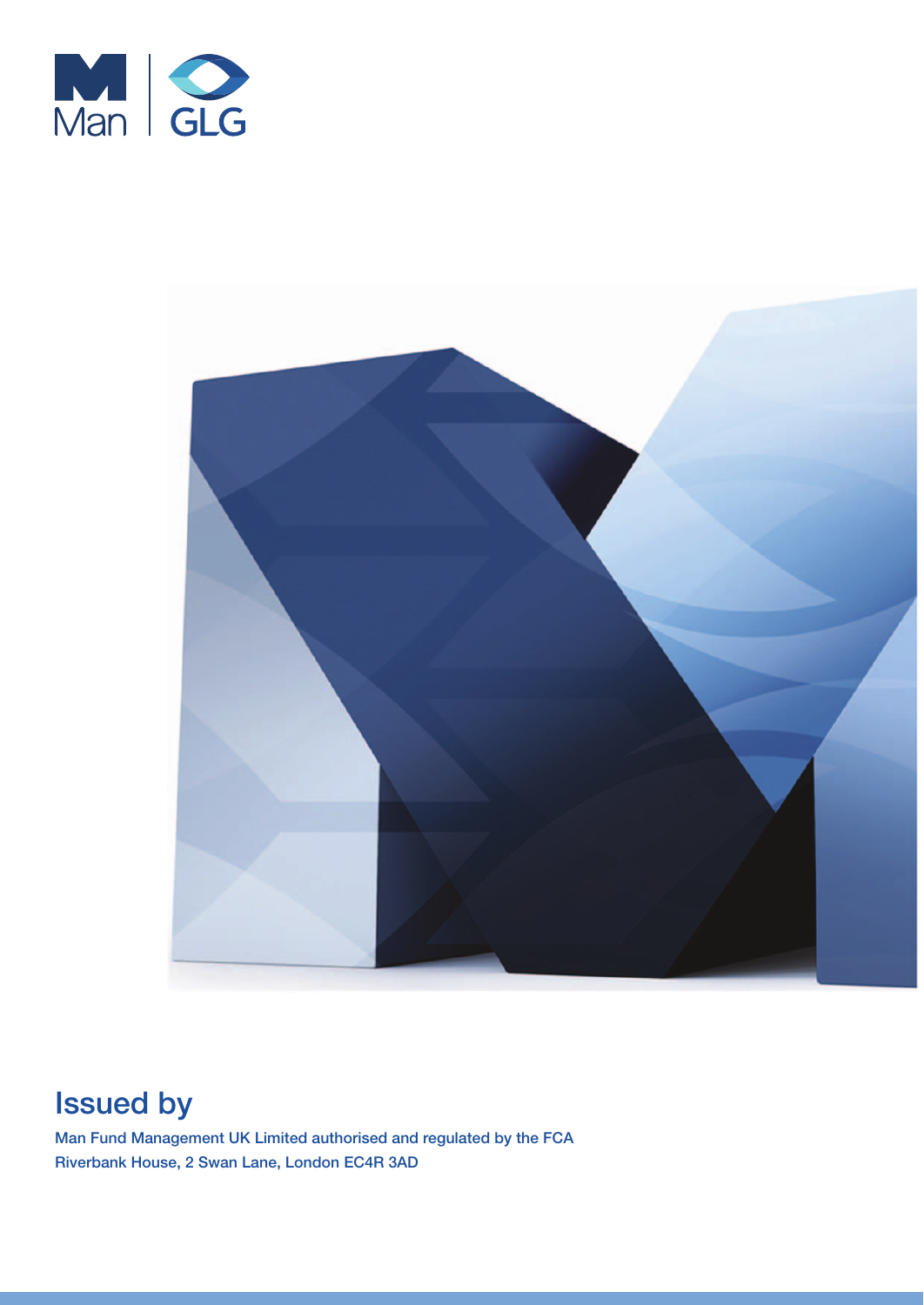## Issued by

Man Fund Management UK Limited authorised and regulated by the FCA
Riverbank House, 2 Swan Lane, London EC4R 3AD